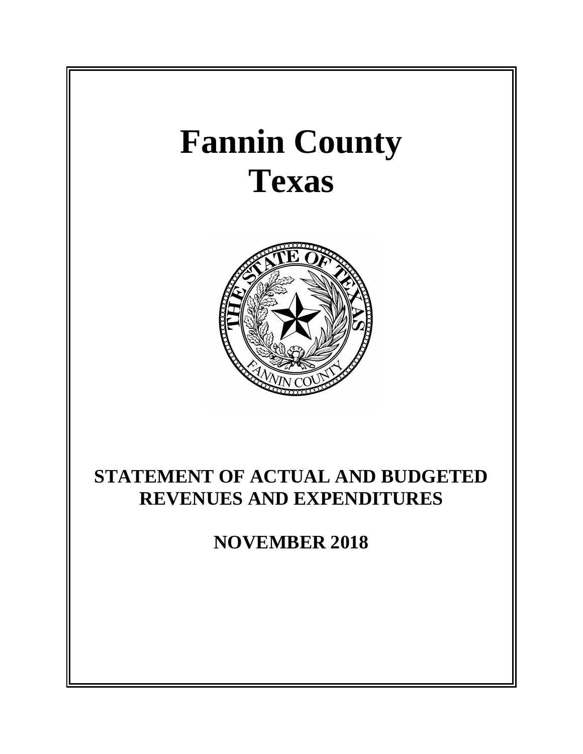# Fannin County
# Texas

## STATEMENT OF ACTUAL AND BUDGETED REVENUES AND EXPENDITURES

## NOVEMBER 2018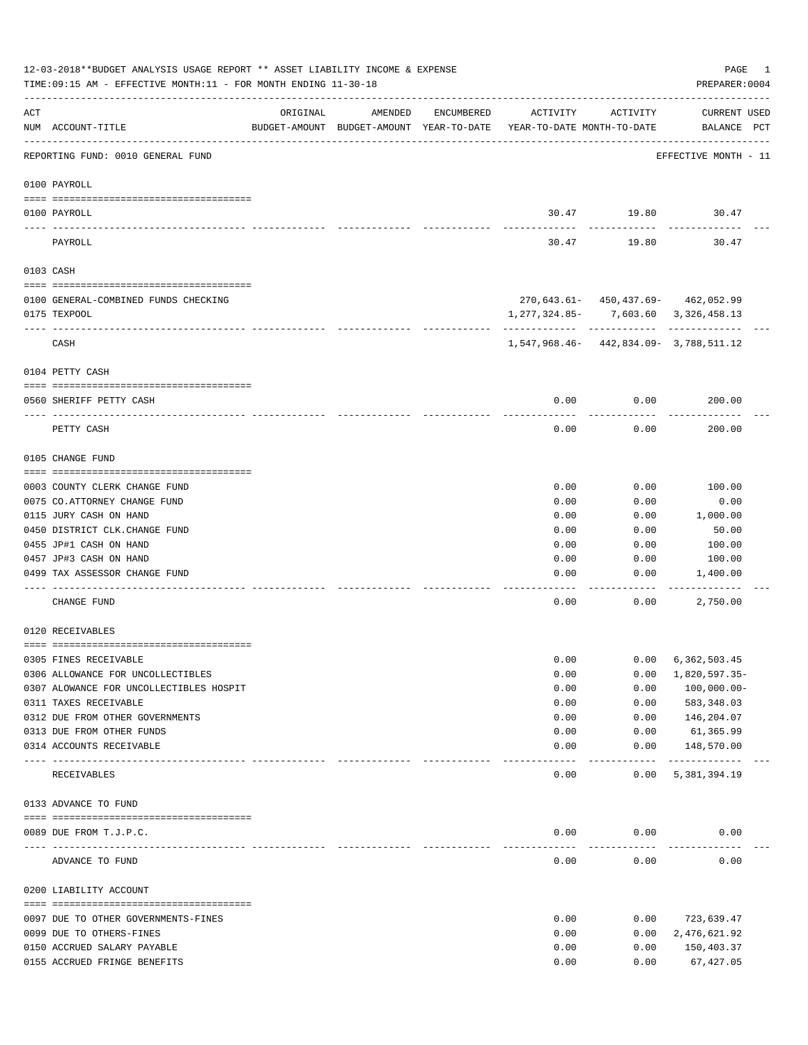12-03-2018**BUDGET ANALYSIS USAGE REPORT ** ASSET LIABILITY INCOME & EXPENSE

TIME:09:15 AM - EFFECTIVE MONTH:11 - FOR MONTH ENDING 11-30-18

PREPARER:0004

REPORTING FUND: 0010 GENERAL FUND — EFFECTIVE MONTH - 11

| ACT NUM | ACCOUNT-TITLE | ORIGINAL BUDGET-AMOUNT | AMENDED BUDGET-AMOUNT | ENCUMBERED YEAR-TO-DATE | ACTIVITY YEAR-TO-DATE | ACTIVITY MONTH-TO-DATE | CURRENT BALANCE | USED PCT |
|---|---|---|---|---|---|---|---|---|
| **0100** | **PAYROLL** | | | | | | | |
| 0100 | PAYROLL | | | | 30.47 | 19.80 | 30.47 | |
| | PAYROLL | | | | 30.47 | 19.80 | 30.47 | |
| **0103** | **CASH** | | | | | | | |
| 0100 | GENERAL-COMBINED FUNDS CHECKING | | | | 270,643.61- | 450,437.69- | 462,052.99 | |
| 0175 | TEXPOOL | | | | 1,277,324.85- | 7,603.60 | 3,326,458.13 | |
| | CASH | | | | 1,547,968.46- | 442,834.09- | 3,788,511.12 | |
| **0104** | **PETTY CASH** | | | | | | | |
| 0560 | SHERIFF PETTY CASH | | | | 0.00 | 0.00 | 200.00 | |
| | PETTY CASH | | | | 0.00 | 0.00 | 200.00 | |
| **0105** | **CHANGE FUND** | | | | | | | |
| 0003 | COUNTY CLERK CHANGE FUND | | | | 0.00 | 0.00 | 100.00 | |
| 0075 | CO.ATTORNEY CHANGE FUND | | | | 0.00 | 0.00 | 0.00 | |
| 0115 | JURY CASH ON HAND | | | | 0.00 | 0.00 | 1,000.00 | |
| 0450 | DISTRICT CLK.CHANGE FUND | | | | 0.00 | 0.00 | 50.00 | |
| 0455 | JP#1 CASH ON HAND | | | | 0.00 | 0.00 | 100.00 | |
| 0457 | JP#3 CASH ON HAND | | | | 0.00 | 0.00 | 100.00 | |
| 0499 | TAX ASSESSOR CHANGE FUND | | | | 0.00 | 0.00 | 1,400.00 | |
| | CHANGE FUND | | | | 0.00 | 0.00 | 2,750.00 | |
| **0120** | **RECEIVABLES** | | | | | | | |
| 0305 | FINES RECEIVABLE | | | | 0.00 | 0.00 | 6,362,503.45 | |
| 0306 | ALLOWANCE FOR UNCOLLECTIBLES | | | | 0.00 | 0.00 | 1,820,597.35- | |
| 0307 | ALOWANCE FOR UNCOLLECTIBLES HOSPIT | | | | 0.00 | 0.00 | 100,000.00- | |
| 0311 | TAXES RECEIVABLE | | | | 0.00 | 0.00 | 583,348.03 | |
| 0312 | DUE FROM OTHER GOVERNMENTS | | | | 0.00 | 0.00 | 146,204.07 | |
| 0313 | DUE FROM OTHER FUNDS | | | | 0.00 | 0.00 | 61,365.99 | |
| 0314 | ACCOUNTS RECEIVABLE | | | | 0.00 | 0.00 | 148,570.00 | |
| | RECEIVABLES | | | | 0.00 | 0.00 | 5,381,394.19 | |
| **0133** | **ADVANCE TO FUND** | | | | | | | |
| 0089 | DUE FROM T.J.P.C. | | | | 0.00 | 0.00 | 0.00 | |
| | ADVANCE TO FUND | | | | 0.00 | 0.00 | 0.00 | |
| **0200** | **LIABILITY ACCOUNT** | | | | | | | |
| 0097 | DUE TO OTHER GOVERNMENTS-FINES | | | | 0.00 | 0.00 | 723,639.47 | |
| 0099 | DUE TO OTHERS-FINES | | | | 0.00 | 0.00 | 2,476,621.92 | |
| 0150 | ACCRUED SALARY PAYABLE | | | | 0.00 | 0.00 | 150,403.37 | |
| 0155 | ACCRUED FRINGE BENEFITS | | | | 0.00 | 0.00 | 67,427.05 | |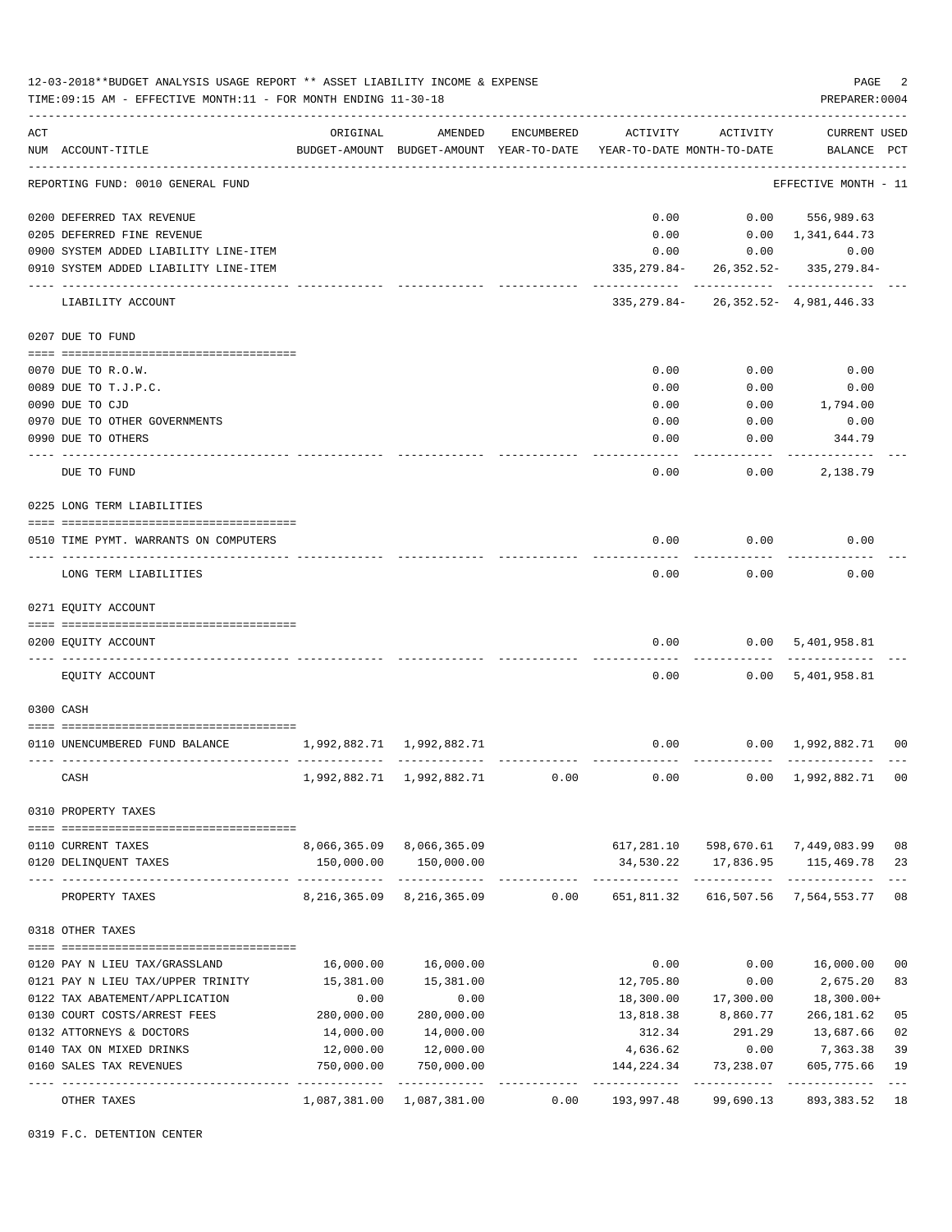12-03-2018**BUDGET ANALYSIS USAGE REPORT ** ASSET LIABILITY INCOME & EXPENSE

TIME:09:15 AM - EFFECTIVE MONTH:11 - FOR MONTH ENDING 11-30-18

PREPARER:0004

| ACT NUM | ACCOUNT-TITLE | ORIGINAL BUDGET-AMOUNT | AMENDED BUDGET-AMOUNT | ENCUMBERED YEAR-TO-DATE | ACTIVITY YEAR-TO-DATE | ACTIVITY MONTH-TO-DATE | CURRENT BALANCE | USED PCT |
|---|---|---|---|---|---|---|---|---|
| | REPORTING FUND: 0010 GENERAL FUND | | | | | | EFFECTIVE MONTH - 11 | |
| 0200 | DEFERRED TAX REVENUE | | | | 0.00 | 0.00 | 556,989.63 | |
| 0205 | DEFERRED FINE REVENUE | | | | 0.00 | 0.00 | 1,341,644.73 | |
| 0900 | SYSTEM ADDED LIABILITY LINE-ITEM | | | | 0.00 | 0.00 | 0.00 | |
| 0910 | SYSTEM ADDED LIABILITY LINE-ITEM | | | | 335,279.84- | 26,352.52- | 335,279.84- | |
| | LIABILITY ACCOUNT | | | | 335,279.84- | 26,352.52- | 4,981,446.33 | |
| | 0207 DUE TO FUND | | | | | | | |
| 0070 | DUE TO R.O.W. | | | | 0.00 | 0.00 | 0.00 | |
| 0089 | DUE TO T.J.P.C. | | | | 0.00 | 0.00 | 0.00 | |
| 0090 | DUE TO CJD | | | | 0.00 | 0.00 | 1,794.00 | |
| 0970 | DUE TO OTHER GOVERNMENTS | | | | 0.00 | 0.00 | 0.00 | |
| 0990 | DUE TO OTHERS | | | | 0.00 | 0.00 | 344.79 | |
| | DUE TO FUND | | | | 0.00 | 0.00 | 2,138.79 | |
| | 0225 LONG TERM LIABILITIES | | | | | | | |
| 0510 | TIME PYMT. WARRANTS ON COMPUTERS | | | | 0.00 | 0.00 | 0.00 | |
| | LONG TERM LIABILITIES | | | | 0.00 | 0.00 | 0.00 | |
| | 0271 EQUITY ACCOUNT | | | | | | | |
| 0200 | EQUITY ACCOUNT | | | | 0.00 | 0.00 | 5,401,958.81 | |
| | EQUITY ACCOUNT | | | | 0.00 | 0.00 | 5,401,958.81 | |
| | 0300 CASH | | | | | | | |
| 0110 | UNENCUMBERED FUND BALANCE | 1,992,882.71 | 1,992,882.71 | | 0.00 | 0.00 | 1,992,882.71 | 00 |
| | CASH | 1,992,882.71 | 1,992,882.71 | 0.00 | 0.00 | 0.00 | 1,992,882.71 | 00 |
| | 0310 PROPERTY TAXES | | | | | | | |
| 0110 | CURRENT TAXES | 8,066,365.09 | 8,066,365.09 | | 617,281.10 | 598,670.61 | 7,449,083.99 | 08 |
| 0120 | DELINQUENT TAXES | 150,000.00 | 150,000.00 | | 34,530.22 | 17,836.95 | 115,469.78 | 23 |
| | PROPERTY TAXES | 8,216,365.09 | 8,216,365.09 | 0.00 | 651,811.32 | 616,507.56 | 7,564,553.77 | 08 |
| | 0318 OTHER TAXES | | | | | | | |
| 0120 | PAY N LIEU TAX/GRASSLAND | 16,000.00 | 16,000.00 | | 0.00 | 0.00 | 16,000.00 | 00 |
| 0121 | PAY N LIEU TAX/UPPER TRINITY | 15,381.00 | 15,381.00 | | 12,705.80 | 0.00 | 2,675.20 | 83 |
| 0122 | TAX ABATEMENT/APPLICATION | 0.00 | 0.00 | | 18,300.00 | 17,300.00 | 18,300.00+ | |
| 0130 | COURT COSTS/ARREST FEES | 280,000.00 | 280,000.00 | | 13,818.38 | 8,860.77 | 266,181.62 | 05 |
| 0132 | ATTORNEYS & DOCTORS | 14,000.00 | 14,000.00 | | 312.34 | 291.29 | 13,687.66 | 02 |
| 0140 | TAX ON MIXED DRINKS | 12,000.00 | 12,000.00 | | 4,636.62 | 0.00 | 7,363.38 | 39 |
| 0160 | SALES TAX REVENUES | 750,000.00 | 750,000.00 | | 144,224.34 | 73,238.07 | 605,775.66 | 19 |
| | OTHER TAXES | 1,087,381.00 | 1,087,381.00 | 0.00 | 193,997.48 | 99,690.13 | 893,383.52 | 18 |
| | 0319 F.C. DETENTION CENTER | | | | | | | |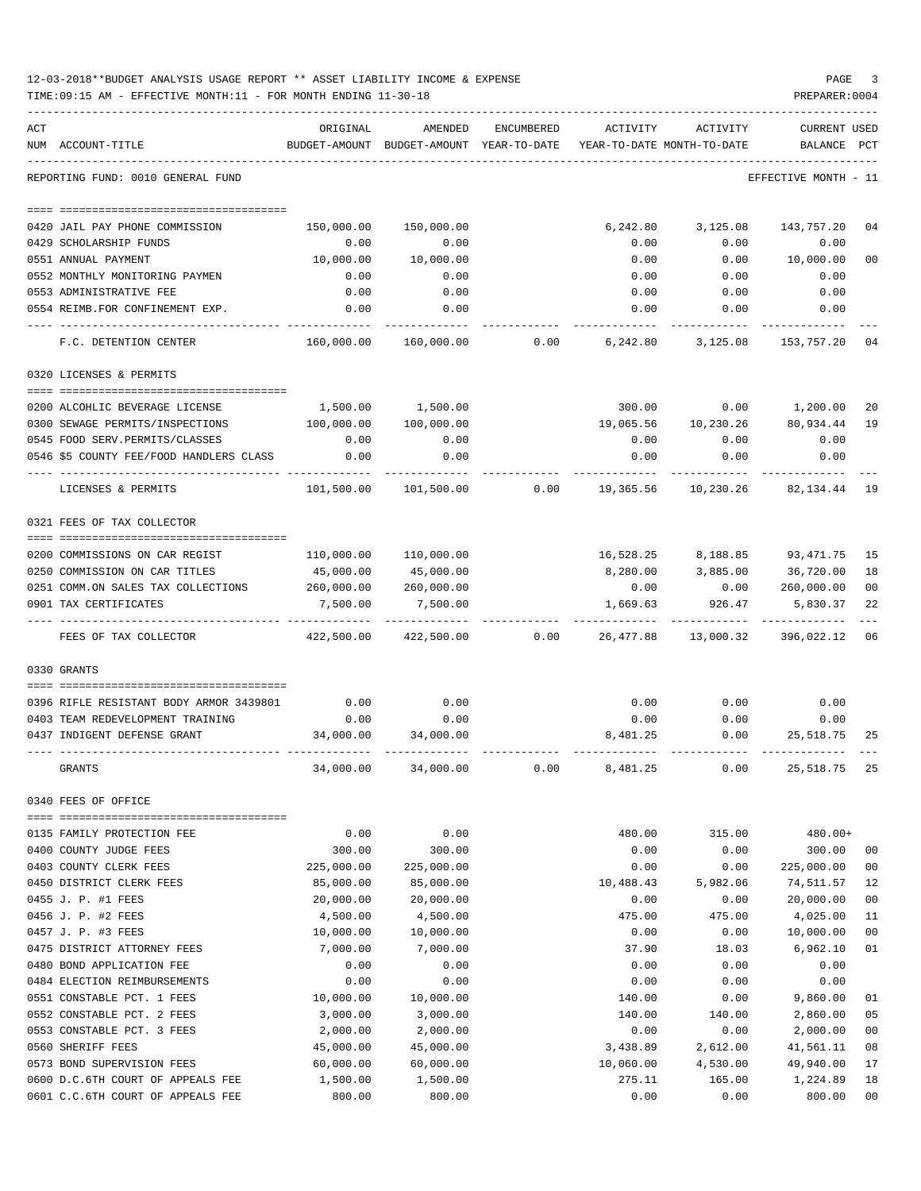12-03-2018**BUDGET ANALYSIS USAGE REPORT ** ASSET LIABILITY INCOME & EXPENSE

TIME:09:15 AM - EFFECTIVE MONTH:11 - FOR MONTH ENDING 11-30-18

PREPARER:0004

REPORTING FUND: 0010 GENERAL FUND — EFFECTIVE MONTH - 11

| ACT NUM | ACCOUNT-TITLE | ORIGINAL BUDGET-AMOUNT | AMENDED BUDGET-AMOUNT | ENCUMBERED YEAR-TO-DATE | ACTIVITY YEAR-TO-DATE | ACTIVITY MONTH-TO-DATE | CURRENT USED BALANCE | PCT |
|---|---|---|---|---|---|---|---|---|
| 0420 | JAIL PAY PHONE COMMISSION | 150,000.00 | 150,000.00 | | 6,242.80 | 3,125.08 | 143,757.20 | 04 |
| 0429 | SCHOLARSHIP FUNDS | 0.00 | 0.00 | | 0.00 | 0.00 | 0.00 | |
| 0551 | ANNUAL PAYMENT | 10,000.00 | 10,000.00 | | 0.00 | 0.00 | 10,000.00 | 00 |
| 0552 | MONTHLY MONITORING PAYMEN | 0.00 | 0.00 | | 0.00 | 0.00 | 0.00 | |
| 0553 | ADMINISTRATIVE FEE | 0.00 | 0.00 | | 0.00 | 0.00 | 0.00 | |
| 0554 | REIMB.FOR CONFINEMENT EXP. | 0.00 | 0.00 | | 0.00 | 0.00 | 0.00 | |
| | F.C. DETENTION CENTER | 160,000.00 | 160,000.00 | 0.00 | 6,242.80 | 3,125.08 | 153,757.20 | 04 |
| | **0320 LICENSES & PERMITS** | | | | | | | |
| 0200 | ALCOHLIC BEVERAGE LICENSE | 1,500.00 | 1,500.00 | | 300.00 | 0.00 | 1,200.00 | 20 |
| 0300 | SEWAGE PERMITS/INSPECTIONS | 100,000.00 | 100,000.00 | | 19,065.56 | 10,230.26 | 80,934.44 | 19 |
| 0545 | FOOD SERV.PERMITS/CLASSES | 0.00 | 0.00 | | 0.00 | 0.00 | 0.00 | |
| 0546 | $5 COUNTY FEE/FOOD HANDLERS CLASS | 0.00 | 0.00 | | 0.00 | 0.00 | 0.00 | |
| | LICENSES & PERMITS | 101,500.00 | 101,500.00 | 0.00 | 19,365.56 | 10,230.26 | 82,134.44 | 19 |
| | **0321 FEES OF TAX COLLECTOR** | | | | | | | |
| 0200 | COMMISSIONS ON CAR REGIST | 110,000.00 | 110,000.00 | | 16,528.25 | 8,188.85 | 93,471.75 | 15 |
| 0250 | COMMISSION ON CAR TITLES | 45,000.00 | 45,000.00 | | 8,280.00 | 3,885.00 | 36,720.00 | 18 |
| 0251 | COMM.ON SALES TAX COLLECTIONS | 260,000.00 | 260,000.00 | | 0.00 | 0.00 | 260,000.00 | 00 |
| 0901 | TAX CERTIFICATES | 7,500.00 | 7,500.00 | | 1,669.63 | 926.47 | 5,830.37 | 22 |
| | FEES OF TAX COLLECTOR | 422,500.00 | 422,500.00 | 0.00 | 26,477.88 | 13,000.32 | 396,022.12 | 06 |
| | **0330 GRANTS** | | | | | | | |
| 0396 | RIFLE RESISTANT BODY ARMOR 3439801 | 0.00 | 0.00 | | 0.00 | 0.00 | 0.00 | |
| 0403 | TEAM REDEVELOPMENT TRAINING | 0.00 | 0.00 | | 0.00 | 0.00 | 0.00 | |
| 0437 | INDIGENT DEFENSE GRANT | 34,000.00 | 34,000.00 | | 8,481.25 | 0.00 | 25,518.75 | 25 |
| | GRANTS | 34,000.00 | 34,000.00 | 0.00 | 8,481.25 | 0.00 | 25,518.75 | 25 |
| | **0340 FEES OF OFFICE** | | | | | | | |
| 0135 | FAMILY PROTECTION FEE | 0.00 | 0.00 | | 480.00 | 315.00 | 480.00+ | |
| 0400 | COUNTY JUDGE FEES | 300.00 | 300.00 | | 0.00 | 0.00 | 300.00 | 00 |
| 0403 | COUNTY CLERK FEES | 225,000.00 | 225,000.00 | | 0.00 | 0.00 | 225,000.00 | 00 |
| 0450 | DISTRICT CLERK FEES | 85,000.00 | 85,000.00 | | 10,488.43 | 5,982.06 | 74,511.57 | 12 |
| 0455 | J. P. #1 FEES | 20,000.00 | 20,000.00 | | 0.00 | 0.00 | 20,000.00 | 00 |
| 0456 | J. P. #2 FEES | 4,500.00 | 4,500.00 | | 475.00 | 475.00 | 4,025.00 | 11 |
| 0457 | J. P. #3 FEES | 10,000.00 | 10,000.00 | | 0.00 | 0.00 | 10,000.00 | 00 |
| 0475 | DISTRICT ATTORNEY FEES | 7,000.00 | 7,000.00 | | 37.90 | 18.03 | 6,962.10 | 01 |
| 0480 | BOND APPLICATION FEE | 0.00 | 0.00 | | 0.00 | 0.00 | 0.00 | |
| 0484 | ELECTION REIMBURSEMENTS | 0.00 | 0.00 | | 0.00 | 0.00 | 0.00 | |
| 0551 | CONSTABLE PCT. 1 FEES | 10,000.00 | 10,000.00 | | 140.00 | 0.00 | 9,860.00 | 01 |
| 0552 | CONSTABLE PCT. 2 FEES | 3,000.00 | 3,000.00 | | 140.00 | 140.00 | 2,860.00 | 05 |
| 0553 | CONSTABLE PCT. 3 FEES | 2,000.00 | 2,000.00 | | 0.00 | 0.00 | 2,000.00 | 00 |
| 0560 | SHERIFF FEES | 45,000.00 | 45,000.00 | | 3,438.89 | 2,612.00 | 41,561.11 | 08 |
| 0573 | BOND SUPERVISION FEES | 60,000.00 | 60,000.00 | | 10,060.00 | 4,530.00 | 49,940.00 | 17 |
| 0600 | D.C.6TH COURT OF APPEALS FEE | 1,500.00 | 1,500.00 | | 275.11 | 165.00 | 1,224.89 | 18 |
| 0601 | C.C.6TH COURT OF APPEALS FEE | 800.00 | 800.00 | | 0.00 | 0.00 | 800.00 | 00 |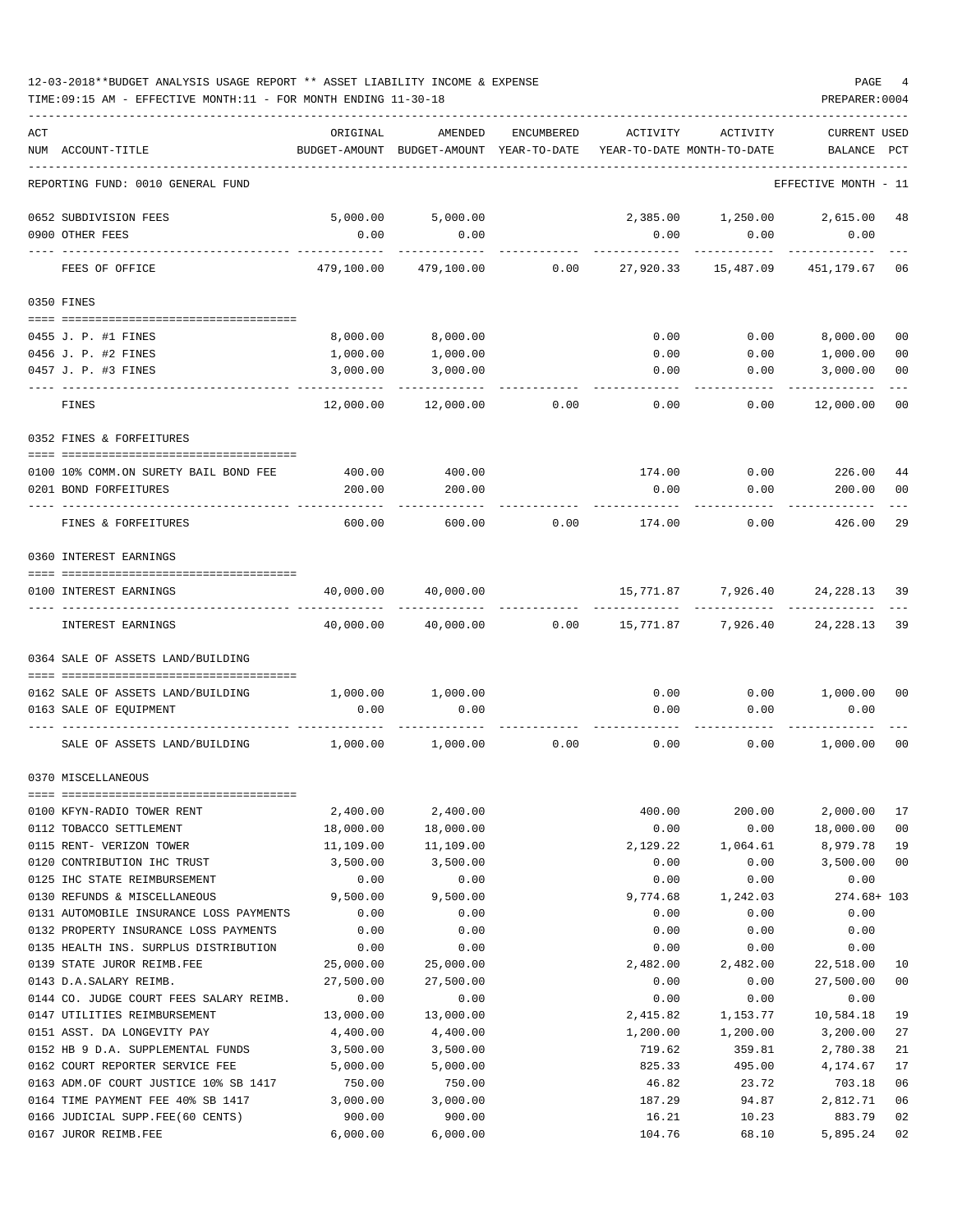12-03-2018**BUDGET ANALYSIS USAGE REPORT ** ASSET LIABILITY INCOME & EXPENSE

TIME:09:15 AM - EFFECTIVE MONTH:11 - FOR MONTH ENDING 11-30-18

PREPARER:0004

| ACT NUM | ACCOUNT-TITLE | ORIGINAL BUDGET-AMOUNT | AMENDED BUDGET-AMOUNT | ENCUMBERED YEAR-TO-DATE | ACTIVITY YEAR-TO-DATE | ACTIVITY MONTH-TO-DATE | CURRENT BALANCE | USED PCT |
|---|---|---|---|---|---|---|---|---|
| | REPORTING FUND: 0010 GENERAL FUND | | | | | | EFFECTIVE MONTH - 11 | |
| 0652 | SUBDIVISION FEES | 5,000.00 | 5,000.00 | | 2,385.00 | 1,250.00 | 2,615.00 | 48 |
| 0900 | OTHER FEES | 0.00 | 0.00 | | 0.00 | 0.00 | 0.00 | |
| | FEES OF OFFICE | 479,100.00 | 479,100.00 | 0.00 | 27,920.33 | 15,487.09 | 451,179.67 | 06 |
| | 0350 FINES | | | | | | | |
| 0455 | J. P. #1 FINES | 8,000.00 | 8,000.00 | | 0.00 | 0.00 | 8,000.00 | 00 |
| 0456 | J. P. #2 FINES | 1,000.00 | 1,000.00 | | 0.00 | 0.00 | 1,000.00 | 00 |
| 0457 | J. P. #3 FINES | 3,000.00 | 3,000.00 | | 0.00 | 0.00 | 3,000.00 | 00 |
| | FINES | 12,000.00 | 12,000.00 | 0.00 | 0.00 | 0.00 | 12,000.00 | 00 |
| | 0352 FINES & FORFEITURES | | | | | | | |
| 0100 | 10% COMM.ON SURETY BAIL BOND FEE | 400.00 | 400.00 | | 174.00 | 0.00 | 226.00 | 44 |
| 0201 | BOND FORFEITURES | 200.00 | 200.00 | | 0.00 | 0.00 | 200.00 | 00 |
| | FINES & FORFEITURES | 600.00 | 600.00 | 0.00 | 174.00 | 0.00 | 426.00 | 29 |
| | 0360 INTEREST EARNINGS | | | | | | | |
| 0100 | INTEREST EARNINGS | 40,000.00 | 40,000.00 | | 15,771.87 | 7,926.40 | 24,228.13 | 39 |
| | INTEREST EARNINGS | 40,000.00 | 40,000.00 | 0.00 | 15,771.87 | 7,926.40 | 24,228.13 | 39 |
| | 0364 SALE OF ASSETS LAND/BUILDING | | | | | | | |
| 0162 | SALE OF ASSETS LAND/BUILDING | 1,000.00 | 1,000.00 | | 0.00 | 0.00 | 1,000.00 | 00 |
| 0163 | SALE OF EQUIPMENT | 0.00 | 0.00 | | 0.00 | 0.00 | 0.00 | |
| | SALE OF ASSETS LAND/BUILDING | 1,000.00 | 1,000.00 | 0.00 | 0.00 | 0.00 | 1,000.00 | 00 |
| | 0370 MISCELLANEOUS | | | | | | | |
| 0100 | KFYN-RADIO TOWER RENT | 2,400.00 | 2,400.00 | | 400.00 | 200.00 | 2,000.00 | 17 |
| 0112 | TOBACCO SETTLEMENT | 18,000.00 | 18,000.00 | | 0.00 | 0.00 | 18,000.00 | 00 |
| 0115 | RENT- VERIZON TOWER | 11,109.00 | 11,109.00 | | 2,129.22 | 1,064.61 | 8,979.78 | 19 |
| 0120 | CONTRIBUTION IHC TRUST | 3,500.00 | 3,500.00 | | 0.00 | 0.00 | 3,500.00 | 00 |
| 0125 | IHC STATE REIMBURSEMENT | 0.00 | 0.00 | | 0.00 | 0.00 | 0.00 | |
| 0130 | REFUNDS & MISCELLANEOUS | 9,500.00 | 9,500.00 | | 9,774.68 | 1,242.03 | 274.68+ | 103 |
| 0131 | AUTOMOBILE INSURANCE LOSS PAYMENTS | 0.00 | 0.00 | | 0.00 | 0.00 | 0.00 | |
| 0132 | PROPERTY INSURANCE LOSS PAYMENTS | 0.00 | 0.00 | | 0.00 | 0.00 | 0.00 | |
| 0135 | HEALTH INS. SURPLUS DISTRIBUTION | 0.00 | 0.00 | | 0.00 | 0.00 | 0.00 | |
| 0139 | STATE JUROR REIMB.FEE | 25,000.00 | 25,000.00 | | 2,482.00 | 2,482.00 | 22,518.00 | 10 |
| 0143 | D.A.SALARY REIMB. | 27,500.00 | 27,500.00 | | 0.00 | 0.00 | 27,500.00 | 00 |
| 0144 | CO. JUDGE COURT FEES SALARY REIMB. | 0.00 | 0.00 | | 0.00 | 0.00 | 0.00 | |
| 0147 | UTILITIES REIMBURSEMENT | 13,000.00 | 13,000.00 | | 2,415.82 | 1,153.77 | 10,584.18 | 19 |
| 0151 | ASST. DA LONGEVITY PAY | 4,400.00 | 4,400.00 | | 1,200.00 | 1,200.00 | 3,200.00 | 27 |
| 0152 | HB 9 D.A. SUPPLEMENTAL FUNDS | 3,500.00 | 3,500.00 | | 719.62 | 359.81 | 2,780.38 | 21 |
| 0162 | COURT REPORTER SERVICE FEE | 5,000.00 | 5,000.00 | | 825.33 | 495.00 | 4,174.67 | 17 |
| 0163 | ADM.OF COURT JUSTICE 10% SB 1417 | 750.00 | 750.00 | | 46.82 | 23.72 | 703.18 | 06 |
| 0164 | TIME PAYMENT FEE 40% SB 1417 | 3,000.00 | 3,000.00 | | 187.29 | 94.87 | 2,812.71 | 06 |
| 0166 | JUDICIAL SUPP.FEE(60 CENTS) | 900.00 | 900.00 | | 16.21 | 10.23 | 883.79 | 02 |
| 0167 | JUROR REIMB.FEE | 6,000.00 | 6,000.00 | | 104.76 | 68.10 | 5,895.24 | 02 |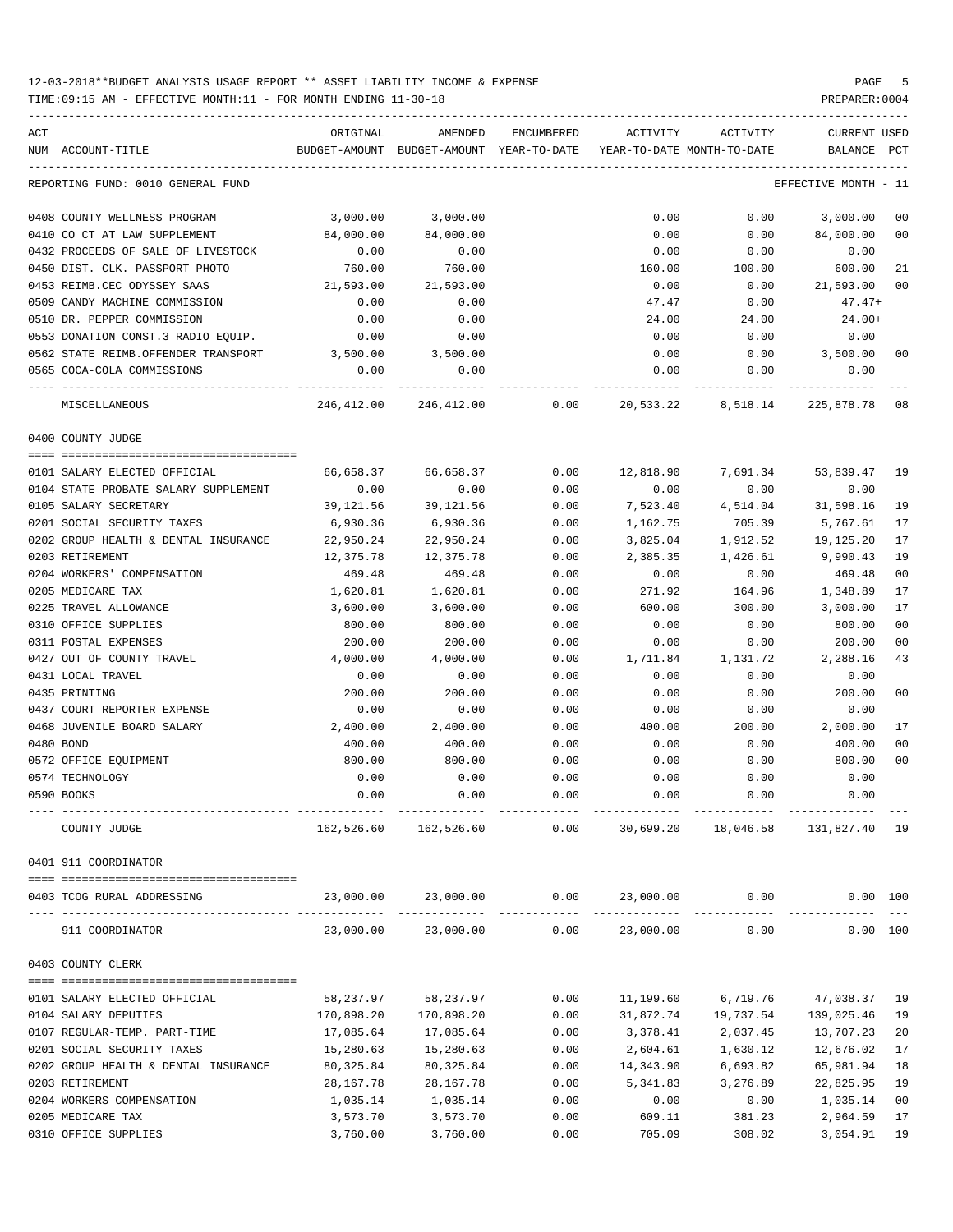12-03-2018**BUDGET ANALYSIS USAGE REPORT ** ASSET LIABILITY INCOME & EXPENSE

TIME:09:15 AM - EFFECTIVE MONTH:11 - FOR MONTH ENDING 11-30-18

PREPARER:0004

REPORTING FUND: 0010 GENERAL FUND — EFFECTIVE MONTH - 11

| ACT NUM | ACCOUNT-TITLE | ORIGINAL BUDGET-AMOUNT | AMENDED BUDGET-AMOUNT | ENCUMBERED YEAR-TO-DATE | ACTIVITY YEAR-TO-DATE | ACTIVITY MONTH-TO-DATE | CURRENT BALANCE | USED PCT |
|---|---|---|---|---|---|---|---|---|
| 0408 | COUNTY WELLNESS PROGRAM | 3,000.00 | 3,000.00 | | 0.00 | 0.00 | 3,000.00 | 00 |
| 0410 | CO CT AT LAW SUPPLEMENT | 84,000.00 | 84,000.00 | | 0.00 | 0.00 | 84,000.00 | 00 |
| 0432 | PROCEEDS OF SALE OF LIVESTOCK | 0.00 | 0.00 | | 0.00 | 0.00 | 0.00 | |
| 0450 | DIST. CLK. PASSPORT PHOTO | 760.00 | 760.00 | | 160.00 | 100.00 | 600.00 | 21 |
| 0453 | REIMB.CEC ODYSSEY SAAS | 21,593.00 | 21,593.00 | | 0.00 | 0.00 | 21,593.00 | 00 |
| 0509 | CANDY MACHINE COMMISSION | 0.00 | 0.00 | | 47.47 | 0.00 | 47.47+ | |
| 0510 | DR. PEPPER COMMISSION | 0.00 | 0.00 | | 24.00 | 24.00 | 24.00+ | |
| 0553 | DONATION CONST.3 RADIO EQUIP. | 0.00 | 0.00 | | 0.00 | 0.00 | 0.00 | |
| 0562 | STATE REIMB.OFFENDER TRANSPORT | 3,500.00 | 3,500.00 | | 0.00 | 0.00 | 3,500.00 | 00 |
| 0565 | COCA-COLA COMMISSIONS | 0.00 | 0.00 | | 0.00 | 0.00 | 0.00 | |
| | MISCELLANEOUS | 246,412.00 | 246,412.00 | 0.00 | 20,533.22 | 8,518.14 | 225,878.78 | 08 |

0400 COUNTY JUDGE

| ACT NUM | ACCOUNT-TITLE | ORIGINAL BUDGET-AMOUNT | AMENDED BUDGET-AMOUNT | ENCUMBERED YEAR-TO-DATE | ACTIVITY YEAR-TO-DATE | ACTIVITY MONTH-TO-DATE | CURRENT BALANCE | USED PCT |
|---|---|---|---|---|---|---|---|---|
| 0101 | SALARY ELECTED OFFICIAL | 66,658.37 | 66,658.37 | 0.00 | 12,818.90 | 7,691.34 | 53,839.47 | 19 |
| 0104 | STATE PROBATE SALARY SUPPLEMENT | 0.00 | 0.00 | 0.00 | 0.00 | 0.00 | 0.00 | |
| 0105 | SALARY SECRETARY | 39,121.56 | 39,121.56 | 0.00 | 7,523.40 | 4,514.04 | 31,598.16 | 19 |
| 0201 | SOCIAL SECURITY TAXES | 6,930.36 | 6,930.36 | 0.00 | 1,162.75 | 705.39 | 5,767.61 | 17 |
| 0202 | GROUP HEALTH & DENTAL INSURANCE | 22,950.24 | 22,950.24 | 0.00 | 3,825.04 | 1,912.52 | 19,125.20 | 17 |
| 0203 | RETIREMENT | 12,375.78 | 12,375.78 | 0.00 | 2,385.35 | 1,426.61 | 9,990.43 | 19 |
| 0204 | WORKERS' COMPENSATION | 469.48 | 469.48 | 0.00 | 0.00 | 0.00 | 469.48 | 00 |
| 0205 | MEDICARE TAX | 1,620.81 | 1,620.81 | 0.00 | 271.92 | 164.96 | 1,348.89 | 17 |
| 0225 | TRAVEL ALLOWANCE | 3,600.00 | 3,600.00 | 0.00 | 600.00 | 300.00 | 3,000.00 | 17 |
| 0310 | OFFICE SUPPLIES | 800.00 | 800.00 | 0.00 | 0.00 | 0.00 | 800.00 | 00 |
| 0311 | POSTAL EXPENSES | 200.00 | 200.00 | 0.00 | 0.00 | 0.00 | 200.00 | 00 |
| 0427 | OUT OF COUNTY TRAVEL | 4,000.00 | 4,000.00 | 0.00 | 1,711.84 | 1,131.72 | 2,288.16 | 43 |
| 0431 | LOCAL TRAVEL | 0.00 | 0.00 | 0.00 | 0.00 | 0.00 | 0.00 | |
| 0435 | PRINTING | 200.00 | 200.00 | 0.00 | 0.00 | 0.00 | 200.00 | 00 |
| 0437 | COURT REPORTER EXPENSE | 0.00 | 0.00 | 0.00 | 0.00 | 0.00 | 0.00 | |
| 0468 | JUVENILE BOARD SALARY | 2,400.00 | 2,400.00 | 0.00 | 400.00 | 200.00 | 2,000.00 | 17 |
| 0480 | BOND | 400.00 | 400.00 | 0.00 | 0.00 | 0.00 | 400.00 | 00 |
| 0572 | OFFICE EQUIPMENT | 800.00 | 800.00 | 0.00 | 0.00 | 0.00 | 800.00 | 00 |
| 0574 | TECHNOLOGY | 0.00 | 0.00 | 0.00 | 0.00 | 0.00 | 0.00 | |
| 0590 | BOOKS | 0.00 | 0.00 | 0.00 | 0.00 | 0.00 | 0.00 | |
| | COUNTY JUDGE | 162,526.60 | 162,526.60 | 0.00 | 30,699.20 | 18,046.58 | 131,827.40 | 19 |

0401 911 COORDINATOR

| ACT NUM | ACCOUNT-TITLE | ORIGINAL BUDGET-AMOUNT | AMENDED BUDGET-AMOUNT | ENCUMBERED YEAR-TO-DATE | ACTIVITY YEAR-TO-DATE | ACTIVITY MONTH-TO-DATE | CURRENT BALANCE | USED PCT |
|---|---|---|---|---|---|---|---|---|
| 0403 | TCOG RURAL ADDRESSING | 23,000.00 | 23,000.00 | 0.00 | 23,000.00 | 0.00 | 0.00 | 100 |
| | 911 COORDINATOR | 23,000.00 | 23,000.00 | 0.00 | 23,000.00 | 0.00 | 0.00 | 100 |

0403 COUNTY CLERK

| ACT NUM | ACCOUNT-TITLE | ORIGINAL BUDGET-AMOUNT | AMENDED BUDGET-AMOUNT | ENCUMBERED YEAR-TO-DATE | ACTIVITY YEAR-TO-DATE | ACTIVITY MONTH-TO-DATE | CURRENT BALANCE | USED PCT |
|---|---|---|---|---|---|---|---|---|
| 0101 | SALARY ELECTED OFFICIAL | 58,237.97 | 58,237.97 | 0.00 | 11,199.60 | 6,719.76 | 47,038.37 | 19 |
| 0104 | SALARY DEPUTIES | 170,898.20 | 170,898.20 | 0.00 | 31,872.74 | 19,737.54 | 139,025.46 | 19 |
| 0107 | REGULAR-TEMP. PART-TIME | 17,085.64 | 17,085.64 | 0.00 | 3,378.41 | 2,037.45 | 13,707.23 | 20 |
| 0201 | SOCIAL SECURITY TAXES | 15,280.63 | 15,280.63 | 0.00 | 2,604.61 | 1,630.12 | 12,676.02 | 17 |
| 0202 | GROUP HEALTH & DENTAL INSURANCE | 80,325.84 | 80,325.84 | 0.00 | 14,343.90 | 6,693.82 | 65,981.94 | 18 |
| 0203 | RETIREMENT | 28,167.78 | 28,167.78 | 0.00 | 5,341.83 | 3,276.89 | 22,825.95 | 19 |
| 0204 | WORKERS COMPENSATION | 1,035.14 | 1,035.14 | 0.00 | 0.00 | 0.00 | 1,035.14 | 00 |
| 0205 | MEDICARE TAX | 3,573.70 | 3,573.70 | 0.00 | 609.11 | 381.23 | 2,964.59 | 17 |
| 0310 | OFFICE SUPPLIES | 3,760.00 | 3,760.00 | 0.00 | 705.09 | 308.02 | 3,054.91 | 19 |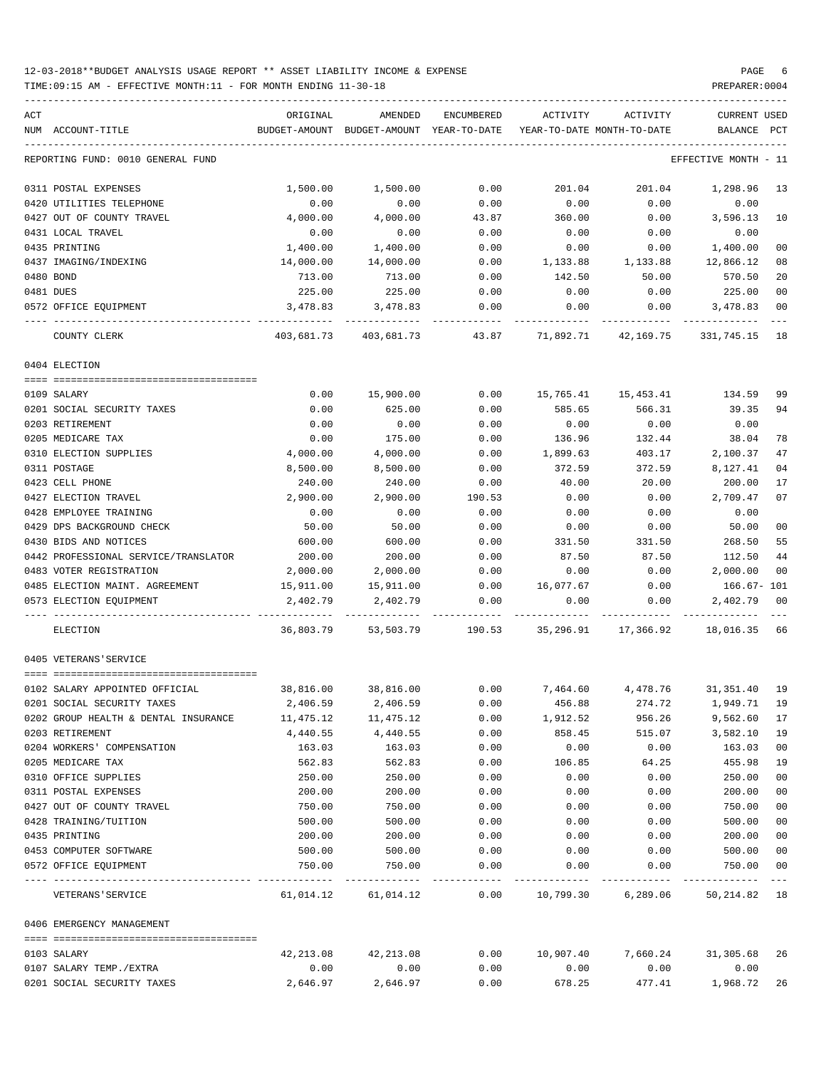12-03-2018**BUDGET ANALYSIS USAGE REPORT ** ASSET LIABILITY INCOME & EXPENSE

TIME:09:15 AM - EFFECTIVE MONTH:11 - FOR MONTH ENDING 11-30-18

PREPARER:0004

REPORTING FUND: 0010 GENERAL FUND — EFFECTIVE MONTH - 11

| ACT NUM | ACCOUNT-TITLE | ORIGINAL BUDGET-AMOUNT | AMENDED BUDGET-AMOUNT | ENCUMBERED YEAR-TO-DATE | ACTIVITY YEAR-TO-DATE | ACTIVITY MONTH-TO-DATE | CURRENT BALANCE | USED PCT |
|---|---|---|---|---|---|---|---|---|
| 0311 | POSTAL EXPENSES | 1,500.00 | 1,500.00 | 0.00 | 201.04 | 201.04 | 1,298.96 | 13 |
| 0420 | UTILITIES TELEPHONE | 0.00 | 0.00 | 0.00 | 0.00 | 0.00 | 0.00 | |
| 0427 | OUT OF COUNTY TRAVEL | 4,000.00 | 4,000.00 | 43.87 | 360.00 | 0.00 | 3,596.13 | 10 |
| 0431 | LOCAL TRAVEL | 0.00 | 0.00 | 0.00 | 0.00 | 0.00 | 0.00 | |
| 0435 | PRINTING | 1,400.00 | 1,400.00 | 0.00 | 0.00 | 0.00 | 1,400.00 | 00 |
| 0437 | IMAGING/INDEXING | 14,000.00 | 14,000.00 | 0.00 | 1,133.88 | 1,133.88 | 12,866.12 | 08 |
| 0480 | BOND | 713.00 | 713.00 | 0.00 | 142.50 | 50.00 | 570.50 | 20 |
| 0481 | DUES | 225.00 | 225.00 | 0.00 | 0.00 | 0.00 | 225.00 | 00 |
| 0572 | OFFICE EQUIPMENT | 3,478.83 | 3,478.83 | 0.00 | 0.00 | 0.00 | 3,478.83 | 00 |
| | COUNTY CLERK | 403,681.73 | 403,681.73 | 43.87 | 71,892.71 | 42,169.75 | 331,745.15 | 18 |

## 0404 ELECTION

| ACT NUM | ACCOUNT-TITLE | ORIGINAL BUDGET-AMOUNT | AMENDED BUDGET-AMOUNT | ENCUMBERED YEAR-TO-DATE | ACTIVITY YEAR-TO-DATE | ACTIVITY MONTH-TO-DATE | CURRENT BALANCE | USED PCT |
|---|---|---|---|---|---|---|---|---|
| 0109 | SALARY | 0.00 | 15,900.00 | 0.00 | 15,765.41 | 15,453.41 | 134.59 | 99 |
| 0201 | SOCIAL SECURITY TAXES | 0.00 | 625.00 | 0.00 | 585.65 | 566.31 | 39.35 | 94 |
| 0203 | RETIREMENT | 0.00 | 0.00 | 0.00 | 0.00 | 0.00 | 0.00 | |
| 0205 | MEDICARE TAX | 0.00 | 175.00 | 0.00 | 136.96 | 132.44 | 38.04 | 78 |
| 0310 | ELECTION SUPPLIES | 4,000.00 | 4,000.00 | 0.00 | 1,899.63 | 403.17 | 2,100.37 | 47 |
| 0311 | POSTAGE | 8,500.00 | 8,500.00 | 0.00 | 372.59 | 372.59 | 8,127.41 | 04 |
| 0423 | CELL PHONE | 240.00 | 240.00 | 0.00 | 40.00 | 20.00 | 200.00 | 17 |
| 0427 | ELECTION TRAVEL | 2,900.00 | 2,900.00 | 190.53 | 0.00 | 0.00 | 2,709.47 | 07 |
| 0428 | EMPLOYEE TRAINING | 0.00 | 0.00 | 0.00 | 0.00 | 0.00 | 0.00 | |
| 0429 | DPS BACKGROUND CHECK | 50.00 | 50.00 | 0.00 | 0.00 | 0.00 | 50.00 | 00 |
| 0430 | BIDS AND NOTICES | 600.00 | 600.00 | 0.00 | 331.50 | 331.50 | 268.50 | 55 |
| 0442 | PROFESSIONAL SERVICE/TRANSLATOR | 200.00 | 200.00 | 0.00 | 87.50 | 87.50 | 112.50 | 44 |
| 0483 | VOTER REGISTRATION | 2,000.00 | 2,000.00 | 0.00 | 0.00 | 0.00 | 2,000.00 | 00 |
| 0485 | ELECTION MAINT. AGREEMENT | 15,911.00 | 15,911.00 | 0.00 | 16,077.67 | 0.00 | 166.67- | 101 |
| 0573 | ELECTION EQUIPMENT | 2,402.79 | 2,402.79 | 0.00 | 0.00 | 0.00 | 2,402.79 | 00 |
| | ELECTION | 36,803.79 | 53,503.79 | 190.53 | 35,296.91 | 17,366.92 | 18,016.35 | 66 |

## 0405 VETERANS'SERVICE

| ACT NUM | ACCOUNT-TITLE | ORIGINAL BUDGET-AMOUNT | AMENDED BUDGET-AMOUNT | ENCUMBERED YEAR-TO-DATE | ACTIVITY YEAR-TO-DATE | ACTIVITY MONTH-TO-DATE | CURRENT BALANCE | USED PCT |
|---|---|---|---|---|---|---|---|---|
| 0102 | SALARY APPOINTED OFFICIAL | 38,816.00 | 38,816.00 | 0.00 | 7,464.60 | 4,478.76 | 31,351.40 | 19 |
| 0201 | SOCIAL SECURITY TAXES | 2,406.59 | 2,406.59 | 0.00 | 456.88 | 274.72 | 1,949.71 | 19 |
| 0202 | GROUP HEALTH & DENTAL INSURANCE | 11,475.12 | 11,475.12 | 0.00 | 1,912.52 | 956.26 | 9,562.60 | 17 |
| 0203 | RETIREMENT | 4,440.55 | 4,440.55 | 0.00 | 858.45 | 515.07 | 3,582.10 | 19 |
| 0204 | WORKERS' COMPENSATION | 163.03 | 163.03 | 0.00 | 0.00 | 0.00 | 163.03 | 00 |
| 0205 | MEDICARE TAX | 562.83 | 562.83 | 0.00 | 106.85 | 64.25 | 455.98 | 19 |
| 0310 | OFFICE SUPPLIES | 250.00 | 250.00 | 0.00 | 0.00 | 0.00 | 250.00 | 00 |
| 0311 | POSTAL EXPENSES | 200.00 | 200.00 | 0.00 | 0.00 | 0.00 | 200.00 | 00 |
| 0427 | OUT OF COUNTY TRAVEL | 750.00 | 750.00 | 0.00 | 0.00 | 0.00 | 750.00 | 00 |
| 0428 | TRAINING/TUITION | 500.00 | 500.00 | 0.00 | 0.00 | 0.00 | 500.00 | 00 |
| 0435 | PRINTING | 200.00 | 200.00 | 0.00 | 0.00 | 0.00 | 200.00 | 00 |
| 0453 | COMPUTER SOFTWARE | 500.00 | 500.00 | 0.00 | 0.00 | 0.00 | 500.00 | 00 |
| 0572 | OFFICE EQUIPMENT | 750.00 | 750.00 | 0.00 | 0.00 | 0.00 | 750.00 | 00 |
| | VETERANS'SERVICE | 61,014.12 | 61,014.12 | 0.00 | 10,799.30 | 6,289.06 | 50,214.82 | 18 |

## 0406 EMERGENCY MANAGEMENT

| ACT NUM | ACCOUNT-TITLE | ORIGINAL BUDGET-AMOUNT | AMENDED BUDGET-AMOUNT | ENCUMBERED YEAR-TO-DATE | ACTIVITY YEAR-TO-DATE | ACTIVITY MONTH-TO-DATE | CURRENT BALANCE | USED PCT |
|---|---|---|---|---|---|---|---|---|
| 0103 | SALARY | 42,213.08 | 42,213.08 | 0.00 | 10,907.40 | 7,660.24 | 31,305.68 | 26 |
| 0107 | SALARY TEMP./EXTRA | 0.00 | 0.00 | 0.00 | 0.00 | 0.00 | 0.00 | |
| 0201 | SOCIAL SECURITY TAXES | 2,646.97 | 2,646.97 | 0.00 | 678.25 | 477.41 | 1,968.72 | 26 |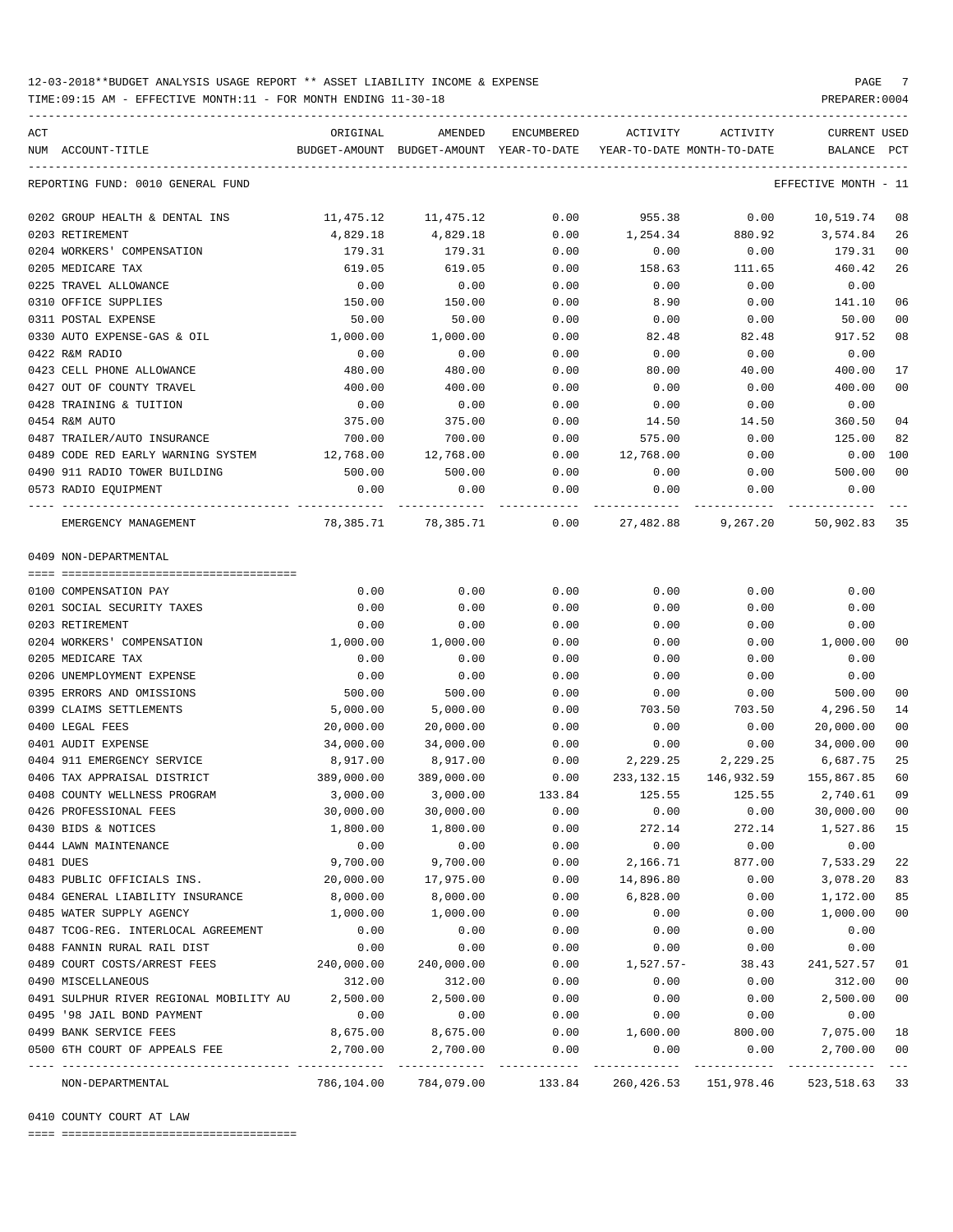12-03-2018**BUDGET ANALYSIS USAGE REPORT ** ASSET LIABILITY INCOME & EXPENSE

TIME:09:15 AM - EFFECTIVE MONTH:11 - FOR MONTH ENDING 11-30-18

PREPARER:0004

REPORTING FUND: 0010 GENERAL FUND — EFFECTIVE MONTH - 11

| ACT NUM | ACCOUNT-TITLE | ORIGINAL BUDGET-AMOUNT | AMENDED BUDGET-AMOUNT | ENCUMBERED YEAR-TO-DATE | ACTIVITY YEAR-TO-DATE | ACTIVITY MONTH-TO-DATE | CURRENT BALANCE | USED PCT |
|---|---|---|---|---|---|---|---|---|
| 0202 | GROUP HEALTH & DENTAL INS | 11,475.12 | 11,475.12 | 0.00 | 955.38 | 0.00 | 10,519.74 | 08 |
| 0203 | RETIREMENT | 4,829.18 | 4,829.18 | 0.00 | 1,254.34 | 880.92 | 3,574.84 | 26 |
| 0204 | WORKERS' COMPENSATION | 179.31 | 179.31 | 0.00 | 0.00 | 0.00 | 179.31 | 00 |
| 0205 | MEDICARE TAX | 619.05 | 619.05 | 0.00 | 158.63 | 111.65 | 460.42 | 26 |
| 0225 | TRAVEL ALLOWANCE | 0.00 | 0.00 | 0.00 | 0.00 | 0.00 | 0.00 | |
| 0310 | OFFICE SUPPLIES | 150.00 | 150.00 | 0.00 | 8.90 | 0.00 | 141.10 | 06 |
| 0311 | POSTAL EXPENSE | 50.00 | 50.00 | 0.00 | 0.00 | 0.00 | 50.00 | 00 |
| 0330 | AUTO EXPENSE-GAS & OIL | 1,000.00 | 1,000.00 | 0.00 | 82.48 | 82.48 | 917.52 | 08 |
| 0422 | R&M RADIO | 0.00 | 0.00 | 0.00 | 0.00 | 0.00 | 0.00 | |
| 0423 | CELL PHONE ALLOWANCE | 480.00 | 480.00 | 0.00 | 80.00 | 40.00 | 400.00 | 17 |
| 0427 | OUT OF COUNTY TRAVEL | 400.00 | 400.00 | 0.00 | 0.00 | 0.00 | 400.00 | 00 |
| 0428 | TRAINING & TUITION | 0.00 | 0.00 | 0.00 | 0.00 | 0.00 | 0.00 | |
| 0454 | R&M AUTO | 375.00 | 375.00 | 0.00 | 14.50 | 14.50 | 360.50 | 04 |
| 0487 | TRAILER/AUTO INSURANCE | 700.00 | 700.00 | 0.00 | 575.00 | 0.00 | 125.00 | 82 |
| 0489 | CODE RED EARLY WARNING SYSTEM | 12,768.00 | 12,768.00 | 0.00 | 12,768.00 | 0.00 | 0.00 | 100 |
| 0490 | 911 RADIO TOWER BUILDING | 500.00 | 500.00 | 0.00 | 0.00 | 0.00 | 500.00 | 00 |
| 0573 | RADIO EQUIPMENT | 0.00 | 0.00 | 0.00 | 0.00 | 0.00 | 0.00 | |
| | EMERGENCY MANAGEMENT | 78,385.71 | 78,385.71 | 0.00 | 27,482.88 | 9,267.20 | 50,902.83 | 35 |

0409 NON-DEPARTMENTAL

| ACT NUM | ACCOUNT-TITLE | ORIGINAL BUDGET-AMOUNT | AMENDED BUDGET-AMOUNT | ENCUMBERED YEAR-TO-DATE | ACTIVITY YEAR-TO-DATE | ACTIVITY MONTH-TO-DATE | CURRENT BALANCE | USED PCT |
|---|---|---|---|---|---|---|---|---|
| 0100 | COMPENSATION PAY | 0.00 | 0.00 | 0.00 | 0.00 | 0.00 | 0.00 | |
| 0201 | SOCIAL SECURITY TAXES | 0.00 | 0.00 | 0.00 | 0.00 | 0.00 | 0.00 | |
| 0203 | RETIREMENT | 0.00 | 0.00 | 0.00 | 0.00 | 0.00 | 0.00 | |
| 0204 | WORKERS' COMPENSATION | 1,000.00 | 1,000.00 | 0.00 | 0.00 | 0.00 | 1,000.00 | 00 |
| 0205 | MEDICARE TAX | 0.00 | 0.00 | 0.00 | 0.00 | 0.00 | 0.00 | |
| 0206 | UNEMPLOYMENT EXPENSE | 0.00 | 0.00 | 0.00 | 0.00 | 0.00 | 0.00 | |
| 0395 | ERRORS AND OMISSIONS | 500.00 | 500.00 | 0.00 | 0.00 | 0.00 | 500.00 | 00 |
| 0399 | CLAIMS SETTLEMENTS | 5,000.00 | 5,000.00 | 0.00 | 703.50 | 703.50 | 4,296.50 | 14 |
| 0400 | LEGAL FEES | 20,000.00 | 20,000.00 | 0.00 | 0.00 | 0.00 | 20,000.00 | 00 |
| 0401 | AUDIT EXPENSE | 34,000.00 | 34,000.00 | 0.00 | 0.00 | 0.00 | 34,000.00 | 00 |
| 0404 | 911 EMERGENCY SERVICE | 8,917.00 | 8,917.00 | 0.00 | 2,229.25 | 2,229.25 | 6,687.75 | 25 |
| 0406 | TAX APPRAISAL DISTRICT | 389,000.00 | 389,000.00 | 0.00 | 233,132.15 | 146,932.59 | 155,867.85 | 60 |
| 0408 | COUNTY WELLNESS PROGRAM | 3,000.00 | 3,000.00 | 133.84 | 125.55 | 125.55 | 2,740.61 | 09 |
| 0426 | PROFESSIONAL FEES | 30,000.00 | 30,000.00 | 0.00 | 0.00 | 0.00 | 30,000.00 | 00 |
| 0430 | BIDS & NOTICES | 1,800.00 | 1,800.00 | 0.00 | 272.14 | 272.14 | 1,527.86 | 15 |
| 0444 | LAWN MAINTENANCE | 0.00 | 0.00 | 0.00 | 0.00 | 0.00 | 0.00 | |
| 0481 | DUES | 9,700.00 | 9,700.00 | 0.00 | 2,166.71 | 877.00 | 7,533.29 | 22 |
| 0483 | PUBLIC OFFICIALS INS. | 20,000.00 | 17,975.00 | 0.00 | 14,896.80 | 0.00 | 3,078.20 | 83 |
| 0484 | GENERAL LIABILITY INSURANCE | 8,000.00 | 8,000.00 | 0.00 | 6,828.00 | 0.00 | 1,172.00 | 85 |
| 0485 | WATER SUPPLY AGENCY | 1,000.00 | 1,000.00 | 0.00 | 0.00 | 0.00 | 1,000.00 | 00 |
| 0487 | TCOG-REG. INTERLOCAL AGREEMENT | 0.00 | 0.00 | 0.00 | 0.00 | 0.00 | 0.00 | |
| 0488 | FANNIN RURAL RAIL DIST | 0.00 | 0.00 | 0.00 | 0.00 | 0.00 | 0.00 | |
| 0489 | COURT COSTS/ARREST FEES | 240,000.00 | 240,000.00 | 0.00 | 1,527.57- | 38.43 | 241,527.57 | 01 |
| 0490 | MISCELLANEOUS | 312.00 | 312.00 | 0.00 | 0.00 | 0.00 | 312.00 | 00 |
| 0491 | SULPHUR RIVER REGIONAL MOBILITY AU | 2,500.00 | 2,500.00 | 0.00 | 0.00 | 0.00 | 2,500.00 | 00 |
| 0495 | '98 JAIL BOND PAYMENT | 0.00 | 0.00 | 0.00 | 0.00 | 0.00 | 0.00 | |
| 0499 | BANK SERVICE FEES | 8,675.00 | 8,675.00 | 0.00 | 1,600.00 | 800.00 | 7,075.00 | 18 |
| 0500 | 6TH COURT OF APPEALS FEE | 2,700.00 | 2,700.00 | 0.00 | 0.00 | 0.00 | 2,700.00 | 00 |
| | NON-DEPARTMENTAL | 786,104.00 | 784,079.00 | 133.84 | 260,426.53 | 151,978.46 | 523,518.63 | 33 |

0410 COUNTY COURT AT LAW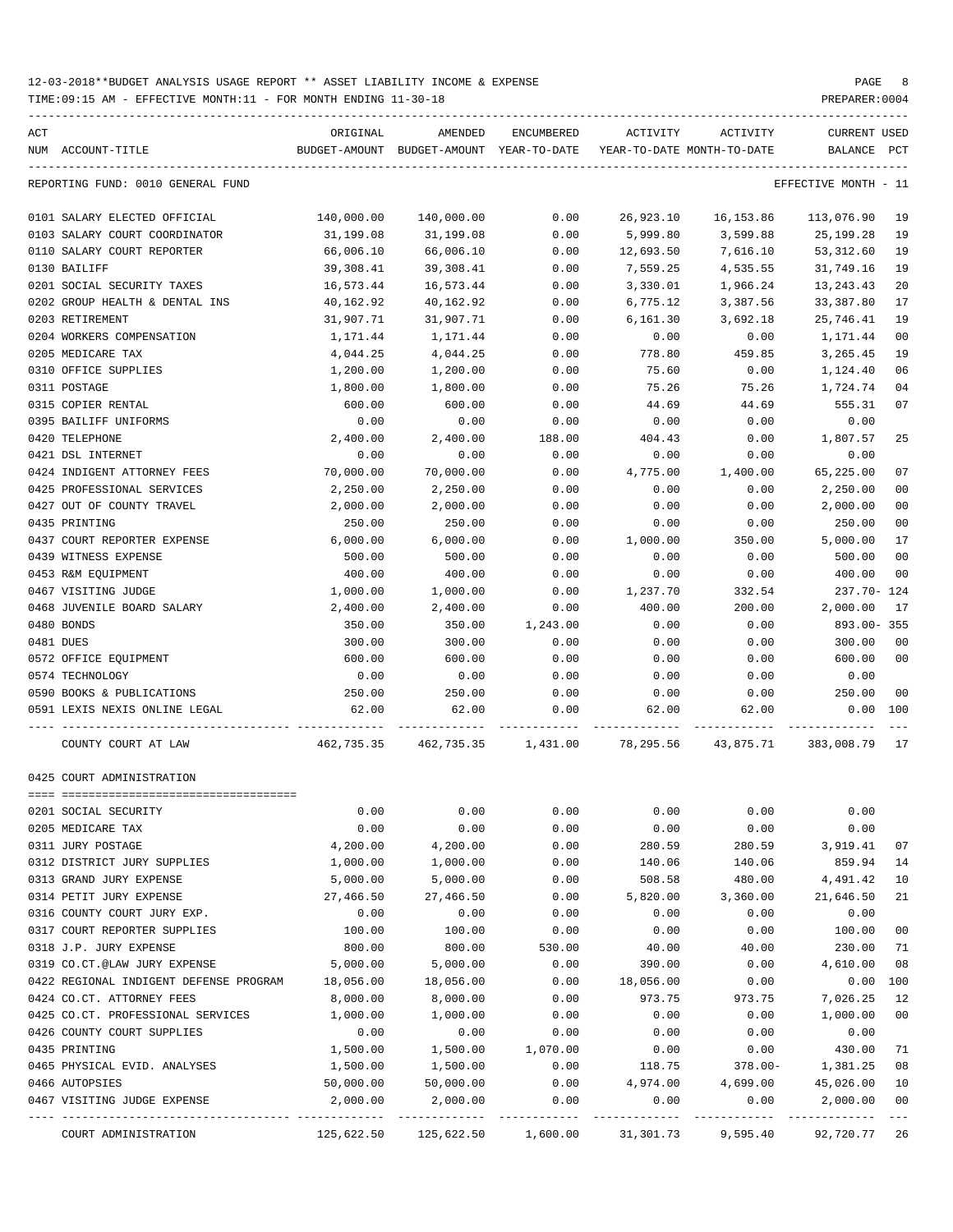12-03-2018**BUDGET ANALYSIS USAGE REPORT ** ASSET LIABILITY INCOME & EXPENSE

TIME:09:15 AM - EFFECTIVE MONTH:11 - FOR MONTH ENDING 11-30-18

PREPARER:0004

| ACT NUM | ACCOUNT-TITLE | ORIGINAL BUDGET-AMOUNT | AMENDED BUDGET-AMOUNT | ENCUMBERED YEAR-TO-DATE | ACTIVITY YEAR-TO-DATE | ACTIVITY MONTH-TO-DATE | CURRENT BALANCE | USED PCT |
|---|---|---|---|---|---|---|---|---|
| REPORTING FUND: 0010 GENERAL FUND | | | | | | | EFFECTIVE MONTH - 11 | |
| 0101 | SALARY ELECTED OFFICIAL | 140,000.00 | 140,000.00 | 0.00 | 26,923.10 | 16,153.86 | 113,076.90 | 19 |
| 0103 | SALARY COURT COORDINATOR | 31,199.08 | 31,199.08 | 0.00 | 5,999.80 | 3,599.88 | 25,199.28 | 19 |
| 0110 | SALARY COURT REPORTER | 66,006.10 | 66,006.10 | 0.00 | 12,693.50 | 7,616.10 | 53,312.60 | 19 |
| 0130 | BAILIFF | 39,308.41 | 39,308.41 | 0.00 | 7,559.25 | 4,535.55 | 31,749.16 | 19 |
| 0201 | SOCIAL SECURITY TAXES | 16,573.44 | 16,573.44 | 0.00 | 3,330.01 | 1,966.24 | 13,243.43 | 20 |
| 0202 | GROUP HEALTH & DENTAL INS | 40,162.92 | 40,162.92 | 0.00 | 6,775.12 | 3,387.56 | 33,387.80 | 17 |
| 0203 | RETIREMENT | 31,907.71 | 31,907.71 | 0.00 | 6,161.30 | 3,692.18 | 25,746.41 | 19 |
| 0204 | WORKERS COMPENSATION | 1,171.44 | 1,171.44 | 0.00 | 0.00 | 0.00 | 1,171.44 | 00 |
| 0205 | MEDICARE TAX | 4,044.25 | 4,044.25 | 0.00 | 778.80 | 459.85 | 3,265.45 | 19 |
| 0310 | OFFICE SUPPLIES | 1,200.00 | 1,200.00 | 0.00 | 75.60 | 0.00 | 1,124.40 | 06 |
| 0311 | POSTAGE | 1,800.00 | 1,800.00 | 0.00 | 75.26 | 75.26 | 1,724.74 | 04 |
| 0315 | COPIER RENTAL | 600.00 | 600.00 | 0.00 | 44.69 | 44.69 | 555.31 | 07 |
| 0395 | BAILIFF UNIFORMS | 0.00 | 0.00 | 0.00 | 0.00 | 0.00 | 0.00 | |
| 0420 | TELEPHONE | 2,400.00 | 2,400.00 | 188.00 | 404.43 | 0.00 | 1,807.57 | 25 |
| 0421 | DSL INTERNET | 0.00 | 0.00 | 0.00 | 0.00 | 0.00 | 0.00 | |
| 0424 | INDIGENT ATTORNEY FEES | 70,000.00 | 70,000.00 | 0.00 | 4,775.00 | 1,400.00 | 65,225.00 | 07 |
| 0425 | PROFESSIONAL SERVICES | 2,250.00 | 2,250.00 | 0.00 | 0.00 | 0.00 | 2,250.00 | 00 |
| 0427 | OUT OF COUNTY TRAVEL | 2,000.00 | 2,000.00 | 0.00 | 0.00 | 0.00 | 2,000.00 | 00 |
| 0435 | PRINTING | 250.00 | 250.00 | 0.00 | 0.00 | 0.00 | 250.00 | 00 |
| 0437 | COURT REPORTER EXPENSE | 6,000.00 | 6,000.00 | 0.00 | 1,000.00 | 350.00 | 5,000.00 | 17 |
| 0439 | WITNESS EXPENSE | 500.00 | 500.00 | 0.00 | 0.00 | 0.00 | 500.00 | 00 |
| 0453 | R&M EQUIPMENT | 400.00 | 400.00 | 0.00 | 0.00 | 0.00 | 400.00 | 00 |
| 0467 | VISITING JUDGE | 1,000.00 | 1,000.00 | 0.00 | 1,237.70 | 332.54 | 237.70- | 124 |
| 0468 | JUVENILE BOARD SALARY | 2,400.00 | 2,400.00 | 0.00 | 400.00 | 200.00 | 2,000.00 | 17 |
| 0480 | BONDS | 350.00 | 350.00 | 1,243.00 | 0.00 | 0.00 | 893.00- | 355 |
| 0481 | DUES | 300.00 | 300.00 | 0.00 | 0.00 | 0.00 | 300.00 | 00 |
| 0572 | OFFICE EQUIPMENT | 600.00 | 600.00 | 0.00 | 0.00 | 0.00 | 600.00 | 00 |
| 0574 | TECHNOLOGY | 0.00 | 0.00 | 0.00 | 0.00 | 0.00 | 0.00 | |
| 0590 | BOOKS & PUBLICATIONS | 250.00 | 250.00 | 0.00 | 0.00 | 0.00 | 250.00 | 00 |
| 0591 | LEXIS NEXIS ONLINE LEGAL | 62.00 | 62.00 | 0.00 | 62.00 | 62.00 | 0.00 | 100 |
| | COUNTY COURT AT LAW | 462,735.35 | 462,735.35 | 1,431.00 | 78,295.56 | 43,875.71 | 383,008.79 | 17 |
| | 0425 COURT ADMINISTRATION | | | | | | | |
| 0201 | SOCIAL SECURITY | 0.00 | 0.00 | 0.00 | 0.00 | 0.00 | 0.00 | |
| 0205 | MEDICARE TAX | 0.00 | 0.00 | 0.00 | 0.00 | 0.00 | 0.00 | |
| 0311 | JURY POSTAGE | 4,200.00 | 4,200.00 | 0.00 | 280.59 | 280.59 | 3,919.41 | 07 |
| 0312 | DISTRICT JURY SUPPLIES | 1,000.00 | 1,000.00 | 0.00 | 140.06 | 140.06 | 859.94 | 14 |
| 0313 | GRAND JURY EXPENSE | 5,000.00 | 5,000.00 | 0.00 | 508.58 | 480.00 | 4,491.42 | 10 |
| 0314 | PETIT JURY EXPENSE | 27,466.50 | 27,466.50 | 0.00 | 5,820.00 | 3,360.00 | 21,646.50 | 21 |
| 0316 | COUNTY COURT JURY EXP. | 0.00 | 0.00 | 0.00 | 0.00 | 0.00 | 0.00 | |
| 0317 | COURT REPORTER SUPPLIES | 100.00 | 100.00 | 0.00 | 0.00 | 0.00 | 100.00 | 00 |
| 0318 | J.P. JURY EXPENSE | 800.00 | 800.00 | 530.00 | 40.00 | 40.00 | 230.00 | 71 |
| 0319 | CO.CT.@LAW JURY EXPENSE | 5,000.00 | 5,000.00 | 0.00 | 390.00 | 0.00 | 4,610.00 | 08 |
| 0422 | REGIONAL INDIGENT DEFENSE PROGRAM | 18,056.00 | 18,056.00 | 0.00 | 18,056.00 | 0.00 | 0.00 | 100 |
| 0424 | CO.CT. ATTORNEY FEES | 8,000.00 | 8,000.00 | 0.00 | 973.75 | 973.75 | 7,026.25 | 12 |
| 0425 | CO.CT. PROFESSIONAL SERVICES | 1,000.00 | 1,000.00 | 0.00 | 0.00 | 0.00 | 1,000.00 | 00 |
| 0426 | COUNTY COURT SUPPLIES | 0.00 | 0.00 | 0.00 | 0.00 | 0.00 | 0.00 | |
| 0435 | PRINTING | 1,500.00 | 1,500.00 | 1,070.00 | 0.00 | 0.00 | 430.00 | 71 |
| 0465 | PHYSICAL EVID. ANALYSES | 1,500.00 | 1,500.00 | 0.00 | 118.75 | 378.00- | 1,381.25 | 08 |
| 0466 | AUTOPSIES | 50,000.00 | 50,000.00 | 0.00 | 4,974.00 | 4,699.00 | 45,026.00 | 10 |
| 0467 | VISITING JUDGE EXPENSE | 2,000.00 | 2,000.00 | 0.00 | 0.00 | 0.00 | 2,000.00 | 00 |
| | COURT ADMINISTRATION | 125,622.50 | 125,622.50 | 1,600.00 | 31,301.73 | 9,595.40 | 92,720.77 | 26 |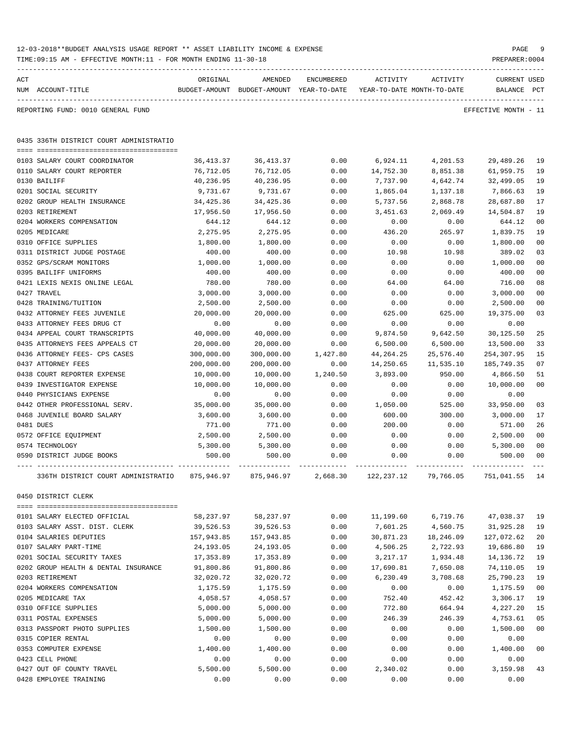12-03-2018**BUDGET ANALYSIS USAGE REPORT ** ASSET LIABILITY INCOME & EXPENSE

TIME:09:15 AM - EFFECTIVE MONTH:11 - FOR MONTH ENDING 11-30-18

PREPARER:0004

REPORTING FUND: 0010 GENERAL FUND

EFFECTIVE MONTH - 11

## 0435 336TH DISTRICT COURT ADMINISTRATIO

| ACT NUM | ACCOUNT-TITLE | ORIGINAL BUDGET-AMOUNT | AMENDED BUDGET-AMOUNT | ENCUMBERED YEAR-TO-DATE | ACTIVITY YEAR-TO-DATE | ACTIVITY MONTH-TO-DATE | CURRENT BALANCE | USED PCT |
|---|---|---|---|---|---|---|---|---|
| 0103 | SALARY COURT COORDINATOR | 36,413.37 | 36,413.37 | 0.00 | 6,924.11 | 4,201.53 | 29,489.26 | 19 |
| 0110 | SALARY COURT REPORTER | 76,712.05 | 76,712.05 | 0.00 | 14,752.30 | 8,851.38 | 61,959.75 | 19 |
| 0130 | BAILIFF | 40,236.95 | 40,236.95 | 0.00 | 7,737.90 | 4,642.74 | 32,499.05 | 19 |
| 0201 | SOCIAL SECURITY | 9,731.67 | 9,731.67 | 0.00 | 1,865.04 | 1,137.18 | 7,866.63 | 19 |
| 0202 | GROUP HEALTH INSURANCE | 34,425.36 | 34,425.36 | 0.00 | 5,737.56 | 2,868.78 | 28,687.80 | 17 |
| 0203 | RETIREMENT | 17,956.50 | 17,956.50 | 0.00 | 3,451.63 | 2,069.49 | 14,504.87 | 19 |
| 0204 | WORKERS COMPENSATION | 644.12 | 644.12 | 0.00 | 0.00 | 0.00 | 644.12 | 00 |
| 0205 | MEDICARE | 2,275.95 | 2,275.95 | 0.00 | 436.20 | 265.97 | 1,839.75 | 19 |
| 0310 | OFFICE SUPPLIES | 1,800.00 | 1,800.00 | 0.00 | 0.00 | 0.00 | 1,800.00 | 00 |
| 0311 | DISTRICT JUDGE POSTAGE | 400.00 | 400.00 | 0.00 | 10.98 | 10.98 | 389.02 | 03 |
| 0352 | GPS/SCRAM MONITORS | 1,000.00 | 1,000.00 | 0.00 | 0.00 | 0.00 | 1,000.00 | 00 |
| 0395 | BAILIFF UNIFORMS | 400.00 | 400.00 | 0.00 | 0.00 | 0.00 | 400.00 | 00 |
| 0421 | LEXIS NEXIS ONLINE LEGAL | 780.00 | 780.00 | 0.00 | 64.00 | 64.00 | 716.00 | 08 |
| 0427 | TRAVEL | 3,000.00 | 3,000.00 | 0.00 | 0.00 | 0.00 | 3,000.00 | 00 |
| 0428 | TRAINING/TUITION | 2,500.00 | 2,500.00 | 0.00 | 0.00 | 0.00 | 2,500.00 | 00 |
| 0432 | ATTORNEY FEES JUVENILE | 20,000.00 | 20,000.00 | 0.00 | 625.00 | 625.00 | 19,375.00 | 03 |
| 0433 | ATTORNEY FEES DRUG CT | 0.00 | 0.00 | 0.00 | 0.00 | 0.00 | 0.00 | |
| 0434 | APPEAL COURT TRANSCRIPTS | 40,000.00 | 40,000.00 | 0.00 | 9,874.50 | 9,642.50 | 30,125.50 | 25 |
| 0435 | ATTORNEYS FEES APPEALS CT | 20,000.00 | 20,000.00 | 0.00 | 6,500.00 | 6,500.00 | 13,500.00 | 33 |
| 0436 | ATTORNEY FEES- CPS CASES | 300,000.00 | 300,000.00 | 1,427.80 | 44,264.25 | 25,576.40 | 254,307.95 | 15 |
| 0437 | ATTORNEY FEES | 200,000.00 | 200,000.00 | 0.00 | 14,250.65 | 11,535.10 | 185,749.35 | 07 |
| 0438 | COURT REPORTER EXPENSE | 10,000.00 | 10,000.00 | 1,240.50 | 3,893.00 | 950.00 | 4,866.50 | 51 |
| 0439 | INVESTIGATOR EXPENSE | 10,000.00 | 10,000.00 | 0.00 | 0.00 | 0.00 | 10,000.00 | 00 |
| 0440 | PHYSICIANS EXPENSE | 0.00 | 0.00 | 0.00 | 0.00 | 0.00 | 0.00 | |
| 0442 | OTHER PROFESSIONAL SERV. | 35,000.00 | 35,000.00 | 0.00 | 1,050.00 | 525.00 | 33,950.00 | 03 |
| 0468 | JUVENILE BOARD SALARY | 3,600.00 | 3,600.00 | 0.00 | 600.00 | 300.00 | 3,000.00 | 17 |
| 0481 | DUES | 771.00 | 771.00 | 0.00 | 200.00 | 0.00 | 571.00 | 26 |
| 0572 | OFFICE EQUIPMENT | 2,500.00 | 2,500.00 | 0.00 | 0.00 | 0.00 | 2,500.00 | 00 |
| 0574 | TECHNOLOGY | 5,300.00 | 5,300.00 | 0.00 | 0.00 | 0.00 | 5,300.00 | 00 |
| 0590 | DISTRICT JUDGE BOOKS | 500.00 | 500.00 | 0.00 | 0.00 | 0.00 | 500.00 | 00 |
| | 336TH DISTRICT COURT ADMINISTRATIO | 875,946.97 | 875,946.97 | 2,668.30 | 122,237.12 | 79,766.05 | 751,041.55 | 14 |

## 0450 DISTRICT CLERK

| ACT NUM | ACCOUNT-TITLE | ORIGINAL BUDGET-AMOUNT | AMENDED BUDGET-AMOUNT | ENCUMBERED YEAR-TO-DATE | ACTIVITY YEAR-TO-DATE | ACTIVITY MONTH-TO-DATE | CURRENT BALANCE | USED PCT |
|---|---|---|---|---|---|---|---|---|
| 0101 | SALARY ELECTED OFFICIAL | 58,237.97 | 58,237.97 | 0.00 | 11,199.60 | 6,719.76 | 47,038.37 | 19 |
| 0103 | SALARY ASST. DIST. CLERK | 39,526.53 | 39,526.53 | 0.00 | 7,601.25 | 4,560.75 | 31,925.28 | 19 |
| 0104 | SALARIES DEPUTIES | 157,943.85 | 157,943.85 | 0.00 | 30,871.23 | 18,246.09 | 127,072.62 | 20 |
| 0107 | SALARY PART-TIME | 24,193.05 | 24,193.05 | 0.00 | 4,506.25 | 2,722.93 | 19,686.80 | 19 |
| 0201 | SOCIAL SECURITY TAXES | 17,353.89 | 17,353.89 | 0.00 | 3,217.17 | 1,934.48 | 14,136.72 | 19 |
| 0202 | GROUP HEALTH & DENTAL INSURANCE | 91,800.86 | 91,800.86 | 0.00 | 17,690.81 | 7,650.08 | 74,110.05 | 19 |
| 0203 | RETIREMENT | 32,020.72 | 32,020.72 | 0.00 | 6,230.49 | 3,708.68 | 25,790.23 | 19 |
| 0204 | WORKERS COMPENSATION | 1,175.59 | 1,175.59 | 0.00 | 0.00 | 0.00 | 1,175.59 | 00 |
| 0205 | MEDICARE TAX | 4,058.57 | 4,058.57 | 0.00 | 752.40 | 452.42 | 3,306.17 | 19 |
| 0310 | OFFICE SUPPLIES | 5,000.00 | 5,000.00 | 0.00 | 772.80 | 664.94 | 4,227.20 | 15 |
| 0311 | POSTAL EXPENSES | 5,000.00 | 5,000.00 | 0.00 | 246.39 | 246.39 | 4,753.61 | 05 |
| 0313 | PASSPORT PHOTO SUPPLIES | 1,500.00 | 1,500.00 | 0.00 | 0.00 | 0.00 | 1,500.00 | 00 |
| 0315 | COPIER RENTAL | 0.00 | 0.00 | 0.00 | 0.00 | 0.00 | 0.00 | |
| 0353 | COMPUTER EXPENSE | 1,400.00 | 1,400.00 | 0.00 | 0.00 | 0.00 | 1,400.00 | 00 |
| 0423 | CELL PHONE | 0.00 | 0.00 | 0.00 | 0.00 | 0.00 | 0.00 | |
| 0427 | OUT OF COUNTY TRAVEL | 5,500.00 | 5,500.00 | 0.00 | 2,340.02 | 0.00 | 3,159.98 | 43 |
| 0428 | EMPLOYEE TRAINING | 0.00 | 0.00 | 0.00 | 0.00 | 0.00 | 0.00 | |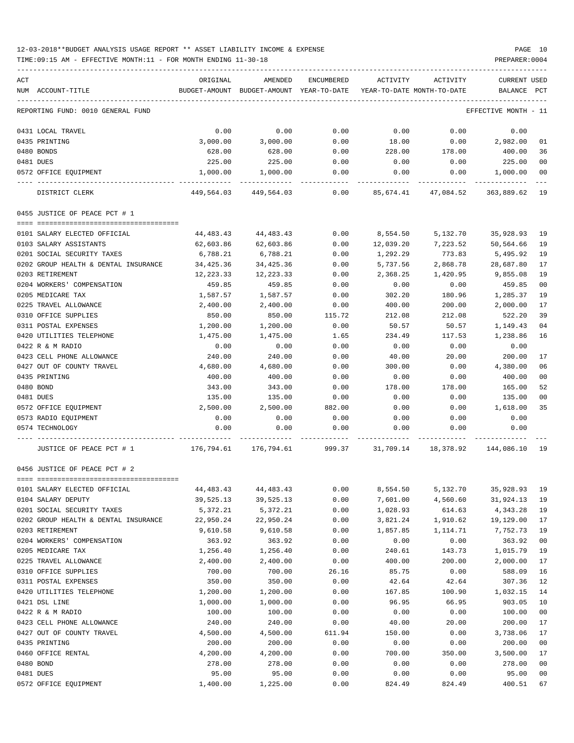12-03-2018**BUDGET ANALYSIS USAGE REPORT ** ASSET LIABILITY INCOME & EXPENSE

TIME:09:15 AM - EFFECTIVE MONTH:11 - FOR MONTH ENDING 11-30-18

PREPARER:0004

| ACT NUM | ACCOUNT-TITLE | ORIGINAL BUDGET-AMOUNT | AMENDED BUDGET-AMOUNT | ENCUMBERED YEAR-TO-DATE | ACTIVITY YEAR-TO-DATE | ACTIVITY MONTH-TO-DATE | CURRENT BALANCE | USED PCT |
|---|---|---|---|---|---|---|---|---|
| | REPORTING FUND: 0010 GENERAL FUND | | | | | | EFFECTIVE MONTH - 11 | |
| 0431 | LOCAL TRAVEL | 0.00 | 0.00 | 0.00 | 0.00 | 0.00 | 0.00 | |
| 0435 | PRINTING | 3,000.00 | 3,000.00 | 0.00 | 18.00 | 0.00 | 2,982.00 | 01 |
| 0480 | BONDS | 628.00 | 628.00 | 0.00 | 228.00 | 178.00 | 400.00 | 36 |
| 0481 | DUES | 225.00 | 225.00 | 0.00 | 0.00 | 0.00 | 225.00 | 00 |
| 0572 | OFFICE EQUIPMENT | 1,000.00 | 1,000.00 | 0.00 | 0.00 | 0.00 | 1,000.00 | 00 |
| | DISTRICT CLERK | 449,564.03 | 449,564.03 | 0.00 | 85,674.41 | 47,084.52 | 363,889.62 | 19 |
| | **0455 JUSTICE OF PEACE PCT # 1** | | | | | | | |
| 0101 | SALARY ELECTED OFFICIAL | 44,483.43 | 44,483.43 | 0.00 | 8,554.50 | 5,132.70 | 35,928.93 | 19 |
| 0103 | SALARY ASSISTANTS | 62,603.86 | 62,603.86 | 0.00 | 12,039.20 | 7,223.52 | 50,564.66 | 19 |
| 0201 | SOCIAL SECURITY TAXES | 6,788.21 | 6,788.21 | 0.00 | 1,292.29 | 773.83 | 5,495.92 | 19 |
| 0202 | GROUP HEALTH & DENTAL INSURANCE | 34,425.36 | 34,425.36 | 0.00 | 5,737.56 | 2,868.78 | 28,687.80 | 17 |
| 0203 | RETIREMENT | 12,223.33 | 12,223.33 | 0.00 | 2,368.25 | 1,420.95 | 9,855.08 | 19 |
| 0204 | WORKERS' COMPENSATION | 459.85 | 459.85 | 0.00 | 0.00 | 0.00 | 459.85 | 00 |
| 0205 | MEDICARE TAX | 1,587.57 | 1,587.57 | 0.00 | 302.20 | 180.96 | 1,285.37 | 19 |
| 0225 | TRAVEL ALLOWANCE | 2,400.00 | 2,400.00 | 0.00 | 400.00 | 200.00 | 2,000.00 | 17 |
| 0310 | OFFICE SUPPLIES | 850.00 | 850.00 | 115.72 | 212.08 | 212.08 | 522.20 | 39 |
| 0311 | POSTAL EXPENSES | 1,200.00 | 1,200.00 | 0.00 | 50.57 | 50.57 | 1,149.43 | 04 |
| 0420 | UTILITIES TELEPHONE | 1,475.00 | 1,475.00 | 1.65 | 234.49 | 117.53 | 1,238.86 | 16 |
| 0422 | R & M RADIO | 0.00 | 0.00 | 0.00 | 0.00 | 0.00 | 0.00 | |
| 0423 | CELL PHONE ALLOWANCE | 240.00 | 240.00 | 0.00 | 40.00 | 20.00 | 200.00 | 17 |
| 0427 | OUT OF COUNTY TRAVEL | 4,680.00 | 4,680.00 | 0.00 | 300.00 | 0.00 | 4,380.00 | 06 |
| 0435 | PRINTING | 400.00 | 400.00 | 0.00 | 0.00 | 0.00 | 400.00 | 00 |
| 0480 | BOND | 343.00 | 343.00 | 0.00 | 178.00 | 178.00 | 165.00 | 52 |
| 0481 | DUES | 135.00 | 135.00 | 0.00 | 0.00 | 0.00 | 135.00 | 00 |
| 0572 | OFFICE EQUIPMENT | 2,500.00 | 2,500.00 | 882.00 | 0.00 | 0.00 | 1,618.00 | 35 |
| 0573 | RADIO EQUIPMENT | 0.00 | 0.00 | 0.00 | 0.00 | 0.00 | 0.00 | |
| 0574 | TECHNOLOGY | 0.00 | 0.00 | 0.00 | 0.00 | 0.00 | 0.00 | |
| | JUSTICE OF PEACE PCT # 1 | 176,794.61 | 176,794.61 | 999.37 | 31,709.14 | 18,378.92 | 144,086.10 | 19 |
| | **0456 JUSTICE OF PEACE PCT # 2** | | | | | | | |
| 0101 | SALARY ELECTED OFFICIAL | 44,483.43 | 44,483.43 | 0.00 | 8,554.50 | 5,132.70 | 35,928.93 | 19 |
| 0104 | SALARY DEPUTY | 39,525.13 | 39,525.13 | 0.00 | 7,601.00 | 4,560.60 | 31,924.13 | 19 |
| 0201 | SOCIAL SECURITY TAXES | 5,372.21 | 5,372.21 | 0.00 | 1,028.93 | 614.63 | 4,343.28 | 19 |
| 0202 | GROUP HEALTH & DENTAL INSURANCE | 22,950.24 | 22,950.24 | 0.00 | 3,821.24 | 1,910.62 | 19,129.00 | 17 |
| 0203 | RETIREMENT | 9,610.58 | 9,610.58 | 0.00 | 1,857.85 | 1,114.71 | 7,752.73 | 19 |
| 0204 | WORKERS' COMPENSATION | 363.92 | 363.92 | 0.00 | 0.00 | 0.00 | 363.92 | 00 |
| 0205 | MEDICARE TAX | 1,256.40 | 1,256.40 | 0.00 | 240.61 | 143.73 | 1,015.79 | 19 |
| 0225 | TRAVEL ALLOWANCE | 2,400.00 | 2,400.00 | 0.00 | 400.00 | 200.00 | 2,000.00 | 17 |
| 0310 | OFFICE SUPPLIES | 700.00 | 700.00 | 26.16 | 85.75 | 0.00 | 588.09 | 16 |
| 0311 | POSTAL EXPENSES | 350.00 | 350.00 | 0.00 | 42.64 | 42.64 | 307.36 | 12 |
| 0420 | UTILITIES TELEPHONE | 1,200.00 | 1,200.00 | 0.00 | 167.85 | 100.90 | 1,032.15 | 14 |
| 0421 | DSL LINE | 1,000.00 | 1,000.00 | 0.00 | 96.95 | 66.95 | 903.05 | 10 |
| 0422 | R & M RADIO | 100.00 | 100.00 | 0.00 | 0.00 | 0.00 | 100.00 | 00 |
| 0423 | CELL PHONE ALLOWANCE | 240.00 | 240.00 | 0.00 | 40.00 | 20.00 | 200.00 | 17 |
| 0427 | OUT OF COUNTY TRAVEL | 4,500.00 | 4,500.00 | 611.94 | 150.00 | 0.00 | 3,738.06 | 17 |
| 0435 | PRINTING | 200.00 | 200.00 | 0.00 | 0.00 | 0.00 | 200.00 | 00 |
| 0460 | OFFICE RENTAL | 4,200.00 | 4,200.00 | 0.00 | 700.00 | 350.00 | 3,500.00 | 17 |
| 0480 | BOND | 278.00 | 278.00 | 0.00 | 0.00 | 0.00 | 278.00 | 00 |
| 0481 | DUES | 95.00 | 95.00 | 0.00 | 0.00 | 0.00 | 95.00 | 00 |
| 0572 | OFFICE EQUIPMENT | 1,400.00 | 1,225.00 | 0.00 | 824.49 | 824.49 | 400.51 | 67 |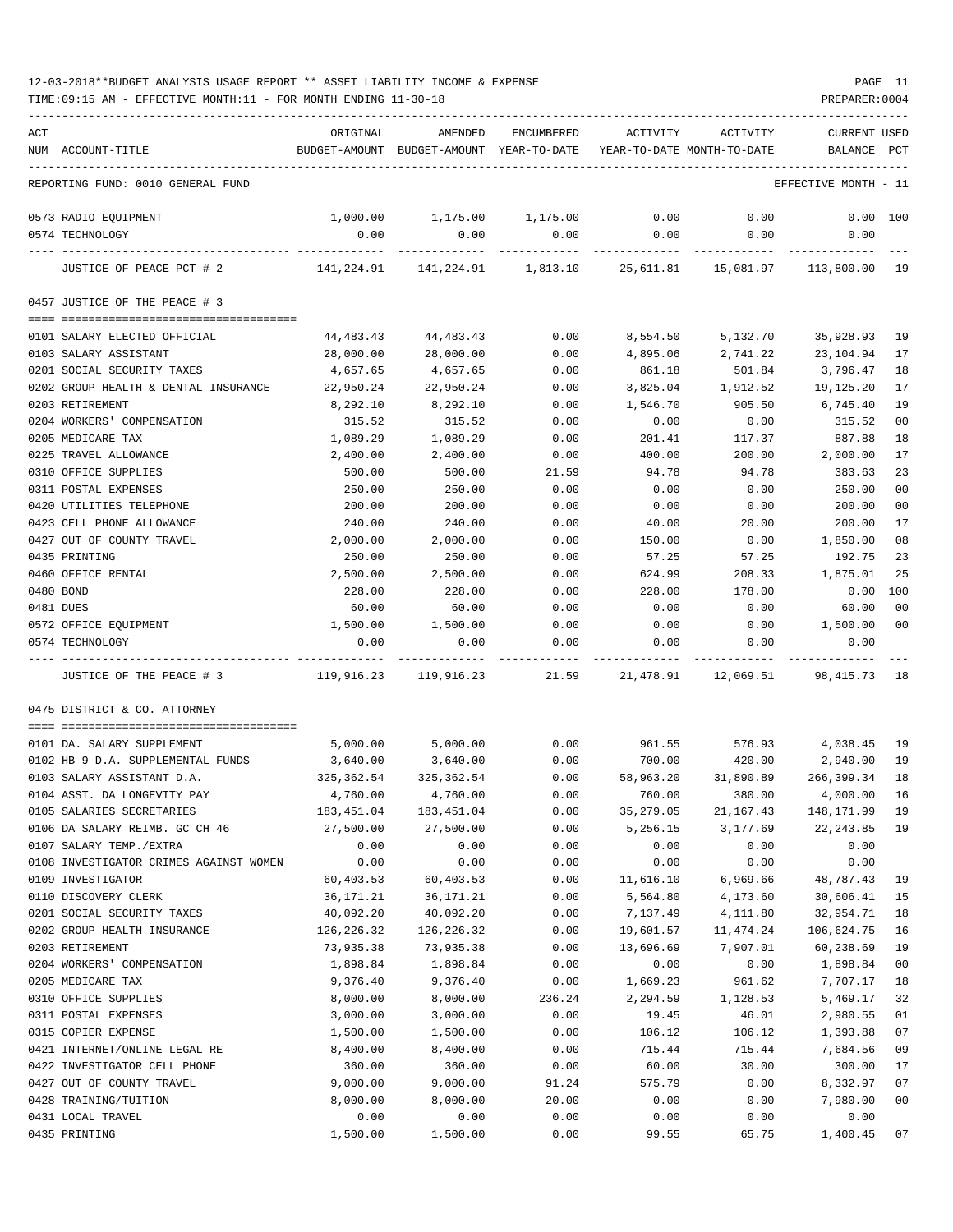12-03-2018**BUDGET ANALYSIS USAGE REPORT ** ASSET LIABILITY INCOME & EXPENSE

TIME:09:15 AM - EFFECTIVE MONTH:11 - FOR MONTH ENDING 11-30-18

PREPARER:0004

| ACT NUM | ACCOUNT-TITLE | ORIGINAL BUDGET-AMOUNT | AMENDED BUDGET-AMOUNT | ENCUMBERED YEAR-TO-DATE | ACTIVITY YEAR-TO-DATE | ACTIVITY MONTH-TO-DATE | CURRENT BALANCE | USED PCT |
|---|---|---|---|---|---|---|---|---|
| | REPORTING FUND: 0010 GENERAL FUND | | | | | | EFFECTIVE MONTH - 11 | |
| 0573 | RADIO EQUIPMENT | 1,000.00 | 1,175.00 | 1,175.00 | 0.00 | 0.00 | 0.00 | 100 |
| 0574 | TECHNOLOGY | 0.00 | 0.00 | 0.00 | 0.00 | 0.00 | 0.00 | |
| | JUSTICE OF PEACE PCT # 2 | 141,224.91 | 141,224.91 | 1,813.10 | 25,611.81 | 15,081.97 | 113,800.00 | 19 |
| | **0457 JUSTICE OF THE PEACE # 3** | | | | | | | |
| 0101 | SALARY ELECTED OFFICIAL | 44,483.43 | 44,483.43 | 0.00 | 8,554.50 | 5,132.70 | 35,928.93 | 19 |
| 0103 | SALARY ASSISTANT | 28,000.00 | 28,000.00 | 0.00 | 4,895.06 | 2,741.22 | 23,104.94 | 17 |
| 0201 | SOCIAL SECURITY TAXES | 4,657.65 | 4,657.65 | 0.00 | 861.18 | 501.84 | 3,796.47 | 18 |
| 0202 | GROUP HEALTH & DENTAL INSURANCE | 22,950.24 | 22,950.24 | 0.00 | 3,825.04 | 1,912.52 | 19,125.20 | 17 |
| 0203 | RETIREMENT | 8,292.10 | 8,292.10 | 0.00 | 1,546.70 | 905.50 | 6,745.40 | 19 |
| 0204 | WORKERS' COMPENSATION | 315.52 | 315.52 | 0.00 | 0.00 | 0.00 | 315.52 | 00 |
| 0205 | MEDICARE TAX | 1,089.29 | 1,089.29 | 0.00 | 201.41 | 117.37 | 887.88 | 18 |
| 0225 | TRAVEL ALLOWANCE | 2,400.00 | 2,400.00 | 0.00 | 400.00 | 200.00 | 2,000.00 | 17 |
| 0310 | OFFICE SUPPLIES | 500.00 | 500.00 | 21.59 | 94.78 | 94.78 | 383.63 | 23 |
| 0311 | POSTAL EXPENSES | 250.00 | 250.00 | 0.00 | 0.00 | 0.00 | 250.00 | 00 |
| 0420 | UTILITIES TELEPHONE | 200.00 | 200.00 | 0.00 | 0.00 | 0.00 | 200.00 | 00 |
| 0423 | CELL PHONE ALLOWANCE | 240.00 | 240.00 | 0.00 | 40.00 | 20.00 | 200.00 | 17 |
| 0427 | OUT OF COUNTY TRAVEL | 2,000.00 | 2,000.00 | 0.00 | 150.00 | 0.00 | 1,850.00 | 08 |
| 0435 | PRINTING | 250.00 | 250.00 | 0.00 | 57.25 | 57.25 | 192.75 | 23 |
| 0460 | OFFICE RENTAL | 2,500.00 | 2,500.00 | 0.00 | 624.99 | 208.33 | 1,875.01 | 25 |
| 0480 | BOND | 228.00 | 228.00 | 0.00 | 228.00 | 178.00 | 0.00 | 100 |
| 0481 | DUES | 60.00 | 60.00 | 0.00 | 0.00 | 0.00 | 60.00 | 00 |
| 0572 | OFFICE EQUIPMENT | 1,500.00 | 1,500.00 | 0.00 | 0.00 | 0.00 | 1,500.00 | 00 |
| 0574 | TECHNOLOGY | 0.00 | 0.00 | 0.00 | 0.00 | 0.00 | 0.00 | |
| | JUSTICE OF THE PEACE # 3 | 119,916.23 | 119,916.23 | 21.59 | 21,478.91 | 12,069.51 | 98,415.73 | 18 |
| | **0475 DISTRICT & CO. ATTORNEY** | | | | | | | |
| 0101 | DA. SALARY SUPPLEMENT | 5,000.00 | 5,000.00 | 0.00 | 961.55 | 576.93 | 4,038.45 | 19 |
| 0102 | HB 9 D.A. SUPPLEMENTAL FUNDS | 3,640.00 | 3,640.00 | 0.00 | 700.00 | 420.00 | 2,940.00 | 19 |
| 0103 | SALARY ASSISTANT D.A. | 325,362.54 | 325,362.54 | 0.00 | 58,963.20 | 31,890.89 | 266,399.34 | 18 |
| 0104 | ASST. DA LONGEVITY PAY | 4,760.00 | 4,760.00 | 0.00 | 760.00 | 380.00 | 4,000.00 | 16 |
| 0105 | SALARIES SECRETARIES | 183,451.04 | 183,451.04 | 0.00 | 35,279.05 | 21,167.43 | 148,171.99 | 19 |
| 0106 | DA SALARY REIMB. GC CH 46 | 27,500.00 | 27,500.00 | 0.00 | 5,256.15 | 3,177.69 | 22,243.85 | 19 |
| 0107 | SALARY TEMP./EXTRA | 0.00 | 0.00 | 0.00 | 0.00 | 0.00 | 0.00 | |
| 0108 | INVESTIGATOR CRIMES AGAINST WOMEN | 0.00 | 0.00 | 0.00 | 0.00 | 0.00 | 0.00 | |
| 0109 | INVESTIGATOR | 60,403.53 | 60,403.53 | 0.00 | 11,616.10 | 6,969.66 | 48,787.43 | 19 |
| 0110 | DISCOVERY CLERK | 36,171.21 | 36,171.21 | 0.00 | 5,564.80 | 4,173.60 | 30,606.41 | 15 |
| 0201 | SOCIAL SECURITY TAXES | 40,092.20 | 40,092.20 | 0.00 | 7,137.49 | 4,111.80 | 32,954.71 | 18 |
| 0202 | GROUP HEALTH INSURANCE | 126,226.32 | 126,226.32 | 0.00 | 19,601.57 | 11,474.24 | 106,624.75 | 16 |
| 0203 | RETIREMENT | 73,935.38 | 73,935.38 | 0.00 | 13,696.69 | 7,907.01 | 60,238.69 | 19 |
| 0204 | WORKERS' COMPENSATION | 1,898.84 | 1,898.84 | 0.00 | 0.00 | 0.00 | 1,898.84 | 00 |
| 0205 | MEDICARE TAX | 9,376.40 | 9,376.40 | 0.00 | 1,669.23 | 961.62 | 7,707.17 | 18 |
| 0310 | OFFICE SUPPLIES | 8,000.00 | 8,000.00 | 236.24 | 2,294.59 | 1,128.53 | 5,469.17 | 32 |
| 0311 | POSTAL EXPENSES | 3,000.00 | 3,000.00 | 0.00 | 19.45 | 46.01 | 2,980.55 | 01 |
| 0315 | COPIER EXPENSE | 1,500.00 | 1,500.00 | 0.00 | 106.12 | 106.12 | 1,393.88 | 07 |
| 0421 | INTERNET/ONLINE LEGAL RE | 8,400.00 | 8,400.00 | 0.00 | 715.44 | 715.44 | 7,684.56 | 09 |
| 0422 | INVESTIGATOR CELL PHONE | 360.00 | 360.00 | 0.00 | 60.00 | 30.00 | 300.00 | 17 |
| 0427 | OUT OF COUNTY TRAVEL | 9,000.00 | 9,000.00 | 91.24 | 575.79 | 0.00 | 8,332.97 | 07 |
| 0428 | TRAINING/TUITION | 8,000.00 | 8,000.00 | 20.00 | 0.00 | 0.00 | 7,980.00 | 00 |
| 0431 | LOCAL TRAVEL | 0.00 | 0.00 | 0.00 | 0.00 | 0.00 | 0.00 | |
| 0435 | PRINTING | 1,500.00 | 1,500.00 | 0.00 | 99.55 | 65.75 | 1,400.45 | 07 |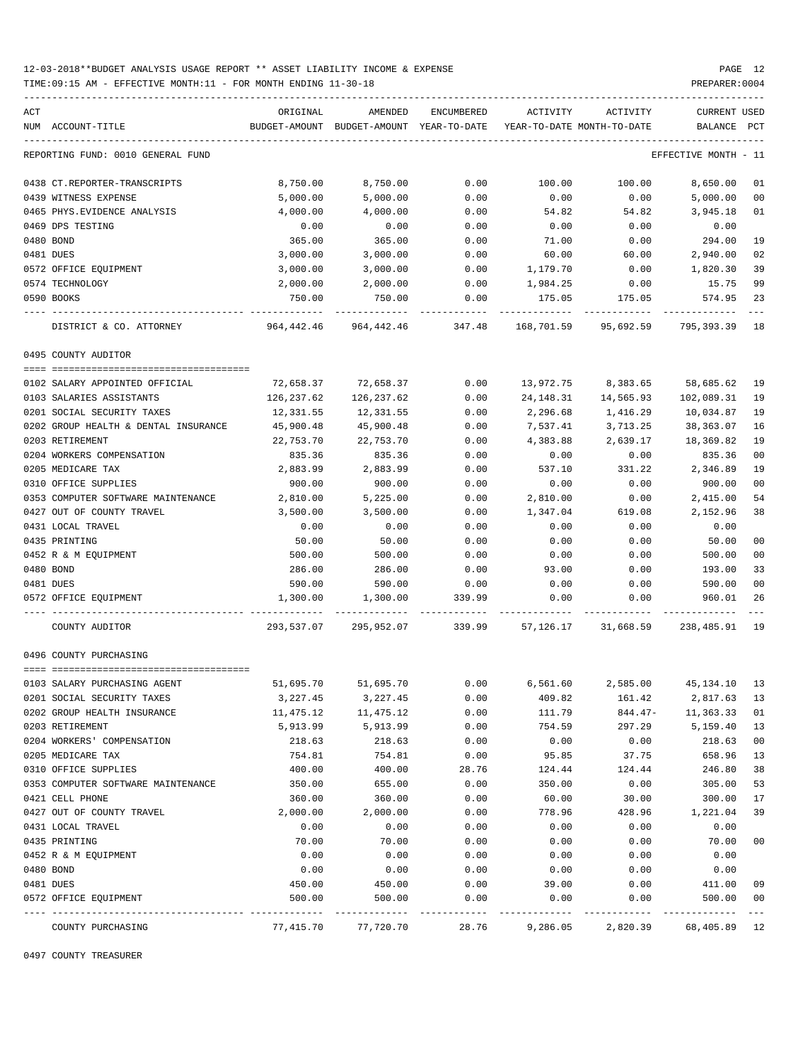12-03-2018**BUDGET ANALYSIS USAGE REPORT ** ASSET LIABILITY INCOME & EXPENSE

TIME:09:15 AM - EFFECTIVE MONTH:11 - FOR MONTH ENDING 11-30-18

PREPARER:0004

| ACT NUM | ACCOUNT-TITLE | ORIGINAL BUDGET-AMOUNT | AMENDED BUDGET-AMOUNT | ENCUMBERED YEAR-TO-DATE | ACTIVITY YEAR-TO-DATE | ACTIVITY MONTH-TO-DATE | CURRENT BALANCE | USED PCT |
|---|---|---|---|---|---|---|---|---|
| | REPORTING FUND: 0010 GENERAL FUND | | | | | | EFFECTIVE MONTH - 11 | |
| 0438 | CT.REPORTER-TRANSCRIPTS | 8,750.00 | 8,750.00 | 0.00 | 100.00 | 100.00 | 8,650.00 | 01 |
| 0439 | WITNESS EXPENSE | 5,000.00 | 5,000.00 | 0.00 | 0.00 | 0.00 | 5,000.00 | 00 |
| 0465 | PHYS.EVIDENCE ANALYSIS | 4,000.00 | 4,000.00 | 0.00 | 54.82 | 54.82 | 3,945.18 | 01 |
| 0469 | DPS TESTING | 0.00 | 0.00 | 0.00 | 0.00 | 0.00 | 0.00 | |
| 0480 | BOND | 365.00 | 365.00 | 0.00 | 71.00 | 0.00 | 294.00 | 19 |
| 0481 | DUES | 3,000.00 | 3,000.00 | 0.00 | 60.00 | 60.00 | 2,940.00 | 02 |
| 0572 | OFFICE EQUIPMENT | 3,000.00 | 3,000.00 | 0.00 | 1,179.70 | 0.00 | 1,820.30 | 39 |
| 0574 | TECHNOLOGY | 2,000.00 | 2,000.00 | 0.00 | 1,984.25 | 0.00 | 15.75 | 99 |
| 0590 | BOOKS | 750.00 | 750.00 | 0.00 | 175.05 | 175.05 | 574.95 | 23 |
| | DISTRICT & CO. ATTORNEY | 964,442.46 | 964,442.46 | 347.48 | 168,701.59 | 95,692.59 | 795,393.39 | 18 |
| | 0495 COUNTY AUDITOR | | | | | | | |
| 0102 | SALARY APPOINTED OFFICIAL | 72,658.37 | 72,658.37 | 0.00 | 13,972.75 | 8,383.65 | 58,685.62 | 19 |
| 0103 | SALARIES ASSISTANTS | 126,237.62 | 126,237.62 | 0.00 | 24,148.31 | 14,565.93 | 102,089.31 | 19 |
| 0201 | SOCIAL SECURITY TAXES | 12,331.55 | 12,331.55 | 0.00 | 2,296.68 | 1,416.29 | 10,034.87 | 19 |
| 0202 | GROUP HEALTH & DENTAL INSURANCE | 45,900.48 | 45,900.48 | 0.00 | 7,537.41 | 3,713.25 | 38,363.07 | 16 |
| 0203 | RETIREMENT | 22,753.70 | 22,753.70 | 0.00 | 4,383.88 | 2,639.17 | 18,369.82 | 19 |
| 0204 | WORKERS COMPENSATION | 835.36 | 835.36 | 0.00 | 0.00 | 0.00 | 835.36 | 00 |
| 0205 | MEDICARE TAX | 2,883.99 | 2,883.99 | 0.00 | 537.10 | 331.22 | 2,346.89 | 19 |
| 0310 | OFFICE SUPPLIES | 900.00 | 900.00 | 0.00 | 0.00 | 0.00 | 900.00 | 00 |
| 0353 | COMPUTER SOFTWARE MAINTENANCE | 2,810.00 | 5,225.00 | 0.00 | 2,810.00 | 0.00 | 2,415.00 | 54 |
| 0427 | OUT OF COUNTY TRAVEL | 3,500.00 | 3,500.00 | 0.00 | 1,347.04 | 619.08 | 2,152.96 | 38 |
| 0431 | LOCAL TRAVEL | 0.00 | 0.00 | 0.00 | 0.00 | 0.00 | 0.00 | |
| 0435 | PRINTING | 50.00 | 50.00 | 0.00 | 0.00 | 0.00 | 50.00 | 00 |
| 0452 | R & M EQUIPMENT | 500.00 | 500.00 | 0.00 | 0.00 | 0.00 | 500.00 | 00 |
| 0480 | BOND | 286.00 | 286.00 | 0.00 | 93.00 | 0.00 | 193.00 | 33 |
| 0481 | DUES | 590.00 | 590.00 | 0.00 | 0.00 | 0.00 | 590.00 | 00 |
| 0572 | OFFICE EQUIPMENT | 1,300.00 | 1,300.00 | 339.99 | 0.00 | 0.00 | 960.01 | 26 |
| | COUNTY AUDITOR | 293,537.07 | 295,952.07 | 339.99 | 57,126.17 | 31,668.59 | 238,485.91 | 19 |
| | 0496 COUNTY PURCHASING | | | | | | | |
| 0103 | SALARY PURCHASING AGENT | 51,695.70 | 51,695.70 | 0.00 | 6,561.60 | 2,585.00 | 45,134.10 | 13 |
| 0201 | SOCIAL SECURITY TAXES | 3,227.45 | 3,227.45 | 0.00 | 409.82 | 161.42 | 2,817.63 | 13 |
| 0202 | GROUP HEALTH INSURANCE | 11,475.12 | 11,475.12 | 0.00 | 111.79 | 844.47- | 11,363.33 | 01 |
| 0203 | RETIREMENT | 5,913.99 | 5,913.99 | 0.00 | 754.59 | 297.29 | 5,159.40 | 13 |
| 0204 | WORKERS' COMPENSATION | 218.63 | 218.63 | 0.00 | 0.00 | 0.00 | 218.63 | 00 |
| 0205 | MEDICARE TAX | 754.81 | 754.81 | 0.00 | 95.85 | 37.75 | 658.96 | 13 |
| 0310 | OFFICE SUPPLIES | 400.00 | 400.00 | 28.76 | 124.44 | 124.44 | 246.80 | 38 |
| 0353 | COMPUTER SOFTWARE MAINTENANCE | 350.00 | 655.00 | 0.00 | 350.00 | 0.00 | 305.00 | 53 |
| 0421 | CELL PHONE | 360.00 | 360.00 | 0.00 | 60.00 | 30.00 | 300.00 | 17 |
| 0427 | OUT OF COUNTY TRAVEL | 2,000.00 | 2,000.00 | 0.00 | 778.96 | 428.96 | 1,221.04 | 39 |
| 0431 | LOCAL TRAVEL | 0.00 | 0.00 | 0.00 | 0.00 | 0.00 | 0.00 | |
| 0435 | PRINTING | 70.00 | 70.00 | 0.00 | 0.00 | 0.00 | 70.00 | 00 |
| 0452 | R & M EQUIPMENT | 0.00 | 0.00 | 0.00 | 0.00 | 0.00 | 0.00 | |
| 0480 | BOND | 0.00 | 0.00 | 0.00 | 0.00 | 0.00 | 0.00 | |
| 0481 | DUES | 450.00 | 450.00 | 0.00 | 39.00 | 0.00 | 411.00 | 09 |
| 0572 | OFFICE EQUIPMENT | 500.00 | 500.00 | 0.00 | 0.00 | 0.00 | 500.00 | 00 |
| | COUNTY PURCHASING | 77,415.70 | 77,720.70 | 28.76 | 9,286.05 | 2,820.39 | 68,405.89 | 12 |

0497 COUNTY TREASURER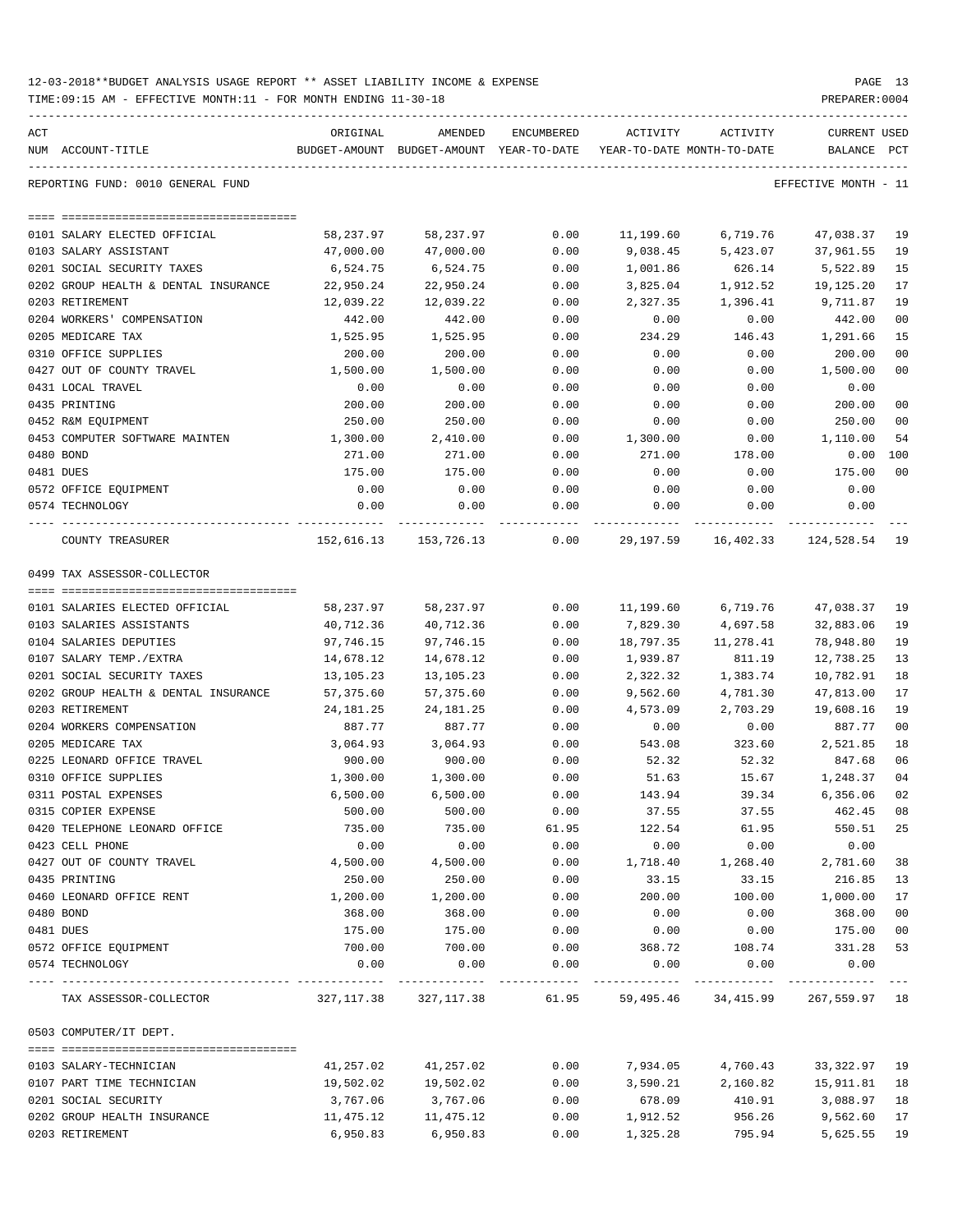12-03-2018**BUDGET ANALYSIS USAGE REPORT ** ASSET LIABILITY INCOME & EXPENSE

TIME:09:15 AM - EFFECTIVE MONTH:11 - FOR MONTH ENDING 11-30-18

REPORTING FUND: 0010 GENERAL FUND — EFFECTIVE MONTH - 11

| ACT NUM | ACCOUNT-TITLE | ORIGINAL BUDGET-AMOUNT | AMENDED BUDGET-AMOUNT | ENCUMBERED YEAR-TO-DATE | ACTIVITY YEAR-TO-DATE | ACTIVITY MONTH-TO-DATE | CURRENT BALANCE | USED PCT |
|---|---|---|---|---|---|---|---|---|
| 0101 | SALARY ELECTED OFFICIAL | 58,237.97 | 58,237.97 | 0.00 | 11,199.60 | 6,719.76 | 47,038.37 | 19 |
| 0103 | SALARY ASSISTANT | 47,000.00 | 47,000.00 | 0.00 | 9,038.45 | 5,423.07 | 37,961.55 | 19 |
| 0201 | SOCIAL SECURITY TAXES | 6,524.75 | 6,524.75 | 0.00 | 1,001.86 | 626.14 | 5,522.89 | 15 |
| 0202 | GROUP HEALTH & DENTAL INSURANCE | 22,950.24 | 22,950.24 | 0.00 | 3,825.04 | 1,912.52 | 19,125.20 | 17 |
| 0203 | RETIREMENT | 12,039.22 | 12,039.22 | 0.00 | 2,327.35 | 1,396.41 | 9,711.87 | 19 |
| 0204 | WORKERS' COMPENSATION | 442.00 | 442.00 | 0.00 | 0.00 | 0.00 | 442.00 | 00 |
| 0205 | MEDICARE TAX | 1,525.95 | 1,525.95 | 0.00 | 234.29 | 146.43 | 1,291.66 | 15 |
| 0310 | OFFICE SUPPLIES | 200.00 | 200.00 | 0.00 | 0.00 | 0.00 | 200.00 | 00 |
| 0427 | OUT OF COUNTY TRAVEL | 1,500.00 | 1,500.00 | 0.00 | 0.00 | 0.00 | 1,500.00 | 00 |
| 0431 | LOCAL TRAVEL | 0.00 | 0.00 | 0.00 | 0.00 | 0.00 | 0.00 | |
| 0435 | PRINTING | 200.00 | 200.00 | 0.00 | 0.00 | 0.00 | 200.00 | 00 |
| 0452 | R&M EQUIPMENT | 250.00 | 250.00 | 0.00 | 0.00 | 0.00 | 250.00 | 00 |
| 0453 | COMPUTER SOFTWARE MAINTEN | 1,300.00 | 2,410.00 | 0.00 | 1,300.00 | 0.00 | 1,110.00 | 54 |
| 0480 | BOND | 271.00 | 271.00 | 0.00 | 271.00 | 178.00 | 0.00 | 100 |
| 0481 | DUES | 175.00 | 175.00 | 0.00 | 0.00 | 0.00 | 175.00 | 00 |
| 0572 | OFFICE EQUIPMENT | 0.00 | 0.00 | 0.00 | 0.00 | 0.00 | 0.00 | |
| 0574 | TECHNOLOGY | 0.00 | 0.00 | 0.00 | 0.00 | 0.00 | 0.00 | |
| | COUNTY TREASURER | 152,616.13 | 153,726.13 | 0.00 | 29,197.59 | 16,402.33 | 124,528.54 | 19 |

0499 TAX ASSESSOR-COLLECTOR

| ACT NUM | ACCOUNT-TITLE | ORIGINAL BUDGET-AMOUNT | AMENDED BUDGET-AMOUNT | ENCUMBERED YEAR-TO-DATE | ACTIVITY YEAR-TO-DATE | ACTIVITY MONTH-TO-DATE | CURRENT BALANCE | USED PCT |
|---|---|---|---|---|---|---|---|---|
| 0101 | SALARIES ELECTED OFFICIAL | 58,237.97 | 58,237.97 | 0.00 | 11,199.60 | 6,719.76 | 47,038.37 | 19 |
| 0103 | SALARIES ASSISTANTS | 40,712.36 | 40,712.36 | 0.00 | 7,829.30 | 4,697.58 | 32,883.06 | 19 |
| 0104 | SALARIES DEPUTIES | 97,746.15 | 97,746.15 | 0.00 | 18,797.35 | 11,278.41 | 78,948.80 | 19 |
| 0107 | SALARY TEMP./EXTRA | 14,678.12 | 14,678.12 | 0.00 | 1,939.87 | 811.19 | 12,738.25 | 13 |
| 0201 | SOCIAL SECURITY TAXES | 13,105.23 | 13,105.23 | 0.00 | 2,322.32 | 1,383.74 | 10,782.91 | 18 |
| 0202 | GROUP HEALTH & DENTAL INSURANCE | 57,375.60 | 57,375.60 | 0.00 | 9,562.60 | 4,781.30 | 47,813.00 | 17 |
| 0203 | RETIREMENT | 24,181.25 | 24,181.25 | 0.00 | 4,573.09 | 2,703.29 | 19,608.16 | 19 |
| 0204 | WORKERS COMPENSATION | 887.77 | 887.77 | 0.00 | 0.00 | 0.00 | 887.77 | 00 |
| 0205 | MEDICARE TAX | 3,064.93 | 3,064.93 | 0.00 | 543.08 | 323.60 | 2,521.85 | 18 |
| 0225 | LEONARD OFFICE TRAVEL | 900.00 | 900.00 | 0.00 | 52.32 | 52.32 | 847.68 | 06 |
| 0310 | OFFICE SUPPLIES | 1,300.00 | 1,300.00 | 0.00 | 51.63 | 15.67 | 1,248.37 | 04 |
| 0311 | POSTAL EXPENSES | 6,500.00 | 6,500.00 | 0.00 | 143.94 | 39.34 | 6,356.06 | 02 |
| 0315 | COPIER EXPENSE | 500.00 | 500.00 | 0.00 | 37.55 | 37.55 | 462.45 | 08 |
| 0420 | TELEPHONE LEONARD OFFICE | 735.00 | 735.00 | 61.95 | 122.54 | 61.95 | 550.51 | 25 |
| 0423 | CELL PHONE | 0.00 | 0.00 | 0.00 | 0.00 | 0.00 | 0.00 | |
| 0427 | OUT OF COUNTY TRAVEL | 4,500.00 | 4,500.00 | 0.00 | 1,718.40 | 1,268.40 | 2,781.60 | 38 |
| 0435 | PRINTING | 250.00 | 250.00 | 0.00 | 33.15 | 33.15 | 216.85 | 13 |
| 0460 | LEONARD OFFICE RENT | 1,200.00 | 1,200.00 | 0.00 | 200.00 | 100.00 | 1,000.00 | 17 |
| 0480 | BOND | 368.00 | 368.00 | 0.00 | 0.00 | 0.00 | 368.00 | 00 |
| 0481 | DUES | 175.00 | 175.00 | 0.00 | 0.00 | 0.00 | 175.00 | 00 |
| 0572 | OFFICE EQUIPMENT | 700.00 | 700.00 | 0.00 | 368.72 | 108.74 | 331.28 | 53 |
| 0574 | TECHNOLOGY | 0.00 | 0.00 | 0.00 | 0.00 | 0.00 | 0.00 | |
| | TAX ASSESSOR-COLLECTOR | 327,117.38 | 327,117.38 | 61.95 | 59,495.46 | 34,415.99 | 267,559.97 | 18 |

0503 COMPUTER/IT DEPT.

| ACT NUM | ACCOUNT-TITLE | ORIGINAL BUDGET-AMOUNT | AMENDED BUDGET-AMOUNT | ENCUMBERED YEAR-TO-DATE | ACTIVITY YEAR-TO-DATE | ACTIVITY MONTH-TO-DATE | CURRENT BALANCE | USED PCT |
|---|---|---|---|---|---|---|---|---|
| 0103 | SALARY-TECHNICIAN | 41,257.02 | 41,257.02 | 0.00 | 7,934.05 | 4,760.43 | 33,322.97 | 19 |
| 0107 | PART TIME TECHNICIAN | 19,502.02 | 19,502.02 | 0.00 | 3,590.21 | 2,160.82 | 15,911.81 | 18 |
| 0201 | SOCIAL SECURITY | 3,767.06 | 3,767.06 | 0.00 | 678.09 | 410.91 | 3,088.97 | 18 |
| 0202 | GROUP HEALTH INSURANCE | 11,475.12 | 11,475.12 | 0.00 | 1,912.52 | 956.26 | 9,562.60 | 17 |
| 0203 | RETIREMENT | 6,950.83 | 6,950.83 | 0.00 | 1,325.28 | 795.94 | 5,625.55 | 19 |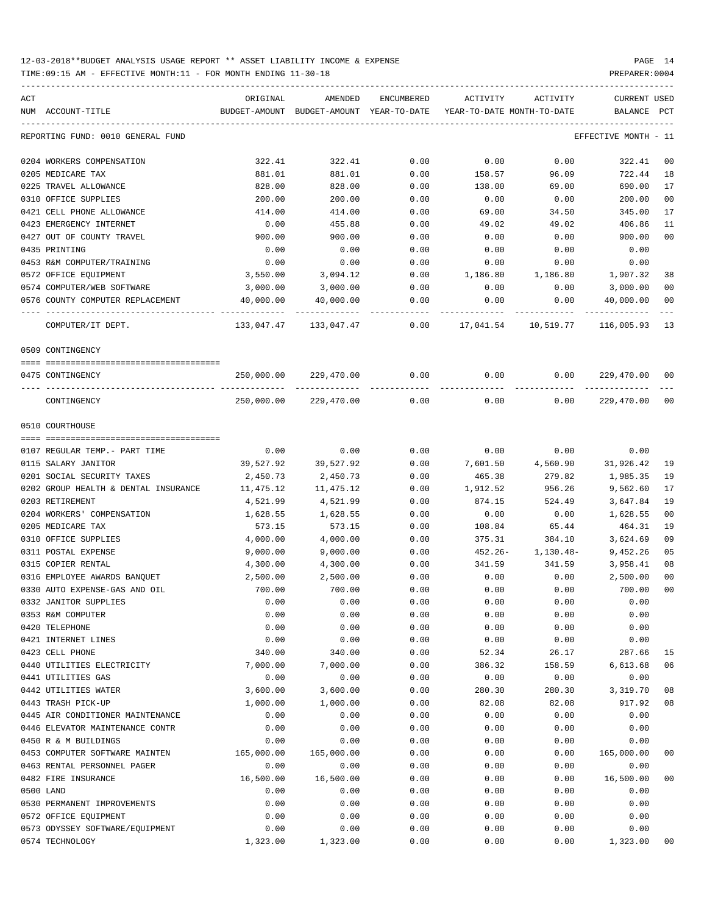12-03-2018**BUDGET ANALYSIS USAGE REPORT ** ASSET LIABILITY INCOME & EXPENSE

TIME:09:15 AM - EFFECTIVE MONTH:11 - FOR MONTH ENDING 11-30-18

PREPARER:0004

| ACT NUM | ACCOUNT-TITLE | ORIGINAL BUDGET-AMOUNT | AMENDED BUDGET-AMOUNT | ENCUMBERED YEAR-TO-DATE | ACTIVITY YEAR-TO-DATE | ACTIVITY MONTH-TO-DATE | CURRENT BALANCE | USED PCT |
|---|---|---|---|---|---|---|---|---|
| | REPORTING FUND: 0010 GENERAL FUND | | | | | | EFFECTIVE MONTH - 11 | |
| 0204 | WORKERS COMPENSATION | 322.41 | 322.41 | 0.00 | 0.00 | 0.00 | 322.41 | 00 |
| 0205 | MEDICARE TAX | 881.01 | 881.01 | 0.00 | 158.57 | 96.09 | 722.44 | 18 |
| 0225 | TRAVEL ALLOWANCE | 828.00 | 828.00 | 0.00 | 138.00 | 69.00 | 690.00 | 17 |
| 0310 | OFFICE SUPPLIES | 200.00 | 200.00 | 0.00 | 0.00 | 0.00 | 200.00 | 00 |
| 0421 | CELL PHONE ALLOWANCE | 414.00 | 414.00 | 0.00 | 69.00 | 34.50 | 345.00 | 17 |
| 0423 | EMERGENCY INTERNET | 0.00 | 455.88 | 0.00 | 49.02 | 49.02 | 406.86 | 11 |
| 0427 | OUT OF COUNTY TRAVEL | 900.00 | 900.00 | 0.00 | 0.00 | 0.00 | 900.00 | 00 |
| 0435 | PRINTING | 0.00 | 0.00 | 0.00 | 0.00 | 0.00 | 0.00 | |
| 0453 | R&M COMPUTER/TRAINING | 0.00 | 0.00 | 0.00 | 0.00 | 0.00 | 0.00 | |
| 0572 | OFFICE EQUIPMENT | 3,550.00 | 3,094.12 | 0.00 | 1,186.80 | 1,186.80 | 1,907.32 | 38 |
| 0574 | COMPUTER/WEB SOFTWARE | 3,000.00 | 3,000.00 | 0.00 | 0.00 | 0.00 | 3,000.00 | 00 |
| 0576 | COUNTY COMPUTER REPLACEMENT | 40,000.00 | 40,000.00 | 0.00 | 0.00 | 0.00 | 40,000.00 | 00 |
| | COMPUTER/IT DEPT. | 133,047.47 | 133,047.47 | 0.00 | 17,041.54 | 10,519.77 | 116,005.93 | 13 |
| | 0509 CONTINGENCY | | | | | | | |
| 0475 | CONTINGENCY | 250,000.00 | 229,470.00 | 0.00 | 0.00 | 0.00 | 229,470.00 | 00 |
| | CONTINGENCY | 250,000.00 | 229,470.00 | 0.00 | 0.00 | 0.00 | 229,470.00 | 00 |
| | 0510 COURTHOUSE | | | | | | | |
| 0107 | REGULAR TEMP.- PART TIME | 0.00 | 0.00 | 0.00 | 0.00 | 0.00 | 0.00 | |
| 0115 | SALARY JANITOR | 39,527.92 | 39,527.92 | 0.00 | 7,601.50 | 4,560.90 | 31,926.42 | 19 |
| 0201 | SOCIAL SECURITY TAXES | 2,450.73 | 2,450.73 | 0.00 | 465.38 | 279.82 | 1,985.35 | 19 |
| 0202 | GROUP HEALTH & DENTAL INSURANCE | 11,475.12 | 11,475.12 | 0.00 | 1,912.52 | 956.26 | 9,562.60 | 17 |
| 0203 | RETIREMENT | 4,521.99 | 4,521.99 | 0.00 | 874.15 | 524.49 | 3,647.84 | 19 |
| 0204 | WORKERS' COMPENSATION | 1,628.55 | 1,628.55 | 0.00 | 0.00 | 0.00 | 1,628.55 | 00 |
| 0205 | MEDICARE TAX | 573.15 | 573.15 | 0.00 | 108.84 | 65.44 | 464.31 | 19 |
| 0310 | OFFICE SUPPLIES | 4,000.00 | 4,000.00 | 0.00 | 375.31 | 384.10 | 3,624.69 | 09 |
| 0311 | POSTAL EXPENSE | 9,000.00 | 9,000.00 | 0.00 | 452.26- | 1,130.48- | 9,452.26 | 05 |
| 0315 | COPIER RENTAL | 4,300.00 | 4,300.00 | 0.00 | 341.59 | 341.59 | 3,958.41 | 08 |
| 0316 | EMPLOYEE AWARDS BANQUET | 2,500.00 | 2,500.00 | 0.00 | 0.00 | 0.00 | 2,500.00 | 00 |
| 0330 | AUTO EXPENSE-GAS AND OIL | 700.00 | 700.00 | 0.00 | 0.00 | 0.00 | 700.00 | 00 |
| 0332 | JANITOR SUPPLIES | 0.00 | 0.00 | 0.00 | 0.00 | 0.00 | 0.00 | |
| 0353 | R&M COMPUTER | 0.00 | 0.00 | 0.00 | 0.00 | 0.00 | 0.00 | |
| 0420 | TELEPHONE | 0.00 | 0.00 | 0.00 | 0.00 | 0.00 | 0.00 | |
| 0421 | INTERNET LINES | 0.00 | 0.00 | 0.00 | 0.00 | 0.00 | 0.00 | |
| 0423 | CELL PHONE | 340.00 | 340.00 | 0.00 | 52.34 | 26.17 | 287.66 | 15 |
| 0440 | UTILITIES ELECTRICITY | 7,000.00 | 7,000.00 | 0.00 | 386.32 | 158.59 | 6,613.68 | 06 |
| 0441 | UTILITIES GAS | 0.00 | 0.00 | 0.00 | 0.00 | 0.00 | 0.00 | |
| 0442 | UTILITIES WATER | 3,600.00 | 3,600.00 | 0.00 | 280.30 | 280.30 | 3,319.70 | 08 |
| 0443 | TRASH PICK-UP | 1,000.00 | 1,000.00 | 0.00 | 82.08 | 82.08 | 917.92 | 08 |
| 0445 | AIR CONDITIONER MAINTENANCE | 0.00 | 0.00 | 0.00 | 0.00 | 0.00 | 0.00 | |
| 0446 | ELEVATOR MAINTENANCE CONTR | 0.00 | 0.00 | 0.00 | 0.00 | 0.00 | 0.00 | |
| 0450 | R & M BUILDINGS | 0.00 | 0.00 | 0.00 | 0.00 | 0.00 | 0.00 | |
| 0453 | COMPUTER SOFTWARE MAINTEN | 165,000.00 | 165,000.00 | 0.00 | 0.00 | 0.00 | 165,000.00 | 00 |
| 0463 | RENTAL PERSONNEL PAGER | 0.00 | 0.00 | 0.00 | 0.00 | 0.00 | 0.00 | |
| 0482 | FIRE INSURANCE | 16,500.00 | 16,500.00 | 0.00 | 0.00 | 0.00 | 16,500.00 | 00 |
| 0500 | LAND | 0.00 | 0.00 | 0.00 | 0.00 | 0.00 | 0.00 | |
| 0530 | PERMANENT IMPROVEMENTS | 0.00 | 0.00 | 0.00 | 0.00 | 0.00 | 0.00 | |
| 0572 | OFFICE EQUIPMENT | 0.00 | 0.00 | 0.00 | 0.00 | 0.00 | 0.00 | |
| 0573 | ODYSSEY SOFTWARE/EQUIPMENT | 0.00 | 0.00 | 0.00 | 0.00 | 0.00 | 0.00 | |
| 0574 | TECHNOLOGY | 1,323.00 | 1,323.00 | 0.00 | 0.00 | 0.00 | 1,323.00 | 00 |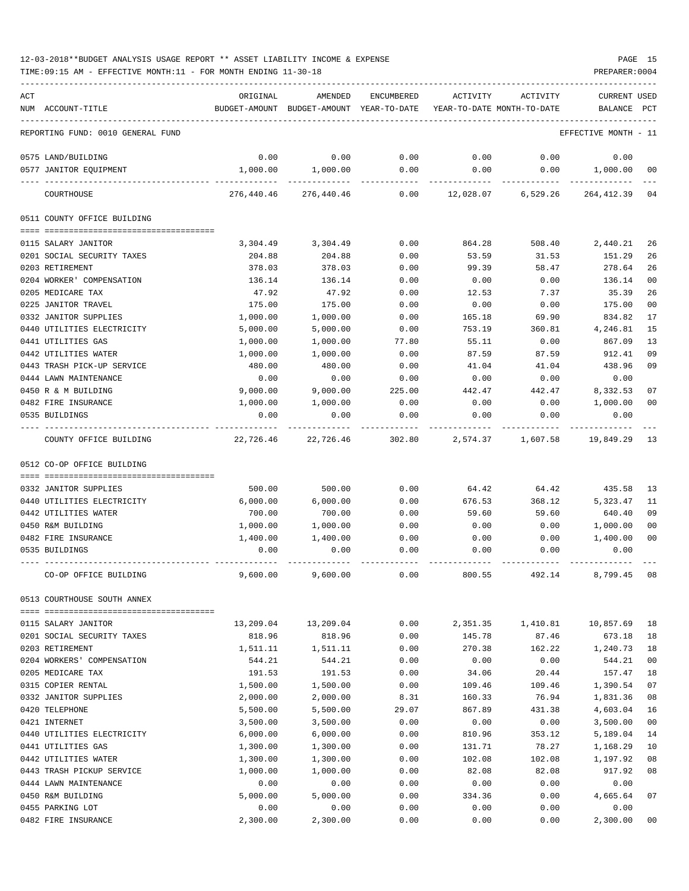12-03-2018**BUDGET ANALYSIS USAGE REPORT ** ASSET LIABILITY INCOME & EXPENSE

TIME:09:15 AM - EFFECTIVE MONTH:11 - FOR MONTH ENDING 11-30-18

REPORTING FUND: 0010 GENERAL FUND — EFFECTIVE MONTH - 11

| ACT NUM | ACCOUNT-TITLE | ORIGINAL BUDGET-AMOUNT | AMENDED BUDGET-AMOUNT | ENCUMBERED YEAR-TO-DATE | ACTIVITY YEAR-TO-DATE | ACTIVITY MONTH-TO-DATE | CURRENT BALANCE | USED PCT |
|---|---|---|---|---|---|---|---|---|
| 0575 | LAND/BUILDING | 0.00 | 0.00 | 0.00 | 0.00 | 0.00 | 0.00 | |
| 0577 | JANITOR EQUIPMENT | 1,000.00 | 1,000.00 | 0.00 | 0.00 | 0.00 | 1,000.00 | 00 |
| | COURTHOUSE | 276,440.46 | 276,440.46 | 0.00 | 12,028.07 | 6,529.26 | 264,412.39 | 04 |
| | **0511 COUNTY OFFICE BUILDING** | | | | | | | |
| 0115 | SALARY JANITOR | 3,304.49 | 3,304.49 | 0.00 | 864.28 | 508.40 | 2,440.21 | 26 |
| 0201 | SOCIAL SECURITY TAXES | 204.88 | 204.88 | 0.00 | 53.59 | 31.53 | 151.29 | 26 |
| 0203 | RETIREMENT | 378.03 | 378.03 | 0.00 | 99.39 | 58.47 | 278.64 | 26 |
| 0204 | WORKER' COMPENSATION | 136.14 | 136.14 | 0.00 | 0.00 | 0.00 | 136.14 | 00 |
| 0205 | MEDICARE TAX | 47.92 | 47.92 | 0.00 | 12.53 | 7.37 | 35.39 | 26 |
| 0225 | JANITOR TRAVEL | 175.00 | 175.00 | 0.00 | 0.00 | 0.00 | 175.00 | 00 |
| 0332 | JANITOR SUPPLIES | 1,000.00 | 1,000.00 | 0.00 | 165.18 | 69.90 | 834.82 | 17 |
| 0440 | UTILITIES ELECTRICITY | 5,000.00 | 5,000.00 | 0.00 | 753.19 | 360.81 | 4,246.81 | 15 |
| 0441 | UTILITIES GAS | 1,000.00 | 1,000.00 | 77.80 | 55.11 | 0.00 | 867.09 | 13 |
| 0442 | UTILITIES WATER | 1,000.00 | 1,000.00 | 0.00 | 87.59 | 87.59 | 912.41 | 09 |
| 0443 | TRASH PICK-UP SERVICE | 480.00 | 480.00 | 0.00 | 41.04 | 41.04 | 438.96 | 09 |
| 0444 | LAWN MAINTENANCE | 0.00 | 0.00 | 0.00 | 0.00 | 0.00 | 0.00 | |
| 0450 | R & M BUILDING | 9,000.00 | 9,000.00 | 225.00 | 442.47 | 442.47 | 8,332.53 | 07 |
| 0482 | FIRE INSURANCE | 1,000.00 | 1,000.00 | 0.00 | 0.00 | 0.00 | 1,000.00 | 00 |
| 0535 | BUILDINGS | 0.00 | 0.00 | 0.00 | 0.00 | 0.00 | 0.00 | |
| | COUNTY OFFICE BUILDING | 22,726.46 | 22,726.46 | 302.80 | 2,574.37 | 1,607.58 | 19,849.29 | 13 |
| | **0512 CO-OP OFFICE BUILDING** | | | | | | | |
| 0332 | JANITOR SUPPLIES | 500.00 | 500.00 | 0.00 | 64.42 | 64.42 | 435.58 | 13 |
| 0440 | UTILITIES ELECTRICITY | 6,000.00 | 6,000.00 | 0.00 | 676.53 | 368.12 | 5,323.47 | 11 |
| 0442 | UTILITIES WATER | 700.00 | 700.00 | 0.00 | 59.60 | 59.60 | 640.40 | 09 |
| 0450 | R&M BUILDING | 1,000.00 | 1,000.00 | 0.00 | 0.00 | 0.00 | 1,000.00 | 00 |
| 0482 | FIRE INSURANCE | 1,400.00 | 1,400.00 | 0.00 | 0.00 | 0.00 | 1,400.00 | 00 |
| 0535 | BUILDINGS | 0.00 | 0.00 | 0.00 | 0.00 | 0.00 | 0.00 | |
| | CO-OP OFFICE BUILDING | 9,600.00 | 9,600.00 | 0.00 | 800.55 | 492.14 | 8,799.45 | 08 |
| | **0513 COURTHOUSE SOUTH ANNEX** | | | | | | | |
| 0115 | SALARY JANITOR | 13,209.04 | 13,209.04 | 0.00 | 2,351.35 | 1,410.81 | 10,857.69 | 18 |
| 0201 | SOCIAL SECURITY TAXES | 818.96 | 818.96 | 0.00 | 145.78 | 87.46 | 673.18 | 18 |
| 0203 | RETIREMENT | 1,511.11 | 1,511.11 | 0.00 | 270.38 | 162.22 | 1,240.73 | 18 |
| 0204 | WORKERS' COMPENSATION | 544.21 | 544.21 | 0.00 | 0.00 | 0.00 | 544.21 | 00 |
| 0205 | MEDICARE TAX | 191.53 | 191.53 | 0.00 | 34.06 | 20.44 | 157.47 | 18 |
| 0315 | COPIER RENTAL | 1,500.00 | 1,500.00 | 0.00 | 109.46 | 109.46 | 1,390.54 | 07 |
| 0332 | JANITOR SUPPLIES | 2,000.00 | 2,000.00 | 8.31 | 160.33 | 76.94 | 1,831.36 | 08 |
| 0420 | TELEPHONE | 5,500.00 | 5,500.00 | 29.07 | 867.89 | 431.38 | 4,603.04 | 16 |
| 0421 | INTERNET | 3,500.00 | 3,500.00 | 0.00 | 0.00 | 0.00 | 3,500.00 | 00 |
| 0440 | UTILITIES ELECTRICITY | 6,000.00 | 6,000.00 | 0.00 | 810.96 | 353.12 | 5,189.04 | 14 |
| 0441 | UTILITIES GAS | 1,300.00 | 1,300.00 | 0.00 | 131.71 | 78.27 | 1,168.29 | 10 |
| 0442 | UTILITIES WATER | 1,300.00 | 1,300.00 | 0.00 | 102.08 | 102.08 | 1,197.92 | 08 |
| 0443 | TRASH PICKUP SERVICE | 1,000.00 | 1,000.00 | 0.00 | 82.08 | 82.08 | 917.92 | 08 |
| 0444 | LAWN MAINTENANCE | 0.00 | 0.00 | 0.00 | 0.00 | 0.00 | 0.00 | |
| 0450 | R&M BUILDING | 5,000.00 | 5,000.00 | 0.00 | 334.36 | 0.00 | 4,665.64 | 07 |
| 0455 | PARKING LOT | 0.00 | 0.00 | 0.00 | 0.00 | 0.00 | 0.00 | |
| 0482 | FIRE INSURANCE | 2,300.00 | 2,300.00 | 0.00 | 0.00 | 0.00 | 2,300.00 | 00 |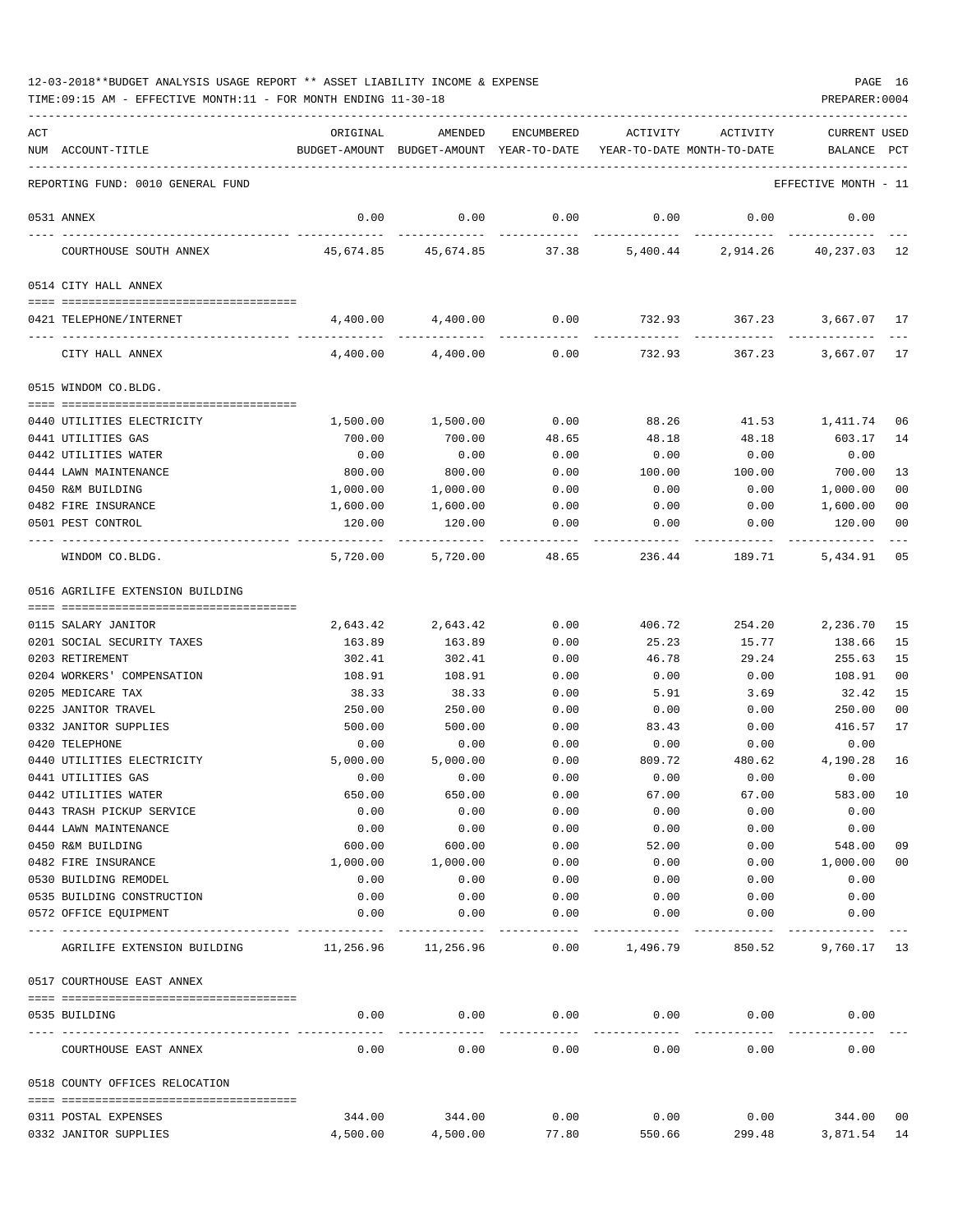12-03-2018**BUDGET ANALYSIS USAGE REPORT ** ASSET LIABILITY INCOME & EXPENSE

TIME:09:15 AM - EFFECTIVE MONTH:11 - FOR MONTH ENDING 11-30-18

PREPARER:0004

REPORTING FUND: 0010 GENERAL FUND — EFFECTIVE MONTH - 11

| ACT NUM | ACCOUNT-TITLE | ORIGINAL BUDGET-AMOUNT | AMENDED BUDGET-AMOUNT | ENCUMBERED YEAR-TO-DATE | ACTIVITY YEAR-TO-DATE | ACTIVITY MONTH-TO-DATE | CURRENT BALANCE | USED PCT |
|---|---|---|---|---|---|---|---|---|
| 0531 | ANNEX | 0.00 | 0.00 | 0.00 | 0.00 | 0.00 | 0.00 | |
| | COURTHOUSE SOUTH ANNEX | 45,674.85 | 45,674.85 | 37.38 | 5,400.44 | 2,914.26 | 40,237.03 | 12 |
| | **0514 CITY HALL ANNEX** | | | | | | | |
| 0421 | TELEPHONE/INTERNET | 4,400.00 | 4,400.00 | 0.00 | 732.93 | 367.23 | 3,667.07 | 17 |
| | CITY HALL ANNEX | 4,400.00 | 4,400.00 | 0.00 | 732.93 | 367.23 | 3,667.07 | 17 |
| | **0515 WINDOM CO.BLDG.** | | | | | | | |
| 0440 | UTILITIES ELECTRICITY | 1,500.00 | 1,500.00 | 0.00 | 88.26 | 41.53 | 1,411.74 | 06 |
| 0441 | UTILITIES GAS | 700.00 | 700.00 | 48.65 | 48.18 | 48.18 | 603.17 | 14 |
| 0442 | UTILITIES WATER | 0.00 | 0.00 | 0.00 | 0.00 | 0.00 | 0.00 | |
| 0444 | LAWN MAINTENANCE | 800.00 | 800.00 | 0.00 | 100.00 | 100.00 | 700.00 | 13 |
| 0450 | R&M BUILDING | 1,000.00 | 1,000.00 | 0.00 | 0.00 | 0.00 | 1,000.00 | 00 |
| 0482 | FIRE INSURANCE | 1,600.00 | 1,600.00 | 0.00 | 0.00 | 0.00 | 1,600.00 | 00 |
| 0501 | PEST CONTROL | 120.00 | 120.00 | 0.00 | 0.00 | 0.00 | 120.00 | 00 |
| | WINDOM CO.BLDG. | 5,720.00 | 5,720.00 | 48.65 | 236.44 | 189.71 | 5,434.91 | 05 |
| | **0516 AGRILIFE EXTENSION BUILDING** | | | | | | | |
| 0115 | SALARY JANITOR | 2,643.42 | 2,643.42 | 0.00 | 406.72 | 254.20 | 2,236.70 | 15 |
| 0201 | SOCIAL SECURITY TAXES | 163.89 | 163.89 | 0.00 | 25.23 | 15.77 | 138.66 | 15 |
| 0203 | RETIREMENT | 302.41 | 302.41 | 0.00 | 46.78 | 29.24 | 255.63 | 15 |
| 0204 | WORKERS' COMPENSATION | 108.91 | 108.91 | 0.00 | 0.00 | 0.00 | 108.91 | 00 |
| 0205 | MEDICARE TAX | 38.33 | 38.33 | 0.00 | 5.91 | 3.69 | 32.42 | 15 |
| 0225 | JANITOR TRAVEL | 250.00 | 250.00 | 0.00 | 0.00 | 0.00 | 250.00 | 00 |
| 0332 | JANITOR SUPPLIES | 500.00 | 500.00 | 0.00 | 83.43 | 0.00 | 416.57 | 17 |
| 0420 | TELEPHONE | 0.00 | 0.00 | 0.00 | 0.00 | 0.00 | 0.00 | |
| 0440 | UTILITIES ELECTRICITY | 5,000.00 | 5,000.00 | 0.00 | 809.72 | 480.62 | 4,190.28 | 16 |
| 0441 | UTILITIES GAS | 0.00 | 0.00 | 0.00 | 0.00 | 0.00 | 0.00 | |
| 0442 | UTILITIES WATER | 650.00 | 650.00 | 0.00 | 67.00 | 67.00 | 583.00 | 10 |
| 0443 | TRASH PICKUP SERVICE | 0.00 | 0.00 | 0.00 | 0.00 | 0.00 | 0.00 | |
| 0444 | LAWN MAINTENANCE | 0.00 | 0.00 | 0.00 | 0.00 | 0.00 | 0.00 | |
| 0450 | R&M BUILDING | 600.00 | 600.00 | 0.00 | 52.00 | 0.00 | 548.00 | 09 |
| 0482 | FIRE INSURANCE | 1,000.00 | 1,000.00 | 0.00 | 0.00 | 0.00 | 1,000.00 | 00 |
| 0530 | BUILDING REMODEL | 0.00 | 0.00 | 0.00 | 0.00 | 0.00 | 0.00 | |
| 0535 | BUILDING CONSTRUCTION | 0.00 | 0.00 | 0.00 | 0.00 | 0.00 | 0.00 | |
| 0572 | OFFICE EQUIPMENT | 0.00 | 0.00 | 0.00 | 0.00 | 0.00 | 0.00 | |
| | AGRILIFE EXTENSION BUILDING | 11,256.96 | 11,256.96 | 0.00 | 1,496.79 | 850.52 | 9,760.17 | 13 |
| | **0517 COURTHOUSE EAST ANNEX** | | | | | | | |
| 0535 | BUILDING | 0.00 | 0.00 | 0.00 | 0.00 | 0.00 | 0.00 | |
| | COURTHOUSE EAST ANNEX | 0.00 | 0.00 | 0.00 | 0.00 | 0.00 | 0.00 | |
| | **0518 COUNTY OFFICES RELOCATION** | | | | | | | |
| 0311 | POSTAL EXPENSES | 344.00 | 344.00 | 0.00 | 0.00 | 0.00 | 344.00 | 00 |
| 0332 | JANITOR SUPPLIES | 4,500.00 | 4,500.00 | 77.80 | 550.66 | 299.48 | 3,871.54 | 14 |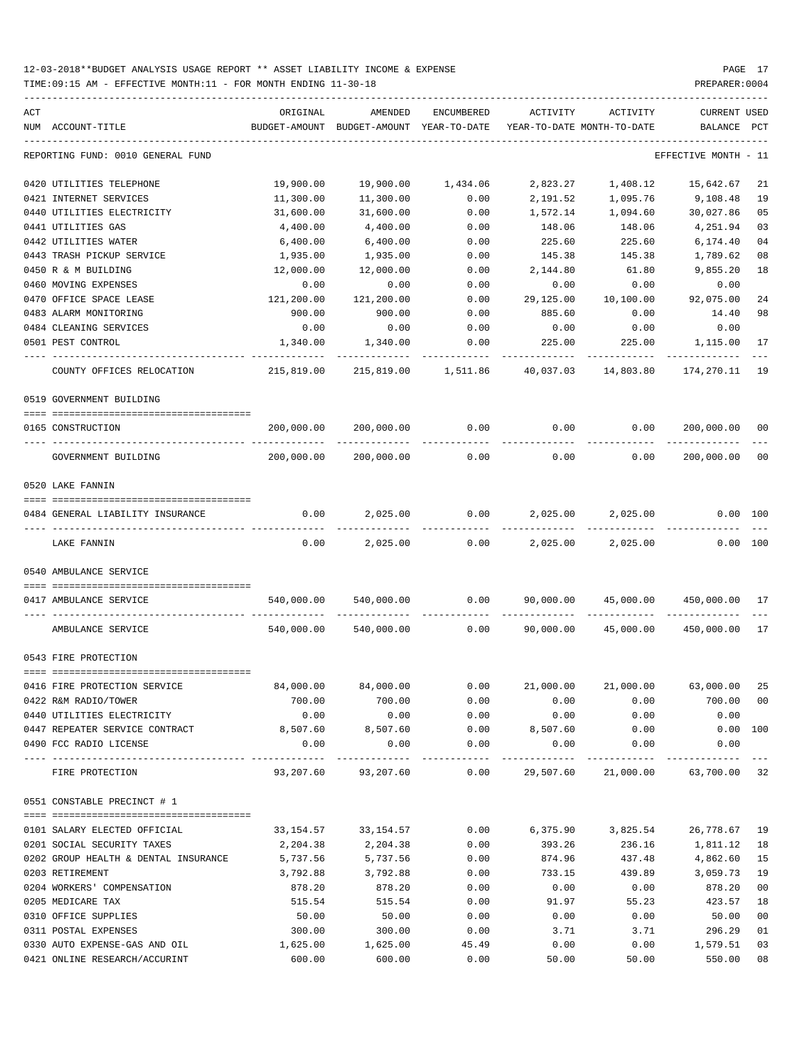12-03-2018**BUDGET ANALYSIS USAGE REPORT ** ASSET LIABILITY INCOME & EXPENSE

TIME:09:15 AM - EFFECTIVE MONTH:11 - FOR MONTH ENDING 11-30-18

PREPARER:0004

| ACT NUM | ACCOUNT-TITLE | ORIGINAL BUDGET-AMOUNT | AMENDED BUDGET-AMOUNT | ENCUMBERED YEAR-TO-DATE | ACTIVITY YEAR-TO-DATE | ACTIVITY MONTH-TO-DATE | CURRENT BALANCE | USED PCT |
|---|---|---|---|---|---|---|---|---|
| | REPORTING FUND: 0010 GENERAL FUND | | | | | | EFFECTIVE MONTH - 11 | |
| 0420 | UTILITIES TELEPHONE | 19,900.00 | 19,900.00 | 1,434.06 | 2,823.27 | 1,408.12 | 15,642.67 | 21 |
| 0421 | INTERNET SERVICES | 11,300.00 | 11,300.00 | 0.00 | 2,191.52 | 1,095.76 | 9,108.48 | 19 |
| 0440 | UTILITIES ELECTRICITY | 31,600.00 | 31,600.00 | 0.00 | 1,572.14 | 1,094.60 | 30,027.86 | 05 |
| 0441 | UTILITIES GAS | 4,400.00 | 4,400.00 | 0.00 | 148.06 | 148.06 | 4,251.94 | 03 |
| 0442 | UTILITIES WATER | 6,400.00 | 6,400.00 | 0.00 | 225.60 | 225.60 | 6,174.40 | 04 |
| 0443 | TRASH PICKUP SERVICE | 1,935.00 | 1,935.00 | 0.00 | 145.38 | 145.38 | 1,789.62 | 08 |
| 0450 | R & M BUILDING | 12,000.00 | 12,000.00 | 0.00 | 2,144.80 | 61.80 | 9,855.20 | 18 |
| 0460 | MOVING EXPENSES | 0.00 | 0.00 | 0.00 | 0.00 | 0.00 | 0.00 | |
| 0470 | OFFICE SPACE LEASE | 121,200.00 | 121,200.00 | 0.00 | 29,125.00 | 10,100.00 | 92,075.00 | 24 |
| 0483 | ALARM MONITORING | 900.00 | 900.00 | 0.00 | 885.60 | 0.00 | 14.40 | 98 |
| 0484 | CLEANING SERVICES | 0.00 | 0.00 | 0.00 | 0.00 | 0.00 | 0.00 | |
| 0501 | PEST CONTROL | 1,340.00 | 1,340.00 | 0.00 | 225.00 | 225.00 | 1,115.00 | 17 |
| | COUNTY OFFICES RELOCATION | 215,819.00 | 215,819.00 | 1,511.86 | 40,037.03 | 14,803.80 | 174,270.11 | 19 |
| | 0519 GOVERNMENT BUILDING | | | | | | | |
| 0165 | CONSTRUCTION | 200,000.00 | 200,000.00 | 0.00 | 0.00 | 0.00 | 200,000.00 | 00 |
| | GOVERNMENT BUILDING | 200,000.00 | 200,000.00 | 0.00 | 0.00 | 0.00 | 200,000.00 | 00 |
| | 0520 LAKE FANNIN | | | | | | | |
| 0484 | GENERAL LIABILITY INSURANCE | 0.00 | 2,025.00 | 0.00 | 2,025.00 | 2,025.00 | 0.00 | 100 |
| | LAKE FANNIN | 0.00 | 2,025.00 | 0.00 | 2,025.00 | 2,025.00 | 0.00 | 100 |
| | 0540 AMBULANCE SERVICE | | | | | | | |
| 0417 | AMBULANCE SERVICE | 540,000.00 | 540,000.00 | 0.00 | 90,000.00 | 45,000.00 | 450,000.00 | 17 |
| | AMBULANCE SERVICE | 540,000.00 | 540,000.00 | 0.00 | 90,000.00 | 45,000.00 | 450,000.00 | 17 |
| | 0543 FIRE PROTECTION | | | | | | | |
| 0416 | FIRE PROTECTION SERVICE | 84,000.00 | 84,000.00 | 0.00 | 21,000.00 | 21,000.00 | 63,000.00 | 25 |
| 0422 | R&M RADIO/TOWER | 700.00 | 700.00 | 0.00 | 0.00 | 0.00 | 700.00 | 00 |
| 0440 | UTILITIES ELECTRICITY | 0.00 | 0.00 | 0.00 | 0.00 | 0.00 | 0.00 | |
| 0447 | REPEATER SERVICE CONTRACT | 8,507.60 | 8,507.60 | 0.00 | 8,507.60 | 0.00 | 0.00 | 100 |
| 0490 | FCC RADIO LICENSE | 0.00 | 0.00 | 0.00 | 0.00 | 0.00 | 0.00 | |
| | FIRE PROTECTION | 93,207.60 | 93,207.60 | 0.00 | 29,507.60 | 21,000.00 | 63,700.00 | 32 |
| | 0551 CONSTABLE PRECINCT # 1 | | | | | | | |
| 0101 | SALARY ELECTED OFFICIAL | 33,154.57 | 33,154.57 | 0.00 | 6,375.90 | 3,825.54 | 26,778.67 | 19 |
| 0201 | SOCIAL SECURITY TAXES | 2,204.38 | 2,204.38 | 0.00 | 393.26 | 236.16 | 1,811.12 | 18 |
| 0202 | GROUP HEALTH & DENTAL INSURANCE | 5,737.56 | 5,737.56 | 0.00 | 874.96 | 437.48 | 4,862.60 | 15 |
| 0203 | RETIREMENT | 3,792.88 | 3,792.88 | 0.00 | 733.15 | 439.89 | 3,059.73 | 19 |
| 0204 | WORKERS' COMPENSATION | 878.20 | 878.20 | 0.00 | 0.00 | 0.00 | 878.20 | 00 |
| 0205 | MEDICARE TAX | 515.54 | 515.54 | 0.00 | 91.97 | 55.23 | 423.57 | 18 |
| 0310 | OFFICE SUPPLIES | 50.00 | 50.00 | 0.00 | 0.00 | 0.00 | 50.00 | 00 |
| 0311 | POSTAL EXPENSES | 300.00 | 300.00 | 0.00 | 3.71 | 3.71 | 296.29 | 01 |
| 0330 | AUTO EXPENSE-GAS AND OIL | 1,625.00 | 1,625.00 | 45.49 | 0.00 | 0.00 | 1,579.51 | 03 |
| 0421 | ONLINE RESEARCH/ACCURINT | 600.00 | 600.00 | 0.00 | 50.00 | 50.00 | 550.00 | 08 |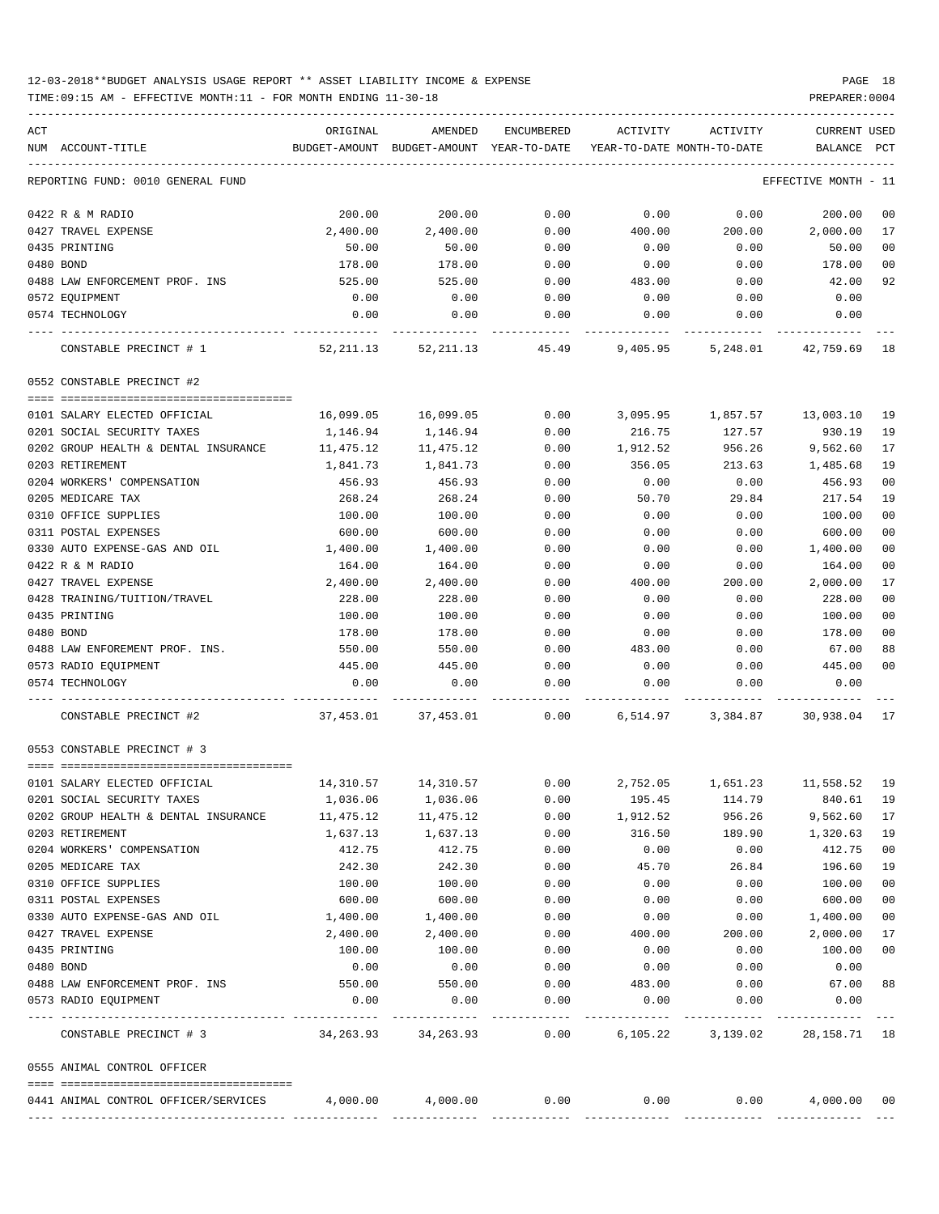12-03-2018**BUDGET ANALYSIS USAGE REPORT ** ASSET LIABILITY INCOME & EXPENSE

TIME:09:15 AM - EFFECTIVE MONTH:11 - FOR MONTH ENDING 11-30-18

REPORTING FUND: 0010 GENERAL FUND — EFFECTIVE MONTH - 11

| ACT NUM | ACCOUNT-TITLE | ORIGINAL BUDGET-AMOUNT | AMENDED BUDGET-AMOUNT | ENCUMBERED YEAR-TO-DATE | ACTIVITY YEAR-TO-DATE | ACTIVITY MONTH-TO-DATE | CURRENT BALANCE | USED PCT |
|---|---|---|---|---|---|---|---|---|
| 0422 | R & M RADIO | 200.00 | 200.00 | 0.00 | 0.00 | 0.00 | 200.00 | 00 |
| 0427 | TRAVEL EXPENSE | 2,400.00 | 2,400.00 | 0.00 | 400.00 | 200.00 | 2,000.00 | 17 |
| 0435 | PRINTING | 50.00 | 50.00 | 0.00 | 0.00 | 0.00 | 50.00 | 00 |
| 0480 | BOND | 178.00 | 178.00 | 0.00 | 0.00 | 0.00 | 178.00 | 00 |
| 0488 | LAW ENFORCEMENT PROF. INS | 525.00 | 525.00 | 0.00 | 483.00 | 0.00 | 42.00 | 92 |
| 0572 | EQUIPMENT | 0.00 | 0.00 | 0.00 | 0.00 | 0.00 | 0.00 | |
| 0574 | TECHNOLOGY | 0.00 | 0.00 | 0.00 | 0.00 | 0.00 | 0.00 | |
| | CONSTABLE PRECINCT # 1 | 52,211.13 | 52,211.13 | 45.49 | 9,405.95 | 5,248.01 | 42,759.69 | 18 |

0552 CONSTABLE PRECINCT #2

| ACT NUM | ACCOUNT-TITLE | ORIGINAL BUDGET-AMOUNT | AMENDED BUDGET-AMOUNT | ENCUMBERED YEAR-TO-DATE | ACTIVITY YEAR-TO-DATE | ACTIVITY MONTH-TO-DATE | CURRENT BALANCE | USED PCT |
|---|---|---|---|---|---|---|---|---|
| 0101 | SALARY ELECTED OFFICIAL | 16,099.05 | 16,099.05 | 0.00 | 3,095.95 | 1,857.57 | 13,003.10 | 19 |
| 0201 | SOCIAL SECURITY TAXES | 1,146.94 | 1,146.94 | 0.00 | 216.75 | 127.57 | 930.19 | 19 |
| 0202 | GROUP HEALTH & DENTAL INSURANCE | 11,475.12 | 11,475.12 | 0.00 | 1,912.52 | 956.26 | 9,562.60 | 17 |
| 0203 | RETIREMENT | 1,841.73 | 1,841.73 | 0.00 | 356.05 | 213.63 | 1,485.68 | 19 |
| 0204 | WORKERS' COMPENSATION | 456.93 | 456.93 | 0.00 | 0.00 | 0.00 | 456.93 | 00 |
| 0205 | MEDICARE TAX | 268.24 | 268.24 | 0.00 | 50.70 | 29.84 | 217.54 | 19 |
| 0310 | OFFICE SUPPLIES | 100.00 | 100.00 | 0.00 | 0.00 | 0.00 | 100.00 | 00 |
| 0311 | POSTAL EXPENSES | 600.00 | 600.00 | 0.00 | 0.00 | 0.00 | 600.00 | 00 |
| 0330 | AUTO EXPENSE-GAS AND OIL | 1,400.00 | 1,400.00 | 0.00 | 0.00 | 0.00 | 1,400.00 | 00 |
| 0422 | R & M RADIO | 164.00 | 164.00 | 0.00 | 0.00 | 0.00 | 164.00 | 00 |
| 0427 | TRAVEL EXPENSE | 2,400.00 | 2,400.00 | 0.00 | 400.00 | 200.00 | 2,000.00 | 17 |
| 0428 | TRAINING/TUITION/TRAVEL | 228.00 | 228.00 | 0.00 | 0.00 | 0.00 | 228.00 | 00 |
| 0435 | PRINTING | 100.00 | 100.00 | 0.00 | 0.00 | 0.00 | 100.00 | 00 |
| 0480 | BOND | 178.00 | 178.00 | 0.00 | 0.00 | 0.00 | 178.00 | 00 |
| 0488 | LAW ENFOREMENT PROF. INS. | 550.00 | 550.00 | 0.00 | 483.00 | 0.00 | 67.00 | 88 |
| 0573 | RADIO EQUIPMENT | 445.00 | 445.00 | 0.00 | 0.00 | 0.00 | 445.00 | 00 |
| 0574 | TECHNOLOGY | 0.00 | 0.00 | 0.00 | 0.00 | 0.00 | 0.00 | |
| | CONSTABLE PRECINCT #2 | 37,453.01 | 37,453.01 | 0.00 | 6,514.97 | 3,384.87 | 30,938.04 | 17 |

0553 CONSTABLE PRECINCT # 3

| ACT NUM | ACCOUNT-TITLE | ORIGINAL BUDGET-AMOUNT | AMENDED BUDGET-AMOUNT | ENCUMBERED YEAR-TO-DATE | ACTIVITY YEAR-TO-DATE | ACTIVITY MONTH-TO-DATE | CURRENT BALANCE | USED PCT |
|---|---|---|---|---|---|---|---|---|
| 0101 | SALARY ELECTED OFFICIAL | 14,310.57 | 14,310.57 | 0.00 | 2,752.05 | 1,651.23 | 11,558.52 | 19 |
| 0201 | SOCIAL SECURITY TAXES | 1,036.06 | 1,036.06 | 0.00 | 195.45 | 114.79 | 840.61 | 19 |
| 0202 | GROUP HEALTH & DENTAL INSURANCE | 11,475.12 | 11,475.12 | 0.00 | 1,912.52 | 956.26 | 9,562.60 | 17 |
| 0203 | RETIREMENT | 1,637.13 | 1,637.13 | 0.00 | 316.50 | 189.90 | 1,320.63 | 19 |
| 0204 | WORKERS' COMPENSATION | 412.75 | 412.75 | 0.00 | 0.00 | 0.00 | 412.75 | 00 |
| 0205 | MEDICARE TAX | 242.30 | 242.30 | 0.00 | 45.70 | 26.84 | 196.60 | 19 |
| 0310 | OFFICE SUPPLIES | 100.00 | 100.00 | 0.00 | 0.00 | 0.00 | 100.00 | 00 |
| 0311 | POSTAL EXPENSES | 600.00 | 600.00 | 0.00 | 0.00 | 0.00 | 600.00 | 00 |
| 0330 | AUTO EXPENSE-GAS AND OIL | 1,400.00 | 1,400.00 | 0.00 | 0.00 | 0.00 | 1,400.00 | 00 |
| 0427 | TRAVEL EXPENSE | 2,400.00 | 2,400.00 | 0.00 | 400.00 | 200.00 | 2,000.00 | 17 |
| 0435 | PRINTING | 100.00 | 100.00 | 0.00 | 0.00 | 0.00 | 100.00 | 00 |
| 0480 | BOND | 0.00 | 0.00 | 0.00 | 0.00 | 0.00 | 0.00 | |
| 0488 | LAW ENFORCEMENT PROF. INS | 550.00 | 550.00 | 0.00 | 483.00 | 0.00 | 67.00 | 88 |
| 0573 | RADIO EQUIPMENT | 0.00 | 0.00 | 0.00 | 0.00 | 0.00 | 0.00 | |
| | CONSTABLE PRECINCT # 3 | 34,263.93 | 34,263.93 | 0.00 | 6,105.22 | 3,139.02 | 28,158.71 | 18 |

0555 ANIMAL CONTROL OFFICER

| ACT NUM | ACCOUNT-TITLE | ORIGINAL BUDGET-AMOUNT | AMENDED BUDGET-AMOUNT | ENCUMBERED YEAR-TO-DATE | ACTIVITY YEAR-TO-DATE | ACTIVITY MONTH-TO-DATE | CURRENT BALANCE | USED PCT |
|---|---|---|---|---|---|---|---|---|
| 0441 | ANIMAL CONTROL OFFICER/SERVICES | 4,000.00 | 4,000.00 | 0.00 | 0.00 | 0.00 | 4,000.00 | 00 |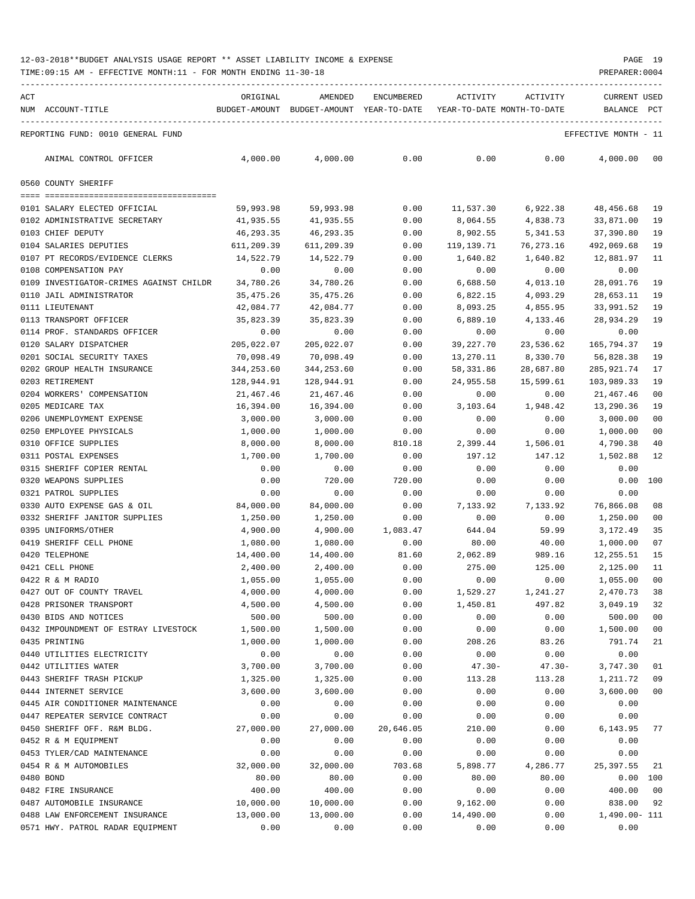12-03-2018**BUDGET ANALYSIS USAGE REPORT ** ASSET LIABILITY INCOME & EXPENSE

TIME:09:15 AM - EFFECTIVE MONTH:11 - FOR MONTH ENDING 11-30-18

PREPARER:0004

REPORTING FUND: 0010 GENERAL FUND — EFFECTIVE MONTH - 11

| ACT NUM ACCOUNT-TITLE | ORIGINAL BUDGET-AMOUNT | AMENDED BUDGET-AMOUNT | ENCUMBERED YEAR-TO-DATE | ACTIVITY YEAR-TO-DATE | ACTIVITY MONTH-TO-DATE | CURRENT BALANCE | USED PCT |
|---|---|---|---|---|---|---|---|
| ANIMAL CONTROL OFFICER | 4,000.00 | 4,000.00 | 0.00 | 0.00 | 0.00 | 4,000.00 | 00 |
| **0560 COUNTY SHERIFF** | | | | | | | |
| 0101 SALARY ELECTED OFFICIAL | 59,993.98 | 59,993.98 | 0.00 | 11,537.30 | 6,922.38 | 48,456.68 | 19 |
| 0102 ADMINISTRATIVE SECRETARY | 41,935.55 | 41,935.55 | 0.00 | 8,064.55 | 4,838.73 | 33,871.00 | 19 |
| 0103 CHIEF DEPUTY | 46,293.35 | 46,293.35 | 0.00 | 8,902.55 | 5,341.53 | 37,390.80 | 19 |
| 0104 SALARIES DEPUTIES | 611,209.39 | 611,209.39 | 0.00 | 119,139.71 | 76,273.16 | 492,069.68 | 19 |
| 0107 PT RECORDS/EVIDENCE CLERKS | 14,522.79 | 14,522.79 | 0.00 | 1,640.82 | 1,640.82 | 12,881.97 | 11 |
| 0108 COMPENSATION PAY | 0.00 | 0.00 | 0.00 | 0.00 | 0.00 | 0.00 | |
| 0109 INVESTIGATOR-CRIMES AGAINST CHILDR | 34,780.26 | 34,780.26 | 0.00 | 6,688.50 | 4,013.10 | 28,091.76 | 19 |
| 0110 JAIL ADMINISTRATOR | 35,475.26 | 35,475.26 | 0.00 | 6,822.15 | 4,093.29 | 28,653.11 | 19 |
| 0111 LIEUTENANT | 42,084.77 | 42,084.77 | 0.00 | 8,093.25 | 4,855.95 | 33,991.52 | 19 |
| 0113 TRANSPORT OFFICER | 35,823.39 | 35,823.39 | 0.00 | 6,889.10 | 4,133.46 | 28,934.29 | 19 |
| 0114 PROF. STANDARDS OFFICER | 0.00 | 0.00 | 0.00 | 0.00 | 0.00 | 0.00 | |
| 0120 SALARY DISPATCHER | 205,022.07 | 205,022.07 | 0.00 | 39,227.70 | 23,536.62 | 165,794.37 | 19 |
| 0201 SOCIAL SECURITY TAXES | 70,098.49 | 70,098.49 | 0.00 | 13,270.11 | 8,330.70 | 56,828.38 | 19 |
| 0202 GROUP HEALTH INSURANCE | 344,253.60 | 344,253.60 | 0.00 | 58,331.86 | 28,687.80 | 285,921.74 | 17 |
| 0203 RETIREMENT | 128,944.91 | 128,944.91 | 0.00 | 24,955.58 | 15,599.61 | 103,989.33 | 19 |
| 0204 WORKERS' COMPENSATION | 21,467.46 | 21,467.46 | 0.00 | 0.00 | 0.00 | 21,467.46 | 00 |
| 0205 MEDICARE TAX | 16,394.00 | 16,394.00 | 0.00 | 3,103.64 | 1,948.42 | 13,290.36 | 19 |
| 0206 UNEMPLOYMENT EXPENSE | 3,000.00 | 3,000.00 | 0.00 | 0.00 | 0.00 | 3,000.00 | 00 |
| 0250 EMPLOYEE PHYSICALS | 1,000.00 | 1,000.00 | 0.00 | 0.00 | 0.00 | 1,000.00 | 00 |
| 0310 OFFICE SUPPLIES | 8,000.00 | 8,000.00 | 810.18 | 2,399.44 | 1,506.01 | 4,790.38 | 40 |
| 0311 POSTAL EXPENSES | 1,700.00 | 1,700.00 | 0.00 | 197.12 | 147.12 | 1,502.88 | 12 |
| 0315 SHERIFF COPIER RENTAL | 0.00 | 0.00 | 0.00 | 0.00 | 0.00 | 0.00 | |
| 0320 WEAPONS SUPPLIES | 0.00 | 720.00 | 720.00 | 0.00 | 0.00 | 0.00 | 100 |
| 0321 PATROL SUPPLIES | 0.00 | 0.00 | 0.00 | 0.00 | 0.00 | 0.00 | |
| 0330 AUTO EXPENSE GAS & OIL | 84,000.00 | 84,000.00 | 0.00 | 7,133.92 | 7,133.92 | 76,866.08 | 08 |
| 0332 SHERIFF JANITOR SUPPLIES | 1,250.00 | 1,250.00 | 0.00 | 0.00 | 0.00 | 1,250.00 | 00 |
| 0395 UNIFORMS/OTHER | 4,900.00 | 4,900.00 | 1,083.47 | 644.04 | 59.99 | 3,172.49 | 35 |
| 0419 SHERIFF CELL PHONE | 1,080.00 | 1,080.00 | 0.00 | 80.00 | 40.00 | 1,000.00 | 07 |
| 0420 TELEPHONE | 14,400.00 | 14,400.00 | 81.60 | 2,062.89 | 989.16 | 12,255.51 | 15 |
| 0421 CELL PHONE | 2,400.00 | 2,400.00 | 0.00 | 275.00 | 125.00 | 2,125.00 | 11 |
| 0422 R & M RADIO | 1,055.00 | 1,055.00 | 0.00 | 0.00 | 0.00 | 1,055.00 | 00 |
| 0427 OUT OF COUNTY TRAVEL | 4,000.00 | 4,000.00 | 0.00 | 1,529.27 | 1,241.27 | 2,470.73 | 38 |
| 0428 PRISONER TRANSPORT | 4,500.00 | 4,500.00 | 0.00 | 1,450.81 | 497.82 | 3,049.19 | 32 |
| 0430 BIDS AND NOTICES | 500.00 | 500.00 | 0.00 | 0.00 | 0.00 | 500.00 | 00 |
| 0432 IMPOUNDMENT OF ESTRAY LIVESTOCK | 1,500.00 | 1,500.00 | 0.00 | 0.00 | 0.00 | 1,500.00 | 00 |
| 0435 PRINTING | 1,000.00 | 1,000.00 | 0.00 | 208.26 | 83.26 | 791.74 | 21 |
| 0440 UTILITIES ELECTRICITY | 0.00 | 0.00 | 0.00 | 0.00 | 0.00 | 0.00 | |
| 0442 UTILITIES WATER | 3,700.00 | 3,700.00 | 0.00 | 47.30- | 47.30- | 3,747.30 | 01 |
| 0443 SHERIFF TRASH PICKUP | 1,325.00 | 1,325.00 | 0.00 | 113.28 | 113.28 | 1,211.72 | 09 |
| 0444 INTERNET SERVICE | 3,600.00 | 3,600.00 | 0.00 | 0.00 | 0.00 | 3,600.00 | 00 |
| 0445 AIR CONDITIONER MAINTENANCE | 0.00 | 0.00 | 0.00 | 0.00 | 0.00 | 0.00 | |
| 0447 REPEATER SERVICE CONTRACT | 0.00 | 0.00 | 0.00 | 0.00 | 0.00 | 0.00 | |
| 0450 SHERIFF OFF. R&M BLDG. | 27,000.00 | 27,000.00 | 20,646.05 | 210.00 | 0.00 | 6,143.95 | 77 |
| 0452 R & M EQUIPMENT | 0.00 | 0.00 | 0.00 | 0.00 | 0.00 | 0.00 | |
| 0453 TYLER/CAD MAINTENANCE | 0.00 | 0.00 | 0.00 | 0.00 | 0.00 | 0.00 | |
| 0454 R & M AUTOMOBILES | 32,000.00 | 32,000.00 | 703.68 | 5,898.77 | 4,286.77 | 25,397.55 | 21 |
| 0480 BOND | 80.00 | 80.00 | 0.00 | 80.00 | 80.00 | 0.00 | 100 |
| 0482 FIRE INSURANCE | 400.00 | 400.00 | 0.00 | 0.00 | 0.00 | 400.00 | 00 |
| 0487 AUTOMOBILE INSURANCE | 10,000.00 | 10,000.00 | 0.00 | 9,162.00 | 0.00 | 838.00 | 92 |
| 0488 LAW ENFORCEMENT INSURANCE | 13,000.00 | 13,000.00 | 0.00 | 14,490.00 | 0.00 | 1,490.00- | 111 |
| 0571 HWY. PATROL RADAR EQUIPMENT | 0.00 | 0.00 | 0.00 | 0.00 | 0.00 | 0.00 | |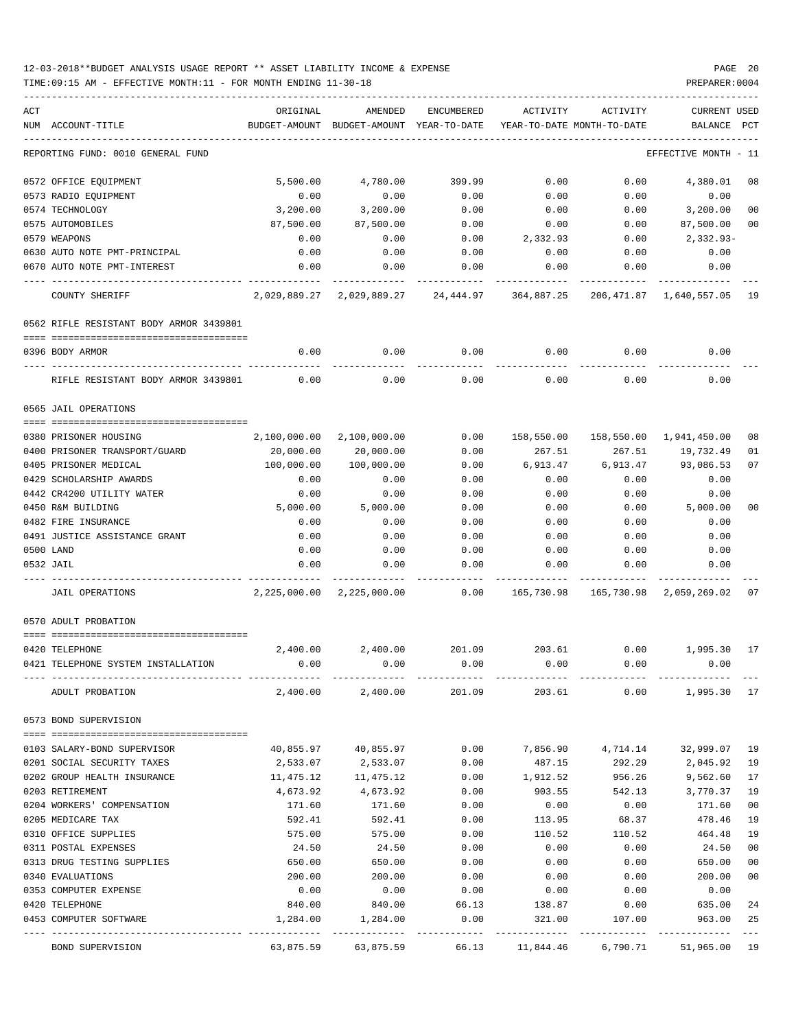12-03-2018**BUDGET ANALYSIS USAGE REPORT ** ASSET LIABILITY INCOME & EXPENSE

TIME:09:15 AM - EFFECTIVE MONTH:11 - FOR MONTH ENDING 11-30-18

PREPARER:0004

| ACT NUM | ACCOUNT-TITLE | ORIGINAL BUDGET-AMOUNT | AMENDED BUDGET-AMOUNT | ENCUMBERED YEAR-TO-DATE | ACTIVITY YEAR-TO-DATE | ACTIVITY MONTH-TO-DATE | CURRENT BALANCE | USED PCT |
|---|---|---|---|---|---|---|---|---|
| | REPORTING FUND: 0010 GENERAL FUND | | | | | | EFFECTIVE MONTH - 11 | |
| 0572 | OFFICE EQUIPMENT | 5,500.00 | 4,780.00 | 399.99 | 0.00 | 0.00 | 4,380.01 | 08 |
| 0573 | RADIO EQUIPMENT | 0.00 | 0.00 | 0.00 | 0.00 | 0.00 | 0.00 | |
| 0574 | TECHNOLOGY | 3,200.00 | 3,200.00 | 0.00 | 0.00 | 0.00 | 3,200.00 | 00 |
| 0575 | AUTOMOBILES | 87,500.00 | 87,500.00 | 0.00 | 0.00 | 0.00 | 87,500.00 | 00 |
| 0579 | WEAPONS | 0.00 | 0.00 | 0.00 | 2,332.93 | 0.00 | 2,332.93- | |
| 0630 | AUTO NOTE PMT-PRINCIPAL | 0.00 | 0.00 | 0.00 | 0.00 | 0.00 | 0.00 | |
| 0670 | AUTO NOTE PMT-INTEREST | 0.00 | 0.00 | 0.00 | 0.00 | 0.00 | 0.00 | |
| | COUNTY SHERIFF | 2,029,889.27 | 2,029,889.27 | 24,444.97 | 364,887.25 | 206,471.87 | 1,640,557.05 | 19 |
| | 0562 RIFLE RESISTANT BODY ARMOR 3439801 | | | | | | | |
| 0396 | BODY ARMOR | 0.00 | 0.00 | 0.00 | 0.00 | 0.00 | 0.00 | |
| | RIFLE RESISTANT BODY ARMOR 3439801 | 0.00 | 0.00 | 0.00 | 0.00 | 0.00 | 0.00 | |
| | 0565 JAIL OPERATIONS | | | | | | | |
| 0380 | PRISONER HOUSING | 2,100,000.00 | 2,100,000.00 | 0.00 | 158,550.00 | 158,550.00 | 1,941,450.00 | 08 |
| 0400 | PRISONER TRANSPORT/GUARD | 20,000.00 | 20,000.00 | 0.00 | 267.51 | 267.51 | 19,732.49 | 01 |
| 0405 | PRISONER MEDICAL | 100,000.00 | 100,000.00 | 0.00 | 6,913.47 | 6,913.47 | 93,086.53 | 07 |
| 0429 | SCHOLARSHIP AWARDS | 0.00 | 0.00 | 0.00 | 0.00 | 0.00 | 0.00 | |
| 0442 | CR4200 UTILITY WATER | 0.00 | 0.00 | 0.00 | 0.00 | 0.00 | 0.00 | |
| 0450 | R&M BUILDING | 5,000.00 | 5,000.00 | 0.00 | 0.00 | 0.00 | 5,000.00 | 00 |
| 0482 | FIRE INSURANCE | 0.00 | 0.00 | 0.00 | 0.00 | 0.00 | 0.00 | |
| 0491 | JUSTICE ASSISTANCE GRANT | 0.00 | 0.00 | 0.00 | 0.00 | 0.00 | 0.00 | |
| 0500 | LAND | 0.00 | 0.00 | 0.00 | 0.00 | 0.00 | 0.00 | |
| 0532 | JAIL | 0.00 | 0.00 | 0.00 | 0.00 | 0.00 | 0.00 | |
| | JAIL OPERATIONS | 2,225,000.00 | 2,225,000.00 | 0.00 | 165,730.98 | 165,730.98 | 2,059,269.02 | 07 |
| | 0570 ADULT PROBATION | | | | | | | |
| 0420 | TELEPHONE | 2,400.00 | 2,400.00 | 201.09 | 203.61 | 0.00 | 1,995.30 | 17 |
| 0421 | TELEPHONE SYSTEM INSTALLATION | 0.00 | 0.00 | 0.00 | 0.00 | 0.00 | 0.00 | |
| | ADULT PROBATION | 2,400.00 | 2,400.00 | 201.09 | 203.61 | 0.00 | 1,995.30 | 17 |
| | 0573 BOND SUPERVISION | | | | | | | |
| 0103 | SALARY-BOND SUPERVISOR | 40,855.97 | 40,855.97 | 0.00 | 7,856.90 | 4,714.14 | 32,999.07 | 19 |
| 0201 | SOCIAL SECURITY TAXES | 2,533.07 | 2,533.07 | 0.00 | 487.15 | 292.29 | 2,045.92 | 19 |
| 0202 | GROUP HEALTH INSURANCE | 11,475.12 | 11,475.12 | 0.00 | 1,912.52 | 956.26 | 9,562.60 | 17 |
| 0203 | RETIREMENT | 4,673.92 | 4,673.92 | 0.00 | 903.55 | 542.13 | 3,770.37 | 19 |
| 0204 | WORKERS' COMPENSATION | 171.60 | 171.60 | 0.00 | 0.00 | 0.00 | 171.60 | 00 |
| 0205 | MEDICARE TAX | 592.41 | 592.41 | 0.00 | 113.95 | 68.37 | 478.46 | 19 |
| 0310 | OFFICE SUPPLIES | 575.00 | 575.00 | 0.00 | 110.52 | 110.52 | 464.48 | 19 |
| 0311 | POSTAL EXPENSES | 24.50 | 24.50 | 0.00 | 0.00 | 0.00 | 24.50 | 00 |
| 0313 | DRUG TESTING SUPPLIES | 650.00 | 650.00 | 0.00 | 0.00 | 0.00 | 650.00 | 00 |
| 0340 | EVALUATIONS | 200.00 | 200.00 | 0.00 | 0.00 | 0.00 | 200.00 | 00 |
| 0353 | COMPUTER EXPENSE | 0.00 | 0.00 | 0.00 | 0.00 | 0.00 | 0.00 | |
| 0420 | TELEPHONE | 840.00 | 840.00 | 66.13 | 138.87 | 0.00 | 635.00 | 24 |
| 0453 | COMPUTER SOFTWARE | 1,284.00 | 1,284.00 | 0.00 | 321.00 | 107.00 | 963.00 | 25 |
| | BOND SUPERVISION | 63,875.59 | 63,875.59 | 66.13 | 11,844.46 | 6,790.71 | 51,965.00 | 19 |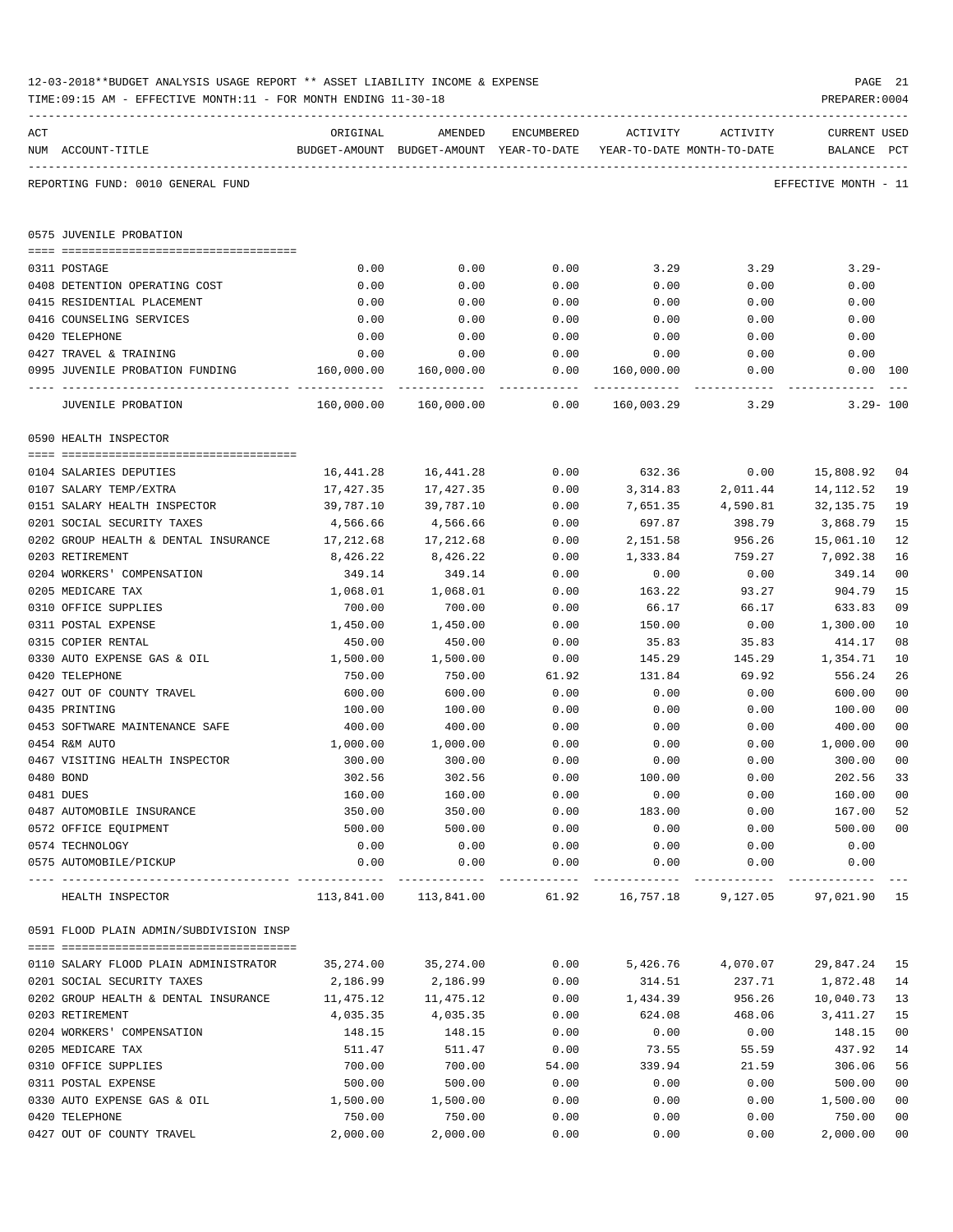12-03-2018**BUDGET ANALYSIS USAGE REPORT ** ASSET LIABILITY INCOME & EXPENSE

TIME:09:15 AM - EFFECTIVE MONTH:11 - FOR MONTH ENDING 11-30-18

PREPARER:0004

REPORTING FUND: 0010 GENERAL FUND — EFFECTIVE MONTH - 11

## 0575 JUVENILE PROBATION

| ACT NUM | ACCOUNT-TITLE | ORIGINAL BUDGET-AMOUNT | AMENDED BUDGET-AMOUNT | ENCUMBERED YEAR-TO-DATE | ACTIVITY YEAR-TO-DATE | ACTIVITY MONTH-TO-DATE | CURRENT BALANCE | USED PCT |
|---|---|---|---|---|---|---|---|---|
| 0311 | POSTAGE | 0.00 | 0.00 | 0.00 | 3.29 | 3.29 | 3.29- | |
| 0408 | DETENTION OPERATING COST | 0.00 | 0.00 | 0.00 | 0.00 | 0.00 | 0.00 | |
| 0415 | RESIDENTIAL PLACEMENT | 0.00 | 0.00 | 0.00 | 0.00 | 0.00 | 0.00 | |
| 0416 | COUNSELING SERVICES | 0.00 | 0.00 | 0.00 | 0.00 | 0.00 | 0.00 | |
| 0420 | TELEPHONE | 0.00 | 0.00 | 0.00 | 0.00 | 0.00 | 0.00 | |
| 0427 | TRAVEL & TRAINING | 0.00 | 0.00 | 0.00 | 0.00 | 0.00 | 0.00 | |
| 0995 | JUVENILE PROBATION FUNDING | 160,000.00 | 160,000.00 | 0.00 | 160,000.00 | 0.00 | 0.00 | 100 |
| | JUVENILE PROBATION | 160,000.00 | 160,000.00 | 0.00 | 160,003.29 | 3.29 | 3.29- | 100 |

## 0590 HEALTH INSPECTOR

| ACT NUM | ACCOUNT-TITLE | ORIGINAL BUDGET-AMOUNT | AMENDED BUDGET-AMOUNT | ENCUMBERED YEAR-TO-DATE | ACTIVITY YEAR-TO-DATE | ACTIVITY MONTH-TO-DATE | CURRENT BALANCE | USED PCT |
|---|---|---|---|---|---|---|---|---|
| 0104 | SALARIES DEPUTIES | 16,441.28 | 16,441.28 | 0.00 | 632.36 | 0.00 | 15,808.92 | 04 |
| 0107 | SALARY TEMP/EXTRA | 17,427.35 | 17,427.35 | 0.00 | 3,314.83 | 2,011.44 | 14,112.52 | 19 |
| 0151 | SALARY HEALTH INSPECTOR | 39,787.10 | 39,787.10 | 0.00 | 7,651.35 | 4,590.81 | 32,135.75 | 19 |
| 0201 | SOCIAL SECURITY TAXES | 4,566.66 | 4,566.66 | 0.00 | 697.87 | 398.79 | 3,868.79 | 15 |
| 0202 | GROUP HEALTH & DENTAL INSURANCE | 17,212.68 | 17,212.68 | 0.00 | 2,151.58 | 956.26 | 15,061.10 | 12 |
| 0203 | RETIREMENT | 8,426.22 | 8,426.22 | 0.00 | 1,333.84 | 759.27 | 7,092.38 | 16 |
| 0204 | WORKERS' COMPENSATION | 349.14 | 349.14 | 0.00 | 0.00 | 0.00 | 349.14 | 00 |
| 0205 | MEDICARE TAX | 1,068.01 | 1,068.01 | 0.00 | 163.22 | 93.27 | 904.79 | 15 |
| 0310 | OFFICE SUPPLIES | 700.00 | 700.00 | 0.00 | 66.17 | 66.17 | 633.83 | 09 |
| 0311 | POSTAL EXPENSE | 1,450.00 | 1,450.00 | 0.00 | 150.00 | 0.00 | 1,300.00 | 10 |
| 0315 | COPIER RENTAL | 450.00 | 450.00 | 0.00 | 35.83 | 35.83 | 414.17 | 08 |
| 0330 | AUTO EXPENSE GAS & OIL | 1,500.00 | 1,500.00 | 0.00 | 145.29 | 145.29 | 1,354.71 | 10 |
| 0420 | TELEPHONE | 750.00 | 750.00 | 61.92 | 131.84 | 69.92 | 556.24 | 26 |
| 0427 | OUT OF COUNTY TRAVEL | 600.00 | 600.00 | 0.00 | 0.00 | 0.00 | 600.00 | 00 |
| 0435 | PRINTING | 100.00 | 100.00 | 0.00 | 0.00 | 0.00 | 100.00 | 00 |
| 0453 | SOFTWARE MAINTENANCE SAFE | 400.00 | 400.00 | 0.00 | 0.00 | 0.00 | 400.00 | 00 |
| 0454 | R&M AUTO | 1,000.00 | 1,000.00 | 0.00 | 0.00 | 0.00 | 1,000.00 | 00 |
| 0467 | VISITING HEALTH INSPECTOR | 300.00 | 300.00 | 0.00 | 0.00 | 0.00 | 300.00 | 00 |
| 0480 | BOND | 302.56 | 302.56 | 0.00 | 100.00 | 0.00 | 202.56 | 33 |
| 0481 | DUES | 160.00 | 160.00 | 0.00 | 0.00 | 0.00 | 160.00 | 00 |
| 0487 | AUTOMOBILE INSURANCE | 350.00 | 350.00 | 0.00 | 183.00 | 0.00 | 167.00 | 52 |
| 0572 | OFFICE EQUIPMENT | 500.00 | 500.00 | 0.00 | 0.00 | 0.00 | 500.00 | 00 |
| 0574 | TECHNOLOGY | 0.00 | 0.00 | 0.00 | 0.00 | 0.00 | 0.00 | |
| 0575 | AUTOMOBILE/PICKUP | 0.00 | 0.00 | 0.00 | 0.00 | 0.00 | 0.00 | |
| | HEALTH INSPECTOR | 113,841.00 | 113,841.00 | 61.92 | 16,757.18 | 9,127.05 | 97,021.90 | 15 |

## 0591 FLOOD PLAIN ADMIN/SUBDIVISION INSP

| ACT NUM | ACCOUNT-TITLE | ORIGINAL BUDGET-AMOUNT | AMENDED BUDGET-AMOUNT | ENCUMBERED YEAR-TO-DATE | ACTIVITY YEAR-TO-DATE | ACTIVITY MONTH-TO-DATE | CURRENT BALANCE | USED PCT |
|---|---|---|---|---|---|---|---|---|
| 0110 | SALARY FLOOD PLAIN ADMINISTRATOR | 35,274.00 | 35,274.00 | 0.00 | 5,426.76 | 4,070.07 | 29,847.24 | 15 |
| 0201 | SOCIAL SECURITY TAXES | 2,186.99 | 2,186.99 | 0.00 | 314.51 | 237.71 | 1,872.48 | 14 |
| 0202 | GROUP HEALTH & DENTAL INSURANCE | 11,475.12 | 11,475.12 | 0.00 | 1,434.39 | 956.26 | 10,040.73 | 13 |
| 0203 | RETIREMENT | 4,035.35 | 4,035.35 | 0.00 | 624.08 | 468.06 | 3,411.27 | 15 |
| 0204 | WORKERS' COMPENSATION | 148.15 | 148.15 | 0.00 | 0.00 | 0.00 | 148.15 | 00 |
| 0205 | MEDICARE TAX | 511.47 | 511.47 | 0.00 | 73.55 | 55.59 | 437.92 | 14 |
| 0310 | OFFICE SUPPLIES | 700.00 | 700.00 | 54.00 | 339.94 | 21.59 | 306.06 | 56 |
| 0311 | POSTAL EXPENSE | 500.00 | 500.00 | 0.00 | 0.00 | 0.00 | 500.00 | 00 |
| 0330 | AUTO EXPENSE GAS & OIL | 1,500.00 | 1,500.00 | 0.00 | 0.00 | 0.00 | 1,500.00 | 00 |
| 0420 | TELEPHONE | 750.00 | 750.00 | 0.00 | 0.00 | 0.00 | 750.00 | 00 |
| 0427 | OUT OF COUNTY TRAVEL | 2,000.00 | 2,000.00 | 0.00 | 0.00 | 0.00 | 2,000.00 | 00 |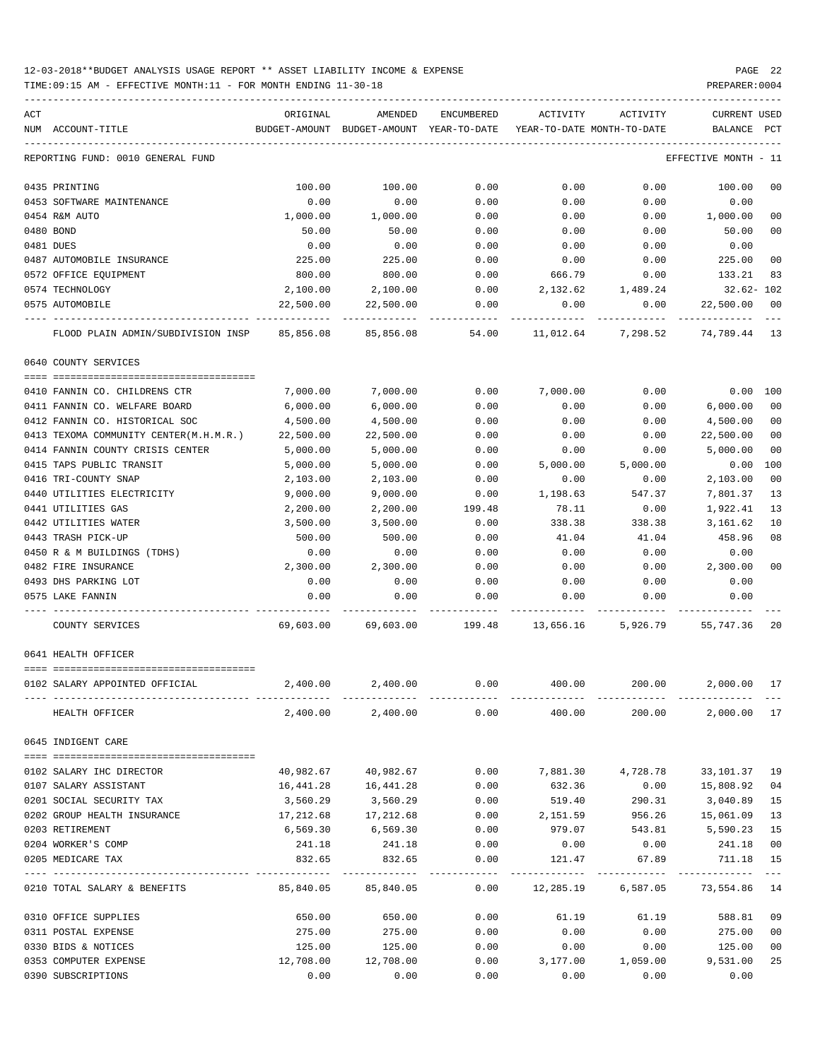12-03-2018**BUDGET ANALYSIS USAGE REPORT ** ASSET LIABILITY INCOME & EXPENSE

TIME:09:15 AM - EFFECTIVE MONTH:11 - FOR MONTH ENDING 11-30-18

PREPARER:0004

| ACT NUM | ACCOUNT-TITLE | ORIGINAL BUDGET-AMOUNT | AMENDED BUDGET-AMOUNT | ENCUMBERED YEAR-TO-DATE | ACTIVITY YEAR-TO-DATE | ACTIVITY MONTH-TO-DATE | CURRENT BALANCE | USED PCT |
|---|---|---|---|---|---|---|---|---|
| | REPORTING FUND: 0010 GENERAL FUND | | | | | | EFFECTIVE MONTH - 11 | |
| 0435 | PRINTING | 100.00 | 100.00 | 0.00 | 0.00 | 0.00 | 100.00 | 00 |
| 0453 | SOFTWARE MAINTENANCE | 0.00 | 0.00 | 0.00 | 0.00 | 0.00 | 0.00 | |
| 0454 | R&M AUTO | 1,000.00 | 1,000.00 | 0.00 | 0.00 | 0.00 | 1,000.00 | 00 |
| 0480 | BOND | 50.00 | 50.00 | 0.00 | 0.00 | 0.00 | 50.00 | 00 |
| 0481 | DUES | 0.00 | 0.00 | 0.00 | 0.00 | 0.00 | 0.00 | |
| 0487 | AUTOMOBILE INSURANCE | 225.00 | 225.00 | 0.00 | 0.00 | 0.00 | 225.00 | 00 |
| 0572 | OFFICE EQUIPMENT | 800.00 | 800.00 | 0.00 | 666.79 | 0.00 | 133.21 | 83 |
| 0574 | TECHNOLOGY | 2,100.00 | 2,100.00 | 0.00 | 2,132.62 | 1,489.24 | 32.62- | 102 |
| 0575 | AUTOMOBILE | 22,500.00 | 22,500.00 | 0.00 | 0.00 | 0.00 | 22,500.00 | 00 |
| | FLOOD PLAIN ADMIN/SUBDIVISION INSP | 85,856.08 | 85,856.08 | 54.00 | 11,012.64 | 7,298.52 | 74,789.44 | 13 |
| | 0640 COUNTY SERVICES | | | | | | | |
| 0410 | FANNIN CO. CHILDRENS CTR | 7,000.00 | 7,000.00 | 0.00 | 7,000.00 | 0.00 | 0.00 | 100 |
| 0411 | FANNIN CO. WELFARE BOARD | 6,000.00 | 6,000.00 | 0.00 | 0.00 | 0.00 | 6,000.00 | 00 |
| 0412 | FANNIN CO. HISTORICAL SOC | 4,500.00 | 4,500.00 | 0.00 | 0.00 | 0.00 | 4,500.00 | 00 |
| 0413 | TEXOMA COMMUNITY CENTER(M.H.M.R.) | 22,500.00 | 22,500.00 | 0.00 | 0.00 | 0.00 | 22,500.00 | 00 |
| 0414 | FANNIN COUNTY CRISIS CENTER | 5,000.00 | 5,000.00 | 0.00 | 0.00 | 0.00 | 5,000.00 | 00 |
| 0415 | TAPS PUBLIC TRANSIT | 5,000.00 | 5,000.00 | 0.00 | 5,000.00 | 5,000.00 | 0.00 | 100 |
| 0416 | TRI-COUNTY SNAP | 2,103.00 | 2,103.00 | 0.00 | 0.00 | 0.00 | 2,103.00 | 00 |
| 0440 | UTILITIES ELECTRICITY | 9,000.00 | 9,000.00 | 0.00 | 1,198.63 | 547.37 | 7,801.37 | 13 |
| 0441 | UTILITIES GAS | 2,200.00 | 2,200.00 | 199.48 | 78.11 | 0.00 | 1,922.41 | 13 |
| 0442 | UTILITIES WATER | 3,500.00 | 3,500.00 | 0.00 | 338.38 | 338.38 | 3,161.62 | 10 |
| 0443 | TRASH PICK-UP | 500.00 | 500.00 | 0.00 | 41.04 | 41.04 | 458.96 | 08 |
| 0450 | R & M BUILDINGS (TDHS) | 0.00 | 0.00 | 0.00 | 0.00 | 0.00 | 0.00 | |
| 0482 | FIRE INSURANCE | 2,300.00 | 2,300.00 | 0.00 | 0.00 | 0.00 | 2,300.00 | 00 |
| 0493 | DHS PARKING LOT | 0.00 | 0.00 | 0.00 | 0.00 | 0.00 | 0.00 | |
| 0575 | LAKE FANNIN | 0.00 | 0.00 | 0.00 | 0.00 | 0.00 | 0.00 | |
| | COUNTY SERVICES | 69,603.00 | 69,603.00 | 199.48 | 13,656.16 | 5,926.79 | 55,747.36 | 20 |
| | 0641 HEALTH OFFICER | | | | | | | |
| 0102 | SALARY APPOINTED OFFICIAL | 2,400.00 | 2,400.00 | 0.00 | 400.00 | 200.00 | 2,000.00 | 17 |
| | HEALTH OFFICER | 2,400.00 | 2,400.00 | 0.00 | 400.00 | 200.00 | 2,000.00 | 17 |
| | 0645 INDIGENT CARE | | | | | | | |
| 0102 | SALARY IHC DIRECTOR | 40,982.67 | 40,982.67 | 0.00 | 7,881.30 | 4,728.78 | 33,101.37 | 19 |
| 0107 | SALARY ASSISTANT | 16,441.28 | 16,441.28 | 0.00 | 632.36 | 0.00 | 15,808.92 | 04 |
| 0201 | SOCIAL SECURITY TAX | 3,560.29 | 3,560.29 | 0.00 | 519.40 | 290.31 | 3,040.89 | 15 |
| 0202 | GROUP HEALTH INSURANCE | 17,212.68 | 17,212.68 | 0.00 | 2,151.59 | 956.26 | 15,061.09 | 13 |
| 0203 | RETIREMENT | 6,569.30 | 6,569.30 | 0.00 | 979.07 | 543.81 | 5,590.23 | 15 |
| 0204 | WORKER'S COMP | 241.18 | 241.18 | 0.00 | 0.00 | 0.00 | 241.18 | 00 |
| 0205 | MEDICARE TAX | 832.65 | 832.65 | 0.00 | 121.47 | 67.89 | 711.18 | 15 |
| 0210 | TOTAL SALARY & BENEFITS | 85,840.05 | 85,840.05 | 0.00 | 12,285.19 | 6,587.05 | 73,554.86 | 14 |
| 0310 | OFFICE SUPPLIES | 650.00 | 650.00 | 0.00 | 61.19 | 61.19 | 588.81 | 09 |
| 0311 | POSTAL EXPENSE | 275.00 | 275.00 | 0.00 | 0.00 | 0.00 | 275.00 | 00 |
| 0330 | BIDS & NOTICES | 125.00 | 125.00 | 0.00 | 0.00 | 0.00 | 125.00 | 00 |
| 0353 | COMPUTER EXPENSE | 12,708.00 | 12,708.00 | 0.00 | 3,177.00 | 1,059.00 | 9,531.00 | 25 |
| 0390 | SUBSCRIPTIONS | 0.00 | 0.00 | 0.00 | 0.00 | 0.00 | 0.00 | |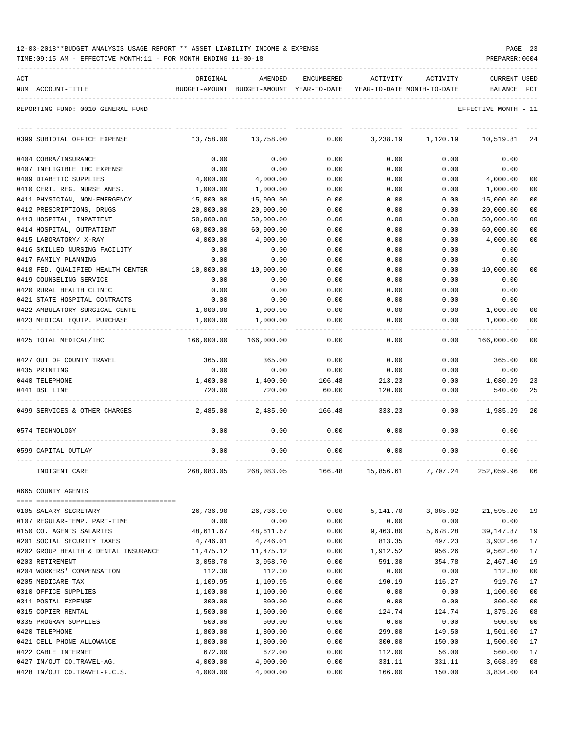12-03-2018**BUDGET ANALYSIS USAGE REPORT ** ASSET LIABILITY INCOME & EXPENSE

TIME:09:15 AM - EFFECTIVE MONTH:11 - FOR MONTH ENDING 11-30-18

REPORTING FUND: 0010 GENERAL FUND — EFFECTIVE MONTH - 11

| ACT NUM | ACCOUNT-TITLE | ORIGINAL BUDGET-AMOUNT | AMENDED BUDGET-AMOUNT | ENCUMBERED YEAR-TO-DATE | ACTIVITY YEAR-TO-DATE | ACTIVITY MONTH-TO-DATE | CURRENT BALANCE | USED PCT |
|---|---|---|---|---|---|---|---|---|
| 0399 | SUBTOTAL OFFICE EXPENSE | 13,758.00 | 13,758.00 | 0.00 | 3,238.19 | 1,120.19 | 10,519.81 | 24 |
| 0404 | COBRA/INSURANCE | 0.00 | 0.00 | 0.00 | 0.00 | 0.00 | 0.00 | |
| 0407 | INELIGIBLE IHC EXPENSE | 0.00 | 0.00 | 0.00 | 0.00 | 0.00 | 0.00 | |
| 0409 | DIABETIC SUPPLIES | 4,000.00 | 4,000.00 | 0.00 | 0.00 | 0.00 | 4,000.00 | 00 |
| 0410 | CERT. REG. NURSE ANES. | 1,000.00 | 1,000.00 | 0.00 | 0.00 | 0.00 | 1,000.00 | 00 |
| 0411 | PHYSICIAN, NON-EMERGENCY | 15,000.00 | 15,000.00 | 0.00 | 0.00 | 0.00 | 15,000.00 | 00 |
| 0412 | PRESCRIPTIONS, DRUGS | 20,000.00 | 20,000.00 | 0.00 | 0.00 | 0.00 | 20,000.00 | 00 |
| 0413 | HOSPITAL, INPATIENT | 50,000.00 | 50,000.00 | 0.00 | 0.00 | 0.00 | 50,000.00 | 00 |
| 0414 | HOSPITAL, OUTPATIENT | 60,000.00 | 60,000.00 | 0.00 | 0.00 | 0.00 | 60,000.00 | 00 |
| 0415 | LABORATORY/ X-RAY | 4,000.00 | 4,000.00 | 0.00 | 0.00 | 0.00 | 4,000.00 | 00 |
| 0416 | SKILLED NURSING FACILITY | 0.00 | 0.00 | 0.00 | 0.00 | 0.00 | 0.00 | |
| 0417 | FAMILY PLANNING | 0.00 | 0.00 | 0.00 | 0.00 | 0.00 | 0.00 | |
| 0418 | FED. QUALIFIED HEALTH CENTER | 10,000.00 | 10,000.00 | 0.00 | 0.00 | 0.00 | 10,000.00 | 00 |
| 0419 | COUNSELING SERVICE | 0.00 | 0.00 | 0.00 | 0.00 | 0.00 | 0.00 | |
| 0420 | RURAL HEALTH CLINIC | 0.00 | 0.00 | 0.00 | 0.00 | 0.00 | 0.00 | |
| 0421 | STATE HOSPITAL CONTRACTS | 0.00 | 0.00 | 0.00 | 0.00 | 0.00 | 0.00 | |
| 0422 | AMBULATORY SURGICAL CENTE | 1,000.00 | 1,000.00 | 0.00 | 0.00 | 0.00 | 1,000.00 | 00 |
| 0423 | MEDICAL EQUIP. PURCHASE | 1,000.00 | 1,000.00 | 0.00 | 0.00 | 0.00 | 1,000.00 | 00 |
| 0425 | TOTAL MEDICAL/IHC | 166,000.00 | 166,000.00 | 0.00 | 0.00 | 0.00 | 166,000.00 | 00 |
| 0427 | OUT OF COUNTY TRAVEL | 365.00 | 365.00 | 0.00 | 0.00 | 0.00 | 365.00 | 00 |
| 0435 | PRINTING | 0.00 | 0.00 | 0.00 | 0.00 | 0.00 | 0.00 | |
| 0440 | TELEPHONE | 1,400.00 | 1,400.00 | 106.48 | 213.23 | 0.00 | 1,080.29 | 23 |
| 0441 | DSL LINE | 720.00 | 720.00 | 60.00 | 120.00 | 0.00 | 540.00 | 25 |
| 0499 | SERVICES & OTHER CHARGES | 2,485.00 | 2,485.00 | 166.48 | 333.23 | 0.00 | 1,985.29 | 20 |
| 0574 | TECHNOLOGY | 0.00 | 0.00 | 0.00 | 0.00 | 0.00 | 0.00 | |
| 0599 | CAPITAL OUTLAY | 0.00 | 0.00 | 0.00 | 0.00 | 0.00 | 0.00 | |
| | INDIGENT CARE | 268,083.05 | 268,083.05 | 166.48 | 15,856.61 | 7,707.24 | 252,059.96 | 06 |

0665 COUNTY AGENTS

| ACT NUM | ACCOUNT-TITLE | ORIGINAL BUDGET-AMOUNT | AMENDED BUDGET-AMOUNT | ENCUMBERED YEAR-TO-DATE | ACTIVITY YEAR-TO-DATE | ACTIVITY MONTH-TO-DATE | CURRENT BALANCE | USED PCT |
|---|---|---|---|---|---|---|---|---|
| 0105 | SALARY SECRETARY | 26,736.90 | 26,736.90 | 0.00 | 5,141.70 | 3,085.02 | 21,595.20 | 19 |
| 0107 | REGULAR-TEMP. PART-TIME | 0.00 | 0.00 | 0.00 | 0.00 | 0.00 | 0.00 | |
| 0150 | CO. AGENTS SALARIES | 48,611.67 | 48,611.67 | 0.00 | 9,463.80 | 5,678.28 | 39,147.87 | 19 |
| 0201 | SOCIAL SECURITY TAXES | 4,746.01 | 4,746.01 | 0.00 | 813.35 | 497.23 | 3,932.66 | 17 |
| 0202 | GROUP HEALTH & DENTAL INSURANCE | 11,475.12 | 11,475.12 | 0.00 | 1,912.52 | 956.26 | 9,562.60 | 17 |
| 0203 | RETIREMENT | 3,058.70 | 3,058.70 | 0.00 | 591.30 | 354.78 | 2,467.40 | 19 |
| 0204 | WORKERS' COMPENSATION | 112.30 | 112.30 | 0.00 | 0.00 | 0.00 | 112.30 | 00 |
| 0205 | MEDICARE TAX | 1,109.95 | 1,109.95 | 0.00 | 190.19 | 116.27 | 919.76 | 17 |
| 0310 | OFFICE SUPPLIES | 1,100.00 | 1,100.00 | 0.00 | 0.00 | 0.00 | 1,100.00 | 00 |
| 0311 | POSTAL EXPENSE | 300.00 | 300.00 | 0.00 | 0.00 | 0.00 | 300.00 | 00 |
| 0315 | COPIER RENTAL | 1,500.00 | 1,500.00 | 0.00 | 124.74 | 124.74 | 1,375.26 | 08 |
| 0335 | PROGRAM SUPPLIES | 500.00 | 500.00 | 0.00 | 0.00 | 0.00 | 500.00 | 00 |
| 0420 | TELEPHONE | 1,800.00 | 1,800.00 | 0.00 | 299.00 | 149.50 | 1,501.00 | 17 |
| 0421 | CELL PHONE ALLOWANCE | 1,800.00 | 1,800.00 | 0.00 | 300.00 | 150.00 | 1,500.00 | 17 |
| 0422 | CABLE INTERNET | 672.00 | 672.00 | 0.00 | 112.00 | 56.00 | 560.00 | 17 |
| 0427 | IN/OUT CO.TRAVEL-AG. | 4,000.00 | 4,000.00 | 0.00 | 331.11 | 331.11 | 3,668.89 | 08 |
| 0428 | IN/OUT CO.TRAVEL-F.C.S. | 4,000.00 | 4,000.00 | 0.00 | 166.00 | 150.00 | 3,834.00 | 04 |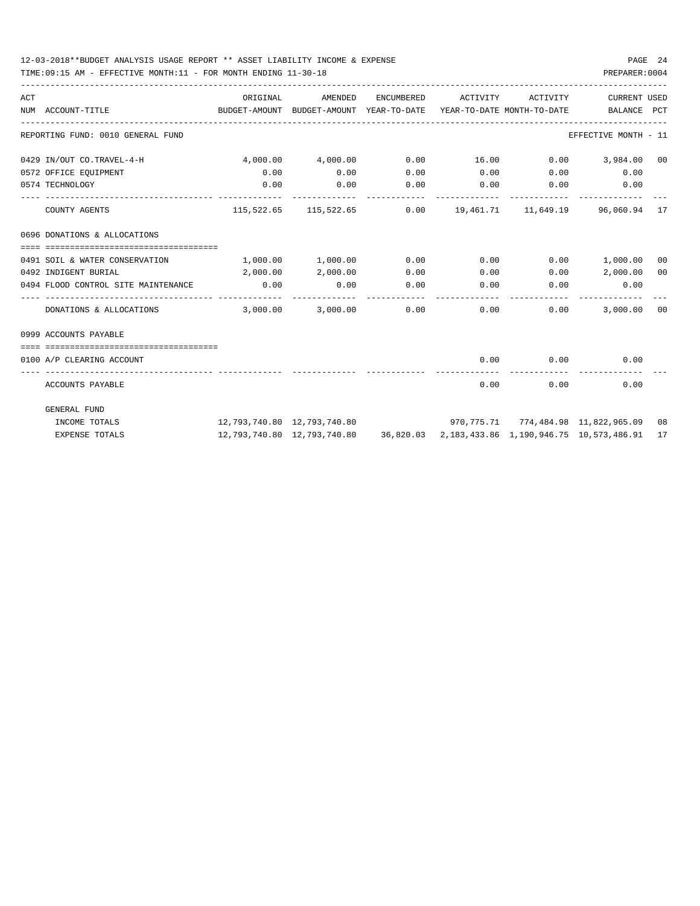12-03-2018**BUDGET ANALYSIS USAGE REPORT ** ASSET LIABILITY INCOME & EXPENSE

TIME:09:15 AM - EFFECTIVE MONTH:11 - FOR MONTH ENDING 11-30-18

PREPARER:0004

| ACT NUM | ACCOUNT-TITLE | ORIGINAL BUDGET-AMOUNT | AMENDED BUDGET-AMOUNT | ENCUMBERED YEAR-TO-DATE | ACTIVITY YEAR-TO-DATE | ACTIVITY MONTH-TO-DATE | CURRENT BALANCE | USED PCT |
|---|---|---|---|---|---|---|---|---|
| | REPORTING FUND: 0010 GENERAL FUND | | | | | | EFFECTIVE MONTH - 11 | |
| 0429 | IN/OUT CO.TRAVEL-4-H | 4,000.00 | 4,000.00 | 0.00 | 16.00 | 0.00 | 3,984.00 | 00 |
| 0572 | OFFICE EQUIPMENT | 0.00 | 0.00 | 0.00 | 0.00 | 0.00 | 0.00 | |
| 0574 | TECHNOLOGY | 0.00 | 0.00 | 0.00 | 0.00 | 0.00 | 0.00 | |
| | COUNTY AGENTS | 115,522.65 | 115,522.65 | 0.00 | 19,461.71 | 11,649.19 | 96,060.94 | 17 |
| | 0696 DONATIONS & ALLOCATIONS | | | | | | | |
| 0491 | SOIL & WATER CONSERVATION | 1,000.00 | 1,000.00 | 0.00 | 0.00 | 0.00 | 1,000.00 | 00 |
| 0492 | INDIGENT BURIAL | 2,000.00 | 2,000.00 | 0.00 | 0.00 | 0.00 | 2,000.00 | 00 |
| 0494 | FLOOD CONTROL SITE MAINTENANCE | 0.00 | 0.00 | 0.00 | 0.00 | 0.00 | 0.00 | |
| | DONATIONS & ALLOCATIONS | 3,000.00 | 3,000.00 | 0.00 | 0.00 | 0.00 | 3,000.00 | 00 |
| | 0999 ACCOUNTS PAYABLE | | | | | | | |
| 0100 | A/P CLEARING ACCOUNT | | | | 0.00 | 0.00 | 0.00 | |
| | ACCOUNTS PAYABLE | | | | 0.00 | 0.00 | 0.00 | |
| | GENERAL FUND | | | | | | | |
| | INCOME TOTALS | 12,793,740.80 | 12,793,740.80 | | 970,775.71 | 774,484.98 | 11,822,965.09 | 08 |
| | EXPENSE TOTALS | 12,793,740.80 | 12,793,740.80 | 36,820.03 | 2,183,433.86 | 1,190,946.75 | 10,573,486.91 | 17 |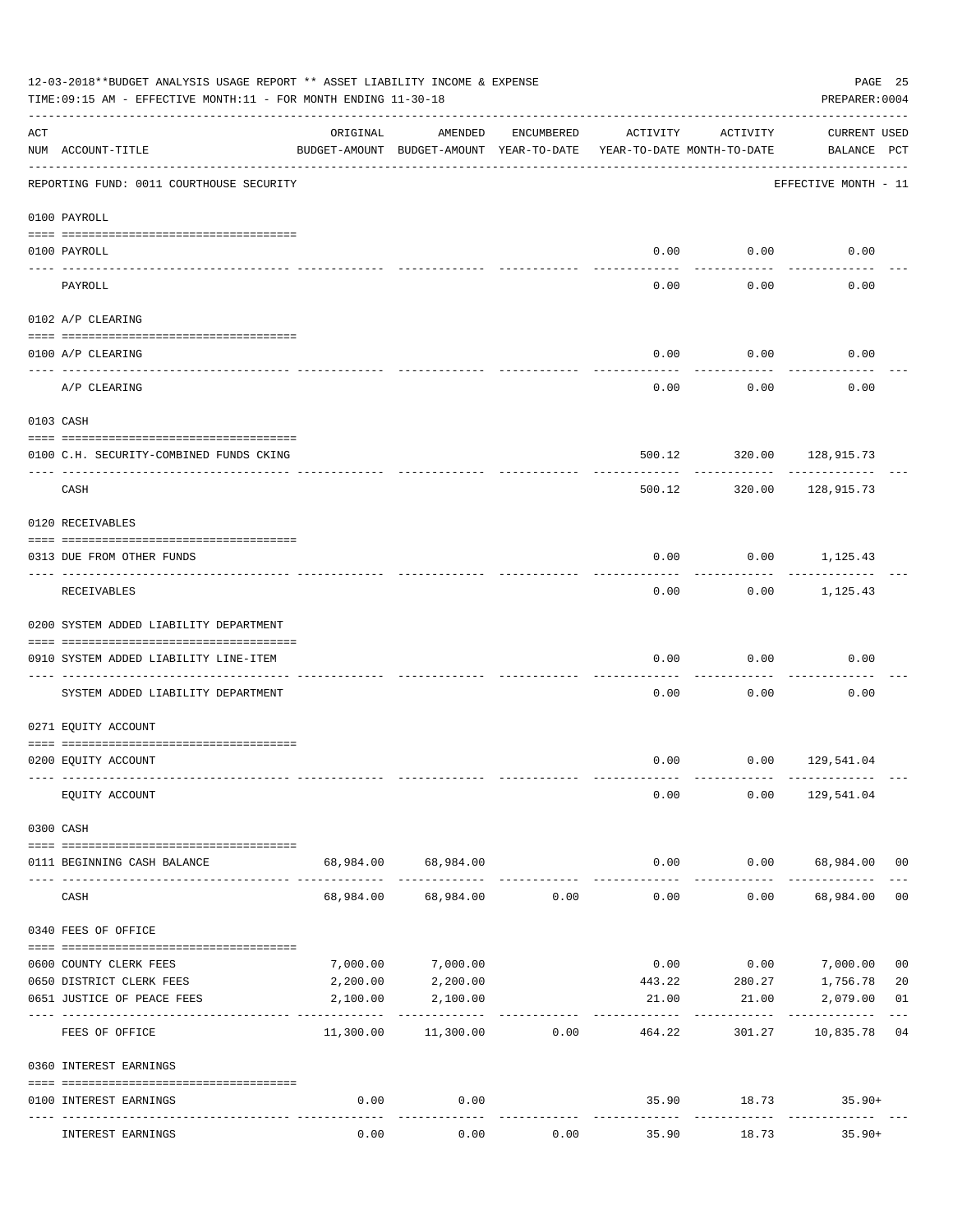12-03-2018**BUDGET ANALYSIS USAGE REPORT ** ASSET LIABILITY INCOME & EXPENSE

TIME:09:15 AM - EFFECTIVE MONTH:11 - FOR MONTH ENDING 11-30-18

PREPARER:0004

| ACT NUM | ACCOUNT-TITLE | ORIGINAL BUDGET-AMOUNT | AMENDED BUDGET-AMOUNT | ENCUMBERED YEAR-TO-DATE | ACTIVITY YEAR-TO-DATE | ACTIVITY MONTH-TO-DATE | CURRENT BALANCE | USED PCT |
|---|---|---|---|---|---|---|---|---|
| | REPORTING FUND: 0011 COURTHOUSE SECURITY | | | | | | EFFECTIVE MONTH - 11 | |
| | 0100 PAYROLL | | | | | | | |
| 0100 | PAYROLL | | | | 0.00 | 0.00 | 0.00 | |
| | PAYROLL | | | | 0.00 | 0.00 | 0.00 | |
| | 0102 A/P CLEARING | | | | | | | |
| 0100 | A/P CLEARING | | | | 0.00 | 0.00 | 0.00 | |
| | A/P CLEARING | | | | 0.00 | 0.00 | 0.00 | |
| | 0103 CASH | | | | | | | |
| 0100 | C.H. SECURITY-COMBINED FUNDS CKING | | | | 500.12 | 320.00 | 128,915.73 | |
| | CASH | | | | 500.12 | 320.00 | 128,915.73 | |
| | 0120 RECEIVABLES | | | | | | | |
| 0313 | DUE FROM OTHER FUNDS | | | | 0.00 | 0.00 | 1,125.43 | |
| | RECEIVABLES | | | | 0.00 | 0.00 | 1,125.43 | |
| | 0200 SYSTEM ADDED LIABILITY DEPARTMENT | | | | | | | |
| 0910 | SYSTEM ADDED LIABILITY LINE-ITEM | | | | 0.00 | 0.00 | 0.00 | |
| | SYSTEM ADDED LIABILITY DEPARTMENT | | | | 0.00 | 0.00 | 0.00 | |
| | 0271 EQUITY ACCOUNT | | | | | | | |
| 0200 | EQUITY ACCOUNT | | | | 0.00 | 0.00 | 129,541.04 | |
| | EQUITY ACCOUNT | | | | 0.00 | 0.00 | 129,541.04 | |
| | 0300 CASH | | | | | | | |
| 0111 | BEGINNING CASH BALANCE | 68,984.00 | 68,984.00 | | 0.00 | 0.00 | 68,984.00 | 00 |
| | CASH | 68,984.00 | 68,984.00 | 0.00 | 0.00 | 0.00 | 68,984.00 | 00 |
| | 0340 FEES OF OFFICE | | | | | | | |
| 0600 | COUNTY CLERK FEES | 7,000.00 | 7,000.00 | | 0.00 | 0.00 | 7,000.00 | 00 |
| 0650 | DISTRICT CLERK FEES | 2,200.00 | 2,200.00 | | 443.22 | 280.27 | 1,756.78 | 20 |
| 0651 | JUSTICE OF PEACE FEES | 2,100.00 | 2,100.00 | | 21.00 | 21.00 | 2,079.00 | 01 |
| | FEES OF OFFICE | 11,300.00 | 11,300.00 | 0.00 | 464.22 | 301.27 | 10,835.78 | 04 |
| | 0360 INTEREST EARNINGS | | | | | | | |
| 0100 | INTEREST EARNINGS | 0.00 | 0.00 | | 35.90 | 18.73 | 35.90+ | |
| | INTEREST EARNINGS | 0.00 | 0.00 | 0.00 | 35.90 | 18.73 | 35.90+ | |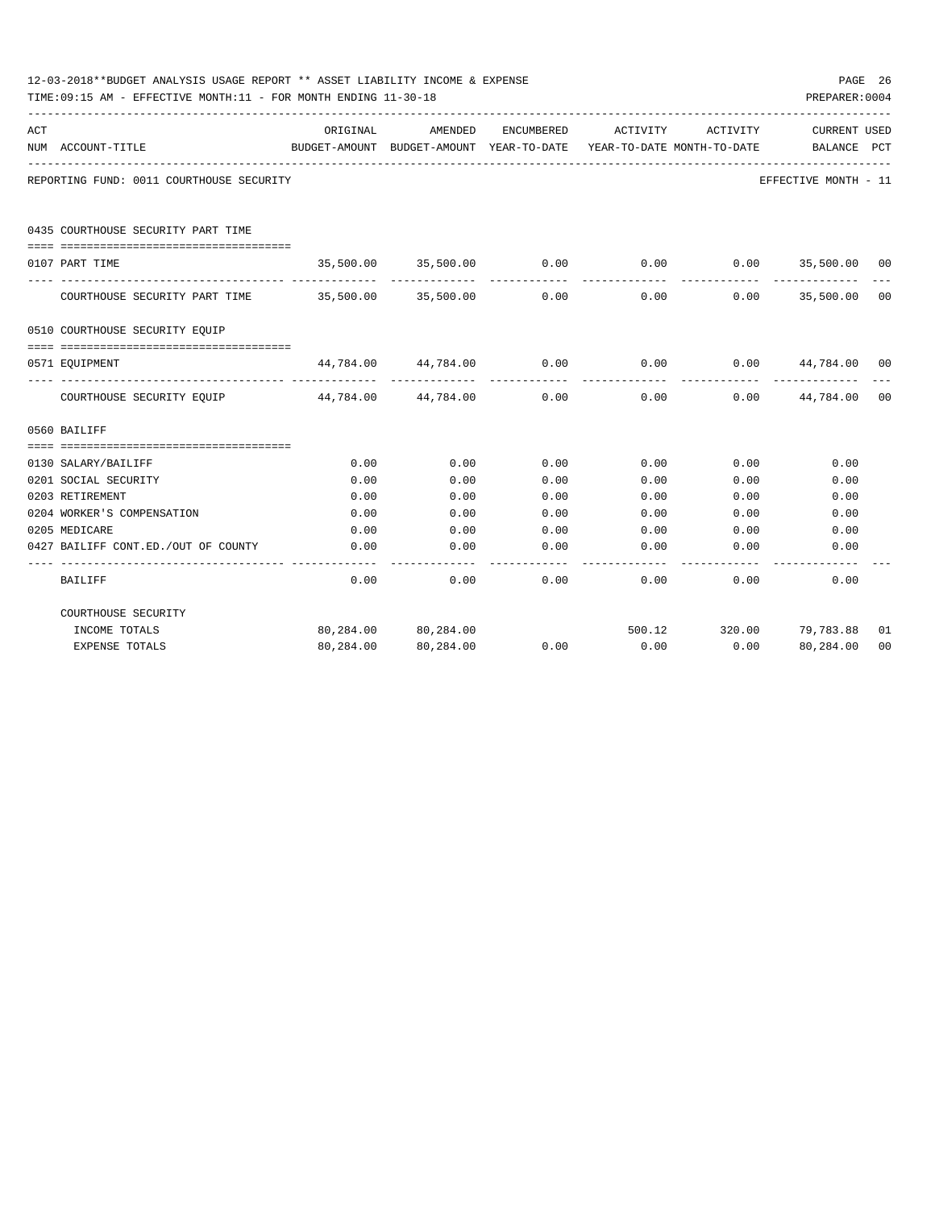12-03-2018**BUDGET ANALYSIS USAGE REPORT ** ASSET LIABILITY INCOME & EXPENSE

TIME:09:15 AM - EFFECTIVE MONTH:11 - FOR MONTH ENDING 11-30-18

PREPARER:0004

| ACT NUM | ACCOUNT-TITLE | ORIGINAL BUDGET-AMOUNT | AMENDED BUDGET-AMOUNT | ENCUMBERED YEAR-TO-DATE | ACTIVITY YEAR-TO-DATE | ACTIVITY MONTH-TO-DATE | CURRENT BALANCE | USED PCT |
|---|---|---|---|---|---|---|---|---|
| | REPORTING FUND: 0011 COURTHOUSE SECURITY | | | | | | EFFECTIVE MONTH - 11 | |
| | 0435 COURTHOUSE SECURITY PART TIME | | | | | | | |
| 0107 | PART TIME | 35,500.00 | 35,500.00 | 0.00 | 0.00 | 0.00 | 35,500.00 | 00 |
| | COURTHOUSE SECURITY PART TIME | 35,500.00 | 35,500.00 | 0.00 | 0.00 | 0.00 | 35,500.00 | 00 |
| | 0510 COURTHOUSE SECURITY EQUIP | | | | | | | |
| 0571 | EQUIPMENT | 44,784.00 | 44,784.00 | 0.00 | 0.00 | 0.00 | 44,784.00 | 00 |
| | COURTHOUSE SECURITY EQUIP | 44,784.00 | 44,784.00 | 0.00 | 0.00 | 0.00 | 44,784.00 | 00 |
| | 0560 BAILIFF | | | | | | | |
| 0130 | SALARY/BAILIFF | 0.00 | 0.00 | 0.00 | 0.00 | 0.00 | 0.00 | |
| 0201 | SOCIAL SECURITY | 0.00 | 0.00 | 0.00 | 0.00 | 0.00 | 0.00 | |
| 0203 | RETIREMENT | 0.00 | 0.00 | 0.00 | 0.00 | 0.00 | 0.00 | |
| 0204 | WORKER'S COMPENSATION | 0.00 | 0.00 | 0.00 | 0.00 | 0.00 | 0.00 | |
| 0205 | MEDICARE | 0.00 | 0.00 | 0.00 | 0.00 | 0.00 | 0.00 | |
| 0427 | BAILIFF CONT.ED./OUT OF COUNTY | 0.00 | 0.00 | 0.00 | 0.00 | 0.00 | 0.00 | |
| | BAILIFF | 0.00 | 0.00 | 0.00 | 0.00 | 0.00 | 0.00 | |
| | COURTHOUSE SECURITY | | | | | | | |
| | INCOME TOTALS | 80,284.00 | 80,284.00 | | 500.12 | 320.00 | 79,783.88 | 01 |
| | EXPENSE TOTALS | 80,284.00 | 80,284.00 | 0.00 | 0.00 | 0.00 | 80,284.00 | 00 |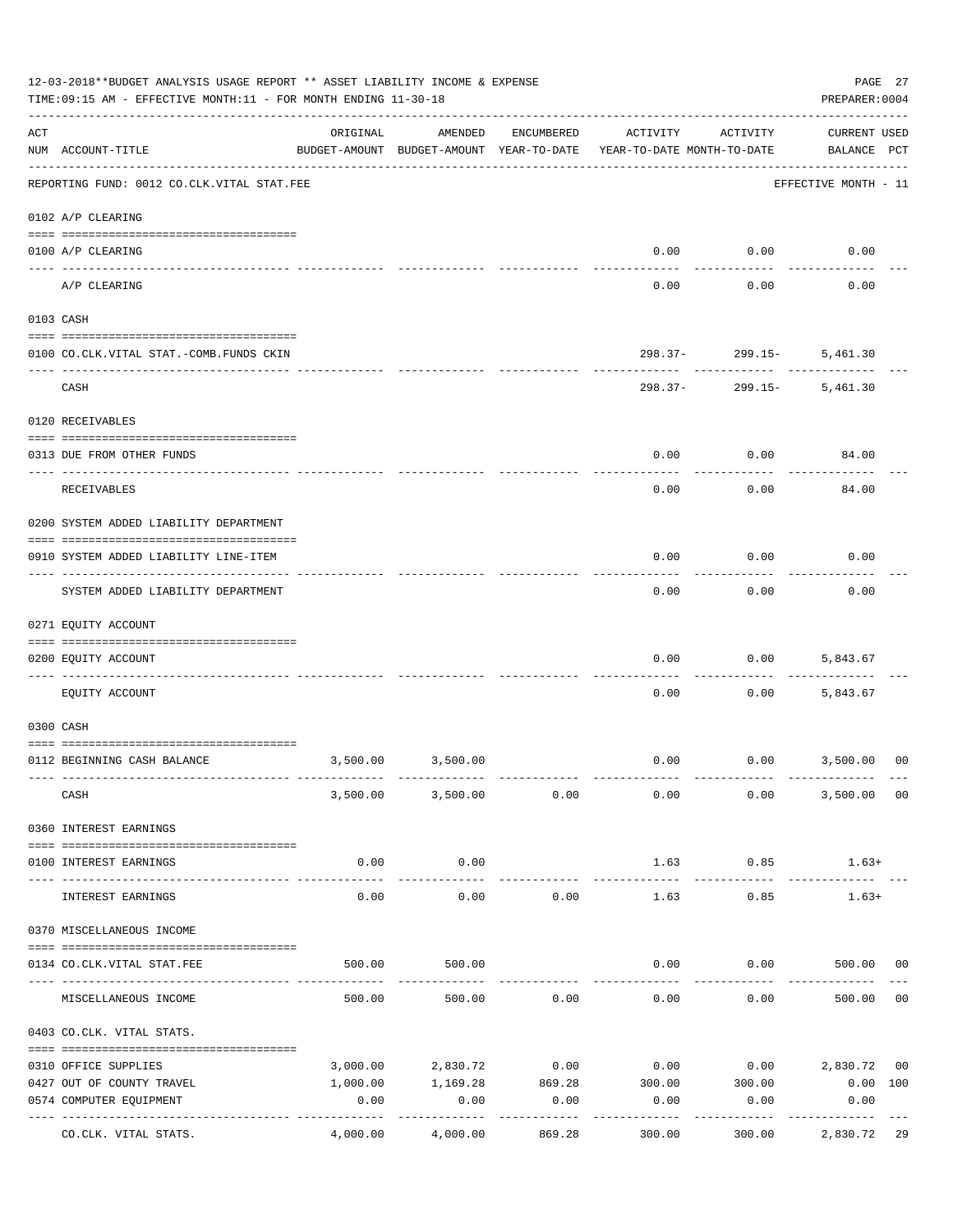12-03-2018**BUDGET ANALYSIS USAGE REPORT ** ASSET LIABILITY INCOME & EXPENSE

TIME:09:15 AM - EFFECTIVE MONTH:11 - FOR MONTH ENDING 11-30-18

PREPARER:0004

| ACT NUM | ACCOUNT-TITLE | ORIGINAL BUDGET-AMOUNT | AMENDED BUDGET-AMOUNT | ENCUMBERED YEAR-TO-DATE | ACTIVITY YEAR-TO-DATE | ACTIVITY MONTH-TO-DATE | CURRENT BALANCE | USED PCT |
|---|---|---|---|---|---|---|---|---|
| | REPORTING FUND: 0012 CO.CLK.VITAL STAT.FEE | | | | | | EFFECTIVE MONTH - 11 | |
| | 0102 A/P CLEARING | | | | | | | |
| 0100 | A/P CLEARING | | | | 0.00 | 0.00 | 0.00 | |
| | A/P CLEARING | | | | 0.00 | 0.00 | 0.00 | |
| | 0103 CASH | | | | | | | |
| 0100 | CO.CLK.VITAL STAT.-COMB.FUNDS CKIN | | | | 298.37- | 299.15- | 5,461.30 | |
| | CASH | | | | 298.37- | 299.15- | 5,461.30 | |
| | 0120 RECEIVABLES | | | | | | | |
| 0313 | DUE FROM OTHER FUNDS | | | | 0.00 | 0.00 | 84.00 | |
| | RECEIVABLES | | | | 0.00 | 0.00 | 84.00 | |
| | 0200 SYSTEM ADDED LIABILITY DEPARTMENT | | | | | | | |
| 0910 | SYSTEM ADDED LIABILITY LINE-ITEM | | | | 0.00 | 0.00 | 0.00 | |
| | SYSTEM ADDED LIABILITY DEPARTMENT | | | | 0.00 | 0.00 | 0.00 | |
| | 0271 EQUITY ACCOUNT | | | | | | | |
| 0200 | EQUITY ACCOUNT | | | | 0.00 | 0.00 | 5,843.67 | |
| | EQUITY ACCOUNT | | | | 0.00 | 0.00 | 5,843.67 | |
| | 0300 CASH | | | | | | | |
| 0112 | BEGINNING CASH BALANCE | 3,500.00 | 3,500.00 | | 0.00 | 0.00 | 3,500.00 | 00 |
| | CASH | 3,500.00 | 3,500.00 | 0.00 | 0.00 | 0.00 | 3,500.00 | 00 |
| | 0360 INTEREST EARNINGS | | | | | | | |
| 0100 | INTEREST EARNINGS | 0.00 | 0.00 | | 1.63 | 0.85 | 1.63+ | |
| | INTEREST EARNINGS | 0.00 | 0.00 | 0.00 | 1.63 | 0.85 | 1.63+ | |
| | 0370 MISCELLANEOUS INCOME | | | | | | | |
| 0134 | CO.CLK.VITAL STAT.FEE | 500.00 | 500.00 | | 0.00 | 0.00 | 500.00 | 00 |
| | MISCELLANEOUS INCOME | 500.00 | 500.00 | 0.00 | 0.00 | 0.00 | 500.00 | 00 |
| | 0403 CO.CLK. VITAL STATS. | | | | | | | |
| 0310 | OFFICE SUPPLIES | 3,000.00 | 2,830.72 | 0.00 | 0.00 | 0.00 | 2,830.72 | 00 |
| 0427 | OUT OF COUNTY TRAVEL | 1,000.00 | 1,169.28 | 869.28 | 300.00 | 300.00 | 0.00 | 100 |
| 0574 | COMPUTER EQUIPMENT | 0.00 | 0.00 | 0.00 | 0.00 | 0.00 | 0.00 | |
| | CO.CLK. VITAL STATS. | 4,000.00 | 4,000.00 | 869.28 | 300.00 | 300.00 | 2,830.72 | 29 |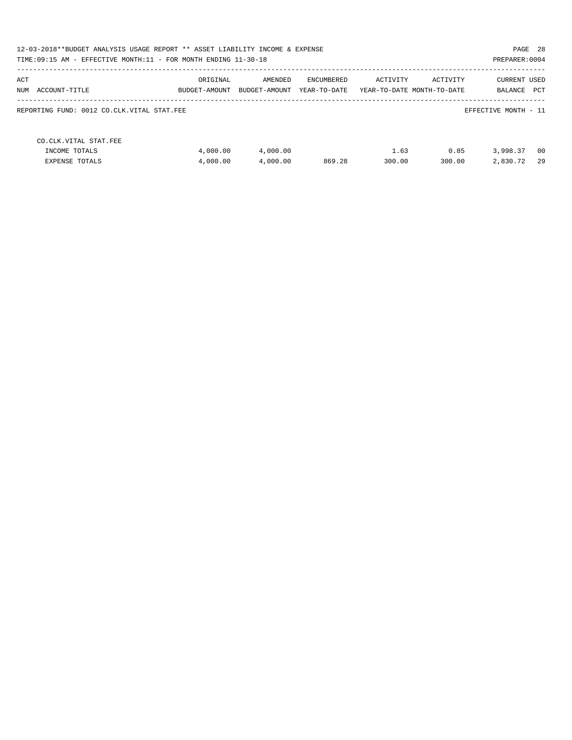12-03-2018**BUDGET ANALYSIS USAGE REPORT ** ASSET LIABILITY INCOME & EXPENSE

TIME:09:15 AM - EFFECTIVE MONTH:11 - FOR MONTH ENDING 11-30-18

PREPARER:0004

| ACT NUM ACCOUNT-TITLE | ORIGINAL BUDGET-AMOUNT | AMENDED BUDGET-AMOUNT | ENCUMBERED YEAR-TO-DATE | ACTIVITY YEAR-TO-DATE | ACTIVITY MONTH-TO-DATE | CURRENT BALANCE | USED PCT |
|---|---|---|---|---|---|---|---|
| REPORTING FUND: 0012 CO.CLK.VITAL STAT.FEE | | | | | | EFFECTIVE MONTH - 11 | |
| CO.CLK.VITAL STAT.FEE | | | | | | | |
| INCOME TOTALS | 4,000.00 | 4,000.00 | | 1.63 | 0.85 | 3,998.37 | 00 |
| EXPENSE TOTALS | 4,000.00 | 4,000.00 | 869.28 | 300.00 | 300.00 | 2,830.72 | 29 |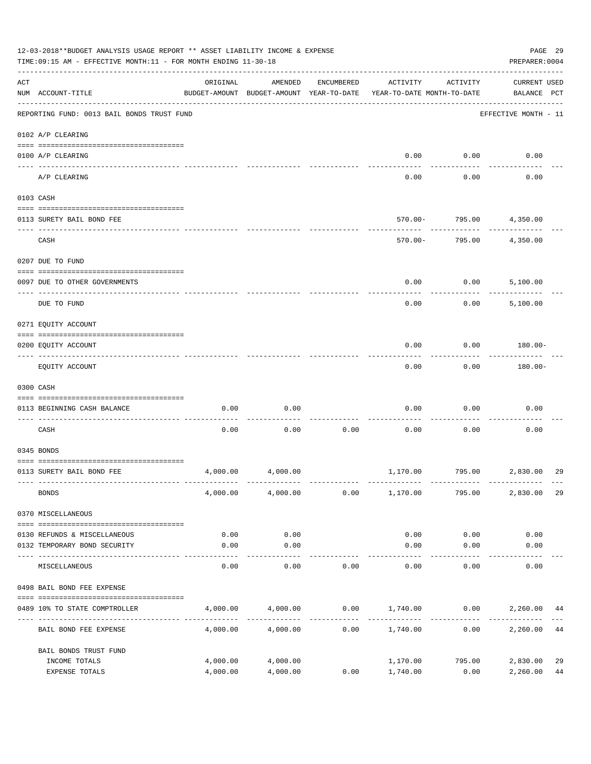12-03-2018**BUDGET ANALYSIS USAGE REPORT ** ASSET LIABILITY INCOME & EXPENSE

TIME:09:15 AM - EFFECTIVE MONTH:11 - FOR MONTH ENDING 11-30-18

PREPARER:0004

| ACT NUM | ACCOUNT-TITLE | ORIGINAL BUDGET-AMOUNT | AMENDED BUDGET-AMOUNT | ENCUMBERED YEAR-TO-DATE | ACTIVITY YEAR-TO-DATE | ACTIVITY MONTH-TO-DATE | CURRENT USED BALANCE | PCT |
|---|---|---|---|---|---|---|---|---|
| | REPORTING FUND: 0013 BAIL BONDS TRUST FUND | | | | | | EFFECTIVE MONTH - 11 | |
| | 0102 A/P CLEARING | | | | | | | |
| 0100 | A/P CLEARING | | | | 0.00 | 0.00 | 0.00 | |
| | A/P CLEARING | | | | 0.00 | 0.00 | 0.00 | |
| | 0103 CASH | | | | | | | |
| 0113 | SURETY BAIL BOND FEE | | | | 570.00- | 795.00 | 4,350.00 | |
| | CASH | | | | 570.00- | 795.00 | 4,350.00 | |
| | 0207 DUE TO FUND | | | | | | | |
| 0097 | DUE TO OTHER GOVERNMENTS | | | | 0.00 | 0.00 | 5,100.00 | |
| | DUE TO FUND | | | | 0.00 | 0.00 | 5,100.00 | |
| | 0271 EQUITY ACCOUNT | | | | | | | |
| 0200 | EQUITY ACCOUNT | | | | 0.00 | 0.00 | 180.00- | |
| | EQUITY ACCOUNT | | | | 0.00 | 0.00 | 180.00- | |
| | 0300 CASH | | | | | | | |
| 0113 | BEGINNING CASH BALANCE | 0.00 | 0.00 | | 0.00 | 0.00 | 0.00 | |
| | CASH | 0.00 | 0.00 | 0.00 | 0.00 | 0.00 | 0.00 | |
| | 0345 BONDS | | | | | | | |
| 0113 | SURETY BAIL BOND FEE | 4,000.00 | 4,000.00 | | 1,170.00 | 795.00 | 2,830.00 | 29 |
| | BONDS | 4,000.00 | 4,000.00 | 0.00 | 1,170.00 | 795.00 | 2,830.00 | 29 |
| | 0370 MISCELLANEOUS | | | | | | | |
| 0130 | REFUNDS & MISCELLANEOUS | 0.00 | 0.00 | | 0.00 | 0.00 | 0.00 | |
| 0132 | TEMPORARY BOND SECURITY | 0.00 | 0.00 | | 0.00 | 0.00 | 0.00 | |
| | MISCELLANEOUS | 0.00 | 0.00 | 0.00 | 0.00 | 0.00 | 0.00 | |
| | 0498 BAIL BOND FEE EXPENSE | | | | | | | |
| 0489 | 10% TO STATE COMPTROLLER | 4,000.00 | 4,000.00 | 0.00 | 1,740.00 | 0.00 | 2,260.00 | 44 |
| | BAIL BOND FEE EXPENSE | 4,000.00 | 4,000.00 | 0.00 | 1,740.00 | 0.00 | 2,260.00 | 44 |
| | BAIL BONDS TRUST FUND | | | | | | | |
| | INCOME TOTALS | 4,000.00 | 4,000.00 | | 1,170.00 | 795.00 | 2,830.00 | 29 |
| | EXPENSE TOTALS | 4,000.00 | 4,000.00 | 0.00 | 1,740.00 | 0.00 | 2,260.00 | 44 |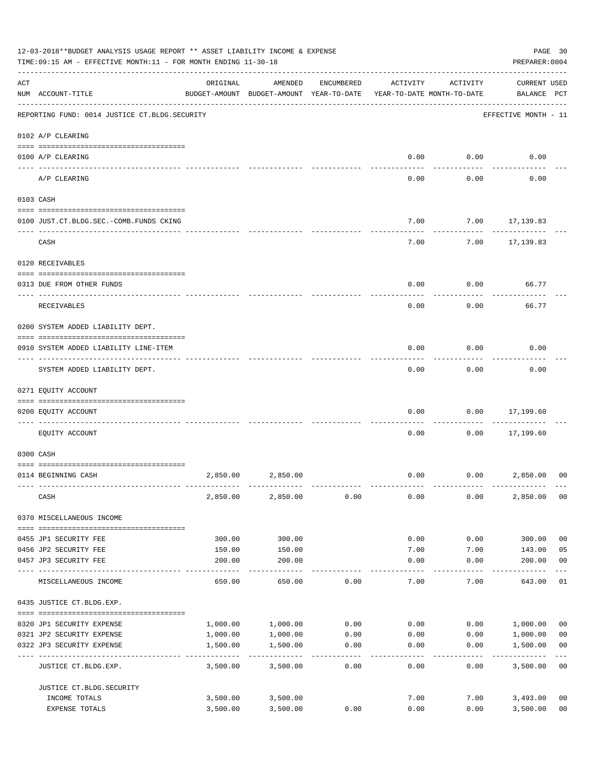12-03-2018**BUDGET ANALYSIS USAGE REPORT ** ASSET LIABILITY INCOME & EXPENSE

TIME:09:15 AM - EFFECTIVE MONTH:11 - FOR MONTH ENDING 11-30-18

PREPARER:0004

REPORTING FUND: 0014 JUSTICE CT.BLDG.SECURITY — EFFECTIVE MONTH - 11

| ACT NUM | ACCOUNT-TITLE | ORIGINAL BUDGET-AMOUNT | AMENDED BUDGET-AMOUNT | ENCUMBERED YEAR-TO-DATE | ACTIVITY YEAR-TO-DATE | ACTIVITY MONTH-TO-DATE | CURRENT BALANCE | USED PCT |
|---|---|---|---|---|---|---|---|---|
| | **0102 A/P CLEARING** | | | | | | | |
| 0100 | A/P CLEARING | | | | 0.00 | 0.00 | 0.00 | |
| | A/P CLEARING | | | | 0.00 | 0.00 | 0.00 | |
| | **0103 CASH** | | | | | | | |
| 0100 | JUST.CT.BLDG.SEC.-COMB.FUNDS CKING | | | | 7.00 | 7.00 | 17,139.83 | |
| | CASH | | | | 7.00 | 7.00 | 17,139.83 | |
| | **0120 RECEIVABLES** | | | | | | | |
| 0313 | DUE FROM OTHER FUNDS | | | | 0.00 | 0.00 | 66.77 | |
| | RECEIVABLES | | | | 0.00 | 0.00 | 66.77 | |
| | **0200 SYSTEM ADDED LIABILITY DEPT.** | | | | | | | |
| 0910 | SYSTEM ADDED LIABILITY LINE-ITEM | | | | 0.00 | 0.00 | 0.00 | |
| | SYSTEM ADDED LIABILITY DEPT. | | | | 0.00 | 0.00 | 0.00 | |
| | **0271 EQUITY ACCOUNT** | | | | | | | |
| 0200 | EQUITY ACCOUNT | | | | 0.00 | 0.00 | 17,199.60 | |
| | EQUITY ACCOUNT | | | | 0.00 | 0.00 | 17,199.60 | |
| | **0300 CASH** | | | | | | | |
| 0114 | BEGINNING CASH | 2,850.00 | 2,850.00 | | 0.00 | 0.00 | 2,850.00 | 00 |
| | CASH | 2,850.00 | 2,850.00 | 0.00 | 0.00 | 0.00 | 2,850.00 | 00 |
| | **0370 MISCELLANEOUS INCOME** | | | | | | | |
| 0455 | JP1 SECURITY FEE | 300.00 | 300.00 | | 0.00 | 0.00 | 300.00 | 00 |
| 0456 | JP2 SECURITY FEE | 150.00 | 150.00 | | 7.00 | 7.00 | 143.00 | 05 |
| 0457 | JP3 SECURITY FEE | 200.00 | 200.00 | | 0.00 | 0.00 | 200.00 | 00 |
| | MISCELLANEOUS INCOME | 650.00 | 650.00 | 0.00 | 7.00 | 7.00 | 643.00 | 01 |
| | **0435 JUSTICE CT.BLDG.EXP.** | | | | | | | |
| 0320 | JP1 SECURITY EXPENSE | 1,000.00 | 1,000.00 | 0.00 | 0.00 | 0.00 | 1,000.00 | 00 |
| 0321 | JP2 SECURITY EXPENSE | 1,000.00 | 1,000.00 | 0.00 | 0.00 | 0.00 | 1,000.00 | 00 |
| 0322 | JP3 SECURITY EXPENSE | 1,500.00 | 1,500.00 | 0.00 | 0.00 | 0.00 | 1,500.00 | 00 |
| | JUSTICE CT.BLDG.EXP. | 3,500.00 | 3,500.00 | 0.00 | 0.00 | 0.00 | 3,500.00 | 00 |
| | **JUSTICE CT.BLDG.SECURITY** | | | | | | | |
| | INCOME TOTALS | 3,500.00 | 3,500.00 | | 7.00 | 7.00 | 3,493.00 | 00 |
| | EXPENSE TOTALS | 3,500.00 | 3,500.00 | 0.00 | 0.00 | 0.00 | 3,500.00 | 00 |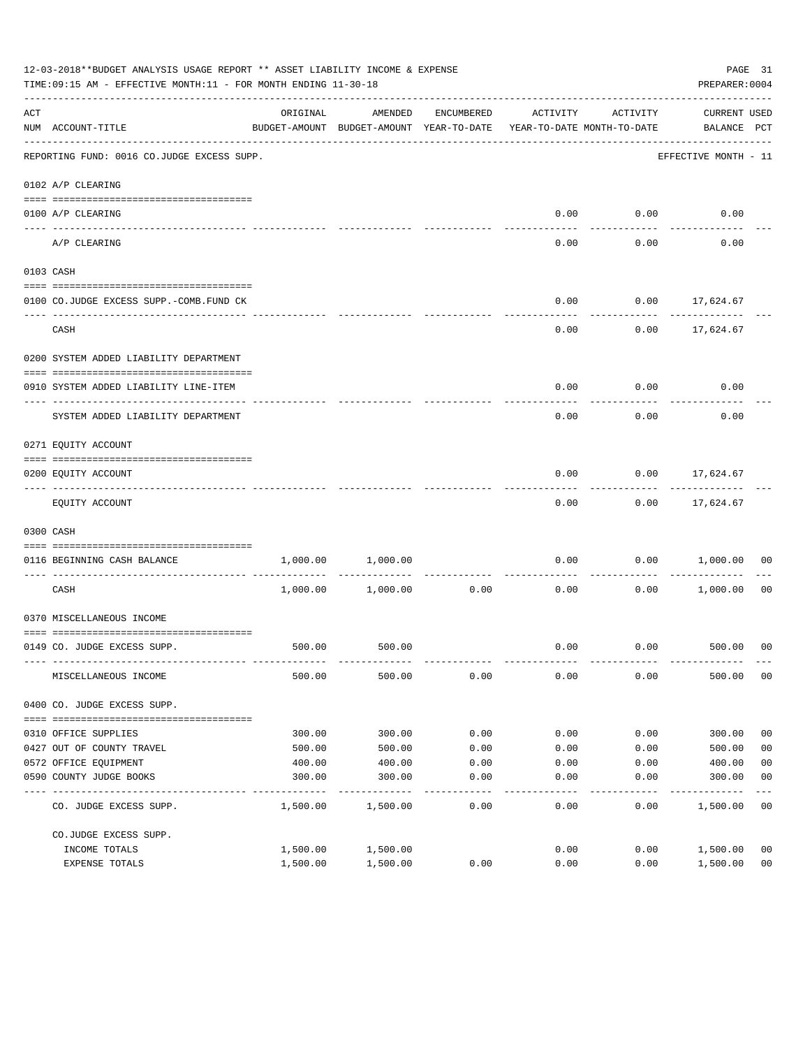12-03-2018**BUDGET ANALYSIS USAGE REPORT ** ASSET LIABILITY INCOME & EXPENSE

TIME:09:15 AM - EFFECTIVE MONTH:11 - FOR MONTH ENDING 11-30-18

PREPARER:0004

| ACT NUM | ACCOUNT-TITLE | ORIGINAL BUDGET-AMOUNT | AMENDED BUDGET-AMOUNT | ENCUMBERED YEAR-TO-DATE | ACTIVITY YEAR-TO-DATE | ACTIVITY MONTH-TO-DATE | CURRENT BALANCE | USED PCT |
|---|---|---|---|---|---|---|---|---|
| | REPORTING FUND: 0016 CO.JUDGE EXCESS SUPP. | | | | | | EFFECTIVE MONTH - 11 | |
| | 0102 A/P CLEARING | | | | | | | |
| 0100 | A/P CLEARING | | | | 0.00 | 0.00 | 0.00 | |
| | A/P CLEARING | | | | 0.00 | 0.00 | 0.00 | |
| | 0103 CASH | | | | | | | |
| 0100 | CO.JUDGE EXCESS SUPP.-COMB.FUND CK | | | | 0.00 | 0.00 | 17,624.67 | |
| | CASH | | | | 0.00 | 0.00 | 17,624.67 | |
| | 0200 SYSTEM ADDED LIABILITY DEPARTMENT | | | | | | | |
| 0910 | SYSTEM ADDED LIABILITY LINE-ITEM | | | | 0.00 | 0.00 | 0.00 | |
| | SYSTEM ADDED LIABILITY DEPARTMENT | | | | 0.00 | 0.00 | 0.00 | |
| | 0271 EQUITY ACCOUNT | | | | | | | |
| 0200 | EQUITY ACCOUNT | | | | 0.00 | 0.00 | 17,624.67 | |
| | EQUITY ACCOUNT | | | | 0.00 | 0.00 | 17,624.67 | |
| | 0300 CASH | | | | | | | |
| 0116 | BEGINNING CASH BALANCE | 1,000.00 | 1,000.00 | | 0.00 | 0.00 | 1,000.00 | 00 |
| | CASH | 1,000.00 | 1,000.00 | 0.00 | 0.00 | 0.00 | 1,000.00 | 00 |
| | 0370 MISCELLANEOUS INCOME | | | | | | | |
| 0149 | CO. JUDGE EXCESS SUPP. | 500.00 | 500.00 | | 0.00 | 0.00 | 500.00 | 00 |
| | MISCELLANEOUS INCOME | 500.00 | 500.00 | 0.00 | 0.00 | 0.00 | 500.00 | 00 |
| | 0400 CO. JUDGE EXCESS SUPP. | | | | | | | |
| 0310 | OFFICE SUPPLIES | 300.00 | 300.00 | 0.00 | 0.00 | 0.00 | 300.00 | 00 |
| 0427 | OUT OF COUNTY TRAVEL | 500.00 | 500.00 | 0.00 | 0.00 | 0.00 | 500.00 | 00 |
| 0572 | OFFICE EQUIPMENT | 400.00 | 400.00 | 0.00 | 0.00 | 0.00 | 400.00 | 00 |
| 0590 | COUNTY JUDGE BOOKS | 300.00 | 300.00 | 0.00 | 0.00 | 0.00 | 300.00 | 00 |
| | CO. JUDGE EXCESS SUPP. | 1,500.00 | 1,500.00 | 0.00 | 0.00 | 0.00 | 1,500.00 | 00 |
| | CO.JUDGE EXCESS SUPP. | | | | | | | |
| | INCOME TOTALS | 1,500.00 | 1,500.00 | | 0.00 | 0.00 | 1,500.00 | 00 |
| | EXPENSE TOTALS | 1,500.00 | 1,500.00 | 0.00 | 0.00 | 0.00 | 1,500.00 | 00 |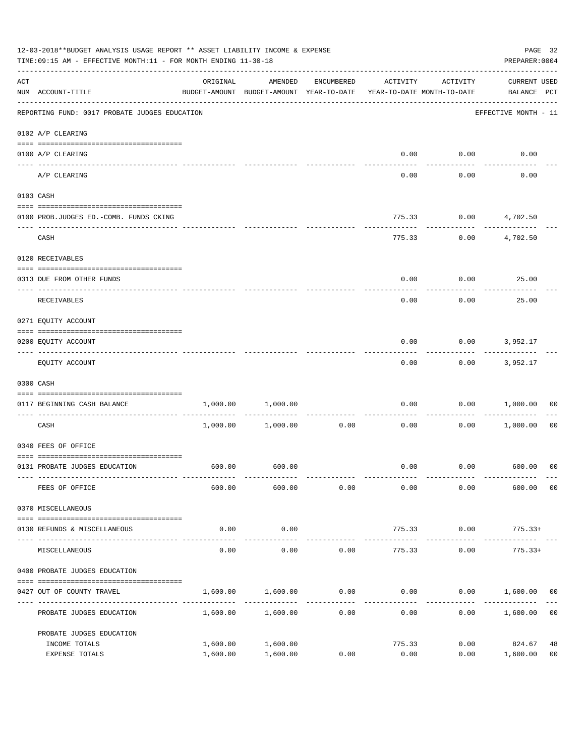12-03-2018**BUDGET ANALYSIS USAGE REPORT ** ASSET LIABILITY INCOME & EXPENSE

TIME:09:15 AM - EFFECTIVE MONTH:11 - FOR MONTH ENDING 11-30-18

PREPARER:0004

| ACT NUM | ACCOUNT-TITLE | ORIGINAL BUDGET-AMOUNT | AMENDED BUDGET-AMOUNT | ENCUMBERED YEAR-TO-DATE | ACTIVITY YEAR-TO-DATE | ACTIVITY MONTH-TO-DATE | CURRENT USED BALANCE | PCT |
|---|---|---|---|---|---|---|---|---|
| | REPORTING FUND: 0017 PROBATE JUDGES EDUCATION | | | | | | EFFECTIVE MONTH - 11 | |
| | 0102 A/P CLEARING | | | | | | | |
| 0100 | A/P CLEARING | | | | 0.00 | 0.00 | 0.00 | |
| | A/P CLEARING | | | | 0.00 | 0.00 | 0.00 | |
| | 0103 CASH | | | | | | | |
| 0100 | PROB.JUDGES ED.-COMB. FUNDS CKING | | | | 775.33 | 0.00 | 4,702.50 | |
| | CASH | | | | 775.33 | 0.00 | 4,702.50 | |
| | 0120 RECEIVABLES | | | | | | | |
| 0313 | DUE FROM OTHER FUNDS | | | | 0.00 | 0.00 | 25.00 | |
| | RECEIVABLES | | | | 0.00 | 0.00 | 25.00 | |
| | 0271 EQUITY ACCOUNT | | | | | | | |
| 0200 | EQUITY ACCOUNT | | | | 0.00 | 0.00 | 3,952.17 | |
| | EQUITY ACCOUNT | | | | 0.00 | 0.00 | 3,952.17 | |
| | 0300 CASH | | | | | | | |
| 0117 | BEGINNING CASH BALANCE | 1,000.00 | 1,000.00 | | 0.00 | 0.00 | 1,000.00 | 00 |
| | CASH | 1,000.00 | 1,000.00 | 0.00 | 0.00 | 0.00 | 1,000.00 | 00 |
| | 0340 FEES OF OFFICE | | | | | | | |
| 0131 | PROBATE JUDGES EDUCATION | 600.00 | 600.00 | | 0.00 | 0.00 | 600.00 | 00 |
| | FEES OF OFFICE | 600.00 | 600.00 | 0.00 | 0.00 | 0.00 | 600.00 | 00 |
| | 0370 MISCELLANEOUS | | | | | | | |
| 0130 | REFUNDS & MISCELLANEOUS | 0.00 | 0.00 | | 775.33 | 0.00 | 775.33+ | |
| | MISCELLANEOUS | 0.00 | 0.00 | 0.00 | 775.33 | 0.00 | 775.33+ | |
| | 0400 PROBATE JUDGES EDUCATION | | | | | | | |
| 0427 | OUT OF COUNTY TRAVEL | 1,600.00 | 1,600.00 | 0.00 | 0.00 | 0.00 | 1,600.00 | 00 |
| | PROBATE JUDGES EDUCATION | 1,600.00 | 1,600.00 | 0.00 | 0.00 | 0.00 | 1,600.00 | 00 |
| | PROBATE JUDGES EDUCATION | | | | | | | |
| | INCOME TOTALS | 1,600.00 | 1,600.00 | | 775.33 | 0.00 | 824.67 | 48 |
| | EXPENSE TOTALS | 1,600.00 | 1,600.00 | 0.00 | 0.00 | 0.00 | 1,600.00 | 00 |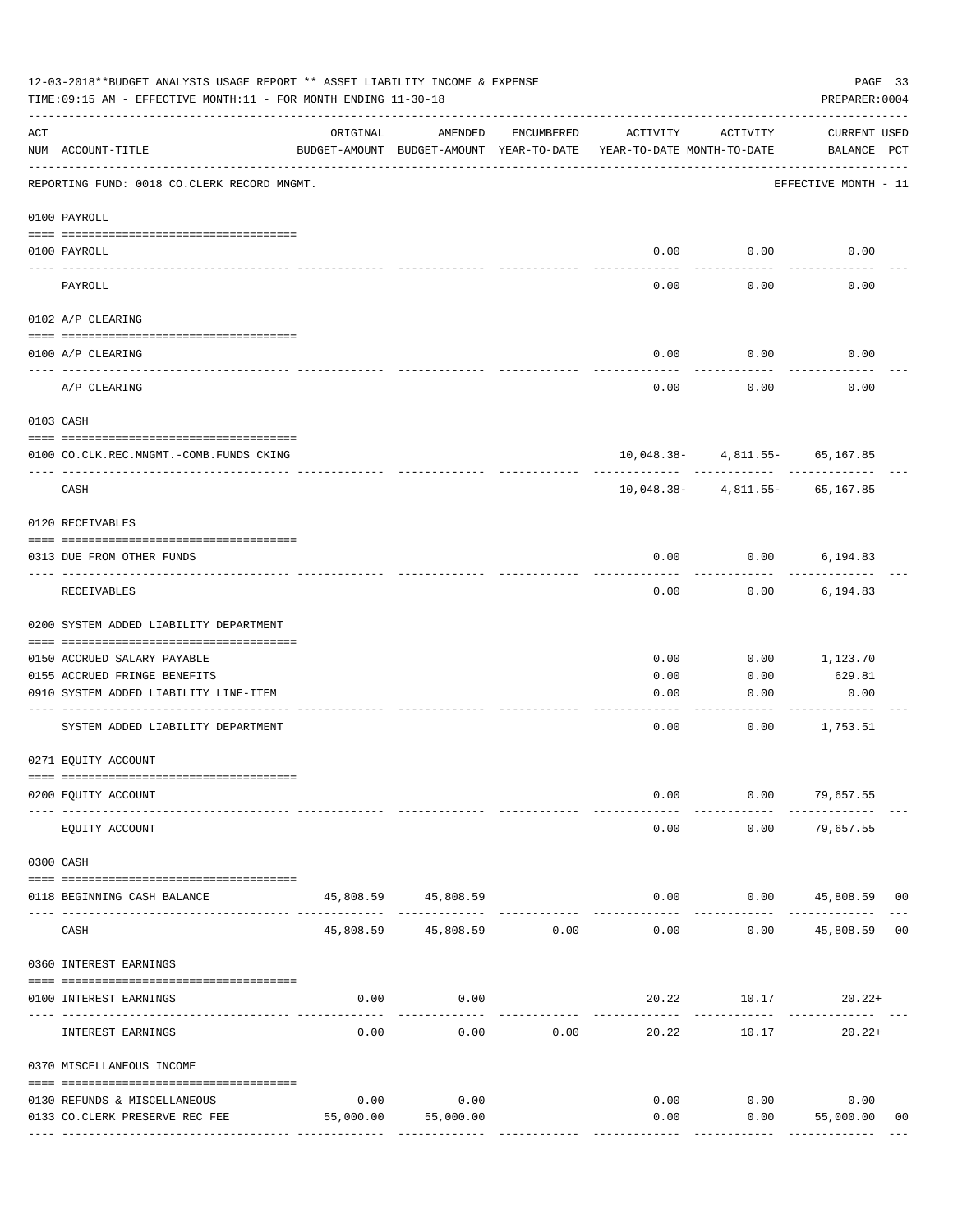12-03-2018**BUDGET ANALYSIS USAGE REPORT ** ASSET LIABILITY INCOME & EXPENSE

TIME:09:15 AM - EFFECTIVE MONTH:11 - FOR MONTH ENDING 11-30-18

PREPARER:0004

| ACT NUM | ACCOUNT-TITLE | ORIGINAL BUDGET-AMOUNT | AMENDED BUDGET-AMOUNT | ENCUMBERED YEAR-TO-DATE | ACTIVITY YEAR-TO-DATE | ACTIVITY MONTH-TO-DATE | CURRENT BALANCE | USED PCT |
|---|---|---|---|---|---|---|---|---|
| | REPORTING FUND: 0018 CO.CLERK RECORD MNGMT. | | | | | | EFFECTIVE MONTH - 11 | |
| | 0100 PAYROLL | | | | | | | |
| 0100 | PAYROLL | | | | 0.00 | 0.00 | 0.00 | |
| | PAYROLL | | | | 0.00 | 0.00 | 0.00 | |
| | 0102 A/P CLEARING | | | | | | | |
| 0100 | A/P CLEARING | | | | 0.00 | 0.00 | 0.00 | |
| | A/P CLEARING | | | | 0.00 | 0.00 | 0.00 | |
| | 0103 CASH | | | | | | | |
| 0100 | CO.CLK.REC.MNGMT.-COMB.FUNDS CKING | | | | 10,048.38- | 4,811.55- | 65,167.85 | |
| | CASH | | | | 10,048.38- | 4,811.55- | 65,167.85 | |
| | 0120 RECEIVABLES | | | | | | | |
| 0313 | DUE FROM OTHER FUNDS | | | | 0.00 | 0.00 | 6,194.83 | |
| | RECEIVABLES | | | | 0.00 | 0.00 | 6,194.83 | |
| | 0200 SYSTEM ADDED LIABILITY DEPARTMENT | | | | | | | |
| 0150 | ACCRUED SALARY PAYABLE | | | | 0.00 | 0.00 | 1,123.70 | |
| 0155 | ACCRUED FRINGE BENEFITS | | | | 0.00 | 0.00 | 629.81 | |
| 0910 | SYSTEM ADDED LIABILITY LINE-ITEM | | | | 0.00 | 0.00 | 0.00 | |
| | SYSTEM ADDED LIABILITY DEPARTMENT | | | | 0.00 | 0.00 | 1,753.51 | |
| | 0271 EQUITY ACCOUNT | | | | | | | |
| 0200 | EQUITY ACCOUNT | | | | 0.00 | 0.00 | 79,657.55 | |
| | EQUITY ACCOUNT | | | | 0.00 | 0.00 | 79,657.55 | |
| | 0300 CASH | | | | | | | |
| 0118 | BEGINNING CASH BALANCE | 45,808.59 | 45,808.59 | | 0.00 | 0.00 | 45,808.59 | 00 |
| | CASH | 45,808.59 | 45,808.59 | 0.00 | 0.00 | 0.00 | 45,808.59 | 00 |
| | 0360 INTEREST EARNINGS | | | | | | | |
| 0100 | INTEREST EARNINGS | 0.00 | 0.00 | | 20.22 | 10.17 | 20.22+ | |
| | INTEREST EARNINGS | 0.00 | 0.00 | 0.00 | 20.22 | 10.17 | 20.22+ | |
| | 0370 MISCELLANEOUS INCOME | | | | | | | |
| 0130 | REFUNDS & MISCELLANEOUS | 0.00 | 0.00 | | 0.00 | 0.00 | 0.00 | |
| 0133 | CO.CLERK PRESERVE REC FEE | 55,000.00 | 55,000.00 | | 0.00 | 0.00 | 55,000.00 | 00 |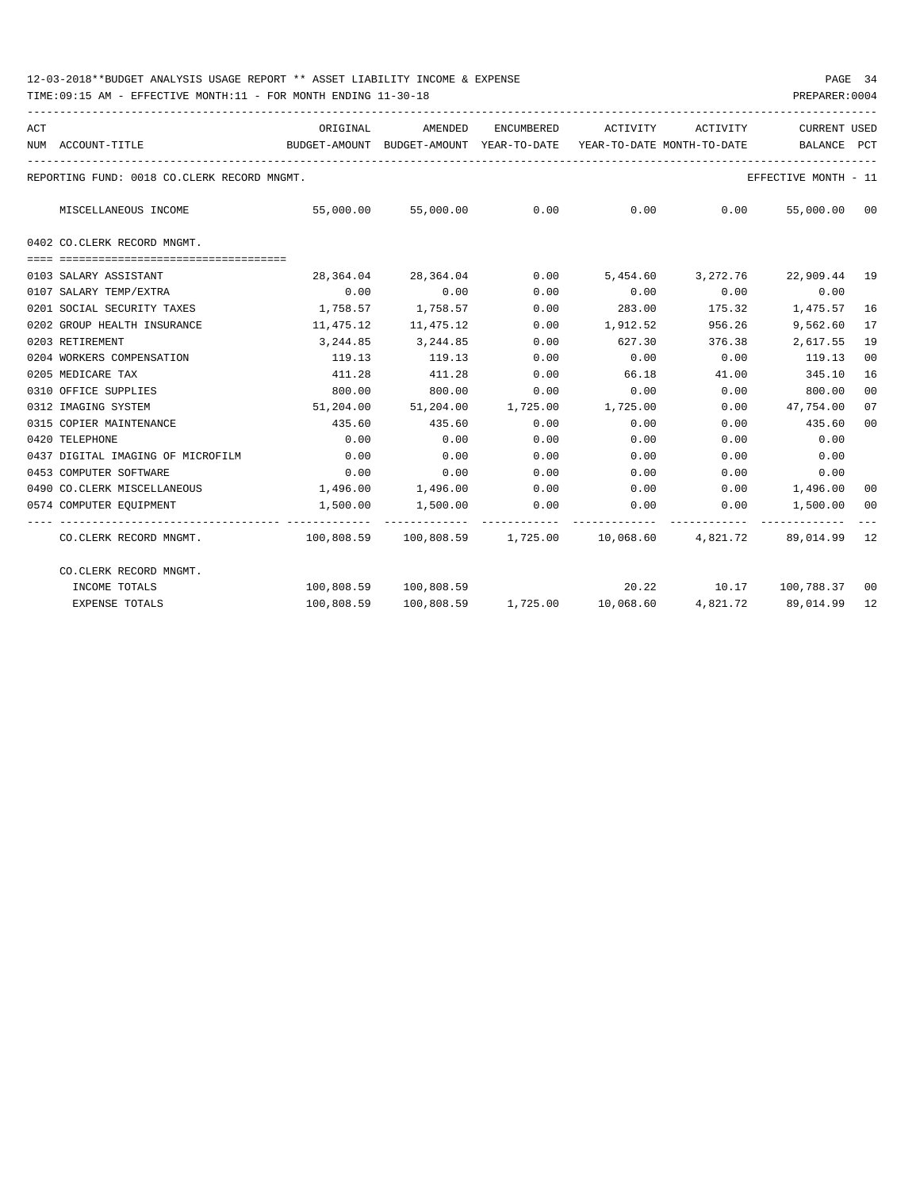12-03-2018**BUDGET ANALYSIS USAGE REPORT ** ASSET LIABILITY INCOME & EXPENSE

TIME:09:15 AM - EFFECTIVE MONTH:11 - FOR MONTH ENDING 11-30-18

PREPARER:0004

REPORTING FUND: 0018 CO.CLERK RECORD MNGMT. — EFFECTIVE MONTH - 11

| ACT NUM | ACCOUNT-TITLE | ORIGINAL BUDGET-AMOUNT | AMENDED BUDGET-AMOUNT | ENCUMBERED YEAR-TO-DATE | ACTIVITY YEAR-TO-DATE | ACTIVITY MONTH-TO-DATE | CURRENT BALANCE | USED PCT |
|---|---|---|---|---|---|---|---|---|
| | MISCELLANEOUS INCOME | 55,000.00 | 55,000.00 | 0.00 | 0.00 | 0.00 | 55,000.00 | 00 |
| | **0402 CO.CLERK RECORD MNGMT.** | | | | | | | |
| 0103 | SALARY ASSISTANT | 28,364.04 | 28,364.04 | 0.00 | 5,454.60 | 3,272.76 | 22,909.44 | 19 |
| 0107 | SALARY TEMP/EXTRA | 0.00 | 0.00 | 0.00 | 0.00 | 0.00 | 0.00 | |
| 0201 | SOCIAL SECURITY TAXES | 1,758.57 | 1,758.57 | 0.00 | 283.00 | 175.32 | 1,475.57 | 16 |
| 0202 | GROUP HEALTH INSURANCE | 11,475.12 | 11,475.12 | 0.00 | 1,912.52 | 956.26 | 9,562.60 | 17 |
| 0203 | RETIREMENT | 3,244.85 | 3,244.85 | 0.00 | 627.30 | 376.38 | 2,617.55 | 19 |
| 0204 | WORKERS COMPENSATION | 119.13 | 119.13 | 0.00 | 0.00 | 0.00 | 119.13 | 00 |
| 0205 | MEDICARE TAX | 411.28 | 411.28 | 0.00 | 66.18 | 41.00 | 345.10 | 16 |
| 0310 | OFFICE SUPPLIES | 800.00 | 800.00 | 0.00 | 0.00 | 0.00 | 800.00 | 00 |
| 0312 | IMAGING SYSTEM | 51,204.00 | 51,204.00 | 1,725.00 | 1,725.00 | 0.00 | 47,754.00 | 07 |
| 0315 | COPIER MAINTENANCE | 435.60 | 435.60 | 0.00 | 0.00 | 0.00 | 435.60 | 00 |
| 0420 | TELEPHONE | 0.00 | 0.00 | 0.00 | 0.00 | 0.00 | 0.00 | |
| 0437 | DIGITAL IMAGING OF MICROFILM | 0.00 | 0.00 | 0.00 | 0.00 | 0.00 | 0.00 | |
| 0453 | COMPUTER SOFTWARE | 0.00 | 0.00 | 0.00 | 0.00 | 0.00 | 0.00 | |
| 0490 | CO.CLERK MISCELLANEOUS | 1,496.00 | 1,496.00 | 0.00 | 0.00 | 0.00 | 1,496.00 | 00 |
| 0574 | COMPUTER EQUIPMENT | 1,500.00 | 1,500.00 | 0.00 | 0.00 | 0.00 | 1,500.00 | 00 |
| | CO.CLERK RECORD MNGMT. | 100,808.59 | 100,808.59 | 1,725.00 | 10,068.60 | 4,821.72 | 89,014.99 | 12 |
| | **CO.CLERK RECORD MNGMT.** | | | | | | | |
| | INCOME TOTALS | 100,808.59 | 100,808.59 | | 20.22 | 10.17 | 100,788.37 | 00 |
| | EXPENSE TOTALS | 100,808.59 | 100,808.59 | 1,725.00 | 10,068.60 | 4,821.72 | 89,014.99 | 12 |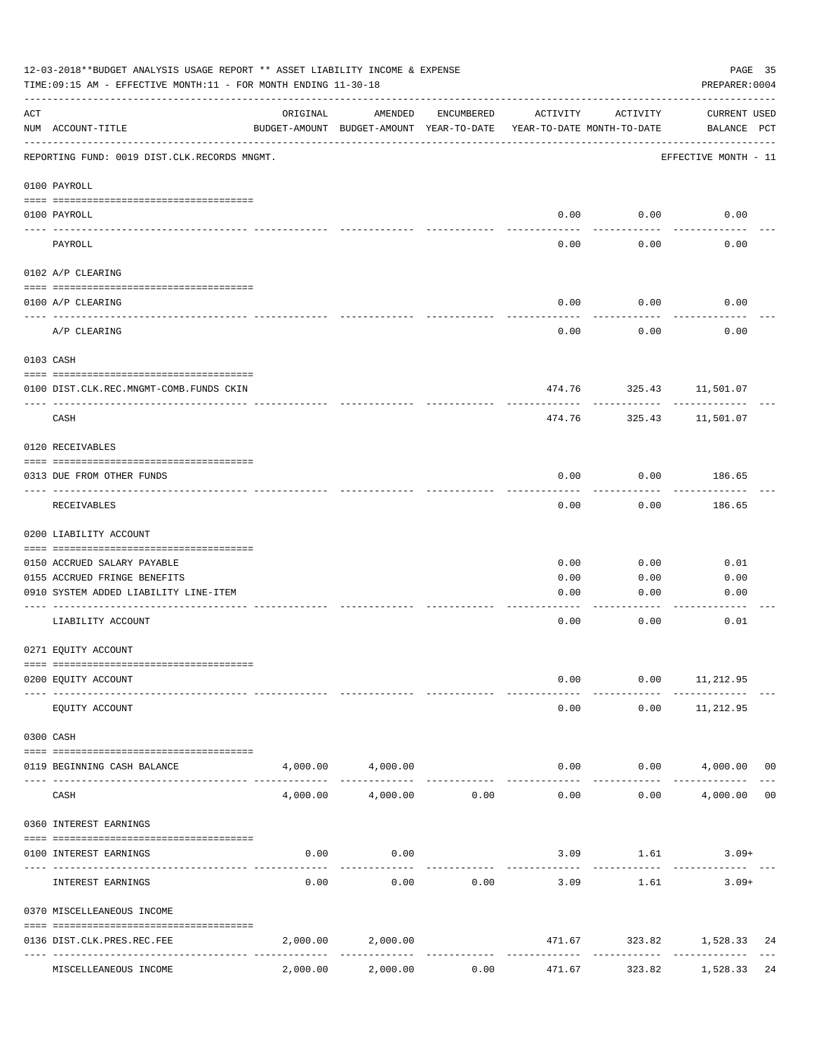12-03-2018**BUDGET ANALYSIS USAGE REPORT ** ASSET LIABILITY INCOME & EXPENSE

TIME:09:15 AM - EFFECTIVE MONTH:11 - FOR MONTH ENDING 11-30-18

PREPARER:0004

REPORTING FUND: 0019 DIST.CLK.RECORDS MNGMT.

EFFECTIVE MONTH - 11

| ACT NUM | ACCOUNT-TITLE | ORIGINAL BUDGET-AMOUNT | AMENDED BUDGET-AMOUNT | ENCUMBERED YEAR-TO-DATE | ACTIVITY YEAR-TO-DATE | ACTIVITY MONTH-TO-DATE | CURRENT BALANCE | USED PCT |
|---|---|---|---|---|---|---|---|---|
| **0100 PAYROLL** | | | | | | | | |
| 0100 | PAYROLL | | | | 0.00 | 0.00 | 0.00 | |
| | PAYROLL | | | | 0.00 | 0.00 | 0.00 | |
| **0102 A/P CLEARING** | | | | | | | | |
| 0100 | A/P CLEARING | | | | 0.00 | 0.00 | 0.00 | |
| | A/P CLEARING | | | | 0.00 | 0.00 | 0.00 | |
| **0103 CASH** | | | | | | | | |
| 0100 | DIST.CLK.REC.MNGMT-COMB.FUNDS CKIN | | | | 474.76 | 325.43 | 11,501.07 | |
| | CASH | | | | 474.76 | 325.43 | 11,501.07 | |
| **0120 RECEIVABLES** | | | | | | | | |
| 0313 | DUE FROM OTHER FUNDS | | | | 0.00 | 0.00 | 186.65 | |
| | RECEIVABLES | | | | 0.00 | 0.00 | 186.65 | |
| **0200 LIABILITY ACCOUNT** | | | | | | | | |
| 0150 | ACCRUED SALARY PAYABLE | | | | 0.00 | 0.00 | 0.01 | |
| 0155 | ACCRUED FRINGE BENEFITS | | | | 0.00 | 0.00 | 0.00 | |
| 0910 | SYSTEM ADDED LIABILITY LINE-ITEM | | | | 0.00 | 0.00 | 0.00 | |
| | LIABILITY ACCOUNT | | | | 0.00 | 0.00 | 0.01 | |
| **0271 EQUITY ACCOUNT** | | | | | | | | |
| 0200 | EQUITY ACCOUNT | | | | 0.00 | 0.00 | 11,212.95 | |
| | EQUITY ACCOUNT | | | | 0.00 | 0.00 | 11,212.95 | |
| **0300 CASH** | | | | | | | | |
| 0119 | BEGINNING CASH BALANCE | 4,000.00 | 4,000.00 | | 0.00 | 0.00 | 4,000.00 | 00 |
| | CASH | 4,000.00 | 4,000.00 | 0.00 | 0.00 | 0.00 | 4,000.00 | 00 |
| **0360 INTEREST EARNINGS** | | | | | | | | |
| 0100 | INTEREST EARNINGS | 0.00 | 0.00 | | 3.09 | 1.61 | 3.09+ | |
| | INTEREST EARNINGS | 0.00 | 0.00 | 0.00 | 3.09 | 1.61 | 3.09+ | |
| **0370 MISCELLEANEOUS INCOME** | | | | | | | | |
| 0136 | DIST.CLK.PRES.REC.FEE | 2,000.00 | 2,000.00 | | 471.67 | 323.82 | 1,528.33 | 24 |
| | MISCELLEANEOUS INCOME | 2,000.00 | 2,000.00 | 0.00 | 471.67 | 323.82 | 1,528.33 | 24 |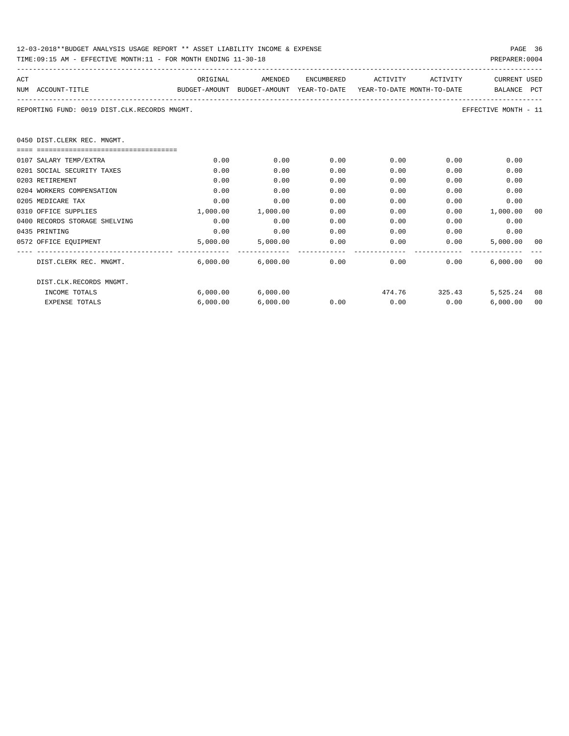REPORTING FUND: 0019 DIST.CLK.RECORDS MNGMT. EFFECTIVE MONTH - 11

0450 DIST.CLERK REC. MNGMT.

| ACT NUM | ACCOUNT-TITLE | ORIGINAL BUDGET-AMOUNT | AMENDED BUDGET-AMOUNT | ENCUMBERED YEAR-TO-DATE | ACTIVITY YEAR-TO-DATE | ACTIVITY MONTH-TO-DATE | CURRENT BALANCE | USED PCT |
|---|---|---|---|---|---|---|---|---|
| 0107 | SALARY TEMP/EXTRA | 0.00 | 0.00 | 0.00 | 0.00 | 0.00 | 0.00 | |
| 0201 | SOCIAL SECURITY TAXES | 0.00 | 0.00 | 0.00 | 0.00 | 0.00 | 0.00 | |
| 0203 | RETIREMENT | 0.00 | 0.00 | 0.00 | 0.00 | 0.00 | 0.00 | |
| 0204 | WORKERS COMPENSATION | 0.00 | 0.00 | 0.00 | 0.00 | 0.00 | 0.00 | |
| 0205 | MEDICARE TAX | 0.00 | 0.00 | 0.00 | 0.00 | 0.00 | 0.00 | |
| 0310 | OFFICE SUPPLIES | 1,000.00 | 1,000.00 | 0.00 | 0.00 | 0.00 | 1,000.00 | 00 |
| 0400 | RECORDS STORAGE SHELVING | 0.00 | 0.00 | 0.00 | 0.00 | 0.00 | 0.00 | |
| 0435 | PRINTING | 0.00 | 0.00 | 0.00 | 0.00 | 0.00 | 0.00 | |
| 0572 | OFFICE EQUIPMENT | 5,000.00 | 5,000.00 | 0.00 | 0.00 | 0.00 | 5,000.00 | 00 |
| | DIST.CLERK REC. MNGMT. | 6,000.00 | 6,000.00 | 0.00 | 0.00 | 0.00 | 6,000.00 | 00 |
| | DIST.CLK.RECORDS MNGMT. | | | | | | | |
| | INCOME TOTALS | 6,000.00 | 6,000.00 | | 474.76 | 325.43 | 5,525.24 | 08 |
| | EXPENSE TOTALS | 6,000.00 | 6,000.00 | 0.00 | 0.00 | 0.00 | 6,000.00 | 00 |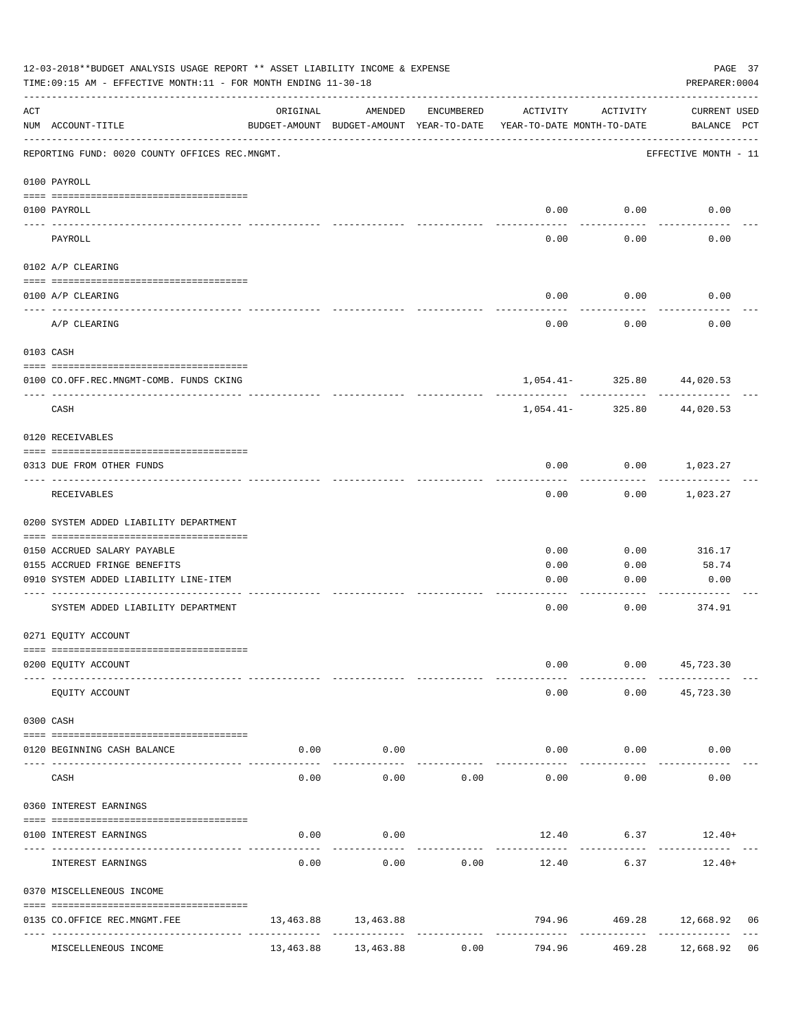12-03-2018**BUDGET ANALYSIS USAGE REPORT ** ASSET LIABILITY INCOME & EXPENSE

TIME:09:15 AM - EFFECTIVE MONTH:11 - FOR MONTH ENDING 11-30-18

PREPARER:0004

REPORTING FUND: 0020 COUNTY OFFICES REC.MNGMT. — EFFECTIVE MONTH - 11

| ACT NUM | ACCOUNT-TITLE | ORIGINAL BUDGET-AMOUNT | AMENDED BUDGET-AMOUNT | ENCUMBERED YEAR-TO-DATE | ACTIVITY YEAR-TO-DATE | ACTIVITY MONTH-TO-DATE | CURRENT BALANCE | USED PCT |
|---|---|---|---|---|---|---|---|---|
| | **0100 PAYROLL** | | | | | | | |
| 0100 | PAYROLL | | | | 0.00 | 0.00 | 0.00 | |
| | PAYROLL | | | | 0.00 | 0.00 | 0.00 | |
| | **0102 A/P CLEARING** | | | | | | | |
| 0100 | A/P CLEARING | | | | 0.00 | 0.00 | 0.00 | |
| | A/P CLEARING | | | | 0.00 | 0.00 | 0.00 | |
| | **0103 CASH** | | | | | | | |
| 0100 | CO.OFF.REC.MNGMT-COMB. FUNDS CKING | | | | 1,054.41- | 325.80 | 44,020.53 | |
| | CASH | | | | 1,054.41- | 325.80 | 44,020.53 | |
| | **0120 RECEIVABLES** | | | | | | | |
| 0313 | DUE FROM OTHER FUNDS | | | | 0.00 | 0.00 | 1,023.27 | |
| | RECEIVABLES | | | | 0.00 | 0.00 | 1,023.27 | |
| | **0200 SYSTEM ADDED LIABILITY DEPARTMENT** | | | | | | | |
| 0150 | ACCRUED SALARY PAYABLE | | | | 0.00 | 0.00 | 316.17 | |
| 0155 | ACCRUED FRINGE BENEFITS | | | | 0.00 | 0.00 | 58.74 | |
| 0910 | SYSTEM ADDED LIABILITY LINE-ITEM | | | | 0.00 | 0.00 | 0.00 | |
| | SYSTEM ADDED LIABILITY DEPARTMENT | | | | 0.00 | 0.00 | 374.91 | |
| | **0271 EQUITY ACCOUNT** | | | | | | | |
| 0200 | EQUITY ACCOUNT | | | | 0.00 | 0.00 | 45,723.30 | |
| | EQUITY ACCOUNT | | | | 0.00 | 0.00 | 45,723.30 | |
| | **0300 CASH** | | | | | | | |
| 0120 | BEGINNING CASH BALANCE | 0.00 | 0.00 | | 0.00 | 0.00 | 0.00 | |
| | CASH | 0.00 | 0.00 | 0.00 | 0.00 | 0.00 | 0.00 | |
| | **0360 INTEREST EARNINGS** | | | | | | | |
| 0100 | INTEREST EARNINGS | 0.00 | 0.00 | | 12.40 | 6.37 | 12.40+ | |
| | INTEREST EARNINGS | 0.00 | 0.00 | 0.00 | 12.40 | 6.37 | 12.40+ | |
| | **0370 MISCELLENEOUS INCOME** | | | | | | | |
| 0135 | CO.OFFICE REC.MNGMT.FEE | 13,463.88 | 13,463.88 | | 794.96 | 469.28 | 12,668.92 | 06 |
| | MISCELLENEOUS INCOME | 13,463.88 | 13,463.88 | 0.00 | 794.96 | 469.28 | 12,668.92 | 06 |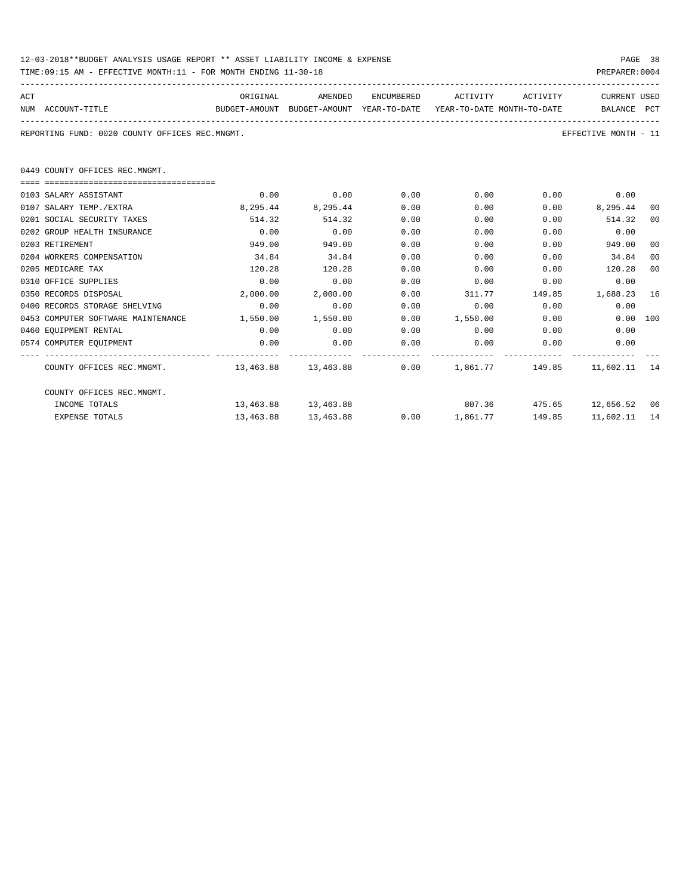REPORTING FUND: 0020 COUNTY OFFICES REC.MNGMT.

EFFECTIVE MONTH - 11

0449 COUNTY OFFICES REC.MNGMT.

| ACT NUM | ACCOUNT-TITLE | ORIGINAL BUDGET-AMOUNT | AMENDED BUDGET-AMOUNT | ENCUMBERED YEAR-TO-DATE | ACTIVITY YEAR-TO-DATE | ACTIVITY MONTH-TO-DATE | CURRENT BALANCE | USED PCT |
|---|---|---|---|---|---|---|---|---|
| 0103 | SALARY ASSISTANT | 0.00 | 0.00 | 0.00 | 0.00 | 0.00 | 0.00 | |
| 0107 | SALARY TEMP./EXTRA | 8,295.44 | 8,295.44 | 0.00 | 0.00 | 0.00 | 8,295.44 | 00 |
| 0201 | SOCIAL SECURITY TAXES | 514.32 | 514.32 | 0.00 | 0.00 | 0.00 | 514.32 | 00 |
| 0202 | GROUP HEALTH INSURANCE | 0.00 | 0.00 | 0.00 | 0.00 | 0.00 | 0.00 | |
| 0203 | RETIREMENT | 949.00 | 949.00 | 0.00 | 0.00 | 0.00 | 949.00 | 00 |
| 0204 | WORKERS COMPENSATION | 34.84 | 34.84 | 0.00 | 0.00 | 0.00 | 34.84 | 00 |
| 0205 | MEDICARE TAX | 120.28 | 120.28 | 0.00 | 0.00 | 0.00 | 120.28 | 00 |
| 0310 | OFFICE SUPPLIES | 0.00 | 0.00 | 0.00 | 0.00 | 0.00 | 0.00 | |
| 0350 | RECORDS DISPOSAL | 2,000.00 | 2,000.00 | 0.00 | 311.77 | 149.85 | 1,688.23 | 16 |
| 0400 | RECORDS STORAGE SHELVING | 0.00 | 0.00 | 0.00 | 0.00 | 0.00 | 0.00 | |
| 0453 | COMPUTER SOFTWARE MAINTENANCE | 1,550.00 | 1,550.00 | 0.00 | 1,550.00 | 0.00 | 0.00 | 100 |
| 0460 | EQUIPMENT RENTAL | 0.00 | 0.00 | 0.00 | 0.00 | 0.00 | 0.00 | |
| 0574 | COMPUTER EQUIPMENT | 0.00 | 0.00 | 0.00 | 0.00 | 0.00 | 0.00 | |
| | COUNTY OFFICES REC.MNGMT. | 13,463.88 | 13,463.88 | 0.00 | 1,861.77 | 149.85 | 11,602.11 | 14 |
| | COUNTY OFFICES REC.MNGMT. | | | | | | | |
| | INCOME TOTALS | 13,463.88 | 13,463.88 | | 807.36 | 475.65 | 12,656.52 | 06 |
| | EXPENSE TOTALS | 13,463.88 | 13,463.88 | 0.00 | 1,861.77 | 149.85 | 11,602.11 | 14 |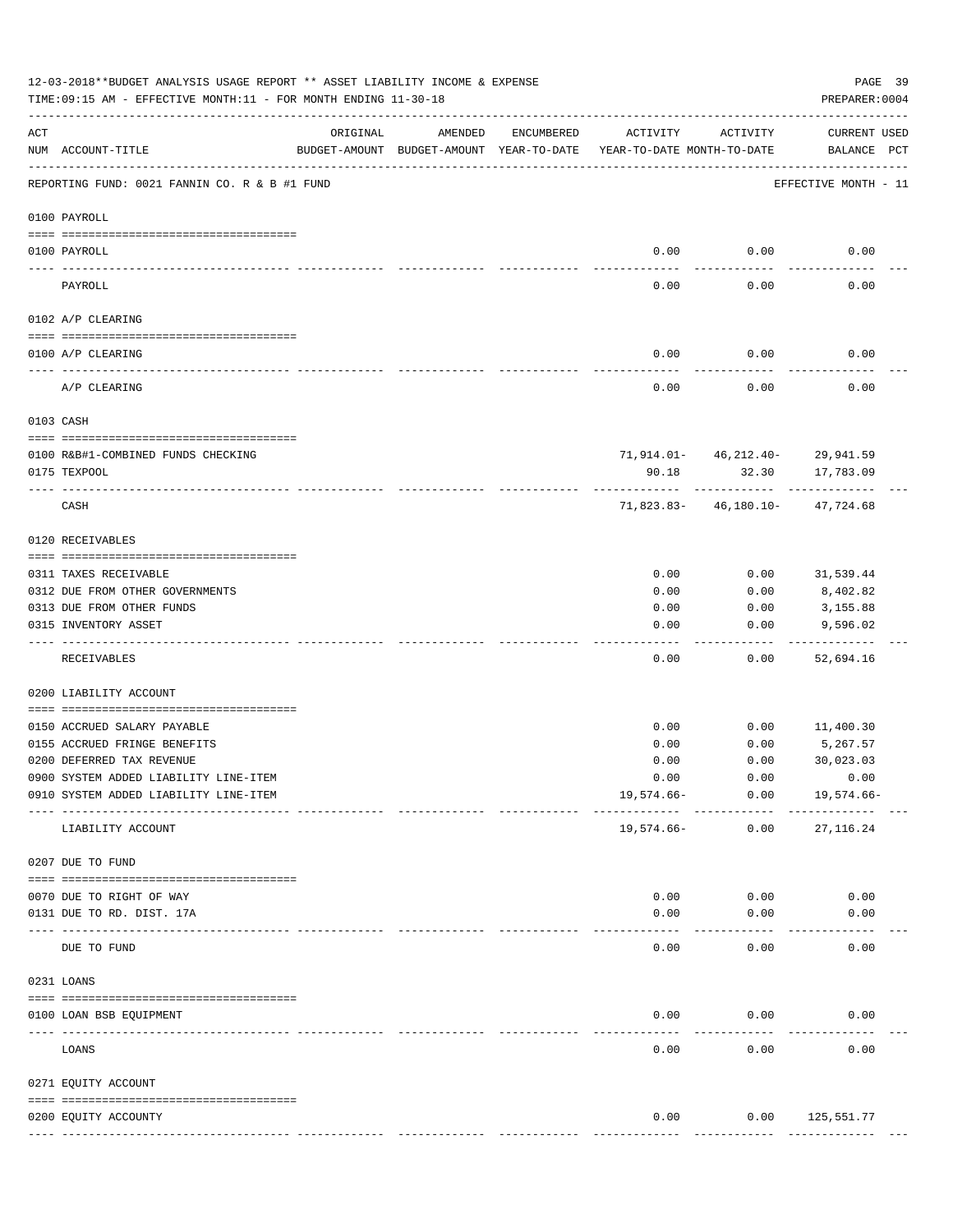12-03-2018**BUDGET ANALYSIS USAGE REPORT ** ASSET LIABILITY INCOME & EXPENSE

TIME:09:15 AM - EFFECTIVE MONTH:11 - FOR MONTH ENDING 11-30-18

PREPARER:0004

REPORTING FUND: 0021 FANNIN CO. R & B #1 FUND — EFFECTIVE MONTH - 11

| ACT NUM | ACCOUNT-TITLE | ORIGINAL BUDGET-AMOUNT | AMENDED BUDGET-AMOUNT | ENCUMBERED YEAR-TO-DATE | ACTIVITY YEAR-TO-DATE | ACTIVITY MONTH-TO-DATE | CURRENT BALANCE | USED PCT |
|---|---|---|---|---|---|---|---|---|
| **0100** | **PAYROLL** | | | | | | | |
| 0100 | PAYROLL | | | | 0.00 | 0.00 | 0.00 | |
| | PAYROLL | | | | 0.00 | 0.00 | 0.00 | |
| **0102** | **A/P CLEARING** | | | | | | | |
| 0100 | A/P CLEARING | | | | 0.00 | 0.00 | 0.00 | |
| | A/P CLEARING | | | | 0.00 | 0.00 | 0.00 | |
| **0103** | **CASH** | | | | | | | |
| 0100 | R&B#1-COMBINED FUNDS CHECKING | | | | 71,914.01- | 46,212.40- | 29,941.59 | |
| 0175 | TEXPOOL | | | | 90.18 | 32.30 | 17,783.09 | |
| | CASH | | | | 71,823.83- | 46,180.10- | 47,724.68 | |
| **0120** | **RECEIVABLES** | | | | | | | |
| 0311 | TAXES RECEIVABLE | | | | 0.00 | 0.00 | 31,539.44 | |
| 0312 | DUE FROM OTHER GOVERNMENTS | | | | 0.00 | 0.00 | 8,402.82 | |
| 0313 | DUE FROM OTHER FUNDS | | | | 0.00 | 0.00 | 3,155.88 | |
| 0315 | INVENTORY ASSET | | | | 0.00 | 0.00 | 9,596.02 | |
| | RECEIVABLES | | | | 0.00 | 0.00 | 52,694.16 | |
| **0200** | **LIABILITY ACCOUNT** | | | | | | | |
| 0150 | ACCRUED SALARY PAYABLE | | | | 0.00 | 0.00 | 11,400.30 | |
| 0155 | ACCRUED FRINGE BENEFITS | | | | 0.00 | 0.00 | 5,267.57 | |
| 0200 | DEFERRED TAX REVENUE | | | | 0.00 | 0.00 | 30,023.03 | |
| 0900 | SYSTEM ADDED LIABILITY LINE-ITEM | | | | 0.00 | 0.00 | 0.00 | |
| 0910 | SYSTEM ADDED LIABILITY LINE-ITEM | | | | 19,574.66- | 0.00 | 19,574.66- | |
| | LIABILITY ACCOUNT | | | | 19,574.66- | 0.00 | 27,116.24 | |
| **0207** | **DUE TO FUND** | | | | | | | |
| 0070 | DUE TO RIGHT OF WAY | | | | 0.00 | 0.00 | 0.00 | |
| 0131 | DUE TO RD. DIST. 17A | | | | 0.00 | 0.00 | 0.00 | |
| | DUE TO FUND | | | | 0.00 | 0.00 | 0.00 | |
| **0231** | **LOANS** | | | | | | | |
| 0100 | LOAN BSB EQUIPMENT | | | | 0.00 | 0.00 | 0.00 | |
| | LOANS | | | | 0.00 | 0.00 | 0.00 | |
| **0271** | **EQUITY ACCOUNT** | | | | | | | |
| 0200 | EQUITY ACCOUNTY | | | | 0.00 | 0.00 | 125,551.77 | |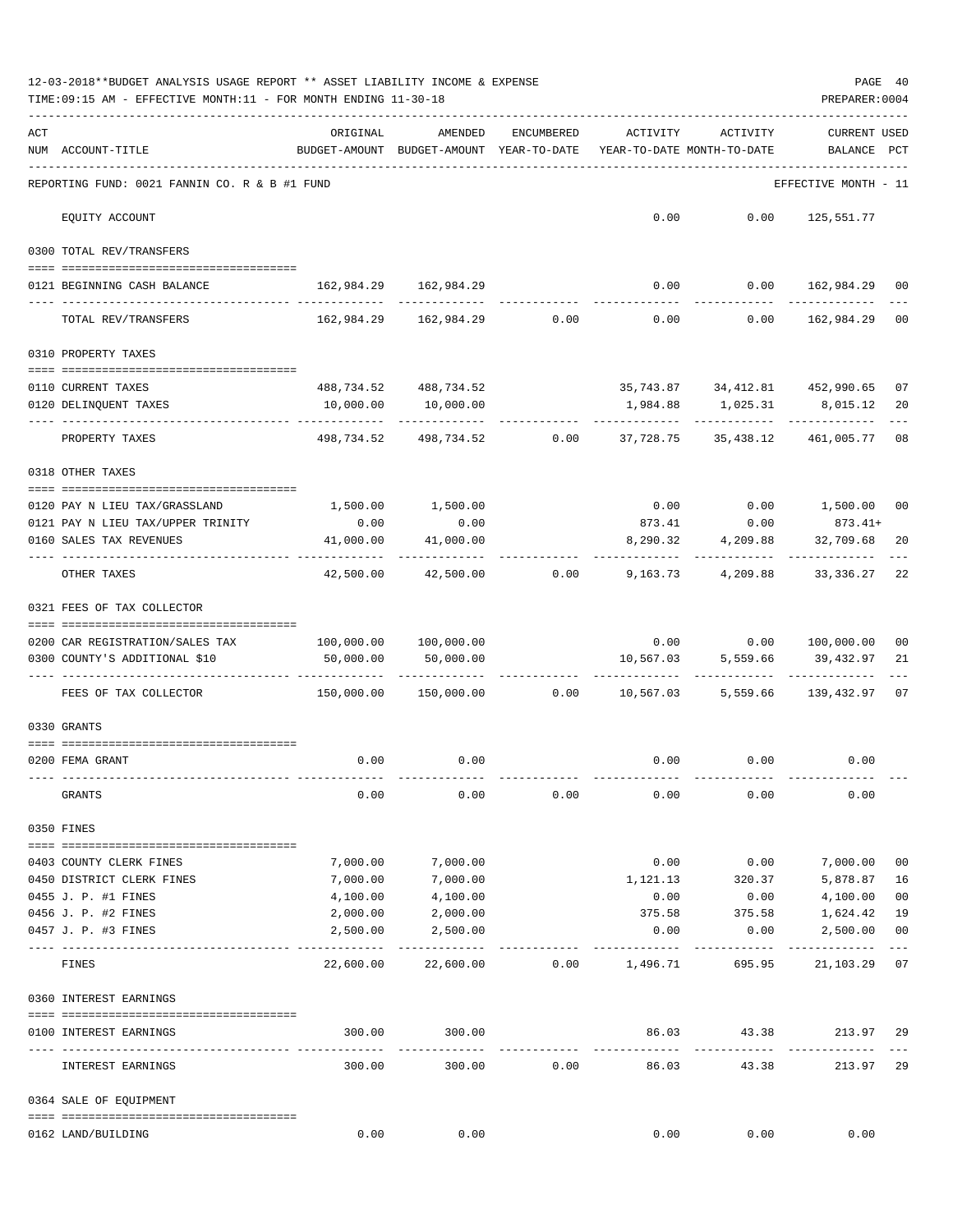12-03-2018**BUDGET ANALYSIS USAGE REPORT ** ASSET LIABILITY INCOME & EXPENSE

TIME:09:15 AM - EFFECTIVE MONTH:11 - FOR MONTH ENDING 11-30-18

PREPARER:0004

| ACT NUM | ACCOUNT-TITLE | ORIGINAL BUDGET-AMOUNT | AMENDED BUDGET-AMOUNT | ENCUMBERED YEAR-TO-DATE | ACTIVITY YEAR-TO-DATE | ACTIVITY MONTH-TO-DATE | CURRENT BALANCE | USED PCT |
|---|---|---|---|---|---|---|---|---|
| | REPORTING FUND: 0021 FANNIN CO. R & B #1 FUND | | | | | | EFFECTIVE MONTH - 11 | |
| | EQUITY ACCOUNT | | | | 0.00 | 0.00 | 125,551.77 | |
| | 0300 TOTAL REV/TRANSFERS | | | | | | | |
| 0121 | BEGINNING CASH BALANCE | 162,984.29 | 162,984.29 | | 0.00 | 0.00 | 162,984.29 | 00 |
| | TOTAL REV/TRANSFERS | 162,984.29 | 162,984.29 | 0.00 | 0.00 | 0.00 | 162,984.29 | 00 |
| | 0310 PROPERTY TAXES | | | | | | | |
| 0110 | CURRENT TAXES | 488,734.52 | 488,734.52 | | 35,743.87 | 34,412.81 | 452,990.65 | 07 |
| 0120 | DELINQUENT TAXES | 10,000.00 | 10,000.00 | | 1,984.88 | 1,025.31 | 8,015.12 | 20 |
| | PROPERTY TAXES | 498,734.52 | 498,734.52 | 0.00 | 37,728.75 | 35,438.12 | 461,005.77 | 08 |
| | 0318 OTHER TAXES | | | | | | | |
| 0120 | PAY N LIEU TAX/GRASSLAND | 1,500.00 | 1,500.00 | | 0.00 | 0.00 | 1,500.00 | 00 |
| 0121 | PAY N LIEU TAX/UPPER TRINITY | 0.00 | 0.00 | | 873.41 | 0.00 | 873.41+ | |
| 0160 | SALES TAX REVENUES | 41,000.00 | 41,000.00 | | 8,290.32 | 4,209.88 | 32,709.68 | 20 |
| | OTHER TAXES | 42,500.00 | 42,500.00 | 0.00 | 9,163.73 | 4,209.88 | 33,336.27 | 22 |
| | 0321 FEES OF TAX COLLECTOR | | | | | | | |
| 0200 | CAR REGISTRATION/SALES TAX | 100,000.00 | 100,000.00 | | 0.00 | 0.00 | 100,000.00 | 00 |
| 0300 | COUNTY'S ADDITIONAL $10 | 50,000.00 | 50,000.00 | | 10,567.03 | 5,559.66 | 39,432.97 | 21 |
| | FEES OF TAX COLLECTOR | 150,000.00 | 150,000.00 | 0.00 | 10,567.03 | 5,559.66 | 139,432.97 | 07 |
| | 0330 GRANTS | | | | | | | |
| 0200 | FEMA GRANT | 0.00 | 0.00 | | 0.00 | 0.00 | 0.00 | |
| | GRANTS | 0.00 | 0.00 | 0.00 | 0.00 | 0.00 | 0.00 | |
| | 0350 FINES | | | | | | | |
| 0403 | COUNTY CLERK FINES | 7,000.00 | 7,000.00 | | 0.00 | 0.00 | 7,000.00 | 00 |
| 0450 | DISTRICT CLERK FINES | 7,000.00 | 7,000.00 | | 1,121.13 | 320.37 | 5,878.87 | 16 |
| 0455 | J. P. #1 FINES | 4,100.00 | 4,100.00 | | 0.00 | 0.00 | 4,100.00 | 00 |
| 0456 | J. P. #2 FINES | 2,000.00 | 2,000.00 | | 375.58 | 375.58 | 1,624.42 | 19 |
| 0457 | J. P. #3 FINES | 2,500.00 | 2,500.00 | | 0.00 | 0.00 | 2,500.00 | 00 |
| | FINES | 22,600.00 | 22,600.00 | 0.00 | 1,496.71 | 695.95 | 21,103.29 | 07 |
| | 0360 INTEREST EARNINGS | | | | | | | |
| 0100 | INTEREST EARNINGS | 300.00 | 300.00 | | 86.03 | 43.38 | 213.97 | 29 |
| | INTEREST EARNINGS | 300.00 | 300.00 | 0.00 | 86.03 | 43.38 | 213.97 | 29 |
| | 0364 SALE OF EQUIPMENT | | | | | | | |
| 0162 | LAND/BUILDING | 0.00 | 0.00 | | 0.00 | 0.00 | 0.00 | |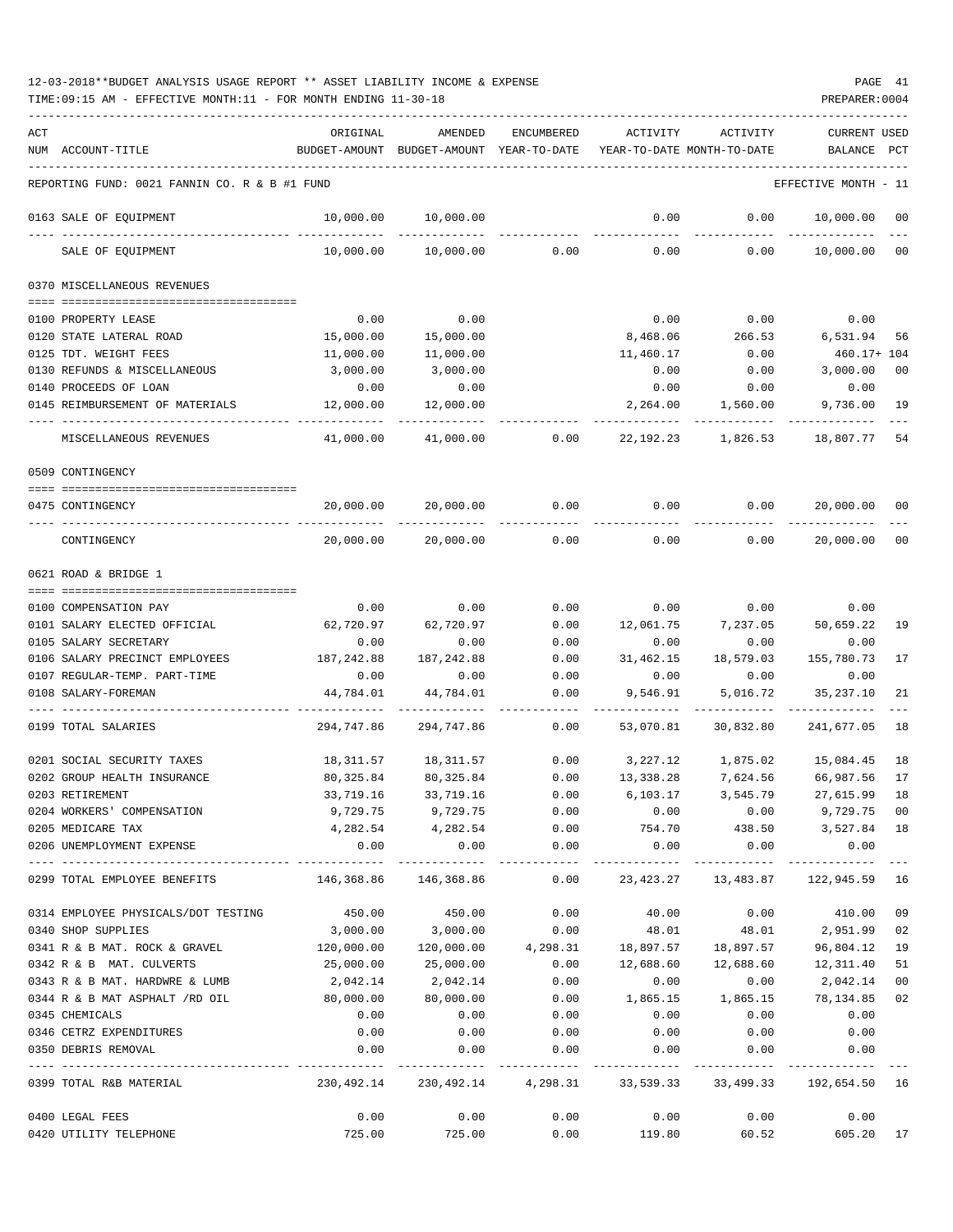12-03-2018**BUDGET ANALYSIS USAGE REPORT ** ASSET LIABILITY INCOME & EXPENSE

TIME:09:15 AM - EFFECTIVE MONTH:11 - FOR MONTH ENDING 11-30-18

PREPARER:0004

| ACT NUM | ACCOUNT-TITLE | ORIGINAL BUDGET-AMOUNT | AMENDED BUDGET-AMOUNT | ENCUMBERED YEAR-TO-DATE | ACTIVITY YEAR-TO-DATE | ACTIVITY MONTH-TO-DATE | CURRENT BALANCE | USED PCT |
|---|---|---|---|---|---|---|---|---|
| | REPORTING FUND: 0021 FANNIN CO. R & B #1 FUND | | | | | | EFFECTIVE MONTH - 11 | |
| 0163 | SALE OF EQUIPMENT | 10,000.00 | 10,000.00 | | 0.00 | 0.00 | 10,000.00 | 00 |
| | SALE OF EQUIPMENT | 10,000.00 | 10,000.00 | 0.00 | 0.00 | 0.00 | 10,000.00 | 00 |
| 0370 | MISCELLANEOUS REVENUES | | | | | | | |
| 0100 | PROPERTY LEASE | 0.00 | 0.00 | | 0.00 | 0.00 | 0.00 | |
| 0120 | STATE LATERAL ROAD | 15,000.00 | 15,000.00 | | 8,468.06 | 266.53 | 6,531.94 | 56 |
| 0125 | TDT. WEIGHT FEES | 11,000.00 | 11,000.00 | | 11,460.17 | 0.00 | 460.17+ | 104 |
| 0130 | REFUNDS & MISCELLANEOUS | 3,000.00 | 3,000.00 | | 0.00 | 0.00 | 3,000.00 | 00 |
| 0140 | PROCEEDS OF LOAN | 0.00 | 0.00 | | 0.00 | 0.00 | 0.00 | |
| 0145 | REIMBURSEMENT OF MATERIALS | 12,000.00 | 12,000.00 | | 2,264.00 | 1,560.00 | 9,736.00 | 19 |
| | MISCELLANEOUS REVENUES | 41,000.00 | 41,000.00 | 0.00 | 22,192.23 | 1,826.53 | 18,807.77 | 54 |
| 0509 | CONTINGENCY | | | | | | | |
| 0475 | CONTINGENCY | 20,000.00 | 20,000.00 | 0.00 | 0.00 | 0.00 | 20,000.00 | 00 |
| | CONTINGENCY | 20,000.00 | 20,000.00 | 0.00 | 0.00 | 0.00 | 20,000.00 | 00 |
| 0621 | ROAD & BRIDGE 1 | | | | | | | |
| 0100 | COMPENSATION PAY | 0.00 | 0.00 | 0.00 | 0.00 | 0.00 | 0.00 | |
| 0101 | SALARY ELECTED OFFICIAL | 62,720.97 | 62,720.97 | 0.00 | 12,061.75 | 7,237.05 | 50,659.22 | 19 |
| 0105 | SALARY SECRETARY | 0.00 | 0.00 | 0.00 | 0.00 | 0.00 | 0.00 | |
| 0106 | SALARY PRECINCT EMPLOYEES | 187,242.88 | 187,242.88 | 0.00 | 31,462.15 | 18,579.03 | 155,780.73 | 17 |
| 0107 | REGULAR-TEMP. PART-TIME | 0.00 | 0.00 | 0.00 | 0.00 | 0.00 | 0.00 | |
| 0108 | SALARY-FOREMAN | 44,784.01 | 44,784.01 | 0.00 | 9,546.91 | 5,016.72 | 35,237.10 | 21 |
| 0199 | TOTAL SALARIES | 294,747.86 | 294,747.86 | 0.00 | 53,070.81 | 30,832.80 | 241,677.05 | 18 |
| 0201 | SOCIAL SECURITY TAXES | 18,311.57 | 18,311.57 | 0.00 | 3,227.12 | 1,875.02 | 15,084.45 | 18 |
| 0202 | GROUP HEALTH INSURANCE | 80,325.84 | 80,325.84 | 0.00 | 13,338.28 | 7,624.56 | 66,987.56 | 17 |
| 0203 | RETIREMENT | 33,719.16 | 33,719.16 | 0.00 | 6,103.17 | 3,545.79 | 27,615.99 | 18 |
| 0204 | WORKERS' COMPENSATION | 9,729.75 | 9,729.75 | 0.00 | 0.00 | 0.00 | 9,729.75 | 00 |
| 0205 | MEDICARE TAX | 4,282.54 | 4,282.54 | 0.00 | 754.70 | 438.50 | 3,527.84 | 18 |
| 0206 | UNEMPLOYMENT EXPENSE | 0.00 | 0.00 | 0.00 | 0.00 | 0.00 | 0.00 | |
| 0299 | TOTAL EMPLOYEE BENEFITS | 146,368.86 | 146,368.86 | 0.00 | 23,423.27 | 13,483.87 | 122,945.59 | 16 |
| 0314 | EMPLOYEE PHYSICALS/DOT TESTING | 450.00 | 450.00 | 0.00 | 40.00 | 0.00 | 410.00 | 09 |
| 0340 | SHOP SUPPLIES | 3,000.00 | 3,000.00 | 0.00 | 48.01 | 48.01 | 2,951.99 | 02 |
| 0341 | R & B MAT. ROCK & GRAVEL | 120,000.00 | 120,000.00 | 4,298.31 | 18,897.57 | 18,897.57 | 96,804.12 | 19 |
| 0342 | R & B MAT. CULVERTS | 25,000.00 | 25,000.00 | 0.00 | 12,688.60 | 12,688.60 | 12,311.40 | 51 |
| 0343 | R & B MAT. HARDWRE & LUMB | 2,042.14 | 2,042.14 | 0.00 | 0.00 | 0.00 | 2,042.14 | 00 |
| 0344 | R & B MAT ASPHALT /RD OIL | 80,000.00 | 80,000.00 | 0.00 | 1,865.15 | 1,865.15 | 78,134.85 | 02 |
| 0345 | CHEMICALS | 0.00 | 0.00 | 0.00 | 0.00 | 0.00 | 0.00 | |
| 0346 | CETRZ EXPENDITURES | 0.00 | 0.00 | 0.00 | 0.00 | 0.00 | 0.00 | |
| 0350 | DEBRIS REMOVAL | 0.00 | 0.00 | 0.00 | 0.00 | 0.00 | 0.00 | |
| 0399 | TOTAL R&B MATERIAL | 230,492.14 | 230,492.14 | 4,298.31 | 33,539.33 | 33,499.33 | 192,654.50 | 16 |
| 0400 | LEGAL FEES | 0.00 | 0.00 | 0.00 | 0.00 | 0.00 | 0.00 | |
| 0420 | UTILITY TELEPHONE | 725.00 | 725.00 | 0.00 | 119.80 | 60.52 | 605.20 | 17 |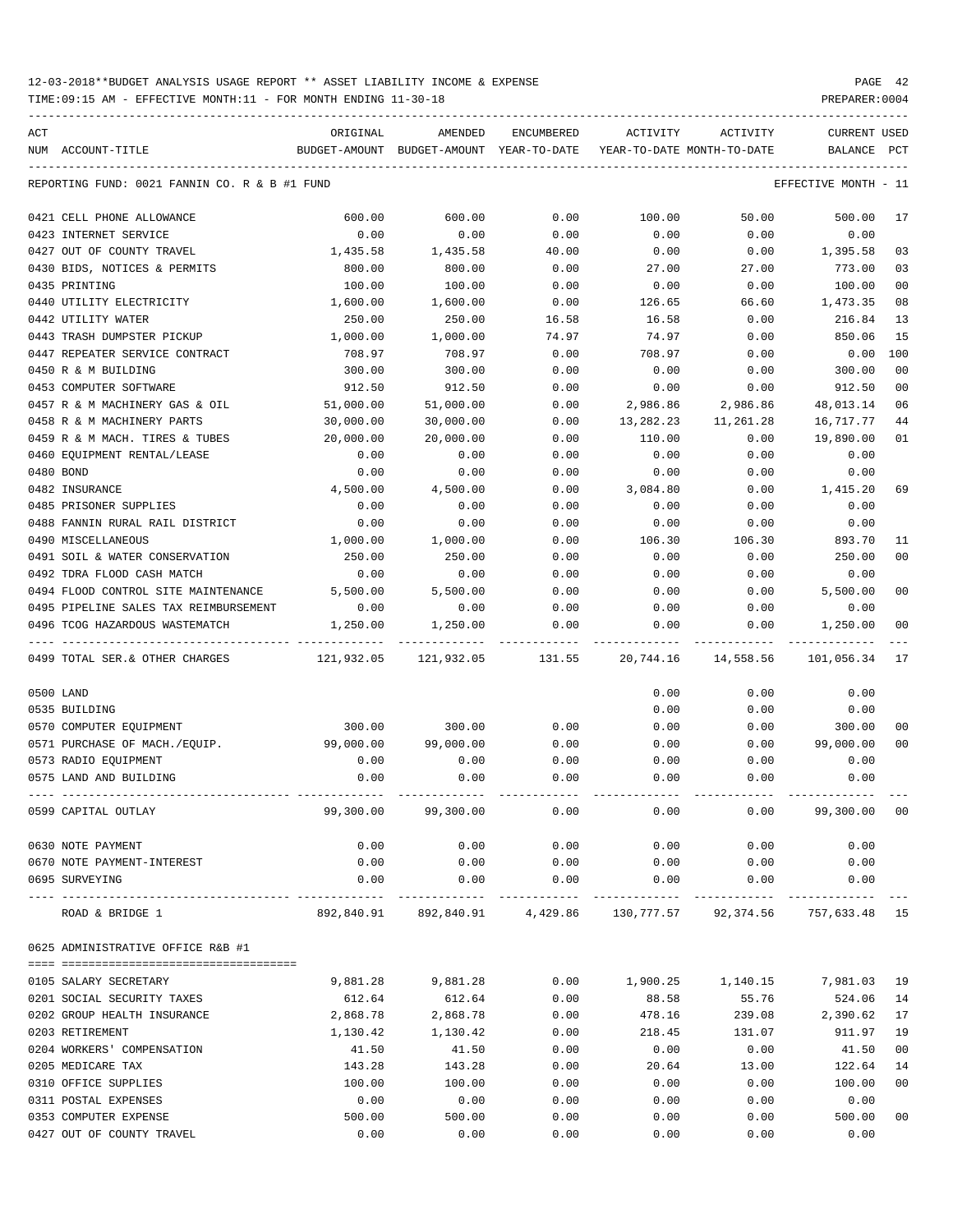12-03-2018**BUDGET ANALYSIS USAGE REPORT ** ASSET LIABILITY INCOME & EXPENSE

TIME:09:15 AM - EFFECTIVE MONTH:11 - FOR MONTH ENDING 11-30-18

PREPARER:0004

| ACT NUM | ACCOUNT-TITLE | ORIGINAL BUDGET-AMOUNT | AMENDED BUDGET-AMOUNT | ENCUMBERED YEAR-TO-DATE | ACTIVITY YEAR-TO-DATE | ACTIVITY MONTH-TO-DATE | CURRENT BALANCE | USED PCT |
|---|---|---|---|---|---|---|---|---|
| | REPORTING FUND: 0021 FANNIN CO. R & B #1 FUND | | | | | | EFFECTIVE MONTH - 11 | |
| 0421 | CELL PHONE ALLOWANCE | 600.00 | 600.00 | 0.00 | 100.00 | 50.00 | 500.00 | 17 |
| 0423 | INTERNET SERVICE | 0.00 | 0.00 | 0.00 | 0.00 | 0.00 | 0.00 | |
| 0427 | OUT OF COUNTY TRAVEL | 1,435.58 | 1,435.58 | 40.00 | 0.00 | 0.00 | 1,395.58 | 03 |
| 0430 | BIDS, NOTICES & PERMITS | 800.00 | 800.00 | 0.00 | 27.00 | 27.00 | 773.00 | 03 |
| 0435 | PRINTING | 100.00 | 100.00 | 0.00 | 0.00 | 0.00 | 100.00 | 00 |
| 0440 | UTILITY ELECTRICITY | 1,600.00 | 1,600.00 | 0.00 | 126.65 | 66.60 | 1,473.35 | 08 |
| 0442 | UTILITY WATER | 250.00 | 250.00 | 16.58 | 16.58 | 0.00 | 216.84 | 13 |
| 0443 | TRASH DUMPSTER PICKUP | 1,000.00 | 1,000.00 | 74.97 | 74.97 | 0.00 | 850.06 | 15 |
| 0447 | REPEATER SERVICE CONTRACT | 708.97 | 708.97 | 0.00 | 708.97 | 0.00 | 0.00 | 100 |
| 0450 | R & M BUILDING | 300.00 | 300.00 | 0.00 | 0.00 | 0.00 | 300.00 | 00 |
| 0453 | COMPUTER SOFTWARE | 912.50 | 912.50 | 0.00 | 0.00 | 0.00 | 912.50 | 00 |
| 0457 | R & M MACHINERY GAS & OIL | 51,000.00 | 51,000.00 | 0.00 | 2,986.86 | 2,986.86 | 48,013.14 | 06 |
| 0458 | R & M MACHINERY PARTS | 30,000.00 | 30,000.00 | 0.00 | 13,282.23 | 11,261.28 | 16,717.77 | 44 |
| 0459 | R & M MACH. TIRES & TUBES | 20,000.00 | 20,000.00 | 0.00 | 110.00 | 0.00 | 19,890.00 | 01 |
| 0460 | EQUIPMENT RENTAL/LEASE | 0.00 | 0.00 | 0.00 | 0.00 | 0.00 | 0.00 | |
| 0480 | BOND | 0.00 | 0.00 | 0.00 | 0.00 | 0.00 | 0.00 | |
| 0482 | INSURANCE | 4,500.00 | 4,500.00 | 0.00 | 3,084.80 | 0.00 | 1,415.20 | 69 |
| 0485 | PRISONER SUPPLIES | 0.00 | 0.00 | 0.00 | 0.00 | 0.00 | 0.00 | |
| 0488 | FANNIN RURAL RAIL DISTRICT | 0.00 | 0.00 | 0.00 | 0.00 | 0.00 | 0.00 | |
| 0490 | MISCELLANEOUS | 1,000.00 | 1,000.00 | 0.00 | 106.30 | 106.30 | 893.70 | 11 |
| 0491 | SOIL & WATER CONSERVATION | 250.00 | 250.00 | 0.00 | 0.00 | 0.00 | 250.00 | 00 |
| 0492 | TDRA FLOOD CASH MATCH | 0.00 | 0.00 | 0.00 | 0.00 | 0.00 | 0.00 | |
| 0494 | FLOOD CONTROL SITE MAINTENANCE | 5,500.00 | 5,500.00 | 0.00 | 0.00 | 0.00 | 5,500.00 | 00 |
| 0495 | PIPELINE SALES TAX REIMBURSEMENT | 0.00 | 0.00 | 0.00 | 0.00 | 0.00 | 0.00 | |
| 0496 | TCOG HAZARDOUS WASTEMATCH | 1,250.00 | 1,250.00 | 0.00 | 0.00 | 0.00 | 1,250.00 | 00 |
| 0499 | TOTAL SER.& OTHER CHARGES | 121,932.05 | 121,932.05 | 131.55 | 20,744.16 | 14,558.56 | 101,056.34 | 17 |
| 0500 | LAND | | | | 0.00 | 0.00 | 0.00 | |
| 0535 | BUILDING | | | | 0.00 | 0.00 | 0.00 | |
| 0570 | COMPUTER EQUIPMENT | 300.00 | 300.00 | 0.00 | 0.00 | 0.00 | 300.00 | 00 |
| 0571 | PURCHASE OF MACH./EQUIP. | 99,000.00 | 99,000.00 | 0.00 | 0.00 | 0.00 | 99,000.00 | 00 |
| 0573 | RADIO EQUIPMENT | 0.00 | 0.00 | 0.00 | 0.00 | 0.00 | 0.00 | |
| 0575 | LAND AND BUILDING | 0.00 | 0.00 | 0.00 | 0.00 | 0.00 | 0.00 | |
| 0599 | CAPITAL OUTLAY | 99,300.00 | 99,300.00 | 0.00 | 0.00 | 0.00 | 99,300.00 | 00 |
| 0630 | NOTE PAYMENT | 0.00 | 0.00 | 0.00 | 0.00 | 0.00 | 0.00 | |
| 0670 | NOTE PAYMENT-INTEREST | 0.00 | 0.00 | 0.00 | 0.00 | 0.00 | 0.00 | |
| 0695 | SURVEYING | 0.00 | 0.00 | 0.00 | 0.00 | 0.00 | 0.00 | |
| | ROAD & BRIDGE 1 | 892,840.91 | 892,840.91 | 4,429.86 | 130,777.57 | 92,374.56 | 757,633.48 | 15 |
| | 0625 ADMINISTRATIVE OFFICE R&B #1 | | | | | | | |
| 0105 | SALARY SECRETARY | 9,881.28 | 9,881.28 | 0.00 | 1,900.25 | 1,140.15 | 7,981.03 | 19 |
| 0201 | SOCIAL SECURITY TAXES | 612.64 | 612.64 | 0.00 | 88.58 | 55.76 | 524.06 | 14 |
| 0202 | GROUP HEALTH INSURANCE | 2,868.78 | 2,868.78 | 0.00 | 478.16 | 239.08 | 2,390.62 | 17 |
| 0203 | RETIREMENT | 1,130.42 | 1,130.42 | 0.00 | 218.45 | 131.07 | 911.97 | 19 |
| 0204 | WORKERS' COMPENSATION | 41.50 | 41.50 | 0.00 | 0.00 | 0.00 | 41.50 | 00 |
| 0205 | MEDICARE TAX | 143.28 | 143.28 | 0.00 | 20.64 | 13.00 | 122.64 | 14 |
| 0310 | OFFICE SUPPLIES | 100.00 | 100.00 | 0.00 | 0.00 | 0.00 | 100.00 | 00 |
| 0311 | POSTAL EXPENSES | 0.00 | 0.00 | 0.00 | 0.00 | 0.00 | 0.00 | |
| 0353 | COMPUTER EXPENSE | 500.00 | 500.00 | 0.00 | 0.00 | 0.00 | 500.00 | 00 |
| 0427 | OUT OF COUNTY TRAVEL | 0.00 | 0.00 | 0.00 | 0.00 | 0.00 | 0.00 | |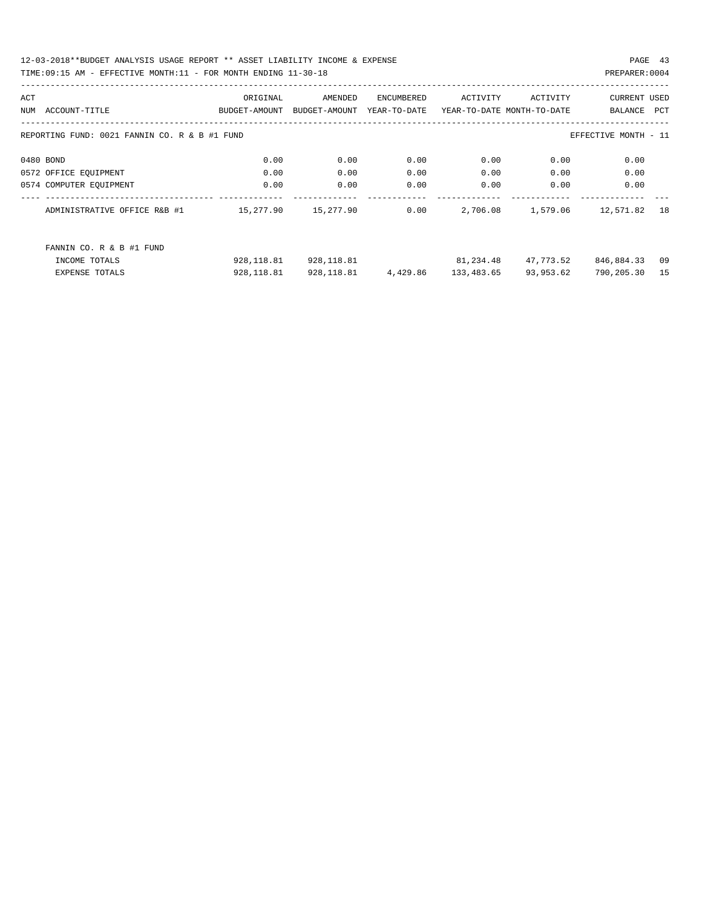12-03-2018**BUDGET ANALYSIS USAGE REPORT ** ASSET LIABILITY INCOME & EXPENSE

TIME:09:15 AM - EFFECTIVE MONTH:11 - FOR MONTH ENDING 11-30-18

REPORTING FUND: 0021 FANNIN CO. R & B #1 FUND — EFFECTIVE MONTH - 11

| ACT NUM | ACCOUNT-TITLE | ORIGINAL BUDGET-AMOUNT | AMENDED BUDGET-AMOUNT | ENCUMBERED YEAR-TO-DATE | ACTIVITY YEAR-TO-DATE | ACTIVITY MONTH-TO-DATE | CURRENT BALANCE | USED PCT |
|---|---|---|---|---|---|---|---|---|
| 0480 | BOND | 0.00 | 0.00 | 0.00 | 0.00 | 0.00 | 0.00 | |
| 0572 | OFFICE EQUIPMENT | 0.00 | 0.00 | 0.00 | 0.00 | 0.00 | 0.00 | |
| 0574 | COMPUTER EQUIPMENT | 0.00 | 0.00 | 0.00 | 0.00 | 0.00 | 0.00 | |
| | ADMINISTRATIVE OFFICE R&B #1 | 15,277.90 | 15,277.90 | 0.00 | 2,706.08 | 1,579.06 | 12,571.82 | 18 |
| | FANNIN CO. R & B #1 FUND | | | | | | | |
| | INCOME TOTALS | 928,118.81 | 928,118.81 | | 81,234.48 | 47,773.52 | 846,884.33 | 09 |
| | EXPENSE TOTALS | 928,118.81 | 928,118.81 | 4,429.86 | 133,483.65 | 93,953.62 | 790,205.30 | 15 |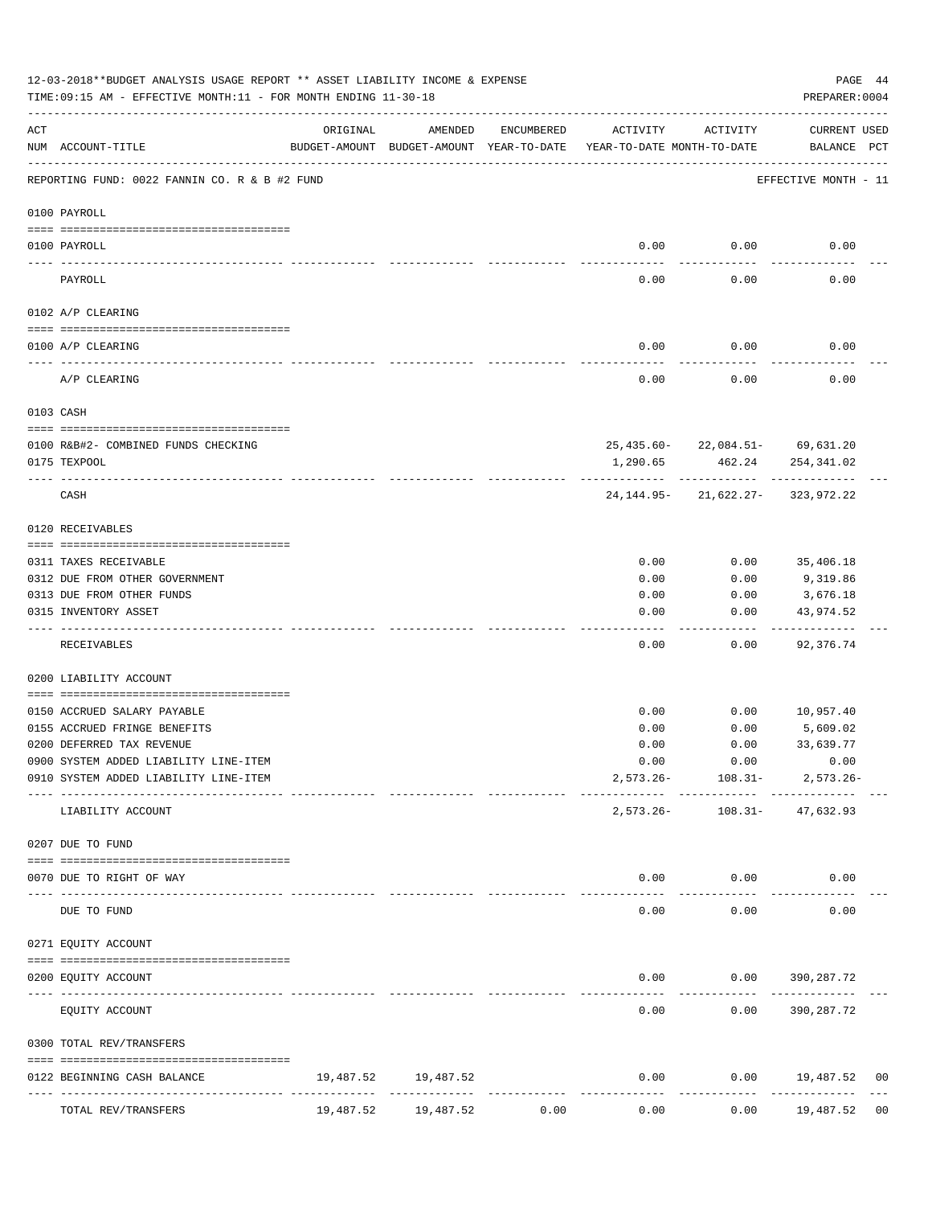12-03-2018**BUDGET ANALYSIS USAGE REPORT ** ASSET LIABILITY INCOME & EXPENSE

TIME:09:15 AM - EFFECTIVE MONTH:11 - FOR MONTH ENDING 11-30-18

PREPARER:0004

| ACT NUM | ACCOUNT-TITLE | ORIGINAL BUDGET-AMOUNT | AMENDED BUDGET-AMOUNT | ENCUMBERED YEAR-TO-DATE | ACTIVITY YEAR-TO-DATE | ACTIVITY MONTH-TO-DATE | CURRENT USED BALANCE | PCT |
|---|---|---|---|---|---|---|---|---|
| | REPORTING FUND: 0022 FANNIN CO. R & B #2 FUND | | | | | | EFFECTIVE MONTH - 11 | |
| | 0100 PAYROLL | | | | | | | |
| 0100 | PAYROLL | | | | 0.00 | 0.00 | 0.00 | |
| | PAYROLL | | | | 0.00 | 0.00 | 0.00 | |
| | 0102 A/P CLEARING | | | | | | | |
| 0100 | A/P CLEARING | | | | 0.00 | 0.00 | 0.00 | |
| | A/P CLEARING | | | | 0.00 | 0.00 | 0.00 | |
| | 0103 CASH | | | | | | | |
| 0100 | R&B#2- COMBINED FUNDS CHECKING | | | | 25,435.60- | 22,084.51- | 69,631.20 | |
| 0175 | TEXPOOL | | | | 1,290.65 | 462.24 | 254,341.02 | |
| | CASH | | | | 24,144.95- | 21,622.27- | 323,972.22 | |
| | 0120 RECEIVABLES | | | | | | | |
| 0311 | TAXES RECEIVABLE | | | | 0.00 | 0.00 | 35,406.18 | |
| 0312 | DUE FROM OTHER GOVERNMENT | | | | 0.00 | 0.00 | 9,319.86 | |
| 0313 | DUE FROM OTHER FUNDS | | | | 0.00 | 0.00 | 3,676.18 | |
| 0315 | INVENTORY ASSET | | | | 0.00 | 0.00 | 43,974.52 | |
| | RECEIVABLES | | | | 0.00 | 0.00 | 92,376.74 | |
| | 0200 LIABILITY ACCOUNT | | | | | | | |
| 0150 | ACCRUED SALARY PAYABLE | | | | 0.00 | 0.00 | 10,957.40 | |
| 0155 | ACCRUED FRINGE BENEFITS | | | | 0.00 | 0.00 | 5,609.02 | |
| 0200 | DEFERRED TAX REVENUE | | | | 0.00 | 0.00 | 33,639.77 | |
| 0900 | SYSTEM ADDED LIABILITY LINE-ITEM | | | | 0.00 | 0.00 | 0.00 | |
| 0910 | SYSTEM ADDED LIABILITY LINE-ITEM | | | | 2,573.26- | 108.31- | 2,573.26- | |
| | LIABILITY ACCOUNT | | | | 2,573.26- | 108.31- | 47,632.93 | |
| | 0207 DUE TO FUND | | | | | | | |
| 0070 | DUE TO RIGHT OF WAY | | | | 0.00 | 0.00 | 0.00 | |
| | DUE TO FUND | | | | 0.00 | 0.00 | 0.00 | |
| | 0271 EQUITY ACCOUNT | | | | | | | |
| 0200 | EQUITY ACCOUNT | | | | 0.00 | 0.00 | 390,287.72 | |
| | EQUITY ACCOUNT | | | | 0.00 | 0.00 | 390,287.72 | |
| | 0300 TOTAL REV/TRANSFERS | | | | | | | |
| 0122 | BEGINNING CASH BALANCE | 19,487.52 | 19,487.52 | | 0.00 | 0.00 | 19,487.52 | 00 |
| | TOTAL REV/TRANSFERS | 19,487.52 | 19,487.52 | 0.00 | 0.00 | 0.00 | 19,487.52 | 00 |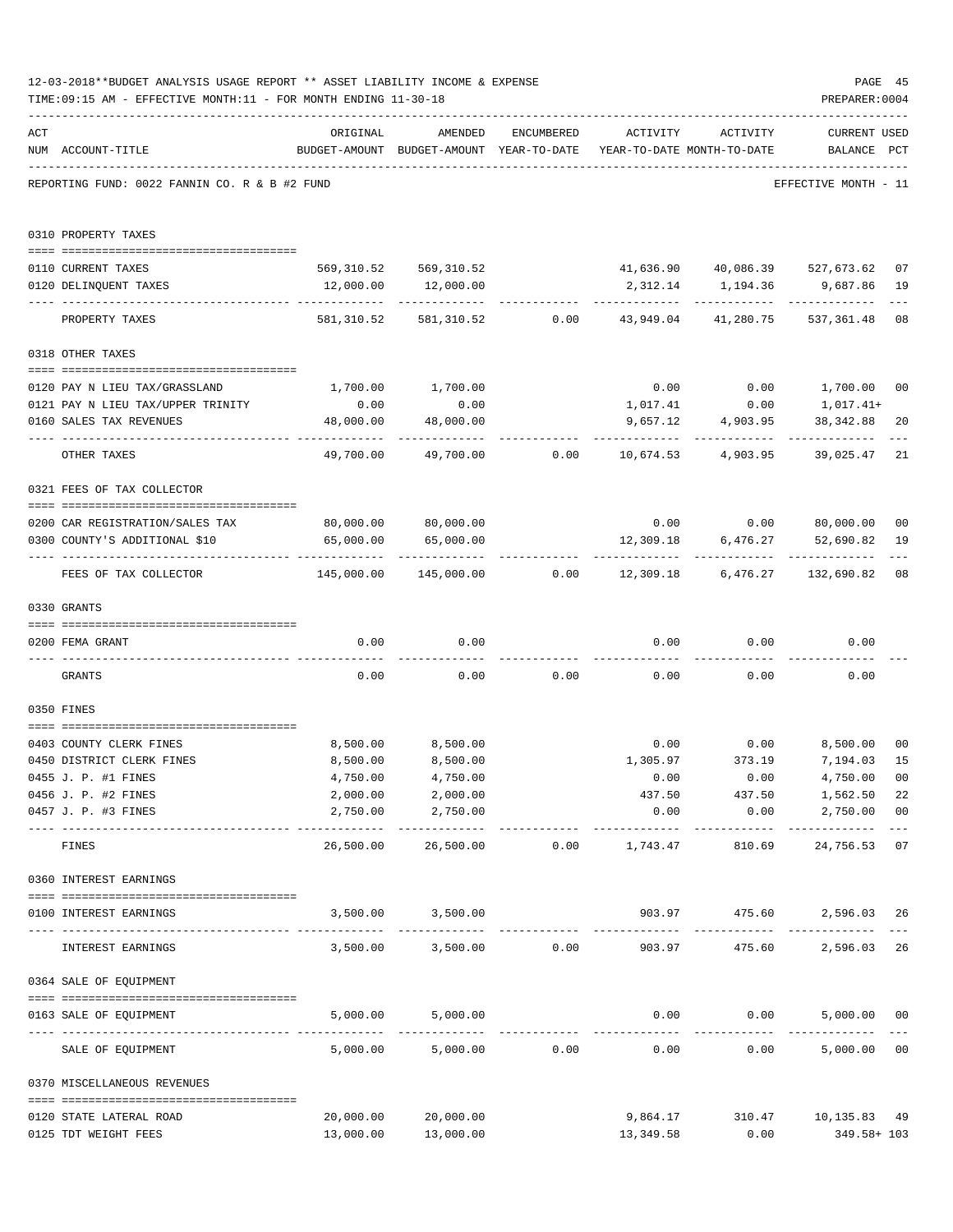12-03-2018**BUDGET ANALYSIS USAGE REPORT ** ASSET LIABILITY INCOME & EXPENSE

TIME:09:15 AM - EFFECTIVE MONTH:11 - FOR MONTH ENDING 11-30-18

PREPARER:0004

REPORTING FUND: 0022 FANNIN CO. R & B #2 FUND — EFFECTIVE MONTH - 11

| ACT NUM | ACCOUNT-TITLE | ORIGINAL BUDGET-AMOUNT | AMENDED BUDGET-AMOUNT | ENCUMBERED YEAR-TO-DATE | ACTIVITY YEAR-TO-DATE | ACTIVITY MONTH-TO-DATE | CURRENT BALANCE | USED PCT |
|---|---|---|---|---|---|---|---|---|
| **0310** | **PROPERTY TAXES** | | | | | | | |
| 0110 | CURRENT TAXES | 569,310.52 | 569,310.52 | | 41,636.90 | 40,086.39 | 527,673.62 | 07 |
| 0120 | DELINQUENT TAXES | 12,000.00 | 12,000.00 | | 2,312.14 | 1,194.36 | 9,687.86 | 19 |
| | PROPERTY TAXES | 581,310.52 | 581,310.52 | 0.00 | 43,949.04 | 41,280.75 | 537,361.48 | 08 |
| **0318** | **OTHER TAXES** | | | | | | | |
| 0120 | PAY N LIEU TAX/GRASSLAND | 1,700.00 | 1,700.00 | | 0.00 | 0.00 | 1,700.00 | 00 |
| 0121 | PAY N LIEU TAX/UPPER TRINITY | 0.00 | 0.00 | | 1,017.41 | 0.00 | 1,017.41+ | |
| 0160 | SALES TAX REVENUES | 48,000.00 | 48,000.00 | | 9,657.12 | 4,903.95 | 38,342.88 | 20 |
| | OTHER TAXES | 49,700.00 | 49,700.00 | 0.00 | 10,674.53 | 4,903.95 | 39,025.47 | 21 |
| **0321** | **FEES OF TAX COLLECTOR** | | | | | | | |
| 0200 | CAR REGISTRATION/SALES TAX | 80,000.00 | 80,000.00 | | 0.00 | 0.00 | 80,000.00 | 00 |
| 0300 | COUNTY'S ADDITIONAL $10 | 65,000.00 | 65,000.00 | | 12,309.18 | 6,476.27 | 52,690.82 | 19 |
| | FEES OF TAX COLLECTOR | 145,000.00 | 145,000.00 | 0.00 | 12,309.18 | 6,476.27 | 132,690.82 | 08 |
| **0330** | **GRANTS** | | | | | | | |
| 0200 | FEMA GRANT | 0.00 | 0.00 | | 0.00 | 0.00 | 0.00 | |
| | GRANTS | 0.00 | 0.00 | 0.00 | 0.00 | 0.00 | 0.00 | |
| **0350** | **FINES** | | | | | | | |
| 0403 | COUNTY CLERK FINES | 8,500.00 | 8,500.00 | | 0.00 | 0.00 | 8,500.00 | 00 |
| 0450 | DISTRICT CLERK FINES | 8,500.00 | 8,500.00 | | 1,305.97 | 373.19 | 7,194.03 | 15 |
| 0455 | J. P. #1 FINES | 4,750.00 | 4,750.00 | | 0.00 | 0.00 | 4,750.00 | 00 |
| 0456 | J. P. #2 FINES | 2,000.00 | 2,000.00 | | 437.50 | 437.50 | 1,562.50 | 22 |
| 0457 | J. P. #3 FINES | 2,750.00 | 2,750.00 | | 0.00 | 0.00 | 2,750.00 | 00 |
| | FINES | 26,500.00 | 26,500.00 | 0.00 | 1,743.47 | 810.69 | 24,756.53 | 07 |
| **0360** | **INTEREST EARNINGS** | | | | | | | |
| 0100 | INTEREST EARNINGS | 3,500.00 | 3,500.00 | | 903.97 | 475.60 | 2,596.03 | 26 |
| | INTEREST EARNINGS | 3,500.00 | 3,500.00 | 0.00 | 903.97 | 475.60 | 2,596.03 | 26 |
| **0364** | **SALE OF EQUIPMENT** | | | | | | | |
| 0163 | SALE OF EQUIPMENT | 5,000.00 | 5,000.00 | | 0.00 | 0.00 | 5,000.00 | 00 |
| | SALE OF EQUIPMENT | 5,000.00 | 5,000.00 | 0.00 | 0.00 | 0.00 | 5,000.00 | 00 |
| **0370** | **MISCELLANEOUS REVENUES** | | | | | | | |
| 0120 | STATE LATERAL ROAD | 20,000.00 | 20,000.00 | | 9,864.17 | 310.47 | 10,135.83 | 49 |
| 0125 | TDT WEIGHT FEES | 13,000.00 | 13,000.00 | | 13,349.58 | 0.00 | 349.58+ | 103 |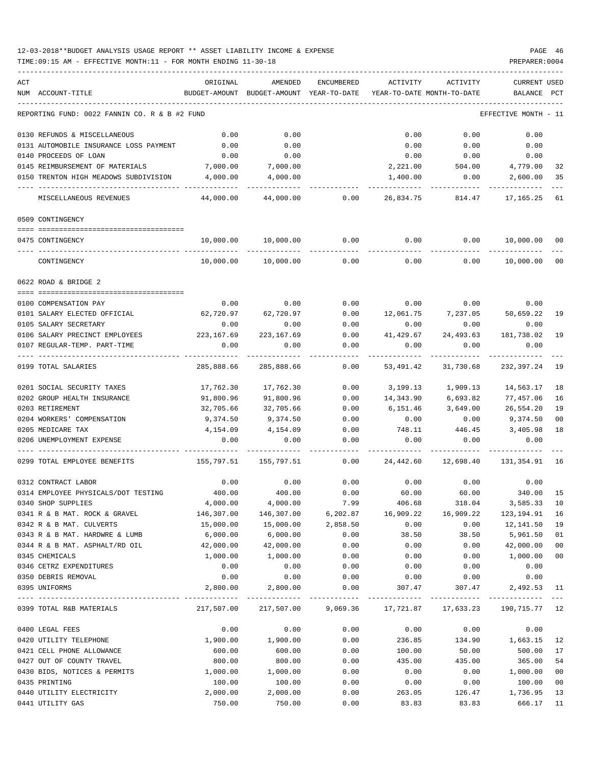12-03-2018**BUDGET ANALYSIS USAGE REPORT ** ASSET LIABILITY INCOME & EXPENSE

TIME:09:15 AM - EFFECTIVE MONTH:11 - FOR MONTH ENDING 11-30-18

PREPARER:0004

REPORTING FUND: 0022 FANNIN CO. R & B #2 FUND — EFFECTIVE MONTH - 11

| ACT NUM | ACCOUNT-TITLE | ORIGINAL BUDGET-AMOUNT | AMENDED BUDGET-AMOUNT | ENCUMBERED YEAR-TO-DATE | ACTIVITY YEAR-TO-DATE | ACTIVITY MONTH-TO-DATE | CURRENT BALANCE | USED PCT |
|---|---|---|---|---|---|---|---|---|
| 0130 | REFUNDS & MISCELLANEOUS | 0.00 | 0.00 | | 0.00 | 0.00 | 0.00 | |
| 0131 | AUTOMOBILE INSURANCE LOSS PAYMENT | 0.00 | 0.00 | | 0.00 | 0.00 | 0.00 | |
| 0140 | PROCEEDS OF LOAN | 0.00 | 0.00 | | 0.00 | 0.00 | 0.00 | |
| 0145 | REIMBURSEMENT OF MATERIALS | 7,000.00 | 7,000.00 | | 2,221.00 | 504.00 | 4,779.00 | 32 |
| 0150 | TRENTON HIGH MEADOWS SUBDIVISION | 4,000.00 | 4,000.00 | | 1,400.00 | 0.00 | 2,600.00 | 35 |
| | MISCELLANEOUS REVENUES | 44,000.00 | 44,000.00 | 0.00 | 26,834.75 | 814.47 | 17,165.25 | 61 |
| | **0509 CONTINGENCY** | | | | | | | |
| 0475 | CONTINGENCY | 10,000.00 | 10,000.00 | 0.00 | 0.00 | 0.00 | 10,000.00 | 00 |
| | CONTINGENCY | 10,000.00 | 10,000.00 | 0.00 | 0.00 | 0.00 | 10,000.00 | 00 |
| | **0622 ROAD & BRIDGE 2** | | | | | | | |
| 0100 | COMPENSATION PAY | 0.00 | 0.00 | 0.00 | 0.00 | 0.00 | 0.00 | |
| 0101 | SALARY ELECTED OFFICIAL | 62,720.97 | 62,720.97 | 0.00 | 12,061.75 | 7,237.05 | 50,659.22 | 19 |
| 0105 | SALARY SECRETARY | 0.00 | 0.00 | 0.00 | 0.00 | 0.00 | 0.00 | |
| 0106 | SALARY PRECINCT EMPLOYEES | 223,167.69 | 223,167.69 | 0.00 | 41,429.67 | 24,493.63 | 181,738.02 | 19 |
| 0107 | REGULAR-TEMP. PART-TIME | 0.00 | 0.00 | 0.00 | 0.00 | 0.00 | 0.00 | |
| 0199 | TOTAL SALARIES | 285,888.66 | 285,888.66 | 0.00 | 53,491.42 | 31,730.68 | 232,397.24 | 19 |
| 0201 | SOCIAL SECURITY TAXES | 17,762.30 | 17,762.30 | 0.00 | 3,199.13 | 1,909.13 | 14,563.17 | 18 |
| 0202 | GROUP HEALTH INSURANCE | 91,800.96 | 91,800.96 | 0.00 | 14,343.90 | 6,693.82 | 77,457.06 | 16 |
| 0203 | RETIREMENT | 32,705.66 | 32,705.66 | 0.00 | 6,151.46 | 3,649.00 | 26,554.20 | 19 |
| 0204 | WORKERS' COMPENSATION | 9,374.50 | 9,374.50 | 0.00 | 0.00 | 0.00 | 9,374.50 | 00 |
| 0205 | MEDICARE TAX | 4,154.09 | 4,154.09 | 0.00 | 748.11 | 446.45 | 3,405.98 | 18 |
| 0206 | UNEMPLOYMENT EXPENSE | 0.00 | 0.00 | 0.00 | 0.00 | 0.00 | 0.00 | |
| 0299 | TOTAL EMPLOYEE BENEFITS | 155,797.51 | 155,797.51 | 0.00 | 24,442.60 | 12,698.40 | 131,354.91 | 16 |
| 0312 | CONTRACT LABOR | 0.00 | 0.00 | 0.00 | 0.00 | 0.00 | 0.00 | |
| 0314 | EMPLOYEE PHYSICALS/DOT TESTING | 400.00 | 400.00 | 0.00 | 60.00 | 60.00 | 340.00 | 15 |
| 0340 | SHOP SUPPLIES | 4,000.00 | 4,000.00 | 7.99 | 406.68 | 318.04 | 3,585.33 | 10 |
| 0341 | R & B MAT. ROCK & GRAVEL | 146,307.00 | 146,307.00 | 6,202.87 | 16,909.22 | 16,909.22 | 123,194.91 | 16 |
| 0342 | R & B MAT. CULVERTS | 15,000.00 | 15,000.00 | 2,858.50 | 0.00 | 0.00 | 12,141.50 | 19 |
| 0343 | R & B MAT. HARDWRE & LUMB | 6,000.00 | 6,000.00 | 0.00 | 38.50 | 38.50 | 5,961.50 | 01 |
| 0344 | R & B MAT. ASPHALT/RD OIL | 42,000.00 | 42,000.00 | 0.00 | 0.00 | 0.00 | 42,000.00 | 00 |
| 0345 | CHEMICALS | 1,000.00 | 1,000.00 | 0.00 | 0.00 | 0.00 | 1,000.00 | 00 |
| 0346 | CETRZ EXPENDITURES | 0.00 | 0.00 | 0.00 | 0.00 | 0.00 | 0.00 | |
| 0350 | DEBRIS REMOVAL | 0.00 | 0.00 | 0.00 | 0.00 | 0.00 | 0.00 | |
| 0395 | UNIFORMS | 2,800.00 | 2,800.00 | 0.00 | 307.47 | 307.47 | 2,492.53 | 11 |
| 0399 | TOTAL R&B MATERIALS | 217,507.00 | 217,507.00 | 9,069.36 | 17,721.87 | 17,633.23 | 190,715.77 | 12 |
| 0400 | LEGAL FEES | 0.00 | 0.00 | 0.00 | 0.00 | 0.00 | 0.00 | |
| 0420 | UTILITY TELEPHONE | 1,900.00 | 1,900.00 | 0.00 | 236.85 | 134.90 | 1,663.15 | 12 |
| 0421 | CELL PHONE ALLOWANCE | 600.00 | 600.00 | 0.00 | 100.00 | 50.00 | 500.00 | 17 |
| 0427 | OUT OF COUNTY TRAVEL | 800.00 | 800.00 | 0.00 | 435.00 | 435.00 | 365.00 | 54 |
| 0430 | BIDS, NOTICES & PERMITS | 1,000.00 | 1,000.00 | 0.00 | 0.00 | 0.00 | 1,000.00 | 00 |
| 0435 | PRINTING | 100.00 | 100.00 | 0.00 | 0.00 | 0.00 | 100.00 | 00 |
| 0440 | UTILITY ELECTRICITY | 2,000.00 | 2,000.00 | 0.00 | 263.05 | 126.47 | 1,736.95 | 13 |
| 0441 | UTILITY GAS | 750.00 | 750.00 | 0.00 | 83.83 | 83.83 | 666.17 | 11 |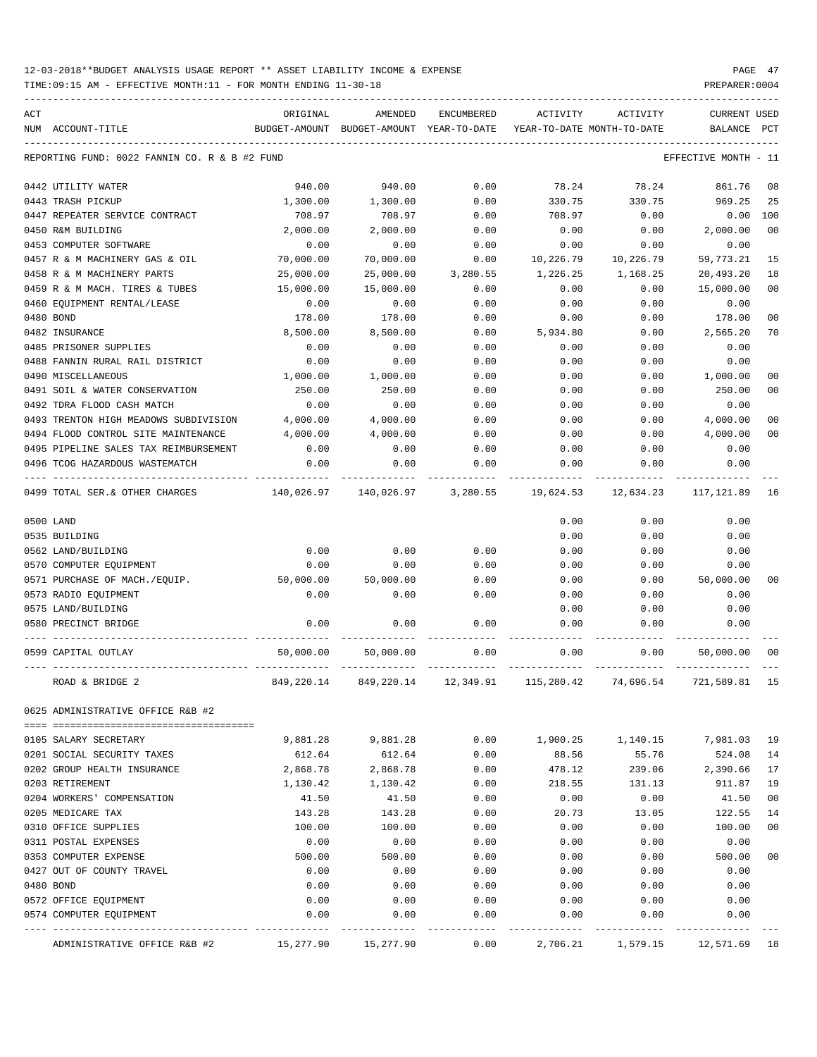12-03-2018**BUDGET ANALYSIS USAGE REPORT ** ASSET LIABILITY INCOME & EXPENSE

TIME:09:15 AM - EFFECTIVE MONTH:11 - FOR MONTH ENDING 11-30-18

REPORTING FUND: 0022 FANNIN CO. R & B #2 FUND — EFFECTIVE MONTH - 11

| ACT NUM | ACCOUNT-TITLE | ORIGINAL BUDGET-AMOUNT | AMENDED BUDGET-AMOUNT | ENCUMBERED YEAR-TO-DATE | ACTIVITY YEAR-TO-DATE | ACTIVITY MONTH-TO-DATE | CURRENT BALANCE | USED PCT |
|---|---|---|---|---|---|---|---|---|
| 0442 | UTILITY WATER | 940.00 | 940.00 | 0.00 | 78.24 | 78.24 | 861.76 | 08 |
| 0443 | TRASH PICKUP | 1,300.00 | 1,300.00 | 0.00 | 330.75 | 330.75 | 969.25 | 25 |
| 0447 | REPEATER SERVICE CONTRACT | 708.97 | 708.97 | 0.00 | 708.97 | 0.00 | 0.00 | 100 |
| 0450 | R&M BUILDING | 2,000.00 | 2,000.00 | 0.00 | 0.00 | 0.00 | 2,000.00 | 00 |
| 0453 | COMPUTER SOFTWARE | 0.00 | 0.00 | 0.00 | 0.00 | 0.00 | 0.00 | |
| 0457 | R & M MACHINERY GAS & OIL | 70,000.00 | 70,000.00 | 0.00 | 10,226.79 | 10,226.79 | 59,773.21 | 15 |
| 0458 | R & M MACHINERY PARTS | 25,000.00 | 25,000.00 | 3,280.55 | 1,226.25 | 1,168.25 | 20,493.20 | 18 |
| 0459 | R & M MACH. TIRES & TUBES | 15,000.00 | 15,000.00 | 0.00 | 0.00 | 0.00 | 15,000.00 | 00 |
| 0460 | EQUIPMENT RENTAL/LEASE | 0.00 | 0.00 | 0.00 | 0.00 | 0.00 | 0.00 | |
| 0480 | BOND | 178.00 | 178.00 | 0.00 | 0.00 | 0.00 | 178.00 | 00 |
| 0482 | INSURANCE | 8,500.00 | 8,500.00 | 0.00 | 5,934.80 | 0.00 | 2,565.20 | 70 |
| 0485 | PRISONER SUPPLIES | 0.00 | 0.00 | 0.00 | 0.00 | 0.00 | 0.00 | |
| 0488 | FANNIN RURAL RAIL DISTRICT | 0.00 | 0.00 | 0.00 | 0.00 | 0.00 | 0.00 | |
| 0490 | MISCELLANEOUS | 1,000.00 | 1,000.00 | 0.00 | 0.00 | 0.00 | 1,000.00 | 00 |
| 0491 | SOIL & WATER CONSERVATION | 250.00 | 250.00 | 0.00 | 0.00 | 0.00 | 250.00 | 00 |
| 0492 | TDRA FLOOD CASH MATCH | 0.00 | 0.00 | 0.00 | 0.00 | 0.00 | 0.00 | |
| 0493 | TRENTON HIGH MEADOWS SUBDIVISION | 4,000.00 | 4,000.00 | 0.00 | 0.00 | 0.00 | 4,000.00 | 00 |
| 0494 | FLOOD CONTROL SITE MAINTENANCE | 4,000.00 | 4,000.00 | 0.00 | 0.00 | 0.00 | 4,000.00 | 00 |
| 0495 | PIPELINE SALES TAX REIMBURSEMENT | 0.00 | 0.00 | 0.00 | 0.00 | 0.00 | 0.00 | |
| 0496 | TCOG HAZARDOUS WASTEMATCH | 0.00 | 0.00 | 0.00 | 0.00 | 0.00 | 0.00 | |
| 0499 | TOTAL SER.& OTHER CHARGES | 140,026.97 | 140,026.97 | 3,280.55 | 19,624.53 | 12,634.23 | 117,121.89 | 16 |
| 0500 | LAND | | | | 0.00 | 0.00 | 0.00 | |
| 0535 | BUILDING | | | | 0.00 | 0.00 | 0.00 | |
| 0562 | LAND/BUILDING | 0.00 | 0.00 | 0.00 | 0.00 | 0.00 | 0.00 | |
| 0570 | COMPUTER EQUIPMENT | 0.00 | 0.00 | 0.00 | 0.00 | 0.00 | 0.00 | |
| 0571 | PURCHASE OF MACH./EQUIP. | 50,000.00 | 50,000.00 | 0.00 | 0.00 | 0.00 | 50,000.00 | 00 |
| 0573 | RADIO EQUIPMENT | 0.00 | 0.00 | 0.00 | 0.00 | 0.00 | 0.00 | |
| 0575 | LAND/BUILDING | | | | 0.00 | 0.00 | 0.00 | |
| 0580 | PRECINCT BRIDGE | 0.00 | 0.00 | 0.00 | 0.00 | 0.00 | 0.00 | |
| 0599 | CAPITAL OUTLAY | 50,000.00 | 50,000.00 | 0.00 | 0.00 | 0.00 | 50,000.00 | 00 |
| | ROAD & BRIDGE 2 | 849,220.14 | 849,220.14 | 12,349.91 | 115,280.42 | 74,696.54 | 721,589.81 | 15 |

0625 ADMINISTRATIVE OFFICE R&B #2

| ACT NUM | ACCOUNT-TITLE | ORIGINAL BUDGET-AMOUNT | AMENDED BUDGET-AMOUNT | ENCUMBERED YEAR-TO-DATE | ACTIVITY YEAR-TO-DATE | ACTIVITY MONTH-TO-DATE | CURRENT BALANCE | USED PCT |
|---|---|---|---|---|---|---|---|---|
| 0105 | SALARY SECRETARY | 9,881.28 | 9,881.28 | 0.00 | 1,900.25 | 1,140.15 | 7,981.03 | 19 |
| 0201 | SOCIAL SECURITY TAXES | 612.64 | 612.64 | 0.00 | 88.56 | 55.76 | 524.08 | 14 |
| 0202 | GROUP HEALTH INSURANCE | 2,868.78 | 2,868.78 | 0.00 | 478.12 | 239.06 | 2,390.66 | 17 |
| 0203 | RETIREMENT | 1,130.42 | 1,130.42 | 0.00 | 218.55 | 131.13 | 911.87 | 19 |
| 0204 | WORKERS' COMPENSATION | 41.50 | 41.50 | 0.00 | 0.00 | 0.00 | 41.50 | 00 |
| 0205 | MEDICARE TAX | 143.28 | 143.28 | 0.00 | 20.73 | 13.05 | 122.55 | 14 |
| 0310 | OFFICE SUPPLIES | 100.00 | 100.00 | 0.00 | 0.00 | 0.00 | 100.00 | 00 |
| 0311 | POSTAL EXPENSES | 0.00 | 0.00 | 0.00 | 0.00 | 0.00 | 0.00 | |
| 0353 | COMPUTER EXPENSE | 500.00 | 500.00 | 0.00 | 0.00 | 0.00 | 500.00 | 00 |
| 0427 | OUT OF COUNTY TRAVEL | 0.00 | 0.00 | 0.00 | 0.00 | 0.00 | 0.00 | |
| 0480 | BOND | 0.00 | 0.00 | 0.00 | 0.00 | 0.00 | 0.00 | |
| 0572 | OFFICE EQUIPMENT | 0.00 | 0.00 | 0.00 | 0.00 | 0.00 | 0.00 | |
| 0574 | COMPUTER EQUIPMENT | 0.00 | 0.00 | 0.00 | 0.00 | 0.00 | 0.00 | |
| | ADMINISTRATIVE OFFICE R&B #2 | 15,277.90 | 15,277.90 | 0.00 | 2,706.21 | 1,579.15 | 12,571.69 | 18 |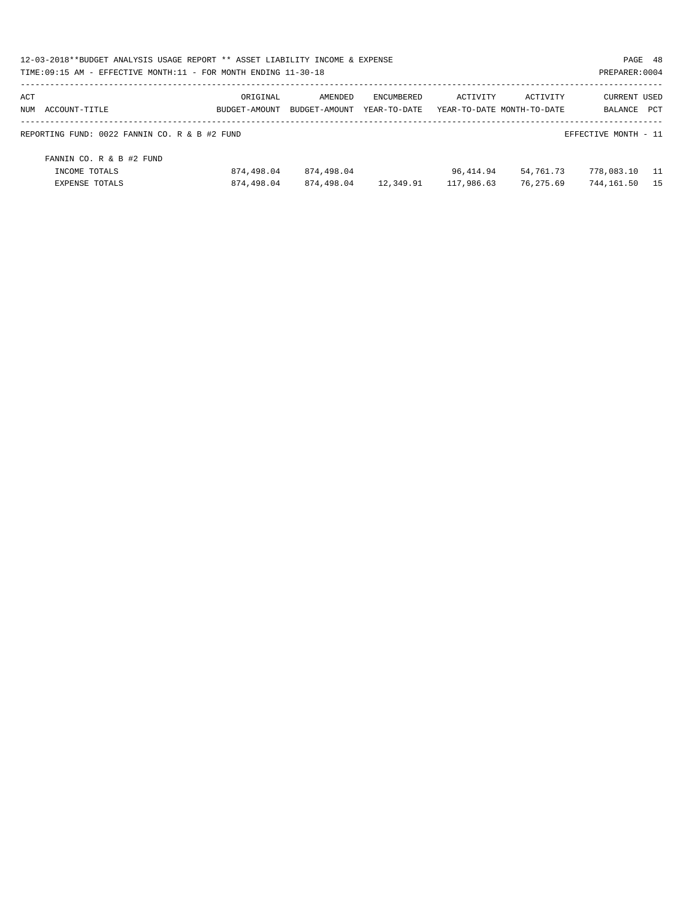12-03-2018**BUDGET ANALYSIS USAGE REPORT ** ASSET LIABILITY INCOME & EXPENSE

TIME:09:15 AM - EFFECTIVE MONTH:11 - FOR MONTH ENDING 11-30-18

PREPARER:0004

| ACT NUM | ACCOUNT-TITLE | ORIGINAL BUDGET-AMOUNT | AMENDED BUDGET-AMOUNT | ENCUMBERED YEAR-TO-DATE | ACTIVITY YEAR-TO-DATE | ACTIVITY MONTH-TO-DATE | CURRENT BALANCE | USED PCT |
|---|---|---|---|---|---|---|---|---|
| | REPORTING FUND: 0022 FANNIN CO. R & B #2 FUND | | | | | | EFFECTIVE MONTH - 11 | |
| | FANNIN CO. R & B #2 FUND | | | | | | | |
| | INCOME TOTALS | 874,498.04 | 874,498.04 | | 96,414.94 | 54,761.73 | 778,083.10 | 11 |
| | EXPENSE TOTALS | 874,498.04 | 874,498.04 | 12,349.91 | 117,986.63 | 76,275.69 | 744,161.50 | 15 |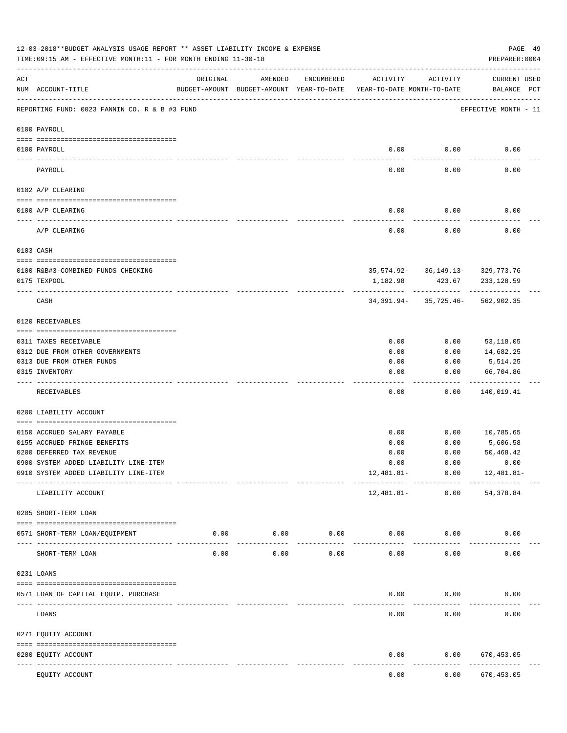12-03-2018**BUDGET ANALYSIS USAGE REPORT ** ASSET LIABILITY INCOME & EXPENSE

TIME:09:15 AM - EFFECTIVE MONTH:11 - FOR MONTH ENDING 11-30-18

PREPARER:0004

REPORTING FUND: 0023 FANNIN CO. R & B #3 FUND — EFFECTIVE MONTH - 11

| ACT NUM | ACCOUNT-TITLE | ORIGINAL BUDGET-AMOUNT | AMENDED BUDGET-AMOUNT | ENCUMBERED YEAR-TO-DATE | ACTIVITY YEAR-TO-DATE | ACTIVITY MONTH-TO-DATE | CURRENT BALANCE | USED PCT |
|---|---|---|---|---|---|---|---|---|
| **0100** | **PAYROLL** | | | | | | | |
| 0100 | PAYROLL | | | | 0.00 | 0.00 | 0.00 | |
| | PAYROLL | | | | 0.00 | 0.00 | 0.00 | |
| **0102** | **A/P CLEARING** | | | | | | | |
| 0100 | A/P CLEARING | | | | 0.00 | 0.00 | 0.00 | |
| | A/P CLEARING | | | | 0.00 | 0.00 | 0.00 | |
| **0103** | **CASH** | | | | | | | |
| 0100 | R&B#3-COMBINED FUNDS CHECKING | | | | 35,574.92- | 36,149.13- | 329,773.76 | |
| 0175 | TEXPOOL | | | | 1,182.98 | 423.67 | 233,128.59 | |
| | CASH | | | | 34,391.94- | 35,725.46- | 562,902.35 | |
| **0120** | **RECEIVABLES** | | | | | | | |
| 0311 | TAXES RECEIVABLE | | | | 0.00 | 0.00 | 53,118.05 | |
| 0312 | DUE FROM OTHER GOVERNMENTS | | | | 0.00 | 0.00 | 14,682.25 | |
| 0313 | DUE FROM OTHER FUNDS | | | | 0.00 | 0.00 | 5,514.25 | |
| 0315 | INVENTORY | | | | 0.00 | 0.00 | 66,704.86 | |
| | RECEIVABLES | | | | 0.00 | 0.00 | 140,019.41 | |
| **0200** | **LIABILITY ACCOUNT** | | | | | | | |
| 0150 | ACCRUED SALARY PAYABLE | | | | 0.00 | 0.00 | 10,785.65 | |
| 0155 | ACCRUED FRINGE BENEFITS | | | | 0.00 | 0.00 | 5,606.58 | |
| 0200 | DEFERRED TAX REVENUE | | | | 0.00 | 0.00 | 50,468.42 | |
| 0900 | SYSTEM ADDED LIABILITY LINE-ITEM | | | | 0.00 | 0.00 | 0.00 | |
| 0910 | SYSTEM ADDED LIABILITY LINE-ITEM | | | | 12,481.81- | 0.00 | 12,481.81- | |
| | LIABILITY ACCOUNT | | | | 12,481.81- | 0.00 | 54,378.84 | |
| **0205** | **SHORT-TERM LOAN** | | | | | | | |
| 0571 | SHORT-TERM LOAN/EQUIPMENT | 0.00 | 0.00 | 0.00 | 0.00 | 0.00 | 0.00 | |
| | SHORT-TERM LOAN | 0.00 | 0.00 | 0.00 | 0.00 | 0.00 | 0.00 | |
| **0231** | **LOANS** | | | | | | | |
| 0571 | LOAN OF CAPITAL EQUIP. PURCHASE | | | | 0.00 | 0.00 | 0.00 | |
| | LOANS | | | | 0.00 | 0.00 | 0.00 | |
| **0271** | **EQUITY ACCOUNT** | | | | | | | |
| 0200 | EQUITY ACCOUNT | | | | 0.00 | 0.00 | 670,453.05 | |
| | EQUITY ACCOUNT | | | | 0.00 | 0.00 | 670,453.05 | |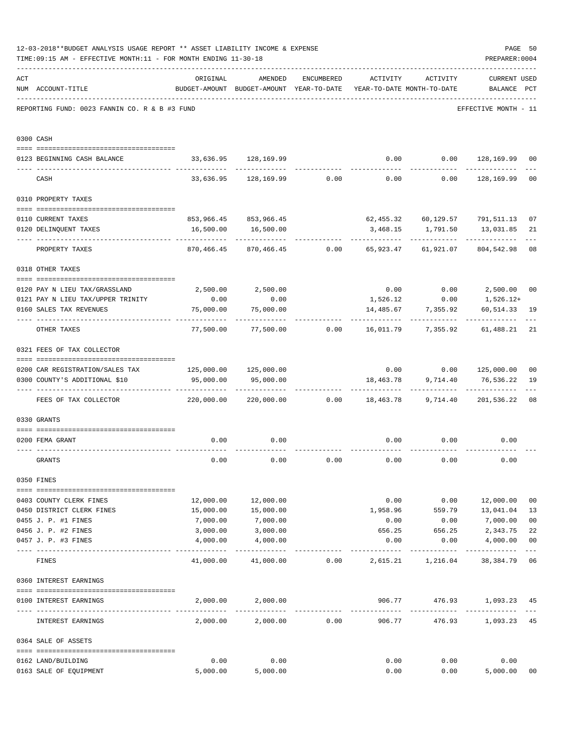12-03-2018**BUDGET ANALYSIS USAGE REPORT ** ASSET LIABILITY INCOME & EXPENSE

TIME:09:15 AM - EFFECTIVE MONTH:11 - FOR MONTH ENDING 11-30-18

PREPARER:0004

REPORTING FUND: 0023 FANNIN CO. R & B #3 FUND — EFFECTIVE MONTH - 11

| ACT NUM | ACCOUNT-TITLE | ORIGINAL BUDGET-AMOUNT | AMENDED BUDGET-AMOUNT | ENCUMBERED YEAR-TO-DATE | ACTIVITY YEAR-TO-DATE | ACTIVITY MONTH-TO-DATE | CURRENT BALANCE | USED PCT |
|---|---|---|---|---|---|---|---|---|
| 0300 | CASH | | | | | | | |
| 0123 | BEGINNING CASH BALANCE | 33,636.95 | 128,169.99 | | 0.00 | 0.00 | 128,169.99 | 00 |
| | CASH | 33,636.95 | 128,169.99 | 0.00 | 0.00 | 0.00 | 128,169.99 | 00 |
| 0310 | PROPERTY TAXES | | | | | | | |
| 0110 | CURRENT TAXES | 853,966.45 | 853,966.45 | | 62,455.32 | 60,129.57 | 791,511.13 | 07 |
| 0120 | DELINQUENT TAXES | 16,500.00 | 16,500.00 | | 3,468.15 | 1,791.50 | 13,031.85 | 21 |
| | PROPERTY TAXES | 870,466.45 | 870,466.45 | 0.00 | 65,923.47 | 61,921.07 | 804,542.98 | 08 |
| 0318 | OTHER TAXES | | | | | | | |
| 0120 | PAY N LIEU TAX/GRASSLAND | 2,500.00 | 2,500.00 | | 0.00 | 0.00 | 2,500.00 | 00 |
| 0121 | PAY N LIEU TAX/UPPER TRINITY | 0.00 | 0.00 | | 1,526.12 | 0.00 | 1,526.12+ | |
| 0160 | SALES TAX REVENUES | 75,000.00 | 75,000.00 | | 14,485.67 | 7,355.92 | 60,514.33 | 19 |
| | OTHER TAXES | 77,500.00 | 77,500.00 | 0.00 | 16,011.79 | 7,355.92 | 61,488.21 | 21 |
| 0321 | FEES OF TAX COLLECTOR | | | | | | | |
| 0200 | CAR REGISTRATION/SALES TAX | 125,000.00 | 125,000.00 | | 0.00 | 0.00 | 125,000.00 | 00 |
| 0300 | COUNTY'S ADDITIONAL $10 | 95,000.00 | 95,000.00 | | 18,463.78 | 9,714.40 | 76,536.22 | 19 |
| | FEES OF TAX COLLECTOR | 220,000.00 | 220,000.00 | 0.00 | 18,463.78 | 9,714.40 | 201,536.22 | 08 |
| 0330 | GRANTS | | | | | | | |
| 0200 | FEMA GRANT | 0.00 | 0.00 | | 0.00 | 0.00 | 0.00 | |
| | GRANTS | 0.00 | 0.00 | 0.00 | 0.00 | 0.00 | 0.00 | |
| 0350 | FINES | | | | | | | |
| 0403 | COUNTY CLERK FINES | 12,000.00 | 12,000.00 | | 0.00 | 0.00 | 12,000.00 | 00 |
| 0450 | DISTRICT CLERK FINES | 15,000.00 | 15,000.00 | | 1,958.96 | 559.79 | 13,041.04 | 13 |
| 0455 | J. P. #1 FINES | 7,000.00 | 7,000.00 | | 0.00 | 0.00 | 7,000.00 | 00 |
| 0456 | J. P. #2 FINES | 3,000.00 | 3,000.00 | | 656.25 | 656.25 | 2,343.75 | 22 |
| 0457 | J. P. #3 FINES | 4,000.00 | 4,000.00 | | 0.00 | 0.00 | 4,000.00 | 00 |
| | FINES | 41,000.00 | 41,000.00 | 0.00 | 2,615.21 | 1,216.04 | 38,384.79 | 06 |
| 0360 | INTEREST EARNINGS | | | | | | | |
| 0100 | INTEREST EARNINGS | 2,000.00 | 2,000.00 | | 906.77 | 476.93 | 1,093.23 | 45 |
| | INTEREST EARNINGS | 2,000.00 | 2,000.00 | 0.00 | 906.77 | 476.93 | 1,093.23 | 45 |
| 0364 | SALE OF ASSETS | | | | | | | |
| 0162 | LAND/BUILDING | 0.00 | 0.00 | | 0.00 | 0.00 | 0.00 | |
| 0163 | SALE OF EQUIPMENT | 5,000.00 | 5,000.00 | | 0.00 | 0.00 | 5,000.00 | 00 |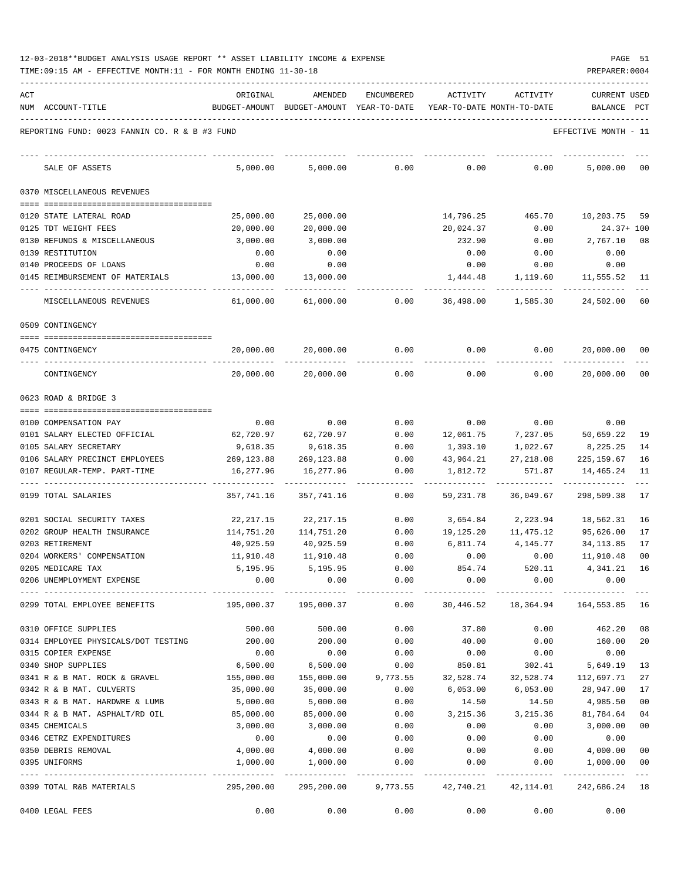12-03-2018**BUDGET ANALYSIS USAGE REPORT ** ASSET LIABILITY INCOME & EXPENSE

TIME:09:15 AM - EFFECTIVE MONTH:11 - FOR MONTH ENDING 11-30-18

PREPARER:0004

REPORTING FUND: 0023 FANNIN CO. R & B #3 FUND — EFFECTIVE MONTH - 11

| ACT NUM | ACCOUNT-TITLE | ORIGINAL BUDGET-AMOUNT | AMENDED BUDGET-AMOUNT | ENCUMBERED YEAR-TO-DATE | ACTIVITY YEAR-TO-DATE | ACTIVITY MONTH-TO-DATE | CURRENT USED BALANCE | PCT |
|---|---|---|---|---|---|---|---|---|
| | SALE OF ASSETS | 5,000.00 | 5,000.00 | 0.00 | 0.00 | 0.00 | 5,000.00 | 00 |
| | **0370 MISCELLANEOUS REVENUES** | | | | | | | |
| 0120 | STATE LATERAL ROAD | 25,000.00 | 25,000.00 | | 14,796.25 | 465.70 | 10,203.75 | 59 |
| 0125 | TDT WEIGHT FEES | 20,000.00 | 20,000.00 | | 20,024.37 | 0.00 | 24.37+ | 100 |
| 0130 | REFUNDS & MISCELLANEOUS | 3,000.00 | 3,000.00 | | 232.90 | 0.00 | 2,767.10 | 08 |
| 0139 | RESTITUTION | 0.00 | 0.00 | | 0.00 | 0.00 | 0.00 | |
| 0140 | PROCEEDS OF LOANS | 0.00 | 0.00 | | 0.00 | 0.00 | 0.00 | |
| 0145 | REIMBURSEMENT OF MATERIALS | 13,000.00 | 13,000.00 | | 1,444.48 | 1,119.60 | 11,555.52 | 11 |
| | MISCELLANEOUS REVENUES | 61,000.00 | 61,000.00 | 0.00 | 36,498.00 | 1,585.30 | 24,502.00 | 60 |
| | **0509 CONTINGENCY** | | | | | | | |
| 0475 | CONTINGENCY | 20,000.00 | 20,000.00 | 0.00 | 0.00 | 0.00 | 20,000.00 | 00 |
| | CONTINGENCY | 20,000.00 | 20,000.00 | 0.00 | 0.00 | 0.00 | 20,000.00 | 00 |
| | **0623 ROAD & BRIDGE 3** | | | | | | | |
| 0100 | COMPENSATION PAY | 0.00 | 0.00 | 0.00 | 0.00 | 0.00 | 0.00 | |
| 0101 | SALARY ELECTED OFFICIAL | 62,720.97 | 62,720.97 | 0.00 | 12,061.75 | 7,237.05 | 50,659.22 | 19 |
| 0105 | SALARY SECRETARY | 9,618.35 | 9,618.35 | 0.00 | 1,393.10 | 1,022.67 | 8,225.25 | 14 |
| 0106 | SALARY PRECINCT EMPLOYEES | 269,123.88 | 269,123.88 | 0.00 | 43,964.21 | 27,218.08 | 225,159.67 | 16 |
| 0107 | REGULAR-TEMP. PART-TIME | 16,277.96 | 16,277.96 | 0.00 | 1,812.72 | 571.87 | 14,465.24 | 11 |
| 0199 | TOTAL SALARIES | 357,741.16 | 357,741.16 | 0.00 | 59,231.78 | 36,049.67 | 298,509.38 | 17 |
| 0201 | SOCIAL SECURITY TAXES | 22,217.15 | 22,217.15 | 0.00 | 3,654.84 | 2,223.94 | 18,562.31 | 16 |
| 0202 | GROUP HEALTH INSURANCE | 114,751.20 | 114,751.20 | 0.00 | 19,125.20 | 11,475.12 | 95,626.00 | 17 |
| 0203 | RETIREMENT | 40,925.59 | 40,925.59 | 0.00 | 6,811.74 | 4,145.77 | 34,113.85 | 17 |
| 0204 | WORKERS' COMPENSATION | 11,910.48 | 11,910.48 | 0.00 | 0.00 | 0.00 | 11,910.48 | 00 |
| 0205 | MEDICARE TAX | 5,195.95 | 5,195.95 | 0.00 | 854.74 | 520.11 | 4,341.21 | 16 |
| 0206 | UNEMPLOYMENT EXPENSE | 0.00 | 0.00 | 0.00 | 0.00 | 0.00 | 0.00 | |
| 0299 | TOTAL EMPLOYEE BENEFITS | 195,000.37 | 195,000.37 | 0.00 | 30,446.52 | 18,364.94 | 164,553.85 | 16 |
| 0310 | OFFICE SUPPLIES | 500.00 | 500.00 | 0.00 | 37.80 | 0.00 | 462.20 | 08 |
| 0314 | EMPLOYEE PHYSICALS/DOT TESTING | 200.00 | 200.00 | 0.00 | 40.00 | 0.00 | 160.00 | 20 |
| 0315 | COPIER EXPENSE | 0.00 | 0.00 | 0.00 | 0.00 | 0.00 | 0.00 | |
| 0340 | SHOP SUPPLIES | 6,500.00 | 6,500.00 | 0.00 | 850.81 | 302.41 | 5,649.19 | 13 |
| 0341 | R & B MAT. ROCK & GRAVEL | 155,000.00 | 155,000.00 | 9,773.55 | 32,528.74 | 32,528.74 | 112,697.71 | 27 |
| 0342 | R & B MAT. CULVERTS | 35,000.00 | 35,000.00 | 0.00 | 6,053.00 | 6,053.00 | 28,947.00 | 17 |
| 0343 | R & B MAT. HARDWRE & LUMB | 5,000.00 | 5,000.00 | 0.00 | 14.50 | 14.50 | 4,985.50 | 00 |
| 0344 | R & B MAT. ASPHALT/RD OIL | 85,000.00 | 85,000.00 | 0.00 | 3,215.36 | 3,215.36 | 81,784.64 | 04 |
| 0345 | CHEMICALS | 3,000.00 | 3,000.00 | 0.00 | 0.00 | 0.00 | 3,000.00 | 00 |
| 0346 | CETRZ EXPENDITURES | 0.00 | 0.00 | 0.00 | 0.00 | 0.00 | 0.00 | |
| 0350 | DEBRIS REMOVAL | 4,000.00 | 4,000.00 | 0.00 | 0.00 | 0.00 | 4,000.00 | 00 |
| 0395 | UNIFORMS | 1,000.00 | 1,000.00 | 0.00 | 0.00 | 0.00 | 1,000.00 | 00 |
| 0399 | TOTAL R&B MATERIALS | 295,200.00 | 295,200.00 | 9,773.55 | 42,740.21 | 42,114.01 | 242,686.24 | 18 |
| 0400 | LEGAL FEES | 0.00 | 0.00 | 0.00 | 0.00 | 0.00 | 0.00 | |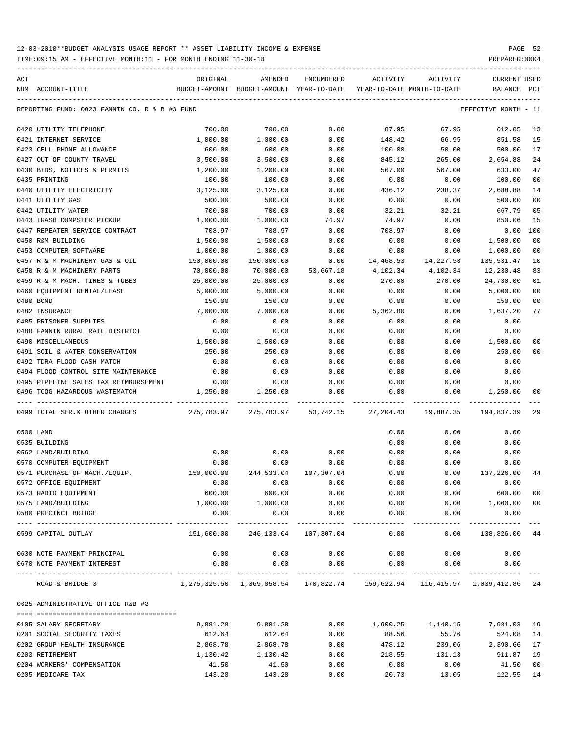12-03-2018**BUDGET ANALYSIS USAGE REPORT ** ASSET LIABILITY INCOME & EXPENSE

TIME:09:15 AM - EFFECTIVE MONTH:11 - FOR MONTH ENDING 11-30-18

PREPARER:0004

REPORTING FUND: 0023 FANNIN CO. R & B #3 FUND — EFFECTIVE MONTH - 11

| ACT NUM | ACCOUNT-TITLE | ORIGINAL BUDGET-AMOUNT | AMENDED BUDGET-AMOUNT | ENCUMBERED YEAR-TO-DATE | ACTIVITY YEAR-TO-DATE | ACTIVITY MONTH-TO-DATE | CURRENT BALANCE | USED PCT |
|---|---|---|---|---|---|---|---|---|
| 0420 | UTILITY TELEPHONE | 700.00 | 700.00 | 0.00 | 87.95 | 67.95 | 612.05 | 13 |
| 0421 | INTERNET SERVICE | 1,000.00 | 1,000.00 | 0.00 | 148.42 | 66.95 | 851.58 | 15 |
| 0423 | CELL PHONE ALLOWANCE | 600.00 | 600.00 | 0.00 | 100.00 | 50.00 | 500.00 | 17 |
| 0427 | OUT OF COUNTY TRAVEL | 3,500.00 | 3,500.00 | 0.00 | 845.12 | 265.00 | 2,654.88 | 24 |
| 0430 | BIDS, NOTICES & PERMITS | 1,200.00 | 1,200.00 | 0.00 | 567.00 | 567.00 | 633.00 | 47 |
| 0435 | PRINTING | 100.00 | 100.00 | 0.00 | 0.00 | 0.00 | 100.00 | 00 |
| 0440 | UTILITY ELECTRICITY | 3,125.00 | 3,125.00 | 0.00 | 436.12 | 238.37 | 2,688.88 | 14 |
| 0441 | UTILITY GAS | 500.00 | 500.00 | 0.00 | 0.00 | 0.00 | 500.00 | 00 |
| 0442 | UTILITY WATER | 700.00 | 700.00 | 0.00 | 32.21 | 32.21 | 667.79 | 05 |
| 0443 | TRASH DUMPSTER PICKUP | 1,000.00 | 1,000.00 | 74.97 | 74.97 | 0.00 | 850.06 | 15 |
| 0447 | REPEATER SERVICE CONTRACT | 708.97 | 708.97 | 0.00 | 708.97 | 0.00 | 0.00 | 100 |
| 0450 | R&M BUILDING | 1,500.00 | 1,500.00 | 0.00 | 0.00 | 0.00 | 1,500.00 | 00 |
| 0453 | COMPUTER SOFTWARE | 1,000.00 | 1,000.00 | 0.00 | 0.00 | 0.00 | 1,000.00 | 00 |
| 0457 | R & M MACHINERY GAS & OIL | 150,000.00 | 150,000.00 | 0.00 | 14,468.53 | 14,227.53 | 135,531.47 | 10 |
| 0458 | R & M MACHINERY PARTS | 70,000.00 | 70,000.00 | 53,667.18 | 4,102.34 | 4,102.34 | 12,230.48 | 83 |
| 0459 | R & M MACH. TIRES & TUBES | 25,000.00 | 25,000.00 | 0.00 | 270.00 | 270.00 | 24,730.00 | 01 |
| 0460 | EQUIPMENT RENTAL/LEASE | 5,000.00 | 5,000.00 | 0.00 | 0.00 | 0.00 | 5,000.00 | 00 |
| 0480 | BOND | 150.00 | 150.00 | 0.00 | 0.00 | 0.00 | 150.00 | 00 |
| 0482 | INSURANCE | 7,000.00 | 7,000.00 | 0.00 | 5,362.80 | 0.00 | 1,637.20 | 77 |
| 0485 | PRISONER SUPPLIES | 0.00 | 0.00 | 0.00 | 0.00 | 0.00 | 0.00 | |
| 0488 | FANNIN RURAL RAIL DISTRICT | 0.00 | 0.00 | 0.00 | 0.00 | 0.00 | 0.00 | |
| 0490 | MISCELLANEOUS | 1,500.00 | 1,500.00 | 0.00 | 0.00 | 0.00 | 1,500.00 | 00 |
| 0491 | SOIL & WATER CONSERVATION | 250.00 | 250.00 | 0.00 | 0.00 | 0.00 | 250.00 | 00 |
| 0492 | TDRA FLOOD CASH MATCH | 0.00 | 0.00 | 0.00 | 0.00 | 0.00 | 0.00 | |
| 0494 | FLOOD CONTROL SITE MAINTENANCE | 0.00 | 0.00 | 0.00 | 0.00 | 0.00 | 0.00 | |
| 0495 | PIPELINE SALES TAX REIMBURSEMENT | 0.00 | 0.00 | 0.00 | 0.00 | 0.00 | 0.00 | |
| 0496 | TCOG HAZARDOUS WASTEMATCH | 1,250.00 | 1,250.00 | 0.00 | 0.00 | 0.00 | 1,250.00 | 00 |
| 0499 | TOTAL SER.& OTHER CHARGES | 275,783.97 | 275,783.97 | 53,742.15 | 27,204.43 | 19,887.35 | 194,837.39 | 29 |
| 0500 | LAND | | | | 0.00 | 0.00 | 0.00 | |
| 0535 | BUILDING | | | | 0.00 | 0.00 | 0.00 | |
| 0562 | LAND/BUILDING | 0.00 | 0.00 | 0.00 | 0.00 | 0.00 | 0.00 | |
| 0570 | COMPUTER EQUIPMENT | 0.00 | 0.00 | 0.00 | 0.00 | 0.00 | 0.00 | |
| 0571 | PURCHASE OF MACH./EQUIP. | 150,000.00 | 244,533.04 | 107,307.04 | 0.00 | 0.00 | 137,226.00 | 44 |
| 0572 | OFFICE EQUIPMENT | 0.00 | 0.00 | 0.00 | 0.00 | 0.00 | 0.00 | |
| 0573 | RADIO EQUIPMENT | 600.00 | 600.00 | 0.00 | 0.00 | 0.00 | 600.00 | 00 |
| 0575 | LAND/BUILDING | 1,000.00 | 1,000.00 | 0.00 | 0.00 | 0.00 | 1,000.00 | 00 |
| 0580 | PRECINCT BRIDGE | 0.00 | 0.00 | 0.00 | 0.00 | 0.00 | 0.00 | |
| 0599 | CAPITAL OUTLAY | 151,600.00 | 246,133.04 | 107,307.04 | 0.00 | 0.00 | 138,826.00 | 44 |
| 0630 | NOTE PAYMENT-PRINCIPAL | 0.00 | 0.00 | 0.00 | 0.00 | 0.00 | 0.00 | |
| 0670 | NOTE PAYMENT-INTEREST | 0.00 | 0.00 | 0.00 | 0.00 | 0.00 | 0.00 | |
| | ROAD & BRIDGE 3 | 1,275,325.50 | 1,369,858.54 | 170,822.74 | 159,622.94 | 116,415.97 | 1,039,412.86 | 24 |

0625 ADMINISTRATIVE OFFICE R&B #3

| ACT NUM | ACCOUNT-TITLE | ORIGINAL BUDGET-AMOUNT | AMENDED BUDGET-AMOUNT | ENCUMBERED YEAR-TO-DATE | ACTIVITY YEAR-TO-DATE | ACTIVITY MONTH-TO-DATE | CURRENT BALANCE | USED PCT |
|---|---|---|---|---|---|---|---|---|
| 0105 | SALARY SECRETARY | 9,881.28 | 9,881.28 | 0.00 | 1,900.25 | 1,140.15 | 7,981.03 | 19 |
| 0201 | SOCIAL SECURITY TAXES | 612.64 | 612.64 | 0.00 | 88.56 | 55.76 | 524.08 | 14 |
| 0202 | GROUP HEALTH INSURANCE | 2,868.78 | 2,868.78 | 0.00 | 478.12 | 239.06 | 2,390.66 | 17 |
| 0203 | RETIREMENT | 1,130.42 | 1,130.42 | 0.00 | 218.55 | 131.13 | 911.87 | 19 |
| 0204 | WORKERS' COMPENSATION | 41.50 | 41.50 | 0.00 | 0.00 | 0.00 | 41.50 | 00 |
| 0205 | MEDICARE TAX | 143.28 | 143.28 | 0.00 | 20.73 | 13.05 | 122.55 | 14 |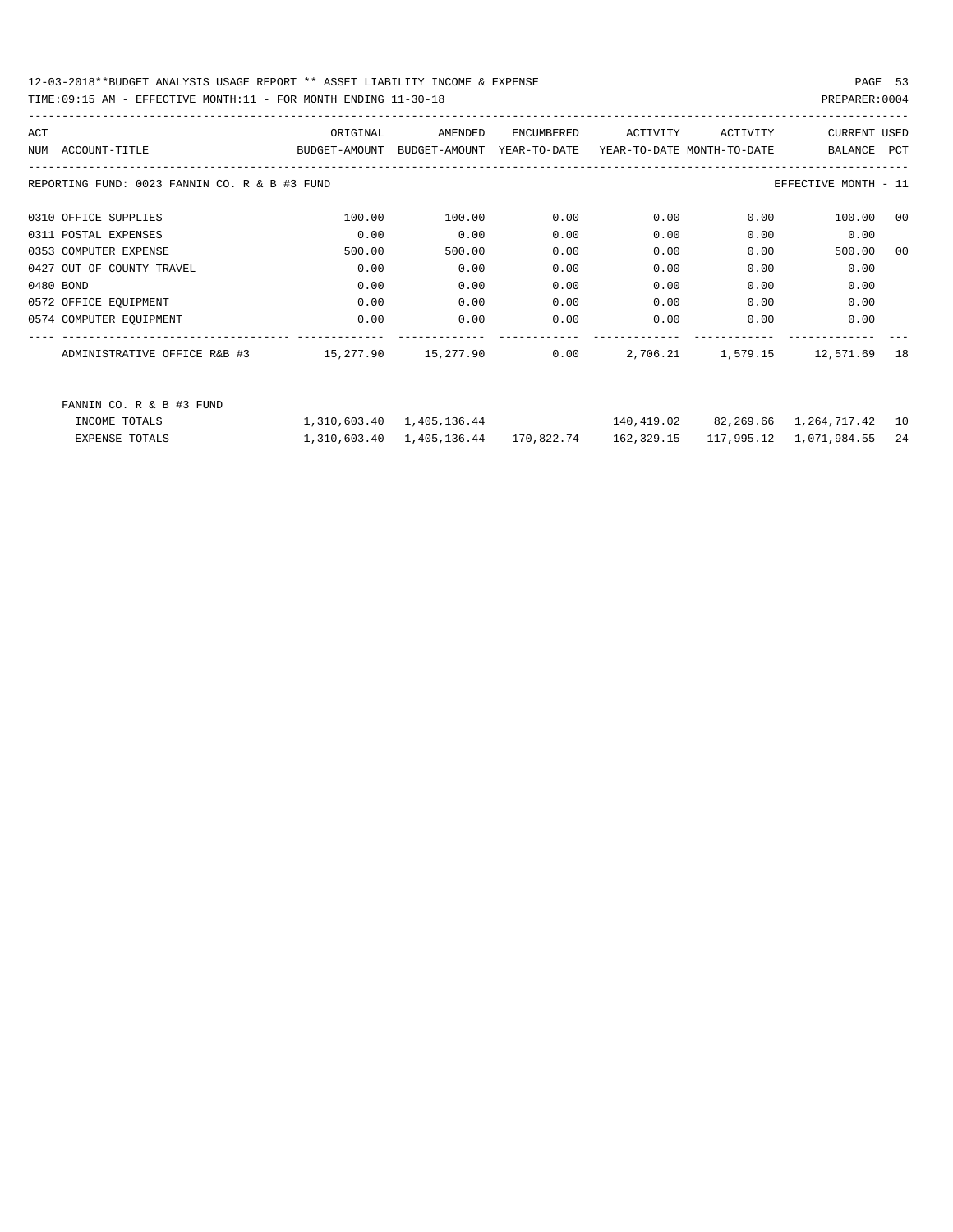REPORTING FUND: 0023 FANNIN CO. R & B #3 FUND — EFFECTIVE MONTH - 11

| ACT NUM | ACCOUNT-TITLE | ORIGINAL BUDGET-AMOUNT | AMENDED BUDGET-AMOUNT | ENCUMBERED YEAR-TO-DATE | ACTIVITY YEAR-TO-DATE | ACTIVITY MONTH-TO-DATE | CURRENT BALANCE | USED PCT |
|---|---|---|---|---|---|---|---|---|
| 0310 | OFFICE SUPPLIES | 100.00 | 100.00 | 0.00 | 0.00 | 0.00 | 100.00 | 00 |
| 0311 | POSTAL EXPENSES | 0.00 | 0.00 | 0.00 | 0.00 | 0.00 | 0.00 | |
| 0353 | COMPUTER EXPENSE | 500.00 | 500.00 | 0.00 | 0.00 | 0.00 | 500.00 | 00 |
| 0427 | OUT OF COUNTY TRAVEL | 0.00 | 0.00 | 0.00 | 0.00 | 0.00 | 0.00 | |
| 0480 | BOND | 0.00 | 0.00 | 0.00 | 0.00 | 0.00 | 0.00 | |
| 0572 | OFFICE EQUIPMENT | 0.00 | 0.00 | 0.00 | 0.00 | 0.00 | 0.00 | |
| 0574 | COMPUTER EQUIPMENT | 0.00 | 0.00 | 0.00 | 0.00 | 0.00 | 0.00 | |
| | ADMINISTRATIVE OFFICE R&B #3 | 15,277.90 | 15,277.90 | 0.00 | 2,706.21 | 1,579.15 | 12,571.69 | 18 |
| | FANNIN CO. R & B #3 FUND | | | | | | | |
| | INCOME TOTALS | 1,310,603.40 | 1,405,136.44 | | 140,419.02 | 82,269.66 | 1,264,717.42 | 10 |
| | EXPENSE TOTALS | 1,310,603.40 | 1,405,136.44 | 170,822.74 | 162,329.15 | 117,995.12 | 1,071,984.55 | 24 |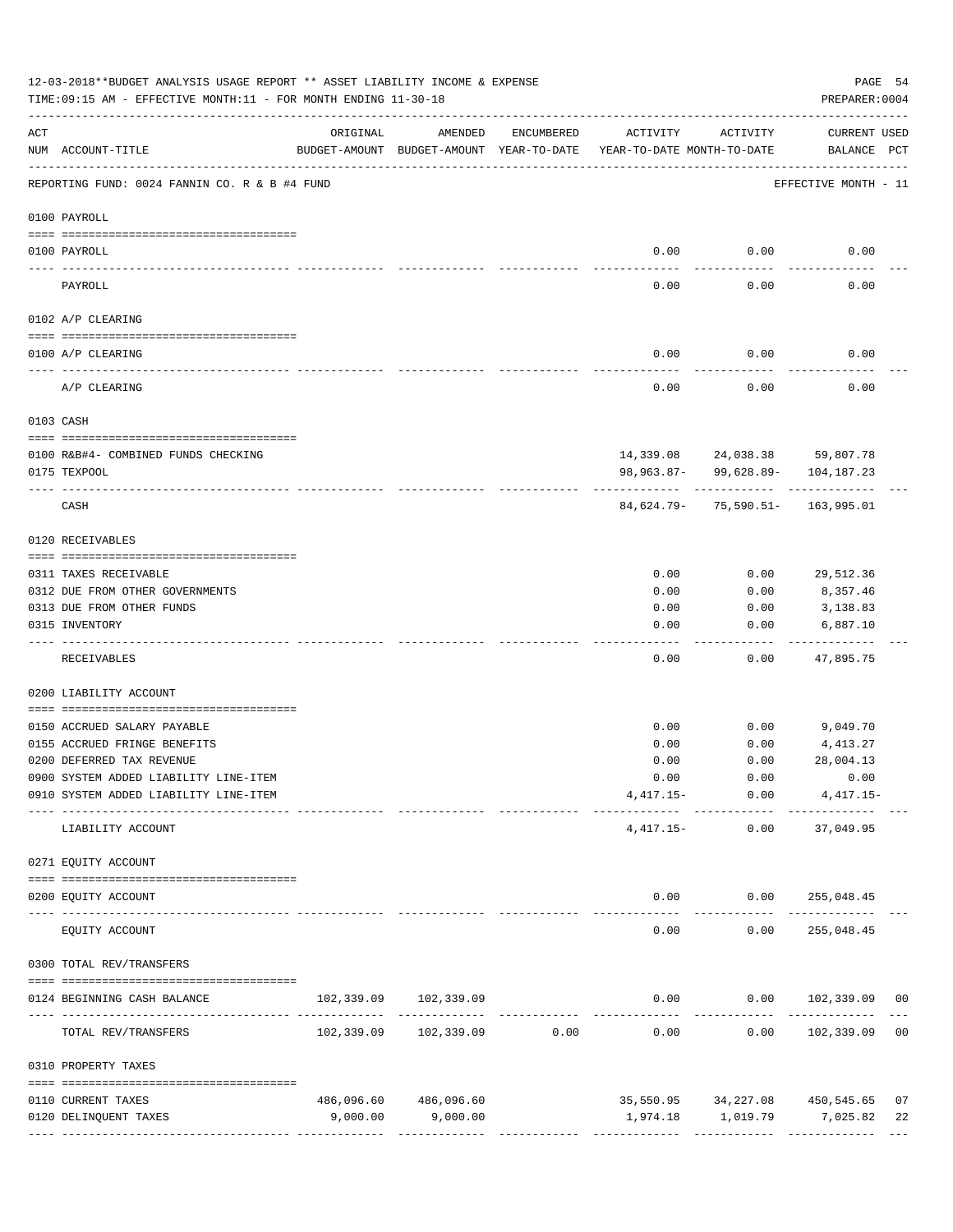12-03-2018**BUDGET ANALYSIS USAGE REPORT ** ASSET LIABILITY INCOME & EXPENSE

TIME:09:15 AM - EFFECTIVE MONTH:11 - FOR MONTH ENDING 11-30-18

PREPARER:0004

REPORTING FUND: 0024 FANNIN CO. R & B #4 FUND — EFFECTIVE MONTH - 11

| ACT NUM | ACCOUNT-TITLE | ORIGINAL BUDGET-AMOUNT | AMENDED BUDGET-AMOUNT | ENCUMBERED YEAR-TO-DATE | ACTIVITY YEAR-TO-DATE | ACTIVITY MONTH-TO-DATE | CURRENT BALANCE | USED PCT |
|---|---|---|---|---|---|---|---|---|
| **0100** | **PAYROLL** | | | | | | | |
| 0100 | PAYROLL | | | | 0.00 | 0.00 | 0.00 | |
| | PAYROLL | | | | 0.00 | 0.00 | 0.00 | |
| **0102** | **A/P CLEARING** | | | | | | | |
| 0100 | A/P CLEARING | | | | 0.00 | 0.00 | 0.00 | |
| | A/P CLEARING | | | | 0.00 | 0.00 | 0.00 | |
| **0103** | **CASH** | | | | | | | |
| 0100 | R&B#4- COMBINED FUNDS CHECKING | | | | 14,339.08 | 24,038.38 | 59,807.78 | |
| 0175 | TEXPOOL | | | | 98,963.87- | 99,628.89- | 104,187.23 | |
| | CASH | | | | 84,624.79- | 75,590.51- | 163,995.01 | |
| **0120** | **RECEIVABLES** | | | | | | | |
| 0311 | TAXES RECEIVABLE | | | | 0.00 | 0.00 | 29,512.36 | |
| 0312 | DUE FROM OTHER GOVERNMENTS | | | | 0.00 | 0.00 | 8,357.46 | |
| 0313 | DUE FROM OTHER FUNDS | | | | 0.00 | 0.00 | 3,138.83 | |
| 0315 | INVENTORY | | | | 0.00 | 0.00 | 6,887.10 | |
| | RECEIVABLES | | | | 0.00 | 0.00 | 47,895.75 | |
| **0200** | **LIABILITY ACCOUNT** | | | | | | | |
| 0150 | ACCRUED SALARY PAYABLE | | | | 0.00 | 0.00 | 9,049.70 | |
| 0155 | ACCRUED FRINGE BENEFITS | | | | 0.00 | 0.00 | 4,413.27 | |
| 0200 | DEFERRED TAX REVENUE | | | | 0.00 | 0.00 | 28,004.13 | |
| 0900 | SYSTEM ADDED LIABILITY LINE-ITEM | | | | 0.00 | 0.00 | 0.00 | |
| 0910 | SYSTEM ADDED LIABILITY LINE-ITEM | | | | 4,417.15- | 0.00 | 4,417.15- | |
| | LIABILITY ACCOUNT | | | | 4,417.15- | 0.00 | 37,049.95 | |
| **0271** | **EQUITY ACCOUNT** | | | | | | | |
| 0200 | EQUITY ACCOUNT | | | | 0.00 | 0.00 | 255,048.45 | |
| | EQUITY ACCOUNT | | | | 0.00 | 0.00 | 255,048.45 | |
| **0300** | **TOTAL REV/TRANSFERS** | | | | | | | |
| 0124 | BEGINNING CASH BALANCE | 102,339.09 | 102,339.09 | | 0.00 | 0.00 | 102,339.09 | 00 |
| | TOTAL REV/TRANSFERS | 102,339.09 | 102,339.09 | 0.00 | 0.00 | 0.00 | 102,339.09 | 00 |
| **0310** | **PROPERTY TAXES** | | | | | | | |
| 0110 | CURRENT TAXES | 486,096.60 | 486,096.60 | | 35,550.95 | 34,227.08 | 450,545.65 | 07 |
| 0120 | DELINQUENT TAXES | 9,000.00 | 9,000.00 | | 1,974.18 | 1,019.79 | 7,025.82 | 22 |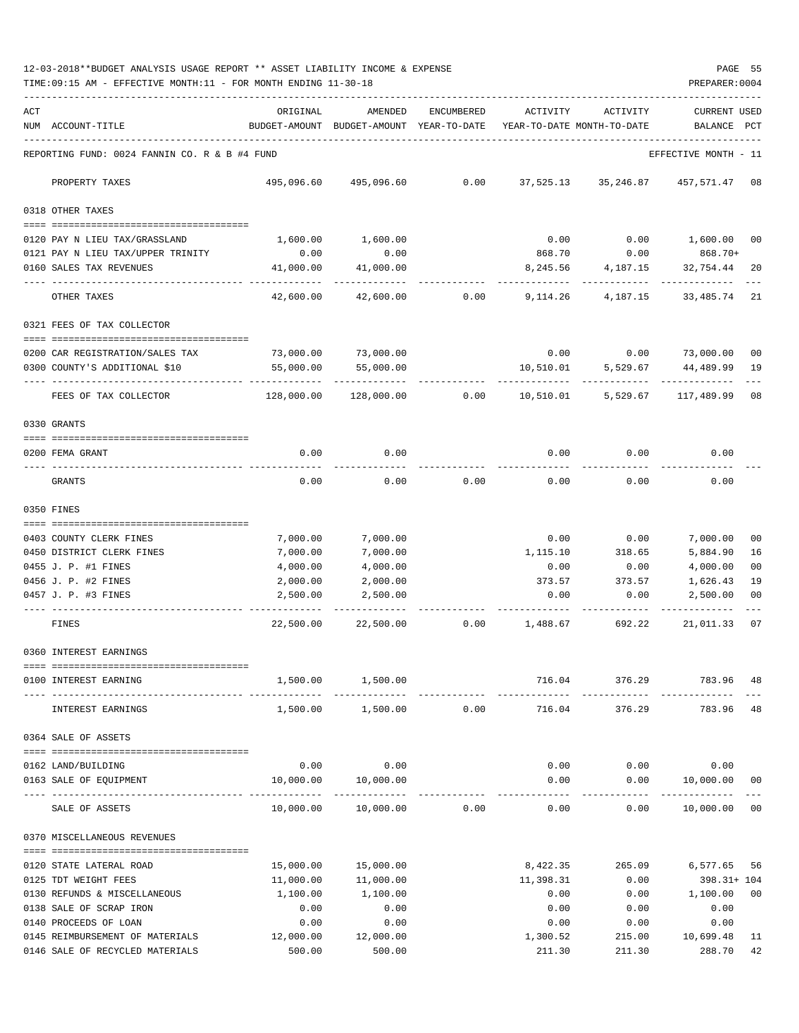12-03-2018**BUDGET ANALYSIS USAGE REPORT ** ASSET LIABILITY INCOME & EXPENSE

TIME:09:15 AM - EFFECTIVE MONTH:11 - FOR MONTH ENDING 11-30-18

PREPARER:0004

REPORTING FUND: 0024 FANNIN CO. R & B #4 FUND — EFFECTIVE MONTH - 11

| ACT NUM | ACCOUNT-TITLE | ORIGINAL BUDGET-AMOUNT | AMENDED BUDGET-AMOUNT | ENCUMBERED YEAR-TO-DATE | ACTIVITY YEAR-TO-DATE | ACTIVITY MONTH-TO-DATE | CURRENT USED BALANCE | PCT |
|---|---|---|---|---|---|---|---|---|
| | PROPERTY TAXES | 495,096.60 | 495,096.60 | 0.00 | 37,525.13 | 35,246.87 | 457,571.47 | 08 |
| | **0318 OTHER TAXES** | | | | | | | |
| 0120 | PAY N LIEU TAX/GRASSLAND | 1,600.00 | 1,600.00 | | 0.00 | 0.00 | 1,600.00 | 00 |
| 0121 | PAY N LIEU TAX/UPPER TRINITY | 0.00 | 0.00 | | 868.70 | 0.00 | 868.70+ | |
| 0160 | SALES TAX REVENUES | 41,000.00 | 41,000.00 | | 8,245.56 | 4,187.15 | 32,754.44 | 20 |
| | OTHER TAXES | 42,600.00 | 42,600.00 | 0.00 | 9,114.26 | 4,187.15 | 33,485.74 | 21 |
| | **0321 FEES OF TAX COLLECTOR** | | | | | | | |
| 0200 | CAR REGISTRATION/SALES TAX | 73,000.00 | 73,000.00 | | 0.00 | 0.00 | 73,000.00 | 00 |
| 0300 | COUNTY'S ADDITIONAL $10 | 55,000.00 | 55,000.00 | | 10,510.01 | 5,529.67 | 44,489.99 | 19 |
| | FEES OF TAX COLLECTOR | 128,000.00 | 128,000.00 | 0.00 | 10,510.01 | 5,529.67 | 117,489.99 | 08 |
| | **0330 GRANTS** | | | | | | | |
| 0200 | FEMA GRANT | 0.00 | 0.00 | | 0.00 | 0.00 | 0.00 | |
| | GRANTS | 0.00 | 0.00 | 0.00 | 0.00 | 0.00 | 0.00 | |
| | **0350 FINES** | | | | | | | |
| 0403 | COUNTY CLERK FINES | 7,000.00 | 7,000.00 | | 0.00 | 0.00 | 7,000.00 | 00 |
| 0450 | DISTRICT CLERK FINES | 7,000.00 | 7,000.00 | | 1,115.10 | 318.65 | 5,884.90 | 16 |
| 0455 | J. P. #1 FINES | 4,000.00 | 4,000.00 | | 0.00 | 0.00 | 4,000.00 | 00 |
| 0456 | J. P. #2 FINES | 2,000.00 | 2,000.00 | | 373.57 | 373.57 | 1,626.43 | 19 |
| 0457 | J. P. #3 FINES | 2,500.00 | 2,500.00 | | 0.00 | 0.00 | 2,500.00 | 00 |
| | FINES | 22,500.00 | 22,500.00 | 0.00 | 1,488.67 | 692.22 | 21,011.33 | 07 |
| | **0360 INTEREST EARNINGS** | | | | | | | |
| 0100 | INTEREST EARNING | 1,500.00 | 1,500.00 | | 716.04 | 376.29 | 783.96 | 48 |
| | INTEREST EARNINGS | 1,500.00 | 1,500.00 | 0.00 | 716.04 | 376.29 | 783.96 | 48 |
| | **0364 SALE OF ASSETS** | | | | | | | |
| 0162 | LAND/BUILDING | 0.00 | 0.00 | | 0.00 | 0.00 | 0.00 | |
| 0163 | SALE OF EQUIPMENT | 10,000.00 | 10,000.00 | | 0.00 | 0.00 | 10,000.00 | 00 |
| | SALE OF ASSETS | 10,000.00 | 10,000.00 | 0.00 | 0.00 | 0.00 | 10,000.00 | 00 |
| | **0370 MISCELLANEOUS REVENUES** | | | | | | | |
| 0120 | STATE LATERAL ROAD | 15,000.00 | 15,000.00 | | 8,422.35 | 265.09 | 6,577.65 | 56 |
| 0125 | TDT WEIGHT FEES | 11,000.00 | 11,000.00 | | 11,398.31 | 0.00 | 398.31+ | 104 |
| 0130 | REFUNDS & MISCELLANEOUS | 1,100.00 | 1,100.00 | | 0.00 | 0.00 | 1,100.00 | 00 |
| 0138 | SALE OF SCRAP IRON | 0.00 | 0.00 | | 0.00 | 0.00 | 0.00 | |
| 0140 | PROCEEDS OF LOAN | 0.00 | 0.00 | | 0.00 | 0.00 | 0.00 | |
| 0145 | REIMBURSEMENT OF MATERIALS | 12,000.00 | 12,000.00 | | 1,300.52 | 215.00 | 10,699.48 | 11 |
| 0146 | SALE OF RECYCLED MATERIALS | 500.00 | 500.00 | | 211.30 | 211.30 | 288.70 | 42 |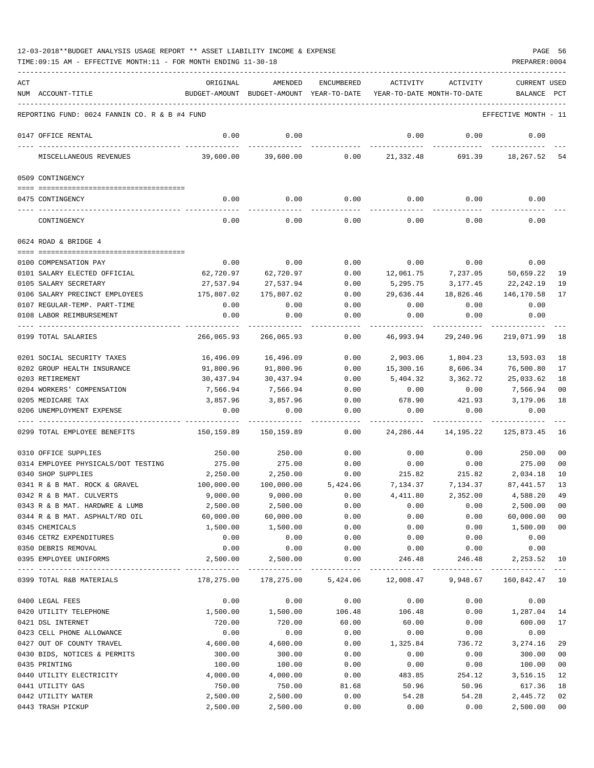12-03-2018**BUDGET ANALYSIS USAGE REPORT ** ASSET LIABILITY INCOME & EXPENSE

TIME:09:15 AM - EFFECTIVE MONTH:11 - FOR MONTH ENDING 11-30-18

REPORTING FUND: 0024 FANNIN CO. R & B #4 FUND — EFFECTIVE MONTH - 11

| ACT NUM | ACCOUNT-TITLE | ORIGINAL BUDGET-AMOUNT | AMENDED BUDGET-AMOUNT | ENCUMBERED YEAR-TO-DATE | ACTIVITY YEAR-TO-DATE | ACTIVITY MONTH-TO-DATE | CURRENT BALANCE | USED PCT |
|---|---|---|---|---|---|---|---|---|
| 0147 | OFFICE RENTAL | 0.00 | 0.00 | | 0.00 | 0.00 | 0.00 | |
| | MISCELLANEOUS REVENUES | 39,600.00 | 39,600.00 | 0.00 | 21,332.48 | 691.39 | 18,267.52 | 54 |
| | **0509 CONTINGENCY** | | | | | | | |
| 0475 | CONTINGENCY | 0.00 | 0.00 | 0.00 | 0.00 | 0.00 | 0.00 | |
| | CONTINGENCY | 0.00 | 0.00 | 0.00 | 0.00 | 0.00 | 0.00 | |
| | **0624 ROAD & BRIDGE 4** | | | | | | | |
| 0100 | COMPENSATION PAY | 0.00 | 0.00 | 0.00 | 0.00 | 0.00 | 0.00 | |
| 0101 | SALARY ELECTED OFFICIAL | 62,720.97 | 62,720.97 | 0.00 | 12,061.75 | 7,237.05 | 50,659.22 | 19 |
| 0105 | SALARY SECRETARY | 27,537.94 | 27,537.94 | 0.00 | 5,295.75 | 3,177.45 | 22,242.19 | 19 |
| 0106 | SALARY PRECINCT EMPLOYEES | 175,807.02 | 175,807.02 | 0.00 | 29,636.44 | 18,826.46 | 146,170.58 | 17 |
| 0107 | REGULAR-TEMP. PART-TIME | 0.00 | 0.00 | 0.00 | 0.00 | 0.00 | 0.00 | |
| 0108 | LABOR REIMBURSEMENT | 0.00 | 0.00 | 0.00 | 0.00 | 0.00 | 0.00 | |
| 0199 | TOTAL SALARIES | 266,065.93 | 266,065.93 | 0.00 | 46,993.94 | 29,240.96 | 219,071.99 | 18 |
| 0201 | SOCIAL SECURITY TAXES | 16,496.09 | 16,496.09 | 0.00 | 2,903.06 | 1,804.23 | 13,593.03 | 18 |
| 0202 | GROUP HEALTH INSURANCE | 91,800.96 | 91,800.96 | 0.00 | 15,300.16 | 8,606.34 | 76,500.80 | 17 |
| 0203 | RETIREMENT | 30,437.94 | 30,437.94 | 0.00 | 5,404.32 | 3,362.72 | 25,033.62 | 18 |
| 0204 | WORKERS' COMPENSATION | 7,566.94 | 7,566.94 | 0.00 | 0.00 | 0.00 | 7,566.94 | 00 |
| 0205 | MEDICARE TAX | 3,857.96 | 3,857.96 | 0.00 | 678.90 | 421.93 | 3,179.06 | 18 |
| 0206 | UNEMPLOYMENT EXPENSE | 0.00 | 0.00 | 0.00 | 0.00 | 0.00 | 0.00 | |
| 0299 | TOTAL EMPLOYEE BENEFITS | 150,159.89 | 150,159.89 | 0.00 | 24,286.44 | 14,195.22 | 125,873.45 | 16 |
| 0310 | OFFICE SUPPLIES | 250.00 | 250.00 | 0.00 | 0.00 | 0.00 | 250.00 | 00 |
| 0314 | EMPLOYEE PHYSICALS/DOT TESTING | 275.00 | 275.00 | 0.00 | 0.00 | 0.00 | 275.00 | 00 |
| 0340 | SHOP SUPPLIES | 2,250.00 | 2,250.00 | 0.00 | 215.82 | 215.82 | 2,034.18 | 10 |
| 0341 | R & B MAT. ROCK & GRAVEL | 100,000.00 | 100,000.00 | 5,424.06 | 7,134.37 | 7,134.37 | 87,441.57 | 13 |
| 0342 | R & B MAT. CULVERTS | 9,000.00 | 9,000.00 | 0.00 | 4,411.80 | 2,352.00 | 4,588.20 | 49 |
| 0343 | R & B MAT. HARDWRE & LUMB | 2,500.00 | 2,500.00 | 0.00 | 0.00 | 0.00 | 2,500.00 | 00 |
| 0344 | R & B MAT. ASPHALT/RD OIL | 60,000.00 | 60,000.00 | 0.00 | 0.00 | 0.00 | 60,000.00 | 00 |
| 0345 | CHEMICALS | 1,500.00 | 1,500.00 | 0.00 | 0.00 | 0.00 | 1,500.00 | 00 |
| 0346 | CETRZ EXPENDITURES | 0.00 | 0.00 | 0.00 | 0.00 | 0.00 | 0.00 | |
| 0350 | DEBRIS REMOVAL | 0.00 | 0.00 | 0.00 | 0.00 | 0.00 | 0.00 | |
| 0395 | EMPLOYEE UNIFORMS | 2,500.00 | 2,500.00 | 0.00 | 246.48 | 246.48 | 2,253.52 | 10 |
| 0399 | TOTAL R&B MATERIALS | 178,275.00 | 178,275.00 | 5,424.06 | 12,008.47 | 9,948.67 | 160,842.47 | 10 |
| 0400 | LEGAL FEES | 0.00 | 0.00 | 0.00 | 0.00 | 0.00 | 0.00 | |
| 0420 | UTILITY TELEPHONE | 1,500.00 | 1,500.00 | 106.48 | 106.48 | 0.00 | 1,287.04 | 14 |
| 0421 | DSL INTERNET | 720.00 | 720.00 | 60.00 | 60.00 | 0.00 | 600.00 | 17 |
| 0423 | CELL PHONE ALLOWANCE | 0.00 | 0.00 | 0.00 | 0.00 | 0.00 | 0.00 | |
| 0427 | OUT OF COUNTY TRAVEL | 4,600.00 | 4,600.00 | 0.00 | 1,325.84 | 736.72 | 3,274.16 | 29 |
| 0430 | BIDS, NOTICES & PERMITS | 300.00 | 300.00 | 0.00 | 0.00 | 0.00 | 300.00 | 00 |
| 0435 | PRINTING | 100.00 | 100.00 | 0.00 | 0.00 | 0.00 | 100.00 | 00 |
| 0440 | UTILITY ELECTRICITY | 4,000.00 | 4,000.00 | 0.00 | 483.85 | 254.12 | 3,516.15 | 12 |
| 0441 | UTILITY GAS | 750.00 | 750.00 | 81.68 | 50.96 | 50.96 | 617.36 | 18 |
| 0442 | UTILITY WATER | 2,500.00 | 2,500.00 | 0.00 | 54.28 | 54.28 | 2,445.72 | 02 |
| 0443 | TRASH PICKUP | 2,500.00 | 2,500.00 | 0.00 | 0.00 | 0.00 | 2,500.00 | 00 |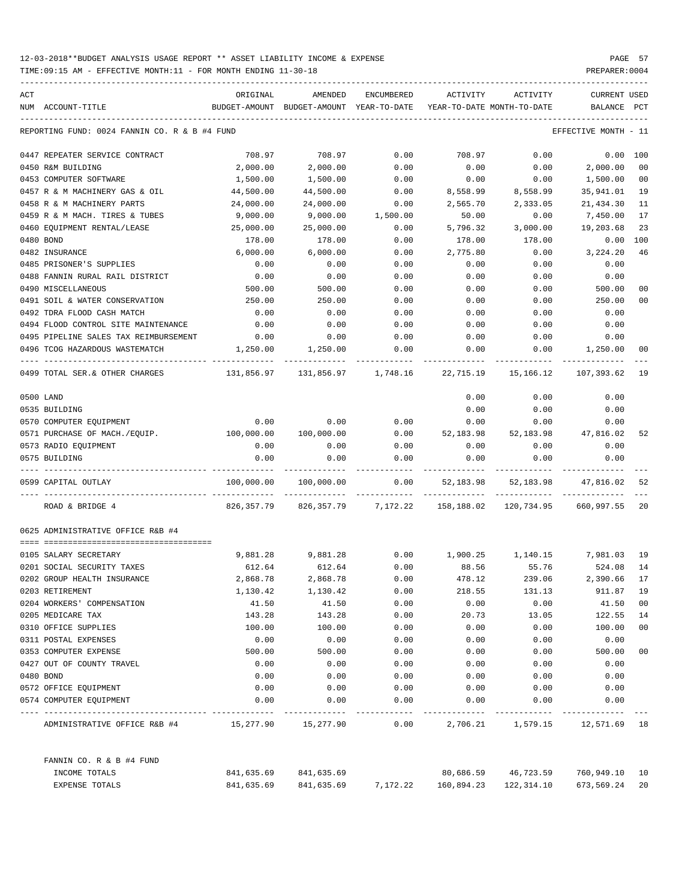12-03-2018**BUDGET ANALYSIS USAGE REPORT ** ASSET LIABILITY INCOME & EXPENSE

TIME:09:15 AM - EFFECTIVE MONTH:11 - FOR MONTH ENDING 11-30-18

PREPARER:0004

REPORTING FUND: 0024 FANNIN CO. R & B #4 FUND — EFFECTIVE MONTH - 11

| ACT NUM | ACCOUNT-TITLE | ORIGINAL BUDGET-AMOUNT | AMENDED BUDGET-AMOUNT | ENCUMBERED YEAR-TO-DATE | ACTIVITY YEAR-TO-DATE | ACTIVITY MONTH-TO-DATE | CURRENT BALANCE | USED PCT |
|---|---|---|---|---|---|---|---|---|
| 0447 | REPEATER SERVICE CONTRACT | 708.97 | 708.97 | 0.00 | 708.97 | 0.00 | 0.00 | 100 |
| 0450 | R&M BUILDING | 2,000.00 | 2,000.00 | 0.00 | 0.00 | 0.00 | 2,000.00 | 00 |
| 0453 | COMPUTER SOFTWARE | 1,500.00 | 1,500.00 | 0.00 | 0.00 | 0.00 | 1,500.00 | 00 |
| 0457 | R & M MACHINERY GAS & OIL | 44,500.00 | 44,500.00 | 0.00 | 8,558.99 | 8,558.99 | 35,941.01 | 19 |
| 0458 | R & M MACHINERY PARTS | 24,000.00 | 24,000.00 | 0.00 | 2,565.70 | 2,333.05 | 21,434.30 | 11 |
| 0459 | R & M MACH. TIRES & TUBES | 9,000.00 | 9,000.00 | 1,500.00 | 50.00 | 0.00 | 7,450.00 | 17 |
| 0460 | EQUIPMENT RENTAL/LEASE | 25,000.00 | 25,000.00 | 0.00 | 5,796.32 | 3,000.00 | 19,203.68 | 23 |
| 0480 | BOND | 178.00 | 178.00 | 0.00 | 178.00 | 178.00 | 0.00 | 100 |
| 0482 | INSURANCE | 6,000.00 | 6,000.00 | 0.00 | 2,775.80 | 0.00 | 3,224.20 | 46 |
| 0485 | PRISONER'S SUPPLIES | 0.00 | 0.00 | 0.00 | 0.00 | 0.00 | 0.00 | |
| 0488 | FANNIN RURAL RAIL DISTRICT | 0.00 | 0.00 | 0.00 | 0.00 | 0.00 | 0.00 | |
| 0490 | MISCELLANEOUS | 500.00 | 500.00 | 0.00 | 0.00 | 0.00 | 500.00 | 00 |
| 0491 | SOIL & WATER CONSERVATION | 250.00 | 250.00 | 0.00 | 0.00 | 0.00 | 250.00 | 00 |
| 0492 | TDRA FLOOD CASH MATCH | 0.00 | 0.00 | 0.00 | 0.00 | 0.00 | 0.00 | |
| 0494 | FLOOD CONTROL SITE MAINTENANCE | 0.00 | 0.00 | 0.00 | 0.00 | 0.00 | 0.00 | |
| 0495 | PIPELINE SALES TAX REIMBURSEMENT | 0.00 | 0.00 | 0.00 | 0.00 | 0.00 | 0.00 | |
| 0496 | TCOG HAZARDOUS WASTEMATCH | 1,250.00 | 1,250.00 | 0.00 | 0.00 | 0.00 | 1,250.00 | 00 |
| 0499 | TOTAL SER.& OTHER CHARGES | 131,856.97 | 131,856.97 | 1,748.16 | 22,715.19 | 15,166.12 | 107,393.62 | 19 |
| 0500 | LAND | | | | 0.00 | 0.00 | 0.00 | |
| 0535 | BUILDING | | | | 0.00 | 0.00 | 0.00 | |
| 0570 | COMPUTER EQUIPMENT | 0.00 | 0.00 | 0.00 | 0.00 | 0.00 | 0.00 | |
| 0571 | PURCHASE OF MACH./EQUIP. | 100,000.00 | 100,000.00 | 0.00 | 52,183.98 | 52,183.98 | 47,816.02 | 52 |
| 0573 | RADIO EQUIPMENT | 0.00 | 0.00 | 0.00 | 0.00 | 0.00 | 0.00 | |
| 0575 | BUILDING | 0.00 | 0.00 | 0.00 | 0.00 | 0.00 | 0.00 | |
| 0599 | CAPITAL OUTLAY | 100,000.00 | 100,000.00 | 0.00 | 52,183.98 | 52,183.98 | 47,816.02 | 52 |
| | ROAD & BRIDGE 4 | 826,357.79 | 826,357.79 | 7,172.22 | 158,188.02 | 120,734.95 | 660,997.55 | 20 |

0625 ADMINISTRATIVE OFFICE R&B #4

| ACT NUM | ACCOUNT-TITLE | ORIGINAL BUDGET-AMOUNT | AMENDED BUDGET-AMOUNT | ENCUMBERED YEAR-TO-DATE | ACTIVITY YEAR-TO-DATE | ACTIVITY MONTH-TO-DATE | CURRENT BALANCE | USED PCT |
|---|---|---|---|---|---|---|---|---|
| 0105 | SALARY SECRETARY | 9,881.28 | 9,881.28 | 0.00 | 1,900.25 | 1,140.15 | 7,981.03 | 19 |
| 0201 | SOCIAL SECURITY TAXES | 612.64 | 612.64 | 0.00 | 88.56 | 55.76 | 524.08 | 14 |
| 0202 | GROUP HEALTH INSURANCE | 2,868.78 | 2,868.78 | 0.00 | 478.12 | 239.06 | 2,390.66 | 17 |
| 0203 | RETIREMENT | 1,130.42 | 1,130.42 | 0.00 | 218.55 | 131.13 | 911.87 | 19 |
| 0204 | WORKERS' COMPENSATION | 41.50 | 41.50 | 0.00 | 0.00 | 0.00 | 41.50 | 00 |
| 0205 | MEDICARE TAX | 143.28 | 143.28 | 0.00 | 20.73 | 13.05 | 122.55 | 14 |
| 0310 | OFFICE SUPPLIES | 100.00 | 100.00 | 0.00 | 0.00 | 0.00 | 100.00 | 00 |
| 0311 | POSTAL EXPENSES | 0.00 | 0.00 | 0.00 | 0.00 | 0.00 | 0.00 | |
| 0353 | COMPUTER EXPENSE | 500.00 | 500.00 | 0.00 | 0.00 | 0.00 | 500.00 | 00 |
| 0427 | OUT OF COUNTY TRAVEL | 0.00 | 0.00 | 0.00 | 0.00 | 0.00 | 0.00 | |
| 0480 | BOND | 0.00 | 0.00 | 0.00 | 0.00 | 0.00 | 0.00 | |
| 0572 | OFFICE EQUIPMENT | 0.00 | 0.00 | 0.00 | 0.00 | 0.00 | 0.00 | |
| 0574 | COMPUTER EQUIPMENT | 0.00 | 0.00 | 0.00 | 0.00 | 0.00 | 0.00 | |
| | ADMINISTRATIVE OFFICE R&B #4 | 15,277.90 | 15,277.90 | 0.00 | 2,706.21 | 1,579.15 | 12,571.69 | 18 |

FANNIN CO. R & B #4 FUND

| | ORIGINAL BUDGET-AMOUNT | AMENDED BUDGET-AMOUNT | ENCUMBERED YEAR-TO-DATE | ACTIVITY YEAR-TO-DATE | ACTIVITY MONTH-TO-DATE | CURRENT BALANCE | USED PCT |
|---|---|---|---|---|---|---|---|
| INCOME TOTALS | 841,635.69 | 841,635.69 | | 80,686.59 | 46,723.59 | 760,949.10 | 10 |
| EXPENSE TOTALS | 841,635.69 | 841,635.69 | 7,172.22 | 160,894.23 | 122,314.10 | 673,569.24 | 20 |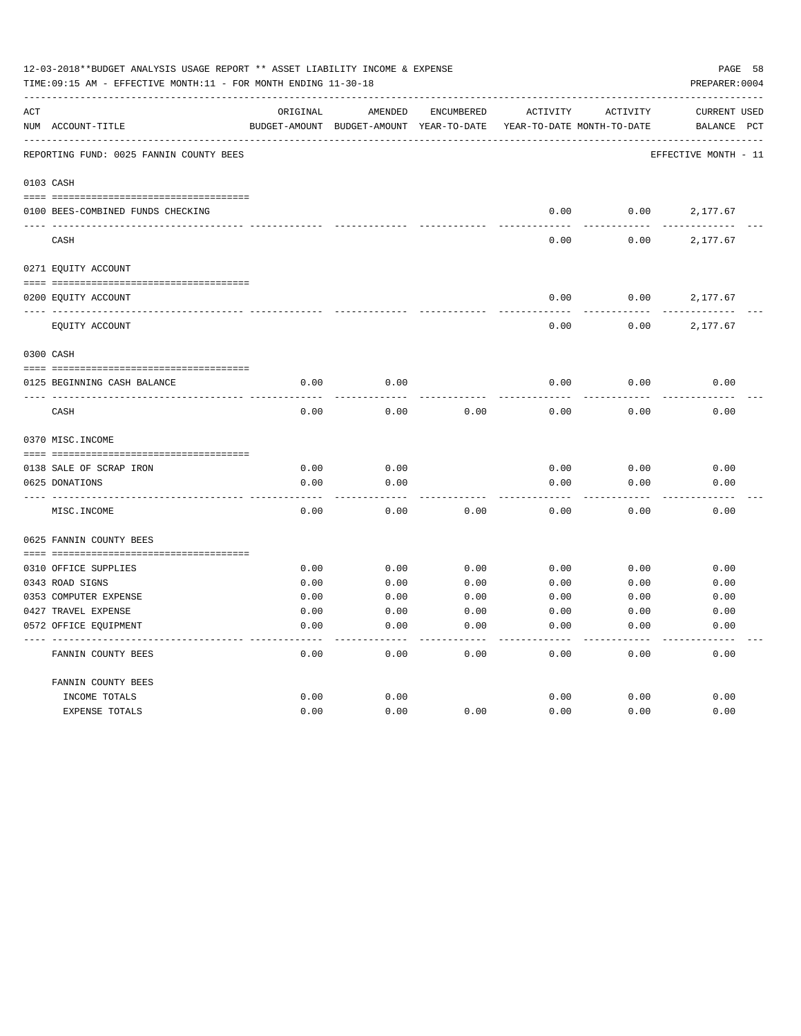12-03-2018**BUDGET ANALYSIS USAGE REPORT ** ASSET LIABILITY INCOME & EXPENSE

TIME:09:15 AM - EFFECTIVE MONTH:11 - FOR MONTH ENDING 11-30-18

PREPARER:0004

| ACT NUM | ACCOUNT-TITLE | ORIGINAL BUDGET-AMOUNT | AMENDED BUDGET-AMOUNT | ENCUMBERED YEAR-TO-DATE | ACTIVITY YEAR-TO-DATE | ACTIVITY MONTH-TO-DATE | CURRENT BALANCE | USED PCT |
|---|---|---|---|---|---|---|---|---|

REPORTING FUND: 0025 FANNIN COUNTY BEES — EFFECTIVE MONTH - 11

| ACT NUM | ACCOUNT-TITLE | ORIGINAL BUDGET-AMOUNT | AMENDED BUDGET-AMOUNT | ENCUMBERED YEAR-TO-DATE | ACTIVITY YEAR-TO-DATE | ACTIVITY MONTH-TO-DATE | CURRENT BALANCE | USED PCT |
|---|---|---|---|---|---|---|---|---|
| **0103** | **CASH** | | | | | | | |
| 0100 | BEES-COMBINED FUNDS CHECKING | | | | 0.00 | 0.00 | 2,177.67 | |
| | CASH | | | | 0.00 | 0.00 | 2,177.67 | |
| **0271** | **EQUITY ACCOUNT** | | | | | | | |
| 0200 | EQUITY ACCOUNT | | | | 0.00 | 0.00 | 2,177.67 | |
| | EQUITY ACCOUNT | | | | 0.00 | 0.00 | 2,177.67 | |
| **0300** | **CASH** | | | | | | | |
| 0125 | BEGINNING CASH BALANCE | 0.00 | 0.00 | | 0.00 | 0.00 | 0.00 | |
| | CASH | 0.00 | 0.00 | 0.00 | 0.00 | 0.00 | 0.00 | |
| **0370** | **MISC.INCOME** | | | | | | | |
| 0138 | SALE OF SCRAP IRON | 0.00 | 0.00 | | 0.00 | 0.00 | 0.00 | |
| 0625 | DONATIONS | 0.00 | 0.00 | | 0.00 | 0.00 | 0.00 | |
| | MISC.INCOME | 0.00 | 0.00 | 0.00 | 0.00 | 0.00 | 0.00 | |
| **0625** | **FANNIN COUNTY BEES** | | | | | | | |
| 0310 | OFFICE SUPPLIES | 0.00 | 0.00 | 0.00 | 0.00 | 0.00 | 0.00 | |
| 0343 | ROAD SIGNS | 0.00 | 0.00 | 0.00 | 0.00 | 0.00 | 0.00 | |
| 0353 | COMPUTER EXPENSE | 0.00 | 0.00 | 0.00 | 0.00 | 0.00 | 0.00 | |
| 0427 | TRAVEL EXPENSE | 0.00 | 0.00 | 0.00 | 0.00 | 0.00 | 0.00 | |
| 0572 | OFFICE EQUIPMENT | 0.00 | 0.00 | 0.00 | 0.00 | 0.00 | 0.00 | |
| | FANNIN COUNTY BEES | 0.00 | 0.00 | 0.00 | 0.00 | 0.00 | 0.00 | |
| | **FANNIN COUNTY BEES** | | | | | | | |
| | INCOME TOTALS | 0.00 | 0.00 | | 0.00 | 0.00 | 0.00 | |
| | EXPENSE TOTALS | 0.00 | 0.00 | 0.00 | 0.00 | 0.00 | 0.00 | |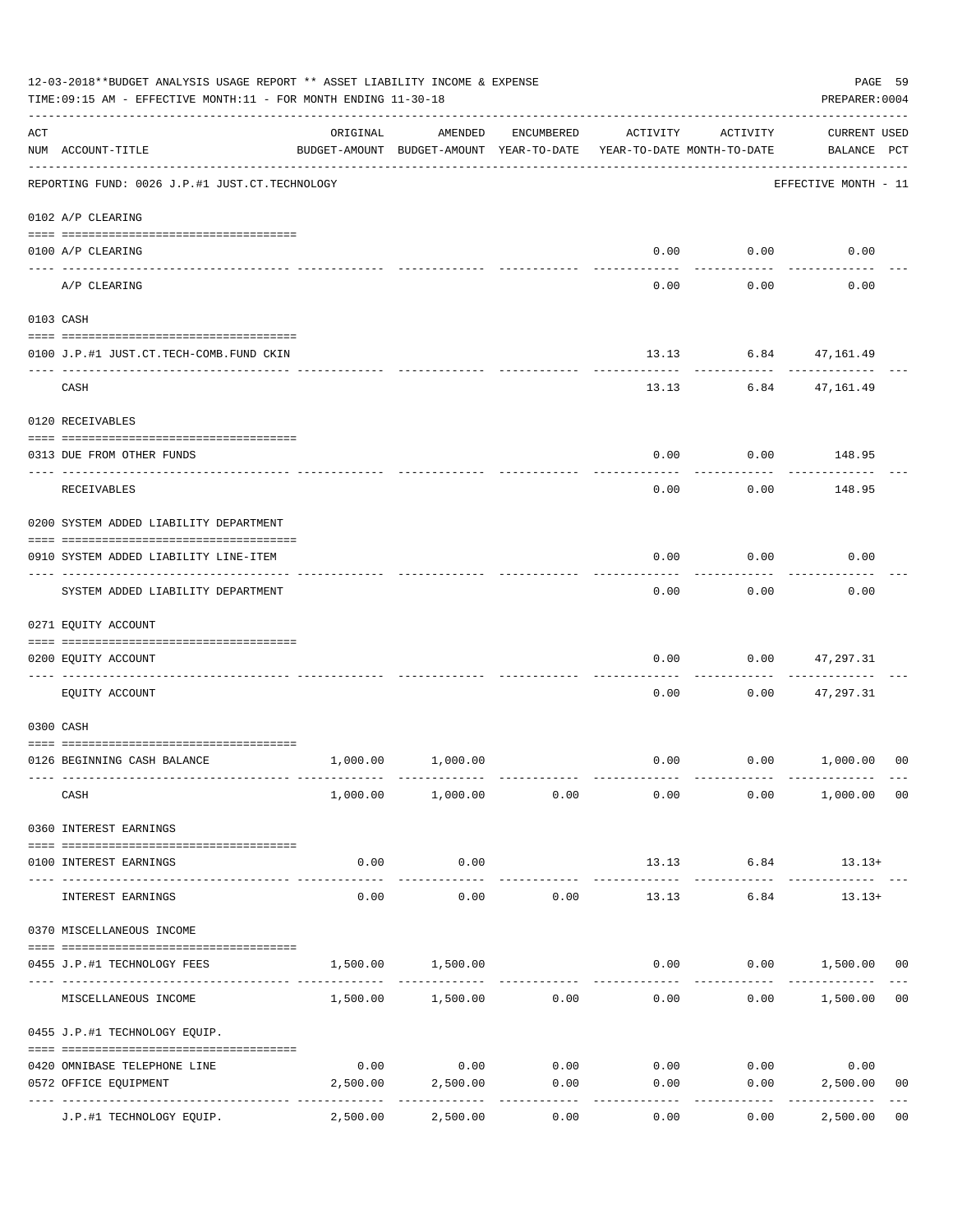12-03-2018**BUDGET ANALYSIS USAGE REPORT ** ASSET LIABILITY INCOME & EXPENSE

TIME:09:15 AM - EFFECTIVE MONTH:11 - FOR MONTH ENDING 11-30-18

PREPARER:0004

REPORTING FUND: 0026 J.P.#1 JUST.CT.TECHNOLOGY — EFFECTIVE MONTH - 11

| ACT NUM | ACCOUNT-TITLE | ORIGINAL BUDGET-AMOUNT | AMENDED BUDGET-AMOUNT | ENCUMBERED YEAR-TO-DATE | ACTIVITY YEAR-TO-DATE | ACTIVITY MONTH-TO-DATE | CURRENT BALANCE | USED PCT |
|---|---|---|---|---|---|---|---|---|
| 0102 | A/P CLEARING | | | | | | | |
| 0100 | A/P CLEARING | | | | 0.00 | 0.00 | 0.00 | |
| | A/P CLEARING | | | | 0.00 | 0.00 | 0.00 | |
| 0103 | CASH | | | | | | | |
| 0100 | J.P.#1 JUST.CT.TECH-COMB.FUND CKIN | | | | 13.13 | 6.84 | 47,161.49 | |
| | CASH | | | | 13.13 | 6.84 | 47,161.49 | |
| 0120 | RECEIVABLES | | | | | | | |
| 0313 | DUE FROM OTHER FUNDS | | | | 0.00 | 0.00 | 148.95 | |
| | RECEIVABLES | | | | 0.00 | 0.00 | 148.95 | |
| 0200 | SYSTEM ADDED LIABILITY DEPARTMENT | | | | | | | |
| 0910 | SYSTEM ADDED LIABILITY LINE-ITEM | | | | 0.00 | 0.00 | 0.00 | |
| | SYSTEM ADDED LIABILITY DEPARTMENT | | | | 0.00 | 0.00 | 0.00 | |
| 0271 | EQUITY ACCOUNT | | | | | | | |
| 0200 | EQUITY ACCOUNT | | | | 0.00 | 0.00 | 47,297.31 | |
| | EQUITY ACCOUNT | | | | 0.00 | 0.00 | 47,297.31 | |
| 0300 | CASH | | | | | | | |
| 0126 | BEGINNING CASH BALANCE | 1,000.00 | 1,000.00 | | 0.00 | 0.00 | 1,000.00 | 00 |
| | CASH | 1,000.00 | 1,000.00 | 0.00 | 0.00 | 0.00 | 1,000.00 | 00 |
| 0360 | INTEREST EARNINGS | | | | | | | |
| 0100 | INTEREST EARNINGS | 0.00 | 0.00 | | 13.13 | 6.84 | 13.13+ | |
| | INTEREST EARNINGS | 0.00 | 0.00 | 0.00 | 13.13 | 6.84 | 13.13+ | |
| 0370 | MISCELLANEOUS INCOME | | | | | | | |
| 0455 | J.P.#1 TECHNOLOGY FEES | 1,500.00 | 1,500.00 | | 0.00 | 0.00 | 1,500.00 | 00 |
| | MISCELLANEOUS INCOME | 1,500.00 | 1,500.00 | 0.00 | 0.00 | 0.00 | 1,500.00 | 00 |
| 0455 | J.P.#1 TECHNOLOGY EQUIP. | | | | | | | |
| 0420 | OMNIBASE TELEPHONE LINE | 0.00 | 0.00 | 0.00 | 0.00 | 0.00 | 0.00 | |
| 0572 | OFFICE EQUIPMENT | 2,500.00 | 2,500.00 | 0.00 | 0.00 | 0.00 | 2,500.00 | 00 |
| | J.P.#1 TECHNOLOGY EQUIP. | 2,500.00 | 2,500.00 | 0.00 | 0.00 | 0.00 | 2,500.00 | 00 |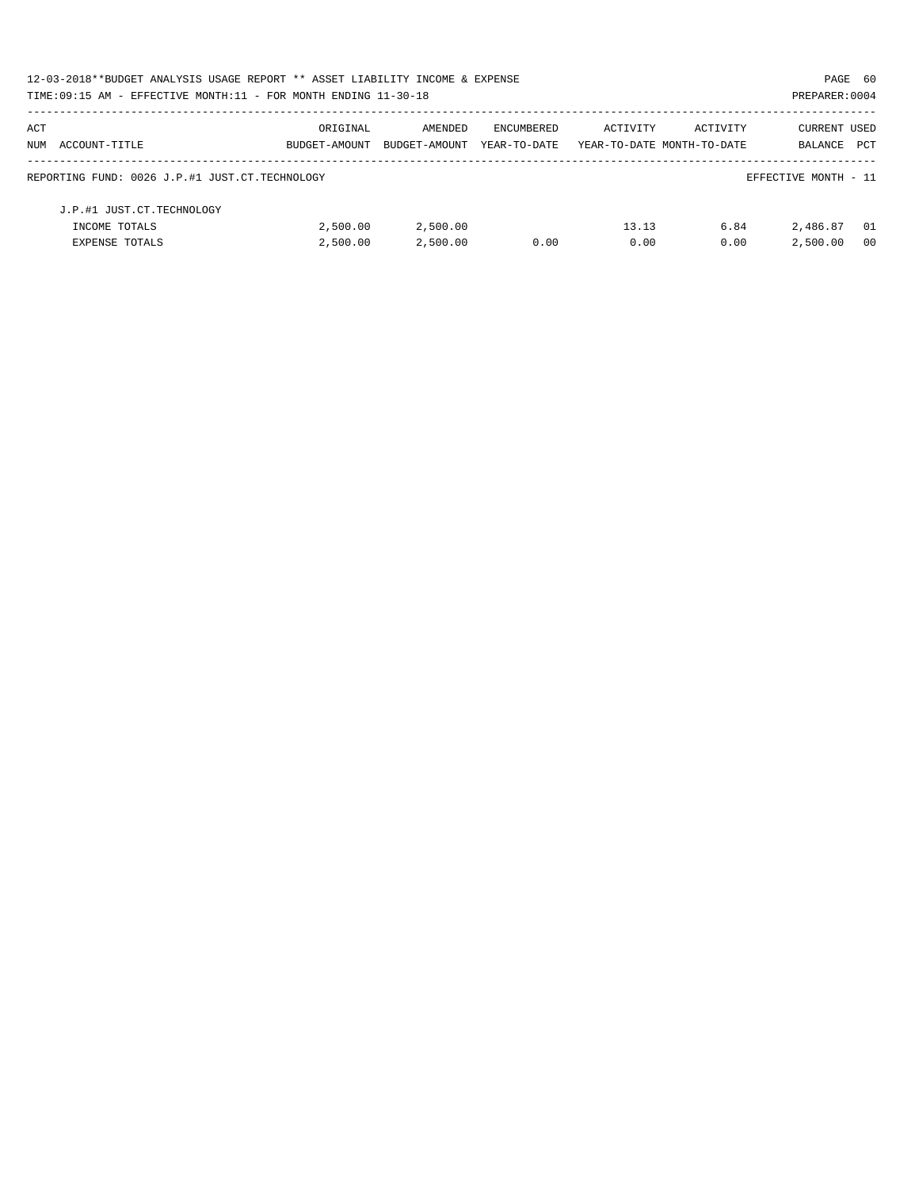REPORTING FUND: 0026 J.P.#1 JUST.CT.TECHNOLOGY — EFFECTIVE MONTH - 11

| ACT NUM | ACCOUNT-TITLE | ORIGINAL BUDGET-AMOUNT | AMENDED BUDGET-AMOUNT | ENCUMBERED YEAR-TO-DATE | ACTIVITY YEAR-TO-DATE | ACTIVITY MONTH-TO-DATE | CURRENT BALANCE | USED PCT |
|---|---|---|---|---|---|---|---|---|
| | J.P.#1 JUST.CT.TECHNOLOGY | | | | | | | |
| | INCOME TOTALS | 2,500.00 | 2,500.00 | | 13.13 | 6.84 | 2,486.87 | 01 |
| | EXPENSE TOTALS | 2,500.00 | 2,500.00 | 0.00 | 0.00 | 0.00 | 2,500.00 | 00 |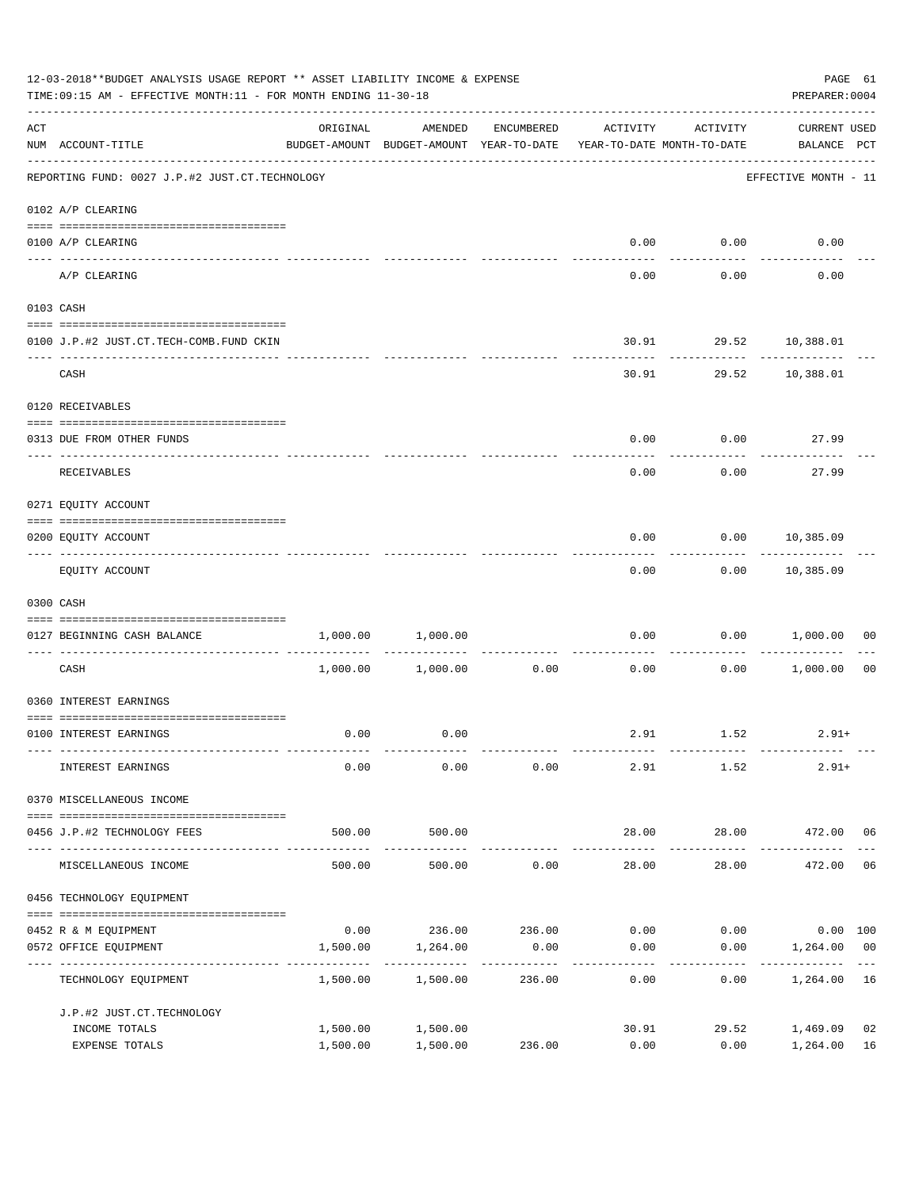12-03-2018**BUDGET ANALYSIS USAGE REPORT ** ASSET LIABILITY INCOME & EXPENSE

TIME:09:15 AM - EFFECTIVE MONTH:11 - FOR MONTH ENDING 11-30-18

PREPARER:0004

REPORTING FUND: 0027 J.P.#2 JUST.CT.TECHNOLOGY — EFFECTIVE MONTH - 11

| ACT NUM | ACCOUNT-TITLE | ORIGINAL BUDGET-AMOUNT | AMENDED BUDGET-AMOUNT | ENCUMBERED YEAR-TO-DATE | ACTIVITY YEAR-TO-DATE | ACTIVITY MONTH-TO-DATE | CURRENT BALANCE | USED PCT |
|---|---|---|---|---|---|---|---|---|
| | **0102 A/P CLEARING** | | | | | | | |
| 0100 | A/P CLEARING | | | | 0.00 | 0.00 | 0.00 | |
| | A/P CLEARING | | | | 0.00 | 0.00 | 0.00 | |
| | **0103 CASH** | | | | | | | |
| 0100 | J.P.#2 JUST.CT.TECH-COMB.FUND CKIN | | | | 30.91 | 29.52 | 10,388.01 | |
| | CASH | | | | 30.91 | 29.52 | 10,388.01 | |
| | **0120 RECEIVABLES** | | | | | | | |
| 0313 | DUE FROM OTHER FUNDS | | | | 0.00 | 0.00 | 27.99 | |
| | RECEIVABLES | | | | 0.00 | 0.00 | 27.99 | |
| | **0271 EQUITY ACCOUNT** | | | | | | | |
| 0200 | EQUITY ACCOUNT | | | | 0.00 | 0.00 | 10,385.09 | |
| | EQUITY ACCOUNT | | | | 0.00 | 0.00 | 10,385.09 | |
| | **0300 CASH** | | | | | | | |
| 0127 | BEGINNING CASH BALANCE | 1,000.00 | 1,000.00 | | 0.00 | 0.00 | 1,000.00 | 00 |
| | CASH | 1,000.00 | 1,000.00 | 0.00 | 0.00 | 0.00 | 1,000.00 | 00 |
| | **0360 INTEREST EARNINGS** | | | | | | | |
| 0100 | INTEREST EARNINGS | 0.00 | 0.00 | | 2.91 | 1.52 | 2.91+ | |
| | INTEREST EARNINGS | 0.00 | 0.00 | 0.00 | 2.91 | 1.52 | 2.91+ | |
| | **0370 MISCELLANEOUS INCOME** | | | | | | | |
| 0456 | J.P.#2 TECHNOLOGY FEES | 500.00 | 500.00 | | 28.00 | 28.00 | 472.00 | 06 |
| | MISCELLANEOUS INCOME | 500.00 | 500.00 | 0.00 | 28.00 | 28.00 | 472.00 | 06 |
| | **0456 TECHNOLOGY EQUIPMENT** | | | | | | | |
| 0452 | R & M EQUIPMENT | 0.00 | 236.00 | 236.00 | 0.00 | 0.00 | 0.00 | 100 |
| 0572 | OFFICE EQUIPMENT | 1,500.00 | 1,264.00 | 0.00 | 0.00 | 0.00 | 1,264.00 | 00 |
| | TECHNOLOGY EQUIPMENT | 1,500.00 | 1,500.00 | 236.00 | 0.00 | 0.00 | 1,264.00 | 16 |
| | **J.P.#2 JUST.CT.TECHNOLOGY** | | | | | | | |
| | INCOME TOTALS | 1,500.00 | 1,500.00 | | 30.91 | 29.52 | 1,469.09 | 02 |
| | EXPENSE TOTALS | 1,500.00 | 1,500.00 | 236.00 | 0.00 | 0.00 | 1,264.00 | 16 |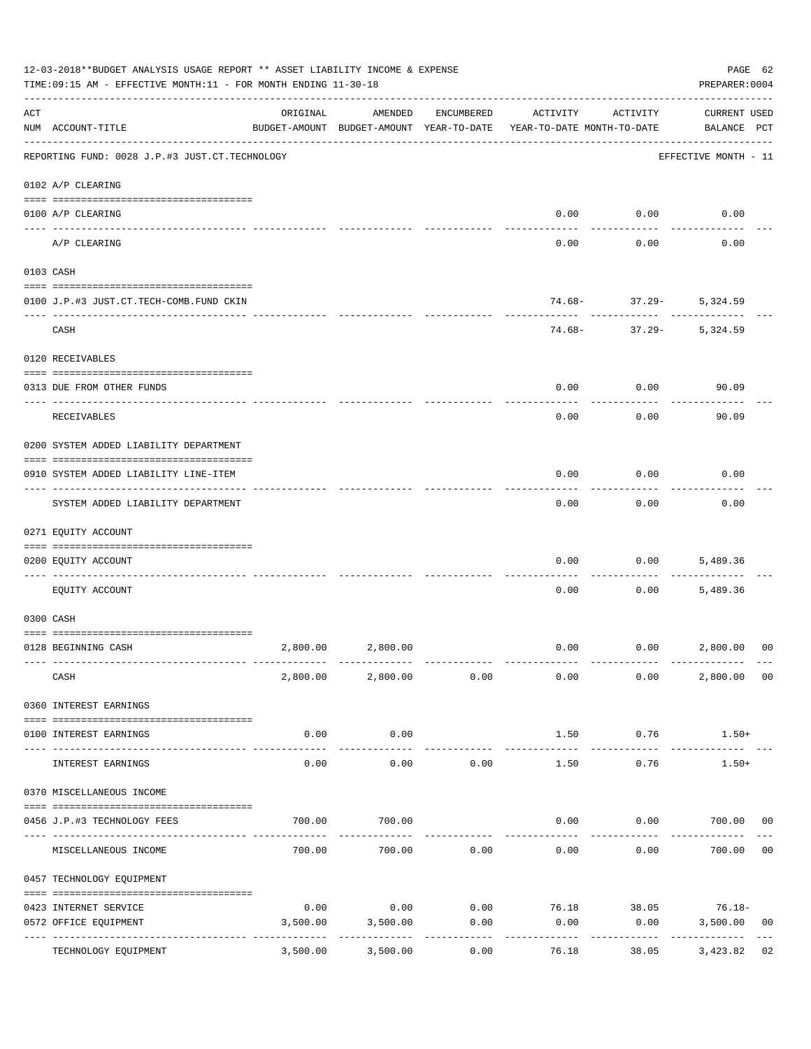12-03-2018**BUDGET ANALYSIS USAGE REPORT ** ASSET LIABILITY INCOME & EXPENSE

TIME:09:15 AM - EFFECTIVE MONTH:11 - FOR MONTH ENDING 11-30-18

PREPARER:0004

| ACT NUM | ACCOUNT-TITLE | ORIGINAL BUDGET-AMOUNT | AMENDED BUDGET-AMOUNT | ENCUMBERED YEAR-TO-DATE | ACTIVITY YEAR-TO-DATE | ACTIVITY MONTH-TO-DATE | CURRENT USED BALANCE | PCT |
|---|---|---|---|---|---|---|---|---|
| | REPORTING FUND: 0028 J.P.#3 JUST.CT.TECHNOLOGY | | | | | | EFFECTIVE MONTH - 11 | |
| | 0102 A/P CLEARING | | | | | | | |
| 0100 | A/P CLEARING | | | | 0.00 | 0.00 | 0.00 | |
| | A/P CLEARING | | | | 0.00 | 0.00 | 0.00 | |
| | 0103 CASH | | | | | | | |
| 0100 | J.P.#3 JUST.CT.TECH-COMB.FUND CKIN | | | | 74.68- | 37.29- | 5,324.59 | |
| | CASH | | | | 74.68- | 37.29- | 5,324.59 | |
| | 0120 RECEIVABLES | | | | | | | |
| 0313 | DUE FROM OTHER FUNDS | | | | 0.00 | 0.00 | 90.09 | |
| | RECEIVABLES | | | | 0.00 | 0.00 | 90.09 | |
| | 0200 SYSTEM ADDED LIABILITY DEPARTMENT | | | | | | | |
| 0910 | SYSTEM ADDED LIABILITY LINE-ITEM | | | | 0.00 | 0.00 | 0.00 | |
| | SYSTEM ADDED LIABILITY DEPARTMENT | | | | 0.00 | 0.00 | 0.00 | |
| | 0271 EQUITY ACCOUNT | | | | | | | |
| 0200 | EQUITY ACCOUNT | | | | 0.00 | 0.00 | 5,489.36 | |
| | EQUITY ACCOUNT | | | | 0.00 | 0.00 | 5,489.36 | |
| | 0300 CASH | | | | | | | |
| 0128 | BEGINNING CASH | 2,800.00 | 2,800.00 | | 0.00 | 0.00 | 2,800.00 | 00 |
| | CASH | 2,800.00 | 2,800.00 | 0.00 | 0.00 | 0.00 | 2,800.00 | 00 |
| | 0360 INTEREST EARNINGS | | | | | | | |
| 0100 | INTEREST EARNINGS | 0.00 | 0.00 | | 1.50 | 0.76 | 1.50+ | |
| | INTEREST EARNINGS | 0.00 | 0.00 | 0.00 | 1.50 | 0.76 | 1.50+ | |
| | 0370 MISCELLANEOUS INCOME | | | | | | | |
| 0456 | J.P.#3 TECHNOLOGY FEES | 700.00 | 700.00 | | 0.00 | 0.00 | 700.00 | 00 |
| | MISCELLANEOUS INCOME | 700.00 | 700.00 | 0.00 | 0.00 | 0.00 | 700.00 | 00 |
| | 0457 TECHNOLOGY EQUIPMENT | | | | | | | |
| 0423 | INTERNET SERVICE | 0.00 | 0.00 | 0.00 | 76.18 | 38.05 | 76.18- | |
| 0572 | OFFICE EQUIPMENT | 3,500.00 | 3,500.00 | 0.00 | 0.00 | 0.00 | 3,500.00 | 00 |
| | TECHNOLOGY EQUIPMENT | 3,500.00 | 3,500.00 | 0.00 | 76.18 | 38.05 | 3,423.82 | 02 |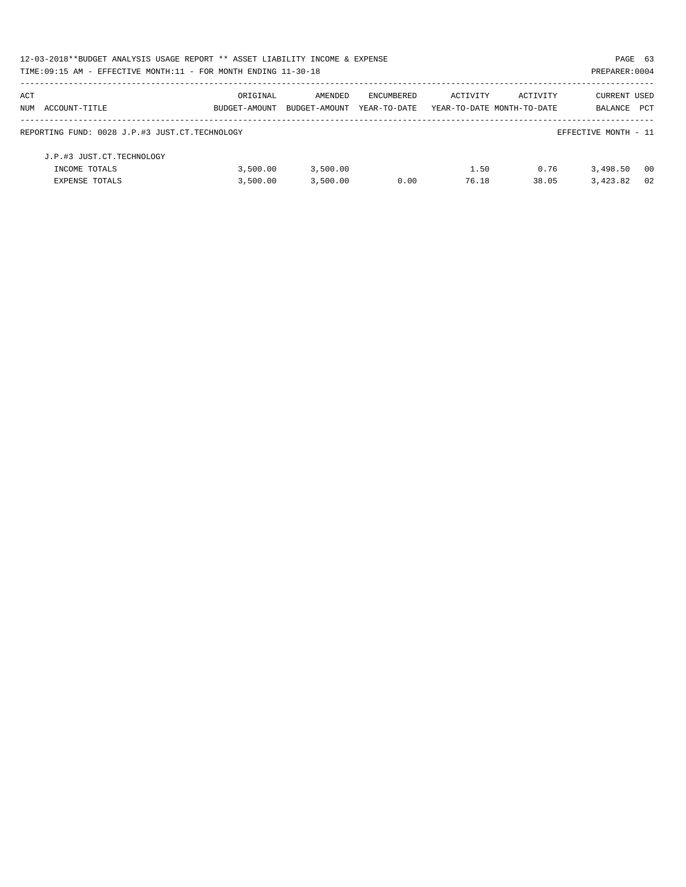12-03-2018**BUDGET ANALYSIS USAGE REPORT ** ASSET LIABILITY INCOME & EXPENSE

TIME:09:15 AM - EFFECTIVE MONTH:11 - FOR MONTH ENDING 11-30-18

PREPARER:0004

| ACT NUM | ACCOUNT-TITLE | ORIGINAL BUDGET-AMOUNT | AMENDED BUDGET-AMOUNT | ENCUMBERED YEAR-TO-DATE | ACTIVITY YEAR-TO-DATE | ACTIVITY MONTH-TO-DATE | CURRENT BALANCE | USED PCT |
|---|---|---|---|---|---|---|---|---|
| REPORTING FUND: 0028 J.P.#3 JUST.CT.TECHNOLOGY | | | | | | | EFFECTIVE MONTH - 11 | |
| | J.P.#3 JUST.CT.TECHNOLOGY | | | | | | | |
| | INCOME TOTALS | 3,500.00 | 3,500.00 | | 1.50 | 0.76 | 3,498.50 | 00 |
| | EXPENSE TOTALS | 3,500.00 | 3,500.00 | 0.00 | 76.18 | 38.05 | 3,423.82 | 02 |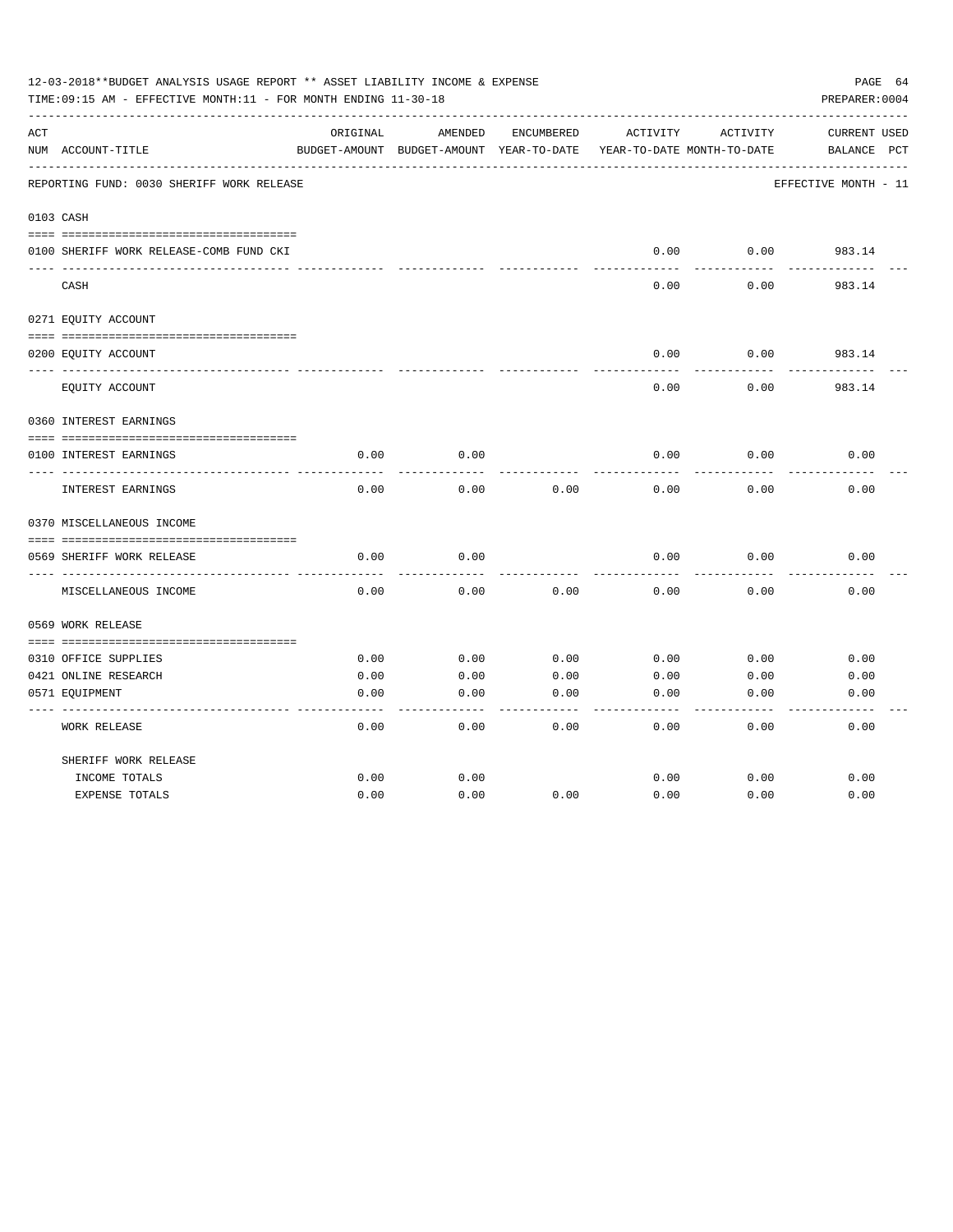12-03-2018**BUDGET ANALYSIS USAGE REPORT ** ASSET LIABILITY INCOME & EXPENSE

TIME:09:15 AM - EFFECTIVE MONTH:11 - FOR MONTH ENDING 11-30-18

PREPARER:0004

| ACT NUM | ACCOUNT-TITLE | ORIGINAL BUDGET-AMOUNT | AMENDED BUDGET-AMOUNT | ENCUMBERED YEAR-TO-DATE | ACTIVITY YEAR-TO-DATE | ACTIVITY MONTH-TO-DATE | CURRENT BALANCE | USED PCT |
|---|---|---|---|---|---|---|---|---|
| | REPORTING FUND: 0030 SHERIFF WORK RELEASE | | | | | | EFFECTIVE MONTH - 11 | |
| 0103 | CASH | | | | | | | |
| 0100 | SHERIFF WORK RELEASE-COMB FUND CKI | | | | 0.00 | 0.00 | 983.14 | |
| | CASH | | | | 0.00 | 0.00 | 983.14 | |
| 0271 | EQUITY ACCOUNT | | | | | | | |
| 0200 | EQUITY ACCOUNT | | | | 0.00 | 0.00 | 983.14 | |
| | EQUITY ACCOUNT | | | | 0.00 | 0.00 | 983.14 | |
| 0360 | INTEREST EARNINGS | | | | | | | |
| 0100 | INTEREST EARNINGS | 0.00 | 0.00 | | 0.00 | 0.00 | 0.00 | |
| | INTEREST EARNINGS | 0.00 | 0.00 | 0.00 | 0.00 | 0.00 | 0.00 | |
| 0370 | MISCELLANEOUS INCOME | | | | | | | |
| 0569 | SHERIFF WORK RELEASE | 0.00 | 0.00 | | 0.00 | 0.00 | 0.00 | |
| | MISCELLANEOUS INCOME | 0.00 | 0.00 | 0.00 | 0.00 | 0.00 | 0.00 | |
| 0569 | WORK RELEASE | | | | | | | |
| 0310 | OFFICE SUPPLIES | 0.00 | 0.00 | 0.00 | 0.00 | 0.00 | 0.00 | |
| 0421 | ONLINE RESEARCH | 0.00 | 0.00 | 0.00 | 0.00 | 0.00 | 0.00 | |
| 0571 | EQUIPMENT | 0.00 | 0.00 | 0.00 | 0.00 | 0.00 | 0.00 | |
| | WORK RELEASE | 0.00 | 0.00 | 0.00 | 0.00 | 0.00 | 0.00 | |
| | SHERIFF WORK RELEASE | | | | | | | |
| | INCOME TOTALS | 0.00 | 0.00 | | 0.00 | 0.00 | 0.00 | |
| | EXPENSE TOTALS | 0.00 | 0.00 | 0.00 | 0.00 | 0.00 | 0.00 | |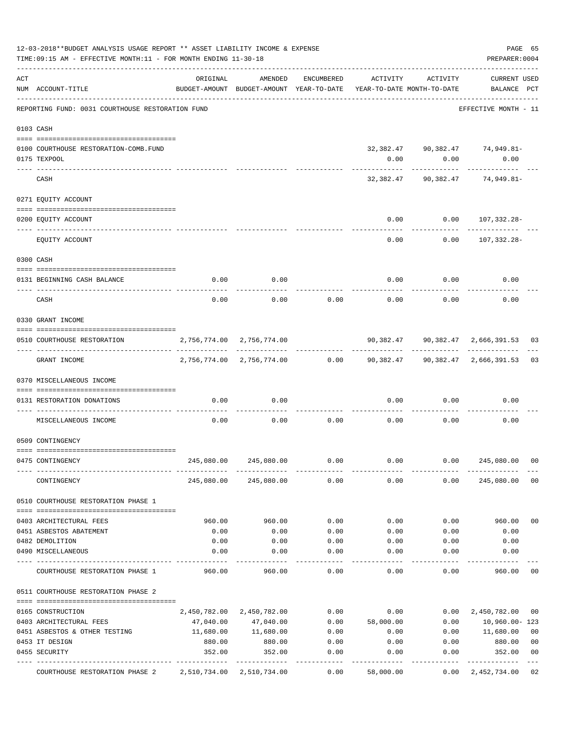12-03-2018**BUDGET ANALYSIS USAGE REPORT ** ASSET LIABILITY INCOME & EXPENSE

TIME:09:15 AM - EFFECTIVE MONTH:11 - FOR MONTH ENDING 11-30-18

PREPARER:0004

| ACT NUM | ACCOUNT-TITLE | ORIGINAL BUDGET-AMOUNT | AMENDED BUDGET-AMOUNT | ENCUMBERED YEAR-TO-DATE | ACTIVITY YEAR-TO-DATE | ACTIVITY MONTH-TO-DATE | CURRENT BALANCE | USED PCT |
|---|---|---|---|---|---|---|---|---|
| | REPORTING FUND: 0031 COURTHOUSE RESTORATION FUND | | | | | | EFFECTIVE MONTH - 11 | |
| 0103 | CASH | | | | | | | |
| 0100 | COURTHOUSE RESTORATION-COMB.FUND | | | | 32,382.47 | 90,382.47 | 74,949.81- | |
| 0175 | TEXPOOL | | | | 0.00 | 0.00 | 0.00 | |
| | CASH | | | | 32,382.47 | 90,382.47 | 74,949.81- | |
| 0271 | EQUITY ACCOUNT | | | | | | | |
| 0200 | EQUITY ACCOUNT | | | | 0.00 | 0.00 | 107,332.28- | |
| | EQUITY ACCOUNT | | | | 0.00 | 0.00 | 107,332.28- | |
| 0300 | CASH | | | | | | | |
| 0131 | BEGINNING CASH BALANCE | 0.00 | 0.00 | | 0.00 | 0.00 | 0.00 | |
| | CASH | 0.00 | 0.00 | 0.00 | 0.00 | 0.00 | 0.00 | |
| 0330 | GRANT INCOME | | | | | | | |
| 0510 | COURTHOUSE RESTORATION | 2,756,774.00 | 2,756,774.00 | | 90,382.47 | 90,382.47 | 2,666,391.53 | 03 |
| | GRANT INCOME | 2,756,774.00 | 2,756,774.00 | 0.00 | 90,382.47 | 90,382.47 | 2,666,391.53 | 03 |
| 0370 | MISCELLANEOUS INCOME | | | | | | | |
| 0131 | RESTORATION DONATIONS | 0.00 | 0.00 | | 0.00 | 0.00 | 0.00 | |
| | MISCELLANEOUS INCOME | 0.00 | 0.00 | 0.00 | 0.00 | 0.00 | 0.00 | |
| 0509 | CONTINGENCY | | | | | | | |
| 0475 | CONTINGENCY | 245,080.00 | 245,080.00 | 0.00 | 0.00 | 0.00 | 245,080.00 | 00 |
| | CONTINGENCY | 245,080.00 | 245,080.00 | 0.00 | 0.00 | 0.00 | 245,080.00 | 00 |
| 0510 | COURTHOUSE RESTORATION PHASE 1 | | | | | | | |
| 0403 | ARCHITECTURAL FEES | 960.00 | 960.00 | 0.00 | 0.00 | 0.00 | 960.00 | 00 |
| 0451 | ASBESTOS ABATEMENT | 0.00 | 0.00 | 0.00 | 0.00 | 0.00 | 0.00 | |
| 0482 | DEMOLITION | 0.00 | 0.00 | 0.00 | 0.00 | 0.00 | 0.00 | |
| 0490 | MISCELLANEOUS | 0.00 | 0.00 | 0.00 | 0.00 | 0.00 | 0.00 | |
| | COURTHOUSE RESTORATION PHASE 1 | 960.00 | 960.00 | 0.00 | 0.00 | 0.00 | 960.00 | 00 |
| 0511 | COURTHOUSE RESTORATION PHASE 2 | | | | | | | |
| 0165 | CONSTRUCTION | 2,450,782.00 | 2,450,782.00 | 0.00 | 0.00 | 0.00 | 2,450,782.00 | 00 |
| 0403 | ARCHITECTURAL FEES | 47,040.00 | 47,040.00 | 0.00 | 58,000.00 | 0.00 | 10,960.00- | 123 |
| 0451 | ASBESTOS & OTHER TESTING | 11,680.00 | 11,680.00 | 0.00 | 0.00 | 0.00 | 11,680.00 | 00 |
| 0453 | IT DESIGN | 880.00 | 880.00 | 0.00 | 0.00 | 0.00 | 880.00 | 00 |
| 0455 | SECURITY | 352.00 | 352.00 | 0.00 | 0.00 | 0.00 | 352.00 | 00 |
| | COURTHOUSE RESTORATION PHASE 2 | 2,510,734.00 | 2,510,734.00 | 0.00 | 58,000.00 | 0.00 | 2,452,734.00 | 02 |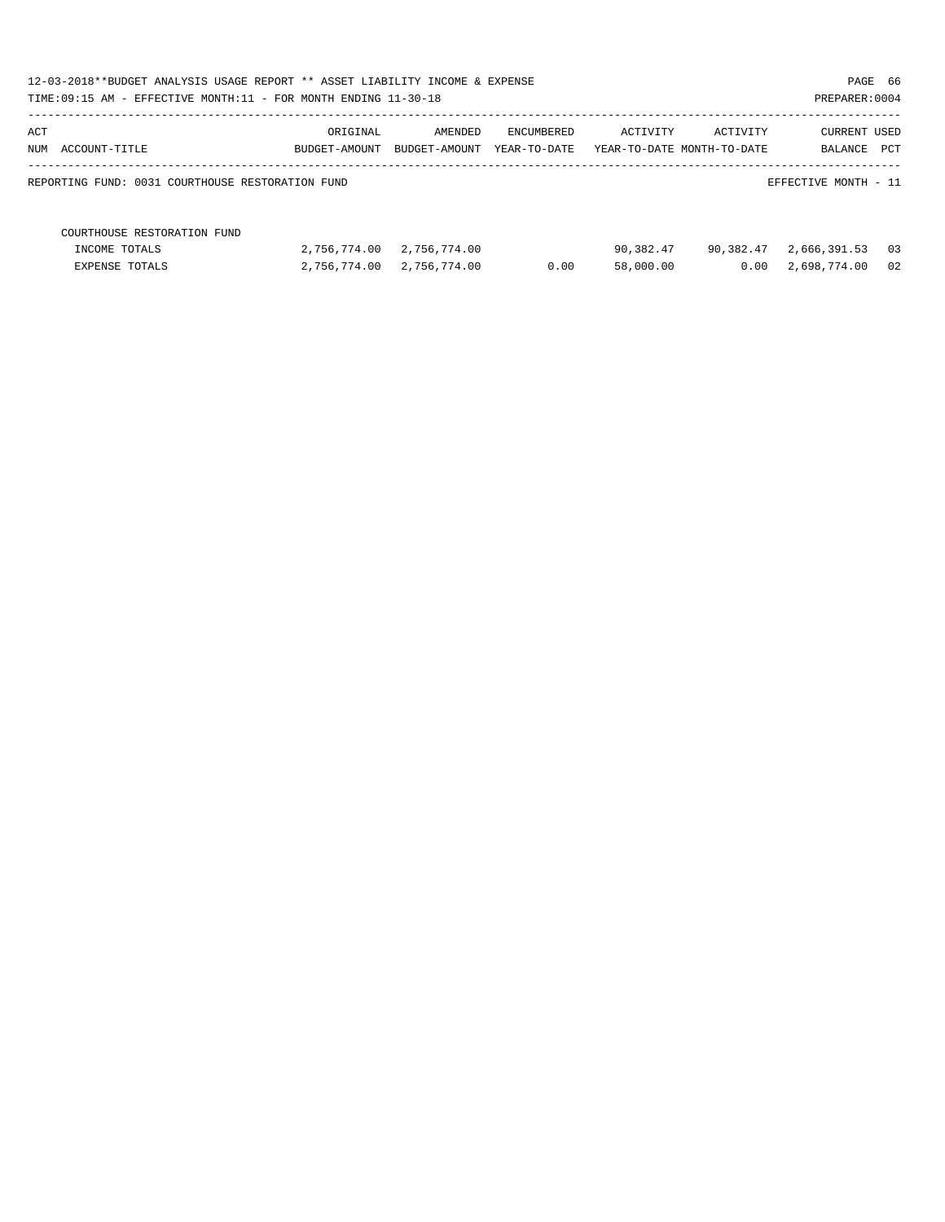12-03-2018**BUDGET ANALYSIS USAGE REPORT ** ASSET LIABILITY INCOME & EXPENSE

TIME:09:15 AM - EFFECTIVE MONTH:11 - FOR MONTH ENDING 11-30-18

PREPARER:0004

REPORTING FUND: 0031 COURTHOUSE RESTORATION FUND

EFFECTIVE MONTH - 11

| ACT NUM ACCOUNT-TITLE | ORIGINAL BUDGET-AMOUNT | AMENDED BUDGET-AMOUNT | ENCUMBERED YEAR-TO-DATE | ACTIVITY YEAR-TO-DATE | ACTIVITY MONTH-TO-DATE | CURRENT BALANCE | USED PCT |
|---|---|---|---|---|---|---|---|
| COURTHOUSE RESTORATION FUND | | | | | | | |
| INCOME TOTALS | 2,756,774.00 | 2,756,774.00 | | 90,382.47 | 90,382.47 | 2,666,391.53 | 03 |
| EXPENSE TOTALS | 2,756,774.00 | 2,756,774.00 | 0.00 | 58,000.00 | 0.00 | 2,698,774.00 | 02 |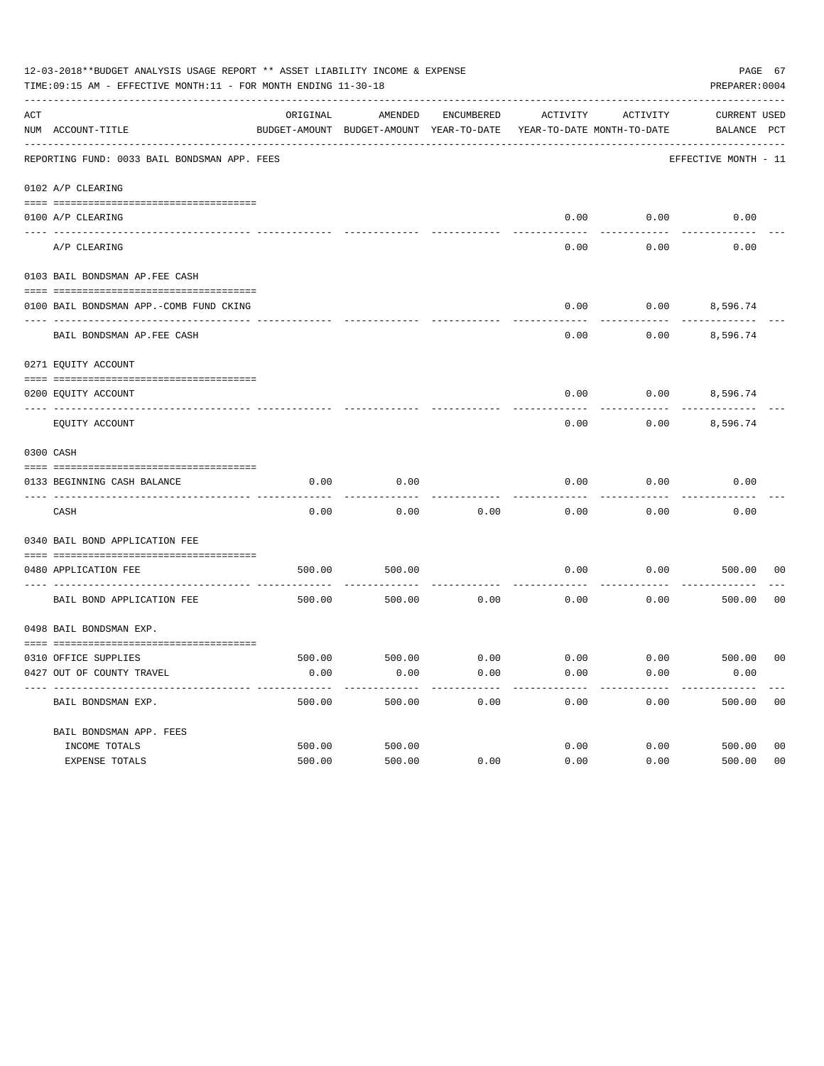12-03-2018**BUDGET ANALYSIS USAGE REPORT ** ASSET LIABILITY INCOME & EXPENSE

TIME:09:15 AM - EFFECTIVE MONTH:11 - FOR MONTH ENDING 11-30-18

PREPARER:0004

| ACT NUM | ACCOUNT-TITLE | ORIGINAL BUDGET-AMOUNT | AMENDED BUDGET-AMOUNT | ENCUMBERED YEAR-TO-DATE | ACTIVITY YEAR-TO-DATE | ACTIVITY MONTH-TO-DATE | CURRENT BALANCE | USED PCT |
|---|---|---|---|---|---|---|---|---|
| | REPORTING FUND: 0033 BAIL BONDSMAN APP. FEES | | | | | | EFFECTIVE MONTH - 11 | |
| | **0102 A/P CLEARING** | | | | | | | |
| 0100 | A/P CLEARING | | | | 0.00 | 0.00 | 0.00 | |
| | A/P CLEARING | | | | 0.00 | 0.00 | 0.00 | |
| | **0103 BAIL BONDSMAN AP.FEE CASH** | | | | | | | |
| 0100 | BAIL BONDSMAN APP.-COMB FUND CKING | | | | 0.00 | 0.00 | 8,596.74 | |
| | BAIL BONDSMAN AP.FEE CASH | | | | 0.00 | 0.00 | 8,596.74 | |
| | **0271 EQUITY ACCOUNT** | | | | | | | |
| 0200 | EQUITY ACCOUNT | | | | 0.00 | 0.00 | 8,596.74 | |
| | EQUITY ACCOUNT | | | | 0.00 | 0.00 | 8,596.74 | |
| | **0300 CASH** | | | | | | | |
| 0133 | BEGINNING CASH BALANCE | 0.00 | 0.00 | | 0.00 | 0.00 | 0.00 | |
| | CASH | 0.00 | 0.00 | 0.00 | 0.00 | 0.00 | 0.00 | |
| | **0340 BAIL BOND APPLICATION FEE** | | | | | | | |
| 0480 | APPLICATION FEE | 500.00 | 500.00 | | 0.00 | 0.00 | 500.00 | 00 |
| | BAIL BOND APPLICATION FEE | 500.00 | 500.00 | 0.00 | 0.00 | 0.00 | 500.00 | 00 |
| | **0498 BAIL BONDSMAN EXP.** | | | | | | | |
| 0310 | OFFICE SUPPLIES | 500.00 | 500.00 | 0.00 | 0.00 | 0.00 | 500.00 | 00 |
| 0427 | OUT OF COUNTY TRAVEL | 0.00 | 0.00 | 0.00 | 0.00 | 0.00 | 0.00 | |
| | BAIL BONDSMAN EXP. | 500.00 | 500.00 | 0.00 | 0.00 | 0.00 | 500.00 | 00 |
| | BAIL BONDSMAN APP. FEES | | | | | | | |
| | INCOME TOTALS | 500.00 | 500.00 | | 0.00 | 0.00 | 500.00 | 00 |
| | EXPENSE TOTALS | 500.00 | 500.00 | 0.00 | 0.00 | 0.00 | 500.00 | 00 |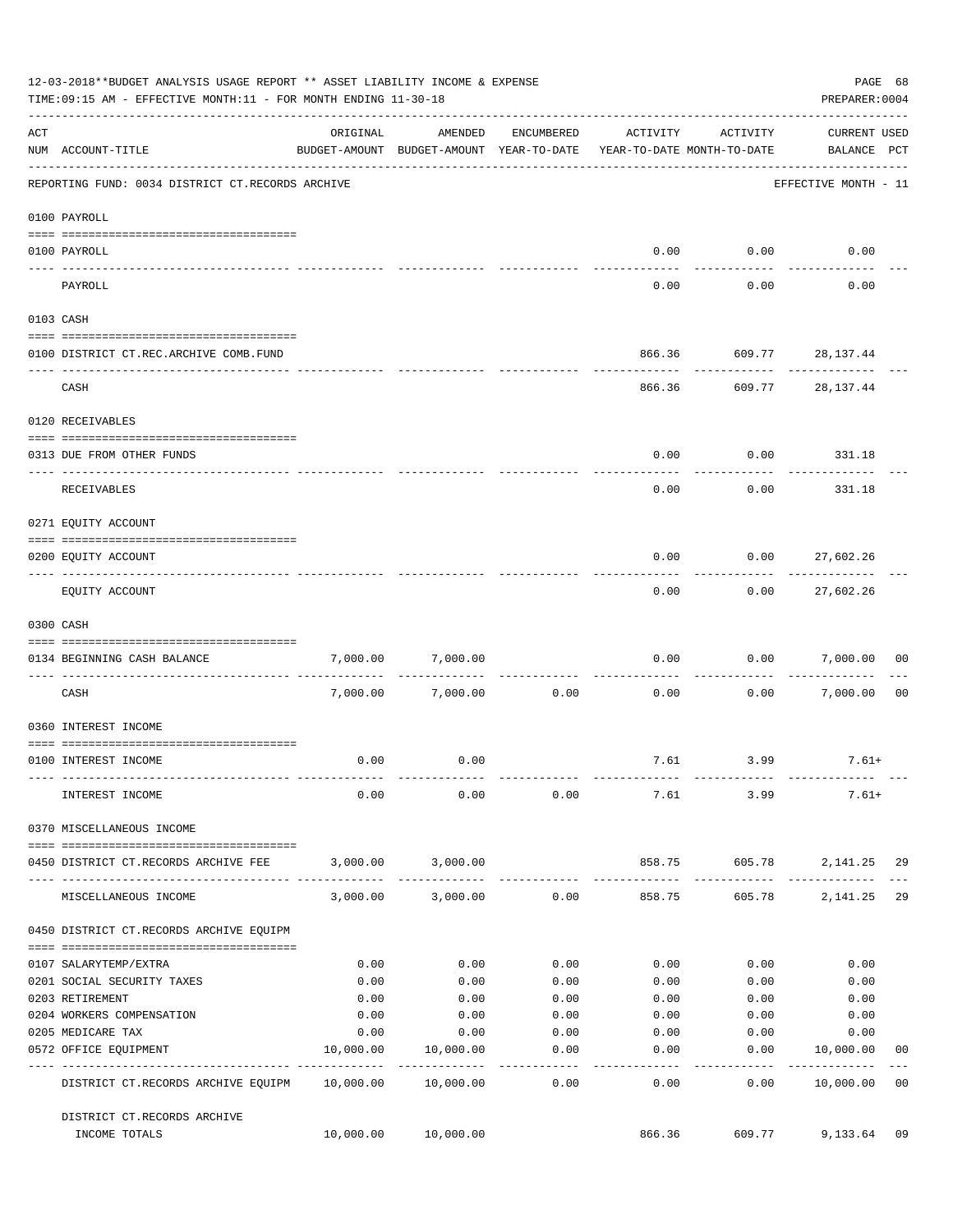12-03-2018**BUDGET ANALYSIS USAGE REPORT ** ASSET LIABILITY INCOME & EXPENSE

TIME:09:15 AM - EFFECTIVE MONTH:11 - FOR MONTH ENDING 11-30-18

PREPARER:0004

| ACT NUM | ACCOUNT-TITLE | ORIGINAL BUDGET-AMOUNT | AMENDED BUDGET-AMOUNT | ENCUMBERED YEAR-TO-DATE | ACTIVITY YEAR-TO-DATE | ACTIVITY MONTH-TO-DATE | CURRENT USED BALANCE | PCT |
|---|---|---|---|---|---|---|---|---|
| | REPORTING FUND: 0034 DISTRICT CT.RECORDS ARCHIVE | | | | | | EFFECTIVE MONTH - 11 | |
| | 0100 PAYROLL | | | | | | | |
| 0100 | PAYROLL | | | | 0.00 | 0.00 | 0.00 | |
| | PAYROLL | | | | 0.00 | 0.00 | 0.00 | |
| | 0103 CASH | | | | | | | |
| 0100 | DISTRICT CT.REC.ARCHIVE COMB.FUND | | | | 866.36 | 609.77 | 28,137.44 | |
| | CASH | | | | 866.36 | 609.77 | 28,137.44 | |
| | 0120 RECEIVABLES | | | | | | | |
| 0313 | DUE FROM OTHER FUNDS | | | | 0.00 | 0.00 | 331.18 | |
| | RECEIVABLES | | | | 0.00 | 0.00 | 331.18 | |
| | 0271 EQUITY ACCOUNT | | | | | | | |
| 0200 | EQUITY ACCOUNT | | | | 0.00 | 0.00 | 27,602.26 | |
| | EQUITY ACCOUNT | | | | 0.00 | 0.00 | 27,602.26 | |
| | 0300 CASH | | | | | | | |
| 0134 | BEGINNING CASH BALANCE | 7,000.00 | 7,000.00 | | 0.00 | 0.00 | 7,000.00 | 00 |
| | CASH | 7,000.00 | 7,000.00 | 0.00 | 0.00 | 0.00 | 7,000.00 | 00 |
| | 0360 INTEREST INCOME | | | | | | | |
| 0100 | INTEREST INCOME | 0.00 | 0.00 | | 7.61 | 3.99 | 7.61+ | |
| | INTEREST INCOME | 0.00 | 0.00 | 0.00 | 7.61 | 3.99 | 7.61+ | |
| | 0370 MISCELLANEOUS INCOME | | | | | | | |
| 0450 | DISTRICT CT.RECORDS ARCHIVE FEE | 3,000.00 | 3,000.00 | | 858.75 | 605.78 | 2,141.25 | 29 |
| | MISCELLANEOUS INCOME | 3,000.00 | 3,000.00 | 0.00 | 858.75 | 605.78 | 2,141.25 | 29 |
| | 0450 DISTRICT CT.RECORDS ARCHIVE EQUIPM | | | | | | | |
| 0107 | SALARYTEMP/EXTRA | 0.00 | 0.00 | 0.00 | 0.00 | 0.00 | 0.00 | |
| 0201 | SOCIAL SECURITY TAXES | 0.00 | 0.00 | 0.00 | 0.00 | 0.00 | 0.00 | |
| 0203 | RETIREMENT | 0.00 | 0.00 | 0.00 | 0.00 | 0.00 | 0.00 | |
| 0204 | WORKERS COMPENSATION | 0.00 | 0.00 | 0.00 | 0.00 | 0.00 | 0.00 | |
| 0205 | MEDICARE TAX | 0.00 | 0.00 | 0.00 | 0.00 | 0.00 | 0.00 | |
| 0572 | OFFICE EQUIPMENT | 10,000.00 | 10,000.00 | 0.00 | 0.00 | 0.00 | 10,000.00 | 00 |
| | DISTRICT CT.RECORDS ARCHIVE EQUIPM | 10,000.00 | 10,000.00 | 0.00 | 0.00 | 0.00 | 10,000.00 | 00 |
| | DISTRICT CT.RECORDS ARCHIVE INCOME TOTALS | 10,000.00 | 10,000.00 | | 866.36 | 609.77 | 9,133.64 | 09 |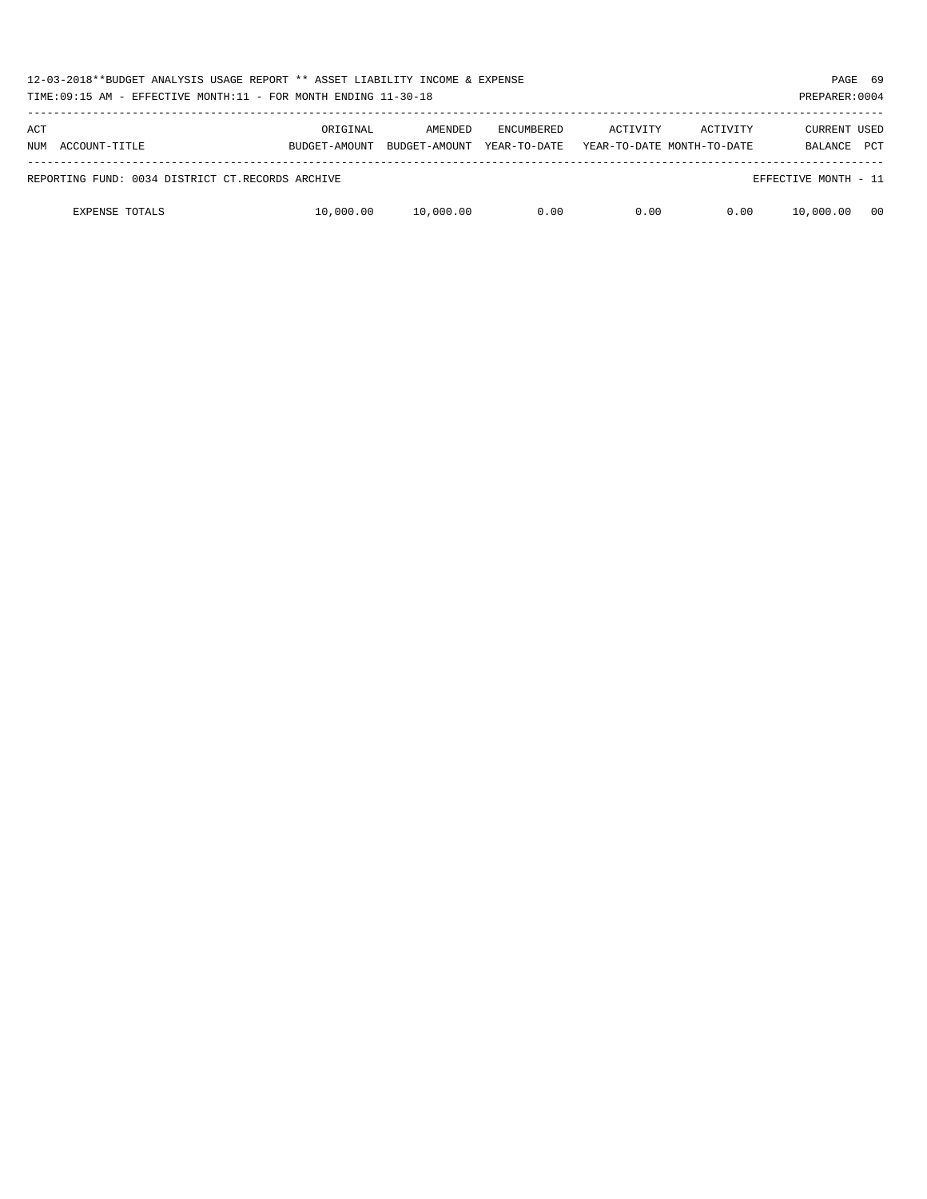| ACT NUM | ACCOUNT-TITLE | ORIGINAL BUDGET-AMOUNT | AMENDED BUDGET-AMOUNT | ENCUMBERED YEAR-TO-DATE | ACTIVITY YEAR-TO-DATE | ACTIVITY MONTH-TO-DATE | CURRENT BALANCE | USED PCT |
|---|---|---|---|---|---|---|---|---|
| REPORTING FUND: 0034 DISTRICT CT.RECORDS ARCHIVE | | | | | | | EFFECTIVE MONTH - 11 | |
| | EXPENSE TOTALS | 10,000.00 | 10,000.00 | 0.00 | 0.00 | 0.00 | 10,000.00 | 00 |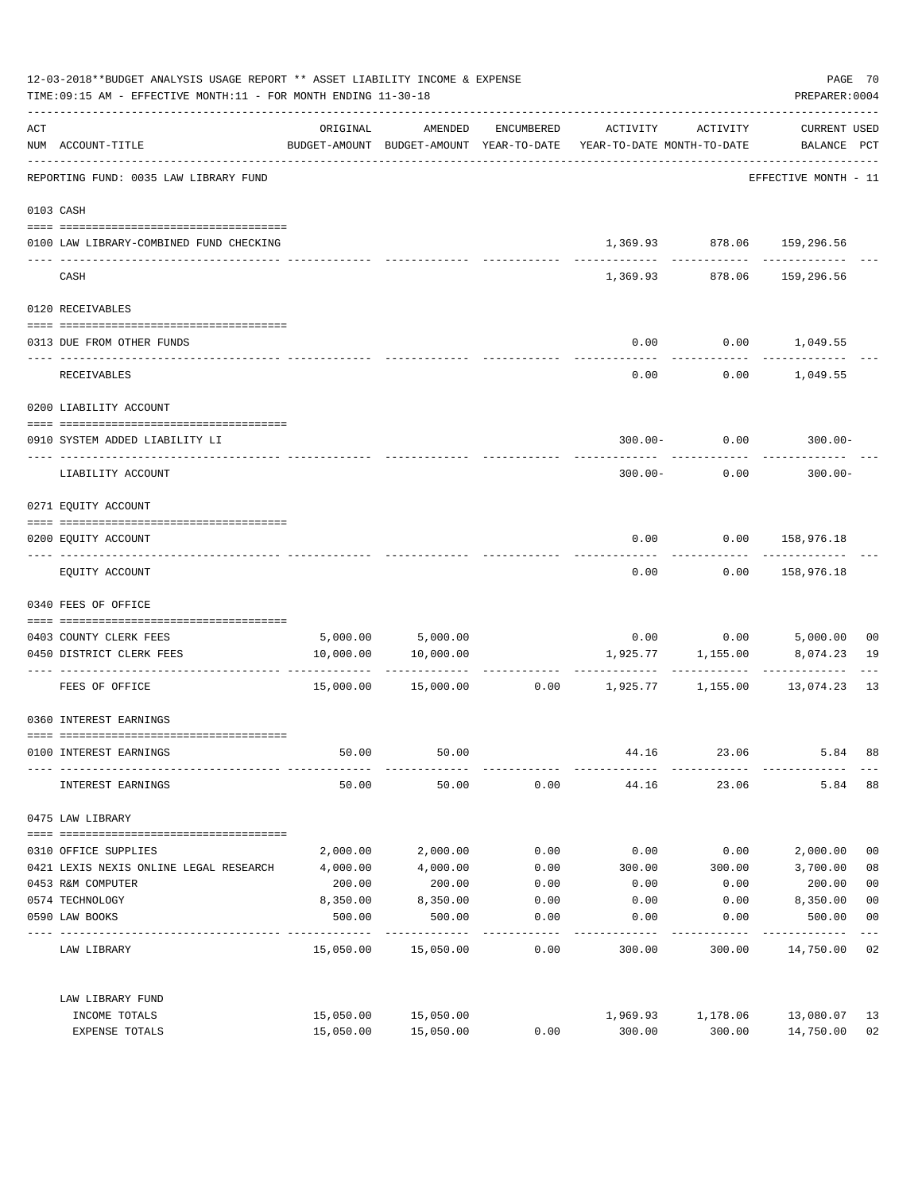12-03-2018**BUDGET ANALYSIS USAGE REPORT ** ASSET LIABILITY INCOME & EXPENSE

TIME:09:15 AM - EFFECTIVE MONTH:11 - FOR MONTH ENDING 11-30-18

PREPARER:0004

| ACT NUM | ACCOUNT-TITLE | ORIGINAL BUDGET-AMOUNT | AMENDED BUDGET-AMOUNT | ENCUMBERED YEAR-TO-DATE | ACTIVITY YEAR-TO-DATE | ACTIVITY MONTH-TO-DATE | CURRENT USED BALANCE | PCT |
|---|---|---|---|---|---|---|---|---|
| | REPORTING FUND: 0035 LAW LIBRARY FUND | | | | | | EFFECTIVE MONTH - 11 | |
| 0103 | CASH | | | | | | | |
| 0100 | LAW LIBRARY-COMBINED FUND CHECKING | | | | 1,369.93 | 878.06 | 159,296.56 | |
| | CASH | | | | 1,369.93 | 878.06 | 159,296.56 | |
| 0120 | RECEIVABLES | | | | | | | |
| 0313 | DUE FROM OTHER FUNDS | | | | 0.00 | 0.00 | 1,049.55 | |
| | RECEIVABLES | | | | 0.00 | 0.00 | 1,049.55 | |
| 0200 | LIABILITY ACCOUNT | | | | | | | |
| 0910 | SYSTEM ADDED LIABILITY LI | | | | 300.00- | 0.00 | 300.00- | |
| | LIABILITY ACCOUNT | | | | 300.00- | 0.00 | 300.00- | |
| 0271 | EQUITY ACCOUNT | | | | | | | |
| 0200 | EQUITY ACCOUNT | | | | 0.00 | 0.00 | 158,976.18 | |
| | EQUITY ACCOUNT | | | | 0.00 | 0.00 | 158,976.18 | |
| 0340 | FEES OF OFFICE | | | | | | | |
| 0403 | COUNTY CLERK FEES | 5,000.00 | 5,000.00 | | 0.00 | 0.00 | 5,000.00 | 00 |
| 0450 | DISTRICT CLERK FEES | 10,000.00 | 10,000.00 | | 1,925.77 | 1,155.00 | 8,074.23 | 19 |
| | FEES OF OFFICE | 15,000.00 | 15,000.00 | 0.00 | 1,925.77 | 1,155.00 | 13,074.23 | 13 |
| 0360 | INTEREST EARNINGS | | | | | | | |
| 0100 | INTEREST EARNINGS | 50.00 | 50.00 | | 44.16 | 23.06 | 5.84 | 88 |
| | INTEREST EARNINGS | 50.00 | 50.00 | 0.00 | 44.16 | 23.06 | 5.84 | 88 |
| 0475 | LAW LIBRARY | | | | | | | |
| 0310 | OFFICE SUPPLIES | 2,000.00 | 2,000.00 | 0.00 | 0.00 | 0.00 | 2,000.00 | 00 |
| 0421 | LEXIS NEXIS ONLINE LEGAL RESEARCH | 4,000.00 | 4,000.00 | 0.00 | 300.00 | 300.00 | 3,700.00 | 08 |
| 0453 | R&M COMPUTER | 200.00 | 200.00 | 0.00 | 0.00 | 0.00 | 200.00 | 00 |
| 0574 | TECHNOLOGY | 8,350.00 | 8,350.00 | 0.00 | 0.00 | 0.00 | 8,350.00 | 00 |
| 0590 | LAW BOOKS | 500.00 | 500.00 | 0.00 | 0.00 | 0.00 | 500.00 | 00 |
| | LAW LIBRARY | 15,050.00 | 15,050.00 | 0.00 | 300.00 | 300.00 | 14,750.00 | 02 |
| | LAW LIBRARY FUND | | | | | | | |
| | INCOME TOTALS | 15,050.00 | 15,050.00 | | 1,969.93 | 1,178.06 | 13,080.07 | 13 |
| | EXPENSE TOTALS | 15,050.00 | 15,050.00 | 0.00 | 300.00 | 300.00 | 14,750.00 | 02 |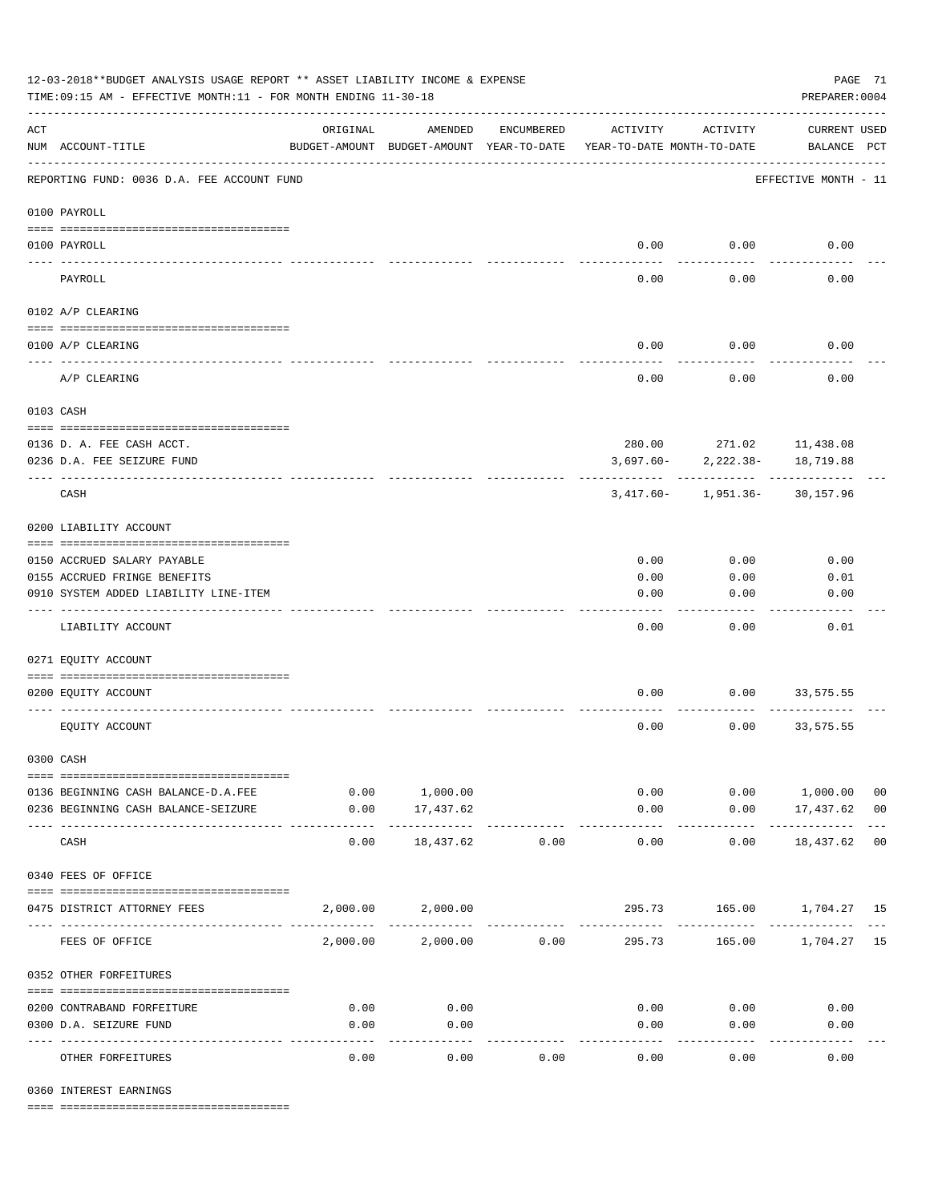12-03-2018**BUDGET ANALYSIS USAGE REPORT ** ASSET LIABILITY INCOME & EXPENSE

TIME:09:15 AM - EFFECTIVE MONTH:11 - FOR MONTH ENDING 11-30-18

PREPARER:0004

| ACT NUM | ACCOUNT-TITLE | ORIGINAL BUDGET-AMOUNT | AMENDED BUDGET-AMOUNT | ENCUMBERED YEAR-TO-DATE | ACTIVITY YEAR-TO-DATE | ACTIVITY MONTH-TO-DATE | CURRENT USED BALANCE | PCT |
|---|---|---|---|---|---|---|---|---|

REPORTING FUND: 0036 D.A. FEE ACCOUNT FUND — EFFECTIVE MONTH - 11

| ACT NUM | ACCOUNT-TITLE | ORIGINAL BUDGET-AMOUNT | AMENDED BUDGET-AMOUNT | ENCUMBERED YEAR-TO-DATE | ACTIVITY YEAR-TO-DATE | ACTIVITY MONTH-TO-DATE | CURRENT USED BALANCE | PCT |
|---|---|---|---|---|---|---|---|---|
| **0100 PAYROLL** | | | | | | | | |
| 0100 | PAYROLL | | | | 0.00 | 0.00 | 0.00 | |
| | PAYROLL | | | | 0.00 | 0.00 | 0.00 | |
| **0102 A/P CLEARING** | | | | | | | | |
| 0100 | A/P CLEARING | | | | 0.00 | 0.00 | 0.00 | |
| | A/P CLEARING | | | | 0.00 | 0.00 | 0.00 | |
| **0103 CASH** | | | | | | | | |
| 0136 | D. A. FEE CASH ACCT. | | | | 280.00 | 271.02 | 11,438.08 | |
| 0236 | D.A. FEE SEIZURE FUND | | | | 3,697.60- | 2,222.38- | 18,719.88 | |
| | CASH | | | | 3,417.60- | 1,951.36- | 30,157.96 | |
| **0200 LIABILITY ACCOUNT** | | | | | | | | |
| 0150 | ACCRUED SALARY PAYABLE | | | | 0.00 | 0.00 | 0.00 | |
| 0155 | ACCRUED FRINGE BENEFITS | | | | 0.00 | 0.00 | 0.01 | |
| 0910 | SYSTEM ADDED LIABILITY LINE-ITEM | | | | 0.00 | 0.00 | 0.00 | |
| | LIABILITY ACCOUNT | | | | 0.00 | 0.00 | 0.01 | |
| **0271 EQUITY ACCOUNT** | | | | | | | | |
| 0200 | EQUITY ACCOUNT | | | | 0.00 | 0.00 | 33,575.55 | |
| | EQUITY ACCOUNT | | | | 0.00 | 0.00 | 33,575.55 | |
| **0300 CASH** | | | | | | | | |
| 0136 | BEGINNING CASH BALANCE-D.A.FEE | 0.00 | 1,000.00 | | 0.00 | 0.00 | 1,000.00 | 00 |
| 0236 | BEGINNING CASH BALANCE-SEIZURE | 0.00 | 17,437.62 | | 0.00 | 0.00 | 17,437.62 | 00 |
| | CASH | 0.00 | 18,437.62 | 0.00 | 0.00 | 0.00 | 18,437.62 | 00 |
| **0340 FEES OF OFFICE** | | | | | | | | |
| 0475 | DISTRICT ATTORNEY FEES | 2,000.00 | 2,000.00 | | 295.73 | 165.00 | 1,704.27 | 15 |
| | FEES OF OFFICE | 2,000.00 | 2,000.00 | 0.00 | 295.73 | 165.00 | 1,704.27 | 15 |
| **0352 OTHER FORFEITURES** | | | | | | | | |
| 0200 | CONTRABAND FORFEITURE | 0.00 | 0.00 | | 0.00 | 0.00 | 0.00 | |
| 0300 | D.A. SEIZURE FUND | 0.00 | 0.00 | | 0.00 | 0.00 | 0.00 | |
| | OTHER FORFEITURES | 0.00 | 0.00 | 0.00 | 0.00 | 0.00 | 0.00 | |
| **0360 INTEREST EARNINGS** | | | | | | | | |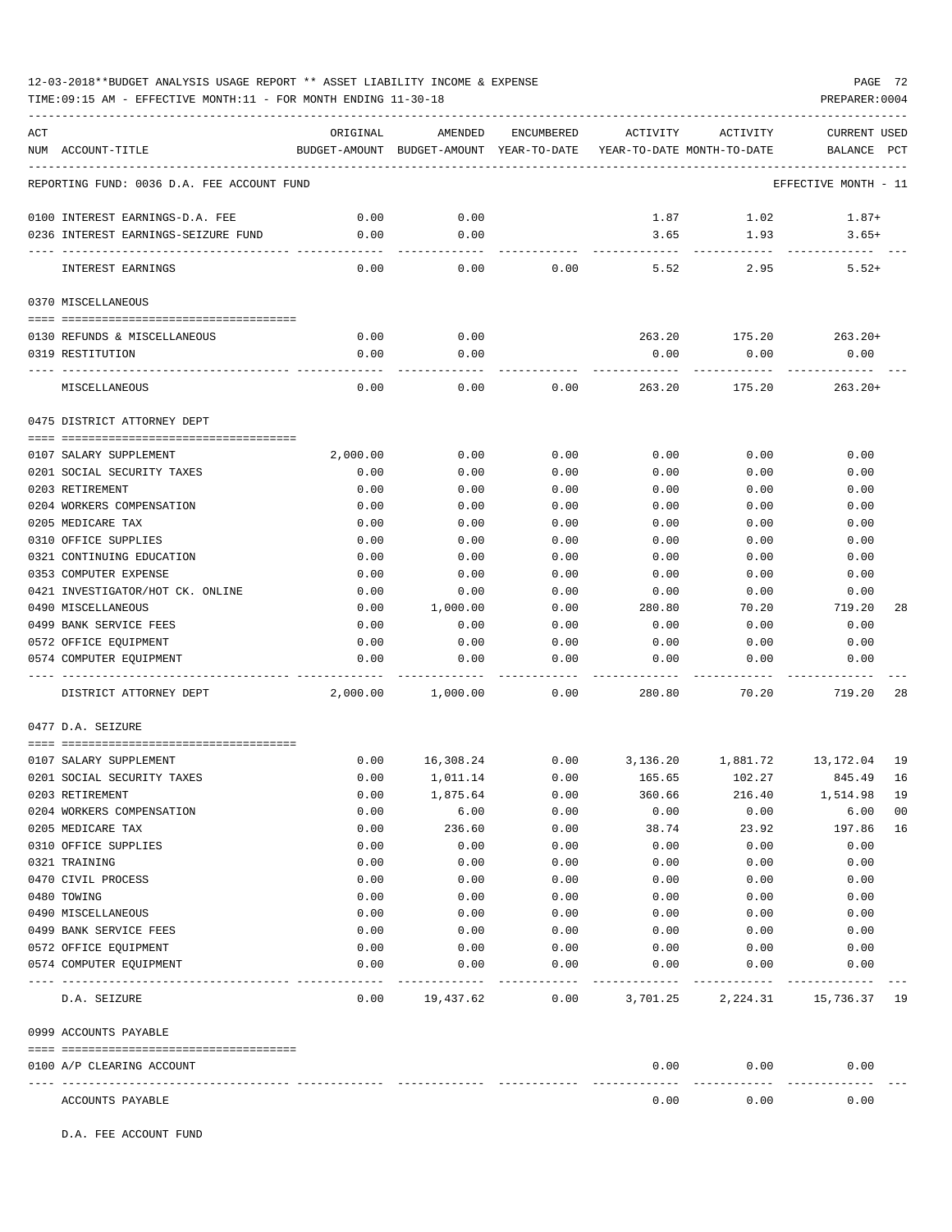12-03-2018**BUDGET ANALYSIS USAGE REPORT ** ASSET LIABILITY INCOME & EXPENSE

TIME:09:15 AM - EFFECTIVE MONTH:11 - FOR MONTH ENDING 11-30-18

PREPARER:0004

REPORTING FUND: 0036 D.A. FEE ACCOUNT FUND — EFFECTIVE MONTH - 11

| ACT NUM | ACCOUNT-TITLE | ORIGINAL BUDGET-AMOUNT | AMENDED BUDGET-AMOUNT | ENCUMBERED YEAR-TO-DATE | ACTIVITY YEAR-TO-DATE | ACTIVITY MONTH-TO-DATE | CURRENT USED BALANCE | PCT |
|---|---|---|---|---|---|---|---|---|
| 0100 | INTEREST EARNINGS-D.A. FEE | 0.00 | 0.00 | | 1.87 | 1.02 | 1.87+ | |
| 0236 | INTEREST EARNINGS-SEIZURE FUND | 0.00 | 0.00 | | 3.65 | 1.93 | 3.65+ | |
| | INTEREST EARNINGS | 0.00 | 0.00 | 0.00 | 5.52 | 2.95 | 5.52+ | |
| | **0370 MISCELLANEOUS** | | | | | | | |
| 0130 | REFUNDS & MISCELLANEOUS | 0.00 | 0.00 | | 263.20 | 175.20 | 263.20+ | |
| 0319 | RESTITUTION | 0.00 | 0.00 | | 0.00 | 0.00 | 0.00 | |
| | MISCELLANEOUS | 0.00 | 0.00 | 0.00 | 263.20 | 175.20 | 263.20+ | |
| | **0475 DISTRICT ATTORNEY DEPT** | | | | | | | |
| 0107 | SALARY SUPPLEMENT | 2,000.00 | 0.00 | 0.00 | 0.00 | 0.00 | 0.00 | |
| 0201 | SOCIAL SECURITY TAXES | 0.00 | 0.00 | 0.00 | 0.00 | 0.00 | 0.00 | |
| 0203 | RETIREMENT | 0.00 | 0.00 | 0.00 | 0.00 | 0.00 | 0.00 | |
| 0204 | WORKERS COMPENSATION | 0.00 | 0.00 | 0.00 | 0.00 | 0.00 | 0.00 | |
| 0205 | MEDICARE TAX | 0.00 | 0.00 | 0.00 | 0.00 | 0.00 | 0.00 | |
| 0310 | OFFICE SUPPLIES | 0.00 | 0.00 | 0.00 | 0.00 | 0.00 | 0.00 | |
| 0321 | CONTINUING EDUCATION | 0.00 | 0.00 | 0.00 | 0.00 | 0.00 | 0.00 | |
| 0353 | COMPUTER EXPENSE | 0.00 | 0.00 | 0.00 | 0.00 | 0.00 | 0.00 | |
| 0421 | INVESTIGATOR/HOT CK. ONLINE | 0.00 | 0.00 | 0.00 | 0.00 | 0.00 | 0.00 | |
| 0490 | MISCELLANEOUS | 0.00 | 1,000.00 | 0.00 | 280.80 | 70.20 | 719.20 | 28 |
| 0499 | BANK SERVICE FEES | 0.00 | 0.00 | 0.00 | 0.00 | 0.00 | 0.00 | |
| 0572 | OFFICE EQUIPMENT | 0.00 | 0.00 | 0.00 | 0.00 | 0.00 | 0.00 | |
| 0574 | COMPUTER EQUIPMENT | 0.00 | 0.00 | 0.00 | 0.00 | 0.00 | 0.00 | |
| | DISTRICT ATTORNEY DEPT | 2,000.00 | 1,000.00 | 0.00 | 280.80 | 70.20 | 719.20 | 28 |
| | **0477 D.A. SEIZURE** | | | | | | | |
| 0107 | SALARY SUPPLEMENT | 0.00 | 16,308.24 | 0.00 | 3,136.20 | 1,881.72 | 13,172.04 | 19 |
| 0201 | SOCIAL SECURITY TAXES | 0.00 | 1,011.14 | 0.00 | 165.65 | 102.27 | 845.49 | 16 |
| 0203 | RETIREMENT | 0.00 | 1,875.64 | 0.00 | 360.66 | 216.40 | 1,514.98 | 19 |
| 0204 | WORKERS COMPENSATION | 0.00 | 6.00 | 0.00 | 0.00 | 0.00 | 6.00 | 00 |
| 0205 | MEDICARE TAX | 0.00 | 236.60 | 0.00 | 38.74 | 23.92 | 197.86 | 16 |
| 0310 | OFFICE SUPPLIES | 0.00 | 0.00 | 0.00 | 0.00 | 0.00 | 0.00 | |
| 0321 | TRAINING | 0.00 | 0.00 | 0.00 | 0.00 | 0.00 | 0.00 | |
| 0470 | CIVIL PROCESS | 0.00 | 0.00 | 0.00 | 0.00 | 0.00 | 0.00 | |
| 0480 | TOWING | 0.00 | 0.00 | 0.00 | 0.00 | 0.00 | 0.00 | |
| 0490 | MISCELLANEOUS | 0.00 | 0.00 | 0.00 | 0.00 | 0.00 | 0.00 | |
| 0499 | BANK SERVICE FEES | 0.00 | 0.00 | 0.00 | 0.00 | 0.00 | 0.00 | |
| 0572 | OFFICE EQUIPMENT | 0.00 | 0.00 | 0.00 | 0.00 | 0.00 | 0.00 | |
| 0574 | COMPUTER EQUIPMENT | 0.00 | 0.00 | 0.00 | 0.00 | 0.00 | 0.00 | |
| | D.A. SEIZURE | 0.00 | 19,437.62 | 0.00 | 3,701.25 | 2,224.31 | 15,736.37 | 19 |
| | **0999 ACCOUNTS PAYABLE** | | | | | | | |
| 0100 | A/P CLEARING ACCOUNT | | | | 0.00 | 0.00 | 0.00 | |
| | ACCOUNTS PAYABLE | | | | 0.00 | 0.00 | 0.00 | |

D.A. FEE ACCOUNT FUND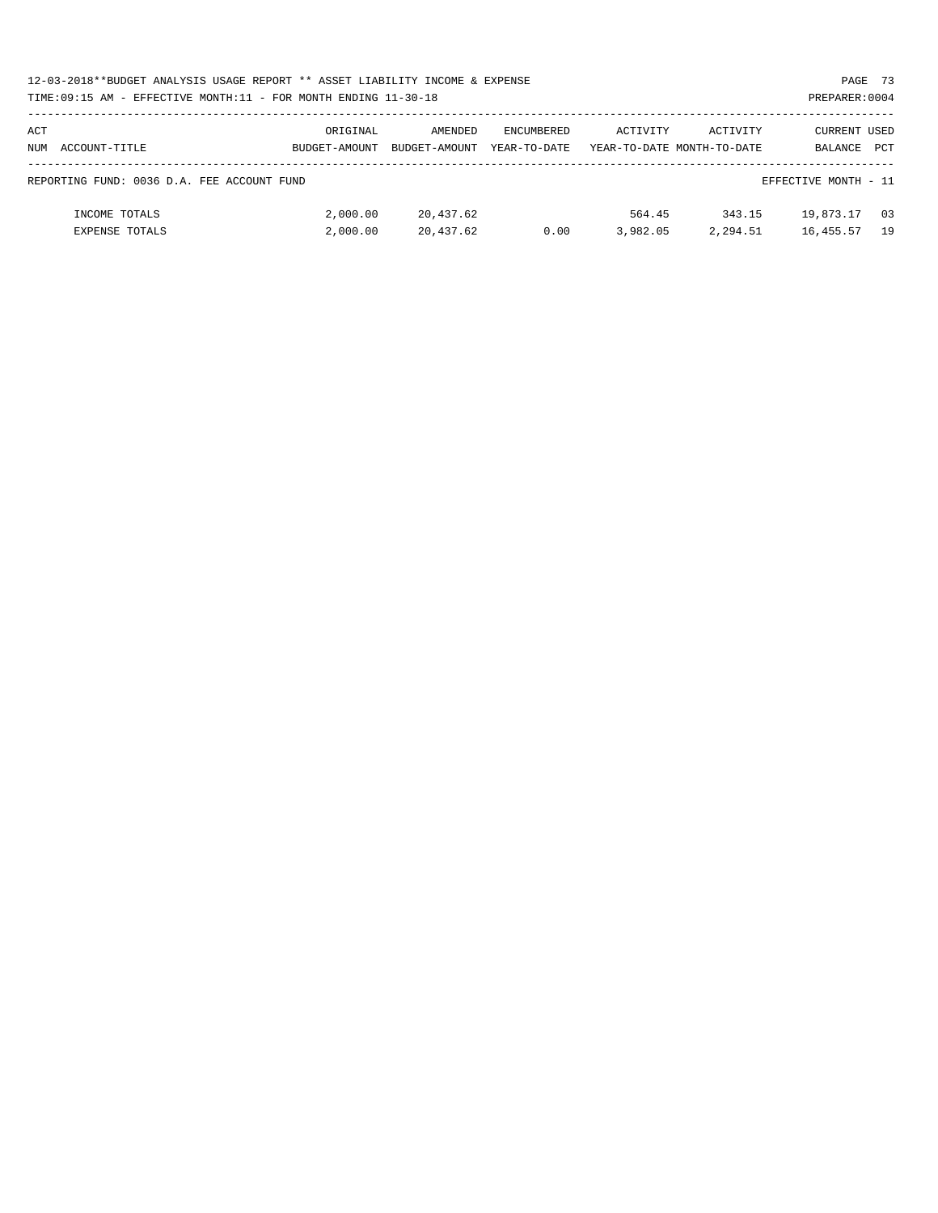12-03-2018**BUDGET ANALYSIS USAGE REPORT ** ASSET LIABILITY INCOME & EXPENSE

TIME:09:15 AM - EFFECTIVE MONTH:11 - FOR MONTH ENDING 11-30-18

PREPARER:0004

| ACT NUM ACCOUNT-TITLE | ORIGINAL BUDGET-AMOUNT | AMENDED BUDGET-AMOUNT | ENCUMBERED YEAR-TO-DATE | ACTIVITY YEAR-TO-DATE | ACTIVITY MONTH-TO-DATE | CURRENT BALANCE | USED PCT |
|---|---|---|---|---|---|---|---|
| REPORTING FUND: 0036 D.A. FEE ACCOUNT FUND | | | | | | EFFECTIVE MONTH - 11 | |
| INCOME TOTALS | 2,000.00 | 20,437.62 | | 564.45 | 343.15 | 19,873.17 | 03 |
| EXPENSE TOTALS | 2,000.00 | 20,437.62 | 0.00 | 3,982.05 | 2,294.51 | 16,455.57 | 19 |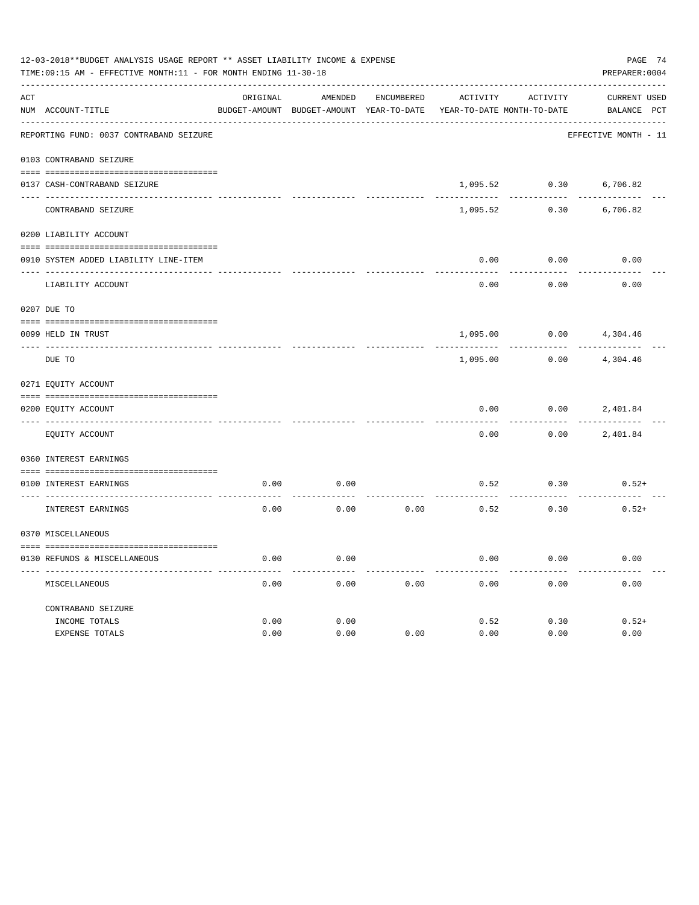12-03-2018**BUDGET ANALYSIS USAGE REPORT ** ASSET LIABILITY INCOME & EXPENSE

TIME:09:15 AM - EFFECTIVE MONTH:11 - FOR MONTH ENDING 11-30-18

PREPARER:0004

REPORTING FUND: 0037 CONTRABAND SEIZURE — EFFECTIVE MONTH - 11

| ACT NUM | ACCOUNT-TITLE | ORIGINAL BUDGET-AMOUNT | AMENDED BUDGET-AMOUNT | ENCUMBERED YEAR-TO-DATE | ACTIVITY YEAR-TO-DATE | ACTIVITY MONTH-TO-DATE | CURRENT BALANCE | USED PCT |
|---|---|---|---|---|---|---|---|---|
| 0103 | CONTRABAND SEIZURE | | | | | | | |
| 0137 | CASH-CONTRABAND SEIZURE | | | | 1,095.52 | 0.30 | 6,706.82 | |
| | CONTRABAND SEIZURE | | | | 1,095.52 | 0.30 | 6,706.82 | |
| 0200 | LIABILITY ACCOUNT | | | | | | | |
| 0910 | SYSTEM ADDED LIABILITY LINE-ITEM | | | | 0.00 | 0.00 | 0.00 | |
| | LIABILITY ACCOUNT | | | | 0.00 | 0.00 | 0.00 | |
| 0207 | DUE TO | | | | | | | |
| 0099 | HELD IN TRUST | | | | 1,095.00 | 0.00 | 4,304.46 | |
| | DUE TO | | | | 1,095.00 | 0.00 | 4,304.46 | |
| 0271 | EQUITY ACCOUNT | | | | | | | |
| 0200 | EQUITY ACCOUNT | | | | 0.00 | 0.00 | 2,401.84 | |
| | EQUITY ACCOUNT | | | | 0.00 | 0.00 | 2,401.84 | |
| 0360 | INTEREST EARNINGS | | | | | | | |
| 0100 | INTEREST EARNINGS | 0.00 | 0.00 | | 0.52 | 0.30 | 0.52+ | |
| | INTEREST EARNINGS | 0.00 | 0.00 | 0.00 | 0.52 | 0.30 | 0.52+ | |
| 0370 | MISCELLANEOUS | | | | | | | |
| 0130 | REFUNDS & MISCELLANEOUS | 0.00 | 0.00 | | 0.00 | 0.00 | 0.00 | |
| | MISCELLANEOUS | 0.00 | 0.00 | 0.00 | 0.00 | 0.00 | 0.00 | |
| | CONTRABAND SEIZURE | | | | | | | |
| | INCOME TOTALS | 0.00 | 0.00 | | 0.52 | 0.30 | 0.52+ | |
| | EXPENSE TOTALS | 0.00 | 0.00 | 0.00 | 0.00 | 0.00 | 0.00 | |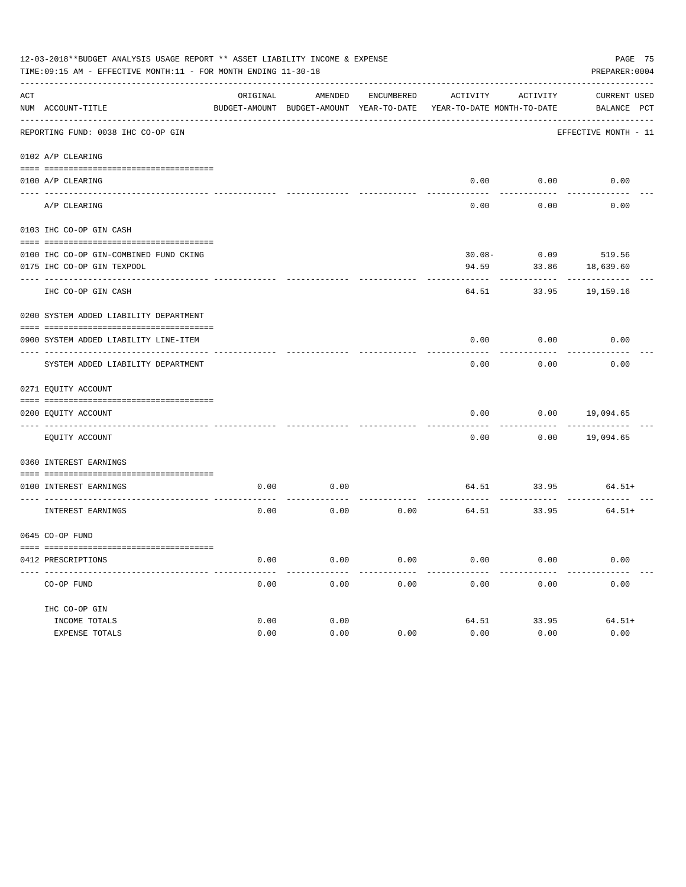12-03-2018**BUDGET ANALYSIS USAGE REPORT ** ASSET LIABILITY INCOME & EXPENSE

TIME:09:15 AM - EFFECTIVE MONTH:11 - FOR MONTH ENDING 11-30-18

PREPARER:0004

| ACT NUM | ACCOUNT-TITLE | ORIGINAL BUDGET-AMOUNT | AMENDED BUDGET-AMOUNT | ENCUMBERED YEAR-TO-DATE | ACTIVITY YEAR-TO-DATE | ACTIVITY MONTH-TO-DATE | CURRENT BALANCE | USED PCT |
|---|---|---|---|---|---|---|---|---|
| | REPORTING FUND: 0038 IHC CO-OP GIN | | | | | | EFFECTIVE MONTH - 11 | |
| | 0102 A/P CLEARING | | | | | | | |
| 0100 | A/P CLEARING | | | | 0.00 | 0.00 | 0.00 | |
| | A/P CLEARING | | | | 0.00 | 0.00 | 0.00 | |
| | 0103 IHC CO-OP GIN CASH | | | | | | | |
| 0100 | IHC CO-OP GIN-COMBINED FUND CKING | | | | 30.08- | 0.09 | 519.56 | |
| 0175 | IHC CO-OP GIN TEXPOOL | | | | 94.59 | 33.86 | 18,639.60 | |
| | IHC CO-OP GIN CASH | | | | 64.51 | 33.95 | 19,159.16 | |
| | 0200 SYSTEM ADDED LIABILITY DEPARTMENT | | | | | | | |
| 0900 | SYSTEM ADDED LIABILITY LINE-ITEM | | | | 0.00 | 0.00 | 0.00 | |
| | SYSTEM ADDED LIABILITY DEPARTMENT | | | | 0.00 | 0.00 | 0.00 | |
| | 0271 EQUITY ACCOUNT | | | | | | | |
| 0200 | EQUITY ACCOUNT | | | | 0.00 | 0.00 | 19,094.65 | |
| | EQUITY ACCOUNT | | | | 0.00 | 0.00 | 19,094.65 | |
| | 0360 INTEREST EARNINGS | | | | | | | |
| 0100 | INTEREST EARNINGS | 0.00 | 0.00 | | 64.51 | 33.95 | 64.51+ | |
| | INTEREST EARNINGS | 0.00 | 0.00 | 0.00 | 64.51 | 33.95 | 64.51+ | |
| | 0645 CO-OP FUND | | | | | | | |
| 0412 | PRESCRIPTIONS | 0.00 | 0.00 | 0.00 | 0.00 | 0.00 | 0.00 | |
| | CO-OP FUND | 0.00 | 0.00 | 0.00 | 0.00 | 0.00 | 0.00 | |
| | IHC CO-OP GIN | | | | | | | |
| | INCOME TOTALS | 0.00 | 0.00 | | 64.51 | 33.95 | 64.51+ | |
| | EXPENSE TOTALS | 0.00 | 0.00 | 0.00 | 0.00 | 0.00 | 0.00 | |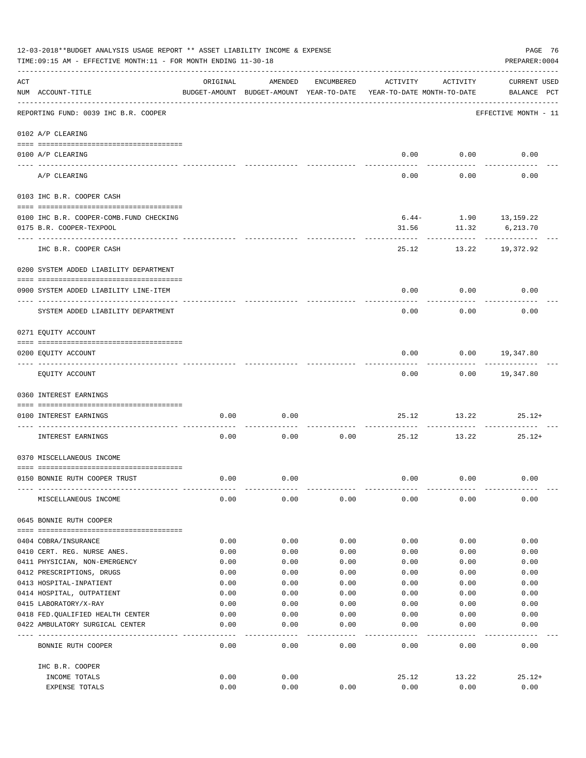12-03-2018**BUDGET ANALYSIS USAGE REPORT ** ASSET LIABILITY INCOME & EXPENSE

TIME:09:15 AM - EFFECTIVE MONTH:11 - FOR MONTH ENDING 11-30-18

PREPARER:0004

| ACT NUM | ACCOUNT-TITLE | ORIGINAL BUDGET-AMOUNT | AMENDED BUDGET-AMOUNT | ENCUMBERED YEAR-TO-DATE | ACTIVITY YEAR-TO-DATE | ACTIVITY MONTH-TO-DATE | CURRENT USED BALANCE | PCT |
|---|---|---|---|---|---|---|---|---|
| | REPORTING FUND: 0039 IHC B.R. COOPER | | | | | | EFFECTIVE MONTH - 11 | |
| | 0102 A/P CLEARING | | | | | | | |
| 0100 | A/P CLEARING | | | | 0.00 | 0.00 | 0.00 | |
| | A/P CLEARING | | | | 0.00 | 0.00 | 0.00 | |
| | 0103 IHC B.R. COOPER CASH | | | | | | | |
| 0100 | IHC B.R. COOPER-COMB.FUND CHECKING | | | | 6.44- | 1.90 | 13,159.22 | |
| 0175 | B.R. COOPER-TEXPOOL | | | | 31.56 | 11.32 | 6,213.70 | |
| | IHC B.R. COOPER CASH | | | | 25.12 | 13.22 | 19,372.92 | |
| | 0200 SYSTEM ADDED LIABILITY DEPARTMENT | | | | | | | |
| 0900 | SYSTEM ADDED LIABILITY LINE-ITEM | | | | 0.00 | 0.00 | 0.00 | |
| | SYSTEM ADDED LIABILITY DEPARTMENT | | | | 0.00 | 0.00 | 0.00 | |
| | 0271 EQUITY ACCOUNT | | | | | | | |
| 0200 | EQUITY ACCOUNT | | | | 0.00 | 0.00 | 19,347.80 | |
| | EQUITY ACCOUNT | | | | 0.00 | 0.00 | 19,347.80 | |
| | 0360 INTEREST EARNINGS | | | | | | | |
| 0100 | INTEREST EARNINGS | 0.00 | 0.00 | | 25.12 | 13.22 | 25.12+ | |
| | INTEREST EARNINGS | 0.00 | 0.00 | 0.00 | 25.12 | 13.22 | 25.12+ | |
| | 0370 MISCELLANEOUS INCOME | | | | | | | |
| 0150 | BONNIE RUTH COOPER TRUST | 0.00 | 0.00 | | 0.00 | 0.00 | 0.00 | |
| | MISCELLANEOUS INCOME | 0.00 | 0.00 | 0.00 | 0.00 | 0.00 | 0.00 | |
| | 0645 BONNIE RUTH COOPER | | | | | | | |
| 0404 | COBRA/INSURANCE | 0.00 | 0.00 | 0.00 | 0.00 | 0.00 | 0.00 | |
| 0410 | CERT. REG. NURSE ANES. | 0.00 | 0.00 | 0.00 | 0.00 | 0.00 | 0.00 | |
| 0411 | PHYSICIAN, NON-EMERGENCY | 0.00 | 0.00 | 0.00 | 0.00 | 0.00 | 0.00 | |
| 0412 | PRESCRIPTIONS, DRUGS | 0.00 | 0.00 | 0.00 | 0.00 | 0.00 | 0.00 | |
| 0413 | HOSPITAL-INPATIENT | 0.00 | 0.00 | 0.00 | 0.00 | 0.00 | 0.00 | |
| 0414 | HOSPITAL, OUTPATIENT | 0.00 | 0.00 | 0.00 | 0.00 | 0.00 | 0.00 | |
| 0415 | LABORATORY/X-RAY | 0.00 | 0.00 | 0.00 | 0.00 | 0.00 | 0.00 | |
| 0418 | FED.QUALIFIED HEALTH CENTER | 0.00 | 0.00 | 0.00 | 0.00 | 0.00 | 0.00 | |
| 0422 | AMBULATORY SURGICAL CENTER | 0.00 | 0.00 | 0.00 | 0.00 | 0.00 | 0.00 | |
| | BONNIE RUTH COOPER | 0.00 | 0.00 | 0.00 | 0.00 | 0.00 | 0.00 | |
| | IHC B.R. COOPER | | | | | | | |
| | INCOME TOTALS | 0.00 | 0.00 | | 25.12 | 13.22 | 25.12+ | |
| | EXPENSE TOTALS | 0.00 | 0.00 | 0.00 | 0.00 | 0.00 | 0.00 | |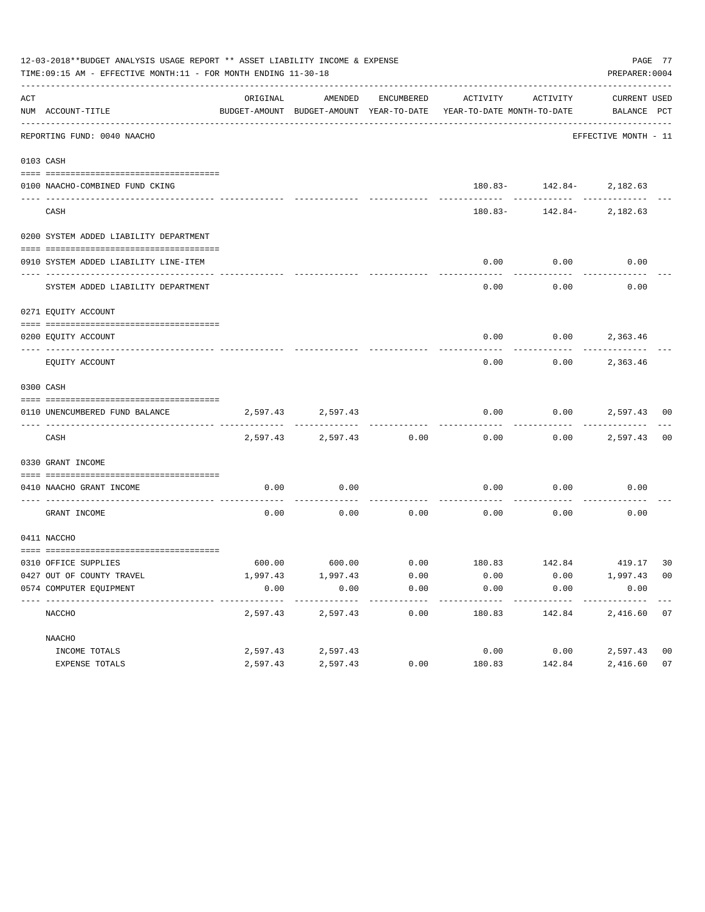12-03-2018**BUDGET ANALYSIS USAGE REPORT ** ASSET LIABILITY INCOME & EXPENSE

TIME:09:15 AM - EFFECTIVE MONTH:11 - FOR MONTH ENDING 11-30-18

PREPARER:0004

| ACT NUM | ACCOUNT-TITLE | ORIGINAL BUDGET-AMOUNT | AMENDED BUDGET-AMOUNT | ENCUMBERED YEAR-TO-DATE | ACTIVITY YEAR-TO-DATE | ACTIVITY MONTH-TO-DATE | CURRENT BALANCE | USED PCT |
|---|---|---|---|---|---|---|---|---|
| | REPORTING FUND: 0040 NAACHO | | | | | | EFFECTIVE MONTH - 11 | |
| 0103 | CASH | | | | | | | |
| 0100 | NAACHO-COMBINED FUND CKING | | | | 180.83- | 142.84- | 2,182.63 | |
| | CASH | | | | 180.83- | 142.84- | 2,182.63 | |
| 0200 | SYSTEM ADDED LIABILITY DEPARTMENT | | | | | | | |
| 0910 | SYSTEM ADDED LIABILITY LINE-ITEM | | | | 0.00 | 0.00 | 0.00 | |
| | SYSTEM ADDED LIABILITY DEPARTMENT | | | | 0.00 | 0.00 | 0.00 | |
| 0271 | EQUITY ACCOUNT | | | | | | | |
| 0200 | EQUITY ACCOUNT | | | | 0.00 | 0.00 | 2,363.46 | |
| | EQUITY ACCOUNT | | | | 0.00 | 0.00 | 2,363.46 | |
| 0300 | CASH | | | | | | | |
| 0110 | UNENCUMBERED FUND BALANCE | 2,597.43 | 2,597.43 | | 0.00 | 0.00 | 2,597.43 | 00 |
| | CASH | 2,597.43 | 2,597.43 | 0.00 | 0.00 | 0.00 | 2,597.43 | 00 |
| 0330 | GRANT INCOME | | | | | | | |
| 0410 | NAACHO GRANT INCOME | 0.00 | 0.00 | | 0.00 | 0.00 | 0.00 | |
| | GRANT INCOME | 0.00 | 0.00 | 0.00 | 0.00 | 0.00 | 0.00 | |
| 0411 | NACCHO | | | | | | | |
| 0310 | OFFICE SUPPLIES | 600.00 | 600.00 | 0.00 | 180.83 | 142.84 | 419.17 | 30 |
| 0427 | OUT OF COUNTY TRAVEL | 1,997.43 | 1,997.43 | 0.00 | 0.00 | 0.00 | 1,997.43 | 00 |
| 0574 | COMPUTER EQUIPMENT | 0.00 | 0.00 | 0.00 | 0.00 | 0.00 | 0.00 | |
| | NACCHO | 2,597.43 | 2,597.43 | 0.00 | 180.83 | 142.84 | 2,416.60 | 07 |
| | NAACHO | | | | | | | |
| | INCOME TOTALS | 2,597.43 | 2,597.43 | | 0.00 | 0.00 | 2,597.43 | 00 |
| | EXPENSE TOTALS | 2,597.43 | 2,597.43 | 0.00 | 180.83 | 142.84 | 2,416.60 | 07 |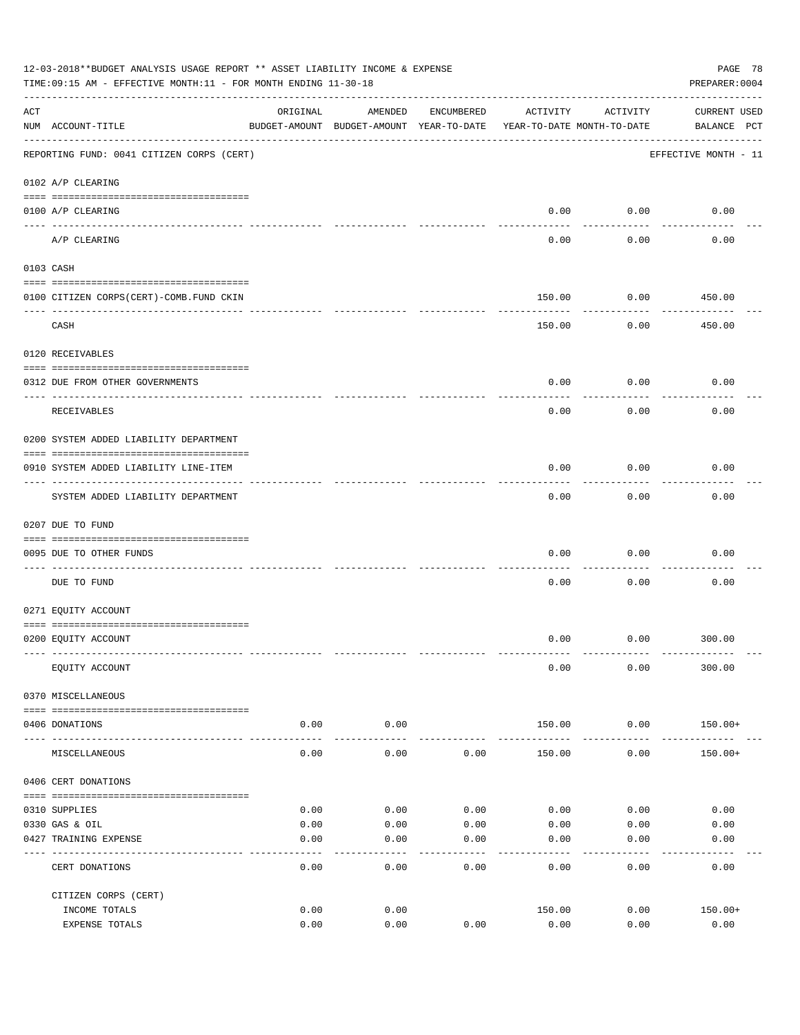12-03-2018**BUDGET ANALYSIS USAGE REPORT ** ASSET LIABILITY INCOME & EXPENSE

TIME:09:15 AM - EFFECTIVE MONTH:11 - FOR MONTH ENDING 11-30-18

PREPARER:0004

| ACT NUM | ACCOUNT-TITLE | ORIGINAL BUDGET-AMOUNT | AMENDED BUDGET-AMOUNT | ENCUMBERED YEAR-TO-DATE | ACTIVITY YEAR-TO-DATE | ACTIVITY MONTH-TO-DATE | CURRENT BALANCE | USED PCT |
|---|---|---|---|---|---|---|---|---|
| | REPORTING FUND: 0041 CITIZEN CORPS (CERT) | | | | | | EFFECTIVE MONTH - 11 | |
| | 0102 A/P CLEARING | | | | | | | |
| 0100 | A/P CLEARING | | | | 0.00 | 0.00 | 0.00 | |
| | A/P CLEARING | | | | 0.00 | 0.00 | 0.00 | |
| | 0103 CASH | | | | | | | |
| 0100 | CITIZEN CORPS(CERT)-COMB.FUND CKIN | | | | 150.00 | 0.00 | 450.00 | |
| | CASH | | | | 150.00 | 0.00 | 450.00 | |
| | 0120 RECEIVABLES | | | | | | | |
| 0312 | DUE FROM OTHER GOVERNMENTS | | | | 0.00 | 0.00 | 0.00 | |
| | RECEIVABLES | | | | 0.00 | 0.00 | 0.00 | |
| | 0200 SYSTEM ADDED LIABILITY DEPARTMENT | | | | | | | |
| 0910 | SYSTEM ADDED LIABILITY LINE-ITEM | | | | 0.00 | 0.00 | 0.00 | |
| | SYSTEM ADDED LIABILITY DEPARTMENT | | | | 0.00 | 0.00 | 0.00 | |
| | 0207 DUE TO FUND | | | | | | | |
| 0095 | DUE TO OTHER FUNDS | | | | 0.00 | 0.00 | 0.00 | |
| | DUE TO FUND | | | | 0.00 | 0.00 | 0.00 | |
| | 0271 EQUITY ACCOUNT | | | | | | | |
| 0200 | EQUITY ACCOUNT | | | | 0.00 | 0.00 | 300.00 | |
| | EQUITY ACCOUNT | | | | 0.00 | 0.00 | 300.00 | |
| | 0370 MISCELLANEOUS | | | | | | | |
| 0406 | DONATIONS | 0.00 | 0.00 | | 150.00 | 0.00 | 150.00+ | |
| | MISCELLANEOUS | 0.00 | 0.00 | 0.00 | 150.00 | 0.00 | 150.00+ | |
| | 0406 CERT DONATIONS | | | | | | | |
| 0310 | SUPPLIES | 0.00 | 0.00 | 0.00 | 0.00 | 0.00 | 0.00 | |
| 0330 | GAS & OIL | 0.00 | 0.00 | 0.00 | 0.00 | 0.00 | 0.00 | |
| 0427 | TRAINING EXPENSE | 0.00 | 0.00 | 0.00 | 0.00 | 0.00 | 0.00 | |
| | CERT DONATIONS | 0.00 | 0.00 | 0.00 | 0.00 | 0.00 | 0.00 | |
| | CITIZEN CORPS (CERT) | | | | | | | |
| | INCOME TOTALS | 0.00 | 0.00 | | 150.00 | 0.00 | 150.00+ | |
| | EXPENSE TOTALS | 0.00 | 0.00 | 0.00 | 0.00 | 0.00 | 0.00 | |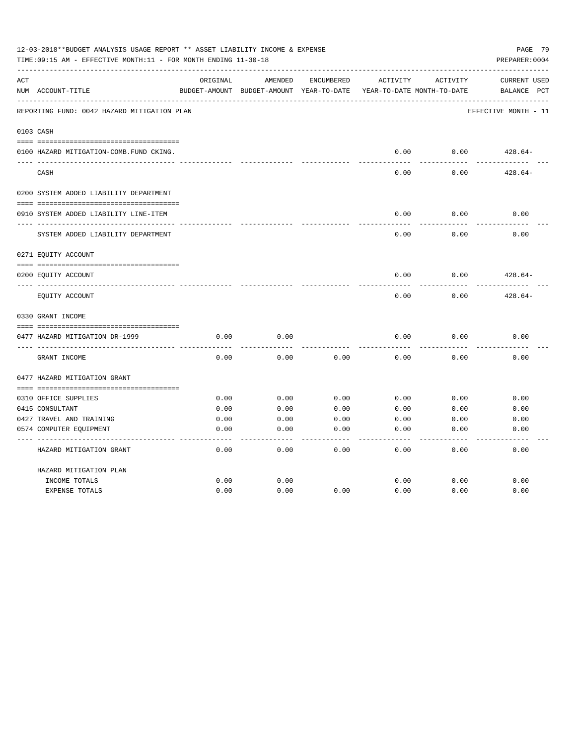12-03-2018**BUDGET ANALYSIS USAGE REPORT ** ASSET LIABILITY INCOME & EXPENSE

TIME:09:15 AM - EFFECTIVE MONTH:11 - FOR MONTH ENDING 11-30-18

PREPARER:0004

REPORTING FUND: 0042 HAZARD MITIGATION PLAN

EFFECTIVE MONTH - 11

| ACT NUM | ACCOUNT-TITLE | ORIGINAL BUDGET-AMOUNT | AMENDED BUDGET-AMOUNT | ENCUMBERED YEAR-TO-DATE | ACTIVITY YEAR-TO-DATE | ACTIVITY MONTH-TO-DATE | CURRENT BALANCE | USED PCT |
|---|---|---|---|---|---|---|---|---|
| 0103 | CASH | | | | | | | |
| 0100 | HAZARD MITIGATION-COMB.FUND CKING. | | | | 0.00 | 0.00 | 428.64- | |
| | CASH | | | | 0.00 | 0.00 | 428.64- | |
| 0200 | SYSTEM ADDED LIABILITY DEPARTMENT | | | | | | | |
| 0910 | SYSTEM ADDED LIABILITY LINE-ITEM | | | | 0.00 | 0.00 | 0.00 | |
| | SYSTEM ADDED LIABILITY DEPARTMENT | | | | 0.00 | 0.00 | 0.00 | |
| 0271 | EQUITY ACCOUNT | | | | | | | |
| 0200 | EQUITY ACCOUNT | | | | 0.00 | 0.00 | 428.64- | |
| | EQUITY ACCOUNT | | | | 0.00 | 0.00 | 428.64- | |
| 0330 | GRANT INCOME | | | | | | | |
| 0477 | HAZARD MITIGATION DR-1999 | 0.00 | 0.00 | | 0.00 | 0.00 | 0.00 | |
| | GRANT INCOME | 0.00 | 0.00 | 0.00 | 0.00 | 0.00 | 0.00 | |
| 0477 | HAZARD MITIGATION GRANT | | | | | | | |
| 0310 | OFFICE SUPPLIES | 0.00 | 0.00 | 0.00 | 0.00 | 0.00 | 0.00 | |
| 0415 | CONSULTANT | 0.00 | 0.00 | 0.00 | 0.00 | 0.00 | 0.00 | |
| 0427 | TRAVEL AND TRAINING | 0.00 | 0.00 | 0.00 | 0.00 | 0.00 | 0.00 | |
| 0574 | COMPUTER EQUIPMENT | 0.00 | 0.00 | 0.00 | 0.00 | 0.00 | 0.00 | |
| | HAZARD MITIGATION GRANT | 0.00 | 0.00 | 0.00 | 0.00 | 0.00 | 0.00 | |
| | HAZARD MITIGATION PLAN | | | | | | | |
| | INCOME TOTALS | 0.00 | 0.00 | | 0.00 | 0.00 | 0.00 | |
| | EXPENSE TOTALS | 0.00 | 0.00 | 0.00 | 0.00 | 0.00 | 0.00 | |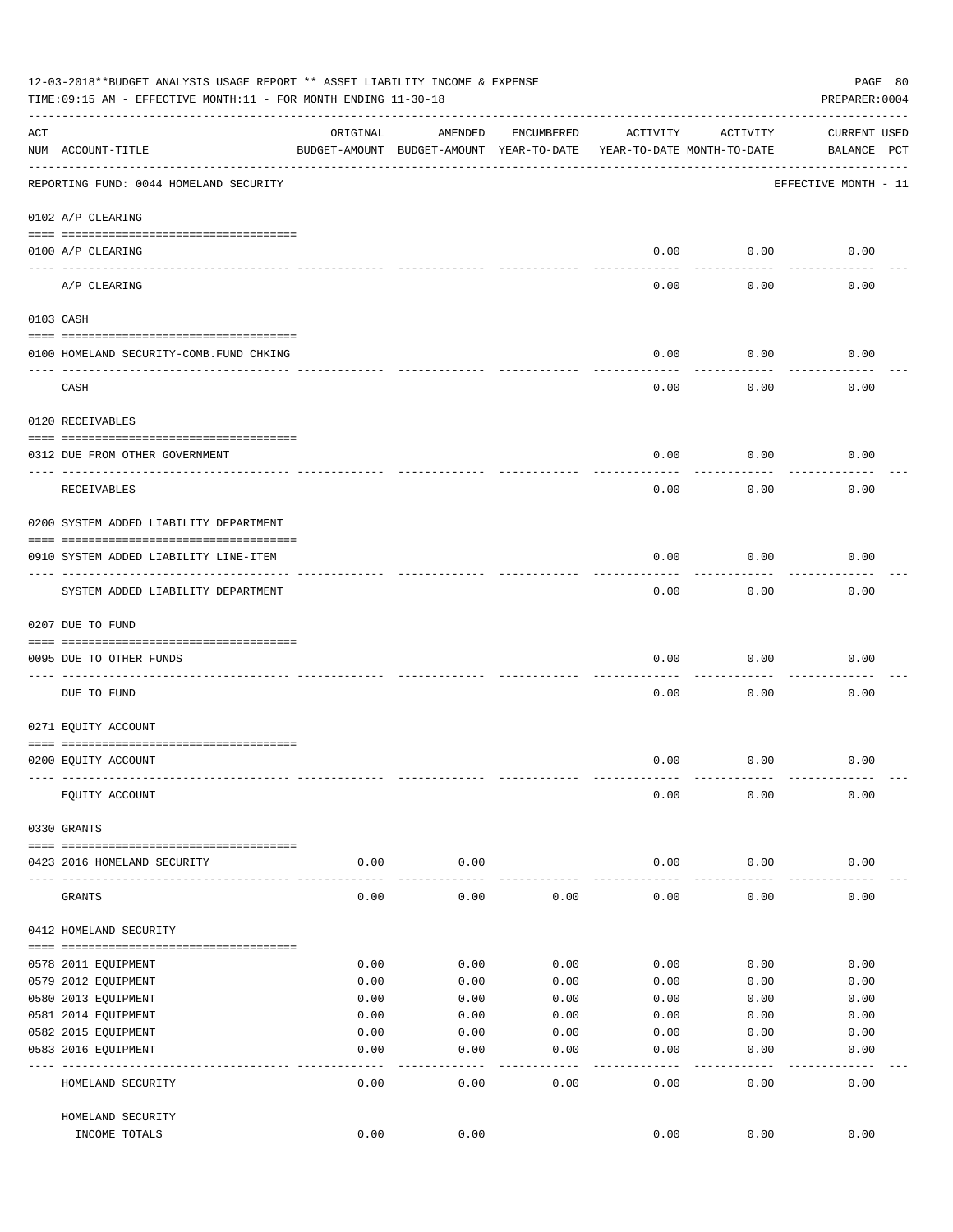12-03-2018**BUDGET ANALYSIS USAGE REPORT ** ASSET LIABILITY INCOME & EXPENSE

TIME:09:15 AM - EFFECTIVE MONTH:11 - FOR MONTH ENDING 11-30-18

PREPARER:0004

| ACT NUM | ACCOUNT-TITLE | ORIGINAL BUDGET-AMOUNT | AMENDED BUDGET-AMOUNT | ENCUMBERED YEAR-TO-DATE | ACTIVITY YEAR-TO-DATE | ACTIVITY MONTH-TO-DATE | CURRENT BALANCE | USED PCT |
|---|---|---|---|---|---|---|---|---|
| | REPORTING FUND: 0044 HOMELAND SECURITY | | | | | | EFFECTIVE MONTH - 11 | |
| | 0102 A/P CLEARING | | | | | | | |
| 0100 | A/P CLEARING | | | | 0.00 | 0.00 | 0.00 | |
| | A/P CLEARING | | | | 0.00 | 0.00 | 0.00 | |
| | 0103 CASH | | | | | | | |
| 0100 | HOMELAND SECURITY-COMB.FUND CHKING | | | | 0.00 | 0.00 | 0.00 | |
| | CASH | | | | 0.00 | 0.00 | 0.00 | |
| | 0120 RECEIVABLES | | | | | | | |
| 0312 | DUE FROM OTHER GOVERNMENT | | | | 0.00 | 0.00 | 0.00 | |
| | RECEIVABLES | | | | 0.00 | 0.00 | 0.00 | |
| | 0200 SYSTEM ADDED LIABILITY DEPARTMENT | | | | | | | |
| 0910 | SYSTEM ADDED LIABILITY LINE-ITEM | | | | 0.00 | 0.00 | 0.00 | |
| | SYSTEM ADDED LIABILITY DEPARTMENT | | | | 0.00 | 0.00 | 0.00 | |
| | 0207 DUE TO FUND | | | | | | | |
| 0095 | DUE TO OTHER FUNDS | | | | 0.00 | 0.00 | 0.00 | |
| | DUE TO FUND | | | | 0.00 | 0.00 | 0.00 | |
| | 0271 EQUITY ACCOUNT | | | | | | | |
| 0200 | EQUITY ACCOUNT | | | | 0.00 | 0.00 | 0.00 | |
| | EQUITY ACCOUNT | | | | 0.00 | 0.00 | 0.00 | |
| | 0330 GRANTS | | | | | | | |
| 0423 | 2016 HOMELAND SECURITY | 0.00 | 0.00 | | 0.00 | 0.00 | 0.00 | |
| | GRANTS | 0.00 | 0.00 | 0.00 | 0.00 | 0.00 | 0.00 | |
| | 0412 HOMELAND SECURITY | | | | | | | |
| 0578 | 2011 EQUIPMENT | 0.00 | 0.00 | 0.00 | 0.00 | 0.00 | 0.00 | |
| 0579 | 2012 EQUIPMENT | 0.00 | 0.00 | 0.00 | 0.00 | 0.00 | 0.00 | |
| 0580 | 2013 EQUIPMENT | 0.00 | 0.00 | 0.00 | 0.00 | 0.00 | 0.00 | |
| 0581 | 2014 EQUIPMENT | 0.00 | 0.00 | 0.00 | 0.00 | 0.00 | 0.00 | |
| 0582 | 2015 EQUIPMENT | 0.00 | 0.00 | 0.00 | 0.00 | 0.00 | 0.00 | |
| 0583 | 2016 EQUIPMENT | 0.00 | 0.00 | 0.00 | 0.00 | 0.00 | 0.00 | |
| | HOMELAND SECURITY | 0.00 | 0.00 | 0.00 | 0.00 | 0.00 | 0.00 | |
| | HOMELAND SECURITY INCOME TOTALS | 0.00 | 0.00 | | 0.00 | 0.00 | 0.00 | |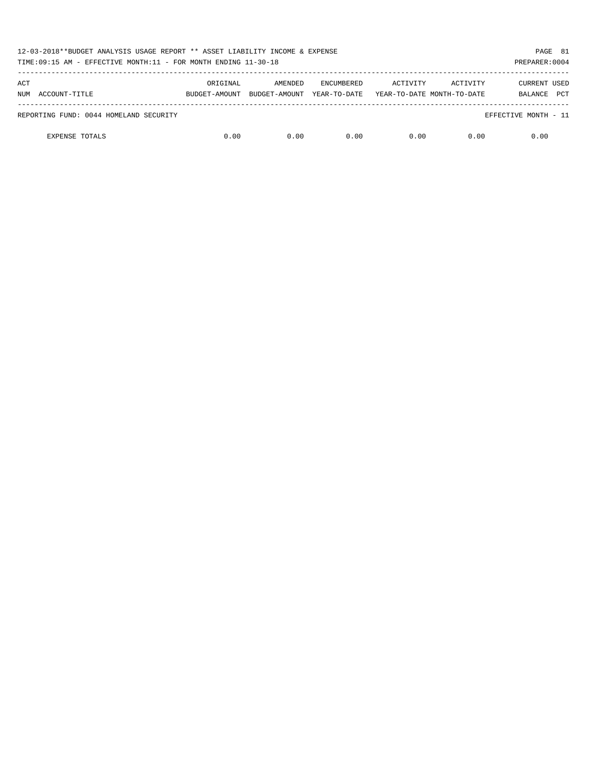| ACT NUM | ACCOUNT-TITLE | ORIGINAL BUDGET-AMOUNT | AMENDED BUDGET-AMOUNT | ENCUMBERED YEAR-TO-DATE | ACTIVITY YEAR-TO-DATE | ACTIVITY MONTH-TO-DATE | CURRENT BALANCE | USED PCT |
|---|---|---|---|---|---|---|---|---|
| | REPORTING FUND: 0044 HOMELAND SECURITY | | | | | | EFFECTIVE MONTH - 11 | |
| | EXPENSE TOTALS | 0.00 | 0.00 | 0.00 | 0.00 | 0.00 | 0.00 | |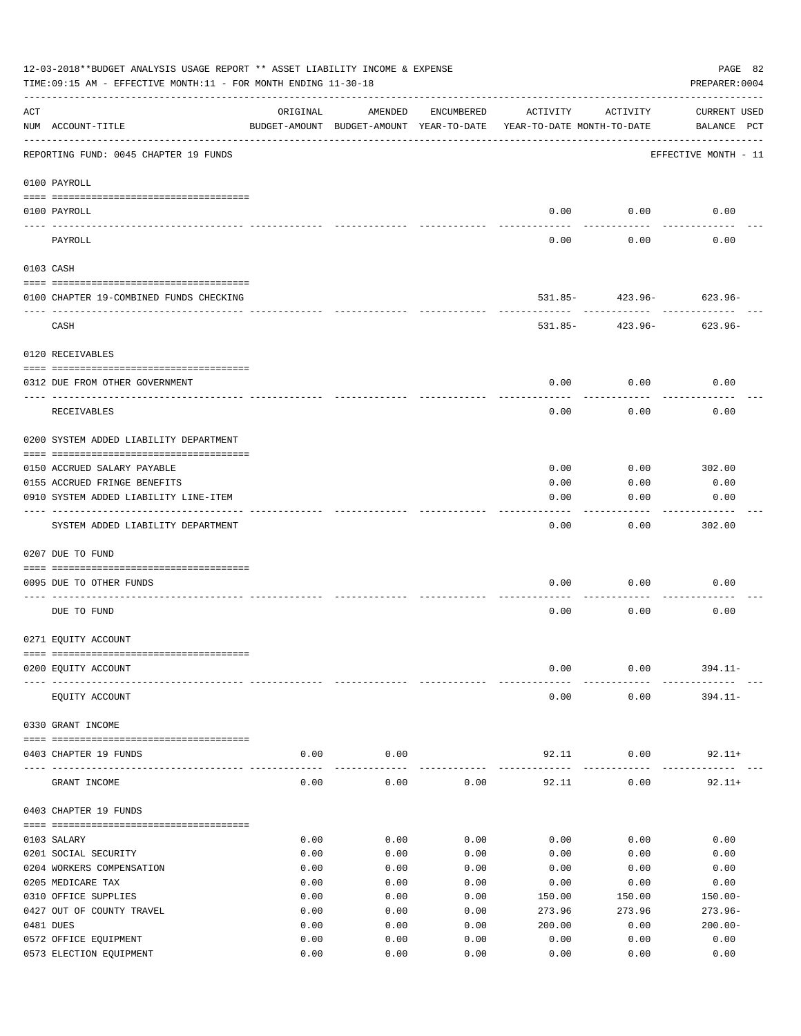12-03-2018**BUDGET ANALYSIS USAGE REPORT ** ASSET LIABILITY INCOME & EXPENSE

TIME:09:15 AM - EFFECTIVE MONTH:11 - FOR MONTH ENDING 11-30-18

PREPARER:0004

| ACT NUM | ACCOUNT-TITLE | ORIGINAL BUDGET-AMOUNT | AMENDED BUDGET-AMOUNT | ENCUMBERED YEAR-TO-DATE | ACTIVITY YEAR-TO-DATE | ACTIVITY MONTH-TO-DATE | CURRENT USED BALANCE | PCT |
|---|---|---|---|---|---|---|---|---|
| | REPORTING FUND: 0045 CHAPTER 19 FUNDS | | | | | | EFFECTIVE MONTH - 11 | |
| | **0100 PAYROLL** | | | | | | | |
| 0100 | PAYROLL | | | | 0.00 | 0.00 | 0.00 | |
| | PAYROLL | | | | 0.00 | 0.00 | 0.00 | |
| | **0103 CASH** | | | | | | | |
| 0100 | CHAPTER 19-COMBINED FUNDS CHECKING | | | | 531.85- | 423.96- | 623.96- | |
| | CASH | | | | 531.85- | 423.96- | 623.96- | |
| | **0120 RECEIVABLES** | | | | | | | |
| 0312 | DUE FROM OTHER GOVERNMENT | | | | 0.00 | 0.00 | 0.00 | |
| | RECEIVABLES | | | | 0.00 | 0.00 | 0.00 | |
| | **0200 SYSTEM ADDED LIABILITY DEPARTMENT** | | | | | | | |
| 0150 | ACCRUED SALARY PAYABLE | | | | 0.00 | 0.00 | 302.00 | |
| 0155 | ACCRUED FRINGE BENEFITS | | | | 0.00 | 0.00 | 0.00 | |
| 0910 | SYSTEM ADDED LIABILITY LINE-ITEM | | | | 0.00 | 0.00 | 0.00 | |
| | SYSTEM ADDED LIABILITY DEPARTMENT | | | | 0.00 | 0.00 | 302.00 | |
| | **0207 DUE TO FUND** | | | | | | | |
| 0095 | DUE TO OTHER FUNDS | | | | 0.00 | 0.00 | 0.00 | |
| | DUE TO FUND | | | | 0.00 | 0.00 | 0.00 | |
| | **0271 EQUITY ACCOUNT** | | | | | | | |
| 0200 | EQUITY ACCOUNT | | | | 0.00 | 0.00 | 394.11- | |
| | EQUITY ACCOUNT | | | | 0.00 | 0.00 | 394.11- | |
| | **0330 GRANT INCOME** | | | | | | | |
| 0403 | CHAPTER 19 FUNDS | 0.00 | 0.00 | | 92.11 | 0.00 | 92.11+ | |
| | GRANT INCOME | 0.00 | 0.00 | 0.00 | 92.11 | 0.00 | 92.11+ | |
| | **0403 CHAPTER 19 FUNDS** | | | | | | | |
| 0103 | SALARY | 0.00 | 0.00 | 0.00 | 0.00 | 0.00 | 0.00 | |
| 0201 | SOCIAL SECURITY | 0.00 | 0.00 | 0.00 | 0.00 | 0.00 | 0.00 | |
| 0204 | WORKERS COMPENSATION | 0.00 | 0.00 | 0.00 | 0.00 | 0.00 | 0.00 | |
| 0205 | MEDICARE TAX | 0.00 | 0.00 | 0.00 | 0.00 | 0.00 | 0.00 | |
| 0310 | OFFICE SUPPLIES | 0.00 | 0.00 | 0.00 | 150.00 | 150.00 | 150.00- | |
| 0427 | OUT OF COUNTY TRAVEL | 0.00 | 0.00 | 0.00 | 273.96 | 273.96 | 273.96- | |
| 0481 | DUES | 0.00 | 0.00 | 0.00 | 200.00 | 0.00 | 200.00- | |
| 0572 | OFFICE EQUIPMENT | 0.00 | 0.00 | 0.00 | 0.00 | 0.00 | 0.00 | |
| 0573 | ELECTION EQUIPMENT | 0.00 | 0.00 | 0.00 | 0.00 | 0.00 | 0.00 | |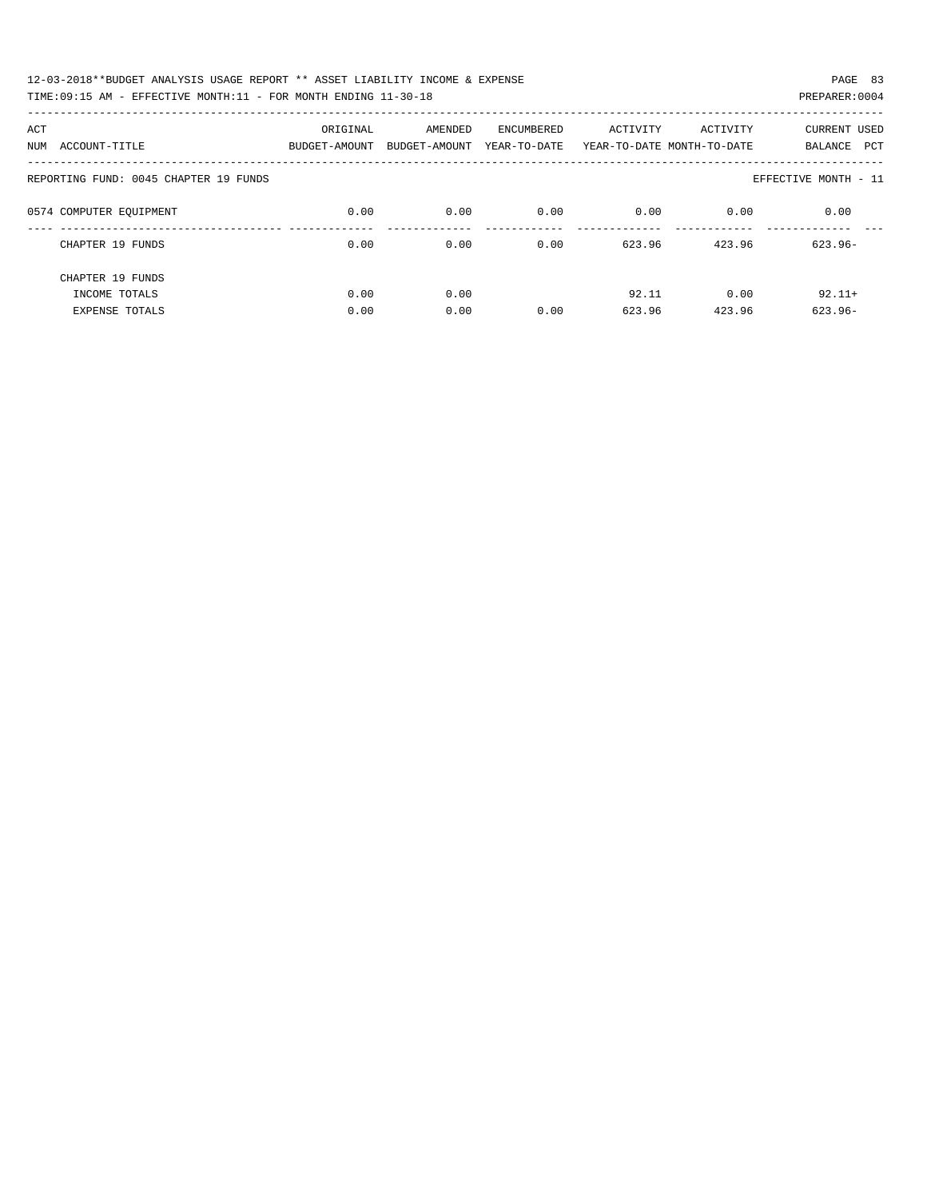REPORTING FUND: 0045 CHAPTER 19 FUNDS — EFFECTIVE MONTH - 11

| ACT NUM | ACCOUNT-TITLE | ORIGINAL BUDGET-AMOUNT | AMENDED BUDGET-AMOUNT | ENCUMBERED YEAR-TO-DATE | ACTIVITY YEAR-TO-DATE | ACTIVITY MONTH-TO-DATE | CURRENT BALANCE | USED PCT |
|---|---|---|---|---|---|---|---|---|
| 0574 | COMPUTER EQUIPMENT | 0.00 | 0.00 | 0.00 | 0.00 | 0.00 | 0.00 | |
| | CHAPTER 19 FUNDS | 0.00 | 0.00 | 0.00 | 623.96 | 423.96 | 623.96- | |
| | CHAPTER 19 FUNDS | | | | | | | |
| | INCOME TOTALS | 0.00 | 0.00 | | 92.11 | 0.00 | 92.11+ | |
| | EXPENSE TOTALS | 0.00 | 0.00 | 0.00 | 623.96 | 423.96 | 623.96- | |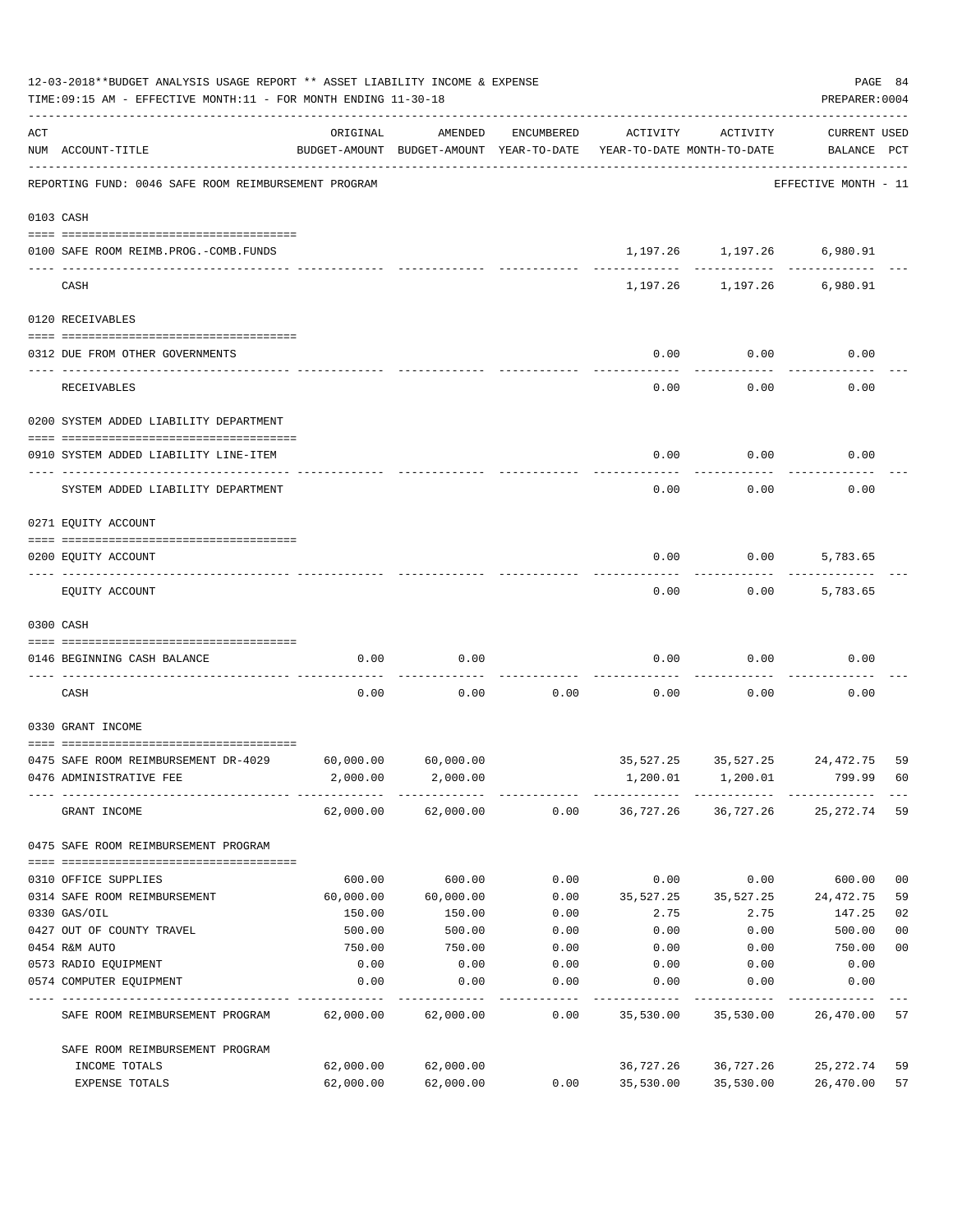12-03-2018**BUDGET ANALYSIS USAGE REPORT ** ASSET LIABILITY INCOME & EXPENSE

TIME:09:15 AM - EFFECTIVE MONTH:11 - FOR MONTH ENDING 11-30-18

PREPARER:0004

| ACT NUM | ACCOUNT-TITLE | ORIGINAL BUDGET-AMOUNT | AMENDED BUDGET-AMOUNT | ENCUMBERED YEAR-TO-DATE | ACTIVITY YEAR-TO-DATE | ACTIVITY MONTH-TO-DATE | CURRENT BALANCE | USED PCT |
|---|---|---|---|---|---|---|---|---|
| | REPORTING FUND: 0046 SAFE ROOM REIMBURSEMENT PROGRAM | | | | | | EFFECTIVE MONTH - 11 | |
| | **0103 CASH** | | | | | | | |
| 0100 | SAFE ROOM REIMB.PROG.-COMB.FUNDS | | | | 1,197.26 | 1,197.26 | 6,980.91 | |
| | CASH | | | | 1,197.26 | 1,197.26 | 6,980.91 | |
| | **0120 RECEIVABLES** | | | | | | | |
| 0312 | DUE FROM OTHER GOVERNMENTS | | | | 0.00 | 0.00 | 0.00 | |
| | RECEIVABLES | | | | 0.00 | 0.00 | 0.00 | |
| | **0200 SYSTEM ADDED LIABILITY DEPARTMENT** | | | | | | | |
| 0910 | SYSTEM ADDED LIABILITY LINE-ITEM | | | | 0.00 | 0.00 | 0.00 | |
| | SYSTEM ADDED LIABILITY DEPARTMENT | | | | 0.00 | 0.00 | 0.00 | |
| | **0271 EQUITY ACCOUNT** | | | | | | | |
| 0200 | EQUITY ACCOUNT | | | | 0.00 | 0.00 | 5,783.65 | |
| | EQUITY ACCOUNT | | | | 0.00 | 0.00 | 5,783.65 | |
| | **0300 CASH** | | | | | | | |
| 0146 | BEGINNING CASH BALANCE | 0.00 | 0.00 | | 0.00 | 0.00 | 0.00 | |
| | CASH | 0.00 | 0.00 | 0.00 | 0.00 | 0.00 | 0.00 | |
| | **0330 GRANT INCOME** | | | | | | | |
| 0475 | SAFE ROOM REIMBURSEMENT DR-4029 | 60,000.00 | 60,000.00 | | 35,527.25 | 35,527.25 | 24,472.75 | 59 |
| 0476 | ADMINISTRATIVE FEE | 2,000.00 | 2,000.00 | | 1,200.01 | 1,200.01 | 799.99 | 60 |
| | GRANT INCOME | 62,000.00 | 62,000.00 | 0.00 | 36,727.26 | 36,727.26 | 25,272.74 | 59 |
| | **0475 SAFE ROOM REIMBURSEMENT PROGRAM** | | | | | | | |
| 0310 | OFFICE SUPPLIES | 600.00 | 600.00 | 0.00 | 0.00 | 0.00 | 600.00 | 00 |
| 0314 | SAFE ROOM REIMBURSEMENT | 60,000.00 | 60,000.00 | 0.00 | 35,527.25 | 35,527.25 | 24,472.75 | 59 |
| 0330 | GAS/OIL | 150.00 | 150.00 | 0.00 | 2.75 | 2.75 | 147.25 | 02 |
| 0427 | OUT OF COUNTY TRAVEL | 500.00 | 500.00 | 0.00 | 0.00 | 0.00 | 500.00 | 00 |
| 0454 | R&M AUTO | 750.00 | 750.00 | 0.00 | 0.00 | 0.00 | 750.00 | 00 |
| 0573 | RADIO EQUIPMENT | 0.00 | 0.00 | 0.00 | 0.00 | 0.00 | 0.00 | |
| 0574 | COMPUTER EQUIPMENT | 0.00 | 0.00 | 0.00 | 0.00 | 0.00 | 0.00 | |
| | SAFE ROOM REIMBURSEMENT PROGRAM | 62,000.00 | 62,000.00 | 0.00 | 35,530.00 | 35,530.00 | 26,470.00 | 57 |
| | SAFE ROOM REIMBURSEMENT PROGRAM | | | | | | | |
| | INCOME TOTALS | 62,000.00 | 62,000.00 | | 36,727.26 | 36,727.26 | 25,272.74 | 59 |
| | EXPENSE TOTALS | 62,000.00 | 62,000.00 | 0.00 | 35,530.00 | 35,530.00 | 26,470.00 | 57 |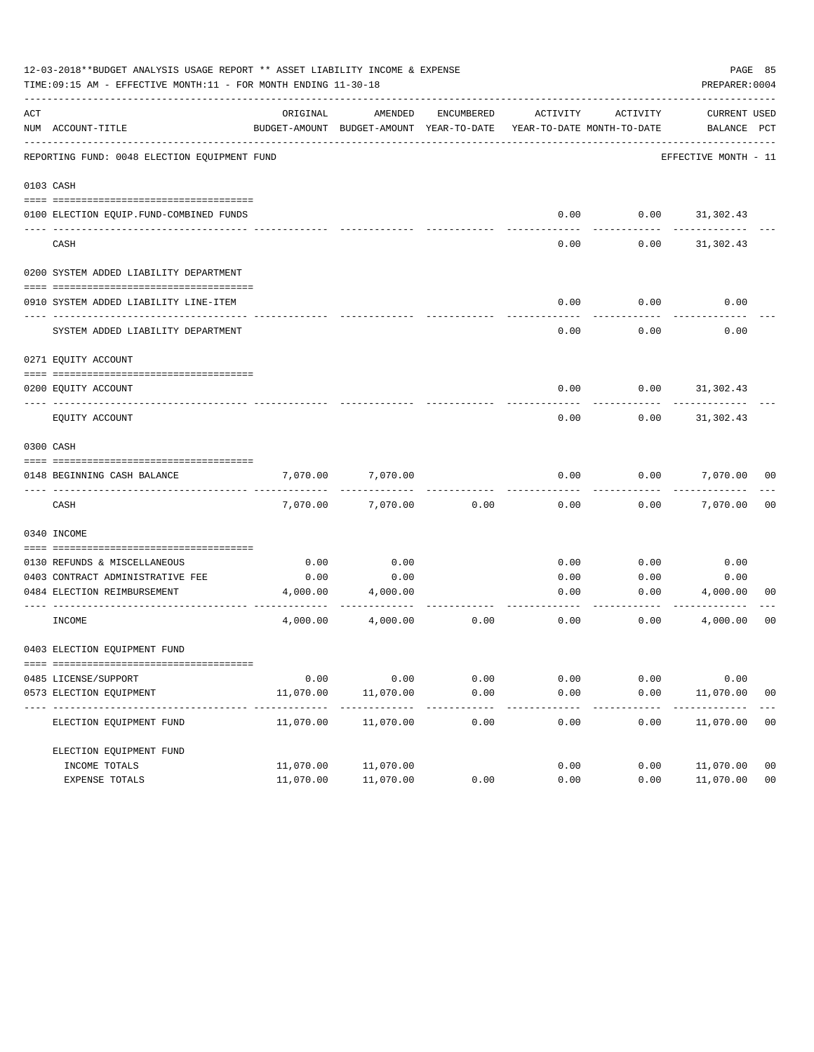12-03-2018**BUDGET ANALYSIS USAGE REPORT ** ASSET LIABILITY INCOME & EXPENSE

TIME:09:15 AM - EFFECTIVE MONTH:11 - FOR MONTH ENDING 11-30-18

PREPARER:0004

REPORTING FUND: 0048 ELECTION EQUIPMENT FUND — EFFECTIVE MONTH - 11

| ACT NUM | ACCOUNT-TITLE | ORIGINAL BUDGET-AMOUNT | AMENDED BUDGET-AMOUNT | ENCUMBERED YEAR-TO-DATE | ACTIVITY YEAR-TO-DATE | ACTIVITY MONTH-TO-DATE | CURRENT BALANCE | USED PCT |
|---|---|---|---|---|---|---|---|---|
| **0103** | **CASH** | | | | | | | |
| 0100 | ELECTION EQUIP.FUND-COMBINED FUNDS | | | | 0.00 | 0.00 | 31,302.43 | |
| | CASH | | | | 0.00 | 0.00 | 31,302.43 | |
| **0200** | **SYSTEM ADDED LIABILITY DEPARTMENT** | | | | | | | |
| 0910 | SYSTEM ADDED LIABILITY LINE-ITEM | | | | 0.00 | 0.00 | 0.00 | |
| | SYSTEM ADDED LIABILITY DEPARTMENT | | | | 0.00 | 0.00 | 0.00 | |
| **0271** | **EQUITY ACCOUNT** | | | | | | | |
| 0200 | EQUITY ACCOUNT | | | | 0.00 | 0.00 | 31,302.43 | |
| | EQUITY ACCOUNT | | | | 0.00 | 0.00 | 31,302.43 | |
| **0300** | **CASH** | | | | | | | |
| 0148 | BEGINNING CASH BALANCE | 7,070.00 | 7,070.00 | | 0.00 | 0.00 | 7,070.00 | 00 |
| | CASH | 7,070.00 | 7,070.00 | 0.00 | 0.00 | 0.00 | 7,070.00 | 00 |
| **0340** | **INCOME** | | | | | | | |
| 0130 | REFUNDS & MISCELLANEOUS | 0.00 | 0.00 | | 0.00 | 0.00 | 0.00 | |
| 0403 | CONTRACT ADMINISTRATIVE FEE | 0.00 | 0.00 | | 0.00 | 0.00 | 0.00 | |
| 0484 | ELECTION REIMBURSEMENT | 4,000.00 | 4,000.00 | | 0.00 | 0.00 | 4,000.00 | 00 |
| | INCOME | 4,000.00 | 4,000.00 | 0.00 | 0.00 | 0.00 | 4,000.00 | 00 |
| **0403** | **ELECTION EQUIPMENT FUND** | | | | | | | |
| 0485 | LICENSE/SUPPORT | 0.00 | 0.00 | 0.00 | 0.00 | 0.00 | 0.00 | |
| 0573 | ELECTION EQUIPMENT | 11,070.00 | 11,070.00 | 0.00 | 0.00 | 0.00 | 11,070.00 | 00 |
| | ELECTION EQUIPMENT FUND | 11,070.00 | 11,070.00 | 0.00 | 0.00 | 0.00 | 11,070.00 | 00 |
| | ELECTION EQUIPMENT FUND | | | | | | | |
| | INCOME TOTALS | 11,070.00 | 11,070.00 | | 0.00 | 0.00 | 11,070.00 | 00 |
| | EXPENSE TOTALS | 11,070.00 | 11,070.00 | 0.00 | 0.00 | 0.00 | 11,070.00 | 00 |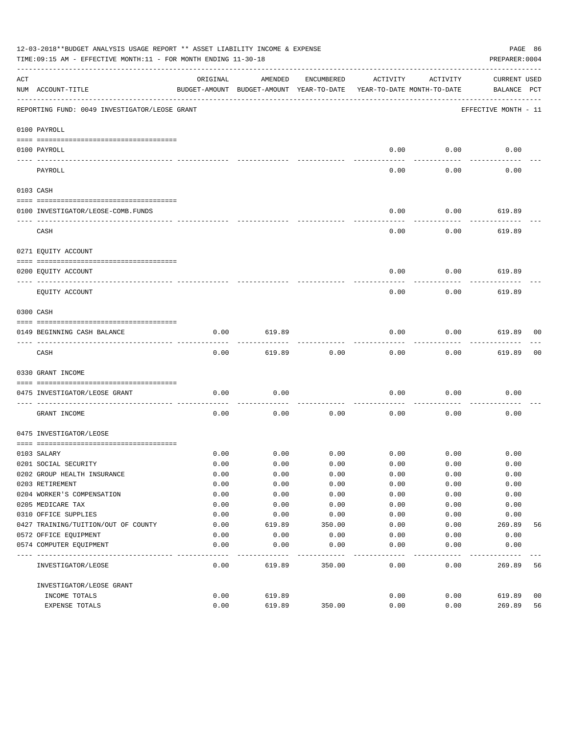12-03-2018**BUDGET ANALYSIS USAGE REPORT ** ASSET LIABILITY INCOME & EXPENSE

TIME:09:15 AM - EFFECTIVE MONTH:11 - FOR MONTH ENDING 11-30-18

PREPARER:0004

| ACT NUM | ACCOUNT-TITLE | ORIGINAL BUDGET-AMOUNT | AMENDED BUDGET-AMOUNT | ENCUMBERED YEAR-TO-DATE | ACTIVITY YEAR-TO-DATE | ACTIVITY MONTH-TO-DATE | CURRENT BALANCE | USED PCT |
|---|---|---|---|---|---|---|---|---|
| | REPORTING FUND: 0049 INVESTIGATOR/LEOSE GRANT | | | | | | EFFECTIVE MONTH - 11 | |
| | **0100 PAYROLL** | | | | | | | |
| 0100 | PAYROLL | | | | 0.00 | 0.00 | 0.00 | |
| | PAYROLL | | | | 0.00 | 0.00 | 0.00 | |
| | **0103 CASH** | | | | | | | |
| 0100 | INVESTIGATOR/LEOSE-COMB.FUNDS | | | | 0.00 | 0.00 | 619.89 | |
| | CASH | | | | 0.00 | 0.00 | 619.89 | |
| | **0271 EQUITY ACCOUNT** | | | | | | | |
| 0200 | EQUITY ACCOUNT | | | | 0.00 | 0.00 | 619.89 | |
| | EQUITY ACCOUNT | | | | 0.00 | 0.00 | 619.89 | |
| | **0300 CASH** | | | | | | | |
| 0149 | BEGINNING CASH BALANCE | 0.00 | 619.89 | | 0.00 | 0.00 | 619.89 | 00 |
| | CASH | 0.00 | 619.89 | 0.00 | 0.00 | 0.00 | 619.89 | 00 |
| | **0330 GRANT INCOME** | | | | | | | |
| 0475 | INVESTIGATOR/LEOSE GRANT | 0.00 | 0.00 | | 0.00 | 0.00 | 0.00 | |
| | GRANT INCOME | 0.00 | 0.00 | 0.00 | 0.00 | 0.00 | 0.00 | |
| | **0475 INVESTIGATOR/LEOSE** | | | | | | | |
| 0103 | SALARY | 0.00 | 0.00 | 0.00 | 0.00 | 0.00 | 0.00 | |
| 0201 | SOCIAL SECURITY | 0.00 | 0.00 | 0.00 | 0.00 | 0.00 | 0.00 | |
| 0202 | GROUP HEALTH INSURANCE | 0.00 | 0.00 | 0.00 | 0.00 | 0.00 | 0.00 | |
| 0203 | RETIREMENT | 0.00 | 0.00 | 0.00 | 0.00 | 0.00 | 0.00 | |
| 0204 | WORKER'S COMPENSATION | 0.00 | 0.00 | 0.00 | 0.00 | 0.00 | 0.00 | |
| 0205 | MEDICARE TAX | 0.00 | 0.00 | 0.00 | 0.00 | 0.00 | 0.00 | |
| 0310 | OFFICE SUPPLIES | 0.00 | 0.00 | 0.00 | 0.00 | 0.00 | 0.00 | |
| 0427 | TRAINING/TUITION/OUT OF COUNTY | 0.00 | 619.89 | 350.00 | 0.00 | 0.00 | 269.89 | 56 |
| 0572 | OFFICE EQUIPMENT | 0.00 | 0.00 | 0.00 | 0.00 | 0.00 | 0.00 | |
| 0574 | COMPUTER EQUIPMENT | 0.00 | 0.00 | 0.00 | 0.00 | 0.00 | 0.00 | |
| | INVESTIGATOR/LEOSE | 0.00 | 619.89 | 350.00 | 0.00 | 0.00 | 269.89 | 56 |
| | INVESTIGATOR/LEOSE GRANT | | | | | | | |
| | INCOME TOTALS | 0.00 | 619.89 | | 0.00 | 0.00 | 619.89 | 00 |
| | EXPENSE TOTALS | 0.00 | 619.89 | 350.00 | 0.00 | 0.00 | 269.89 | 56 |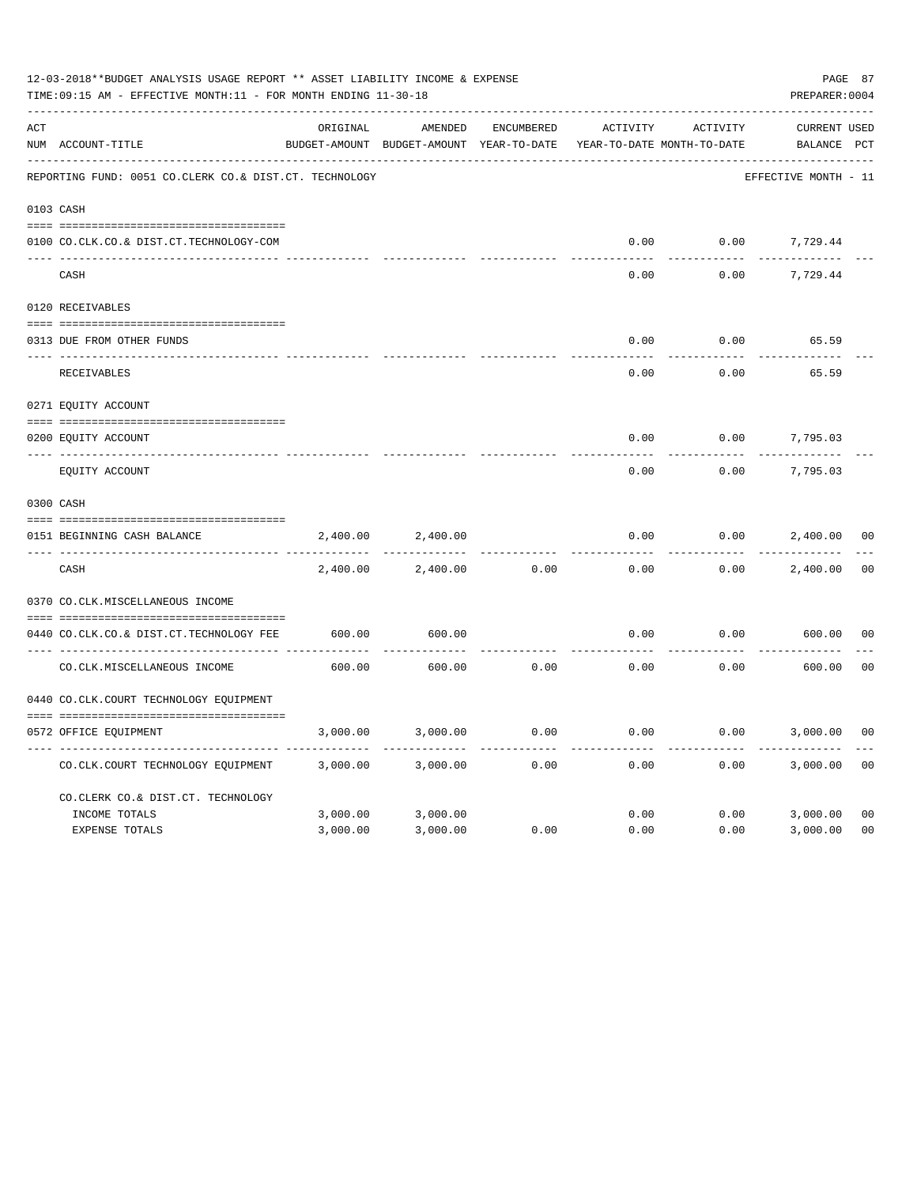12-03-2018**BUDGET ANALYSIS USAGE REPORT ** ASSET LIABILITY INCOME & EXPENSE

TIME:09:15 AM - EFFECTIVE MONTH:11 - FOR MONTH ENDING 11-30-18

PREPARER:0004

| ACT NUM | ACCOUNT-TITLE | ORIGINAL BUDGET-AMOUNT | AMENDED BUDGET-AMOUNT | ENCUMBERED YEAR-TO-DATE | ACTIVITY YEAR-TO-DATE | ACTIVITY MONTH-TO-DATE | CURRENT BALANCE | USED PCT |
|---|---|---|---|---|---|---|---|---|
| | REPORTING FUND: 0051 CO.CLERK CO.& DIST.CT. TECHNOLOGY | | | | | | EFFECTIVE MONTH - 11 | |
| | 0103 CASH | | | | | | | |
| 0100 | CO.CLK.CO.& DIST.CT.TECHNOLOGY-COM | | | | 0.00 | 0.00 | 7,729.44 | |
| | CASH | | | | 0.00 | 0.00 | 7,729.44 | |
| | 0120 RECEIVABLES | | | | | | | |
| 0313 | DUE FROM OTHER FUNDS | | | | 0.00 | 0.00 | 65.59 | |
| | RECEIVABLES | | | | 0.00 | 0.00 | 65.59 | |
| | 0271 EQUITY ACCOUNT | | | | | | | |
| 0200 | EQUITY ACCOUNT | | | | 0.00 | 0.00 | 7,795.03 | |
| | EQUITY ACCOUNT | | | | 0.00 | 0.00 | 7,795.03 | |
| | 0300 CASH | | | | | | | |
| 0151 | BEGINNING CASH BALANCE | 2,400.00 | 2,400.00 | | 0.00 | 0.00 | 2,400.00 | 00 |
| | CASH | 2,400.00 | 2,400.00 | 0.00 | 0.00 | 0.00 | 2,400.00 | 00 |
| | 0370 CO.CLK.MISCELLANEOUS INCOME | | | | | | | |
| 0440 | CO.CLK.CO.& DIST.CT.TECHNOLOGY FEE | 600.00 | 600.00 | | 0.00 | 0.00 | 600.00 | 00 |
| | CO.CLK.MISCELLANEOUS INCOME | 600.00 | 600.00 | 0.00 | 0.00 | 0.00 | 600.00 | 00 |
| | 0440 CO.CLK.COURT TECHNOLOGY EQUIPMENT | | | | | | | |
| 0572 | OFFICE EQUIPMENT | 3,000.00 | 3,000.00 | 0.00 | 0.00 | 0.00 | 3,000.00 | 00 |
| | CO.CLK.COURT TECHNOLOGY EQUIPMENT | 3,000.00 | 3,000.00 | 0.00 | 0.00 | 0.00 | 3,000.00 | 00 |
| | CO.CLERK CO.& DIST.CT. TECHNOLOGY | | | | | | | |
| | INCOME TOTALS | 3,000.00 | 3,000.00 | | 0.00 | 0.00 | 3,000.00 | 00 |
| | EXPENSE TOTALS | 3,000.00 | 3,000.00 | 0.00 | 0.00 | 0.00 | 3,000.00 | 00 |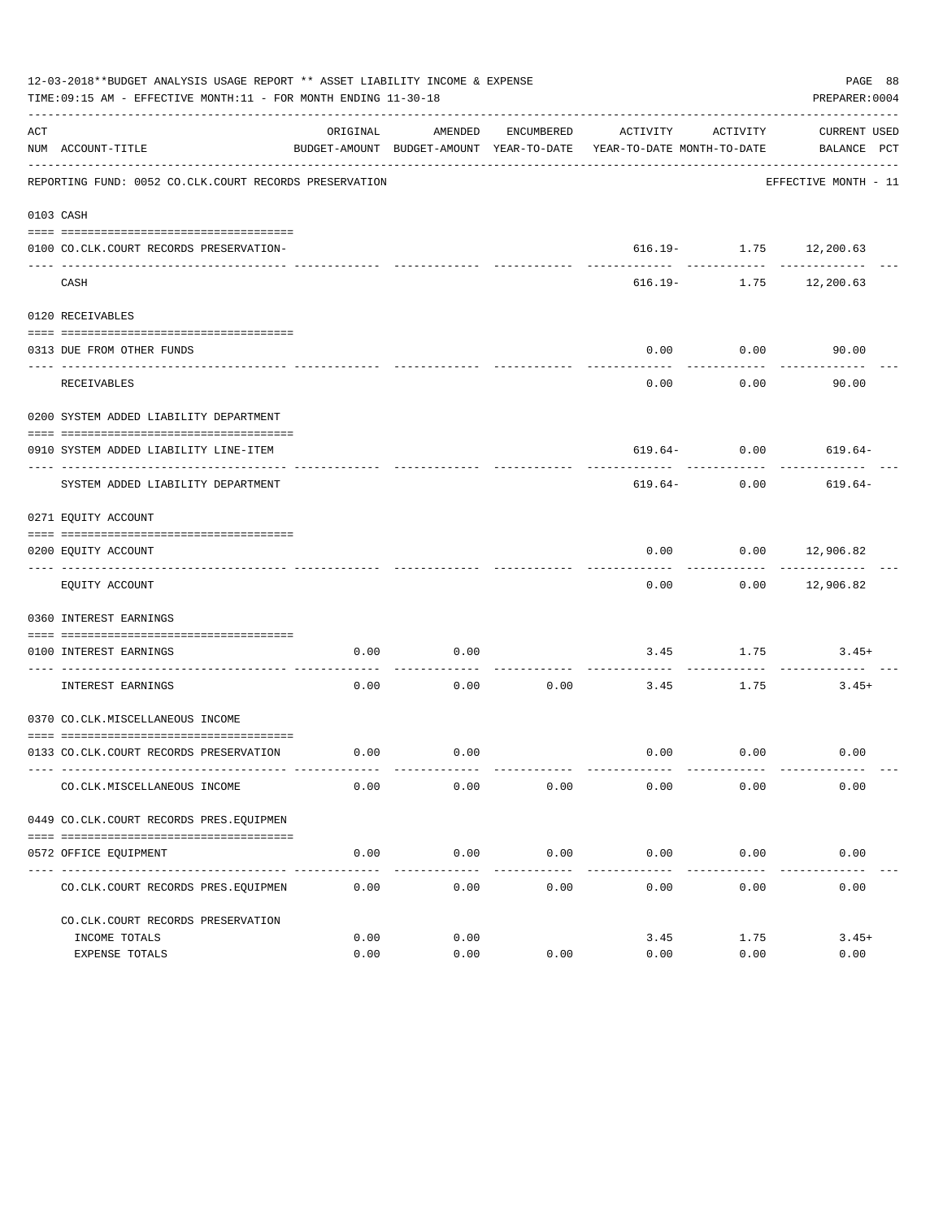12-03-2018**BUDGET ANALYSIS USAGE REPORT ** ASSET LIABILITY INCOME & EXPENSE

TIME:09:15 AM - EFFECTIVE MONTH:11 - FOR MONTH ENDING 11-30-18

PREPARER:0004

REPORTING FUND: 0052 CO.CLK.COURT RECORDS PRESERVATION — EFFECTIVE MONTH - 11

| ACT NUM | ACCOUNT-TITLE | ORIGINAL BUDGET-AMOUNT | AMENDED BUDGET-AMOUNT | ENCUMBERED YEAR-TO-DATE | ACTIVITY YEAR-TO-DATE | ACTIVITY MONTH-TO-DATE | CURRENT BALANCE | USED PCT |
|---|---|---|---|---|---|---|---|---|
| 0103 | CASH | | | | | | | |
| 0100 | CO.CLK.COURT RECORDS PRESERVATION- | | | | 616.19- | 1.75 | 12,200.63 | |
| | CASH | | | | 616.19- | 1.75 | 12,200.63 | |
| 0120 | RECEIVABLES | | | | | | | |
| 0313 | DUE FROM OTHER FUNDS | | | | 0.00 | 0.00 | 90.00 | |
| | RECEIVABLES | | | | 0.00 | 0.00 | 90.00 | |
| 0200 | SYSTEM ADDED LIABILITY DEPARTMENT | | | | | | | |
| 0910 | SYSTEM ADDED LIABILITY LINE-ITEM | | | | 619.64- | 0.00 | 619.64- | |
| | SYSTEM ADDED LIABILITY DEPARTMENT | | | | 619.64- | 0.00 | 619.64- | |
| 0271 | EQUITY ACCOUNT | | | | | | | |
| 0200 | EQUITY ACCOUNT | | | | 0.00 | 0.00 | 12,906.82 | |
| | EQUITY ACCOUNT | | | | 0.00 | 0.00 | 12,906.82 | |
| 0360 | INTEREST EARNINGS | | | | | | | |
| 0100 | INTEREST EARNINGS | 0.00 | 0.00 | | 3.45 | 1.75 | 3.45+ | |
| | INTEREST EARNINGS | 0.00 | 0.00 | 0.00 | 3.45 | 1.75 | 3.45+ | |
| 0370 | CO.CLK.MISCELLANEOUS INCOME | | | | | | | |
| 0133 | CO.CLK.COURT RECORDS PRESERVATION | 0.00 | 0.00 | | 0.00 | 0.00 | 0.00 | |
| | CO.CLK.MISCELLANEOUS INCOME | 0.00 | 0.00 | 0.00 | 0.00 | 0.00 | 0.00 | |
| 0449 | CO.CLK.COURT RECORDS PRES.EQUIPMEN | | | | | | | |
| 0572 | OFFICE EQUIPMENT | 0.00 | 0.00 | 0.00 | 0.00 | 0.00 | 0.00 | |
| | CO.CLK.COURT RECORDS PRES.EQUIPMEN | 0.00 | 0.00 | 0.00 | 0.00 | 0.00 | 0.00 | |
| | CO.CLK.COURT RECORDS PRESERVATION | | | | | | | |
| | INCOME TOTALS | 0.00 | 0.00 | | 3.45 | 1.75 | 3.45+ | |
| | EXPENSE TOTALS | 0.00 | 0.00 | 0.00 | 0.00 | 0.00 | 0.00 | |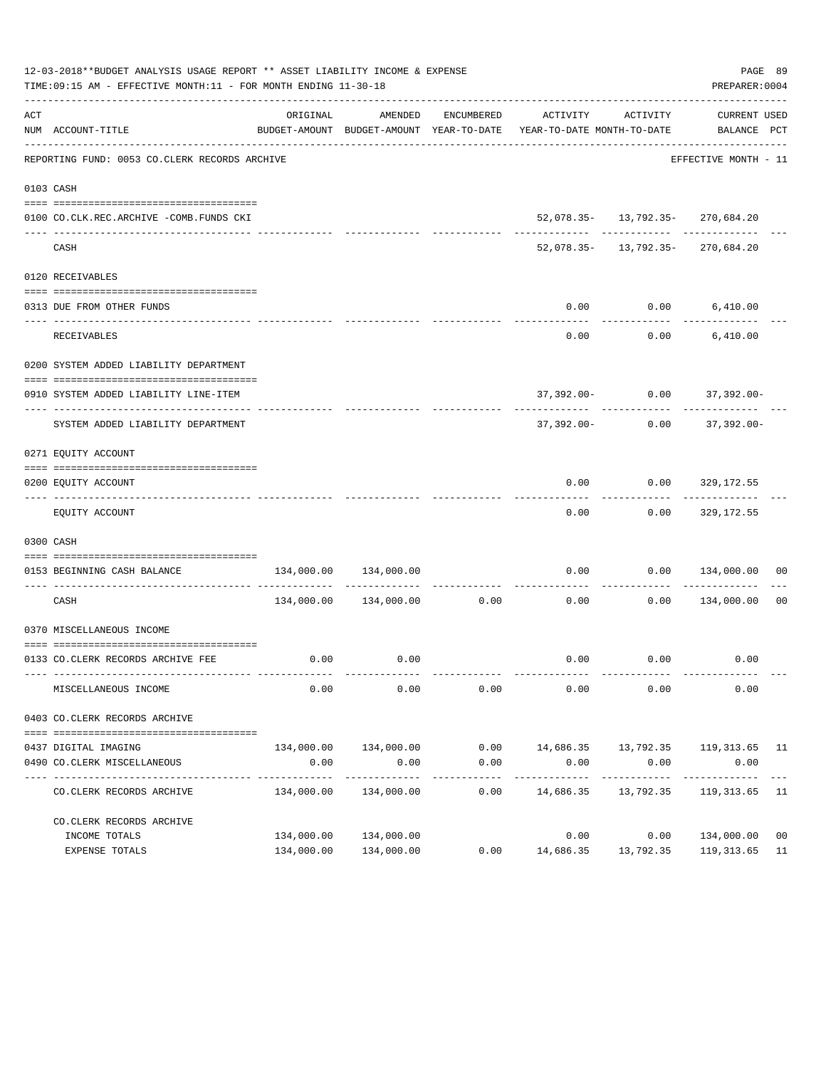12-03-2018**BUDGET ANALYSIS USAGE REPORT ** ASSET LIABILITY INCOME & EXPENSE

TIME:09:15 AM - EFFECTIVE MONTH:11 - FOR MONTH ENDING 11-30-18

PREPARER:0004

| ACT NUM | ACCOUNT-TITLE | ORIGINAL BUDGET-AMOUNT | AMENDED BUDGET-AMOUNT | ENCUMBERED YEAR-TO-DATE | ACTIVITY YEAR-TO-DATE | ACTIVITY MONTH-TO-DATE | CURRENT BALANCE | USED PCT |
|---|---|---|---|---|---|---|---|---|
| | REPORTING FUND: 0053 CO.CLERK RECORDS ARCHIVE | | | | | | EFFECTIVE MONTH - 11 | |
| | 0103 CASH | | | | | | | |
| 0100 | CO.CLK.REC.ARCHIVE -COMB.FUNDS CKI | | | | 52,078.35- | 13,792.35- | 270,684.20 | |
| | CASH | | | | 52,078.35- | 13,792.35- | 270,684.20 | |
| | 0120 RECEIVABLES | | | | | | | |
| 0313 | DUE FROM OTHER FUNDS | | | | 0.00 | 0.00 | 6,410.00 | |
| | RECEIVABLES | | | | 0.00 | 0.00 | 6,410.00 | |
| | 0200 SYSTEM ADDED LIABILITY DEPARTMENT | | | | | | | |
| 0910 | SYSTEM ADDED LIABILITY LINE-ITEM | | | | 37,392.00- | 0.00 | 37,392.00- | |
| | SYSTEM ADDED LIABILITY DEPARTMENT | | | | 37,392.00- | 0.00 | 37,392.00- | |
| | 0271 EQUITY ACCOUNT | | | | | | | |
| 0200 | EQUITY ACCOUNT | | | | 0.00 | 0.00 | 329,172.55 | |
| | EQUITY ACCOUNT | | | | 0.00 | 0.00 | 329,172.55 | |
| | 0300 CASH | | | | | | | |
| 0153 | BEGINNING CASH BALANCE | 134,000.00 | 134,000.00 | | 0.00 | 0.00 | 134,000.00 | 00 |
| | CASH | 134,000.00 | 134,000.00 | 0.00 | 0.00 | 0.00 | 134,000.00 | 00 |
| | 0370 MISCELLANEOUS INCOME | | | | | | | |
| 0133 | CO.CLERK RECORDS ARCHIVE FEE | 0.00 | 0.00 | | 0.00 | 0.00 | 0.00 | |
| | MISCELLANEOUS INCOME | 0.00 | 0.00 | 0.00 | 0.00 | 0.00 | 0.00 | |
| | 0403 CO.CLERK RECORDS ARCHIVE | | | | | | | |
| 0437 | DIGITAL IMAGING | 134,000.00 | 134,000.00 | 0.00 | 14,686.35 | 13,792.35 | 119,313.65 | 11 |
| 0490 | CO.CLERK MISCELLANEOUS | 0.00 | 0.00 | 0.00 | 0.00 | 0.00 | 0.00 | |
| | CO.CLERK RECORDS ARCHIVE | 134,000.00 | 134,000.00 | 0.00 | 14,686.35 | 13,792.35 | 119,313.65 | 11 |
| | CO.CLERK RECORDS ARCHIVE | | | | | | | |
| | INCOME TOTALS | 134,000.00 | 134,000.00 | | 0.00 | 0.00 | 134,000.00 | 00 |
| | EXPENSE TOTALS | 134,000.00 | 134,000.00 | 0.00 | 14,686.35 | 13,792.35 | 119,313.65 | 11 |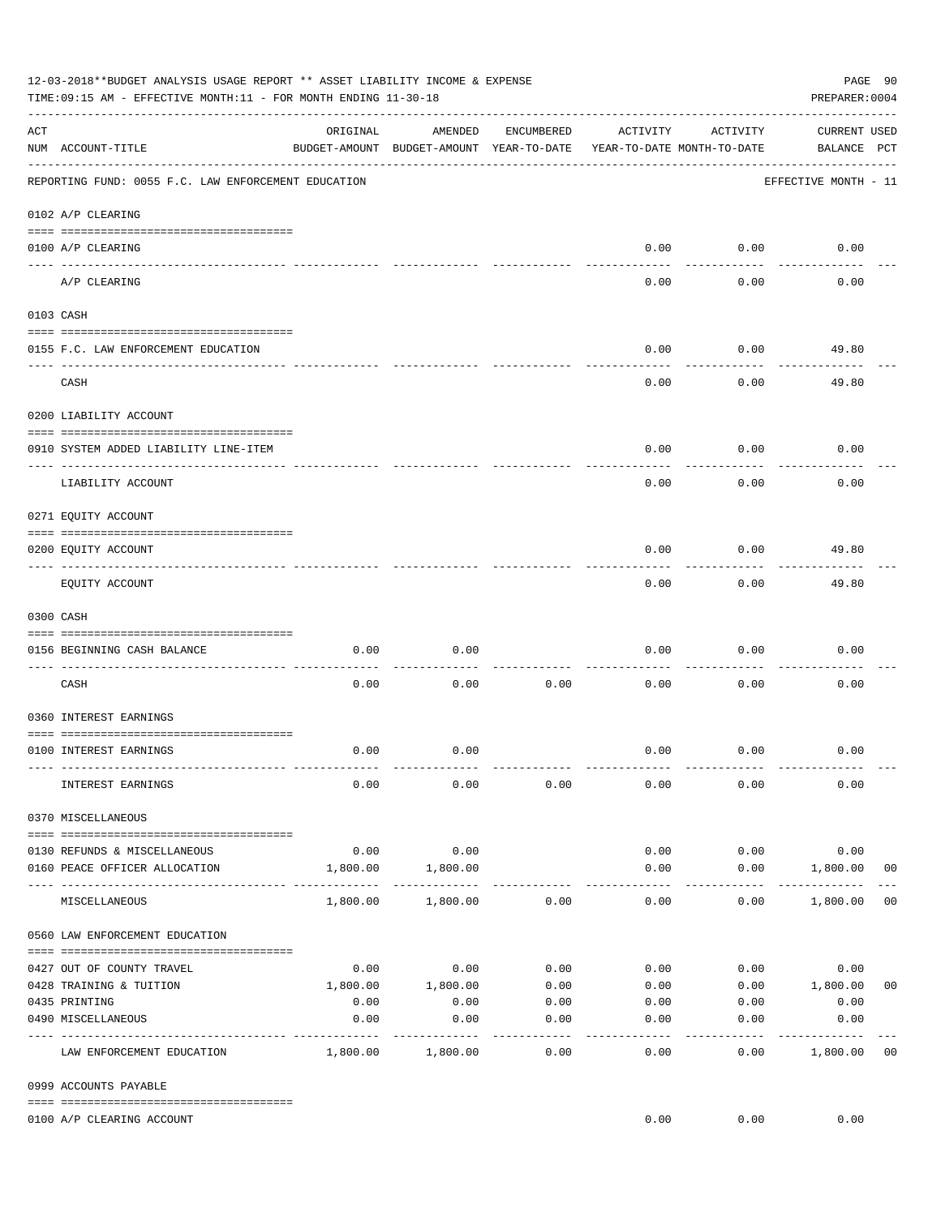12-03-2018**BUDGET ANALYSIS USAGE REPORT ** ASSET LIABILITY INCOME & EXPENSE

TIME:09:15 AM - EFFECTIVE MONTH:11 - FOR MONTH ENDING 11-30-18

PREPARER:0004

| ACT NUM | ACCOUNT-TITLE | ORIGINAL BUDGET-AMOUNT | AMENDED BUDGET-AMOUNT | ENCUMBERED YEAR-TO-DATE | ACTIVITY YEAR-TO-DATE | ACTIVITY MONTH-TO-DATE | CURRENT BALANCE | USED PCT |
|---|---|---|---|---|---|---|---|---|
| | REPORTING FUND: 0055 F.C. LAW ENFORCEMENT EDUCATION | | | | | | EFFECTIVE MONTH - 11 | |
| | 0102 A/P CLEARING | | | | | | | |
| 0100 | A/P CLEARING | | | | 0.00 | 0.00 | 0.00 | |
| | A/P CLEARING | | | | 0.00 | 0.00 | 0.00 | |
| | 0103 CASH | | | | | | | |
| 0155 | F.C. LAW ENFORCEMENT EDUCATION | | | | 0.00 | 0.00 | 49.80 | |
| | CASH | | | | 0.00 | 0.00 | 49.80 | |
| | 0200 LIABILITY ACCOUNT | | | | | | | |
| 0910 | SYSTEM ADDED LIABILITY LINE-ITEM | | | | 0.00 | 0.00 | 0.00 | |
| | LIABILITY ACCOUNT | | | | 0.00 | 0.00 | 0.00 | |
| | 0271 EQUITY ACCOUNT | | | | | | | |
| 0200 | EQUITY ACCOUNT | | | | 0.00 | 0.00 | 49.80 | |
| | EQUITY ACCOUNT | | | | 0.00 | 0.00 | 49.80 | |
| | 0300 CASH | | | | | | | |
| 0156 | BEGINNING CASH BALANCE | 0.00 | 0.00 | | 0.00 | 0.00 | 0.00 | |
| | CASH | 0.00 | 0.00 | 0.00 | 0.00 | 0.00 | 0.00 | |
| | 0360 INTEREST EARNINGS | | | | | | | |
| 0100 | INTEREST EARNINGS | 0.00 | 0.00 | | 0.00 | 0.00 | 0.00 | |
| | INTEREST EARNINGS | 0.00 | 0.00 | 0.00 | 0.00 | 0.00 | 0.00 | |
| | 0370 MISCELLANEOUS | | | | | | | |
| 0130 | REFUNDS & MISCELLANEOUS | 0.00 | 0.00 | | 0.00 | 0.00 | 0.00 | |
| 0160 | PEACE OFFICER ALLOCATION | 1,800.00 | 1,800.00 | | 0.00 | 0.00 | 1,800.00 | 00 |
| | MISCELLANEOUS | 1,800.00 | 1,800.00 | 0.00 | 0.00 | 0.00 | 1,800.00 | 00 |
| | 0560 LAW ENFORCEMENT EDUCATION | | | | | | | |
| 0427 | OUT OF COUNTY TRAVEL | 0.00 | 0.00 | 0.00 | 0.00 | 0.00 | 0.00 | |
| 0428 | TRAINING & TUITION | 1,800.00 | 1,800.00 | 0.00 | 0.00 | 0.00 | 1,800.00 | 00 |
| 0435 | PRINTING | 0.00 | 0.00 | 0.00 | 0.00 | 0.00 | 0.00 | |
| 0490 | MISCELLANEOUS | 0.00 | 0.00 | 0.00 | 0.00 | 0.00 | 0.00 | |
| | LAW ENFORCEMENT EDUCATION | 1,800.00 | 1,800.00 | 0.00 | 0.00 | 0.00 | 1,800.00 | 00 |
| | 0999 ACCOUNTS PAYABLE | | | | | | | |
| 0100 | A/P CLEARING ACCOUNT | | | | 0.00 | 0.00 | 0.00 | |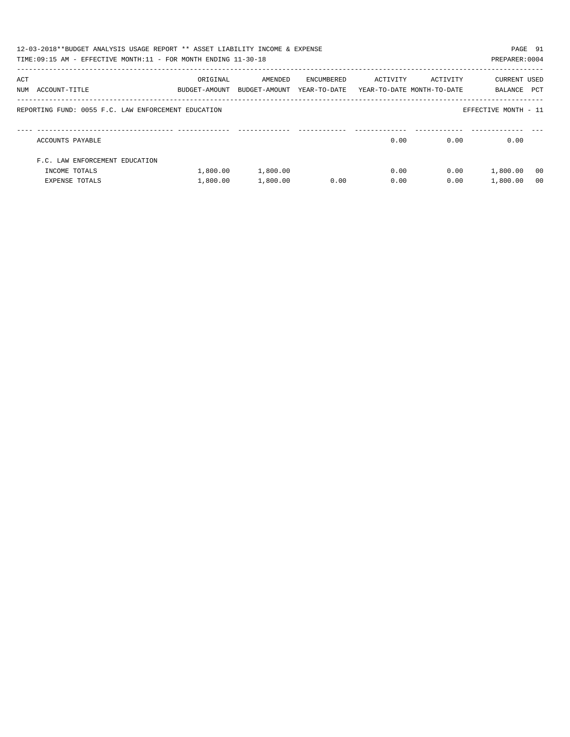12-03-2018**BUDGET ANALYSIS USAGE REPORT ** ASSET LIABILITY INCOME & EXPENSE

TIME:09:15 AM - EFFECTIVE MONTH:11 - FOR MONTH ENDING 11-30-18

PREPARER:0004

REPORTING FUND: 0055 F.C. LAW ENFORCEMENT EDUCATION

EFFECTIVE MONTH - 11

| ACT NUM | ACCOUNT-TITLE | ORIGINAL BUDGET-AMOUNT | AMENDED BUDGET-AMOUNT | ENCUMBERED YEAR-TO-DATE | ACTIVITY YEAR-TO-DATE | ACTIVITY MONTH-TO-DATE | CURRENT BALANCE | USED PCT |
|---|---|---|---|---|---|---|---|---|
| | ACCOUNTS PAYABLE | | | | 0.00 | 0.00 | 0.00 | |
| | F.C. LAW ENFORCEMENT EDUCATION | | | | | | | |
| | INCOME TOTALS | 1,800.00 | 1,800.00 | | 0.00 | 0.00 | 1,800.00 | 00 |
| | EXPENSE TOTALS | 1,800.00 | 1,800.00 | 0.00 | 0.00 | 0.00 | 1,800.00 | 00 |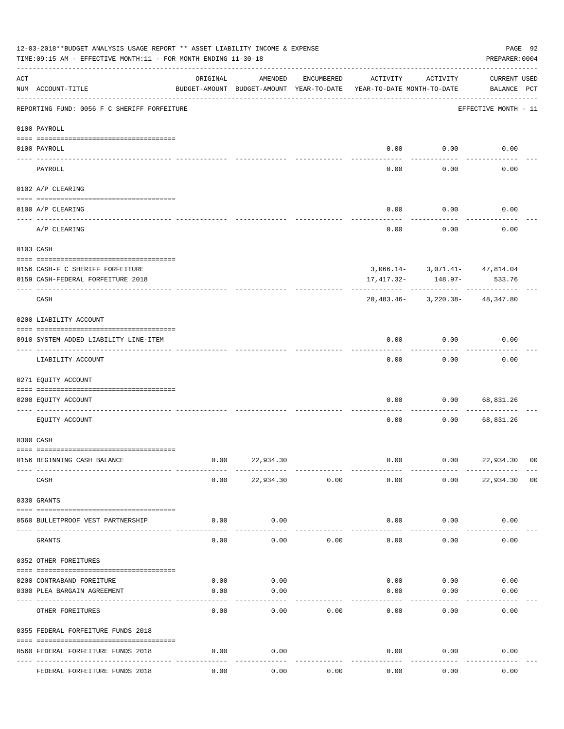12-03-2018**BUDGET ANALYSIS USAGE REPORT ** ASSET LIABILITY INCOME & EXPENSE

TIME:09:15 AM - EFFECTIVE MONTH:11 - FOR MONTH ENDING 11-30-18

PREPARER:0004

REPORTING FUND: 0056 F C SHERIFF FORFEITURE — EFFECTIVE MONTH - 11

| ACT NUM | ACCOUNT-TITLE | ORIGINAL BUDGET-AMOUNT | AMENDED BUDGET-AMOUNT | ENCUMBERED YEAR-TO-DATE | ACTIVITY YEAR-TO-DATE | ACTIVITY MONTH-TO-DATE | CURRENT BALANCE | USED PCT |
|---|---|---|---|---|---|---|---|---|
| 0100 | PAYROLL | | | | | | | |
| 0100 | PAYROLL | | | | 0.00 | 0.00 | 0.00 | |
| | PAYROLL | | | | 0.00 | 0.00 | 0.00 | |
| 0102 | A/P CLEARING | | | | | | | |
| 0100 | A/P CLEARING | | | | 0.00 | 0.00 | 0.00 | |
| | A/P CLEARING | | | | 0.00 | 0.00 | 0.00 | |
| 0103 | CASH | | | | | | | |
| 0156 | CASH-F C SHERIFF FORFEITURE | | | | 3,066.14- | 3,071.41- | 47,814.04 | |
| 0159 | CASH-FEDERAL FORFEITURE 2018 | | | | 17,417.32- | 148.97- | 533.76 | |
| | CASH | | | | 20,483.46- | 3,220.38- | 48,347.80 | |
| 0200 | LIABILITY ACCOUNT | | | | | | | |
| 0910 | SYSTEM ADDED LIABILITY LINE-ITEM | | | | 0.00 | 0.00 | 0.00 | |
| | LIABILITY ACCOUNT | | | | 0.00 | 0.00 | 0.00 | |
| 0271 | EQUITY ACCOUNT | | | | | | | |
| 0200 | EQUITY ACCOUNT | | | | 0.00 | 0.00 | 68,831.26 | |
| | EQUITY ACCOUNT | | | | 0.00 | 0.00 | 68,831.26 | |
| 0300 | CASH | | | | | | | |
| 0156 | BEGINNING CASH BALANCE | 0.00 | 22,934.30 | | 0.00 | 0.00 | 22,934.30 | 00 |
| | CASH | 0.00 | 22,934.30 | 0.00 | 0.00 | 0.00 | 22,934.30 | 00 |
| 0330 | GRANTS | | | | | | | |
| 0560 | BULLETPROOF VEST PARTNERSHIP | 0.00 | 0.00 | | 0.00 | 0.00 | 0.00 | |
| | GRANTS | 0.00 | 0.00 | 0.00 | 0.00 | 0.00 | 0.00 | |
| 0352 | OTHER FOREITURES | | | | | | | |
| 0200 | CONTRABAND FOREITURE | 0.00 | 0.00 | | 0.00 | 0.00 | 0.00 | |
| 0300 | PLEA BARGAIN AGREEMENT | 0.00 | 0.00 | | 0.00 | 0.00 | 0.00 | |
| | OTHER FOREITURES | 0.00 | 0.00 | 0.00 | 0.00 | 0.00 | 0.00 | |
| 0355 | FEDERAL FORFEITURE FUNDS 2018 | | | | | | | |
| 0560 | FEDERAL FORFEITURE FUNDS 2018 | 0.00 | 0.00 | | 0.00 | 0.00 | 0.00 | |
| | FEDERAL FORFEITURE FUNDS 2018 | 0.00 | 0.00 | 0.00 | 0.00 | 0.00 | 0.00 | |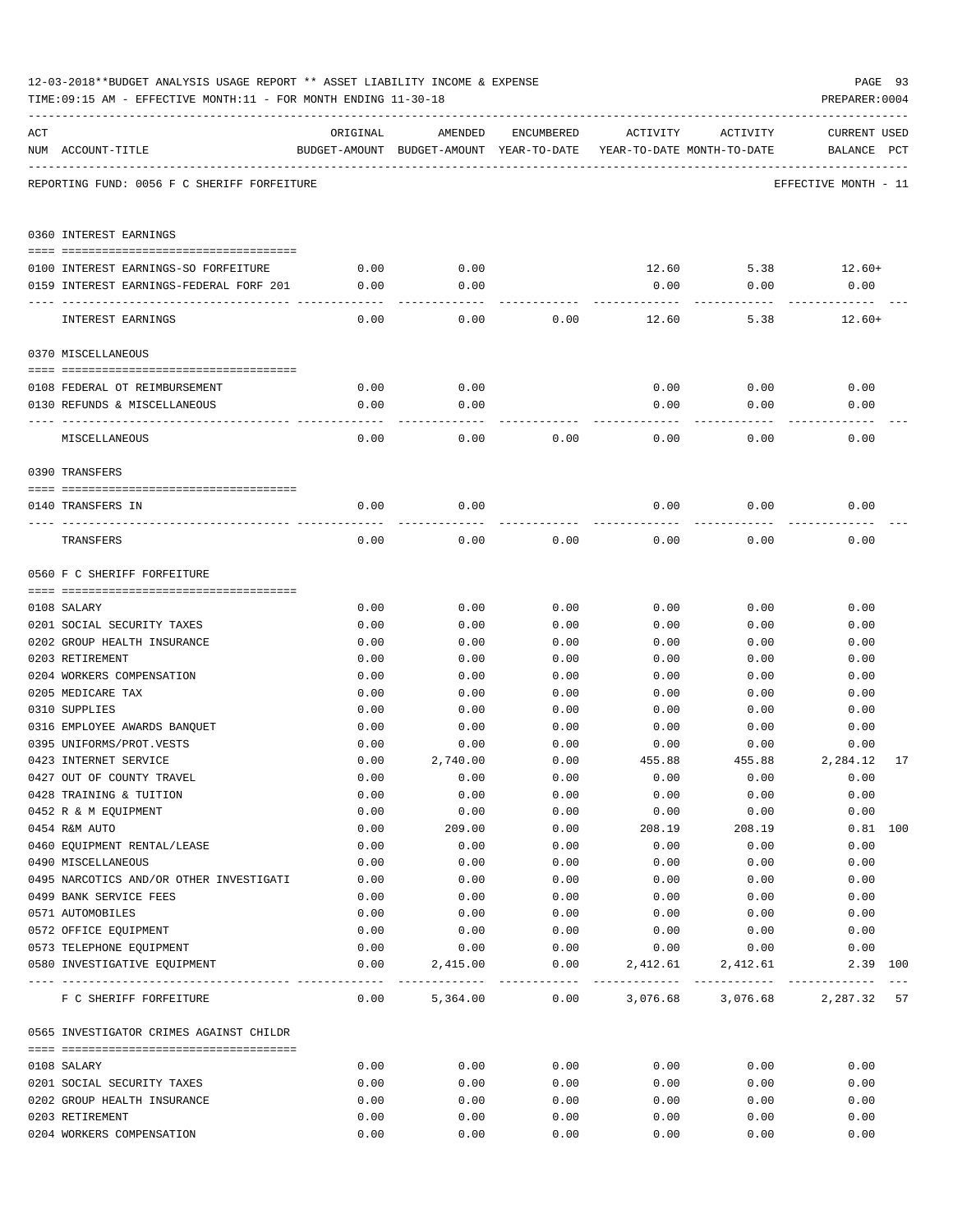12-03-2018**BUDGET ANALYSIS USAGE REPORT ** ASSET LIABILITY INCOME & EXPENSE

TIME:09:15 AM - EFFECTIVE MONTH:11 - FOR MONTH ENDING 11-30-18

PREPARER:0004

REPORTING FUND: 0056 F C SHERIFF FORFEITURE — EFFECTIVE MONTH - 11

| ACT NUM | ACCOUNT-TITLE | ORIGINAL BUDGET-AMOUNT | AMENDED BUDGET-AMOUNT | ENCUMBERED YEAR-TO-DATE | ACTIVITY YEAR-TO-DATE | ACTIVITY MONTH-TO-DATE | CURRENT BALANCE | USED PCT |
|---|---|---|---|---|---|---|---|---|
| **0360** | **INTEREST EARNINGS** | | | | | | | |
| 0100 | INTEREST EARNINGS-SO FORFEITURE | 0.00 | 0.00 | | 12.60 | 5.38 | 12.60+ | |
| 0159 | INTEREST EARNINGS-FEDERAL FORF 201 | 0.00 | 0.00 | | 0.00 | 0.00 | 0.00 | |
| | INTEREST EARNINGS | 0.00 | 0.00 | 0.00 | 12.60 | 5.38 | 12.60+ | |
| **0370** | **MISCELLANEOUS** | | | | | | | |
| 0108 | FEDERAL OT REIMBURSEMENT | 0.00 | 0.00 | | 0.00 | 0.00 | 0.00 | |
| 0130 | REFUNDS & MISCELLANEOUS | 0.00 | 0.00 | | 0.00 | 0.00 | 0.00 | |
| | MISCELLANEOUS | 0.00 | 0.00 | 0.00 | 0.00 | 0.00 | 0.00 | |
| **0390** | **TRANSFERS** | | | | | | | |
| 0140 | TRANSFERS IN | 0.00 | 0.00 | | 0.00 | 0.00 | 0.00 | |
| | TRANSFERS | 0.00 | 0.00 | 0.00 | 0.00 | 0.00 | 0.00 | |
| **0560** | **F C SHERIFF FORFEITURE** | | | | | | | |
| 0108 | SALARY | 0.00 | 0.00 | 0.00 | 0.00 | 0.00 | 0.00 | |
| 0201 | SOCIAL SECURITY TAXES | 0.00 | 0.00 | 0.00 | 0.00 | 0.00 | 0.00 | |
| 0202 | GROUP HEALTH INSURANCE | 0.00 | 0.00 | 0.00 | 0.00 | 0.00 | 0.00 | |
| 0203 | RETIREMENT | 0.00 | 0.00 | 0.00 | 0.00 | 0.00 | 0.00 | |
| 0204 | WORKERS COMPENSATION | 0.00 | 0.00 | 0.00 | 0.00 | 0.00 | 0.00 | |
| 0205 | MEDICARE TAX | 0.00 | 0.00 | 0.00 | 0.00 | 0.00 | 0.00 | |
| 0310 | SUPPLIES | 0.00 | 0.00 | 0.00 | 0.00 | 0.00 | 0.00 | |
| 0316 | EMPLOYEE AWARDS BANQUET | 0.00 | 0.00 | 0.00 | 0.00 | 0.00 | 0.00 | |
| 0395 | UNIFORMS/PROT.VESTS | 0.00 | 0.00 | 0.00 | 0.00 | 0.00 | 0.00 | |
| 0423 | INTERNET SERVICE | 0.00 | 2,740.00 | 0.00 | 455.88 | 455.88 | 2,284.12 | 17 |
| 0427 | OUT OF COUNTY TRAVEL | 0.00 | 0.00 | 0.00 | 0.00 | 0.00 | 0.00 | |
| 0428 | TRAINING & TUITION | 0.00 | 0.00 | 0.00 | 0.00 | 0.00 | 0.00 | |
| 0452 | R & M EQUIPMENT | 0.00 | 0.00 | 0.00 | 0.00 | 0.00 | 0.00 | |
| 0454 | R&M AUTO | 0.00 | 209.00 | 0.00 | 208.19 | 208.19 | 0.81 | 100 |
| 0460 | EQUIPMENT RENTAL/LEASE | 0.00 | 0.00 | 0.00 | 0.00 | 0.00 | 0.00 | |
| 0490 | MISCELLANEOUS | 0.00 | 0.00 | 0.00 | 0.00 | 0.00 | 0.00 | |
| 0495 | NARCOTICS AND/OR OTHER INVESTIGATI | 0.00 | 0.00 | 0.00 | 0.00 | 0.00 | 0.00 | |
| 0499 | BANK SERVICE FEES | 0.00 | 0.00 | 0.00 | 0.00 | 0.00 | 0.00 | |
| 0571 | AUTOMOBILES | 0.00 | 0.00 | 0.00 | 0.00 | 0.00 | 0.00 | |
| 0572 | OFFICE EQUIPMENT | 0.00 | 0.00 | 0.00 | 0.00 | 0.00 | 0.00 | |
| 0573 | TELEPHONE EQUIPMENT | 0.00 | 0.00 | 0.00 | 0.00 | 0.00 | 0.00 | |
| 0580 | INVESTIGATIVE EQUIPMENT | 0.00 | 2,415.00 | 0.00 | 2,412.61 | 2,412.61 | 2.39 | 100 |
| | F C SHERIFF FORFEITURE | 0.00 | 5,364.00 | 0.00 | 3,076.68 | 3,076.68 | 2,287.32 | 57 |
| **0565** | **INVESTIGATOR CRIMES AGAINST CHILDR** | | | | | | | |
| 0108 | SALARY | 0.00 | 0.00 | 0.00 | 0.00 | 0.00 | 0.00 | |
| 0201 | SOCIAL SECURITY TAXES | 0.00 | 0.00 | 0.00 | 0.00 | 0.00 | 0.00 | |
| 0202 | GROUP HEALTH INSURANCE | 0.00 | 0.00 | 0.00 | 0.00 | 0.00 | 0.00 | |
| 0203 | RETIREMENT | 0.00 | 0.00 | 0.00 | 0.00 | 0.00 | 0.00 | |
| 0204 | WORKERS COMPENSATION | 0.00 | 0.00 | 0.00 | 0.00 | 0.00 | 0.00 | |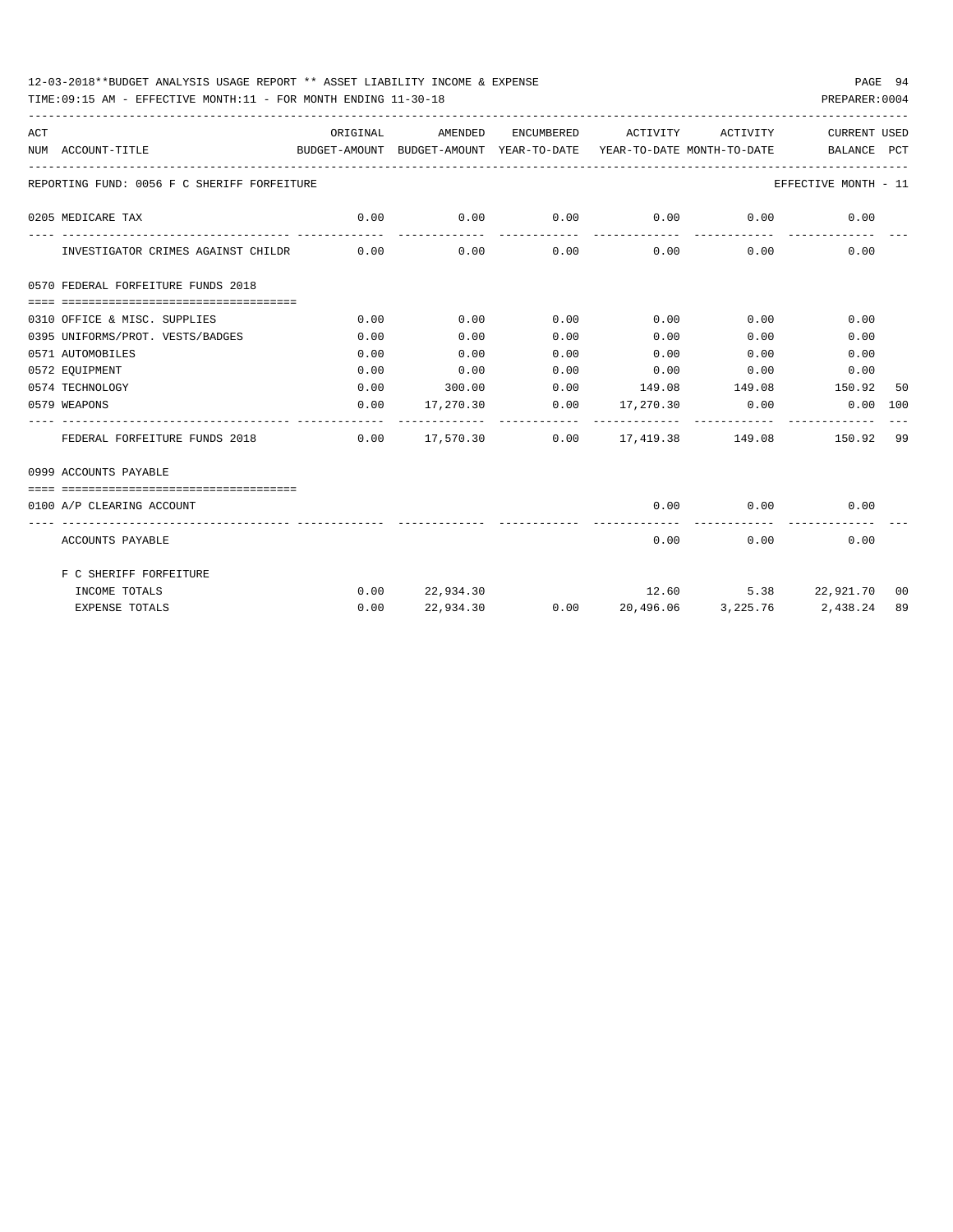12-03-2018**BUDGET ANALYSIS USAGE REPORT ** ASSET LIABILITY INCOME & EXPENSE

TIME:09:15 AM - EFFECTIVE MONTH:11 - FOR MONTH ENDING 11-30-18

PREPARER:0004

| ACT NUM | ACCOUNT-TITLE | ORIGINAL BUDGET-AMOUNT | AMENDED BUDGET-AMOUNT | ENCUMBERED YEAR-TO-DATE | ACTIVITY YEAR-TO-DATE | ACTIVITY MONTH-TO-DATE | CURRENT BALANCE | USED PCT |
|---|---|---|---|---|---|---|---|---|
| | REPORTING FUND: 0056 F C SHERIFF FORFEITURE | | | | | | EFFECTIVE MONTH - 11 | |
| 0205 | MEDICARE TAX | 0.00 | 0.00 | 0.00 | 0.00 | 0.00 | 0.00 | |
| | INVESTIGATOR CRIMES AGAINST CHILDR | 0.00 | 0.00 | 0.00 | 0.00 | 0.00 | 0.00 | |
| 0570 | FEDERAL FORFEITURE FUNDS 2018 | | | | | | | |
| 0310 | OFFICE & MISC. SUPPLIES | 0.00 | 0.00 | 0.00 | 0.00 | 0.00 | 0.00 | |
| 0395 | UNIFORMS/PROT. VESTS/BADGES | 0.00 | 0.00 | 0.00 | 0.00 | 0.00 | 0.00 | |
| 0571 | AUTOMOBILES | 0.00 | 0.00 | 0.00 | 0.00 | 0.00 | 0.00 | |
| 0572 | EQUIPMENT | 0.00 | 0.00 | 0.00 | 0.00 | 0.00 | 0.00 | |
| 0574 | TECHNOLOGY | 0.00 | 300.00 | 0.00 | 149.08 | 149.08 | 150.92 | 50 |
| 0579 | WEAPONS | 0.00 | 17,270.30 | 0.00 | 17,270.30 | 0.00 | 0.00 | 100 |
| | FEDERAL FORFEITURE FUNDS 2018 | 0.00 | 17,570.30 | 0.00 | 17,419.38 | 149.08 | 150.92 | 99 |
| 0999 | ACCOUNTS PAYABLE | | | | | | | |
| 0100 | A/P CLEARING ACCOUNT | | | | 0.00 | 0.00 | 0.00 | |
| | ACCOUNTS PAYABLE | | | | 0.00 | 0.00 | 0.00 | |
| | F C SHERIFF FORFEITURE | | | | | | | |
| | INCOME TOTALS | 0.00 | 22,934.30 | | 12.60 | 5.38 | 22,921.70 | 00 |
| | EXPENSE TOTALS | 0.00 | 22,934.30 | 0.00 | 20,496.06 | 3,225.76 | 2,438.24 | 89 |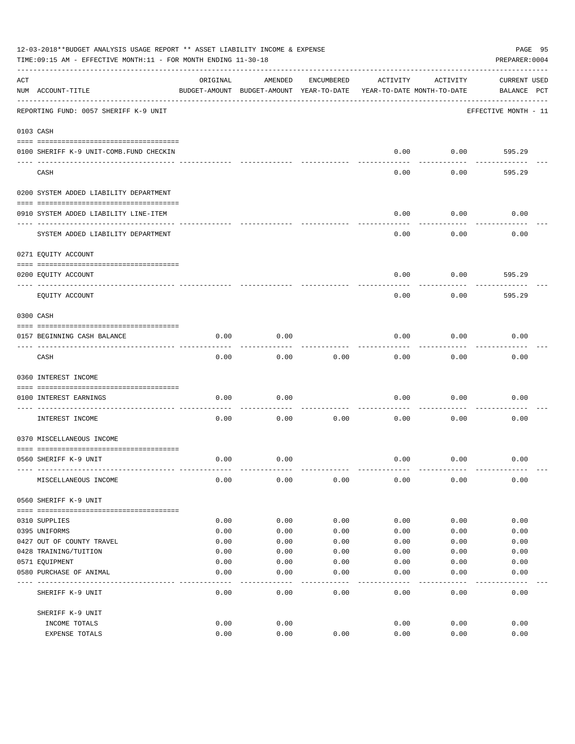12-03-2018**BUDGET ANALYSIS USAGE REPORT ** ASSET LIABILITY INCOME & EXPENSE

TIME:09:15 AM - EFFECTIVE MONTH:11 - FOR MONTH ENDING 11-30-18

PREPARER:0004

REPORTING FUND: 0057 SHERIFF K-9 UNIT — EFFECTIVE MONTH - 11

| ACT NUM | ACCOUNT-TITLE | ORIGINAL BUDGET-AMOUNT | AMENDED BUDGET-AMOUNT | ENCUMBERED YEAR-TO-DATE | ACTIVITY YEAR-TO-DATE | ACTIVITY MONTH-TO-DATE | CURRENT BALANCE | USED PCT |
|---|---|---|---|---|---|---|---|---|
| **0103** | **CASH** | | | | | | | |
| 0100 | SHERIFF K-9 UNIT-COMB.FUND CHECKIN | | | | 0.00 | 0.00 | 595.29 | |
| | CASH | | | | 0.00 | 0.00 | 595.29 | |
| **0200** | **SYSTEM ADDED LIABILITY DEPARTMENT** | | | | | | | |
| 0910 | SYSTEM ADDED LIABILITY LINE-ITEM | | | | 0.00 | 0.00 | 0.00 | |
| | SYSTEM ADDED LIABILITY DEPARTMENT | | | | 0.00 | 0.00 | 0.00 | |
| **0271** | **EQUITY ACCOUNT** | | | | | | | |
| 0200 | EQUITY ACCOUNT | | | | 0.00 | 0.00 | 595.29 | |
| | EQUITY ACCOUNT | | | | 0.00 | 0.00 | 595.29 | |
| **0300** | **CASH** | | | | | | | |
| 0157 | BEGINNING CASH BALANCE | 0.00 | 0.00 | | 0.00 | 0.00 | 0.00 | |
| | CASH | 0.00 | 0.00 | 0.00 | 0.00 | 0.00 | 0.00 | |
| **0360** | **INTEREST INCOME** | | | | | | | |
| 0100 | INTEREST EARNINGS | 0.00 | 0.00 | | 0.00 | 0.00 | 0.00 | |
| | INTEREST INCOME | 0.00 | 0.00 | 0.00 | 0.00 | 0.00 | 0.00 | |
| **0370** | **MISCELLANEOUS INCOME** | | | | | | | |
| 0560 | SHERIFF K-9 UNIT | 0.00 | 0.00 | | 0.00 | 0.00 | 0.00 | |
| | MISCELLANEOUS INCOME | 0.00 | 0.00 | 0.00 | 0.00 | 0.00 | 0.00 | |
| **0560** | **SHERIFF K-9 UNIT** | | | | | | | |
| 0310 | SUPPLIES | 0.00 | 0.00 | 0.00 | 0.00 | 0.00 | 0.00 | |
| 0395 | UNIFORMS | 0.00 | 0.00 | 0.00 | 0.00 | 0.00 | 0.00 | |
| 0427 | OUT OF COUNTY TRAVEL | 0.00 | 0.00 | 0.00 | 0.00 | 0.00 | 0.00 | |
| 0428 | TRAINING/TUITION | 0.00 | 0.00 | 0.00 | 0.00 | 0.00 | 0.00 | |
| 0571 | EQUIPMENT | 0.00 | 0.00 | 0.00 | 0.00 | 0.00 | 0.00 | |
| 0580 | PURCHASE OF ANIMAL | 0.00 | 0.00 | 0.00 | 0.00 | 0.00 | 0.00 | |
| | SHERIFF K-9 UNIT | 0.00 | 0.00 | 0.00 | 0.00 | 0.00 | 0.00 | |
| | **SHERIFF K-9 UNIT** | | | | | | | |
| | INCOME TOTALS | 0.00 | 0.00 | | 0.00 | 0.00 | 0.00 | |
| | EXPENSE TOTALS | 0.00 | 0.00 | 0.00 | 0.00 | 0.00 | 0.00 | |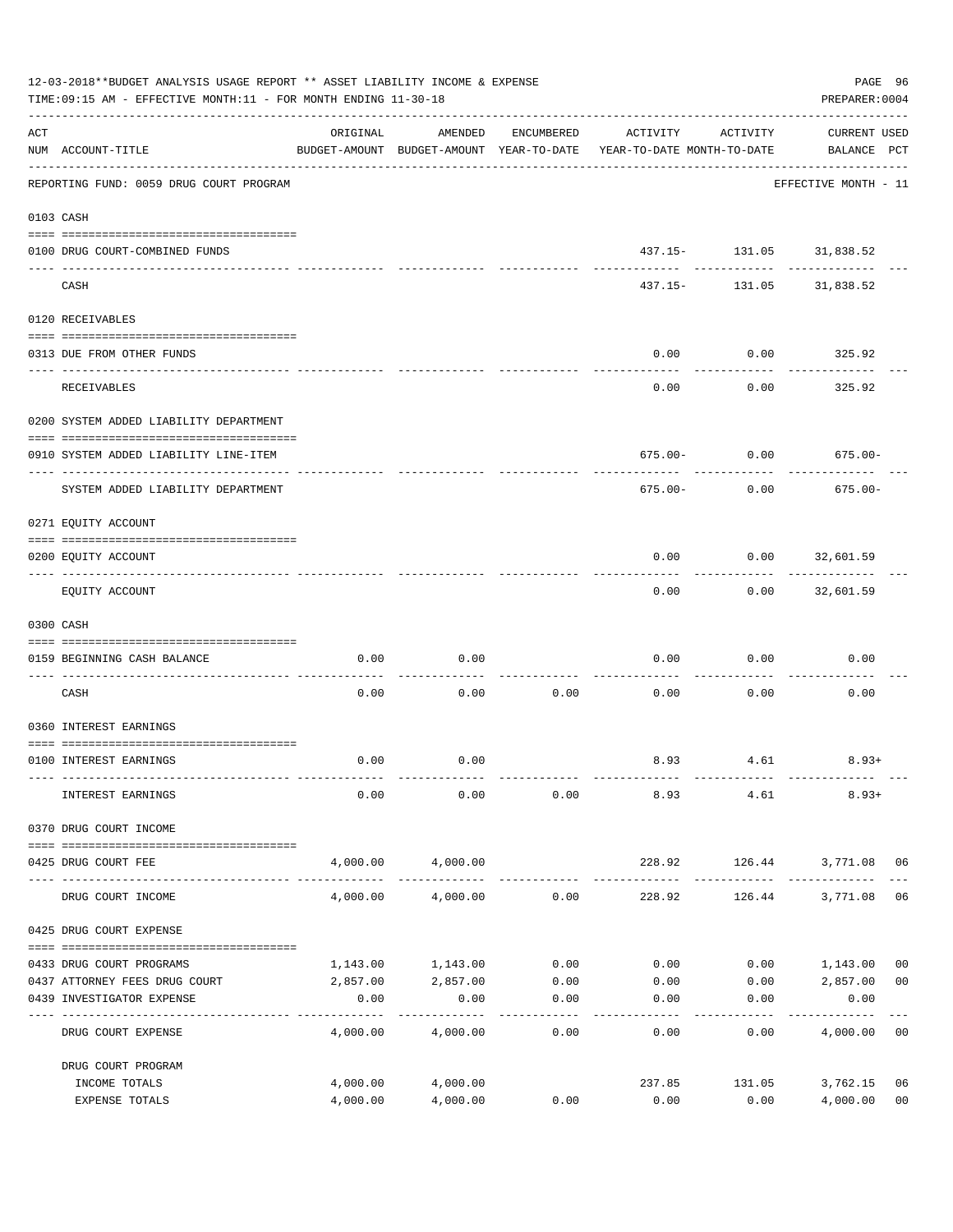12-03-2018**BUDGET ANALYSIS USAGE REPORT ** ASSET LIABILITY INCOME & EXPENSE

TIME:09:15 AM - EFFECTIVE MONTH:11 - FOR MONTH ENDING 11-30-18

PREPARER:0004

| ACT NUM | ACCOUNT-TITLE | ORIGINAL BUDGET-AMOUNT | AMENDED BUDGET-AMOUNT | ENCUMBERED YEAR-TO-DATE | ACTIVITY YEAR-TO-DATE | ACTIVITY MONTH-TO-DATE | CURRENT BALANCE | USED PCT |
|---|---|---|---|---|---|---|---|---|
| | REPORTING FUND: 0059 DRUG COURT PROGRAM | | | | | | EFFECTIVE MONTH - 11 | |
| 0103 | CASH | | | | | | | |
| 0100 | DRUG COURT-COMBINED FUNDS | | | | 437.15- | 131.05 | 31,838.52 | |
| | CASH | | | | 437.15- | 131.05 | 31,838.52 | |
| 0120 | RECEIVABLES | | | | | | | |
| 0313 | DUE FROM OTHER FUNDS | | | | 0.00 | 0.00 | 325.92 | |
| | RECEIVABLES | | | | 0.00 | 0.00 | 325.92 | |
| 0200 | SYSTEM ADDED LIABILITY DEPARTMENT | | | | | | | |
| 0910 | SYSTEM ADDED LIABILITY LINE-ITEM | | | | 675.00- | 0.00 | 675.00- | |
| | SYSTEM ADDED LIABILITY DEPARTMENT | | | | 675.00- | 0.00 | 675.00- | |
| 0271 | EQUITY ACCOUNT | | | | | | | |
| 0200 | EQUITY ACCOUNT | | | | 0.00 | 0.00 | 32,601.59 | |
| | EQUITY ACCOUNT | | | | 0.00 | 0.00 | 32,601.59 | |
| 0300 | CASH | | | | | | | |
| 0159 | BEGINNING CASH BALANCE | 0.00 | 0.00 | | 0.00 | 0.00 | 0.00 | |
| | CASH | 0.00 | 0.00 | 0.00 | 0.00 | 0.00 | 0.00 | |
| 0360 | INTEREST EARNINGS | | | | | | | |
| 0100 | INTEREST EARNINGS | 0.00 | 0.00 | | 8.93 | 4.61 | 8.93+ | |
| | INTEREST EARNINGS | 0.00 | 0.00 | 0.00 | 8.93 | 4.61 | 8.93+ | |
| 0370 | DRUG COURT INCOME | | | | | | | |
| 0425 | DRUG COURT FEE | 4,000.00 | 4,000.00 | | 228.92 | 126.44 | 3,771.08 | 06 |
| | DRUG COURT INCOME | 4,000.00 | 4,000.00 | 0.00 | 228.92 | 126.44 | 3,771.08 | 06 |
| 0425 | DRUG COURT EXPENSE | | | | | | | |
| 0433 | DRUG COURT PROGRAMS | 1,143.00 | 1,143.00 | 0.00 | 0.00 | 0.00 | 1,143.00 | 00 |
| 0437 | ATTORNEY FEES DRUG COURT | 2,857.00 | 2,857.00 | 0.00 | 0.00 | 0.00 | 2,857.00 | 00 |
| 0439 | INVESTIGATOR EXPENSE | 0.00 | 0.00 | 0.00 | 0.00 | 0.00 | 0.00 | |
| | DRUG COURT EXPENSE | 4,000.00 | 4,000.00 | 0.00 | 0.00 | 0.00 | 4,000.00 | 00 |
| | DRUG COURT PROGRAM | | | | | | | |
| | INCOME TOTALS | 4,000.00 | 4,000.00 | | 237.85 | 131.05 | 3,762.15 | 06 |
| | EXPENSE TOTALS | 4,000.00 | 4,000.00 | 0.00 | 0.00 | 0.00 | 4,000.00 | 00 |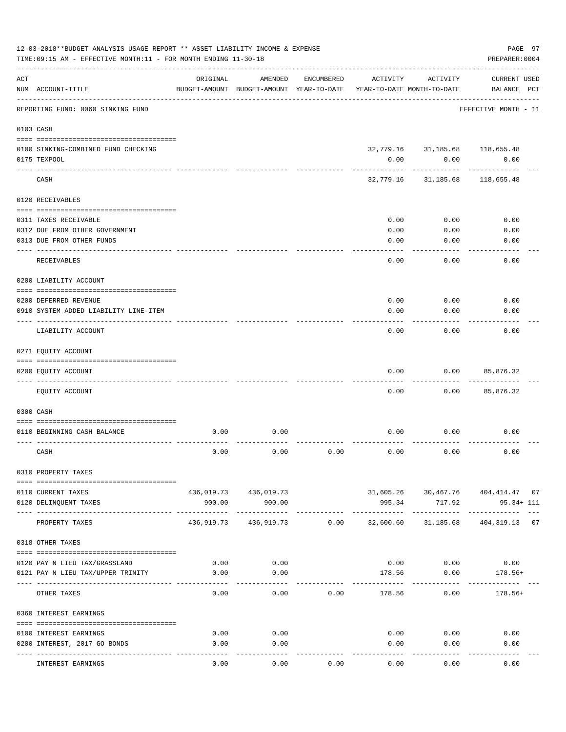12-03-2018**BUDGET ANALYSIS USAGE REPORT ** ASSET LIABILITY INCOME & EXPENSE

TIME:09:15 AM - EFFECTIVE MONTH:11 - FOR MONTH ENDING 11-30-18

PREPARER:0004

| ACT NUM | ACCOUNT-TITLE | ORIGINAL BUDGET-AMOUNT | AMENDED BUDGET-AMOUNT | ENCUMBERED YEAR-TO-DATE | ACTIVITY YEAR-TO-DATE | ACTIVITY MONTH-TO-DATE | CURRENT USED BALANCE | PCT |
|---|---|---|---|---|---|---|---|---|
| | REPORTING FUND: 0060 SINKING FUND | | | | | | EFFECTIVE MONTH - 11 | |
| 0103 | CASH | | | | | | | |
| 0100 | SINKING-COMBINED FUND CHECKING | | | | 32,779.16 | 31,185.68 | 118,655.48 | |
| 0175 | TEXPOOL | | | | 0.00 | 0.00 | 0.00 | |
| | CASH | | | | 32,779.16 | 31,185.68 | 118,655.48 | |
| 0120 | RECEIVABLES | | | | | | | |
| 0311 | TAXES RECEIVABLE | | | | 0.00 | 0.00 | 0.00 | |
| 0312 | DUE FROM OTHER GOVERNMENT | | | | 0.00 | 0.00 | 0.00 | |
| 0313 | DUE FROM OTHER FUNDS | | | | 0.00 | 0.00 | 0.00 | |
| | RECEIVABLES | | | | 0.00 | 0.00 | 0.00 | |
| 0200 | LIABILITY ACCOUNT | | | | | | | |
| 0200 | DEFERRED REVENUE | | | | 0.00 | 0.00 | 0.00 | |
| 0910 | SYSTEM ADDED LIABILITY LINE-ITEM | | | | 0.00 | 0.00 | 0.00 | |
| | LIABILITY ACCOUNT | | | | 0.00 | 0.00 | 0.00 | |
| 0271 | EQUITY ACCOUNT | | | | | | | |
| 0200 | EQUITY ACCOUNT | | | | 0.00 | 0.00 | 85,876.32 | |
| | EQUITY ACCOUNT | | | | 0.00 | 0.00 | 85,876.32 | |
| 0300 | CASH | | | | | | | |
| 0110 | BEGINNING CASH BALANCE | 0.00 | 0.00 | | 0.00 | 0.00 | 0.00 | |
| | CASH | 0.00 | 0.00 | 0.00 | 0.00 | 0.00 | 0.00 | |
| 0310 | PROPERTY TAXES | | | | | | | |
| 0110 | CURRENT TAXES | 436,019.73 | 436,019.73 | | 31,605.26 | 30,467.76 | 404,414.47 | 07 |
| 0120 | DELINQUENT TAXES | 900.00 | 900.00 | | 995.34 | 717.92 | 95.34+ | 111 |
| | PROPERTY TAXES | 436,919.73 | 436,919.73 | 0.00 | 32,600.60 | 31,185.68 | 404,319.13 | 07 |
| 0318 | OTHER TAXES | | | | | | | |
| 0120 | PAY N LIEU TAX/GRASSLAND | 0.00 | 0.00 | | 0.00 | 0.00 | 0.00 | |
| 0121 | PAY N LIEU TAX/UPPER TRINITY | 0.00 | 0.00 | | 178.56 | 0.00 | 178.56+ | |
| | OTHER TAXES | 0.00 | 0.00 | 0.00 | 178.56 | 0.00 | 178.56+ | |
| 0360 | INTEREST EARNINGS | | | | | | | |
| 0100 | INTEREST EARNINGS | 0.00 | 0.00 | | 0.00 | 0.00 | 0.00 | |
| 0200 | INTEREST, 2017 GO BONDS | 0.00 | 0.00 | | 0.00 | 0.00 | 0.00 | |
| | INTEREST EARNINGS | 0.00 | 0.00 | 0.00 | 0.00 | 0.00 | 0.00 | |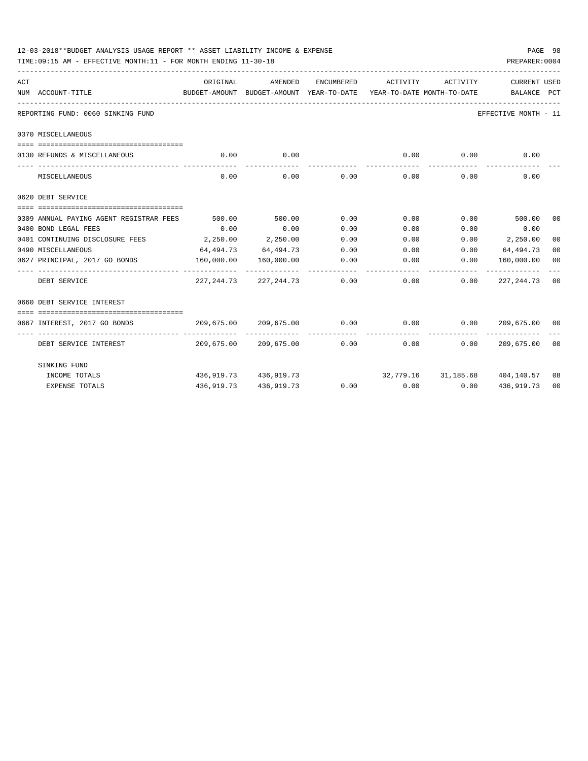12-03-2018**BUDGET ANALYSIS USAGE REPORT ** ASSET LIABILITY INCOME & EXPENSE

TIME:09:15 AM - EFFECTIVE MONTH:11 - FOR MONTH ENDING 11-30-18

PREPARER:0004

| ACT NUM | ACCOUNT-TITLE | ORIGINAL BUDGET-AMOUNT | AMENDED BUDGET-AMOUNT | ENCUMBERED YEAR-TO-DATE | ACTIVITY YEAR-TO-DATE | ACTIVITY MONTH-TO-DATE | CURRENT BALANCE | USED PCT |
|---|---|---|---|---|---|---|---|---|
| | REPORTING FUND: 0060 SINKING FUND | | | | | | EFFECTIVE MONTH - 11 | |
| | 0370 MISCELLANEOUS | | | | | | | |
| 0130 | REFUNDS & MISCELLANEOUS | 0.00 | 0.00 | | 0.00 | 0.00 | 0.00 | |
| | MISCELLANEOUS | 0.00 | 0.00 | 0.00 | 0.00 | 0.00 | 0.00 | |
| | 0620 DEBT SERVICE | | | | | | | |
| 0309 | ANNUAL PAYING AGENT REGISTRAR FEES | 500.00 | 500.00 | 0.00 | 0.00 | 0.00 | 500.00 | 00 |
| 0400 | BOND LEGAL FEES | 0.00 | 0.00 | 0.00 | 0.00 | 0.00 | 0.00 | |
| 0401 | CONTINUING DISCLOSURE FEES | 2,250.00 | 2,250.00 | 0.00 | 0.00 | 0.00 | 2,250.00 | 00 |
| 0490 | MISCELLANEOUS | 64,494.73 | 64,494.73 | 0.00 | 0.00 | 0.00 | 64,494.73 | 00 |
| 0627 | PRINCIPAL, 2017 GO BONDS | 160,000.00 | 160,000.00 | 0.00 | 0.00 | 0.00 | 160,000.00 | 00 |
| | DEBT SERVICE | 227,244.73 | 227,244.73 | 0.00 | 0.00 | 0.00 | 227,244.73 | 00 |
| | 0660 DEBT SERVICE INTEREST | | | | | | | |
| 0667 | INTEREST, 2017 GO BONDS | 209,675.00 | 209,675.00 | 0.00 | 0.00 | 0.00 | 209,675.00 | 00 |
| | DEBT SERVICE INTEREST | 209,675.00 | 209,675.00 | 0.00 | 0.00 | 0.00 | 209,675.00 | 00 |
| | SINKING FUND | | | | | | | |
| | INCOME TOTALS | 436,919.73 | 436,919.73 | | 32,779.16 | 31,185.68 | 404,140.57 | 08 |
| | EXPENSE TOTALS | 436,919.73 | 436,919.73 | 0.00 | 0.00 | 0.00 | 436,919.73 | 00 |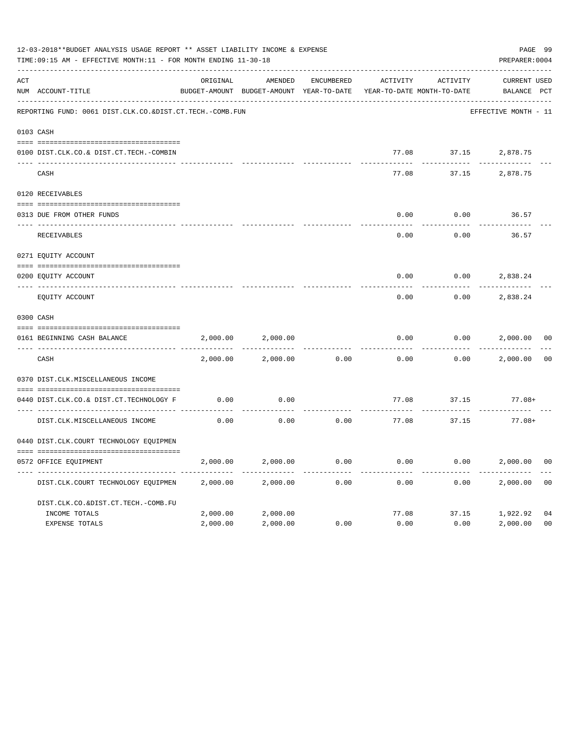12-03-2018**BUDGET ANALYSIS USAGE REPORT ** ASSET LIABILITY INCOME & EXPENSE

TIME:09:15 AM - EFFECTIVE MONTH:11 - FOR MONTH ENDING 11-30-18

PREPARER:0004

| ACT NUM | ACCOUNT-TITLE | ORIGINAL BUDGET-AMOUNT | AMENDED BUDGET-AMOUNT | ENCUMBERED YEAR-TO-DATE | ACTIVITY YEAR-TO-DATE | ACTIVITY MONTH-TO-DATE | CURRENT BALANCE | USED PCT |
|---|---|---|---|---|---|---|---|---|
| | REPORTING FUND: 0061 DIST.CLK.CO.&DIST.CT.TECH.-COMB.FUN | | | | | | EFFECTIVE MONTH - 11 | |
| 0103 | CASH | | | | | | | |
| 0100 | DIST.CLK.CO.& DIST.CT.TECH.-COMBIN | | | | 77.08 | 37.15 | 2,878.75 | |
| | CASH | | | | 77.08 | 37.15 | 2,878.75 | |
| 0120 | RECEIVABLES | | | | | | | |
| 0313 | DUE FROM OTHER FUNDS | | | | 0.00 | 0.00 | 36.57 | |
| | RECEIVABLES | | | | 0.00 | 0.00 | 36.57 | |
| 0271 | EQUITY ACCOUNT | | | | | | | |
| 0200 | EQUITY ACCOUNT | | | | 0.00 | 0.00 | 2,838.24 | |
| | EQUITY ACCOUNT | | | | 0.00 | 0.00 | 2,838.24 | |
| 0300 | CASH | | | | | | | |
| 0161 | BEGINNING CASH BALANCE | 2,000.00 | 2,000.00 | | 0.00 | 0.00 | 2,000.00 | 00 |
| | CASH | 2,000.00 | 2,000.00 | 0.00 | 0.00 | 0.00 | 2,000.00 | 00 |
| 0370 | DIST.CLK.MISCELLANEOUS INCOME | | | | | | | |
| 0440 | DIST.CLK.CO.& DIST.CT.TECHNOLOGY F | 0.00 | 0.00 | | 77.08 | 37.15 | 77.08+ | |
| | DIST.CLK.MISCELLANEOUS INCOME | 0.00 | 0.00 | 0.00 | 77.08 | 37.15 | 77.08+ | |
| 0440 | DIST.CLK.COURT TECHNOLOGY EQUIPMEN | | | | | | | |
| 0572 | OFFICE EQUIPMENT | 2,000.00 | 2,000.00 | 0.00 | 0.00 | 0.00 | 2,000.00 | 00 |
| | DIST.CLK.COURT TECHNOLOGY EQUIPMEN | 2,000.00 | 2,000.00 | 0.00 | 0.00 | 0.00 | 2,000.00 | 00 |
| | DIST.CLK.CO.&DIST.CT.TECH.-COMB.FU | | | | | | | |
| | INCOME TOTALS | 2,000.00 | 2,000.00 | | 77.08 | 37.15 | 1,922.92 | 04 |
| | EXPENSE TOTALS | 2,000.00 | 2,000.00 | 0.00 | 0.00 | 0.00 | 2,000.00 | 00 |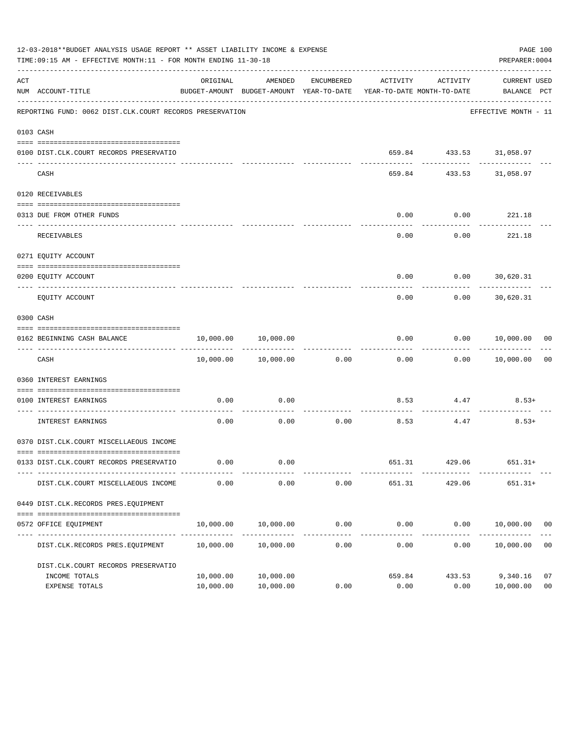12-03-2018**BUDGET ANALYSIS USAGE REPORT ** ASSET LIABILITY INCOME & EXPENSE

TIME:09:15 AM - EFFECTIVE MONTH:11 - FOR MONTH ENDING 11-30-18

PREPARER:0004

| ACT NUM | ACCOUNT-TITLE | ORIGINAL BUDGET-AMOUNT | AMENDED BUDGET-AMOUNT | ENCUMBERED YEAR-TO-DATE | ACTIVITY YEAR-TO-DATE | ACTIVITY MONTH-TO-DATE | CURRENT BALANCE | USED PCT |
|---|---|---|---|---|---|---|---|---|
| | REPORTING FUND: 0062 DIST.CLK.COURT RECORDS PRESERVATION | | | | | | EFFECTIVE MONTH - 11 | |
| 0103 | CASH | | | | | | | |
| 0100 | DIST.CLK.COURT RECORDS PRESERVATIO | | | | 659.84 | 433.53 | 31,058.97 | |
| | CASH | | | | 659.84 | 433.53 | 31,058.97 | |
| 0120 | RECEIVABLES | | | | | | | |
| 0313 | DUE FROM OTHER FUNDS | | | | 0.00 | 0.00 | 221.18 | |
| | RECEIVABLES | | | | 0.00 | 0.00 | 221.18 | |
| 0271 | EQUITY ACCOUNT | | | | | | | |
| 0200 | EQUITY ACCOUNT | | | | 0.00 | 0.00 | 30,620.31 | |
| | EQUITY ACCOUNT | | | | 0.00 | 0.00 | 30,620.31 | |
| 0300 | CASH | | | | | | | |
| 0162 | BEGINNING CASH BALANCE | 10,000.00 | 10,000.00 | | 0.00 | 0.00 | 10,000.00 | 00 |
| | CASH | 10,000.00 | 10,000.00 | 0.00 | 0.00 | 0.00 | 10,000.00 | 00 |
| 0360 | INTEREST EARNINGS | | | | | | | |
| 0100 | INTEREST EARNINGS | 0.00 | 0.00 | | 8.53 | 4.47 | 8.53+ | |
| | INTEREST EARNINGS | 0.00 | 0.00 | 0.00 | 8.53 | 4.47 | 8.53+ | |
| 0370 | DIST.CLK.COURT MISCELLAEOUS INCOME | | | | | | | |
| 0133 | DIST.CLK.COURT RECORDS PRESERVATIO | 0.00 | 0.00 | | 651.31 | 429.06 | 651.31+ | |
| | DIST.CLK.COURT MISCELLAEOUS INCOME | 0.00 | 0.00 | 0.00 | 651.31 | 429.06 | 651.31+ | |
| 0449 | DIST.CLK.RECORDS PRES.EQUIPMENT | | | | | | | |
| 0572 | OFFICE EQUIPMENT | 10,000.00 | 10,000.00 | 0.00 | 0.00 | 0.00 | 10,000.00 | 00 |
| | DIST.CLK.RECORDS PRES.EQUIPMENT | 10,000.00 | 10,000.00 | 0.00 | 0.00 | 0.00 | 10,000.00 | 00 |
| | DIST.CLK.COURT RECORDS PRESERVATIO | | | | | | | |
| | INCOME TOTALS | 10,000.00 | 10,000.00 | | 659.84 | 433.53 | 9,340.16 | 07 |
| | EXPENSE TOTALS | 10,000.00 | 10,000.00 | 0.00 | 0.00 | 0.00 | 10,000.00 | 00 |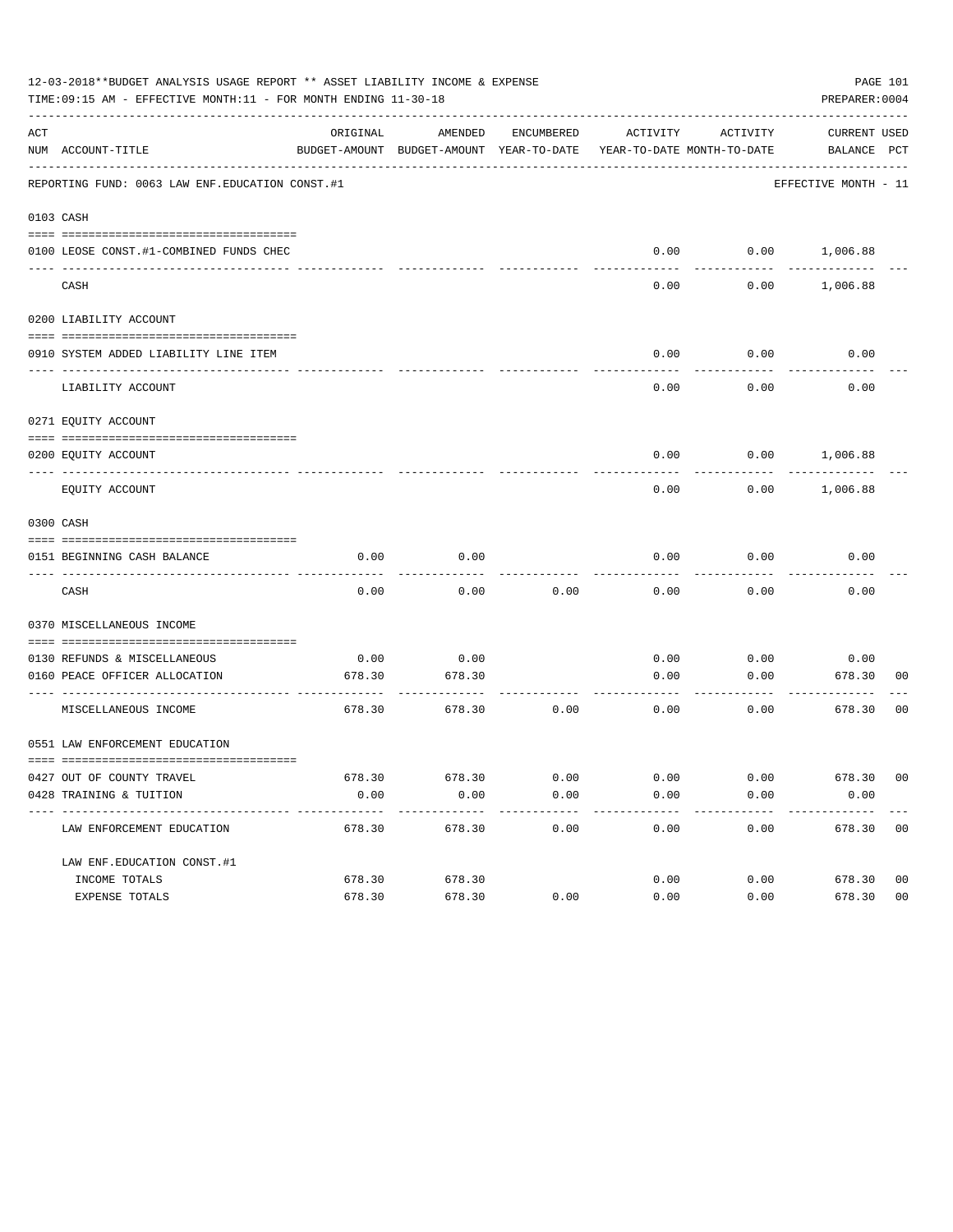12-03-2018**BUDGET ANALYSIS USAGE REPORT ** ASSET LIABILITY INCOME & EXPENSE

TIME:09:15 AM - EFFECTIVE MONTH:11 - FOR MONTH ENDING 11-30-18

PREPARER:0004

| ACT NUM | ACCOUNT-TITLE | ORIGINAL BUDGET-AMOUNT | AMENDED BUDGET-AMOUNT | ENCUMBERED YEAR-TO-DATE | ACTIVITY YEAR-TO-DATE | ACTIVITY MONTH-TO-DATE | CURRENT BALANCE | USED PCT |
|---|---|---|---|---|---|---|---|---|
| | REPORTING FUND: 0063 LAW ENF.EDUCATION CONST.#1 | | | | | | EFFECTIVE MONTH - 11 | |
| 0103 | CASH | | | | | | | |
| 0100 | LEOSE CONST.#1-COMBINED FUNDS CHEC | | | | 0.00 | 0.00 | 1,006.88 | |
| | CASH | | | | 0.00 | 0.00 | 1,006.88 | |
| 0200 | LIABILITY ACCOUNT | | | | | | | |
| 0910 | SYSTEM ADDED LIABILITY LINE ITEM | | | | 0.00 | 0.00 | 0.00 | |
| | LIABILITY ACCOUNT | | | | 0.00 | 0.00 | 0.00 | |
| 0271 | EQUITY ACCOUNT | | | | | | | |
| 0200 | EQUITY ACCOUNT | | | | 0.00 | 0.00 | 1,006.88 | |
| | EQUITY ACCOUNT | | | | 0.00 | 0.00 | 1,006.88 | |
| 0300 | CASH | | | | | | | |
| 0151 | BEGINNING CASH BALANCE | 0.00 | 0.00 | | 0.00 | 0.00 | 0.00 | |
| | CASH | 0.00 | 0.00 | 0.00 | 0.00 | 0.00 | 0.00 | |
| 0370 | MISCELLANEOUS INCOME | | | | | | | |
| 0130 | REFUNDS & MISCELLANEOUS | 0.00 | 0.00 | | 0.00 | 0.00 | 0.00 | |
| 0160 | PEACE OFFICER ALLOCATION | 678.30 | 678.30 | | 0.00 | 0.00 | 678.30 | 00 |
| | MISCELLANEOUS INCOME | 678.30 | 678.30 | 0.00 | 0.00 | 0.00 | 678.30 | 00 |
| 0551 | LAW ENFORCEMENT EDUCATION | | | | | | | |
| 0427 | OUT OF COUNTY TRAVEL | 678.30 | 678.30 | 0.00 | 0.00 | 0.00 | 678.30 | 00 |
| 0428 | TRAINING & TUITION | 0.00 | 0.00 | 0.00 | 0.00 | 0.00 | 0.00 | |
| | LAW ENFORCEMENT EDUCATION | 678.30 | 678.30 | 0.00 | 0.00 | 0.00 | 678.30 | 00 |
| | LAW ENF.EDUCATION CONST.#1 | | | | | | | |
| | INCOME TOTALS | 678.30 | 678.30 | | 0.00 | 0.00 | 678.30 | 00 |
| | EXPENSE TOTALS | 678.30 | 678.30 | 0.00 | 0.00 | 0.00 | 678.30 | 00 |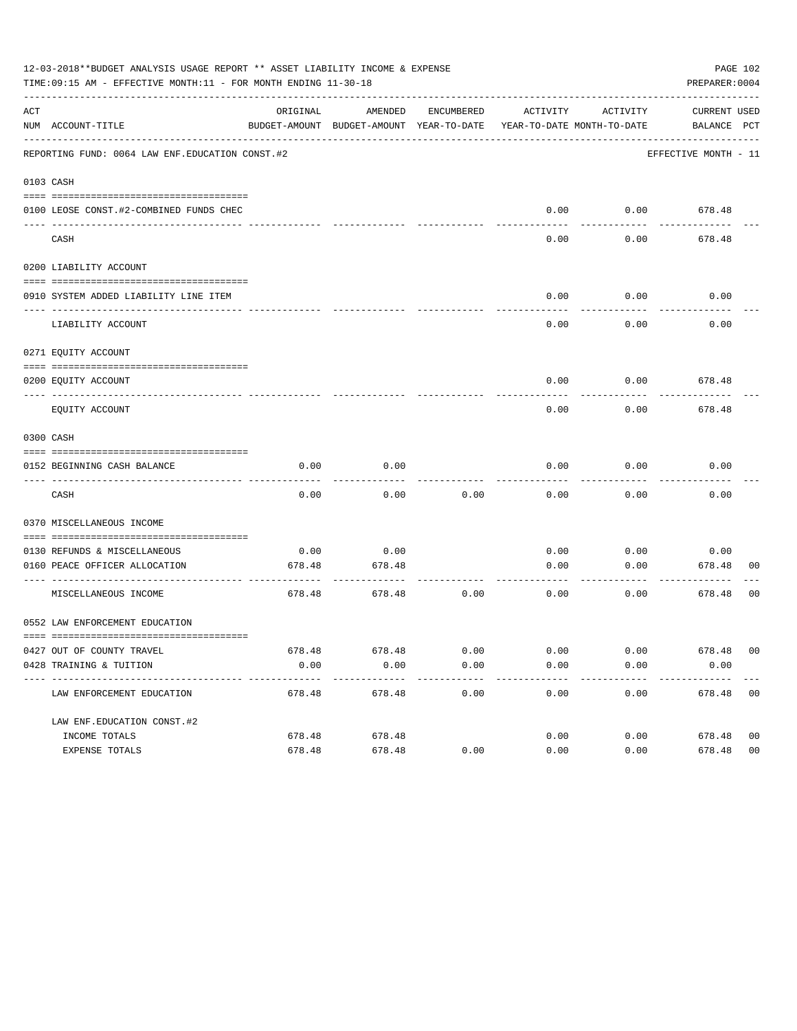12-03-2018**BUDGET ANALYSIS USAGE REPORT ** ASSET LIABILITY INCOME & EXPENSE

TIME:09:15 AM - EFFECTIVE MONTH:11 - FOR MONTH ENDING 11-30-18

PREPARER:0004

| ACT NUM | ACCOUNT-TITLE | ORIGINAL BUDGET-AMOUNT | AMENDED BUDGET-AMOUNT | ENCUMBERED YEAR-TO-DATE | ACTIVITY YEAR-TO-DATE | ACTIVITY MONTH-TO-DATE | CURRENT BALANCE | USED PCT |
|---|---|---|---|---|---|---|---|---|
| | REPORTING FUND: 0064 LAW ENF.EDUCATION CONST.#2 | | | | | | EFFECTIVE MONTH - 11 | |
| 0103 | CASH | | | | | | | |
| 0100 | LEOSE CONST.#2-COMBINED FUNDS CHEC | | | | 0.00 | 0.00 | 678.48 | |
| | CASH | | | | 0.00 | 0.00 | 678.48 | |
| 0200 | LIABILITY ACCOUNT | | | | | | | |
| 0910 | SYSTEM ADDED LIABILITY LINE ITEM | | | | 0.00 | 0.00 | 0.00 | |
| | LIABILITY ACCOUNT | | | | 0.00 | 0.00 | 0.00 | |
| 0271 | EQUITY ACCOUNT | | | | | | | |
| 0200 | EQUITY ACCOUNT | | | | 0.00 | 0.00 | 678.48 | |
| | EQUITY ACCOUNT | | | | 0.00 | 0.00 | 678.48 | |
| 0300 | CASH | | | | | | | |
| 0152 | BEGINNING CASH BALANCE | 0.00 | 0.00 | | 0.00 | 0.00 | 0.00 | |
| | CASH | 0.00 | 0.00 | 0.00 | 0.00 | 0.00 | 0.00 | |
| 0370 | MISCELLANEOUS INCOME | | | | | | | |
| 0130 | REFUNDS & MISCELLANEOUS | 0.00 | 0.00 | | 0.00 | 0.00 | 0.00 | |
| 0160 | PEACE OFFICER ALLOCATION | 678.48 | 678.48 | | 0.00 | 0.00 | 678.48 | 00 |
| | MISCELLANEOUS INCOME | 678.48 | 678.48 | 0.00 | 0.00 | 0.00 | 678.48 | 00 |
| 0552 | LAW ENFORCEMENT EDUCATION | | | | | | | |
| 0427 | OUT OF COUNTY TRAVEL | 678.48 | 678.48 | 0.00 | 0.00 | 0.00 | 678.48 | 00 |
| 0428 | TRAINING & TUITION | 0.00 | 0.00 | 0.00 | 0.00 | 0.00 | 0.00 | |
| | LAW ENFORCEMENT EDUCATION | 678.48 | 678.48 | 0.00 | 0.00 | 0.00 | 678.48 | 00 |
| | LAW ENF.EDUCATION CONST.#2 | | | | | | | |
| | INCOME TOTALS | 678.48 | 678.48 | | 0.00 | 0.00 | 678.48 | 00 |
| | EXPENSE TOTALS | 678.48 | 678.48 | 0.00 | 0.00 | 0.00 | 678.48 | 00 |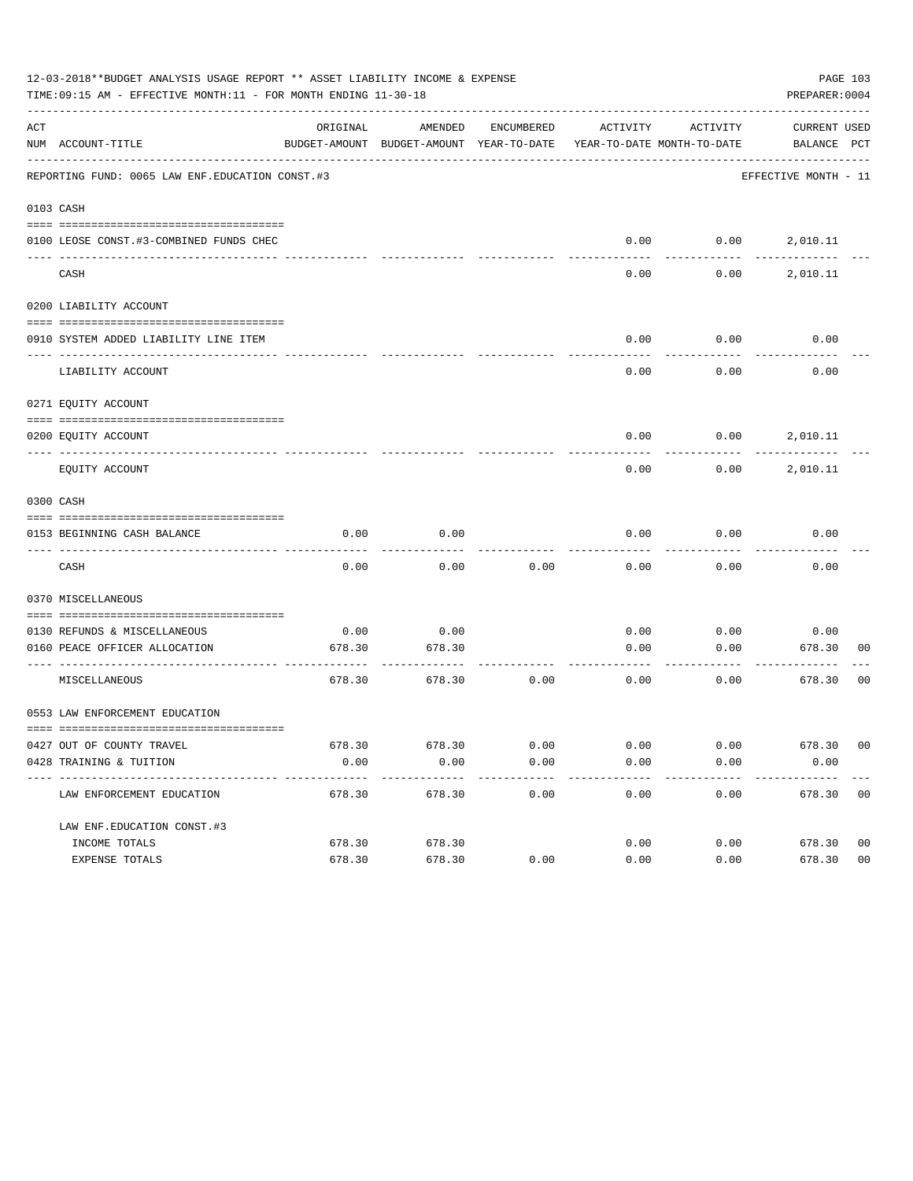12-03-2018**BUDGET ANALYSIS USAGE REPORT ** ASSET LIABILITY INCOME & EXPENSE

TIME:09:15 AM - EFFECTIVE MONTH:11 - FOR MONTH ENDING 11-30-18

PREPARER:0004

REPORTING FUND: 0065 LAW ENF.EDUCATION CONST.#3

EFFECTIVE MONTH - 11

| ACT NUM | ACCOUNT-TITLE | ORIGINAL BUDGET-AMOUNT | AMENDED BUDGET-AMOUNT | ENCUMBERED YEAR-TO-DATE | ACTIVITY YEAR-TO-DATE | ACTIVITY MONTH-TO-DATE | CURRENT BALANCE | USED PCT |
|---|---|---|---|---|---|---|---|---|
| **0103** | **CASH** | | | | | | | |
| 0100 | LEOSE CONST.#3-COMBINED FUNDS CHEC | | | | 0.00 | 0.00 | 2,010.11 | |
| | CASH | | | | 0.00 | 0.00 | 2,010.11 | |
| **0200** | **LIABILITY ACCOUNT** | | | | | | | |
| 0910 | SYSTEM ADDED LIABILITY LINE ITEM | | | | 0.00 | 0.00 | 0.00 | |
| | LIABILITY ACCOUNT | | | | 0.00 | 0.00 | 0.00 | |
| **0271** | **EQUITY ACCOUNT** | | | | | | | |
| 0200 | EQUITY ACCOUNT | | | | 0.00 | 0.00 | 2,010.11 | |
| | EQUITY ACCOUNT | | | | 0.00 | 0.00 | 2,010.11 | |
| **0300** | **CASH** | | | | | | | |
| 0153 | BEGINNING CASH BALANCE | 0.00 | 0.00 | | 0.00 | 0.00 | 0.00 | |
| | CASH | 0.00 | 0.00 | 0.00 | 0.00 | 0.00 | 0.00 | |
| **0370** | **MISCELLANEOUS** | | | | | | | |
| 0130 | REFUNDS & MISCELLANEOUS | 0.00 | 0.00 | | 0.00 | 0.00 | 0.00 | |
| 0160 | PEACE OFFICER ALLOCATION | 678.30 | 678.30 | | 0.00 | 0.00 | 678.30 | 00 |
| | MISCELLANEOUS | 678.30 | 678.30 | 0.00 | 0.00 | 0.00 | 678.30 | 00 |
| **0553** | **LAW ENFORCEMENT EDUCATION** | | | | | | | |
| 0427 | OUT OF COUNTY TRAVEL | 678.30 | 678.30 | 0.00 | 0.00 | 0.00 | 678.30 | 00 |
| 0428 | TRAINING & TUITION | 0.00 | 0.00 | 0.00 | 0.00 | 0.00 | 0.00 | |
| | LAW ENFORCEMENT EDUCATION | 678.30 | 678.30 | 0.00 | 0.00 | 0.00 | 678.30 | 00 |
| | LAW ENF.EDUCATION CONST.#3 | | | | | | | |
| | INCOME TOTALS | 678.30 | 678.30 | | 0.00 | 0.00 | 678.30 | 00 |
| | EXPENSE TOTALS | 678.30 | 678.30 | 0.00 | 0.00 | 0.00 | 678.30 | 00 |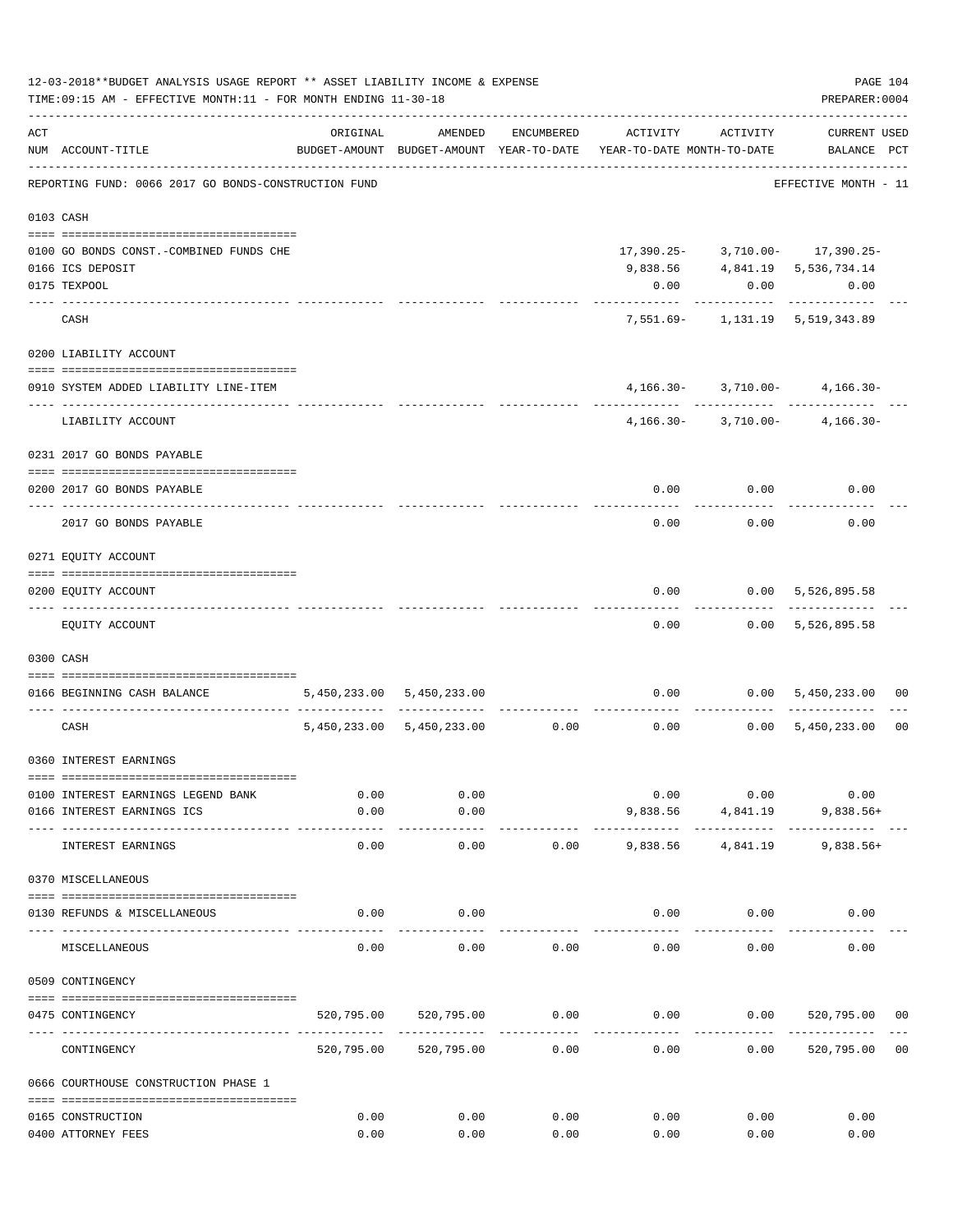12-03-2018**BUDGET ANALYSIS USAGE REPORT ** ASSET LIABILITY INCOME & EXPENSE

TIME:09:15 AM - EFFECTIVE MONTH:11 - FOR MONTH ENDING 11-30-18

PREPARER:0004

| ACT NUM | ACCOUNT-TITLE | ORIGINAL BUDGET-AMOUNT | AMENDED BUDGET-AMOUNT | ENCUMBERED YEAR-TO-DATE | ACTIVITY YEAR-TO-DATE | ACTIVITY MONTH-TO-DATE | CURRENT BALANCE | USED PCT |
|---|---|---|---|---|---|---|---|---|
| | REPORTING FUND: 0066 2017 GO BONDS-CONSTRUCTION FUND | | | | | | EFFECTIVE MONTH - 11 | |
| | **0103 CASH** | | | | | | | |
| 0100 | GO BONDS CONST.-COMBINED FUNDS CHE | | | | 17,390.25- | 3,710.00- | 17,390.25- | |
| 0166 | ICS DEPOSIT | | | | 9,838.56 | 4,841.19 | 5,536,734.14 | |
| 0175 | TEXPOOL | | | | 0.00 | 0.00 | 0.00 | |
| | CASH | | | | 7,551.69- | 1,131.19 | 5,519,343.89 | |
| | **0200 LIABILITY ACCOUNT** | | | | | | | |
| 0910 | SYSTEM ADDED LIABILITY LINE-ITEM | | | | 4,166.30- | 3,710.00- | 4,166.30- | |
| | LIABILITY ACCOUNT | | | | 4,166.30- | 3,710.00- | 4,166.30- | |
| | **0231 2017 GO BONDS PAYABLE** | | | | | | | |
| 0200 | 2017 GO BONDS PAYABLE | | | | 0.00 | 0.00 | 0.00 | |
| | 2017 GO BONDS PAYABLE | | | | 0.00 | 0.00 | 0.00 | |
| | **0271 EQUITY ACCOUNT** | | | | | | | |
| 0200 | EQUITY ACCOUNT | | | | 0.00 | 0.00 | 5,526,895.58 | |
| | EQUITY ACCOUNT | | | | 0.00 | 0.00 | 5,526,895.58 | |
| | **0300 CASH** | | | | | | | |
| 0166 | BEGINNING CASH BALANCE | 5,450,233.00 | 5,450,233.00 | | 0.00 | 0.00 | 5,450,233.00 | 00 |
| | CASH | 5,450,233.00 | 5,450,233.00 | 0.00 | 0.00 | 0.00 | 5,450,233.00 | 00 |
| | **0360 INTEREST EARNINGS** | | | | | | | |
| 0100 | INTEREST EARNINGS LEGEND BANK | 0.00 | 0.00 | | 0.00 | 0.00 | 0.00 | |
| 0166 | INTEREST EARNINGS ICS | 0.00 | 0.00 | | 9,838.56 | 4,841.19 | 9,838.56+ | |
| | INTEREST EARNINGS | 0.00 | 0.00 | 0.00 | 9,838.56 | 4,841.19 | 9,838.56+ | |
| | **0370 MISCELLANEOUS** | | | | | | | |
| 0130 | REFUNDS & MISCELLANEOUS | 0.00 | 0.00 | | 0.00 | 0.00 | 0.00 | |
| | MISCELLANEOUS | 0.00 | 0.00 | 0.00 | 0.00 | 0.00 | 0.00 | |
| | **0509 CONTINGENCY** | | | | | | | |
| 0475 | CONTINGENCY | 520,795.00 | 520,795.00 | 0.00 | 0.00 | 0.00 | 520,795.00 | 00 |
| | CONTINGENCY | 520,795.00 | 520,795.00 | 0.00 | 0.00 | 0.00 | 520,795.00 | 00 |
| | **0666 COURTHOUSE CONSTRUCTION PHASE 1** | | | | | | | |
| 0165 | CONSTRUCTION | 0.00 | 0.00 | 0.00 | 0.00 | 0.00 | 0.00 | |
| 0400 | ATTORNEY FEES | 0.00 | 0.00 | 0.00 | 0.00 | 0.00 | 0.00 | |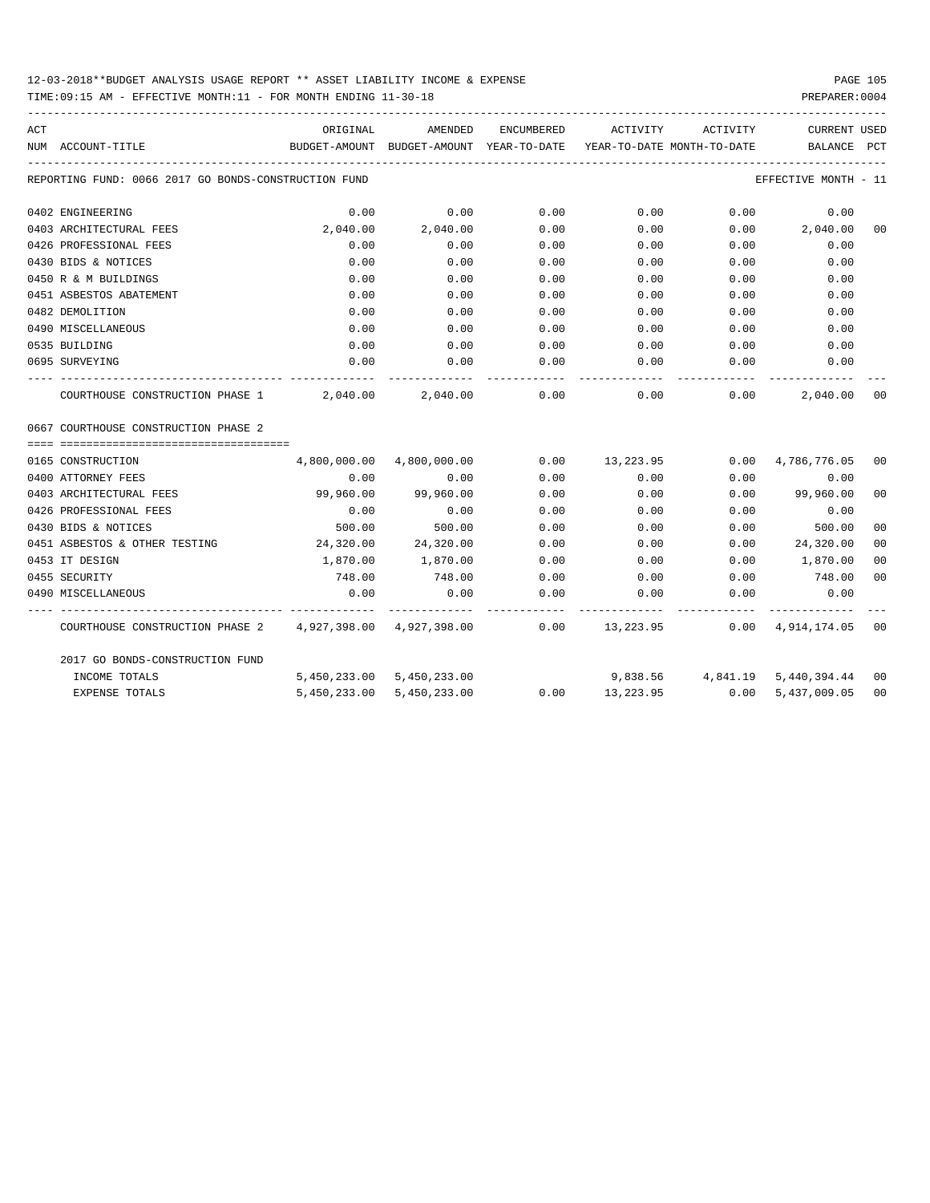12-03-2018**BUDGET ANALYSIS USAGE REPORT ** ASSET LIABILITY INCOME & EXPENSE

TIME:09:15 AM - EFFECTIVE MONTH:11 - FOR MONTH ENDING 11-30-18

PREPARER:0004

REPORTING FUND: 0066 2017 GO BONDS-CONSTRUCTION FUND — EFFECTIVE MONTH - 11

| ACT NUM | ACCOUNT-TITLE | ORIGINAL BUDGET-AMOUNT | AMENDED BUDGET-AMOUNT | ENCUMBERED YEAR-TO-DATE | ACTIVITY YEAR-TO-DATE | ACTIVITY MONTH-TO-DATE | CURRENT BALANCE | USED PCT |
|---|---|---|---|---|---|---|---|---|
| 0402 | ENGINEERING | 0.00 | 0.00 | 0.00 | 0.00 | 0.00 | 0.00 | |
| 0403 | ARCHITECTURAL FEES | 2,040.00 | 2,040.00 | 0.00 | 0.00 | 0.00 | 2,040.00 | 00 |
| 0426 | PROFESSIONAL FEES | 0.00 | 0.00 | 0.00 | 0.00 | 0.00 | 0.00 | |
| 0430 | BIDS & NOTICES | 0.00 | 0.00 | 0.00 | 0.00 | 0.00 | 0.00 | |
| 0450 | R & M BUILDINGS | 0.00 | 0.00 | 0.00 | 0.00 | 0.00 | 0.00 | |
| 0451 | ASBESTOS ABATEMENT | 0.00 | 0.00 | 0.00 | 0.00 | 0.00 | 0.00 | |
| 0482 | DEMOLITION | 0.00 | 0.00 | 0.00 | 0.00 | 0.00 | 0.00 | |
| 0490 | MISCELLANEOUS | 0.00 | 0.00 | 0.00 | 0.00 | 0.00 | 0.00 | |
| 0535 | BUILDING | 0.00 | 0.00 | 0.00 | 0.00 | 0.00 | 0.00 | |
| 0695 | SURVEYING | 0.00 | 0.00 | 0.00 | 0.00 | 0.00 | 0.00 | |
| | COURTHOUSE CONSTRUCTION PHASE 1 | 2,040.00 | 2,040.00 | 0.00 | 0.00 | 0.00 | 2,040.00 | 00 |
| 0667 | COURTHOUSE CONSTRUCTION PHASE 2 | | | | | | | |
| 0165 | CONSTRUCTION | 4,800,000.00 | 4,800,000.00 | 0.00 | 13,223.95 | 0.00 | 4,786,776.05 | 00 |
| 0400 | ATTORNEY FEES | 0.00 | 0.00 | 0.00 | 0.00 | 0.00 | 0.00 | |
| 0403 | ARCHITECTURAL FEES | 99,960.00 | 99,960.00 | 0.00 | 0.00 | 0.00 | 99,960.00 | 00 |
| 0426 | PROFESSIONAL FEES | 0.00 | 0.00 | 0.00 | 0.00 | 0.00 | 0.00 | |
| 0430 | BIDS & NOTICES | 500.00 | 500.00 | 0.00 | 0.00 | 0.00 | 500.00 | 00 |
| 0451 | ASBESTOS & OTHER TESTING | 24,320.00 | 24,320.00 | 0.00 | 0.00 | 0.00 | 24,320.00 | 00 |
| 0453 | IT DESIGN | 1,870.00 | 1,870.00 | 0.00 | 0.00 | 0.00 | 1,870.00 | 00 |
| 0455 | SECURITY | 748.00 | 748.00 | 0.00 | 0.00 | 0.00 | 748.00 | 00 |
| 0490 | MISCELLANEOUS | 0.00 | 0.00 | 0.00 | 0.00 | 0.00 | 0.00 | |
| | COURTHOUSE CONSTRUCTION PHASE 2 | 4,927,398.00 | 4,927,398.00 | 0.00 | 13,223.95 | 0.00 | 4,914,174.05 | 00 |
| | 2017 GO BONDS-CONSTRUCTION FUND | | | | | | | |
| | INCOME TOTALS | 5,450,233.00 | 5,450,233.00 | | 9,838.56 | 4,841.19 | 5,440,394.44 | 00 |
| | EXPENSE TOTALS | 5,450,233.00 | 5,450,233.00 | 0.00 | 13,223.95 | 0.00 | 5,437,009.05 | 00 |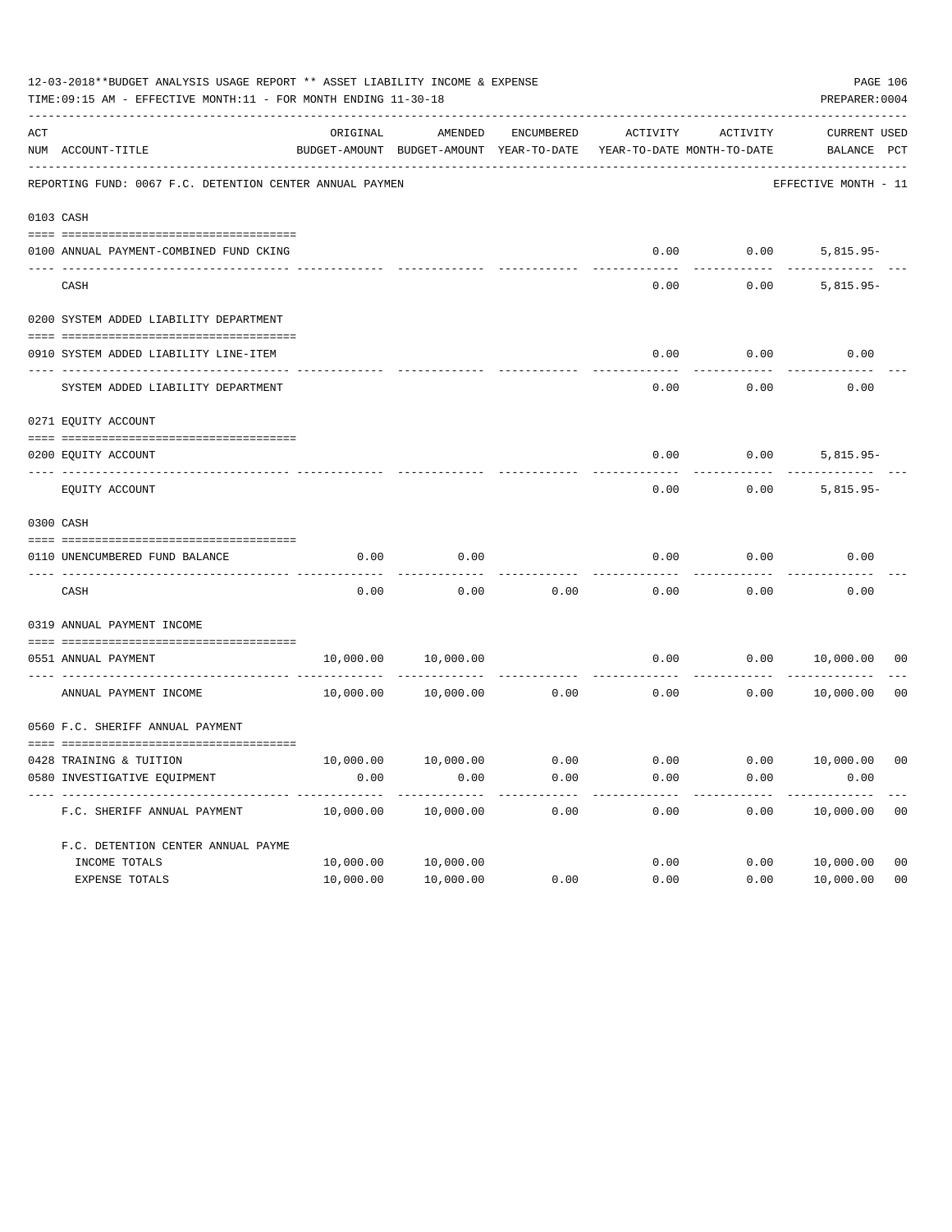12-03-2018**BUDGET ANALYSIS USAGE REPORT ** ASSET LIABILITY INCOME & EXPENSE

TIME:09:15 AM - EFFECTIVE MONTH:11 - FOR MONTH ENDING 11-30-18

PREPARER:0004

| ACT NUM | ACCOUNT-TITLE | ORIGINAL BUDGET-AMOUNT | AMENDED BUDGET-AMOUNT | ENCUMBERED YEAR-TO-DATE | ACTIVITY YEAR-TO-DATE | ACTIVITY MONTH-TO-DATE | CURRENT BALANCE | USED PCT |
|---|---|---|---|---|---|---|---|---|
| | REPORTING FUND: 0067 F.C. DETENTION CENTER ANNUAL PAYMEN | | | | | | EFFECTIVE MONTH - 11 | |
| | 0103 CASH | | | | | | | |
| 0100 | ANNUAL PAYMENT-COMBINED FUND CKING | | | | 0.00 | 0.00 | 5,815.95- | |
| | CASH | | | | 0.00 | 0.00 | 5,815.95- | |
| | 0200 SYSTEM ADDED LIABILITY DEPARTMENT | | | | | | | |
| 0910 | SYSTEM ADDED LIABILITY LINE-ITEM | | | | 0.00 | 0.00 | 0.00 | |
| | SYSTEM ADDED LIABILITY DEPARTMENT | | | | 0.00 | 0.00 | 0.00 | |
| | 0271 EQUITY ACCOUNT | | | | | | | |
| 0200 | EQUITY ACCOUNT | | | | 0.00 | 0.00 | 5,815.95- | |
| | EQUITY ACCOUNT | | | | 0.00 | 0.00 | 5,815.95- | |
| | 0300 CASH | | | | | | | |
| 0110 | UNENCUMBERED FUND BALANCE | 0.00 | 0.00 | | 0.00 | 0.00 | 0.00 | |
| | CASH | 0.00 | 0.00 | 0.00 | 0.00 | 0.00 | 0.00 | |
| | 0319 ANNUAL PAYMENT INCOME | | | | | | | |
| 0551 | ANNUAL PAYMENT | 10,000.00 | 10,000.00 | | 0.00 | 0.00 | 10,000.00 | 00 |
| | ANNUAL PAYMENT INCOME | 10,000.00 | 10,000.00 | 0.00 | 0.00 | 0.00 | 10,000.00 | 00 |
| | 0560 F.C. SHERIFF ANNUAL PAYMENT | | | | | | | |
| 0428 | TRAINING & TUITION | 10,000.00 | 10,000.00 | 0.00 | 0.00 | 0.00 | 10,000.00 | 00 |
| 0580 | INVESTIGATIVE EQUIPMENT | 0.00 | 0.00 | 0.00 | 0.00 | 0.00 | 0.00 | |
| | F.C. SHERIFF ANNUAL PAYMENT | 10,000.00 | 10,000.00 | 0.00 | 0.00 | 0.00 | 10,000.00 | 00 |
| | F.C. DETENTION CENTER ANNUAL PAYME | | | | | | | |
| | INCOME TOTALS | 10,000.00 | 10,000.00 | | 0.00 | 0.00 | 10,000.00 | 00 |
| | EXPENSE TOTALS | 10,000.00 | 10,000.00 | 0.00 | 0.00 | 0.00 | 10,000.00 | 00 |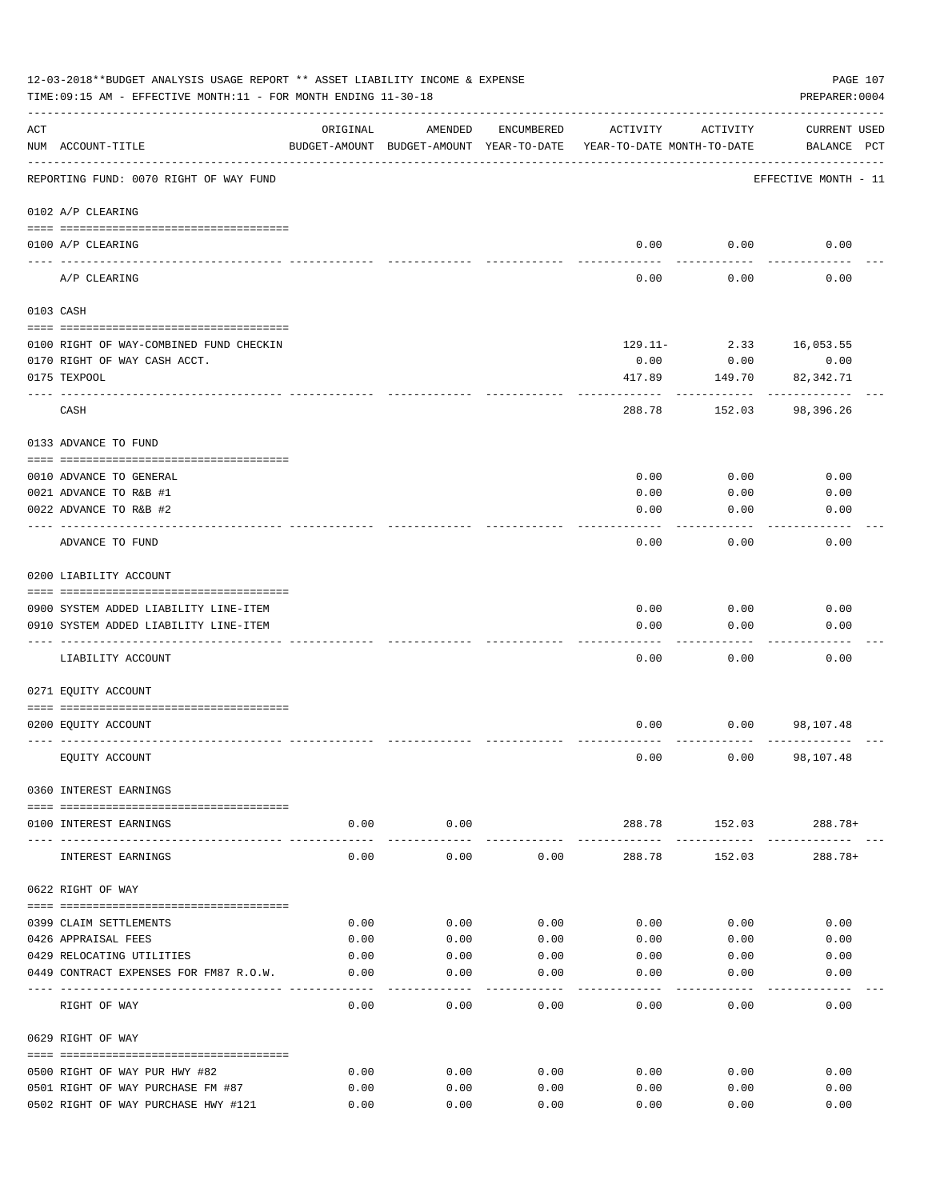12-03-2018**BUDGET ANALYSIS USAGE REPORT ** ASSET LIABILITY INCOME & EXPENSE

TIME:09:15 AM - EFFECTIVE MONTH:11 - FOR MONTH ENDING 11-30-18

PREPARER:0004

| ACT NUM | ACCOUNT-TITLE | ORIGINAL BUDGET-AMOUNT | AMENDED BUDGET-AMOUNT | ENCUMBERED YEAR-TO-DATE | ACTIVITY YEAR-TO-DATE | ACTIVITY MONTH-TO-DATE | CURRENT BALANCE | USED PCT |
|---|---|---|---|---|---|---|---|---|
| | REPORTING FUND: 0070 RIGHT OF WAY FUND | | | | | | EFFECTIVE MONTH - 11 | |
| | 0102 A/P CLEARING | | | | | | | |
| 0100 | A/P CLEARING | | | | 0.00 | 0.00 | 0.00 | |
| | A/P CLEARING | | | | 0.00 | 0.00 | 0.00 | |
| | 0103 CASH | | | | | | | |
| 0100 | RIGHT OF WAY-COMBINED FUND CHECKIN | | | | 129.11- | 2.33 | 16,053.55 | |
| 0170 | RIGHT OF WAY CASH ACCT. | | | | 0.00 | 0.00 | 0.00 | |
| 0175 | TEXPOOL | | | | 417.89 | 149.70 | 82,342.71 | |
| | CASH | | | | 288.78 | 152.03 | 98,396.26 | |
| | 0133 ADVANCE TO FUND | | | | | | | |
| 0010 | ADVANCE TO GENERAL | | | | 0.00 | 0.00 | 0.00 | |
| 0021 | ADVANCE TO R&B #1 | | | | 0.00 | 0.00 | 0.00 | |
| 0022 | ADVANCE TO R&B #2 | | | | 0.00 | 0.00 | 0.00 | |
| | ADVANCE TO FUND | | | | 0.00 | 0.00 | 0.00 | |
| | 0200 LIABILITY ACCOUNT | | | | | | | |
| 0900 | SYSTEM ADDED LIABILITY LINE-ITEM | | | | 0.00 | 0.00 | 0.00 | |
| 0910 | SYSTEM ADDED LIABILITY LINE-ITEM | | | | 0.00 | 0.00 | 0.00 | |
| | LIABILITY ACCOUNT | | | | 0.00 | 0.00 | 0.00 | |
| | 0271 EQUITY ACCOUNT | | | | | | | |
| 0200 | EQUITY ACCOUNT | | | | 0.00 | 0.00 | 98,107.48 | |
| | EQUITY ACCOUNT | | | | 0.00 | 0.00 | 98,107.48 | |
| | 0360 INTEREST EARNINGS | | | | | | | |
| 0100 | INTEREST EARNINGS | 0.00 | 0.00 | | 288.78 | 152.03 | 288.78+ | |
| | INTEREST EARNINGS | 0.00 | 0.00 | 0.00 | 288.78 | 152.03 | 288.78+ | |
| | 0622 RIGHT OF WAY | | | | | | | |
| 0399 | CLAIM SETTLEMENTS | 0.00 | 0.00 | 0.00 | 0.00 | 0.00 | 0.00 | |
| 0426 | APPRAISAL FEES | 0.00 | 0.00 | 0.00 | 0.00 | 0.00 | 0.00 | |
| 0429 | RELOCATING UTILITIES | 0.00 | 0.00 | 0.00 | 0.00 | 0.00 | 0.00 | |
| 0449 | CONTRACT EXPENSES FOR FM87 R.O.W. | 0.00 | 0.00 | 0.00 | 0.00 | 0.00 | 0.00 | |
| | RIGHT OF WAY | 0.00 | 0.00 | 0.00 | 0.00 | 0.00 | 0.00 | |
| | 0629 RIGHT OF WAY | | | | | | | |
| 0500 | RIGHT OF WAY PUR HWY #82 | 0.00 | 0.00 | 0.00 | 0.00 | 0.00 | 0.00 | |
| 0501 | RIGHT OF WAY PURCHASE FM #87 | 0.00 | 0.00 | 0.00 | 0.00 | 0.00 | 0.00 | |
| 0502 | RIGHT OF WAY PURCHASE HWY #121 | 0.00 | 0.00 | 0.00 | 0.00 | 0.00 | 0.00 | |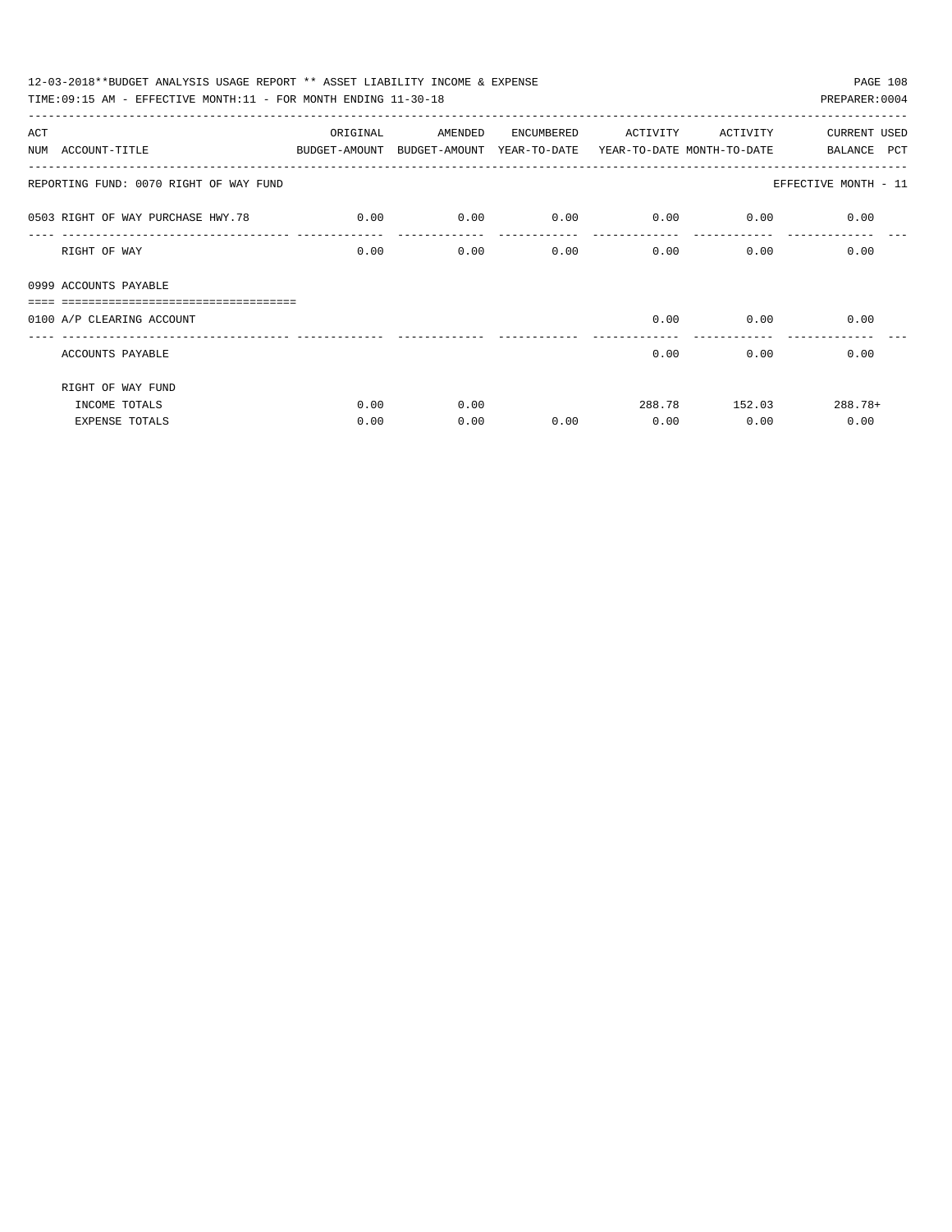12-03-2018**BUDGET ANALYSIS USAGE REPORT ** ASSET LIABILITY INCOME & EXPENSE

TIME:09:15 AM - EFFECTIVE MONTH:11 - FOR MONTH ENDING 11-30-18

PREPARER:0004

| ACT NUM | ACCOUNT-TITLE | ORIGINAL BUDGET-AMOUNT | AMENDED BUDGET-AMOUNT | ENCUMBERED YEAR-TO-DATE | ACTIVITY YEAR-TO-DATE | ACTIVITY MONTH-TO-DATE | CURRENT BALANCE | USED PCT |
|---|---|---|---|---|---|---|---|---|
| | REPORTING FUND: 0070 RIGHT OF WAY FUND | | | | | | EFFECTIVE MONTH - 11 | |
| 0503 | RIGHT OF WAY PURCHASE HWY.78 | 0.00 | 0.00 | 0.00 | 0.00 | 0.00 | 0.00 | |
| | RIGHT OF WAY | 0.00 | 0.00 | 0.00 | 0.00 | 0.00 | 0.00 | |
| 0999 | ACCOUNTS PAYABLE | | | | | | | |
| 0100 | A/P CLEARING ACCOUNT | | | | 0.00 | 0.00 | 0.00 | |
| | ACCOUNTS PAYABLE | | | | 0.00 | 0.00 | 0.00 | |
| | RIGHT OF WAY FUND | | | | | | | |
| | INCOME TOTALS | 0.00 | 0.00 | | 288.78 | 152.03 | 288.78+ | |
| | EXPENSE TOTALS | 0.00 | 0.00 | 0.00 | 0.00 | 0.00 | 0.00 | |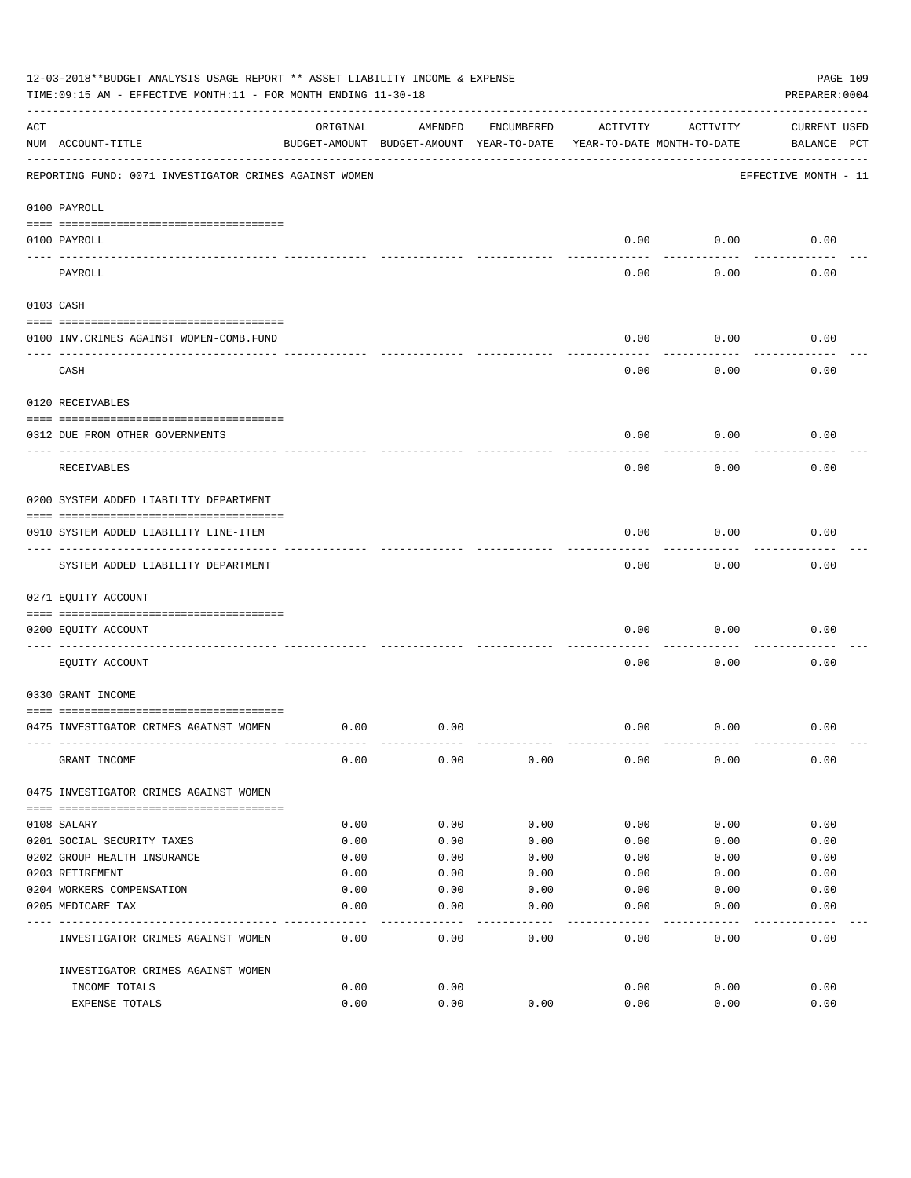12-03-2018**BUDGET ANALYSIS USAGE REPORT ** ASSET LIABILITY INCOME & EXPENSE

TIME:09:15 AM - EFFECTIVE MONTH:11 - FOR MONTH ENDING 11-30-18

PREPARER:0004

| ACT NUM | ACCOUNT-TITLE | ORIGINAL BUDGET-AMOUNT | AMENDED BUDGET-AMOUNT | ENCUMBERED YEAR-TO-DATE | ACTIVITY YEAR-TO-DATE | ACTIVITY MONTH-TO-DATE | CURRENT BALANCE | USED PCT |
|---|---|---|---|---|---|---|---|---|

REPORTING FUND: 0071 INVESTIGATOR CRIMES AGAINST WOMEN — EFFECTIVE MONTH - 11

| ACT NUM | ACCOUNT-TITLE | ORIGINAL BUDGET-AMOUNT | AMENDED BUDGET-AMOUNT | ENCUMBERED YEAR-TO-DATE | ACTIVITY YEAR-TO-DATE | ACTIVITY MONTH-TO-DATE | CURRENT BALANCE | USED PCT |
|---|---|---|---|---|---|---|---|---|
| **0100 PAYROLL** | | | | | | | | |
| 0100 | PAYROLL | | | | 0.00 | 0.00 | 0.00 | |
| | PAYROLL | | | | 0.00 | 0.00 | 0.00 | |
| **0103 CASH** | | | | | | | | |
| 0100 | INV.CRIMES AGAINST WOMEN-COMB.FUND | | | | 0.00 | 0.00 | 0.00 | |
| | CASH | | | | 0.00 | 0.00 | 0.00 | |
| **0120 RECEIVABLES** | | | | | | | | |
| 0312 | DUE FROM OTHER GOVERNMENTS | | | | 0.00 | 0.00 | 0.00 | |
| | RECEIVABLES | | | | 0.00 | 0.00 | 0.00 | |
| **0200 SYSTEM ADDED LIABILITY DEPARTMENT** | | | | | | | | |
| 0910 | SYSTEM ADDED LIABILITY LINE-ITEM | | | | 0.00 | 0.00 | 0.00 | |
| | SYSTEM ADDED LIABILITY DEPARTMENT | | | | 0.00 | 0.00 | 0.00 | |
| **0271 EQUITY ACCOUNT** | | | | | | | | |
| 0200 | EQUITY ACCOUNT | | | | 0.00 | 0.00 | 0.00 | |
| | EQUITY ACCOUNT | | | | 0.00 | 0.00 | 0.00 | |
| **0330 GRANT INCOME** | | | | | | | | |
| 0475 | INVESTIGATOR CRIMES AGAINST WOMEN | 0.00 | 0.00 | | 0.00 | 0.00 | 0.00 | |
| | GRANT INCOME | 0.00 | 0.00 | 0.00 | 0.00 | 0.00 | 0.00 | |
| **0475 INVESTIGATOR CRIMES AGAINST WOMEN** | | | | | | | | |
| 0108 | SALARY | 0.00 | 0.00 | 0.00 | 0.00 | 0.00 | 0.00 | |
| 0201 | SOCIAL SECURITY TAXES | 0.00 | 0.00 | 0.00 | 0.00 | 0.00 | 0.00 | |
| 0202 | GROUP HEALTH INSURANCE | 0.00 | 0.00 | 0.00 | 0.00 | 0.00 | 0.00 | |
| 0203 | RETIREMENT | 0.00 | 0.00 | 0.00 | 0.00 | 0.00 | 0.00 | |
| 0204 | WORKERS COMPENSATION | 0.00 | 0.00 | 0.00 | 0.00 | 0.00 | 0.00 | |
| 0205 | MEDICARE TAX | 0.00 | 0.00 | 0.00 | 0.00 | 0.00 | 0.00 | |
| | INVESTIGATOR CRIMES AGAINST WOMEN | 0.00 | 0.00 | 0.00 | 0.00 | 0.00 | 0.00 | |
| | INVESTIGATOR CRIMES AGAINST WOMEN | | | | | | | |
| | INCOME TOTALS | 0.00 | 0.00 | | 0.00 | 0.00 | 0.00 | |
| | EXPENSE TOTALS | 0.00 | 0.00 | 0.00 | 0.00 | 0.00 | 0.00 | |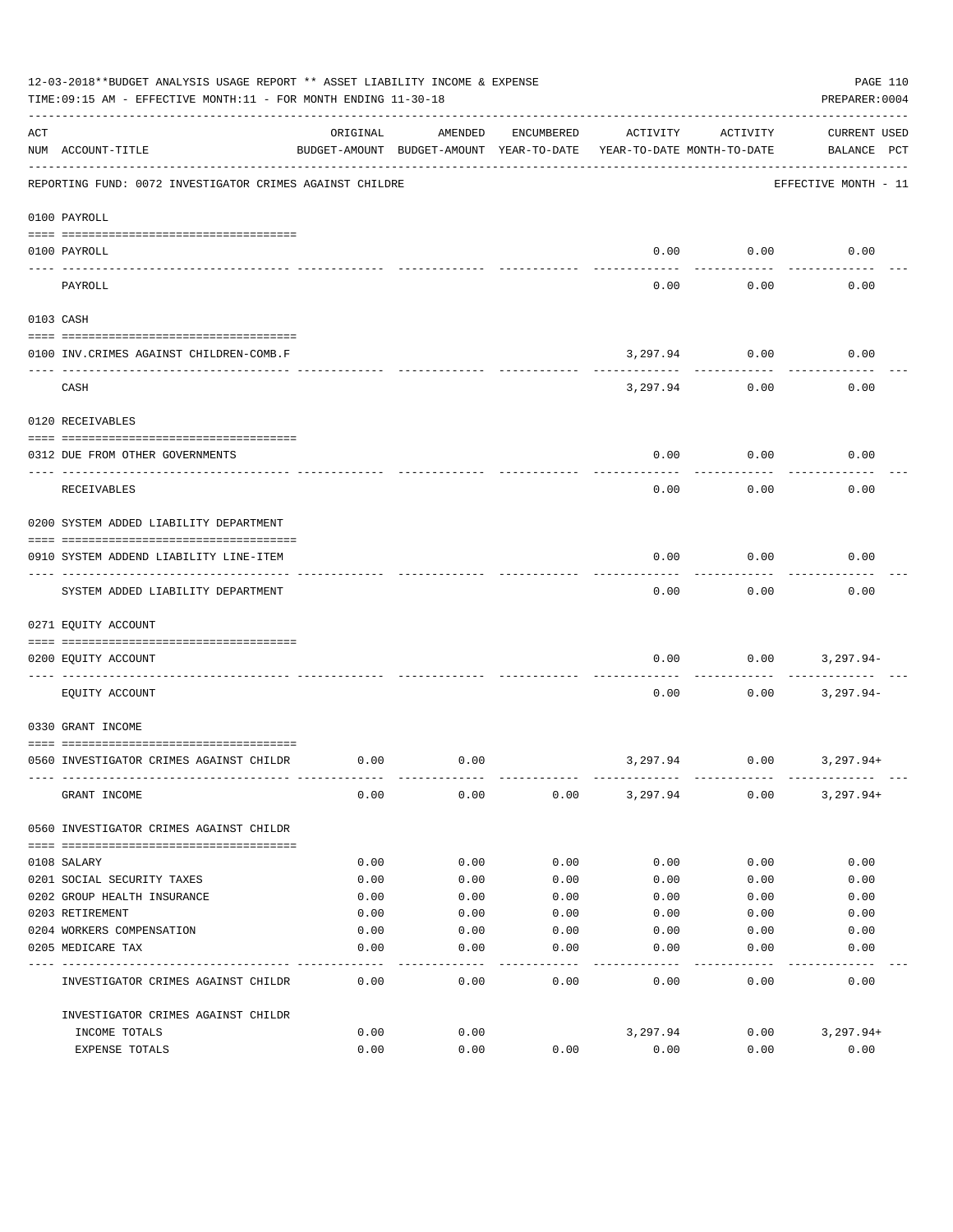12-03-2018**BUDGET ANALYSIS USAGE REPORT ** ASSET LIABILITY INCOME & EXPENSE

TIME:09:15 AM - EFFECTIVE MONTH:11 - FOR MONTH ENDING 11-30-18

PREPARER:0004

| ACT NUM | ACCOUNT-TITLE | ORIGINAL BUDGET-AMOUNT | AMENDED BUDGET-AMOUNT | ENCUMBERED YEAR-TO-DATE | ACTIVITY YEAR-TO-DATE | ACTIVITY MONTH-TO-DATE | CURRENT USED BALANCE | PCT |
|---|---|---|---|---|---|---|---|---|
| | REPORTING FUND: 0072 INVESTIGATOR CRIMES AGAINST CHILDRE | | | | | | EFFECTIVE MONTH - 11 | |
| | **0100 PAYROLL** | | | | | | | |
| 0100 | PAYROLL | | | | 0.00 | 0.00 | 0.00 | |
| | PAYROLL | | | | 0.00 | 0.00 | 0.00 | |
| | **0103 CASH** | | | | | | | |
| 0100 | INV.CRIMES AGAINST CHILDREN-COMB.F | | | | 3,297.94 | 0.00 | 0.00 | |
| | CASH | | | | 3,297.94 | 0.00 | 0.00 | |
| | **0120 RECEIVABLES** | | | | | | | |
| 0312 | DUE FROM OTHER GOVERNMENTS | | | | 0.00 | 0.00 | 0.00 | |
| | RECEIVABLES | | | | 0.00 | 0.00 | 0.00 | |
| | **0200 SYSTEM ADDED LIABILITY DEPARTMENT** | | | | | | | |
| 0910 | SYSTEM ADDEND LIABILITY LINE-ITEM | | | | 0.00 | 0.00 | 0.00 | |
| | SYSTEM ADDED LIABILITY DEPARTMENT | | | | 0.00 | 0.00 | 0.00 | |
| | **0271 EQUITY ACCOUNT** | | | | | | | |
| 0200 | EQUITY ACCOUNT | | | | 0.00 | 0.00 | 3,297.94- | |
| | EQUITY ACCOUNT | | | | 0.00 | 0.00 | 3,297.94- | |
| | **0330 GRANT INCOME** | | | | | | | |
| 0560 | INVESTIGATOR CRIMES AGAINST CHILDR | 0.00 | 0.00 | | 3,297.94 | 0.00 | 3,297.94+ | |
| | GRANT INCOME | 0.00 | 0.00 | 0.00 | 3,297.94 | 0.00 | 3,297.94+ | |
| | **0560 INVESTIGATOR CRIMES AGAINST CHILDR** | | | | | | | |
| 0108 | SALARY | 0.00 | 0.00 | 0.00 | 0.00 | 0.00 | 0.00 | |
| 0201 | SOCIAL SECURITY TAXES | 0.00 | 0.00 | 0.00 | 0.00 | 0.00 | 0.00 | |
| 0202 | GROUP HEALTH INSURANCE | 0.00 | 0.00 | 0.00 | 0.00 | 0.00 | 0.00 | |
| 0203 | RETIREMENT | 0.00 | 0.00 | 0.00 | 0.00 | 0.00 | 0.00 | |
| 0204 | WORKERS COMPENSATION | 0.00 | 0.00 | 0.00 | 0.00 | 0.00 | 0.00 | |
| 0205 | MEDICARE TAX | 0.00 | 0.00 | 0.00 | 0.00 | 0.00 | 0.00 | |
| | INVESTIGATOR CRIMES AGAINST CHILDR | 0.00 | 0.00 | 0.00 | 0.00 | 0.00 | 0.00 | |
| | INVESTIGATOR CRIMES AGAINST CHILDR | | | | | | | |
| | INCOME TOTALS | 0.00 | 0.00 | | 3,297.94 | 0.00 | 3,297.94+ | |
| | EXPENSE TOTALS | 0.00 | 0.00 | 0.00 | 0.00 | 0.00 | 0.00 | |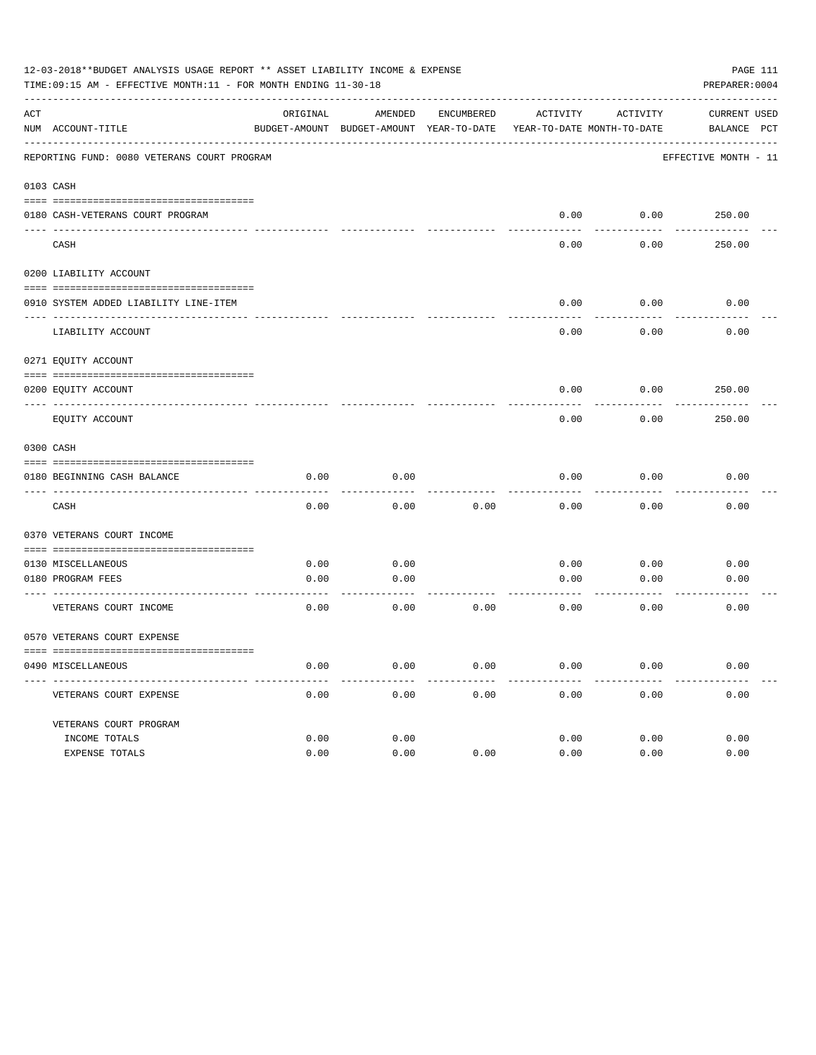12-03-2018**BUDGET ANALYSIS USAGE REPORT ** ASSET LIABILITY INCOME & EXPENSE

TIME:09:15 AM - EFFECTIVE MONTH:11 - FOR MONTH ENDING 11-30-18

PREPARER:0004

| ACT NUM | ACCOUNT-TITLE | ORIGINAL BUDGET-AMOUNT | AMENDED BUDGET-AMOUNT | ENCUMBERED YEAR-TO-DATE | ACTIVITY YEAR-TO-DATE | ACTIVITY MONTH-TO-DATE | CURRENT BALANCE | USED PCT |
|---|---|---|---|---|---|---|---|---|
| | REPORTING FUND: 0080 VETERANS COURT PROGRAM | | | | | | EFFECTIVE MONTH - 11 | |
| 0103 | CASH | | | | | | | |
| 0180 | CASH-VETERANS COURT PROGRAM | | | | 0.00 | 0.00 | 250.00 | |
| | CASH | | | | 0.00 | 0.00 | 250.00 | |
| 0200 | LIABILITY ACCOUNT | | | | | | | |
| 0910 | SYSTEM ADDED LIABILITY LINE-ITEM | | | | 0.00 | 0.00 | 0.00 | |
| | LIABILITY ACCOUNT | | | | 0.00 | 0.00 | 0.00 | |
| 0271 | EQUITY ACCOUNT | | | | | | | |
| 0200 | EQUITY ACCOUNT | | | | 0.00 | 0.00 | 250.00 | |
| | EQUITY ACCOUNT | | | | 0.00 | 0.00 | 250.00 | |
| 0300 | CASH | | | | | | | |
| 0180 | BEGINNING CASH BALANCE | 0.00 | 0.00 | | 0.00 | 0.00 | 0.00 | |
| | CASH | 0.00 | 0.00 | 0.00 | 0.00 | 0.00 | 0.00 | |
| 0370 | VETERANS COURT INCOME | | | | | | | |
| 0130 | MISCELLANEOUS | 0.00 | 0.00 | | 0.00 | 0.00 | 0.00 | |
| 0180 | PROGRAM FEES | 0.00 | 0.00 | | 0.00 | 0.00 | 0.00 | |
| | VETERANS COURT INCOME | 0.00 | 0.00 | 0.00 | 0.00 | 0.00 | 0.00 | |
| 0570 | VETERANS COURT EXPENSE | | | | | | | |
| 0490 | MISCELLANEOUS | 0.00 | 0.00 | 0.00 | 0.00 | 0.00 | 0.00 | |
| | VETERANS COURT EXPENSE | 0.00 | 0.00 | 0.00 | 0.00 | 0.00 | 0.00 | |
| | VETERANS COURT PROGRAM | | | | | | | |
| | INCOME TOTALS | 0.00 | 0.00 | | 0.00 | 0.00 | 0.00 | |
| | EXPENSE TOTALS | 0.00 | 0.00 | 0.00 | 0.00 | 0.00 | 0.00 | |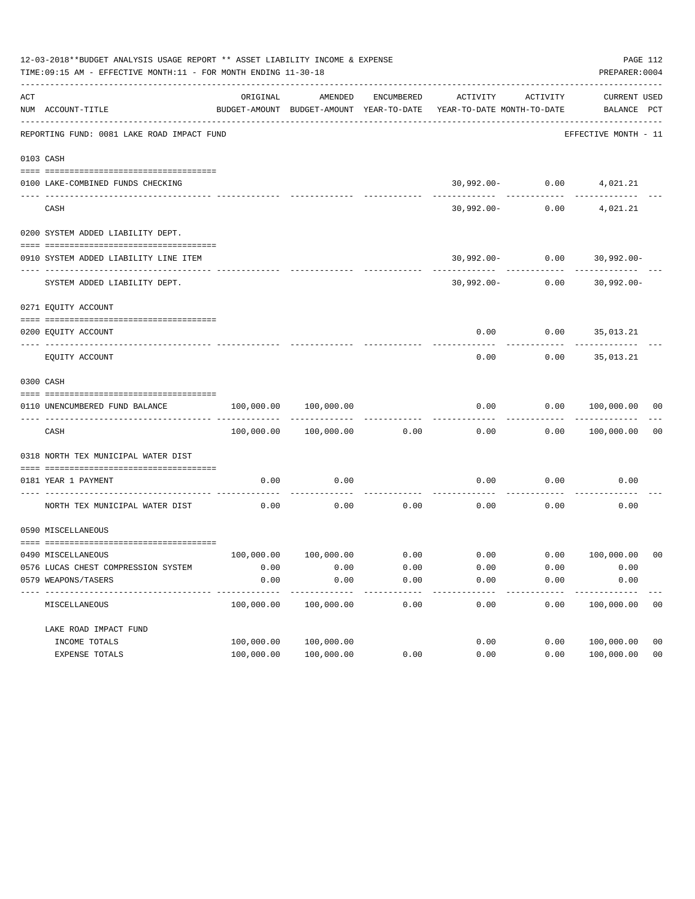12-03-2018**BUDGET ANALYSIS USAGE REPORT ** ASSET LIABILITY INCOME & EXPENSE

TIME:09:15 AM - EFFECTIVE MONTH:11 - FOR MONTH ENDING 11-30-18

PREPARER:0004

| ACT NUM | ACCOUNT-TITLE | ORIGINAL BUDGET-AMOUNT | AMENDED BUDGET-AMOUNT | ENCUMBERED YEAR-TO-DATE | ACTIVITY YEAR-TO-DATE | ACTIVITY MONTH-TO-DATE | CURRENT BALANCE | USED PCT |
|---|---|---|---|---|---|---|---|---|
| | REPORTING FUND: 0081 LAKE ROAD IMPACT FUND | | | | | | EFFECTIVE MONTH - 11 | |
| 0103 | CASH | | | | | | | |
| 0100 | LAKE-COMBINED FUNDS CHECKING | | | | 30,992.00- | 0.00 | 4,021.21 | |
| | CASH | | | | 30,992.00- | 0.00 | 4,021.21 | |
| 0200 | SYSTEM ADDED LIABILITY DEPT. | | | | | | | |
| 0910 | SYSTEM ADDED LIABILITY LINE ITEM | | | | 30,992.00- | 0.00 | 30,992.00- | |
| | SYSTEM ADDED LIABILITY DEPT. | | | | 30,992.00- | 0.00 | 30,992.00- | |
| 0271 | EQUITY ACCOUNT | | | | | | | |
| 0200 | EQUITY ACCOUNT | | | | 0.00 | 0.00 | 35,013.21 | |
| | EQUITY ACCOUNT | | | | 0.00 | 0.00 | 35,013.21 | |
| 0300 | CASH | | | | | | | |
| 0110 | UNENCUMBERED FUND BALANCE | 100,000.00 | 100,000.00 | | 0.00 | 0.00 | 100,000.00 | 00 |
| | CASH | 100,000.00 | 100,000.00 | 0.00 | 0.00 | 0.00 | 100,000.00 | 00 |
| 0318 | NORTH TEX MUNICIPAL WATER DIST | | | | | | | |
| 0181 | YEAR 1 PAYMENT | 0.00 | 0.00 | | 0.00 | 0.00 | 0.00 | |
| | NORTH TEX MUNICIPAL WATER DIST | 0.00 | 0.00 | 0.00 | 0.00 | 0.00 | 0.00 | |
| 0590 | MISCELLANEOUS | | | | | | | |
| 0490 | MISCELLANEOUS | 100,000.00 | 100,000.00 | 0.00 | 0.00 | 0.00 | 100,000.00 | 00 |
| 0576 | LUCAS CHEST COMPRESSION SYSTEM | 0.00 | 0.00 | 0.00 | 0.00 | 0.00 | 0.00 | |
| 0579 | WEAPONS/TASERS | 0.00 | 0.00 | 0.00 | 0.00 | 0.00 | 0.00 | |
| | MISCELLANEOUS | 100,000.00 | 100,000.00 | 0.00 | 0.00 | 0.00 | 100,000.00 | 00 |
| | LAKE ROAD IMPACT FUND | | | | | | | |
| | INCOME TOTALS | 100,000.00 | 100,000.00 | | 0.00 | 0.00 | 100,000.00 | 00 |
| | EXPENSE TOTALS | 100,000.00 | 100,000.00 | 0.00 | 0.00 | 0.00 | 100,000.00 | 00 |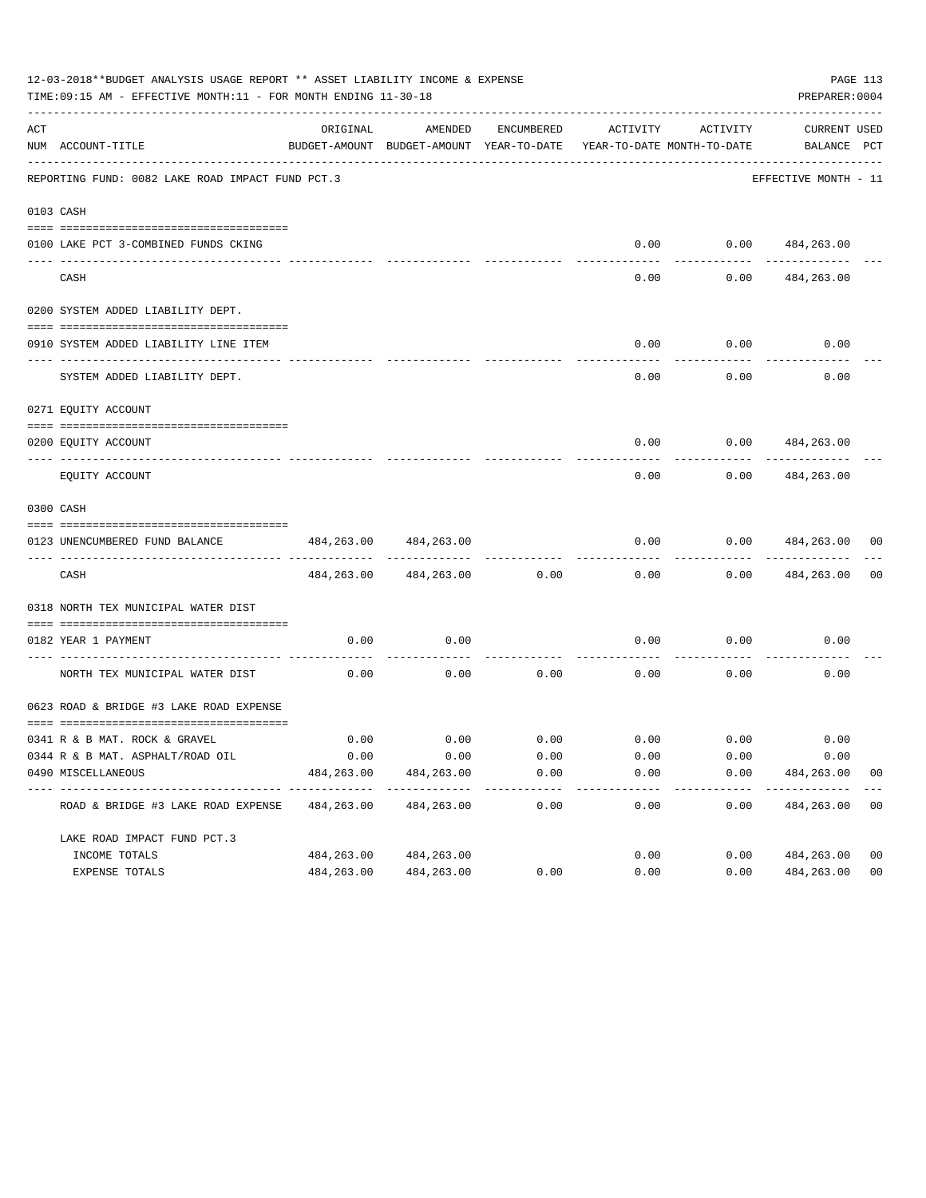12-03-2018**BUDGET ANALYSIS USAGE REPORT ** ASSET LIABILITY INCOME & EXPENSE

TIME:09:15 AM - EFFECTIVE MONTH:11 - FOR MONTH ENDING 11-30-18

PREPARER:0004

| ACT NUM | ACCOUNT-TITLE | ORIGINAL BUDGET-AMOUNT | AMENDED BUDGET-AMOUNT | ENCUMBERED YEAR-TO-DATE | ACTIVITY YEAR-TO-DATE | ACTIVITY MONTH-TO-DATE | CURRENT BALANCE | USED PCT |
|---|---|---|---|---|---|---|---|---|
| | REPORTING FUND: 0082 LAKE ROAD IMPACT FUND PCT.3 | | | | | | EFFECTIVE MONTH - 11 | |
| 0103 | CASH | | | | | | | |
| 0100 | LAKE PCT 3-COMBINED FUNDS CKING | | | | 0.00 | 0.00 | 484,263.00 | |
| | CASH | | | | 0.00 | 0.00 | 484,263.00 | |
| 0200 | SYSTEM ADDED LIABILITY DEPT. | | | | | | | |
| 0910 | SYSTEM ADDED LIABILITY LINE ITEM | | | | 0.00 | 0.00 | 0.00 | |
| | SYSTEM ADDED LIABILITY DEPT. | | | | 0.00 | 0.00 | 0.00 | |
| 0271 | EQUITY ACCOUNT | | | | | | | |
| 0200 | EQUITY ACCOUNT | | | | 0.00 | 0.00 | 484,263.00 | |
| | EQUITY ACCOUNT | | | | 0.00 | 0.00 | 484,263.00 | |
| 0300 | CASH | | | | | | | |
| 0123 | UNENCUMBERED FUND BALANCE | 484,263.00 | 484,263.00 | | 0.00 | 0.00 | 484,263.00 | 00 |
| | CASH | 484,263.00 | 484,263.00 | 0.00 | 0.00 | 0.00 | 484,263.00 | 00 |
| 0318 | NORTH TEX MUNICIPAL WATER DIST | | | | | | | |
| 0182 | YEAR 1 PAYMENT | 0.00 | 0.00 | | 0.00 | 0.00 | 0.00 | |
| | NORTH TEX MUNICIPAL WATER DIST | 0.00 | 0.00 | 0.00 | 0.00 | 0.00 | 0.00 | |
| 0623 | ROAD & BRIDGE #3 LAKE ROAD EXPENSE | | | | | | | |
| 0341 | R & B MAT. ROCK & GRAVEL | 0.00 | 0.00 | 0.00 | 0.00 | 0.00 | 0.00 | |
| 0344 | R & B MAT. ASPHALT/ROAD OIL | 0.00 | 0.00 | 0.00 | 0.00 | 0.00 | 0.00 | |
| 0490 | MISCELLANEOUS | 484,263.00 | 484,263.00 | 0.00 | 0.00 | 0.00 | 484,263.00 | 00 |
| | ROAD & BRIDGE #3 LAKE ROAD EXPENSE | 484,263.00 | 484,263.00 | 0.00 | 0.00 | 0.00 | 484,263.00 | 00 |
| | LAKE ROAD IMPACT FUND PCT.3 | | | | | | | |
| | INCOME TOTALS | 484,263.00 | 484,263.00 | | 0.00 | 0.00 | 484,263.00 | 00 |
| | EXPENSE TOTALS | 484,263.00 | 484,263.00 | 0.00 | 0.00 | 0.00 | 484,263.00 | 00 |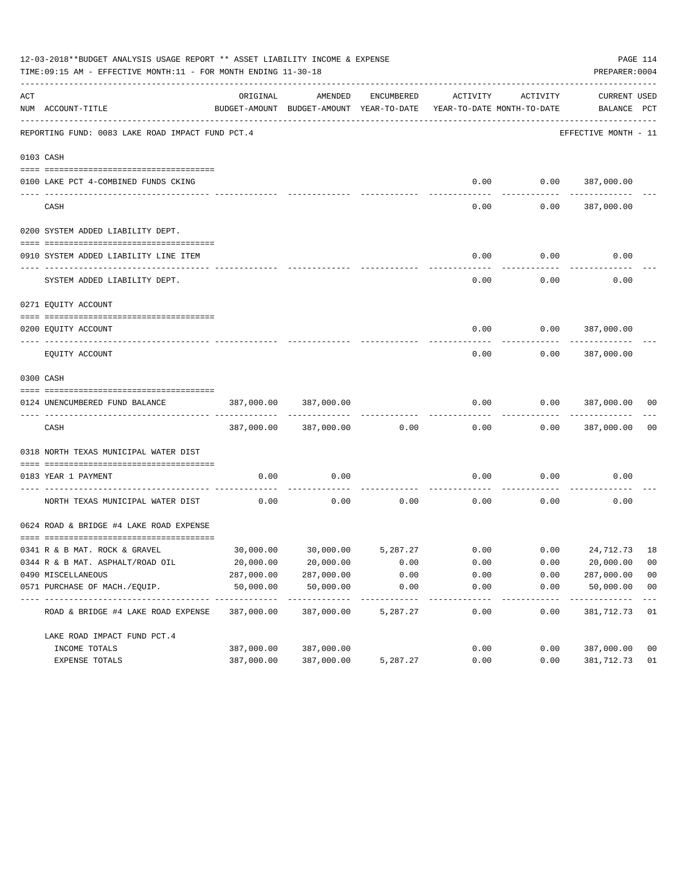12-03-2018**BUDGET ANALYSIS USAGE REPORT ** ASSET LIABILITY INCOME & EXPENSE

TIME:09:15 AM - EFFECTIVE MONTH:11 - FOR MONTH ENDING 11-30-18

PREPARER:0004

| ACT NUM | ACCOUNT-TITLE | ORIGINAL BUDGET-AMOUNT | AMENDED BUDGET-AMOUNT | ENCUMBERED YEAR-TO-DATE | ACTIVITY YEAR-TO-DATE | ACTIVITY MONTH-TO-DATE | CURRENT BALANCE | USED PCT |
|---|---|---|---|---|---|---|---|---|
| | REPORTING FUND: 0083 LAKE ROAD IMPACT FUND PCT.4 | | | | | | EFFECTIVE MONTH - 11 | |
| | 0103 CASH | | | | | | | |
| 0100 | LAKE PCT 4-COMBINED FUNDS CKING | | | | 0.00 | 0.00 | 387,000.00 | |
| | CASH | | | | 0.00 | 0.00 | 387,000.00 | |
| | 0200 SYSTEM ADDED LIABILITY DEPT. | | | | | | | |
| 0910 | SYSTEM ADDED LIABILITY LINE ITEM | | | | 0.00 | 0.00 | 0.00 | |
| | SYSTEM ADDED LIABILITY DEPT. | | | | 0.00 | 0.00 | 0.00 | |
| | 0271 EQUITY ACCOUNT | | | | | | | |
| 0200 | EQUITY ACCOUNT | | | | 0.00 | 0.00 | 387,000.00 | |
| | EQUITY ACCOUNT | | | | 0.00 | 0.00 | 387,000.00 | |
| | 0300 CASH | | | | | | | |
| 0124 | UNENCUMBERED FUND BALANCE | 387,000.00 | 387,000.00 | | 0.00 | 0.00 | 387,000.00 | 00 |
| | CASH | 387,000.00 | 387,000.00 | 0.00 | 0.00 | 0.00 | 387,000.00 | 00 |
| | 0318 NORTH TEXAS MUNICIPAL WATER DIST | | | | | | | |
| 0183 | YEAR 1 PAYMENT | 0.00 | 0.00 | | 0.00 | 0.00 | 0.00 | |
| | NORTH TEXAS MUNICIPAL WATER DIST | 0.00 | 0.00 | 0.00 | 0.00 | 0.00 | 0.00 | |
| | 0624 ROAD & BRIDGE #4 LAKE ROAD EXPENSE | | | | | | | |
| 0341 | R & B MAT. ROCK & GRAVEL | 30,000.00 | 30,000.00 | 5,287.27 | 0.00 | 0.00 | 24,712.73 | 18 |
| 0344 | R & B MAT. ASPHALT/ROAD OIL | 20,000.00 | 20,000.00 | 0.00 | 0.00 | 0.00 | 20,000.00 | 00 |
| 0490 | MISCELLANEOUS | 287,000.00 | 287,000.00 | 0.00 | 0.00 | 0.00 | 287,000.00 | 00 |
| 0571 | PURCHASE OF MACH./EQUIP. | 50,000.00 | 50,000.00 | 0.00 | 0.00 | 0.00 | 50,000.00 | 00 |
| | ROAD & BRIDGE #4 LAKE ROAD EXPENSE | 387,000.00 | 387,000.00 | 5,287.27 | 0.00 | 0.00 | 381,712.73 | 01 |
| | LAKE ROAD IMPACT FUND PCT.4 | | | | | | | |
| | INCOME TOTALS | 387,000.00 | 387,000.00 | | 0.00 | 0.00 | 387,000.00 | 00 |
| | EXPENSE TOTALS | 387,000.00 | 387,000.00 | 5,287.27 | 0.00 | 0.00 | 381,712.73 | 01 |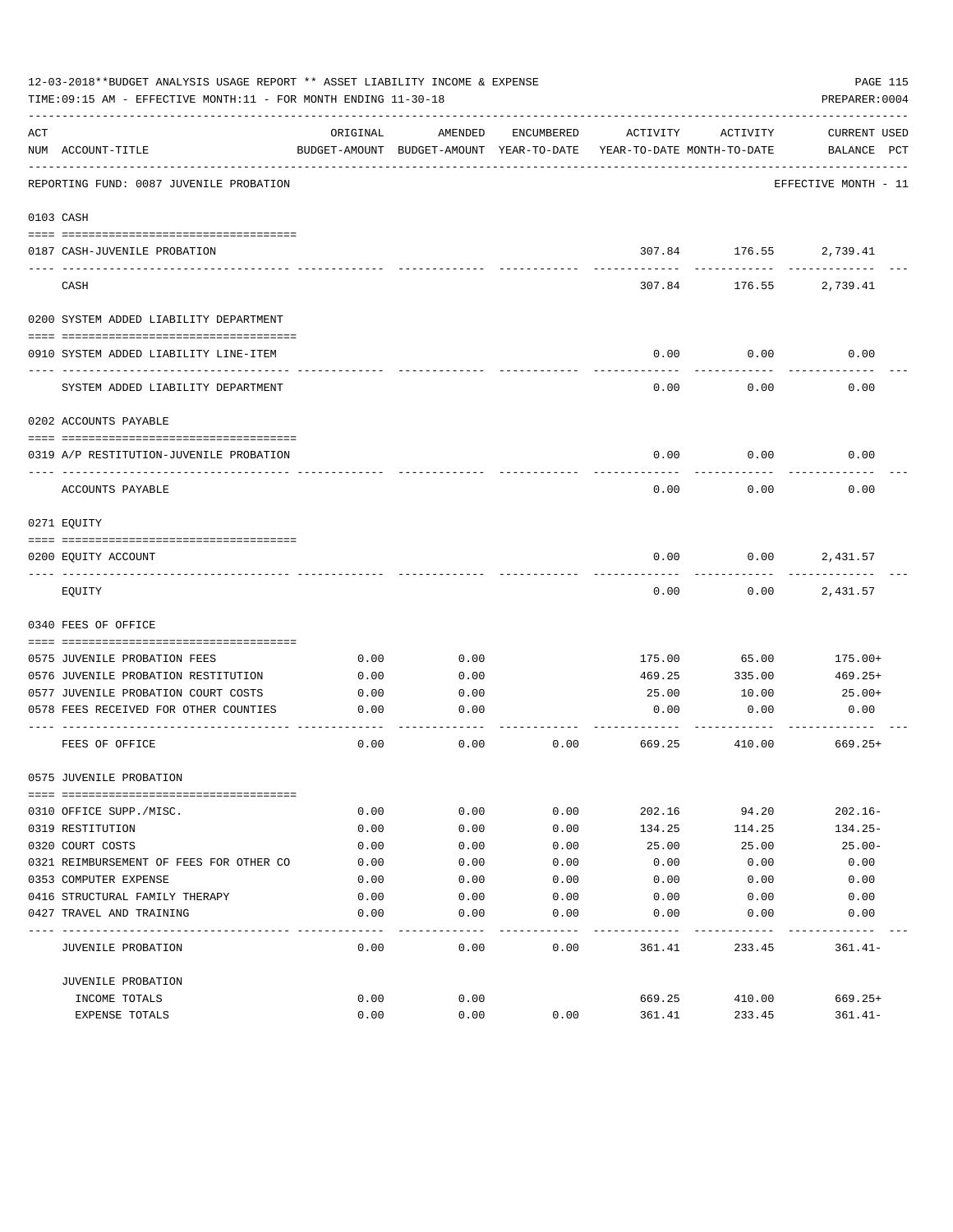12-03-2018**BUDGET ANALYSIS USAGE REPORT ** ASSET LIABILITY INCOME & EXPENSE

TIME:09:15 AM - EFFECTIVE MONTH:11 - FOR MONTH ENDING 11-30-18

PREPARER:0004

| ACT NUM | ACCOUNT-TITLE | ORIGINAL BUDGET-AMOUNT | AMENDED BUDGET-AMOUNT | ENCUMBERED YEAR-TO-DATE | ACTIVITY YEAR-TO-DATE | ACTIVITY MONTH-TO-DATE | CURRENT BALANCE | USED PCT |
|---|---|---|---|---|---|---|---|---|
| | REPORTING FUND: 0087 JUVENILE PROBATION | | | | | | EFFECTIVE MONTH - 11 | |
| | 0103 CASH | | | | | | | |
| 0187 | CASH-JUVENILE PROBATION | | | | 307.84 | 176.55 | 2,739.41 | |
| | CASH | | | | 307.84 | 176.55 | 2,739.41 | |
| | 0200 SYSTEM ADDED LIABILITY DEPARTMENT | | | | | | | |
| 0910 | SYSTEM ADDED LIABILITY LINE-ITEM | | | | 0.00 | 0.00 | 0.00 | |
| | SYSTEM ADDED LIABILITY DEPARTMENT | | | | 0.00 | 0.00 | 0.00 | |
| | 0202 ACCOUNTS PAYABLE | | | | | | | |
| 0319 | A/P RESTITUTION-JUVENILE PROBATION | | | | 0.00 | 0.00 | 0.00 | |
| | ACCOUNTS PAYABLE | | | | 0.00 | 0.00 | 0.00 | |
| | 0271 EQUITY | | | | | | | |
| 0200 | EQUITY ACCOUNT | | | | 0.00 | 0.00 | 2,431.57 | |
| | EQUITY | | | | 0.00 | 0.00 | 2,431.57 | |
| | 0340 FEES OF OFFICE | | | | | | | |
| 0575 | JUVENILE PROBATION FEES | 0.00 | 0.00 | | 175.00 | 65.00 | 175.00+ | |
| 0576 | JUVENILE PROBATION RESTITUTION | 0.00 | 0.00 | | 469.25 | 335.00 | 469.25+ | |
| 0577 | JUVENILE PROBATION COURT COSTS | 0.00 | 0.00 | | 25.00 | 10.00 | 25.00+ | |
| 0578 | FEES RECEIVED FOR OTHER COUNTIES | 0.00 | 0.00 | | 0.00 | 0.00 | 0.00 | |
| | FEES OF OFFICE | 0.00 | 0.00 | 0.00 | 669.25 | 410.00 | 669.25+ | |
| | 0575 JUVENILE PROBATION | | | | | | | |
| 0310 | OFFICE SUPP./MISC. | 0.00 | 0.00 | 0.00 | 202.16 | 94.20 | 202.16- | |
| 0319 | RESTITUTION | 0.00 | 0.00 | 0.00 | 134.25 | 114.25 | 134.25- | |
| 0320 | COURT COSTS | 0.00 | 0.00 | 0.00 | 25.00 | 25.00 | 25.00- | |
| 0321 | REIMBURSEMENT OF FEES FOR OTHER CO | 0.00 | 0.00 | 0.00 | 0.00 | 0.00 | 0.00 | |
| 0353 | COMPUTER EXPENSE | 0.00 | 0.00 | 0.00 | 0.00 | 0.00 | 0.00 | |
| 0416 | STRUCTURAL FAMILY THERAPY | 0.00 | 0.00 | 0.00 | 0.00 | 0.00 | 0.00 | |
| 0427 | TRAVEL AND TRAINING | 0.00 | 0.00 | 0.00 | 0.00 | 0.00 | 0.00 | |
| | JUVENILE PROBATION | 0.00 | 0.00 | 0.00 | 361.41 | 233.45 | 361.41- | |
| | JUVENILE PROBATION | | | | | | | |
| | INCOME TOTALS | 0.00 | 0.00 | | 669.25 | 410.00 | 669.25+ | |
| | EXPENSE TOTALS | 0.00 | 0.00 | 0.00 | 361.41 | 233.45 | 361.41- | |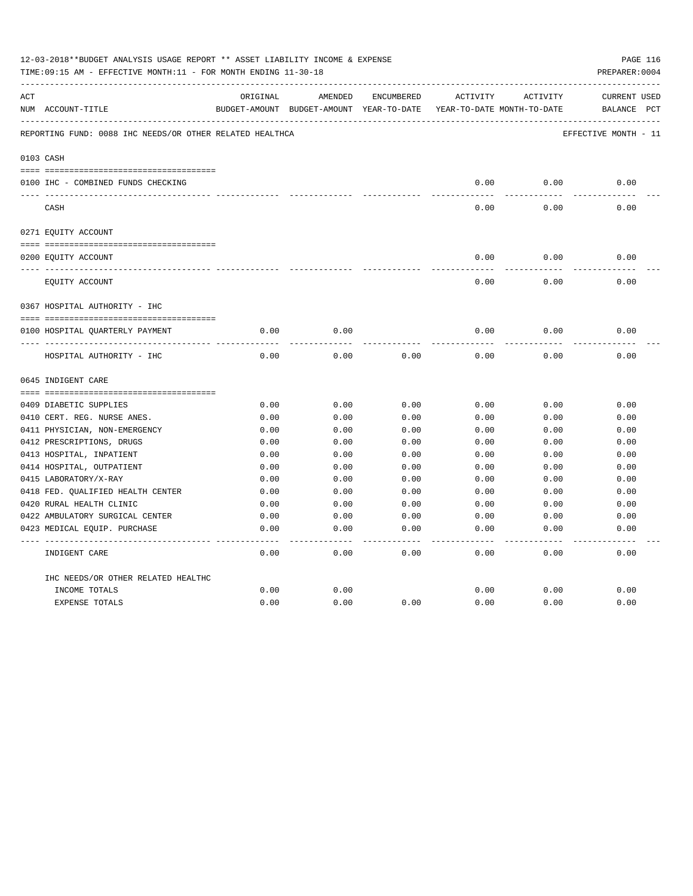12-03-2018**BUDGET ANALYSIS USAGE REPORT ** ASSET LIABILITY INCOME & EXPENSE

TIME:09:15 AM - EFFECTIVE MONTH:11 - FOR MONTH ENDING 11-30-18

PREPARER:0004

| ACT NUM | ACCOUNT-TITLE | ORIGINAL BUDGET-AMOUNT | AMENDED BUDGET-AMOUNT | ENCUMBERED YEAR-TO-DATE | ACTIVITY YEAR-TO-DATE | ACTIVITY MONTH-TO-DATE | CURRENT BALANCE | USED PCT |
|---|---|---|---|---|---|---|---|---|
| | REPORTING FUND: 0088 IHC NEEDS/OR OTHER RELATED HEALTHCA | | | | | | EFFECTIVE MONTH - 11 | |
| 0103 | CASH | | | | | | | |
| 0100 | IHC - COMBINED FUNDS CHECKING | | | | 0.00 | 0.00 | 0.00 | |
| | CASH | | | | 0.00 | 0.00 | 0.00 | |
| 0271 | EQUITY ACCOUNT | | | | | | | |
| 0200 | EQUITY ACCOUNT | | | | 0.00 | 0.00 | 0.00 | |
| | EQUITY ACCOUNT | | | | 0.00 | 0.00 | 0.00 | |
| 0367 | HOSPITAL AUTHORITY - IHC | | | | | | | |
| 0100 | HOSPITAL QUARTERLY PAYMENT | 0.00 | 0.00 | | 0.00 | 0.00 | 0.00 | |
| | HOSPITAL AUTHORITY - IHC | 0.00 | 0.00 | 0.00 | 0.00 | 0.00 | 0.00 | |
| 0645 | INDIGENT CARE | | | | | | | |
| 0409 | DIABETIC SUPPLIES | 0.00 | 0.00 | 0.00 | 0.00 | 0.00 | 0.00 | |
| 0410 | CERT. REG. NURSE ANES. | 0.00 | 0.00 | 0.00 | 0.00 | 0.00 | 0.00 | |
| 0411 | PHYSICIAN, NON-EMERGENCY | 0.00 | 0.00 | 0.00 | 0.00 | 0.00 | 0.00 | |
| 0412 | PRESCRIPTIONS, DRUGS | 0.00 | 0.00 | 0.00 | 0.00 | 0.00 | 0.00 | |
| 0413 | HOSPITAL, INPATIENT | 0.00 | 0.00 | 0.00 | 0.00 | 0.00 | 0.00 | |
| 0414 | HOSPITAL, OUTPATIENT | 0.00 | 0.00 | 0.00 | 0.00 | 0.00 | 0.00 | |
| 0415 | LABORATORY/X-RAY | 0.00 | 0.00 | 0.00 | 0.00 | 0.00 | 0.00 | |
| 0418 | FED. QUALIFIED HEALTH CENTER | 0.00 | 0.00 | 0.00 | 0.00 | 0.00 | 0.00 | |
| 0420 | RURAL HEALTH CLINIC | 0.00 | 0.00 | 0.00 | 0.00 | 0.00 | 0.00 | |
| 0422 | AMBULATORY SURGICAL CENTER | 0.00 | 0.00 | 0.00 | 0.00 | 0.00 | 0.00 | |
| 0423 | MEDICAL EQUIP. PURCHASE | 0.00 | 0.00 | 0.00 | 0.00 | 0.00 | 0.00 | |
| | INDIGENT CARE | 0.00 | 0.00 | 0.00 | 0.00 | 0.00 | 0.00 | |
| | IHC NEEDS/OR OTHER RELATED HEALTHC | | | | | | | |
| | INCOME TOTALS | 0.00 | 0.00 | | 0.00 | 0.00 | 0.00 | |
| | EXPENSE TOTALS | 0.00 | 0.00 | 0.00 | 0.00 | 0.00 | 0.00 | |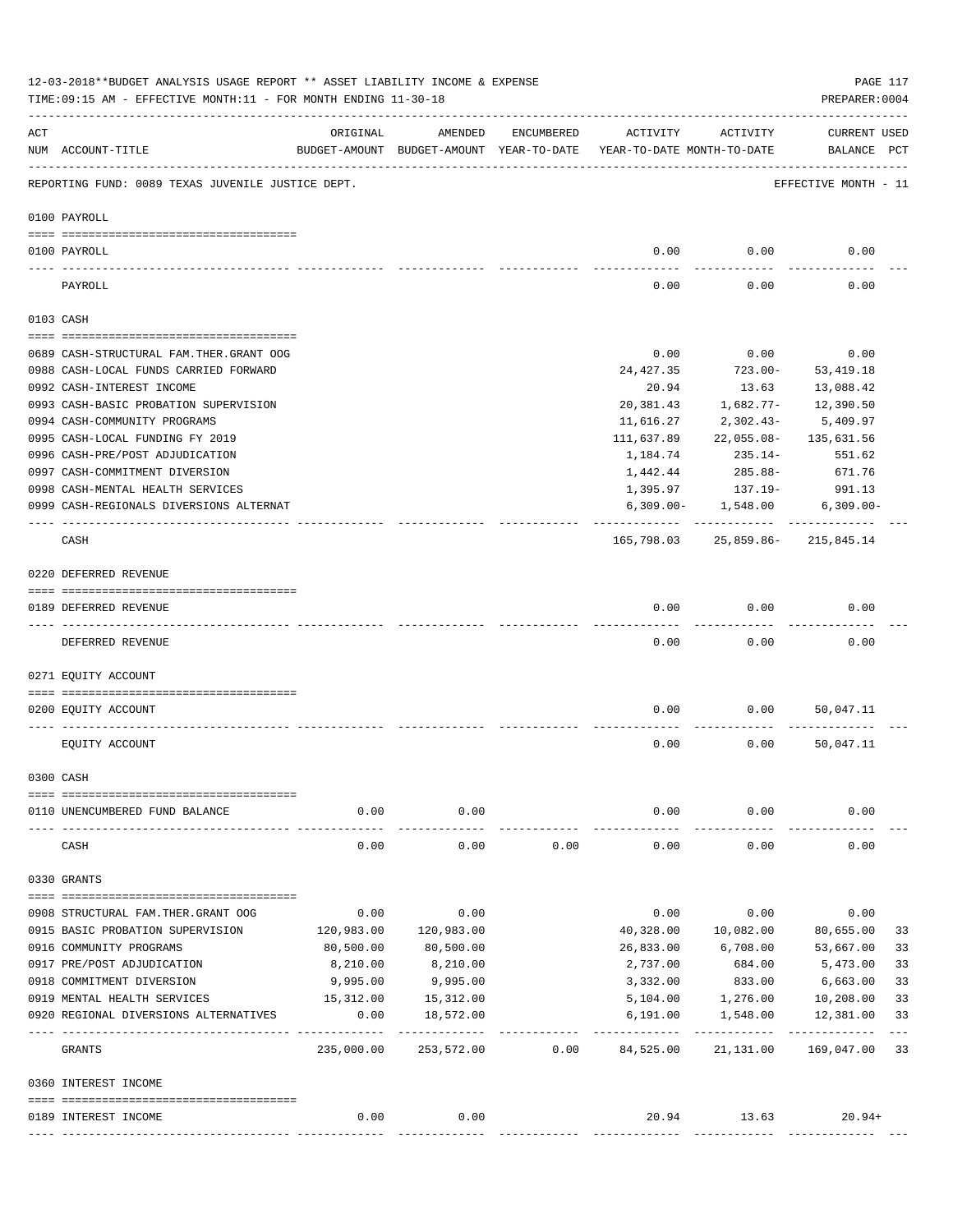12-03-2018**BUDGET ANALYSIS USAGE REPORT ** ASSET LIABILITY INCOME & EXPENSE

TIME:09:15 AM - EFFECTIVE MONTH:11 - FOR MONTH ENDING 11-30-18

PREPARER:0004

REPORTING FUND: 0089 TEXAS JUVENILE JUSTICE DEPT. — EFFECTIVE MONTH - 11

| ACT NUM | ACCOUNT-TITLE | ORIGINAL BUDGET-AMOUNT | AMENDED BUDGET-AMOUNT | ENCUMBERED YEAR-TO-DATE | ACTIVITY YEAR-TO-DATE | ACTIVITY MONTH-TO-DATE | CURRENT BALANCE | USED PCT |
|---|---|---|---|---|---|---|---|---|
| **0100 PAYROLL** | | | | | | | | |
| 0100 | PAYROLL | | | | 0.00 | 0.00 | 0.00 | |
| | PAYROLL | | | | 0.00 | 0.00 | 0.00 | |
| **0103 CASH** | | | | | | | | |
| 0689 | CASH-STRUCTURAL FAM.THER.GRANT OOG | | | | 0.00 | 0.00 | 0.00 | |
| 0988 | CASH-LOCAL FUNDS CARRIED FORWARD | | | | 24,427.35 | 723.00- | 53,419.18 | |
| 0992 | CASH-INTEREST INCOME | | | | 20.94 | 13.63 | 13,088.42 | |
| 0993 | CASH-BASIC PROBATION SUPERVISION | | | | 20,381.43 | 1,682.77- | 12,390.50 | |
| 0994 | CASH-COMMUNITY PROGRAMS | | | | 11,616.27 | 2,302.43- | 5,409.97 | |
| 0995 | CASH-LOCAL FUNDING FY 2019 | | | | 111,637.89 | 22,055.08- | 135,631.56 | |
| 0996 | CASH-PRE/POST ADJUDICATION | | | | 1,184.74 | 235.14- | 551.62 | |
| 0997 | CASH-COMMITMENT DIVERSION | | | | 1,442.44 | 285.88- | 671.76 | |
| 0998 | CASH-MENTAL HEALTH SERVICES | | | | 1,395.97 | 137.19- | 991.13 | |
| 0999 | CASH-REGIONALS DIVERSIONS ALTERNAT | | | | 6,309.00- | 1,548.00 | 6,309.00- | |
| | CASH | | | | 165,798.03 | 25,859.86- | 215,845.14 | |
| **0220 DEFERRED REVENUE** | | | | | | | | |
| 0189 | DEFERRED REVENUE | | | | 0.00 | 0.00 | 0.00 | |
| | DEFERRED REVENUE | | | | 0.00 | 0.00 | 0.00 | |
| **0271 EQUITY ACCOUNT** | | | | | | | | |
| 0200 | EQUITY ACCOUNT | | | | 0.00 | 0.00 | 50,047.11 | |
| | EQUITY ACCOUNT | | | | 0.00 | 0.00 | 50,047.11 | |
| **0300 CASH** | | | | | | | | |
| 0110 | UNENCUMBERED FUND BALANCE | 0.00 | 0.00 | | 0.00 | 0.00 | 0.00 | |
| | CASH | 0.00 | 0.00 | 0.00 | 0.00 | 0.00 | 0.00 | |
| **0330 GRANTS** | | | | | | | | |
| 0908 | STRUCTURAL FAM.THER.GRANT OOG | 0.00 | 0.00 | | 0.00 | 0.00 | 0.00 | |
| 0915 | BASIC PROBATION SUPERVISION | 120,983.00 | 120,983.00 | | 40,328.00 | 10,082.00 | 80,655.00 | 33 |
| 0916 | COMMUNITY PROGRAMS | 80,500.00 | 80,500.00 | | 26,833.00 | 6,708.00 | 53,667.00 | 33 |
| 0917 | PRE/POST ADJUDICATION | 8,210.00 | 8,210.00 | | 2,737.00 | 684.00 | 5,473.00 | 33 |
| 0918 | COMMITMENT DIVERSION | 9,995.00 | 9,995.00 | | 3,332.00 | 833.00 | 6,663.00 | 33 |
| 0919 | MENTAL HEALTH SERVICES | 15,312.00 | 15,312.00 | | 5,104.00 | 1,276.00 | 10,208.00 | 33 |
| 0920 | REGIONAL DIVERSIONS ALTERNATIVES | 0.00 | 18,572.00 | | 6,191.00 | 1,548.00 | 12,381.00 | 33 |
| | GRANTS | 235,000.00 | 253,572.00 | 0.00 | 84,525.00 | 21,131.00 | 169,047.00 | 33 |
| **0360 INTEREST INCOME** | | | | | | | | |
| 0189 | INTEREST INCOME | 0.00 | 0.00 | | 20.94 | 13.63 | 20.94+ | |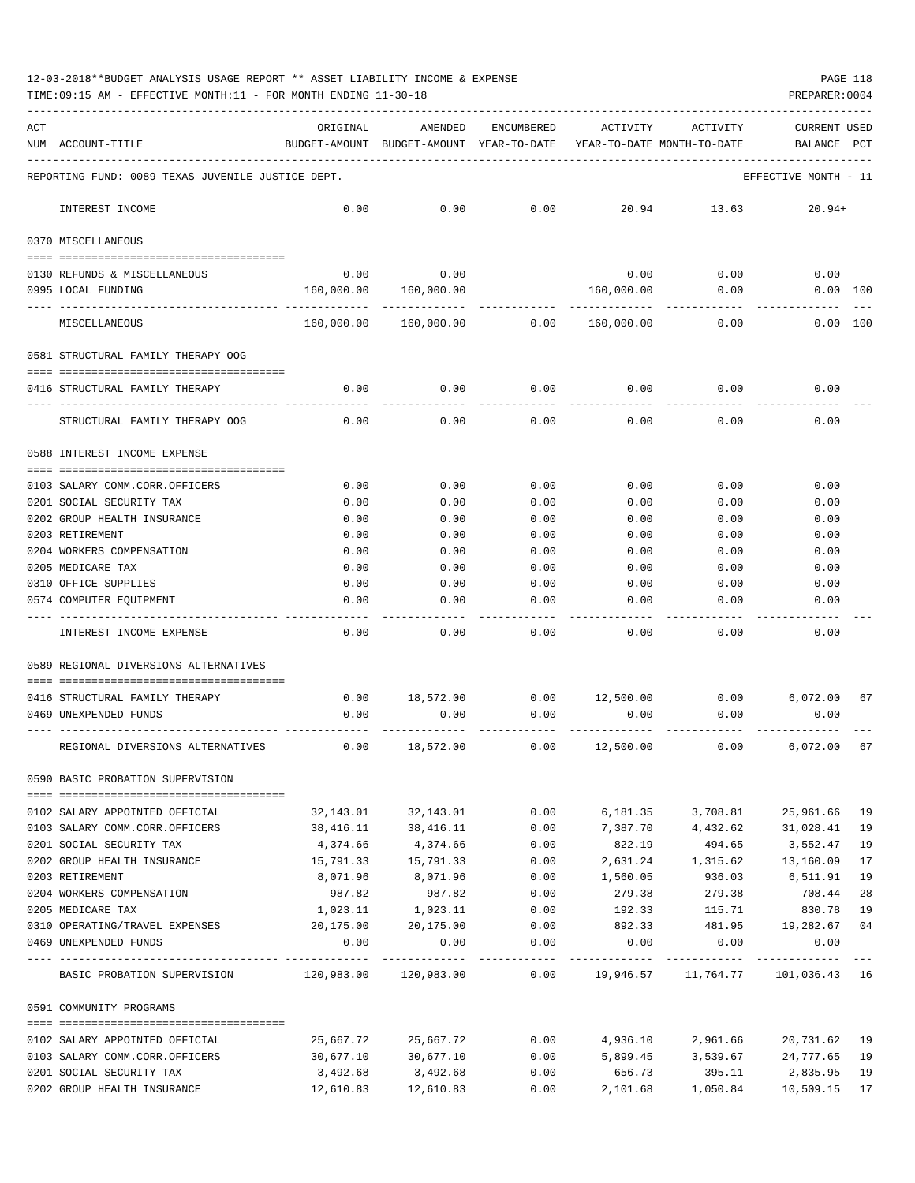12-03-2018**BUDGET ANALYSIS USAGE REPORT ** ASSET LIABILITY INCOME & EXPENSE

TIME:09:15 AM - EFFECTIVE MONTH:11 - FOR MONTH ENDING 11-30-18

PREPARER:0004

| ACT NUM | ACCOUNT-TITLE | ORIGINAL BUDGET-AMOUNT | AMENDED BUDGET-AMOUNT | ENCUMBERED YEAR-TO-DATE | ACTIVITY YEAR-TO-DATE | ACTIVITY MONTH-TO-DATE | CURRENT USED BALANCE | PCT |
|---|---|---|---|---|---|---|---|---|
| | REPORTING FUND: 0089 TEXAS JUVENILE JUSTICE DEPT. | | | | | | EFFECTIVE MONTH - 11 | |
| | INTEREST INCOME | 0.00 | 0.00 | 0.00 | 20.94 | 13.63 | 20.94+ | |
| | 0370 MISCELLANEOUS | | | | | | | |
| 0130 | REFUNDS & MISCELLANEOUS | 0.00 | 0.00 | | 0.00 | 0.00 | 0.00 | |
| 0995 | LOCAL FUNDING | 160,000.00 | 160,000.00 | | 160,000.00 | 0.00 | 0.00 | 100 |
| | MISCELLANEOUS | 160,000.00 | 160,000.00 | 0.00 | 160,000.00 | 0.00 | 0.00 | 100 |
| | 0581 STRUCTURAL FAMILY THERAPY OOG | | | | | | | |
| 0416 | STRUCTURAL FAMILY THERAPY | 0.00 | 0.00 | 0.00 | 0.00 | 0.00 | 0.00 | |
| | STRUCTURAL FAMILY THERAPY OOG | 0.00 | 0.00 | 0.00 | 0.00 | 0.00 | 0.00 | |
| | 0588 INTEREST INCOME EXPENSE | | | | | | | |
| 0103 | SALARY COMM.CORR.OFFICERS | 0.00 | 0.00 | 0.00 | 0.00 | 0.00 | 0.00 | |
| 0201 | SOCIAL SECURITY TAX | 0.00 | 0.00 | 0.00 | 0.00 | 0.00 | 0.00 | |
| 0202 | GROUP HEALTH INSURANCE | 0.00 | 0.00 | 0.00 | 0.00 | 0.00 | 0.00 | |
| 0203 | RETIREMENT | 0.00 | 0.00 | 0.00 | 0.00 | 0.00 | 0.00 | |
| 0204 | WORKERS COMPENSATION | 0.00 | 0.00 | 0.00 | 0.00 | 0.00 | 0.00 | |
| 0205 | MEDICARE TAX | 0.00 | 0.00 | 0.00 | 0.00 | 0.00 | 0.00 | |
| 0310 | OFFICE SUPPLIES | 0.00 | 0.00 | 0.00 | 0.00 | 0.00 | 0.00 | |
| 0574 | COMPUTER EQUIPMENT | 0.00 | 0.00 | 0.00 | 0.00 | 0.00 | 0.00 | |
| | INTEREST INCOME EXPENSE | 0.00 | 0.00 | 0.00 | 0.00 | 0.00 | 0.00 | |
| | 0589 REGIONAL DIVERSIONS ALTERNATIVES | | | | | | | |
| 0416 | STRUCTURAL FAMILY THERAPY | 0.00 | 18,572.00 | 0.00 | 12,500.00 | 0.00 | 6,072.00 | 67 |
| 0469 | UNEXPENDED FUNDS | 0.00 | 0.00 | 0.00 | 0.00 | 0.00 | 0.00 | |
| | REGIONAL DIVERSIONS ALTERNATIVES | 0.00 | 18,572.00 | 0.00 | 12,500.00 | 0.00 | 6,072.00 | 67 |
| | 0590 BASIC PROBATION SUPERVISION | | | | | | | |
| 0102 | SALARY APPOINTED OFFICIAL | 32,143.01 | 32,143.01 | 0.00 | 6,181.35 | 3,708.81 | 25,961.66 | 19 |
| 0103 | SALARY COMM.CORR.OFFICERS | 38,416.11 | 38,416.11 | 0.00 | 7,387.70 | 4,432.62 | 31,028.41 | 19 |
| 0201 | SOCIAL SECURITY TAX | 4,374.66 | 4,374.66 | 0.00 | 822.19 | 494.65 | 3,552.47 | 19 |
| 0202 | GROUP HEALTH INSURANCE | 15,791.33 | 15,791.33 | 0.00 | 2,631.24 | 1,315.62 | 13,160.09 | 17 |
| 0203 | RETIREMENT | 8,071.96 | 8,071.96 | 0.00 | 1,560.05 | 936.03 | 6,511.91 | 19 |
| 0204 | WORKERS COMPENSATION | 987.82 | 987.82 | 0.00 | 279.38 | 279.38 | 708.44 | 28 |
| 0205 | MEDICARE TAX | 1,023.11 | 1,023.11 | 0.00 | 192.33 | 115.71 | 830.78 | 19 |
| 0310 | OPERATING/TRAVEL EXPENSES | 20,175.00 | 20,175.00 | 0.00 | 892.33 | 481.95 | 19,282.67 | 04 |
| 0469 | UNEXPENDED FUNDS | 0.00 | 0.00 | 0.00 | 0.00 | 0.00 | 0.00 | |
| | BASIC PROBATION SUPERVISION | 120,983.00 | 120,983.00 | 0.00 | 19,946.57 | 11,764.77 | 101,036.43 | 16 |
| | 0591 COMMUNITY PROGRAMS | | | | | | | |
| 0102 | SALARY APPOINTED OFFICIAL | 25,667.72 | 25,667.72 | 0.00 | 4,936.10 | 2,961.66 | 20,731.62 | 19 |
| 0103 | SALARY COMM.CORR.OFFICERS | 30,677.10 | 30,677.10 | 0.00 | 5,899.45 | 3,539.67 | 24,777.65 | 19 |
| 0201 | SOCIAL SECURITY TAX | 3,492.68 | 3,492.68 | 0.00 | 656.73 | 395.11 | 2,835.95 | 19 |
| 0202 | GROUP HEALTH INSURANCE | 12,610.83 | 12,610.83 | 0.00 | 2,101.68 | 1,050.84 | 10,509.15 | 17 |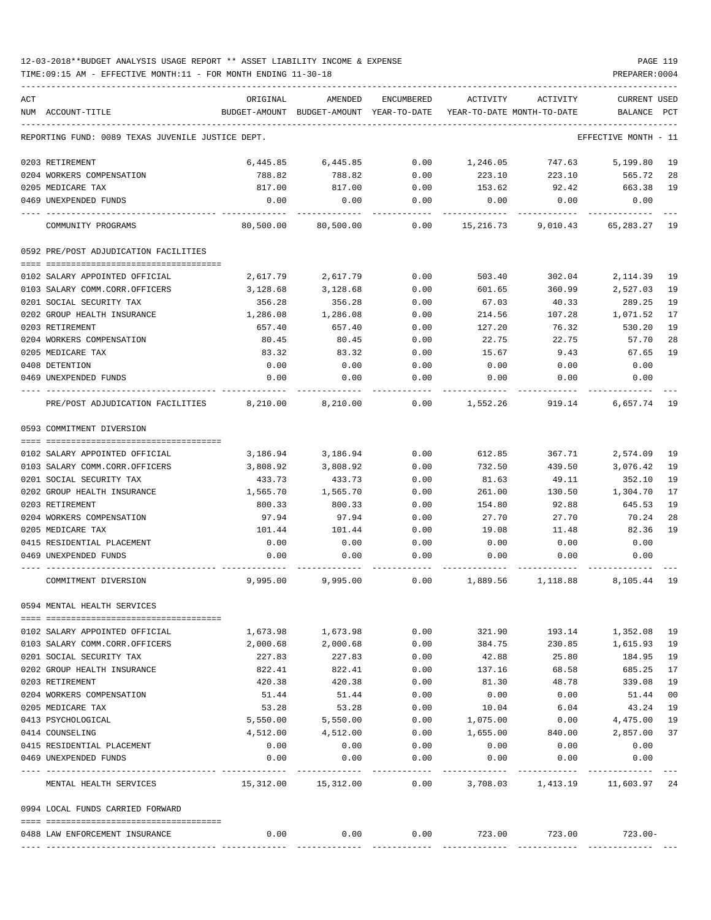12-03-2018**BUDGET ANALYSIS USAGE REPORT ** ASSET LIABILITY INCOME & EXPENSE

TIME:09:15 AM - EFFECTIVE MONTH:11 - FOR MONTH ENDING 11-30-18

| ACT NUM | ACCOUNT-TITLE | ORIGINAL BUDGET-AMOUNT | AMENDED BUDGET-AMOUNT | ENCUMBERED YEAR-TO-DATE | ACTIVITY YEAR-TO-DATE | ACTIVITY MONTH-TO-DATE | CURRENT BALANCE | USED PCT |
|---|---|---|---|---|---|---|---|---|
| | REPORTING FUND: 0089 TEXAS JUVENILE JUSTICE DEPT. | | | | | | EFFECTIVE MONTH - 11 | |
| 0203 | RETIREMENT | 6,445.85 | 6,445.85 | 0.00 | 1,246.05 | 747.63 | 5,199.80 | 19 |
| 0204 | WORKERS COMPENSATION | 788.82 | 788.82 | 0.00 | 223.10 | 223.10 | 565.72 | 28 |
| 0205 | MEDICARE TAX | 817.00 | 817.00 | 0.00 | 153.62 | 92.42 | 663.38 | 19 |
| 0469 | UNEXPENDED FUNDS | 0.00 | 0.00 | 0.00 | 0.00 | 0.00 | 0.00 | |
| | COMMUNITY PROGRAMS | 80,500.00 | 80,500.00 | 0.00 | 15,216.73 | 9,010.43 | 65,283.27 | 19 |
| | 0592 PRE/POST ADJUDICATION FACILITIES | | | | | | | |
| 0102 | SALARY APPOINTED OFFICIAL | 2,617.79 | 2,617.79 | 0.00 | 503.40 | 302.04 | 2,114.39 | 19 |
| 0103 | SALARY COMM.CORR.OFFICERS | 3,128.68 | 3,128.68 | 0.00 | 601.65 | 360.99 | 2,527.03 | 19 |
| 0201 | SOCIAL SECURITY TAX | 356.28 | 356.28 | 0.00 | 67.03 | 40.33 | 289.25 | 19 |
| 0202 | GROUP HEALTH INSURANCE | 1,286.08 | 1,286.08 | 0.00 | 214.56 | 107.28 | 1,071.52 | 17 |
| 0203 | RETIREMENT | 657.40 | 657.40 | 0.00 | 127.20 | 76.32 | 530.20 | 19 |
| 0204 | WORKERS COMPENSATION | 80.45 | 80.45 | 0.00 | 22.75 | 22.75 | 57.70 | 28 |
| 0205 | MEDICARE TAX | 83.32 | 83.32 | 0.00 | 15.67 | 9.43 | 67.65 | 19 |
| 0408 | DETENTION | 0.00 | 0.00 | 0.00 | 0.00 | 0.00 | 0.00 | |
| 0469 | UNEXPENDED FUNDS | 0.00 | 0.00 | 0.00 | 0.00 | 0.00 | 0.00 | |
| | PRE/POST ADJUDICATION FACILITIES | 8,210.00 | 8,210.00 | 0.00 | 1,552.26 | 919.14 | 6,657.74 | 19 |
| | 0593 COMMITMENT DIVERSION | | | | | | | |
| 0102 | SALARY APPOINTED OFFICIAL | 3,186.94 | 3,186.94 | 0.00 | 612.85 | 367.71 | 2,574.09 | 19 |
| 0103 | SALARY COMM.CORR.OFFICERS | 3,808.92 | 3,808.92 | 0.00 | 732.50 | 439.50 | 3,076.42 | 19 |
| 0201 | SOCIAL SECURITY TAX | 433.73 | 433.73 | 0.00 | 81.63 | 49.11 | 352.10 | 19 |
| 0202 | GROUP HEALTH INSURANCE | 1,565.70 | 1,565.70 | 0.00 | 261.00 | 130.50 | 1,304.70 | 17 |
| 0203 | RETIREMENT | 800.33 | 800.33 | 0.00 | 154.80 | 92.88 | 645.53 | 19 |
| 0204 | WORKERS COMPENSATION | 97.94 | 97.94 | 0.00 | 27.70 | 27.70 | 70.24 | 28 |
| 0205 | MEDICARE TAX | 101.44 | 101.44 | 0.00 | 19.08 | 11.48 | 82.36 | 19 |
| 0415 | RESIDENTIAL PLACEMENT | 0.00 | 0.00 | 0.00 | 0.00 | 0.00 | 0.00 | |
| 0469 | UNEXPENDED FUNDS | 0.00 | 0.00 | 0.00 | 0.00 | 0.00 | 0.00 | |
| | COMMITMENT DIVERSION | 9,995.00 | 9,995.00 | 0.00 | 1,889.56 | 1,118.88 | 8,105.44 | 19 |
| | 0594 MENTAL HEALTH SERVICES | | | | | | | |
| 0102 | SALARY APPOINTED OFFICIAL | 1,673.98 | 1,673.98 | 0.00 | 321.90 | 193.14 | 1,352.08 | 19 |
| 0103 | SALARY COMM.CORR.OFFICERS | 2,000.68 | 2,000.68 | 0.00 | 384.75 | 230.85 | 1,615.93 | 19 |
| 0201 | SOCIAL SECURITY TAX | 227.83 | 227.83 | 0.00 | 42.88 | 25.80 | 184.95 | 19 |
| 0202 | GROUP HEALTH INSURANCE | 822.41 | 822.41 | 0.00 | 137.16 | 68.58 | 685.25 | 17 |
| 0203 | RETIREMENT | 420.38 | 420.38 | 0.00 | 81.30 | 48.78 | 339.08 | 19 |
| 0204 | WORKERS COMPENSATION | 51.44 | 51.44 | 0.00 | 0.00 | 0.00 | 51.44 | 00 |
| 0205 | MEDICARE TAX | 53.28 | 53.28 | 0.00 | 10.04 | 6.04 | 43.24 | 19 |
| 0413 | PSYCHOLOGICAL | 5,550.00 | 5,550.00 | 0.00 | 1,075.00 | 0.00 | 4,475.00 | 19 |
| 0414 | COUNSELING | 4,512.00 | 4,512.00 | 0.00 | 1,655.00 | 840.00 | 2,857.00 | 37 |
| 0415 | RESIDENTIAL PLACEMENT | 0.00 | 0.00 | 0.00 | 0.00 | 0.00 | 0.00 | |
| 0469 | UNEXPENDED FUNDS | 0.00 | 0.00 | 0.00 | 0.00 | 0.00 | 0.00 | |
| | MENTAL HEALTH SERVICES | 15,312.00 | 15,312.00 | 0.00 | 3,708.03 | 1,413.19 | 11,603.97 | 24 |
| | 0994 LOCAL FUNDS CARRIED FORWARD | | | | | | | |
| 0488 | LAW ENFORCEMENT INSURANCE | 0.00 | 0.00 | 0.00 | 723.00 | 723.00 | 723.00- | |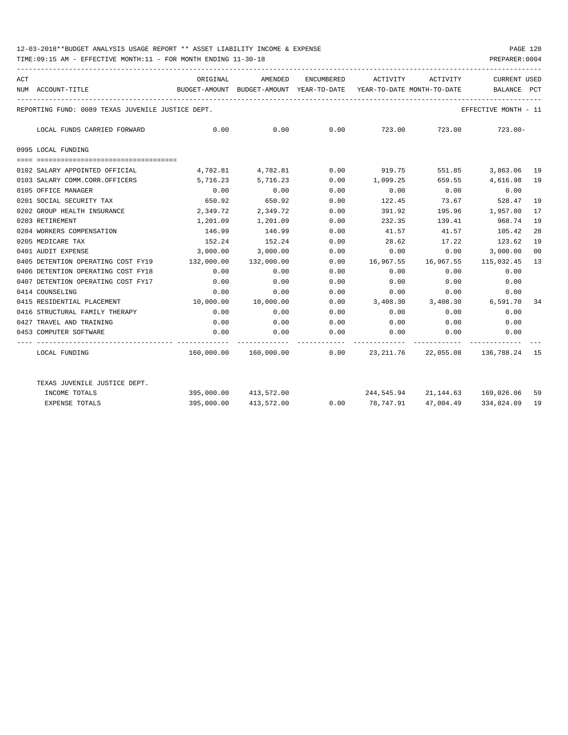12-03-2018**BUDGET ANALYSIS USAGE REPORT ** ASSET LIABILITY INCOME & EXPENSE

TIME:09:15 AM - EFFECTIVE MONTH:11 - FOR MONTH ENDING 11-30-18

PREPARER:0004

REPORTING FUND: 0089 TEXAS JUVENILE JUSTICE DEPT.

EFFECTIVE MONTH - 11

| ACT NUM | ACCOUNT-TITLE | ORIGINAL BUDGET-AMOUNT | AMENDED BUDGET-AMOUNT | ENCUMBERED YEAR-TO-DATE | ACTIVITY YEAR-TO-DATE | ACTIVITY MONTH-TO-DATE | CURRENT BALANCE | USED PCT |
|---|---|---|---|---|---|---|---|---|
| | LOCAL FUNDS CARRIED FORWARD | 0.00 | 0.00 | 0.00 | 723.00 | 723.00 | 723.00- | |
| | **0995 LOCAL FUNDING** | | | | | | | |
| 0102 | SALARY APPOINTED OFFICIAL | 4,782.81 | 4,782.81 | 0.00 | 919.75 | 551.85 | 3,863.06 | 19 |
| 0103 | SALARY COMM.CORR.OFFICERS | 5,716.23 | 5,716.23 | 0.00 | 1,099.25 | 659.55 | 4,616.98 | 19 |
| 0105 | OFFICE MANAGER | 0.00 | 0.00 | 0.00 | 0.00 | 0.00 | 0.00 | |
| 0201 | SOCIAL SECURITY TAX | 650.92 | 650.92 | 0.00 | 122.45 | 73.67 | 528.47 | 19 |
| 0202 | GROUP HEALTH INSURANCE | 2,349.72 | 2,349.72 | 0.00 | 391.92 | 195.96 | 1,957.80 | 17 |
| 0203 | RETIREMENT | 1,201.09 | 1,201.09 | 0.00 | 232.35 | 139.41 | 968.74 | 19 |
| 0204 | WORKERS COMPENSATION | 146.99 | 146.99 | 0.00 | 41.57 | 41.57 | 105.42 | 28 |
| 0205 | MEDICARE TAX | 152.24 | 152.24 | 0.00 | 28.62 | 17.22 | 123.62 | 19 |
| 0401 | AUDIT EXPENSE | 3,000.00 | 3,000.00 | 0.00 | 0.00 | 0.00 | 3,000.00 | 00 |
| 0405 | DETENTION OPERATING COST FY19 | 132,000.00 | 132,000.00 | 0.00 | 16,967.55 | 16,967.55 | 115,032.45 | 13 |
| 0406 | DETENTION OPERATING COST FY18 | 0.00 | 0.00 | 0.00 | 0.00 | 0.00 | 0.00 | |
| 0407 | DETENTION OPERATING COST FY17 | 0.00 | 0.00 | 0.00 | 0.00 | 0.00 | 0.00 | |
| 0414 | COUNSELING | 0.00 | 0.00 | 0.00 | 0.00 | 0.00 | 0.00 | |
| 0415 | RESIDENTIAL PLACEMENT | 10,000.00 | 10,000.00 | 0.00 | 3,408.30 | 3,408.30 | 6,591.70 | 34 |
| 0416 | STRUCTURAL FAMILY THERAPY | 0.00 | 0.00 | 0.00 | 0.00 | 0.00 | 0.00 | |
| 0427 | TRAVEL AND TRAINING | 0.00 | 0.00 | 0.00 | 0.00 | 0.00 | 0.00 | |
| 0453 | COMPUTER SOFTWARE | 0.00 | 0.00 | 0.00 | 0.00 | 0.00 | 0.00 | |
| | LOCAL FUNDING | 160,000.00 | 160,000.00 | 0.00 | 23,211.76 | 22,055.08 | 136,788.24 | 15 |
| | TEXAS JUVENILE JUSTICE DEPT. | | | | | | | |
| | INCOME TOTALS | 395,000.00 | 413,572.00 | | 244,545.94 | 21,144.63 | 169,026.06 | 59 |
| | EXPENSE TOTALS | 395,000.00 | 413,572.00 | 0.00 | 78,747.91 | 47,004.49 | 334,824.09 | 19 |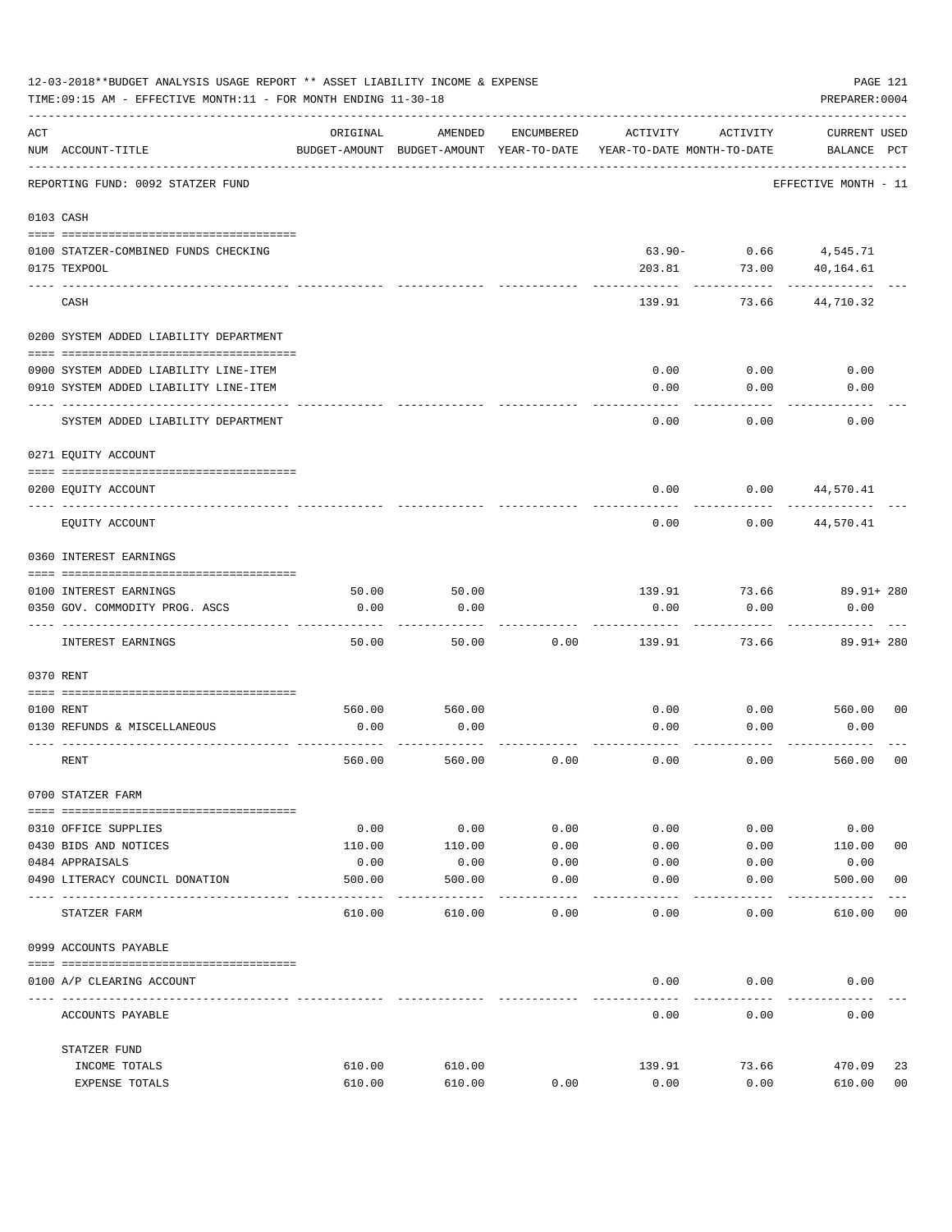12-03-2018**BUDGET ANALYSIS USAGE REPORT ** ASSET LIABILITY INCOME & EXPENSE

TIME:09:15 AM - EFFECTIVE MONTH:11 - FOR MONTH ENDING 11-30-18

PREPARER:0004

| ACT NUM | ACCOUNT-TITLE | ORIGINAL BUDGET-AMOUNT | AMENDED BUDGET-AMOUNT | ENCUMBERED YEAR-TO-DATE | ACTIVITY YEAR-TO-DATE | ACTIVITY MONTH-TO-DATE | CURRENT BALANCE | USED PCT |
|---|---|---|---|---|---|---|---|---|
| | REPORTING FUND: 0092 STATZER FUND | | | | | | EFFECTIVE MONTH - 11 | |
| 0103 | CASH | | | | | | | |
| 0100 | STATZER-COMBINED FUNDS CHECKING | | | | 63.90- | 0.66 | 4,545.71 | |
| 0175 | TEXPOOL | | | | 203.81 | 73.00 | 40,164.61 | |
| | CASH | | | | 139.91 | 73.66 | 44,710.32 | |
| 0200 | SYSTEM ADDED LIABILITY DEPARTMENT | | | | | | | |
| 0900 | SYSTEM ADDED LIABILITY LINE-ITEM | | | | 0.00 | 0.00 | 0.00 | |
| 0910 | SYSTEM ADDED LIABILITY LINE-ITEM | | | | 0.00 | 0.00 | 0.00 | |
| | SYSTEM ADDED LIABILITY DEPARTMENT | | | | 0.00 | 0.00 | 0.00 | |
| 0271 | EQUITY ACCOUNT | | | | | | | |
| 0200 | EQUITY ACCOUNT | | | | 0.00 | 0.00 | 44,570.41 | |
| | EQUITY ACCOUNT | | | | 0.00 | 0.00 | 44,570.41 | |
| 0360 | INTEREST EARNINGS | | | | | | | |
| 0100 | INTEREST EARNINGS | 50.00 | 50.00 | | 139.91 | 73.66 | 89.91+ | 280 |
| 0350 | GOV. COMMODITY PROG. ASCS | 0.00 | 0.00 | | 0.00 | 0.00 | 0.00 | |
| | INTEREST EARNINGS | 50.00 | 50.00 | 0.00 | 139.91 | 73.66 | 89.91+ | 280 |
| 0370 | RENT | | | | | | | |
| 0100 | RENT | 560.00 | 560.00 | | 0.00 | 0.00 | 560.00 | 00 |
| 0130 | REFUNDS & MISCELLANEOUS | 0.00 | 0.00 | | 0.00 | 0.00 | 0.00 | |
| | RENT | 560.00 | 560.00 | 0.00 | 0.00 | 0.00 | 560.00 | 00 |
| 0700 | STATZER FARM | | | | | | | |
| 0310 | OFFICE SUPPLIES | 0.00 | 0.00 | 0.00 | 0.00 | 0.00 | 0.00 | |
| 0430 | BIDS AND NOTICES | 110.00 | 110.00 | 0.00 | 0.00 | 0.00 | 110.00 | 00 |
| 0484 | APPRAISALS | 0.00 | 0.00 | 0.00 | 0.00 | 0.00 | 0.00 | |
| 0490 | LITERACY COUNCIL DONATION | 500.00 | 500.00 | 0.00 | 0.00 | 0.00 | 500.00 | 00 |
| | STATZER FARM | 610.00 | 610.00 | 0.00 | 0.00 | 0.00 | 610.00 | 00 |
| 0999 | ACCOUNTS PAYABLE | | | | | | | |
| 0100 | A/P CLEARING ACCOUNT | | | | 0.00 | 0.00 | 0.00 | |
| | ACCOUNTS PAYABLE | | | | 0.00 | 0.00 | 0.00 | |
| | STATZER FUND | | | | | | | |
| | INCOME TOTALS | 610.00 | 610.00 | | 139.91 | 73.66 | 470.09 | 23 |
| | EXPENSE TOTALS | 610.00 | 610.00 | 0.00 | 0.00 | 0.00 | 610.00 | 00 |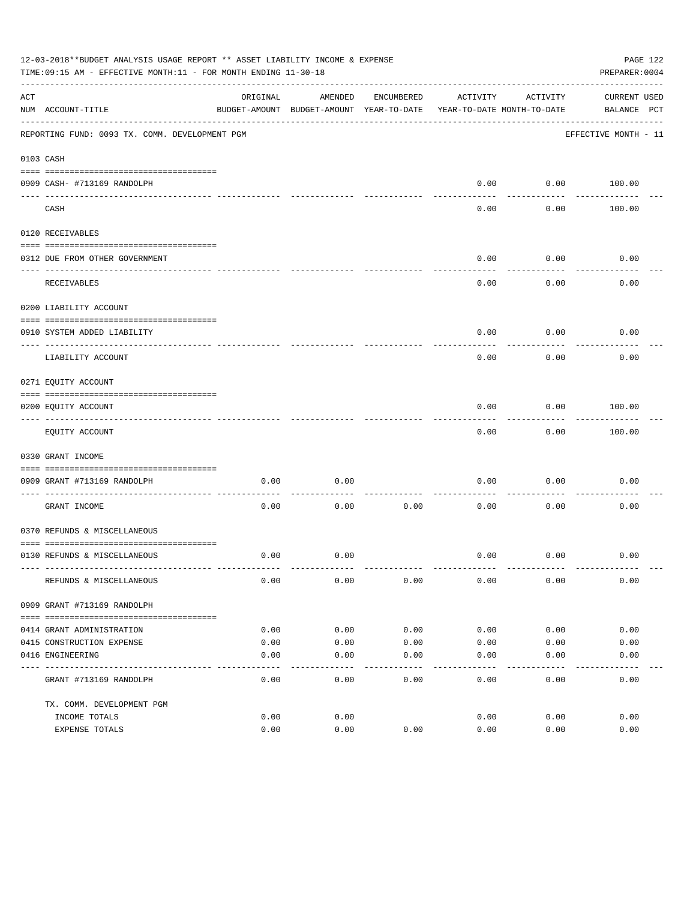12-03-2018**BUDGET ANALYSIS USAGE REPORT ** ASSET LIABILITY INCOME & EXPENSE

TIME:09:15 AM - EFFECTIVE MONTH:11 - FOR MONTH ENDING 11-30-18

PREPARER:0004

REPORTING FUND: 0093 TX. COMM. DEVELOPMENT PGM

EFFECTIVE MONTH - 11

| ACT NUM | ACCOUNT-TITLE | ORIGINAL BUDGET-AMOUNT | AMENDED BUDGET-AMOUNT | ENCUMBERED YEAR-TO-DATE | ACTIVITY YEAR-TO-DATE | ACTIVITY MONTH-TO-DATE | CURRENT BALANCE | USED PCT |
|---|---|---|---|---|---|---|---|---|
| | **0103 CASH** | | | | | | | |
| 0909 | CASH- #713169 RANDOLPH | | | | 0.00 | 0.00 | 100.00 | |
| | CASH | | | | 0.00 | 0.00 | 100.00 | |
| | **0120 RECEIVABLES** | | | | | | | |
| 0312 | DUE FROM OTHER GOVERNMENT | | | | 0.00 | 0.00 | 0.00 | |
| | RECEIVABLES | | | | 0.00 | 0.00 | 0.00 | |
| | **0200 LIABILITY ACCOUNT** | | | | | | | |
| 0910 | SYSTEM ADDED LIABILITY | | | | 0.00 | 0.00 | 0.00 | |
| | LIABILITY ACCOUNT | | | | 0.00 | 0.00 | 0.00 | |
| | **0271 EQUITY ACCOUNT** | | | | | | | |
| 0200 | EQUITY ACCOUNT | | | | 0.00 | 0.00 | 100.00 | |
| | EQUITY ACCOUNT | | | | 0.00 | 0.00 | 100.00 | |
| | **0330 GRANT INCOME** | | | | | | | |
| 0909 | GRANT #713169 RANDOLPH | 0.00 | 0.00 | | 0.00 | 0.00 | 0.00 | |
| | GRANT INCOME | 0.00 | 0.00 | 0.00 | 0.00 | 0.00 | 0.00 | |
| | **0370 REFUNDS & MISCELLANEOUS** | | | | | | | |
| 0130 | REFUNDS & MISCELLANEOUS | 0.00 | 0.00 | | 0.00 | 0.00 | 0.00 | |
| | REFUNDS & MISCELLANEOUS | 0.00 | 0.00 | 0.00 | 0.00 | 0.00 | 0.00 | |
| | **0909 GRANT #713169 RANDOLPH** | | | | | | | |
| 0414 | GRANT ADMINISTRATION | 0.00 | 0.00 | 0.00 | 0.00 | 0.00 | 0.00 | |
| 0415 | CONSTRUCTION EXPENSE | 0.00 | 0.00 | 0.00 | 0.00 | 0.00 | 0.00 | |
| 0416 | ENGINEERING | 0.00 | 0.00 | 0.00 | 0.00 | 0.00 | 0.00 | |
| | GRANT #713169 RANDOLPH | 0.00 | 0.00 | 0.00 | 0.00 | 0.00 | 0.00 | |
| | **TX. COMM. DEVELOPMENT PGM** | | | | | | | |
| | INCOME TOTALS | 0.00 | 0.00 | | 0.00 | 0.00 | 0.00 | |
| | EXPENSE TOTALS | 0.00 | 0.00 | 0.00 | 0.00 | 0.00 | 0.00 | |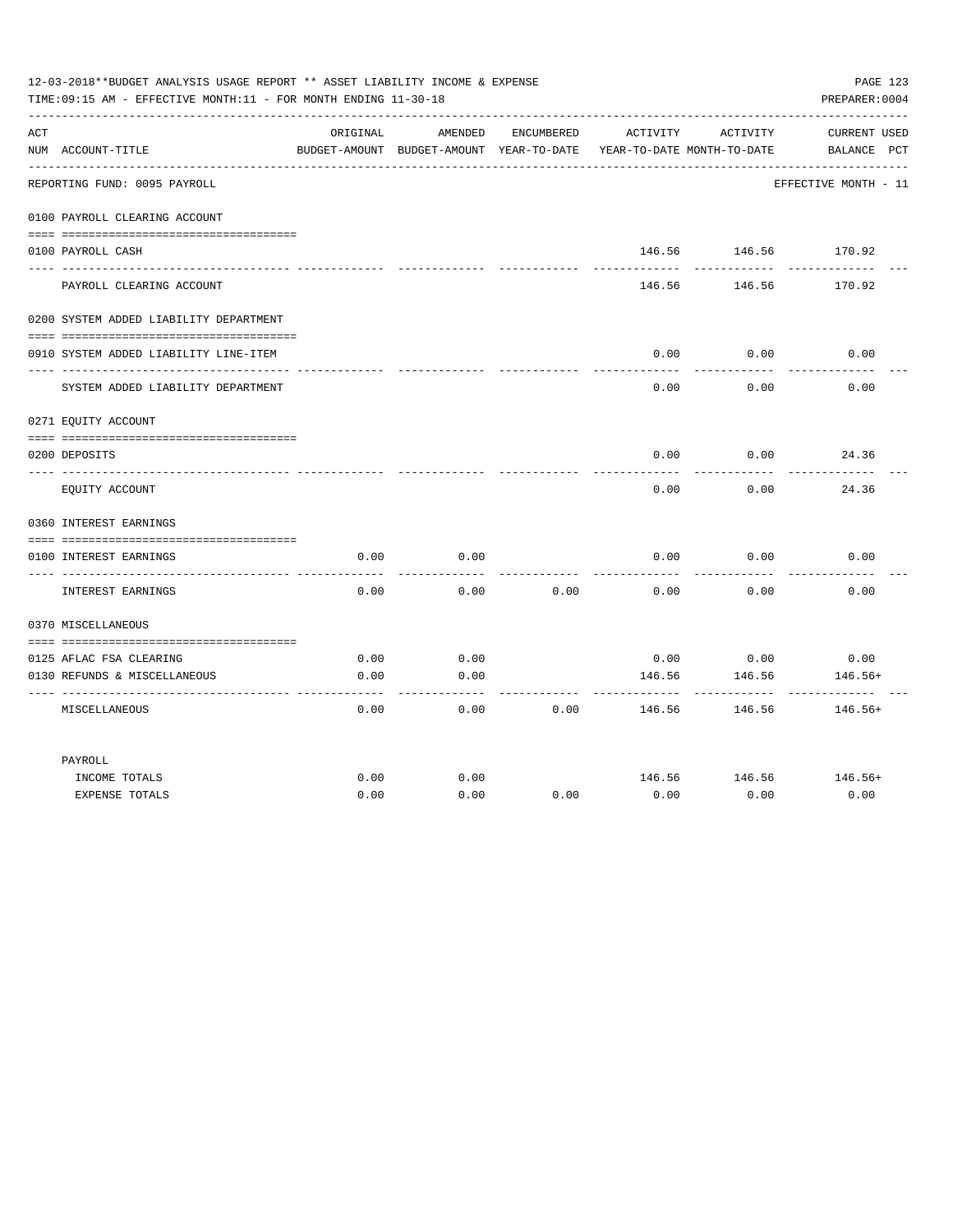12-03-2018**BUDGET ANALYSIS USAGE REPORT ** ASSET LIABILITY INCOME & EXPENSE

TIME:09:15 AM - EFFECTIVE MONTH:11 - FOR MONTH ENDING 11-30-18

PREPARER:0004

| ACT NUM | ACCOUNT-TITLE | ORIGINAL BUDGET-AMOUNT | AMENDED BUDGET-AMOUNT | ENCUMBERED YEAR-TO-DATE | ACTIVITY YEAR-TO-DATE | ACTIVITY MONTH-TO-DATE | CURRENT BALANCE | USED PCT |
|---|---|---|---|---|---|---|---|---|
| | REPORTING FUND: 0095 PAYROLL | | | | | | EFFECTIVE MONTH - 11 | |
| | 0100 PAYROLL CLEARING ACCOUNT | | | | | | | |
| 0100 | PAYROLL CASH | | | | 146.56 | 146.56 | 170.92 | |
| | PAYROLL CLEARING ACCOUNT | | | | 146.56 | 146.56 | 170.92 | |
| | 0200 SYSTEM ADDED LIABILITY DEPARTMENT | | | | | | | |
| 0910 | SYSTEM ADDED LIABILITY LINE-ITEM | | | | 0.00 | 0.00 | 0.00 | |
| | SYSTEM ADDED LIABILITY DEPARTMENT | | | | 0.00 | 0.00 | 0.00 | |
| | 0271 EQUITY ACCOUNT | | | | | | | |
| 0200 | DEPOSITS | | | | 0.00 | 0.00 | 24.36 | |
| | EQUITY ACCOUNT | | | | 0.00 | 0.00 | 24.36 | |
| | 0360 INTEREST EARNINGS | | | | | | | |
| 0100 | INTEREST EARNINGS | 0.00 | 0.00 | | 0.00 | 0.00 | 0.00 | |
| | INTEREST EARNINGS | 0.00 | 0.00 | 0.00 | 0.00 | 0.00 | 0.00 | |
| | 0370 MISCELLANEOUS | | | | | | | |
| 0125 | AFLAC FSA CLEARING | 0.00 | 0.00 | | 0.00 | 0.00 | 0.00 | |
| 0130 | REFUNDS & MISCELLANEOUS | 0.00 | 0.00 | | 146.56 | 146.56 | 146.56+ | |
| | MISCELLANEOUS | 0.00 | 0.00 | 0.00 | 146.56 | 146.56 | 146.56+ | |
| | PAYROLL | | | | | | | |
| | INCOME TOTALS | 0.00 | 0.00 | | 146.56 | 146.56 | 146.56+ | |
| | EXPENSE TOTALS | 0.00 | 0.00 | 0.00 | 0.00 | 0.00 | 0.00 | |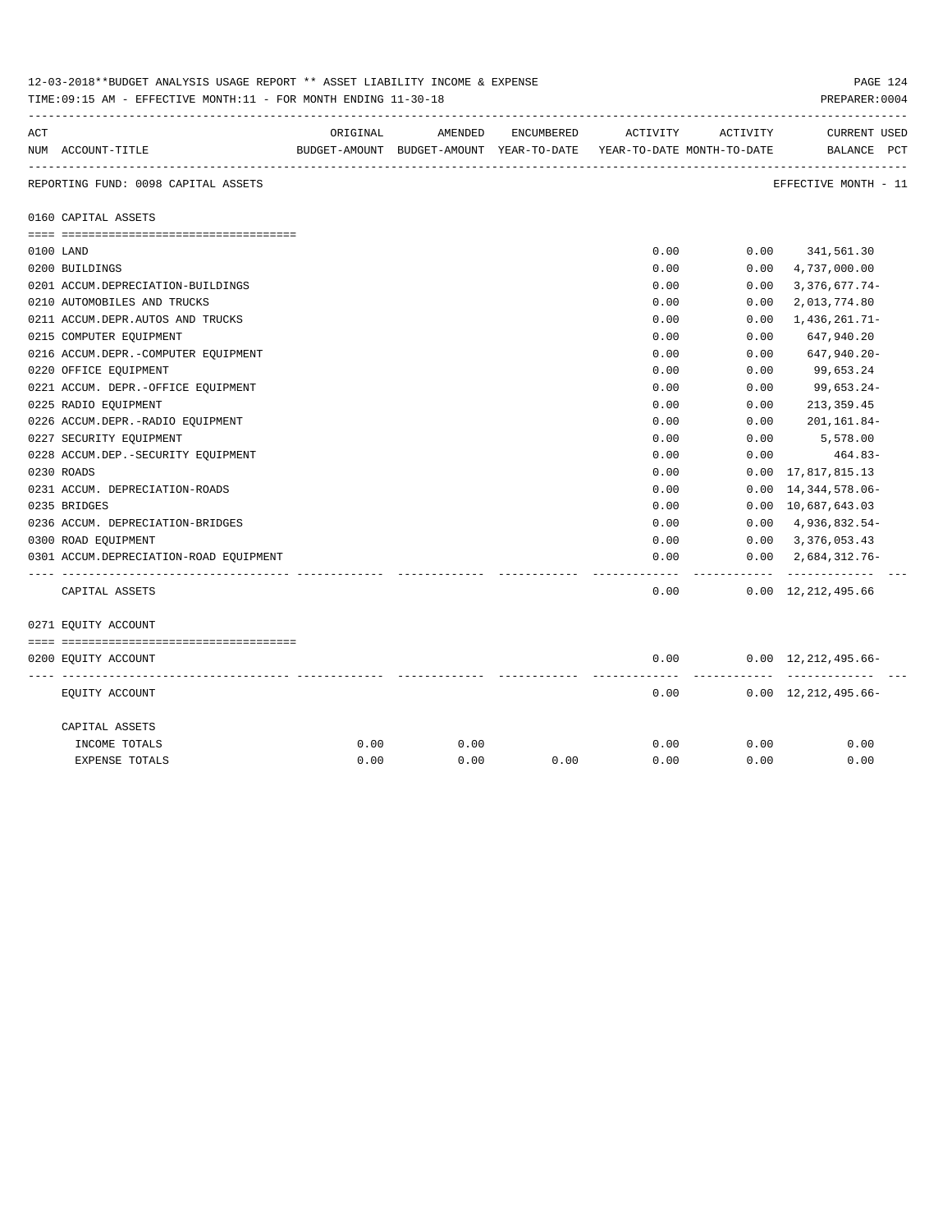12-03-2018**BUDGET ANALYSIS USAGE REPORT ** ASSET LIABILITY INCOME & EXPENSE

TIME:09:15 AM - EFFECTIVE MONTH:11 - FOR MONTH ENDING 11-30-18

PREPARER:0004

| ACT NUM | ACCOUNT-TITLE | ORIGINAL BUDGET-AMOUNT | AMENDED BUDGET-AMOUNT | ENCUMBERED YEAR-TO-DATE | ACTIVITY YEAR-TO-DATE | ACTIVITY MONTH-TO-DATE | CURRENT BALANCE | USED PCT |
|---|---|---|---|---|---|---|---|---|
| | REPORTING FUND: 0098 CAPITAL ASSETS | | | | | | EFFECTIVE MONTH - 11 | |
| | 0160 CAPITAL ASSETS | | | | | | | |
| 0100 | LAND | | | | 0.00 | 0.00 | 341,561.30 | |
| 0200 | BUILDINGS | | | | 0.00 | 0.00 | 4,737,000.00 | |
| 0201 | ACCUM.DEPRECIATION-BUILDINGS | | | | 0.00 | 0.00 | 3,376,677.74- | |
| 0210 | AUTOMOBILES AND TRUCKS | | | | 0.00 | 0.00 | 2,013,774.80 | |
| 0211 | ACCUM.DEPR.AUTOS AND TRUCKS | | | | 0.00 | 0.00 | 1,436,261.71- | |
| 0215 | COMPUTER EQUIPMENT | | | | 0.00 | 0.00 | 647,940.20 | |
| 0216 | ACCUM.DEPR.-COMPUTER EQUIPMENT | | | | 0.00 | 0.00 | 647,940.20- | |
| 0220 | OFFICE EQUIPMENT | | | | 0.00 | 0.00 | 99,653.24 | |
| 0221 | ACCUM. DEPR.-OFFICE EQUIPMENT | | | | 0.00 | 0.00 | 99,653.24- | |
| 0225 | RADIO EQUIPMENT | | | | 0.00 | 0.00 | 213,359.45 | |
| 0226 | ACCUM.DEPR.-RADIO EQUIPMENT | | | | 0.00 | 0.00 | 201,161.84- | |
| 0227 | SECURITY EQUIPMENT | | | | 0.00 | 0.00 | 5,578.00 | |
| 0228 | ACCUM.DEP.-SECURITY EQUIPMENT | | | | 0.00 | 0.00 | 464.83- | |
| 0230 | ROADS | | | | 0.00 | 0.00 | 17,817,815.13 | |
| 0231 | ACCUM. DEPRECIATION-ROADS | | | | 0.00 | 0.00 | 14,344,578.06- | |
| 0235 | BRIDGES | | | | 0.00 | 0.00 | 10,687,643.03 | |
| 0236 | ACCUM. DEPRECIATION-BRIDGES | | | | 0.00 | 0.00 | 4,936,832.54- | |
| 0300 | ROAD EQUIPMENT | | | | 0.00 | 0.00 | 3,376,053.43 | |
| 0301 | ACCUM.DEPRECIATION-ROAD EQUIPMENT | | | | 0.00 | 0.00 | 2,684,312.76- | |
| | CAPITAL ASSETS | | | | 0.00 | 0.00 | 12,212,495.66 | |
| | 0271 EQUITY ACCOUNT | | | | | | | |
| 0200 | EQUITY ACCOUNT | | | | 0.00 | 0.00 | 12,212,495.66- | |
| | EQUITY ACCOUNT | | | | 0.00 | 0.00 | 12,212,495.66- | |
| | CAPITAL ASSETS | | | | | | | |
| | INCOME TOTALS | 0.00 | 0.00 | | 0.00 | 0.00 | 0.00 | |
| | EXPENSE TOTALS | 0.00 | 0.00 | 0.00 | 0.00 | 0.00 | 0.00 | |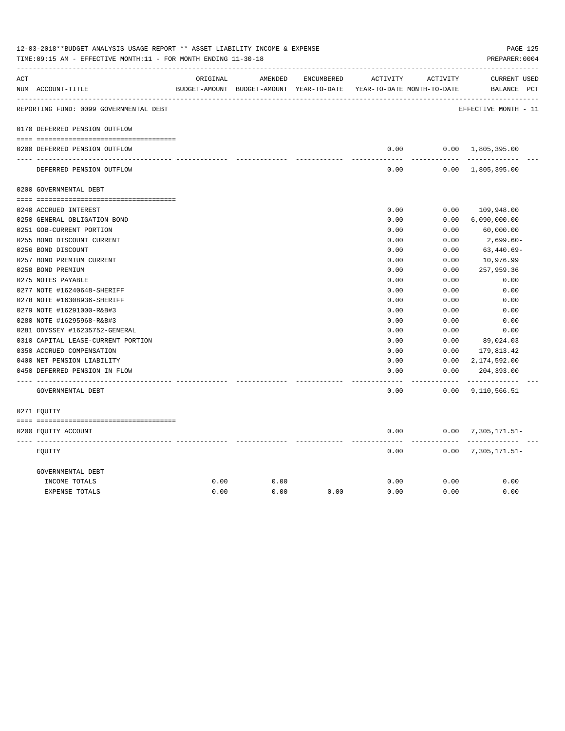12-03-2018**BUDGET ANALYSIS USAGE REPORT ** ASSET LIABILITY INCOME & EXPENSE

TIME:09:15 AM - EFFECTIVE MONTH:11 - FOR MONTH ENDING 11-30-18

PREPARER:0004

| ACT NUM | ACCOUNT-TITLE | ORIGINAL BUDGET-AMOUNT | AMENDED BUDGET-AMOUNT | ENCUMBERED YEAR-TO-DATE | ACTIVITY YEAR-TO-DATE | ACTIVITY MONTH-TO-DATE | CURRENT BALANCE | USED PCT |
|---|---|---|---|---|---|---|---|---|
| | REPORTING FUND: 0099 GOVERNMENTAL DEBT | | | | | | EFFECTIVE MONTH - 11 | |
| 0170 | DEFERRED PENSION OUTFLOW | | | | | | | |
| 0200 | DEFERRED PENSION OUTFLOW | | | | 0.00 | 0.00 | 1,805,395.00 | |
| | DEFERRED PENSION OUTFLOW | | | | 0.00 | 0.00 | 1,805,395.00 | |
| 0200 | GOVERNMENTAL DEBT | | | | | | | |
| 0240 | ACCRUED INTEREST | | | | 0.00 | 0.00 | 109,948.00 | |
| 0250 | GENERAL OBLIGATION BOND | | | | 0.00 | 0.00 | 6,090,000.00 | |
| 0251 | GOB-CURRENT PORTION | | | | 0.00 | 0.00 | 60,000.00 | |
| 0255 | BOND DISCOUNT CURRENT | | | | 0.00 | 0.00 | 2,699.60- | |
| 0256 | BOND DISCOUNT | | | | 0.00 | 0.00 | 63,440.69- | |
| 0257 | BOND PREMIUM CURRENT | | | | 0.00 | 0.00 | 10,976.99 | |
| 0258 | BOND PREMIUM | | | | 0.00 | 0.00 | 257,959.36 | |
| 0275 | NOTES PAYABLE | | | | 0.00 | 0.00 | 0.00 | |
| 0277 | NOTE #16240648-SHERIFF | | | | 0.00 | 0.00 | 0.00 | |
| 0278 | NOTE #16308936-SHERIFF | | | | 0.00 | 0.00 | 0.00 | |
| 0279 | NOTE #16291000-R&B#3 | | | | 0.00 | 0.00 | 0.00 | |
| 0280 | NOTE #16295968-R&B#3 | | | | 0.00 | 0.00 | 0.00 | |
| 0281 | ODYSSEY #16235752-GENERAL | | | | 0.00 | 0.00 | 0.00 | |
| 0310 | CAPITAL LEASE-CURRENT PORTION | | | | 0.00 | 0.00 | 89,024.03 | |
| 0350 | ACCRUED COMPENSATION | | | | 0.00 | 0.00 | 179,813.42 | |
| 0400 | NET PENSION LIABILITY | | | | 0.00 | 0.00 | 2,174,592.00 | |
| 0450 | DEFERRED PENSION IN FLOW | | | | 0.00 | 0.00 | 204,393.00 | |
| | GOVERNMENTAL DEBT | | | | 0.00 | 0.00 | 9,110,566.51 | |
| 0271 | EQUITY | | | | | | | |
| 0200 | EQUITY ACCOUNT | | | | 0.00 | 0.00 | 7,305,171.51- | |
| | EQUITY | | | | 0.00 | 0.00 | 7,305,171.51- | |
| | GOVERNMENTAL DEBT | | | | | | | |
| | INCOME TOTALS | 0.00 | 0.00 | | 0.00 | 0.00 | 0.00 | |
| | EXPENSE TOTALS | 0.00 | 0.00 | 0.00 | 0.00 | 0.00 | 0.00 | |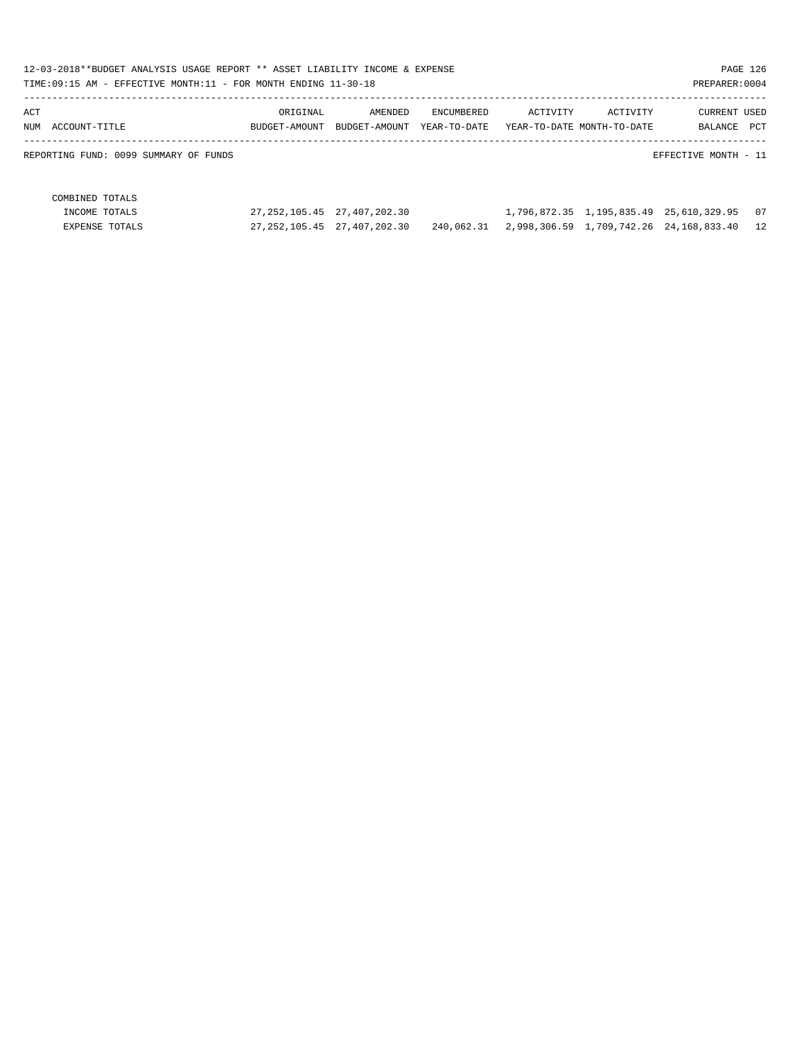| ACT NUM | ACCOUNT-TITLE | ORIGINAL BUDGET-AMOUNT | AMENDED BUDGET-AMOUNT | ENCUMBERED YEAR-TO-DATE | ACTIVITY YEAR-TO-DATE | ACTIVITY MONTH-TO-DATE | CURRENT BALANCE | USED PCT |
|---|---|---|---|---|---|---|---|---|

REPORTING FUND: 0099 SUMMARY OF FUNDS

EFFECTIVE MONTH - 11

| | | | | | | | |
|---|---|---|---|---|---|---|---|
| COMBINED TOTALS | | | | | | | |
| INCOME TOTALS | 27,252,105.45 | 27,407,202.30 | | 1,796,872.35 | 1,195,835.49 | 25,610,329.95 | 07 |
| EXPENSE TOTALS | 27,252,105.45 | 27,407,202.30 | 240,062.31 | 2,998,306.59 | 1,709,742.26 | 24,168,833.40 | 12 |